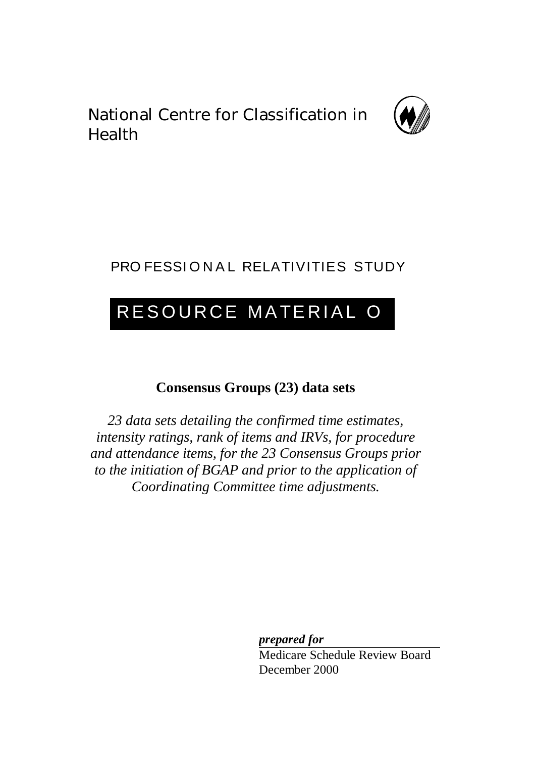National Centre for Classification in Health

# PROFESSIONAL RELATIVITIES STUDY

# RESOURCE MATERIAL O

**Consensus Groups (23) data sets**

*23 data sets detailing the confirmed time estimates, intensity ratings, rank of items and IRVs, for procedure and attendance items, for the 23 Consensus Groups prior to the initiation of BGAP and prior to the application of Coordinating Committee time adjustments.*

***prepared for***

Medicare Schedule Review Board
December 2000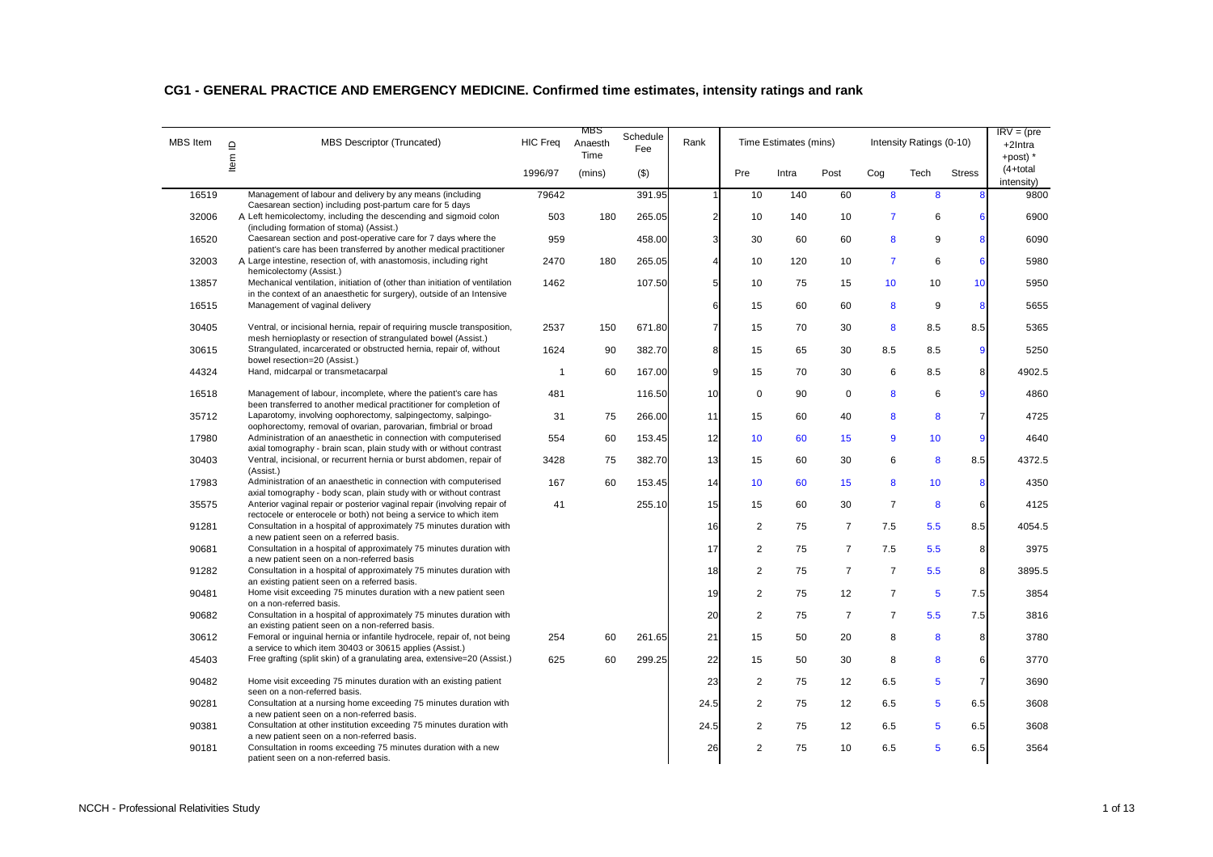# CG1 - GENERAL PRACTICE AND EMERGENCY MEDICINE. Confirmed time estimates, intensity ratings and rank

| MBS Item | Item ID | MBS Descriptor (Truncated) | HIC Freq | MBS Anaesth Time | Schedule Fee | Rank | Time Estimates (mins) | | | Intensity Ratings (0-10) | | | IRV = (pre +2Intra +post) * (4+total intensity) |
|---|---|---|---|---|---|---|---|---|---|---|---|---|---|
| | | | 1996/97 | (mins) | ($) | | Pre | Intra | Post | Cog | Tech | Stress | |
| 16519 | | Management of labour and delivery by any means (including Caesarean section) including post-partum care for 5 days | 79642 | | 391.95 | 1 | 10 | 140 | 60 | 8 | 8 | 8 | 9800 |
| 32006 | A | Left hemicolectomy, including the descending and sigmoid colon (including formation of stoma) (Assist.) | 503 | 180 | 265.05 | 2 | 10 | 140 | 10 | 7 | 6 | 6 | 6900 |
| 16520 | | Caesarean section and post-operative care for 7 days where the patient's care has been transferred by another medical practitioner | 959 | | 458.00 | 3 | 30 | 60 | 60 | 8 | 9 | 8 | 6090 |
| 32003 | A | Large intestine, resection of, with anastomosis, including right hemicolectomy (Assist.) | 2470 | 180 | 265.05 | 4 | 10 | 120 | 10 | 7 | 6 | 6 | 5980 |
| 13857 | | Mechanical ventilation, initiation of (other than initiation of ventilation in the context of an anaesthetic for surgery), outside of an Intensive | 1462 | | 107.50 | 5 | 10 | 75 | 15 | 10 | 10 | 10 | 5950 |
| 16515 | | Management of vaginal delivery | | | | 6 | 15 | 60 | 60 | 8 | 9 | 8 | 5655 |
| 30405 | | Ventral, or incisional hernia, repair of requiring muscle transposition, mesh hernioplasty or resection of strangulated bowel (Assist.) | 2537 | 150 | 671.80 | 7 | 15 | 70 | 30 | 8 | 8.5 | 8.5 | 5365 |
| 30615 | | Strangulated, incarcerated or obstructed hernia, repair of, without bowel resection=20 (Assist.) | 1624 | 90 | 382.70 | 8 | 15 | 65 | 30 | 8.5 | 8.5 | 9 | 5250 |
| 44324 | | Hand, midcarpal or transmetacarpal | 1 | 60 | 167.00 | 9 | 15 | 70 | 30 | 6 | 8.5 | 8 | 4902.5 |
| 16518 | | Management of labour, incomplete, where the patient's care has been transferred to another medical practitioner for completion of | 481 | | 116.50 | 10 | 0 | 90 | 0 | 8 | 6 | 9 | 4860 |
| 35712 | | Laparotomy, involving oophorectomy, salpingectomy, salpingo-oophorectomy, removal of ovarian, parovarian, fimbrial or broad | 31 | 75 | 266.00 | 11 | 15 | 60 | 40 | 8 | 8 | 7 | 4725 |
| 17980 | | Administration of an anaesthetic in connection with computerised axial tomography - brain scan, plain study with or without contrast | 554 | 60 | 153.45 | 12 | 10 | 60 | 15 | 9 | 10 | 9 | 4640 |
| 30403 | | Ventral, incisional, or recurrent hernia or burst abdomen, repair of (Assist.) | 3428 | 75 | 382.70 | 13 | 15 | 60 | 30 | 6 | 8 | 8.5 | 4372.5 |
| 17983 | | Administration of an anaesthetic in connection with computerised axial tomography - body scan, plain study with or without contrast | 167 | 60 | 153.45 | 14 | 10 | 60 | 15 | 8 | 10 | 8 | 4350 |
| 35575 | | Anterior vaginal repair or posterior vaginal repair (involving repair of rectocele or enterocele or both) not being a service to which item | 41 | | 255.10 | 15 | 15 | 60 | 30 | 7 | 8 | 6 | 4125 |
| 91281 | | Consultation in a hospital of approximately 75 minutes duration with a new patient seen on a referred basis. | | | | 16 | 2 | 75 | 7 | 7.5 | 5.5 | 8.5 | 4054.5 |
| 90681 | | Consultation in a hospital of approximately 75 minutes duration with a new patient seen on a non-referred basis | | | | 17 | 2 | 75 | 7 | 7.5 | 5.5 | 8 | 3975 |
| 91282 | | Consultation in a hospital of approximately 75 minutes duration with an existing patient seen on a referred basis. | | | | 18 | 2 | 75 | 7 | 7 | 5.5 | 8 | 3895.5 |
| 90481 | | Home visit exceeding 75 minutes duration with a new patient seen on a non-referred basis. | | | | 19 | 2 | 75 | 12 | 7 | 5 | 7.5 | 3854 |
| 90682 | | Consultation in a hospital of approximately 75 minutes duration with an existing patient seen on a non-referred basis. | | | | 20 | 2 | 75 | 7 | 7 | 5.5 | 7.5 | 3816 |
| 30612 | | Femoral or inguinal hernia or infantile hydrocele, repair of, not being a service to which item 30403 or 30615 applies (Assist.) | 254 | 60 | 261.65 | 21 | 15 | 50 | 20 | 8 | 8 | 8 | 3780 |
| 45403 | | Free grafting (split skin) of a granulating area, extensive=20 (Assist.) | 625 | 60 | 299.25 | 22 | 15 | 50 | 30 | 8 | 8 | 6 | 3770 |
| 90482 | | Home visit exceeding 75 minutes duration with an existing patient seen on a non-referred basis. | | | | 23 | 2 | 75 | 12 | 6.5 | 5 | 7 | 3690 |
| 90281 | | Consultation at a nursing home exceeding 75 minutes duration with a new patient seen on a non-referred basis. | | | | 24.5 | 2 | 75 | 12 | 6.5 | 5 | 6.5 | 3608 |
| 90381 | | Consultation at other institution exceeding 75 minutes duration with a new patient seen on a non-referred basis. | | | | 24.5 | 2 | 75 | 12 | 6.5 | 5 | 6.5 | 3608 |
| 90181 | | Consultation in rooms exceeding 75 minutes duration with a new patient seen on a non-referred basis. | | | | 26 | 2 | 75 | 10 | 6.5 | 5 | 6.5 | 3564 |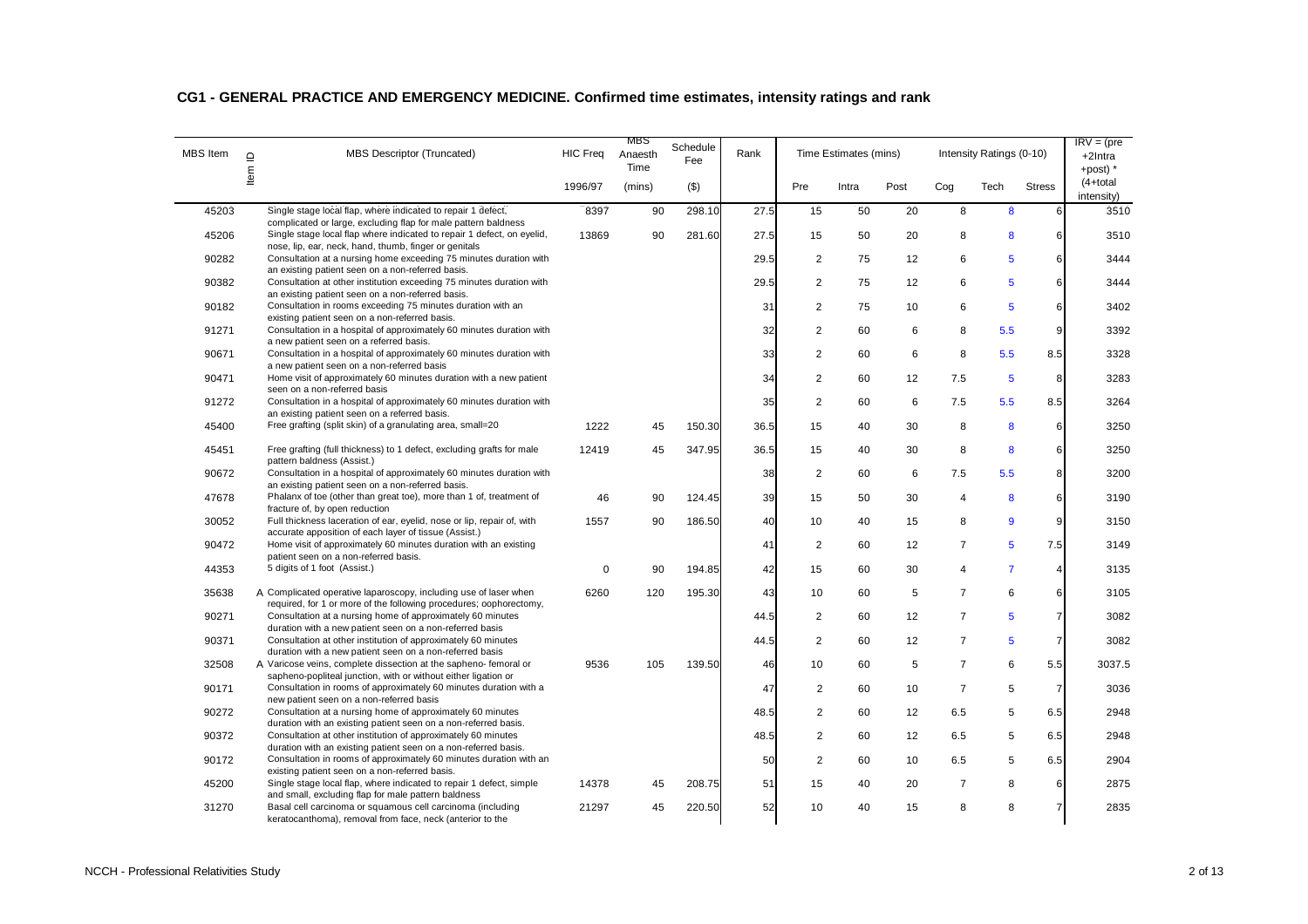## CG1 - GENERAL PRACTICE AND EMERGENCY MEDICINE. Confirmed time estimates, intensity ratings and rank

| MBS Item | Item ID | MBS Descriptor (Truncated) | HIC Freq | MBS Anaesth Time | Schedule Fee | Rank | Time Estimates (mins) | | | Intensity Ratings (0-10) | | | IRV = (pre +2Intra +post) * (4+total intensity) |
|---|---|---|---|---|---|---|---|---|---|---|---|---|---|
| | | | 1996/97 | (mins) | ($) | | Pre | Intra | Post | Cog | Tech | Stress | |
| 45203 | | Single stage local flap, where indicated to repair 1 defect, complicated or large, excluding flap for male pattern baldness | 8397 | 90 | 298.10 | 27.5 | 15 | 50 | 20 | 8 | 8 | 6 | 3510 |
| 45206 | | Single stage local flap where indicated to repair 1 defect, on eyelid, nose, lip, ear, neck, hand, thumb, finger or genitals | 13869 | 90 | 281.60 | 27.5 | 15 | 50 | 20 | 8 | 8 | 6 | 3510 |
| 90282 | | Consultation at a nursing home exceeding 75 minutes duration with an existing patient seen on a non-referred basis. | | | | 29.5 | 2 | 75 | 12 | 6 | 5 | 6 | 3444 |
| 90382 | | Consultation at other institution exceeding 75 minutes duration with an existing patient seen on a non-referred basis. | | | | 29.5 | 2 | 75 | 12 | 6 | 5 | 6 | 3444 |
| 90182 | | Consultation in rooms exceeding 75 minutes duration with an existing patient seen on a non-referred basis. | | | | 31 | 2 | 75 | 10 | 6 | 5 | 6 | 3402 |
| 91271 | | Consultation in a hospital of approximately 60 minutes duration with a new patient seen on a referred basis. | | | | 32 | 2 | 60 | 6 | 8 | 5.5 | 9 | 3392 |
| 90671 | | Consultation in a hospital of approximately 60 minutes duration with a new patient seen on a non-referred basis | | | | 33 | 2 | 60 | 6 | 8 | 5.5 | 8.5 | 3328 |
| 90471 | | Home visit of approximately 60 minutes duration with a new patient seen on a non-referred basis | | | | 34 | 2 | 60 | 12 | 7.5 | 5 | 8 | 3283 |
| 91272 | | Consultation in a hospital of approximately 60 minutes duration with an existing patient seen on a referred basis. | | | | 35 | 2 | 60 | 6 | 7.5 | 5.5 | 8.5 | 3264 |
| 45400 | | Free grafting (split skin) of a granulating area, small=20 | 1222 | 45 | 150.30 | 36.5 | 15 | 40 | 30 | 8 | 8 | 6 | 3250 |
| 45451 | | Free grafting (full thickness) to 1 defect, excluding grafts for male pattern baldness (Assist.) | 12419 | 45 | 347.95 | 36.5 | 15 | 40 | 30 | 8 | 8 | 6 | 3250 |
| 90672 | | Consultation in a hospital of approximately 60 minutes duration with an existing patient seen on a non-referred basis. | | | | 38 | 2 | 60 | 6 | 7.5 | 5.5 | 8 | 3200 |
| 47678 | | Phalanx of toe (other than great toe), more than 1 of, treatment of fracture of, by open reduction | 46 | 90 | 124.45 | 39 | 15 | 50 | 30 | 4 | 8 | 6 | 3190 |
| 30052 | | Full thickness laceration of ear, eyelid, nose or lip, repair of, with accurate apposition of each layer of tissue (Assist.) | 1557 | 90 | 186.50 | 40 | 10 | 40 | 15 | 8 | 9 | 9 | 3150 |
| 90472 | | Home visit of approximately 60 minutes duration with an existing patient seen on a non-referred basis. | | | | 41 | 2 | 60 | 12 | 7 | 5 | 7.5 | 3149 |
| 44353 | | 5 digits of 1 foot (Assist.) | 0 | 90 | 194.85 | 42 | 15 | 60 | 30 | 4 | 7 | 4 | 3135 |
| 35638 | A | Complicated operative laparoscopy, including use of laser when required, for 1 or more of the following procedures; oophorectomy, | 6260 | 120 | 195.30 | 43 | 10 | 60 | 5 | 7 | 6 | 6 | 3105 |
| 90271 | | Consultation at a nursing home of approximately 60 minutes duration with a new patient seen on a non-referred basis | | | | 44.5 | 2 | 60 | 12 | 7 | 5 | 7 | 3082 |
| 90371 | | Consultation at other institution of approximately 60 minutes duration with a new patient seen on a non-referred basis | | | | 44.5 | 2 | 60 | 12 | 7 | 5 | 7 | 3082 |
| 32508 | A | Varicose veins, complete dissection at the sapheno- femoral or sapheno-popliteal junction, with or without either ligation or | 9536 | 105 | 139.50 | 46 | 10 | 60 | 5 | 7 | 6 | 5.5 | 3037.5 |
| 90171 | | Consultation in rooms of approximately 60 minutes duration with a new patient seen on a non-referred basis | | | | 47 | 2 | 60 | 10 | 7 | 5 | 7 | 3036 |
| 90272 | | Consultation at a nursing home of approximately 60 minutes duration with an existing patient seen on a non-referred basis. | | | | 48.5 | 2 | 60 | 12 | 6.5 | 5 | 6.5 | 2948 |
| 90372 | | Consultation at other institution of approximately 60 minutes duration with an existing patient seen on a non-referred basis. | | | | 48.5 | 2 | 60 | 12 | 6.5 | 5 | 6.5 | 2948 |
| 90172 | | Consultation in rooms of approximately 60 minutes duration with an existing patient seen on a non-referred basis. | | | | 50 | 2 | 60 | 10 | 6.5 | 5 | 6.5 | 2904 |
| 45200 | | Single stage local flap, where indicated to repair 1 defect, simple and small, excluding flap for male pattern baldness | 14378 | 45 | 208.75 | 51 | 15 | 40 | 20 | 7 | 8 | 6 | 2875 |
| 31270 | | Basal cell carcinoma or squamous cell carcinoma (including keratocanthoma), removal from face, neck (anterior to the | 21297 | 45 | 220.50 | 52 | 10 | 40 | 15 | 8 | 8 | 7 | 2835 |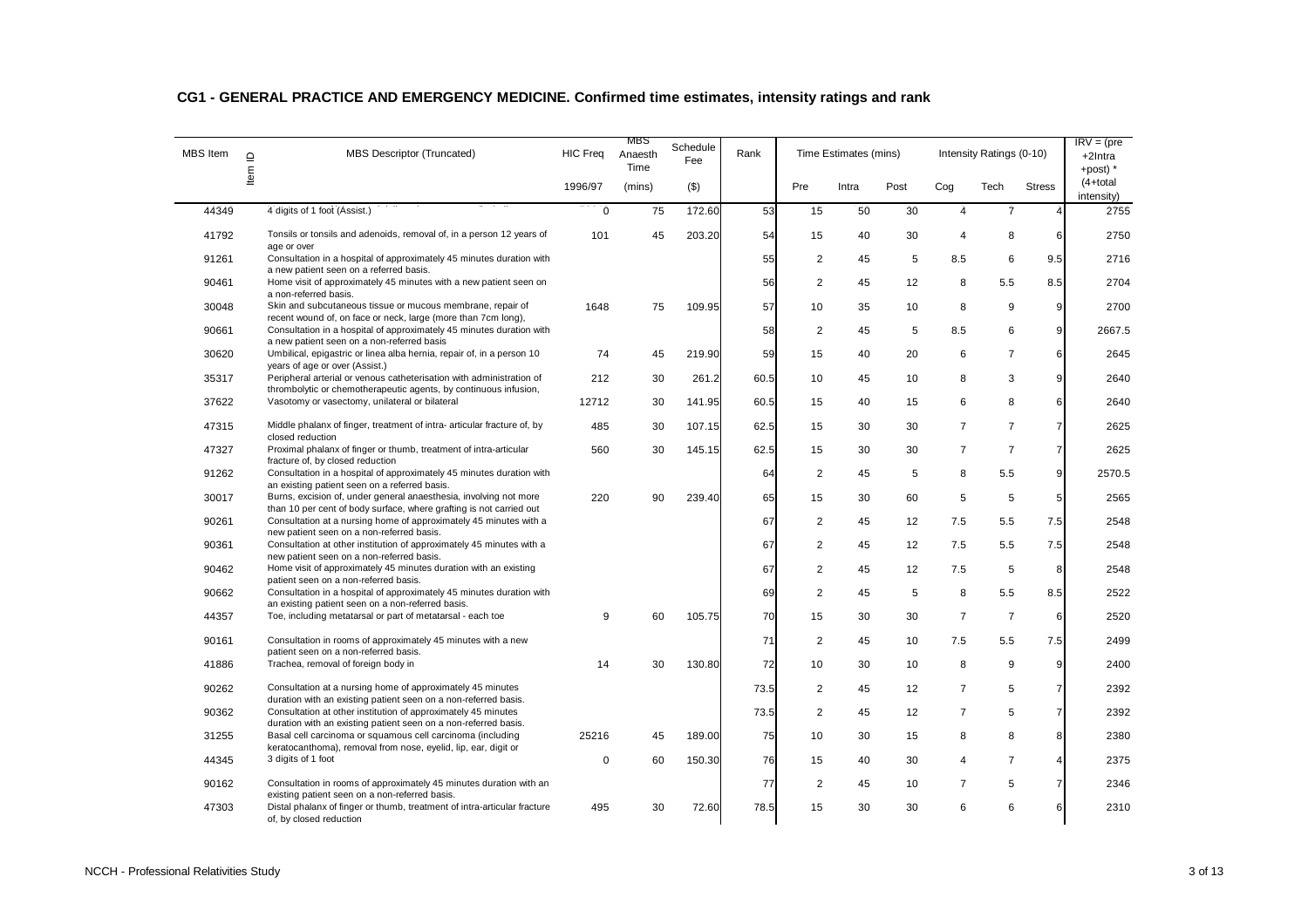## CG1 - GENERAL PRACTICE AND EMERGENCY MEDICINE. Confirmed time estimates, intensity ratings and rank

| MBS Item | Item ID | MBS Descriptor (Truncated) | HIC Freq | MBS Anaesth Time | Schedule Fee | Rank | Time Estimates (mins) | | | Intensity Ratings (0-10) | | | IRV = (pre +2Intra +post) * (4+total intensity) |
|---|---|---|---|---|---|---|---|---|---|---|---|---|---|
| | | | 1996/97 | (mins) | ($) | | Pre | Intra | Post | Cog | Tech | Stress | |
| 44349 | | 4 digits of 1 foot (Assist.) | 0 | 75 | 172.60 | 53 | 15 | 50 | 30 | 4 | 7 | 4 | 2755 |
| 41792 | | Tonsils or tonsils and adenoids, removal of, in a person 12 years of age or over | 101 | 45 | 203.20 | 54 | 15 | 40 | 30 | 4 | 8 | 6 | 2750 |
| 91261 | | Consultation in a hospital of approximately 45 minutes duration with a new patient seen on a referred basis. | | | | 55 | 2 | 45 | 5 | 8.5 | 6 | 9.5 | 2716 |
| 90461 | | Home visit of approximately 45 minutes with a new patient seen on a non-referred basis. | | | | 56 | 2 | 45 | 12 | 8 | 5.5 | 8.5 | 2704 |
| 30048 | | Skin and subcutaneous tissue or mucous membrane, repair of recent wound of, on face or neck, large (more than 7cm long), | 1648 | 75 | 109.95 | 57 | 10 | 35 | 10 | 8 | 9 | 9 | 2700 |
| 90661 | | Consultation in a hospital of approximately 45 minutes duration with a new patient seen on a non-referred basis | | | | 58 | 2 | 45 | 5 | 8.5 | 6 | 9 | 2667.5 |
| 30620 | | Umbilical, epigastric or linea alba hernia, repair of, in a person 10 years of age or over (Assist.) | 74 | 45 | 219.90 | 59 | 15 | 40 | 20 | 6 | 7 | 6 | 2645 |
| 35317 | | Peripheral arterial or venous catheterisation with administration of thrombolytic or chemotherapeutic agents, by continuous infusion, | 212 | 30 | 261.2 | 60.5 | 10 | 45 | 10 | 8 | 3 | 9 | 2640 |
| 37622 | | Vasotomy or vasectomy, unilateral or bilateral | 12712 | 30 | 141.95 | 60.5 | 15 | 40 | 15 | 6 | 8 | 6 | 2640 |
| 47315 | | Middle phalanx of finger, treatment of intra- articular fracture of, by closed reduction | 485 | 30 | 107.15 | 62.5 | 15 | 30 | 30 | 7 | 7 | 7 | 2625 |
| 47327 | | Proximal phalanx of finger or thumb, treatment of intra-articular fracture of, by closed reduction | 560 | 30 | 145.15 | 62.5 | 15 | 30 | 30 | 7 | 7 | 7 | 2625 |
| 91262 | | Consultation in a hospital of approximately 45 minutes duration with an existing patient seen on a referred basis. | | | | 64 | 2 | 45 | 5 | 8 | 5.5 | 9 | 2570.5 |
| 30017 | | Burns, excision of, under general anaesthesia, involving not more than 10 per cent of body surface, where grafting is not carried out | 220 | 90 | 239.40 | 65 | 15 | 30 | 60 | 5 | 5 | 5 | 2565 |
| 90261 | | Consultation at a nursing home of approximately 45 minutes with a new patient seen on a non-referred basis. | | | | 67 | 2 | 45 | 12 | 7.5 | 5.5 | 7.5 | 2548 |
| 90361 | | Consultation at other institution of approximately 45 minutes with a new patient seen on a non-referred basis. | | | | 67 | 2 | 45 | 12 | 7.5 | 5.5 | 7.5 | 2548 |
| 90462 | | Home visit of approximately 45 minutes duration with an existing patient seen on a non-referred basis. | | | | 67 | 2 | 45 | 12 | 7.5 | 5 | 8 | 2548 |
| 90662 | | Consultation in a hospital of approximately 45 minutes duration with an existing patient seen on a non-referred basis. | | | | 69 | 2 | 45 | 5 | 8 | 5.5 | 8.5 | 2522 |
| 44357 | | Toe, including metatarsal or part of metatarsal - each toe | 9 | 60 | 105.75 | 70 | 15 | 30 | 30 | 7 | 7 | 6 | 2520 |
| 90161 | | Consultation in rooms of approximately 45 minutes with a new patient seen on a non-referred basis. | | | | 71 | 2 | 45 | 10 | 7.5 | 5.5 | 7.5 | 2499 |
| 41886 | | Trachea, removal of foreign body in | 14 | 30 | 130.80 | 72 | 10 | 30 | 10 | 8 | 9 | 9 | 2400 |
| 90262 | | Consultation at a nursing home of approximately 45 minutes duration with an existing patient seen on a non-referred basis. | | | | 73.5 | 2 | 45 | 12 | 7 | 5 | 7 | 2392 |
| 90362 | | Consultation at other institution of approximately 45 minutes duration with an existing patient seen on a non-referred basis. | | | | 73.5 | 2 | 45 | 12 | 7 | 5 | 7 | 2392 |
| 31255 | | Basal cell carcinoma or squamous cell carcinoma (including keratocanthoma), removal from nose, eyelid, lip, ear, digit or | 25216 | 45 | 189.00 | 75 | 10 | 30 | 15 | 8 | 8 | 8 | 2380 |
| 44345 | | 3 digits of 1 foot | 0 | 60 | 150.30 | 76 | 15 | 40 | 30 | 4 | 7 | 4 | 2375 |
| 90162 | | Consultation in rooms of approximately 45 minutes duration with an existing patient seen on a non-referred basis. | | | | 77 | 2 | 45 | 10 | 7 | 5 | 7 | 2346 |
| 47303 | | Distal phalanx of finger or thumb, treatment of intra-articular fracture of, by closed reduction | 495 | 30 | 72.60 | 78.5 | 15 | 30 | 30 | 6 | 6 | 6 | 2310 |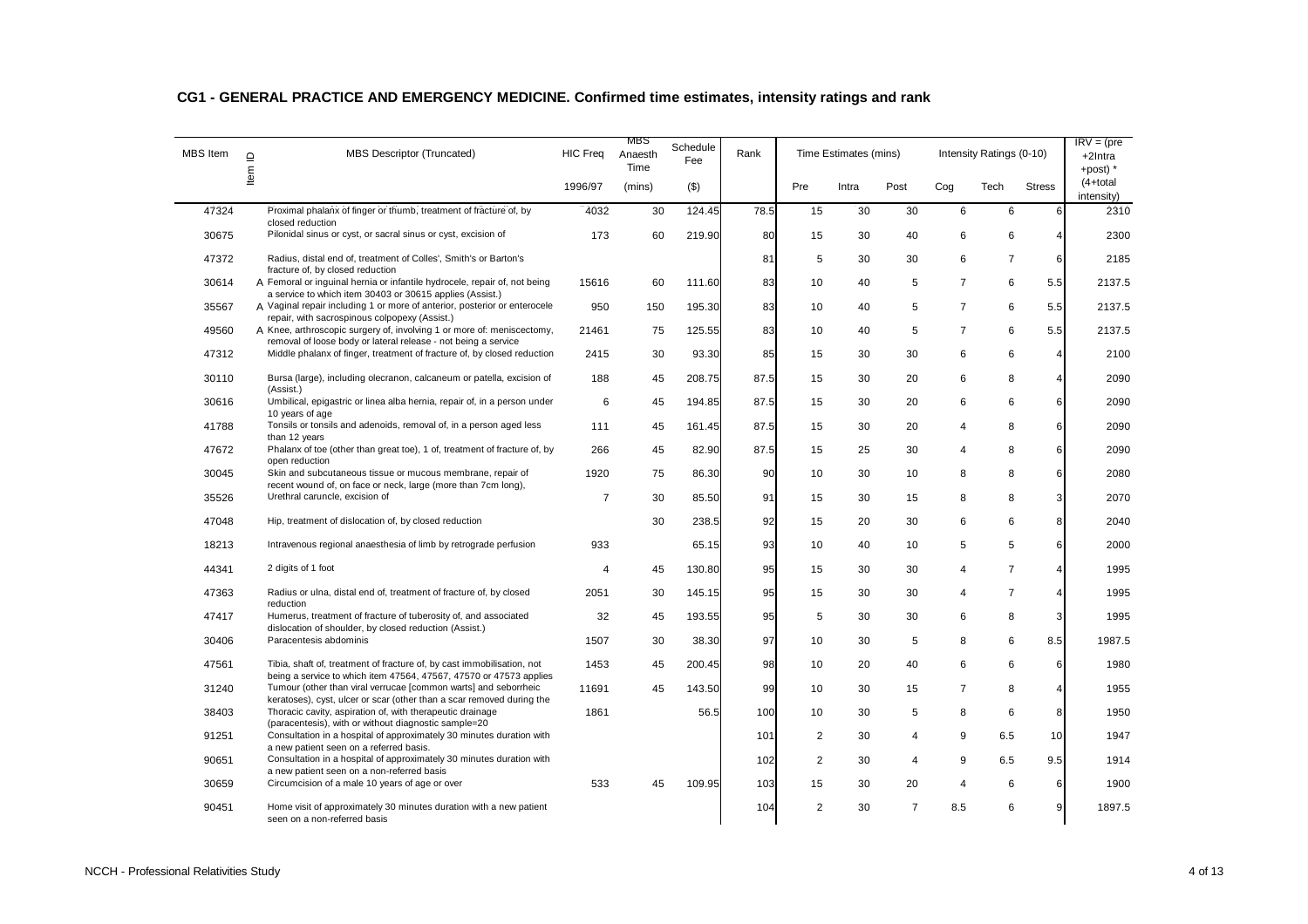## CG1 - GENERAL PRACTICE AND EMERGENCY MEDICINE. Confirmed time estimates, intensity ratings and rank

| MBS Item | Item ID | MBS Descriptor (Truncated) | HIC Freq | MBS Anaesth Time | Schedule Fee | Rank | Time Estimates (mins) | | | Intensity Ratings (0-10) | | | IRV = (pre +2Intra +post) * |
|---|---|---|---|---|---|---|---|---|---|---|---|---|---|
| | | | 1996/97 | (mins) | ($) | | Pre | Intra | Post | Cog | Tech | Stress | (4+total intensity) |
| 47324 | | Proximal phalanx of finger or thumb, treatment of fracture of, by closed reduction | 4032 | 30 | 124.45 | 78.5 | 15 | 30 | 30 | 6 | 6 | 6 | 2310 |
| 30675 | | Pilonidal sinus or cyst, or sacral sinus or cyst, excision of | 173 | 60 | 219.90 | 80 | 15 | 30 | 40 | 6 | 6 | 4 | 2300 |
| 47372 | | Radius, distal end of, treatment of Colles', Smith's or Barton's fracture of, by closed reduction | | | | 81 | 5 | 30 | 30 | 6 | 7 | 6 | 2185 |
| 30614 | A | Femoral or inguinal hernia or infantile hydrocele, repair of, not being a service to which item 30403 or 30615 applies (Assist.) | 15616 | 60 | 111.60 | 83 | 10 | 40 | 5 | 7 | 6 | 5.5 | 2137.5 |
| 35567 | A | Vaginal repair including 1 or more of anterior, posterior or enterocele repair, with sacrospinous colpopexy (Assist.) | 950 | 150 | 195.30 | 83 | 10 | 40 | 5 | 7 | 6 | 5.5 | 2137.5 |
| 49560 | A | Knee, arthroscopic surgery of, involving 1 or more of: meniscectomy, removal of loose body or lateral release - not being a service | 21461 | 75 | 125.55 | 83 | 10 | 40 | 5 | 7 | 6 | 5.5 | 2137.5 |
| 47312 | | Middle phalanx of finger, treatment of fracture of, by closed reduction | 2415 | 30 | 93.30 | 85 | 15 | 30 | 30 | 6 | 6 | 4 | 2100 |
| 30110 | | Bursa (large), including olecranon, calcaneum or patella, excision of (Assist.) | 188 | 45 | 208.75 | 87.5 | 15 | 30 | 20 | 6 | 8 | 4 | 2090 |
| 30616 | | Umbilical, epigastric or linea alba hernia, repair of, in a person under 10 years of age | 6 | 45 | 194.85 | 87.5 | 15 | 30 | 20 | 6 | 6 | 6 | 2090 |
| 41788 | | Tonsils or tonsils and adenoids, removal of, in a person aged less than 12 years | 111 | 45 | 161.45 | 87.5 | 15 | 30 | 20 | 4 | 8 | 6 | 2090 |
| 47672 | | Phalanx of toe (other than great toe), 1 of, treatment of fracture of, by open reduction | 266 | 45 | 82.90 | 87.5 | 15 | 25 | 30 | 4 | 8 | 6 | 2090 |
| 30045 | | Skin and subcutaneous tissue or mucous membrane, repair of recent wound of, on face or neck, large (more than 7cm long), | 1920 | 75 | 86.30 | 90 | 10 | 30 | 10 | 8 | 8 | 6 | 2080 |
| 35526 | | Urethral caruncle, excision of | 7 | 30 | 85.50 | 91 | 15 | 30 | 15 | 8 | 8 | 3 | 2070 |
| 47048 | | Hip, treatment of dislocation of, by closed reduction | | 30 | 238.5 | 92 | 15 | 20 | 30 | 6 | 6 | 8 | 2040 |
| 18213 | | Intravenous regional anaesthesia of limb by retrograde perfusion | 933 | | 65.15 | 93 | 10 | 40 | 10 | 5 | 5 | 6 | 2000 |
| 44341 | | 2 digits of 1 foot | 4 | 45 | 130.80 | 95 | 15 | 30 | 30 | 4 | 7 | 4 | 1995 |
| 47363 | | Radius or ulna, distal end of, treatment of fracture of, by closed reduction | 2051 | 30 | 145.15 | 95 | 15 | 30 | 30 | 4 | 7 | 4 | 1995 |
| 47417 | | Humerus, treatment of fracture of tuberosity of, and associated dislocation of shoulder, by closed reduction (Assist.) | 32 | 45 | 193.55 | 95 | 5 | 30 | 30 | 6 | 8 | 3 | 1995 |
| 30406 | | Paracentesis abdominis | 1507 | 30 | 38.30 | 97 | 10 | 30 | 5 | 8 | 6 | 8.5 | 1987.5 |
| 47561 | | Tibia, shaft of, treatment of fracture of, by cast immobilisation, not being a service to which item 47564, 47567, 47570 or 47573 applies | 1453 | 45 | 200.45 | 98 | 10 | 20 | 40 | 6 | 6 | 6 | 1980 |
| 31240 | | Tumour (other than viral verrucae [common warts] and seborrheic keratoses), cyst, ulcer or scar (other than a scar removed during the | 11691 | 45 | 143.50 | 99 | 10 | 30 | 15 | 7 | 8 | 4 | 1955 |
| 38403 | | Thoracic cavity, aspiration of, with therapeutic drainage (paracentesis), with or without diagnostic sample=20 | 1861 | | 56.5 | 100 | 10 | 30 | 5 | 8 | 6 | 8 | 1950 |
| 91251 | | Consultation in a hospital of approximately 30 minutes duration with a new patient seen on a referred basis. | | | | 101 | 2 | 30 | 4 | 9 | 6.5 | 10 | 1947 |
| 90651 | | Consultation in a hospital of approximately 30 minutes duration with a new patient seen on a non-referred basis | | | | 102 | 2 | 30 | 4 | 9 | 6.5 | 9.5 | 1914 |
| 30659 | | Circumcision of a male 10 years of age or over | 533 | 45 | 109.95 | 103 | 15 | 30 | 20 | 4 | 6 | 6 | 1900 |
| 90451 | | Home visit of approximately 30 minutes duration with a new patient seen on a non-referred basis | | | | 104 | 2 | 30 | 7 | 8.5 | 6 | 9 | 1897.5 |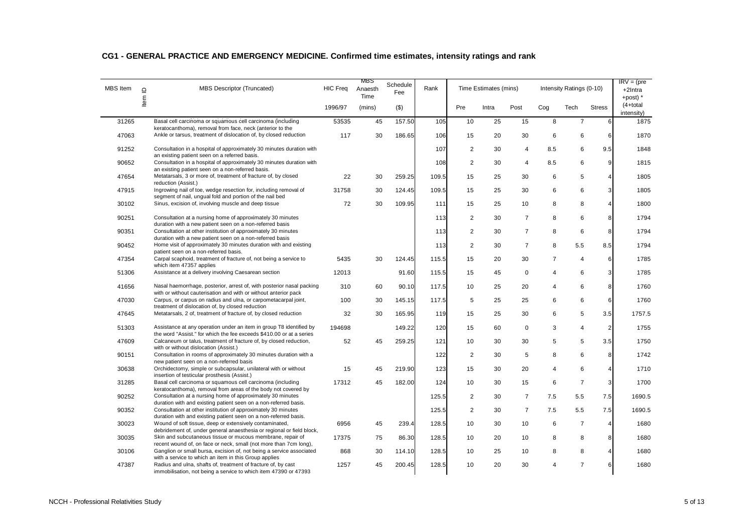## CG1 - GENERAL PRACTICE AND EMERGENCY MEDICINE. Confirmed time estimates, intensity ratings and rank

| MBS Item | Item ID | MBS Descriptor (Truncated) | HIC Freq | MBS Anaesth Time | Schedule Fee | Rank | Time Estimates (mins) | | | Intensity Ratings (0-10) | | | IRV = (pre +2Intra +post) * (4+total intensity) |
|---|---|---|---|---|---|---|---|---|---|---|---|---|---|
| | | | 1996/97 | (mins) | ($) | | Pre | Intra | Post | Cog | Tech | Stress | |
| 31265 | | Basal cell carcinoma or squamous cell carcinoma (including keratocanthoma), removal from face, neck (anterior to the | 53535 | 45 | 157.50 | 105 | 10 | 25 | 15 | 8 | 7 | 6 | 1875 |
| 47063 | | Ankle or tarsus, treatment of dislocation of, by closed reduction | 117 | 30 | 186.65 | 106 | 15 | 20 | 30 | 6 | 6 | 6 | 1870 |
| 91252 | | Consultation in a hospital of approximately 30 minutes duration with an existing patient seen on a referred basis. | | | | 107 | 2 | 30 | 4 | 8.5 | 6 | 9.5 | 1848 |
| 90652 | | Consultation in a hospital of approximately 30 minutes duration with an existing patient seen on a non-referred basis. | | | | 108 | 2 | 30 | 4 | 8.5 | 6 | 9 | 1815 |
| 47654 | | Metatarsals, 3 or more of, treatment of fracture of, by closed reduction (Assist.) | 22 | 30 | 259.25 | 109.5 | 15 | 25 | 30 | 6 | 5 | 4 | 1805 |
| 47915 | | Ingrowing nail of toe, wedge resection for, including removal of segment of nail, ungual fold and portion of the nail bed | 31758 | 30 | 124.45 | 109.5 | 15 | 25 | 30 | 6 | 6 | 3 | 1805 |
| 30102 | | Sinus, excision of, involving muscle and deep tissue | 72 | 30 | 109.95 | 111 | 15 | 25 | 10 | 8 | 8 | 4 | 1800 |
| 90251 | | Consultation at a nursing home of approximately 30 minutes duration with a new patient seen on a non-referred basis | | | | 113 | 2 | 30 | 7 | 8 | 6 | 8 | 1794 |
| 90351 | | Consultation at other institution of approximately 30 minutes duration with a new patient seen on a non-referred basis | | | | 113 | 2 | 30 | 7 | 8 | 6 | 8 | 1794 |
| 90452 | | Home visit of approximately 30 minutes duration with and existing patient seen on a non-referred basis. | | | | 113 | 2 | 30 | 7 | 8 | 5.5 | 8.5 | 1794 |
| 47354 | | Carpal scaphoid, treatment of fracture of, not being a service to which item 47357 applies | 5435 | 30 | 124.45 | 115.5 | 15 | 20 | 30 | 7 | 4 | 6 | 1785 |
| 51306 | | Assistance at a delivery involving Caesarean section | 12013 | | 91.60 | 115.5 | 15 | 45 | 0 | 4 | 6 | 3 | 1785 |
| 41656 | | Nasal haemorrhage, posterior, arrest of, with posterior nasal packing with or without cauterisation and with or without anterior pack | 310 | 60 | 90.10 | 117.5 | 10 | 25 | 20 | 4 | 6 | 8 | 1760 |
| 47030 | | Carpus, or carpus on radius and ulna, or carpometacarpal joint, treatment of dislocation of, by closed reduction | 100 | 30 | 145.15 | 117.5 | 5 | 25 | 25 | 6 | 6 | 6 | 1760 |
| 47645 | | Metatarsals, 2 of, treatment of fracture of, by closed reduction | 32 | 30 | 165.95 | 119 | 15 | 25 | 30 | 6 | 5 | 3.5 | 1757.5 |
| 51303 | | Assistance at any operation under an item in group T8 identified by the word "Assist." for which the fee exceeds $410.00 or at a series | 194698 | | 149.22 | 120 | 15 | 60 | 0 | 3 | 4 | 2 | 1755 |
| 47609 | | Calcaneum or talus, treatment of fracture of, by closed reduction, with or without dislocation (Assist.) | 52 | 45 | 259.25 | 121 | 10 | 30 | 30 | 5 | 5 | 3.5 | 1750 |
| 90151 | | Consultation in rooms of approximately 30 minutes duration with a new patient seen on a non-referred basis | | | | 122 | 2 | 30 | 5 | 8 | 6 | 8 | 1742 |
| 30638 | | Orchidectomy, simple or subcapsular, unilateral with or without insertion of testicular prosthesis (Assist.) | 15 | 45 | 219.90 | 123 | 15 | 30 | 20 | 4 | 6 | 4 | 1710 |
| 31285 | | Basal cell carcinoma or squamous cell carcinoma (including keratocanthoma), removal from areas of the body not covered by | 17312 | 45 | 182.00 | 124 | 10 | 30 | 15 | 6 | 7 | 3 | 1700 |
| 90252 | | Consultation at a nursing home of approximately 30 minutes duration with and existing patient seen on a non-referred basis. | | | | 125.5 | 2 | 30 | 7 | 7.5 | 5.5 | 7.5 | 1690.5 |
| 90352 | | Consultation at other institution of approximately 30 minutes duration with and existing patient seen on a non-referred basis. | | | | 125.5 | 2 | 30 | 7 | 7.5 | 5.5 | 7.5 | 1690.5 |
| 30023 | | Wound of soft tissue, deep or extensively contaminated, debridement of, under general anaesthesia or regional or field block, | 6956 | 45 | 239.4 | 128.5 | 10 | 30 | 10 | 6 | 7 | 4 | 1680 |
| 30035 | | Skin and subcutaneous tissue or mucous membrane, repair of recent wound of, on face or neck, small (not more than 7cm long), | 17375 | 75 | 86.30 | 128.5 | 10 | 20 | 10 | 8 | 8 | 8 | 1680 |
| 30106 | | Ganglion or small bursa, excision of, not being a service associated with a service to which an item in this Group applies | 868 | 30 | 114.10 | 128.5 | 10 | 25 | 10 | 8 | 8 | 4 | 1680 |
| 47387 | | Radius and ulna, shafts of, treatment of fracture of, by cast immobilisation, not being a service to which item 47390 or 47393 | 1257 | 45 | 200.45 | 128.5 | 10 | 20 | 30 | 4 | 7 | 6 | 1680 |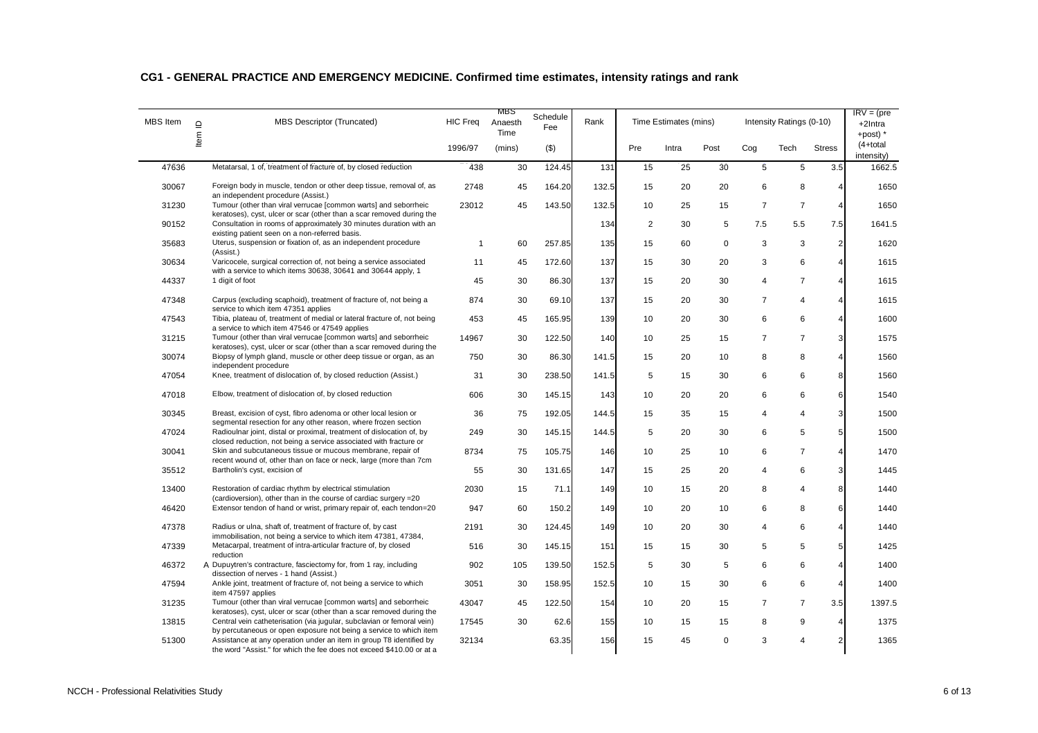# CG1 - GENERAL PRACTICE AND EMERGENCY MEDICINE. Confirmed time estimates, intensity ratings and rank

| MBS Item | Item ID | MBS Descriptor (Truncated) | HIC Freq | MBS Anaesth Time | Schedule Fee | Rank | Time Estimates (mins) | | | Intensity Ratings (0-10) | | | IRV = (pre +2Intra +post) * (4+total intensity) |
|---|---|---|---|---|---|---|---|---|---|---|---|---|---|
| | | | 1996/97 | (mins) | ($) | | Pre | Intra | Post | Cog | Tech | Stress | |
| 47636 | | Metatarsal, 1 of, treatment of fracture of, by closed reduction | 438 | 30 | 124.45 | 131 | 15 | 25 | 30 | 5 | 5 | 3.5 | 1662.5 |
| 30067 | | Foreign body in muscle, tendon or other deep tissue, removal of, as an independent procedure (Assist.) | 2748 | 45 | 164.20 | 132.5 | 15 | 20 | 20 | 6 | 8 | 4 | 1650 |
| 31230 | | Tumour (other than viral verrucae [common warts] and seborrheic keratoses), cyst, ulcer or scar (other than a scar removed during the | 23012 | 45 | 143.50 | 132.5 | 10 | 25 | 15 | 7 | 7 | 4 | 1650 |
| 90152 | | Consultation in rooms of approximately 30 minutes duration with an existing patient seen on a non-referred basis. | | | | 134 | 2 | 30 | 5 | 7.5 | 5.5 | 7.5 | 1641.5 |
| 35683 | | Uterus, suspension or fixation of, as an independent procedure (Assist.) | 1 | 60 | 257.85 | 135 | 15 | 60 | 0 | 3 | 3 | 2 | 1620 |
| 30634 | | Varicocele, surgical correction of, not being a service associated with a service to which items 30638, 30641 and 30644 apply, 1 | 11 | 45 | 172.60 | 137 | 15 | 30 | 20 | 3 | 6 | 4 | 1615 |
| 44337 | | 1 digit of foot | 45 | 30 | 86.30 | 137 | 15 | 20 | 30 | 4 | 7 | 4 | 1615 |
| 47348 | | Carpus (excluding scaphoid), treatment of fracture of, not being a service to which item 47351 applies | 874 | 30 | 69.10 | 137 | 15 | 20 | 30 | 7 | 4 | 4 | 1615 |
| 47543 | | Tibia, plateau of, treatment of medial or lateral fracture of, not being a service to which item 47546 or 47549 applies | 453 | 45 | 165.95 | 139 | 10 | 20 | 30 | 6 | 6 | 4 | 1600 |
| 31215 | | Tumour (other than viral verrucae [common warts] and seborrheic keratoses), cyst, ulcer or scar (other than a scar removed during the | 14967 | 30 | 122.50 | 140 | 10 | 25 | 15 | 7 | 7 | 3 | 1575 |
| 30074 | | Biopsy of lymph gland, muscle or other deep tissue or organ, as an independent procedure | 750 | 30 | 86.30 | 141.5 | 15 | 20 | 10 | 8 | 8 | 4 | 1560 |
| 47054 | | Knee, treatment of dislocation of, by closed reduction (Assist.) | 31 | 30 | 238.50 | 141.5 | 5 | 15 | 30 | 6 | 6 | 8 | 1560 |
| 47018 | | Elbow, treatment of dislocation of, by closed reduction | 606 | 30 | 145.15 | 143 | 10 | 20 | 20 | 6 | 6 | 6 | 1540 |
| 30345 | | Breast, excision of cyst, fibro adenoma or other local lesion or segmental resection for any other reason, where frozen section | 36 | 75 | 192.05 | 144.5 | 15 | 35 | 15 | 4 | 4 | 3 | 1500 |
| 47024 | | Radioulnar joint, distal or proximal, treatment of dislocation of, by closed reduction, not being a service associated with fracture or | 249 | 30 | 145.15 | 144.5 | 5 | 20 | 30 | 6 | 5 | 5 | 1500 |
| 30041 | | Skin and subcutaneous tissue or mucous membrane, repair of recent wound of, other than on face or neck, large (more than 7cm | 8734 | 75 | 105.75 | 146 | 10 | 25 | 10 | 6 | 7 | 4 | 1470 |
| 35512 | | Bartholin's cyst, excision of | 55 | 30 | 131.65 | 147 | 15 | 25 | 20 | 4 | 6 | 3 | 1445 |
| 13400 | | Restoration of cardiac rhythm by electrical stimulation (cardioversion), other than in the course of cardiac surgery =20 | 2030 | 15 | 71.1 | 149 | 10 | 15 | 20 | 8 | 4 | 8 | 1440 |
| 46420 | | Extensor tendon of hand or wrist, primary repair of, each tendon=20 | 947 | 60 | 150.2 | 149 | 10 | 20 | 10 | 6 | 8 | 6 | 1440 |
| 47378 | | Radius or ulna, shaft of, treatment of fracture of, by cast immobilisation, not being a service to which item 47381, 47384, | 2191 | 30 | 124.45 | 149 | 10 | 20 | 30 | 4 | 6 | 4 | 1440 |
| 47339 | | Metacarpal, treatment of intra-articular fracture of, by closed reduction | 516 | 30 | 145.15 | 151 | 15 | 15 | 30 | 5 | 5 | 5 | 1425 |
| 46372 | A | Dupuytren's contracture, fasciectomy for, from 1 ray, including dissection of nerves - 1 hand (Assist.) | 902 | 105 | 139.50 | 152.5 | 5 | 30 | 5 | 6 | 6 | 4 | 1400 |
| 47594 | | Ankle joint, treatment of fracture of, not being a service to which item 47597 applies | 3051 | 30 | 158.95 | 152.5 | 10 | 15 | 30 | 6 | 6 | 4 | 1400 |
| 31235 | | Tumour (other than viral verrucae [common warts] and seborrheic keratoses), cyst, ulcer or scar (other than a scar removed during the | 43047 | 45 | 122.50 | 154 | 10 | 20 | 15 | 7 | 7 | 3.5 | 1397.5 |
| 13815 | | Central vein catheterisation (via jugular, subclavian or femoral vein) by percutaneous or open exposure not being a service to which item | 17545 | 30 | 62.6 | 155 | 10 | 15 | 15 | 8 | 9 | 4 | 1375 |
| 51300 | | Assistance at any operation under an item in group T8 identified by the word "Assist." for which the fee does not exceed $410.00 or at a | 32134 | | 63.35 | 156 | 15 | 45 | 0 | 3 | 4 | 2 | 1365 |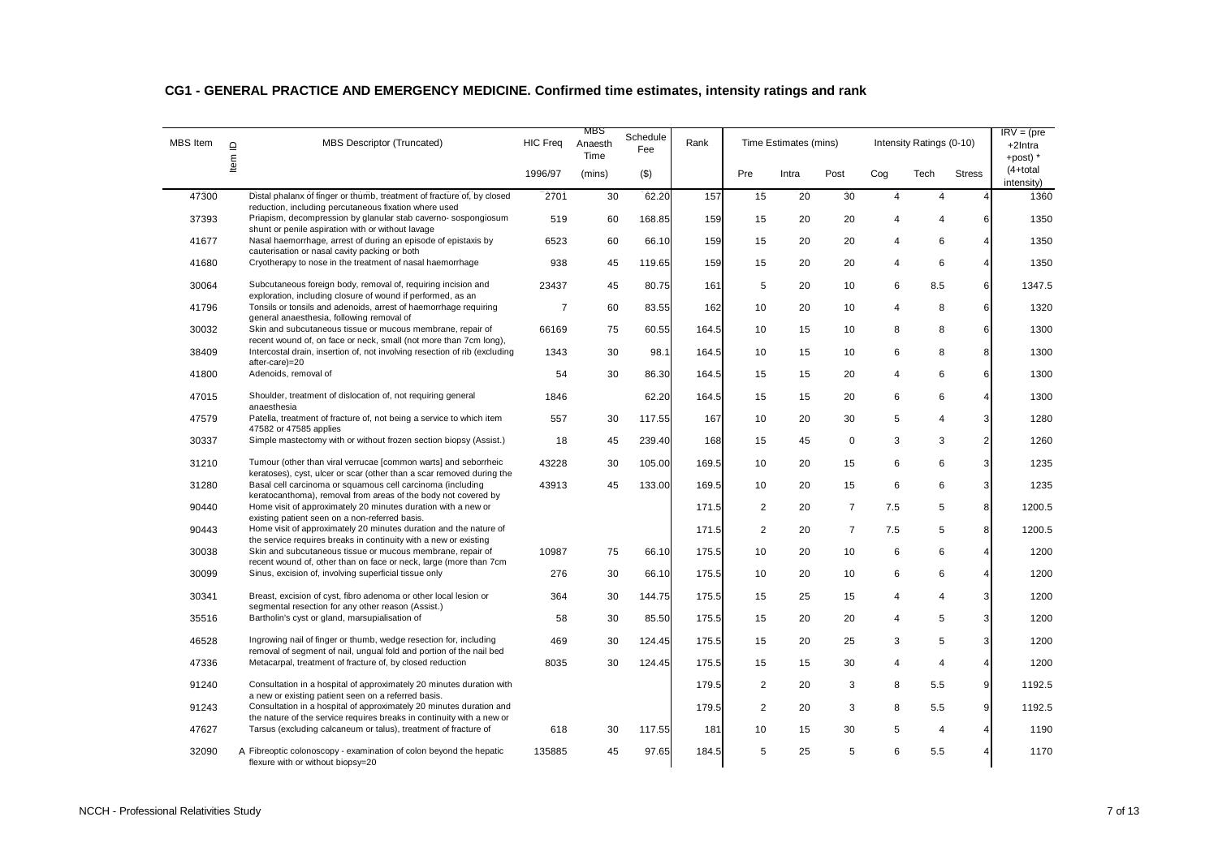## CG1 - GENERAL PRACTICE AND EMERGENCY MEDICINE. Confirmed time estimates, intensity ratings and rank

| MBS Item | Item ID | MBS Descriptor (Truncated) | HIC Freq | MBS Anaesth Time | Schedule Fee | Rank | Time Estimates (mins) | | | Intensity Ratings (0-10) | | | IRV = (pre +2Intra +post) * |
|---|---|---|---|---|---|---|---|---|---|---|---|---|---|
| | | | 1996/97 | (mins) | ($) | | Pre | Intra | Post | Cog | Tech | Stress | (4+total intensity) |
| 47300 | | Distal phalanx of finger or thumb, treatment of fracture of, by closed reduction, including percutaneous fixation where used | 2701 | 30 | 62.20 | 157 | 15 | 20 | 30 | 4 | 4 | 4 | 1360 |
| 37393 | | Priapism, decompression by glanular stab caverno- sospongiosum shunt or penile aspiration with or without lavage | 519 | 60 | 168.85 | 159 | 15 | 20 | 20 | 4 | 4 | 6 | 1350 |
| 41677 | | Nasal haemorrhage, arrest of during an episode of epistaxis by cauterisation or nasal cavity packing or both | 6523 | 60 | 66.10 | 159 | 15 | 20 | 20 | 4 | 6 | 4 | 1350 |
| 41680 | | Cryotherapy to nose in the treatment of nasal haemorrhage | 938 | 45 | 119.65 | 159 | 15 | 20 | 20 | 4 | 6 | 4 | 1350 |
| 30064 | | Subcutaneous foreign body, removal of, requiring incision and exploration, including closure of wound if performed, as an | 23437 | 45 | 80.75 | 161 | 5 | 20 | 10 | 6 | 8.5 | 6 | 1347.5 |
| 41796 | | Tonsils or tonsils and adenoids, arrest of haemorrhage requiring general anaesthesia, following removal of | 7 | 60 | 83.55 | 162 | 10 | 20 | 10 | 4 | 8 | 6 | 1320 |
| 30032 | | Skin and subcutaneous tissue or mucous membrane, repair of recent wound of, on face or neck, small (not more than 7cm long), | 66169 | 75 | 60.55 | 164.5 | 10 | 15 | 10 | 8 | 8 | 6 | 1300 |
| 38409 | | Intercostal drain, insertion of, not involving resection of rib (excluding after-care)=20 | 1343 | 30 | 98.1 | 164.5 | 10 | 15 | 10 | 6 | 8 | 8 | 1300 |
| 41800 | | Adenoids, removal of | 54 | 30 | 86.30 | 164.5 | 15 | 15 | 20 | 4 | 6 | 6 | 1300 |
| 47015 | | Shoulder, treatment of dislocation of, not requiring general anaesthesia | 1846 | | 62.20 | 164.5 | 15 | 15 | 20 | 6 | 6 | 4 | 1300 |
| 47579 | | Patella, treatment of fracture of, not being a service to which item 47582 or 47585 applies | 557 | 30 | 117.55 | 167 | 10 | 20 | 30 | 5 | 4 | 3 | 1280 |
| 30337 | | Simple mastectomy with or without frozen section biopsy (Assist.) | 18 | 45 | 239.40 | 168 | 15 | 45 | 0 | 3 | 3 | 2 | 1260 |
| 31210 | | Tumour (other than viral verrucae [common warts] and seborrheic keratoses), cyst, ulcer or scar (other than a scar removed during the | 43228 | 30 | 105.00 | 169.5 | 10 | 20 | 15 | 6 | 6 | 3 | 1235 |
| 31280 | | Basal cell carcinoma or squamous cell carcinoma (including keratocanthoma), removal from areas of the body not covered by | 43913 | 45 | 133.00 | 169.5 | 10 | 20 | 15 | 6 | 6 | 3 | 1235 |
| 90440 | | Home visit of approximately 20 minutes duration with a new or existing patient seen on a non-referred basis. | | | | 171.5 | 2 | 20 | 7 | 7.5 | 5 | 8 | 1200.5 |
| 90443 | | Home visit of approximately 20 minutes duration and the nature of the service requires breaks in continuity with a new or existing | | | | 171.5 | 2 | 20 | 7 | 7.5 | 5 | 8 | 1200.5 |
| 30038 | | Skin and subcutaneous tissue or mucous membrane, repair of recent wound of, other than on face or neck, large (more than 7cm | 10987 | 75 | 66.10 | 175.5 | 10 | 20 | 10 | 6 | 6 | 4 | 1200 |
| 30099 | | Sinus, excision of, involving superficial tissue only | 276 | 30 | 66.10 | 175.5 | 10 | 20 | 10 | 6 | 6 | 4 | 1200 |
| 30341 | | Breast, excision of cyst, fibro adenoma or other local lesion or segmental resection for any other reason (Assist.) | 364 | 30 | 144.75 | 175.5 | 15 | 25 | 15 | 4 | 4 | 3 | 1200 |
| 35516 | | Bartholin's cyst or gland, marsupialisation of | 58 | 30 | 85.50 | 175.5 | 15 | 20 | 20 | 4 | 5 | 3 | 1200 |
| 46528 | | Ingrowing nail of finger or thumb, wedge resection for, including removal of segment of nail, ungual fold and portion of the nail bed | 469 | 30 | 124.45 | 175.5 | 15 | 20 | 25 | 3 | 5 | 3 | 1200 |
| 47336 | | Metacarpal, treatment of fracture of, by closed reduction | 8035 | 30 | 124.45 | 175.5 | 15 | 15 | 30 | 4 | 4 | 4 | 1200 |
| 91240 | | Consultation in a hospital of approximately 20 minutes duration with a new or existing patient seen on a referred basis. | | | | 179.5 | 2 | 20 | 3 | 8 | 5.5 | 9 | 1192.5 |
| 91243 | | Consultation in a hospital of approximately 20 minutes duration and the nature of the service requires breaks in continuity with a new or | | | | 179.5 | 2 | 20 | 3 | 8 | 5.5 | 9 | 1192.5 |
| 47627 | | Tarsus (excluding calcaneum or talus), treatment of fracture of | 618 | 30 | 117.55 | 181 | 10 | 15 | 30 | 5 | 4 | 4 | 1190 |
| 32090 | A | Fibreoptic colonoscopy - examination of colon beyond the hepatic flexure with or without biopsy=20 | 135885 | 45 | 97.65 | 184.5 | 5 | 25 | 5 | 6 | 5.5 | 4 | 1170 |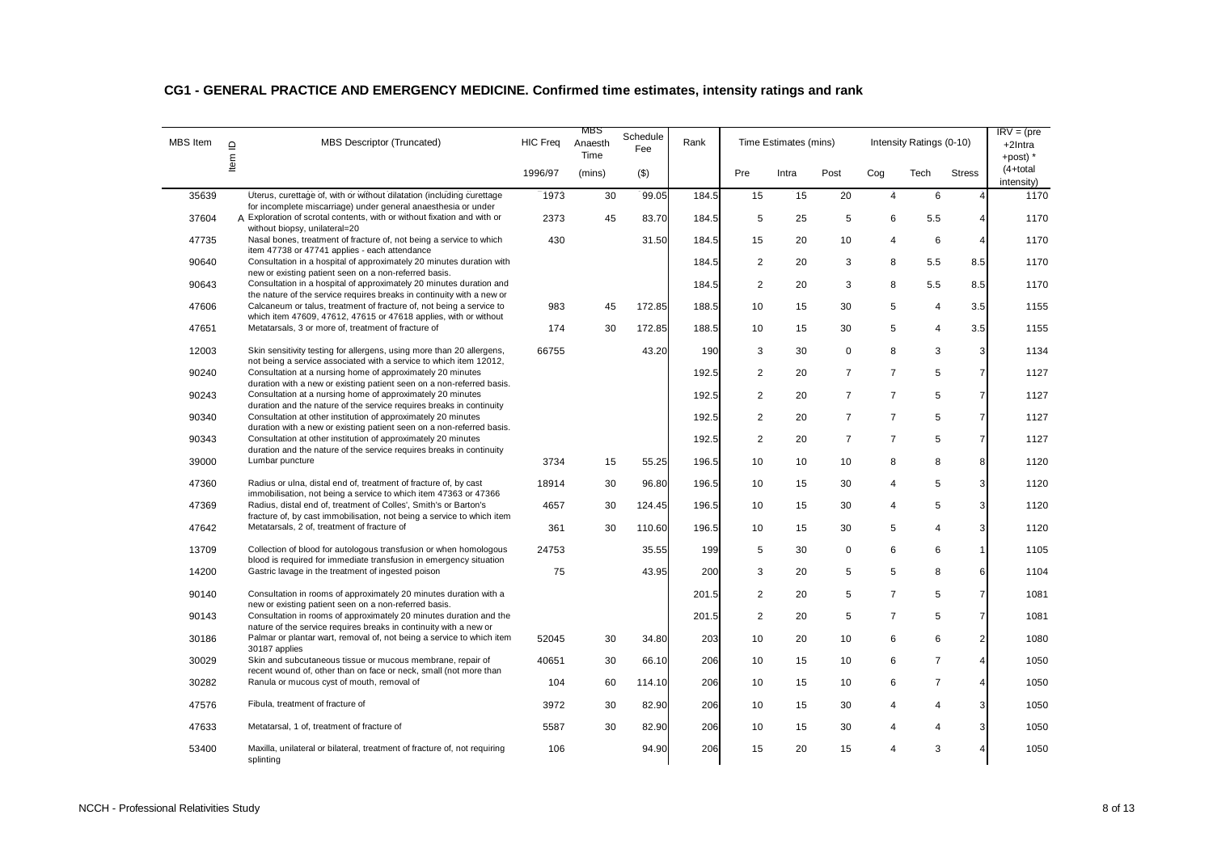## CG1 - GENERAL PRACTICE AND EMERGENCY MEDICINE. Confirmed time estimates, intensity ratings and rank

| MBS Item | Item ID | MBS Descriptor (Truncated) | HIC Freq | MBS Anaesth Time | Schedule Fee | Rank | Time Estimates (mins) | | | Intensity Ratings (0-10) | | | IRV = (pre +2Intra +post) * |
|---|---|---|---|---|---|---|---|---|---|---|---|---|---|
| | | | 1996/97 | (mins) | ($) | | Pre | Intra | Post | Cog | Tech | Stress | (4+total intensity) |
| 35639 | | Uterus, curettage of, with or without dilatation (including curettage for incomplete miscarriage) under general anaesthesia or under | 1973 | 30 | 99.05 | 184.5 | 15 | 15 | 20 | 4 | 6 | 4 | 1170 |
| 37604 | A | Exploration of scrotal contents, with or without fixation and with or without biopsy, unilateral=20 | 2373 | 45 | 83.70 | 184.5 | 5 | 25 | 5 | 6 | 5.5 | 4 | 1170 |
| 47735 | | Nasal bones, treatment of fracture of, not being a service to which item 47738 or 47741 applies - each attendance | 430 | | 31.50 | 184.5 | 15 | 20 | 10 | 4 | 6 | 4 | 1170 |
| 90640 | | Consultation in a hospital of approximately 20 minutes duration with new or existing patient seen on a non-referred basis. | | | | 184.5 | 2 | 20 | 3 | 8 | 5.5 | 8.5 | 1170 |
| 90643 | | Consultation in a hospital of approximately 20 minutes duration and the nature of the service requires breaks in continuity with a new or | | | | 184.5 | 2 | 20 | 3 | 8 | 5.5 | 8.5 | 1170 |
| 47606 | | Calcaneum or talus, treatment of fracture of, not being a service to which item 47609, 47612, 47615 or 47618 applies, with or without | 983 | 45 | 172.85 | 188.5 | 10 | 15 | 30 | 5 | 4 | 3.5 | 1155 |
| 47651 | | Metatarsals, 3 or more of, treatment of fracture of | 174 | 30 | 172.85 | 188.5 | 10 | 15 | 30 | 5 | 4 | 3.5 | 1155 |
| 12003 | | Skin sensitivity testing for allergens, using more than 20 allergens, not being a service associated with a service to which item 12012, | 66755 | | 43.20 | 190 | 3 | 30 | 0 | 8 | 3 | 3 | 1134 |
| 90240 | | Consultation at a nursing home of approximately 20 minutes duration with a new or existing patient seen on a non-referred basis. | | | | 192.5 | 2 | 20 | 7 | 7 | 5 | 7 | 1127 |
| 90243 | | Consultation at a nursing home of approximately 20 minutes duration and the nature of the service requires breaks in continuity | | | | 192.5 | 2 | 20 | 7 | 7 | 5 | 7 | 1127 |
| 90340 | | Consultation at other institution of approximately 20 minutes duration with a new or existing patient seen on a non-referred basis. | | | | 192.5 | 2 | 20 | 7 | 7 | 5 | 7 | 1127 |
| 90343 | | Consultation at other institution of approximately 20 minutes duration and the nature of the service requires breaks in continuity | | | | 192.5 | 2 | 20 | 7 | 7 | 5 | 7 | 1127 |
| 39000 | | Lumbar puncture | 3734 | 15 | 55.25 | 196.5 | 10 | 10 | 10 | 8 | 8 | 8 | 1120 |
| 47360 | | Radius or ulna, distal end of, treatment of fracture of, by cast immobilisation, not being a service to which item 47363 or 47366 | 18914 | 30 | 96.80 | 196.5 | 10 | 15 | 30 | 4 | 5 | 3 | 1120 |
| 47369 | | Radius, distal end of, treatment of Colles', Smith's or Barton's fracture of, by cast immobilisation, not being a service to which item | 4657 | 30 | 124.45 | 196.5 | 10 | 15 | 30 | 4 | 5 | 3 | 1120 |
| 47642 | | Metatarsals, 2 of, treatment of fracture of | 361 | 30 | 110.60 | 196.5 | 10 | 15 | 30 | 5 | 4 | 3 | 1120 |
| 13709 | | Collection of blood for autologous transfusion or when homologous blood is required for immediate transfusion in emergency situation | 24753 | | 35.55 | 199 | 5 | 30 | 0 | 6 | 6 | 1 | 1105 |
| 14200 | | Gastric lavage in the treatment of ingested poison | 75 | | 43.95 | 200 | 3 | 20 | 5 | 5 | 8 | 6 | 1104 |
| 90140 | | Consultation in rooms of approximately 20 minutes duration with a new or existing patient seen on a non-referred basis. | | | | 201.5 | 2 | 20 | 5 | 7 | 5 | 7 | 1081 |
| 90143 | | Consultation in rooms of approximately 20 minutes duration and the nature of the service requires breaks in continuity with a new or | | | | 201.5 | 2 | 20 | 5 | 7 | 5 | 7 | 1081 |
| 30186 | | Palmar or plantar wart, removal of, not being a service to which item 30187 applies | 52045 | 30 | 34.80 | 203 | 10 | 20 | 10 | 6 | 6 | 2 | 1080 |
| 30029 | | Skin and subcutaneous tissue or mucous membrane, repair of recent wound of, other than on face or neck, small (not more than | 40651 | 30 | 66.10 | 206 | 10 | 15 | 10 | 6 | 7 | 4 | 1050 |
| 30282 | | Ranula or mucous cyst of mouth, removal of | 104 | 60 | 114.10 | 206 | 10 | 15 | 10 | 6 | 7 | 4 | 1050 |
| 47576 | | Fibula, treatment of fracture of | 3972 | 30 | 82.90 | 206 | 10 | 15 | 30 | 4 | 4 | 3 | 1050 |
| 47633 | | Metatarsal, 1 of, treatment of fracture of | 5587 | 30 | 82.90 | 206 | 10 | 15 | 30 | 4 | 4 | 3 | 1050 |
| 53400 | | Maxilla, unilateral or bilateral, treatment of fracture of, not requiring splinting | 106 | | 94.90 | 206 | 15 | 20 | 15 | 4 | 3 | 4 | 1050 |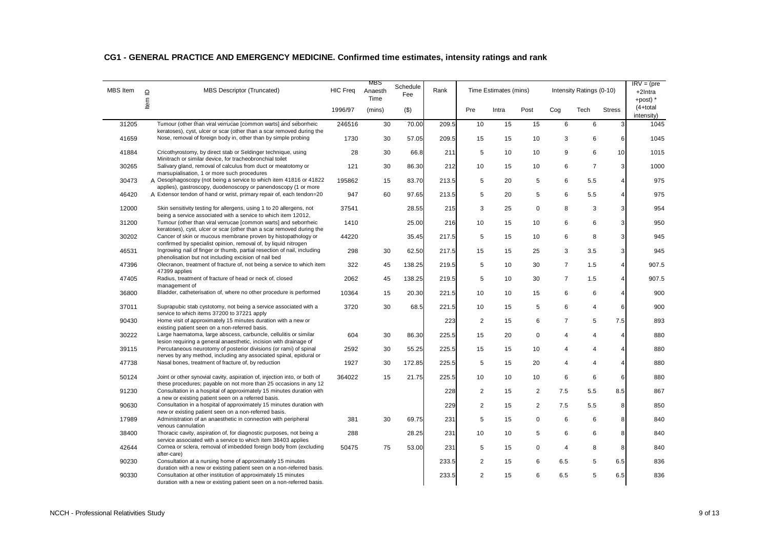## CG1 - GENERAL PRACTICE AND EMERGENCY MEDICINE. Confirmed time estimates, intensity ratings and rank

| MBS Item | Item ID | MBS Descriptor (Truncated) | HIC Freq | MBS Anaesth Time | Schedule Fee | Rank | Time Estimates (mins) | | | Intensity Ratings (0-10) | | | IRV = (pre +2Intra +post) * (4+total intensity) |
|---|---|---|---|---|---|---|---|---|---|---|---|---|---|
| | | | 1996/97 | (mins) | ($) | | Pre | Intra | Post | Cog | Tech | Stress | |
| 31205 | | Tumour (other than viral verrucae [common warts] and seborrheic keratoses), cyst, ulcer or scar (other than a scar removed during the | 246516 | 30 | 70.00 | 209.5 | 10 | 15 | 15 | 6 | 6 | 3 | 1045 |
| 41659 | | Nose, removal of foreign body in, other than by simple probing | 1730 | 30 | 57.05 | 209.5 | 15 | 15 | 10 | 3 | 6 | 6 | 1045 |
| 41884 | | Cricothyrostomy, by direct stab or Seldinger technique, using Minitrach or similar device, for tracheobronchial toilet | 28 | 30 | 66.8 | 211 | 5 | 10 | 10 | 9 | 6 | 10 | 1015 |
| 30265 | | Salivary gland, removal of calculus from duct or meatotomy or marsupialisation, 1 or more such procedures | 121 | 30 | 86.30 | 212 | 10 | 15 | 10 | 6 | 7 | 3 | 1000 |
| 30473 | A | Oesophagoscopy (not being a service to which item 41816 or 41822 applies), gastroscopy, duodenoscopy or panendoscopy (1 or more | 195862 | 15 | 83.70 | 213.5 | 5 | 20 | 5 | 6 | 5.5 | 4 | 975 |
| 46420 | A | Extensor tendon of hand or wrist, primary repair of, each tendon=20 | 947 | 60 | 97.65 | 213.5 | 5 | 20 | 5 | 6 | 5.5 | 4 | 975 |
| 12000 | | Skin sensitivity testing for allergens, using 1 to 20 allergens, not being a service associated with a service to which item 12012, | 37541 | | 28.55 | 215 | 3 | 25 | 0 | 8 | 3 | 3 | 954 |
| 31200 | | Tumour (other than viral verrucae [common warts] and seborrheic keratoses), cyst, ulcer or scar (other than a scar removed during the | 1410 | | 25.00 | 216 | 10 | 15 | 10 | 6 | 6 | 3 | 950 |
| 30202 | | Cancer of skin or mucous membrane proven by histopathology or confirmed by specialist opinion, removal of, by liquid nitrogen | 44220 | | 35.45 | 217.5 | 5 | 15 | 10 | 6 | 8 | 3 | 945 |
| 46531 | | Ingrowing nail of finger or thumb, partial resection of nail, including phenolisation but not including excision of nail bed | 298 | 30 | 62.50 | 217.5 | 15 | 15 | 25 | 3 | 3.5 | 3 | 945 |
| 47396 | | Olecranon, treatment of fracture of, not being a service to which item 47399 applies | 322 | 45 | 138.25 | 219.5 | 5 | 10 | 30 | 7 | 1.5 | 4 | 907.5 |
| 47405 | | Radius, treatment of fracture of head or neck of, closed management of | 2062 | 45 | 138.25 | 219.5 | 5 | 10 | 30 | 7 | 1.5 | 4 | 907.5 |
| 36800 | | Bladder, catheterisation of, where no other procedure is performed | 10364 | 15 | 20.30 | 221.5 | 10 | 10 | 15 | 6 | 6 | 4 | 900 |
| 37011 | | Suprapubic stab cystotomy, not being a service associated with a service to which items 37200 to 37221 apply | 3720 | 30 | 68.5 | 221.5 | 10 | 15 | 5 | 6 | 4 | 6 | 900 |
| 90430 | | Home visit of approximately 15 minutes duration with a new or existing patient seen on a non-referred basis. | | | | 223 | 2 | 15 | 6 | 7 | 5 | 7.5 | 893 |
| 30222 | | Large haematoma, large abscess, carbuncle, cellulitis or similar lesion requiring a general anaesthetic, incision with drainage of | 604 | 30 | 86.30 | 225.5 | 15 | 20 | 0 | 4 | 4 | 4 | 880 |
| 39115 | | Percutaneous neurotomy of posterior divisions (or rami) of spinal nerves by any method, including any associated spinal, epidural or | 2592 | 30 | 55.25 | 225.5 | 15 | 15 | 10 | 4 | 4 | 4 | 880 |
| 47738 | | Nasal bones, treatment of fracture of, by reduction | 1927 | 30 | 172.85 | 225.5 | 5 | 15 | 20 | 4 | 4 | 4 | 880 |
| 50124 | | Joint or other synovial cavity, aspiration of, injection into, or both of these procedures; payable on not more than 25 occasions in any 12 | 364022 | 15 | 21.75 | 225.5 | 10 | 10 | 10 | 6 | 6 | 6 | 880 |
| 91230 | | Consultation in a hospital of approximately 15 minutes duration with a new or existing patient seen on a referred basis. | | | | 228 | 2 | 15 | 2 | 7.5 | 5.5 | 8.5 | 867 |
| 90630 | | Consultation in a hospital of approximately 15 minutes duration with new or existing patient seen on a non-referred basis. | | | | 229 | 2 | 15 | 2 | 7.5 | 5.5 | 8 | 850 |
| 17989 | | Administration of an anaesthetic in connection with peripheral venous cannulation | 381 | 30 | 69.75 | 231 | 5 | 15 | 0 | 6 | 6 | 8 | 840 |
| 38400 | | Thoracic cavity, aspiration of, for diagnostic purposes, not being a service associated with a service to which item 38403 applies | 288 | | 28.25 | 231 | 10 | 10 | 5 | 6 | 6 | 8 | 840 |
| 42644 | | Cornea or sclera, removal of imbedded foreign body from (excluding after-care) | 50475 | 75 | 53.00 | 231 | 5 | 15 | 0 | 4 | 8 | 8 | 840 |
| 90230 | | Consultation at a nursing home of approximately 15 minutes duration with a new or existing patient seen on a non-referred basis. | | | | 233.5 | 2 | 15 | 6 | 6.5 | 5 | 6.5 | 836 |
| 90330 | | Consultation at other institution of approximately 15 minutes duration with a new or existing patient seen on a non-referred basis. | | | | 233.5 | 2 | 15 | 6 | 6.5 | 5 | 6.5 | 836 |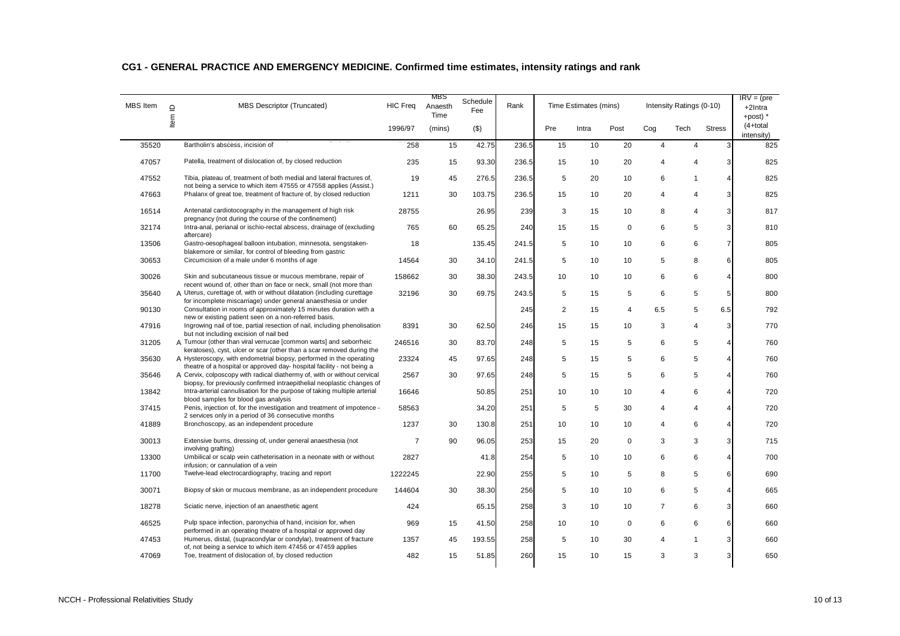## CG1 - GENERAL PRACTICE AND EMERGENCY MEDICINE. Confirmed time estimates, intensity ratings and rank

| MBS Item | Item ID | MBS Descriptor (Truncated) | HIC Freq | MBS Anaesth Time | Schedule Fee | Rank | Time Estimates (mins) | | | Intensity Ratings (0-10) | | | IRV = (pre +2Intra +post) * (4+total intensity) |
|---|---|---|---|---|---|---|---|---|---|---|---|---|---|
| | | | 1996/97 | (mins) | ($) | | Pre | Intra | Post | Cog | Tech | Stress | |
| 35520 | | Bartholin's abscess, incision of | 258 | 15 | 42.75 | 236.5 | 15 | 10 | 20 | 4 | 4 | 3 | 825 |
| 47057 | | Patella, treatment of dislocation of, by closed reduction | 235 | 15 | 93.30 | 236.5 | 15 | 10 | 20 | 4 | 4 | 3 | 825 |
| 47552 | | Tibia, plateau of, treatment of both medial and lateral fractures of, not being a service to which item 47555 or 47558 applies (Assist.) | 19 | 45 | 276.5 | 236.5 | 5 | 20 | 10 | 6 | 1 | 4 | 825 |
| 47663 | | Phalanx of great toe, treatment of fracture of, by closed reduction | 1211 | 30 | 103.75 | 236.5 | 15 | 10 | 20 | 4 | 4 | 3 | 825 |
| 16514 | | Antenatal cardiotocography in the management of high risk pregnancy (not during the course of the confinement) | 28755 | | 26.95 | 239 | 3 | 15 | 10 | 8 | 4 | 3 | 817 |
| 32174 | | Intra-anal, perianal or ischio-rectal abscess, drainage of (excluding aftercare) | 765 | 60 | 65.25 | 240 | 15 | 15 | 0 | 6 | 5 | 3 | 810 |
| 13506 | | Gastro-oesophageal balloon intubation, minnesota, sengstaken-blakemore or similar, for control of bleeding from gastric | 18 | | 135.45 | 241.5 | 5 | 10 | 10 | 6 | 6 | 7 | 805 |
| 30653 | | Circumcision of a male under 6 months of age | 14564 | 30 | 34.10 | 241.5 | 5 | 10 | 10 | 5 | 8 | 6 | 805 |
| 30026 | | Skin and subcutaneous tissue or mucous membrane, repair of recent wound of, other than on face or neck, small (not more than | 158662 | 30 | 38.30 | 243.5 | 10 | 10 | 10 | 6 | 6 | 4 | 800 |
| 35640 | A | Uterus, curettage of, with or without dilatation (including curettage for incomplete miscarriage) under general anaesthesia or under | 32196 | 30 | 69.75 | 243.5 | 5 | 15 | 5 | 6 | 5 | 5 | 800 |
| 90130 | | Consultation in rooms of approximately 15 minutes duration with a new or existing patient seen on a non-referred basis. | | | | 245 | 2 | 15 | 4 | 6.5 | 5 | 6.5 | 792 |
| 47916 | | Ingrowing nail of toe, partial resection of nail, including phenolisation but not including excision of nail bed | 8391 | 30 | 62.50 | 246 | 15 | 15 | 10 | 3 | 4 | 3 | 770 |
| 31205 | A | Tumour (other than viral verrucae [common warts] and seborrheic keratoses), cyst, ulcer or scar (other than a scar removed during the | 246516 | 30 | 83.70 | 248 | 5 | 15 | 5 | 6 | 5 | 4 | 760 |
| 35630 | A | Hysteroscopy, with endometrial biopsy, performed in the operating theatre of a hospital or approved day- hospital facility - not being a | 23324 | 45 | 97.65 | 248 | 5 | 15 | 5 | 6 | 5 | 4 | 760 |
| 35646 | A | Cervix, colposcopy with radical diathermy of, with or without cervical biopsy, for previously confirmed intraepithelial neoplastic changes of | 2567 | 30 | 97.65 | 248 | 5 | 15 | 5 | 6 | 5 | 4 | 760 |
| 13842 | | Intra-arterial cannulisation for the purpose of taking multiple arterial blood samples for blood gas analysis | 16646 | | 50.85 | 251 | 10 | 10 | 10 | 4 | 6 | 4 | 720 |
| 37415 | | Penis, injection of, for the investigation and treatment of impotence - 2 services only in a period of 36 consecutive months | 58563 | | 34.20 | 251 | 5 | 5 | 30 | 4 | 4 | 4 | 720 |
| 41889 | | Bronchoscopy, as an independent procedure | 1237 | 30 | 130.8 | 251 | 10 | 10 | 10 | 4 | 6 | 4 | 720 |
| 30013 | | Extensive burns, dressing of, under general anaesthesia (not involving grafting) | 7 | 90 | 96.05 | 253 | 15 | 20 | 0 | 3 | 3 | 3 | 715 |
| 13300 | | Umbilical or scalp vein catheterisation in a neonate with or without infusion; or cannulation of a vein | 2827 | | 41.8 | 254 | 5 | 10 | 10 | 6 | 6 | 4 | 700 |
| 11700 | | Twelve-lead electrocardiography, tracing and report | 1222245 | | 22.90 | 255 | 5 | 10 | 5 | 8 | 5 | 6 | 690 |
| 30071 | | Biopsy of skin or mucous membrane, as an independent procedure | 144604 | 30 | 38.30 | 256 | 5 | 10 | 10 | 6 | 5 | 4 | 665 |
| 18278 | | Sciatic nerve, injection of an anaesthetic agent | 424 | | 65.15 | 258 | 3 | 10 | 10 | 7 | 6 | 3 | 660 |
| 46525 | | Pulp space infection, paronychia of hand, incision for, when performed in an operating theatre of a hospital or approved day | 969 | 15 | 41.50 | 258 | 10 | 10 | 0 | 6 | 6 | 6 | 660 |
| 47453 | | Humerus, distal, (supracondylar or condylar), treatment of fracture of, not being a service to which item 47456 or 47459 applies | 1357 | 45 | 193.55 | 258 | 5 | 10 | 30 | 4 | 1 | 3 | 660 |
| 47069 | | Toe, treatment of dislocation of, by closed reduction | 482 | 15 | 51.85 | 260 | 15 | 10 | 15 | 3 | 3 | 3 | 650 |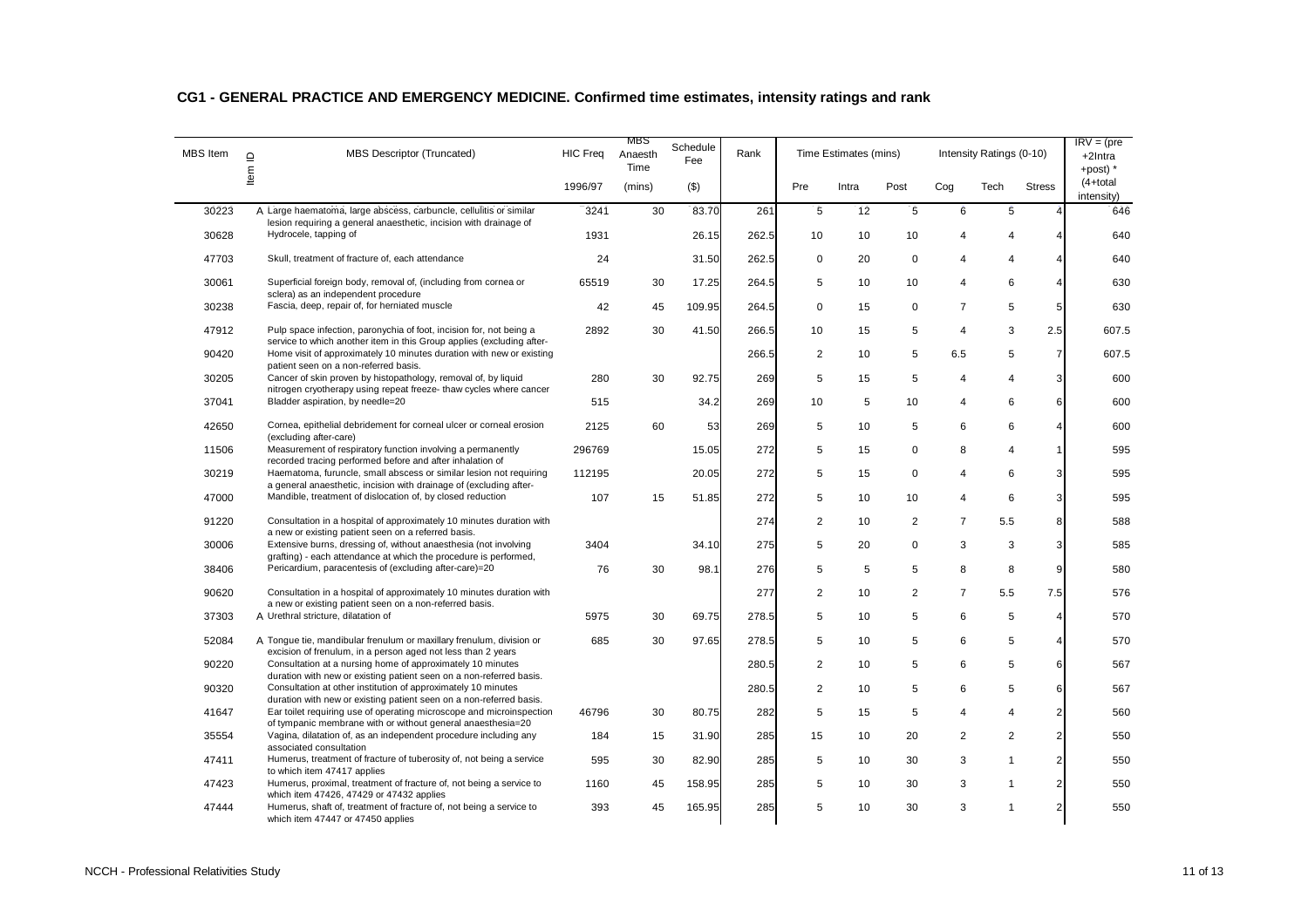## CG1 - GENERAL PRACTICE AND EMERGENCY MEDICINE. Confirmed time estimates, intensity ratings and rank

| MBS Item | Item ID | MBS Descriptor (Truncated) | HIC Freq | MBS Anaesth Time | Schedule Fee | Rank | Time Estimates (mins) | | | Intensity Ratings (0-10) | | | IRV = (pre +2Intra +post) * (4+total intensity) |
|---|---|---|---|---|---|---|---|---|---|---|---|---|---|
| | | | 1996/97 | (mins) | ($) | | Pre | Intra | Post | Cog | Tech | Stress | |
| 30223 | A | Large haematoma, large abscess, carbuncle, cellulitis or similar lesion requiring a general anaesthetic, incision with drainage of | 3241 | 30 | 83.70 | 261 | 5 | 12 | 5 | 6 | 5 | 4 | 646 |
| 30628 | | Hydrocele, tapping of | 1931 | | 26.15 | 262.5 | 10 | 10 | 10 | 4 | 4 | 4 | 640 |
| 47703 | | Skull, treatment of fracture of, each attendance | 24 | | 31.50 | 262.5 | 0 | 20 | 0 | 4 | 4 | 4 | 640 |
| 30061 | | Superficial foreign body, removal of, (including from cornea or sclera) as an independent procedure | 65519 | 30 | 17.25 | 264.5 | 5 | 10 | 10 | 4 | 6 | 4 | 630 |
| 30238 | | Fascia, deep, repair of, for herniated muscle | 42 | 45 | 109.95 | 264.5 | 0 | 15 | 0 | 7 | 5 | 5 | 630 |
| 47912 | | Pulp space infection, paronychia of foot, incision for, not being a service to which another item in this Group applies (excluding after- | 2892 | 30 | 41.50 | 266.5 | 10 | 15 | 5 | 4 | 3 | 2.5 | 607.5 |
| 90420 | | Home visit of approximately 10 minutes duration with new or existing patient seen on a non-referred basis. | | | | 266.5 | 2 | 10 | 5 | 6.5 | 5 | 7 | 607.5 |
| 30205 | | Cancer of skin proven by histopathology, removal of, by liquid nitrogen cryotherapy using repeat freeze- thaw cycles where cancer | 280 | 30 | 92.75 | 269 | 5 | 15 | 5 | 4 | 4 | 3 | 600 |
| 37041 | | Bladder aspiration, by needle=20 | 515 | | 34.2 | 269 | 10 | 5 | 10 | 4 | 6 | 6 | 600 |
| 42650 | | Cornea, epithelial debridement for corneal ulcer or corneal erosion (excluding after-care) | 2125 | 60 | 53 | 269 | 5 | 10 | 5 | 6 | 6 | 4 | 600 |
| 11506 | | Measurement of respiratory function involving a permanently recorded tracing performed before and after inhalation of | 296769 | | 15.05 | 272 | 5 | 15 | 0 | 8 | 4 | 1 | 595 |
| 30219 | | Haematoma, furuncle, small abscess or similar lesion not requiring a general anaesthetic, incision with drainage of (excluding after- | 112195 | | 20.05 | 272 | 5 | 15 | 0 | 4 | 6 | 3 | 595 |
| 47000 | | Mandible, treatment of dislocation of, by closed reduction | 107 | 15 | 51.85 | 272 | 5 | 10 | 10 | 4 | 6 | 3 | 595 |
| 91220 | | Consultation in a hospital of approximately 10 minutes duration with a new or existing patient seen on a referred basis. | | | | 274 | 2 | 10 | 2 | 7 | 5.5 | 8 | 588 |
| 30006 | | Extensive burns, dressing of, without anaesthesia (not involving grafting) - each attendance at which the procedure is performed, | 3404 | | 34.10 | 275 | 5 | 20 | 0 | 3 | 3 | 3 | 585 |
| 38406 | | Pericardium, paracentesis of (excluding after-care)=20 | 76 | 30 | 98.1 | 276 | 5 | 5 | 5 | 8 | 8 | 9 | 580 |
| 90620 | | Consultation in a hospital of approximately 10 minutes duration with a new or existing patient seen on a non-referred basis. | | | | 277 | 2 | 10 | 2 | 7 | 5.5 | 7.5 | 576 |
| 37303 | A | Urethral stricture, dilatation of | 5975 | 30 | 69.75 | 278.5 | 5 | 10 | 5 | 6 | 5 | 4 | 570 |
| 52084 | A | Tongue tie, mandibular frenulum or maxillary frenulum, division or excision of frenulum, in a person aged not less than 2 years | 685 | 30 | 97.65 | 278.5 | 5 | 10 | 5 | 6 | 5 | 4 | 570 |
| 90220 | | Consultation at a nursing home of approximately 10 minutes duration with new or existing patient seen on a non-referred basis. | | | | 280.5 | 2 | 10 | 5 | 6 | 5 | 6 | 567 |
| 90320 | | Consultation at other institution of approximately 10 minutes duration with new or existing patient seen on a non-referred basis. | | | | 280.5 | 2 | 10 | 5 | 6 | 5 | 6 | 567 |
| 41647 | | Ear toilet requiring use of operating microscope and microinspection of tympanic membrane with or without general anaesthesia=20 | 46796 | 30 | 80.75 | 282 | 5 | 15 | 5 | 4 | 4 | 2 | 560 |
| 35554 | | Vagina, dilatation of, as an independent procedure including any associated consultation | 184 | 15 | 31.90 | 285 | 15 | 10 | 20 | 2 | 2 | 2 | 550 |
| 47411 | | Humerus, treatment of fracture of tuberosity of, not being a service to which item 47417 applies | 595 | 30 | 82.90 | 285 | 5 | 10 | 30 | 3 | 1 | 2 | 550 |
| 47423 | | Humerus, proximal, treatment of fracture of, not being a service to which item 47426, 47429 or 47432 applies | 1160 | 45 | 158.95 | 285 | 5 | 10 | 30 | 3 | 1 | 2 | 550 |
| 47444 | | Humerus, shaft of, treatment of fracture of, not being a service to which item 47447 or 47450 applies | 393 | 45 | 165.95 | 285 | 5 | 10 | 30 | 3 | 1 | 2 | 550 |

NCCH - Professional Relativities Study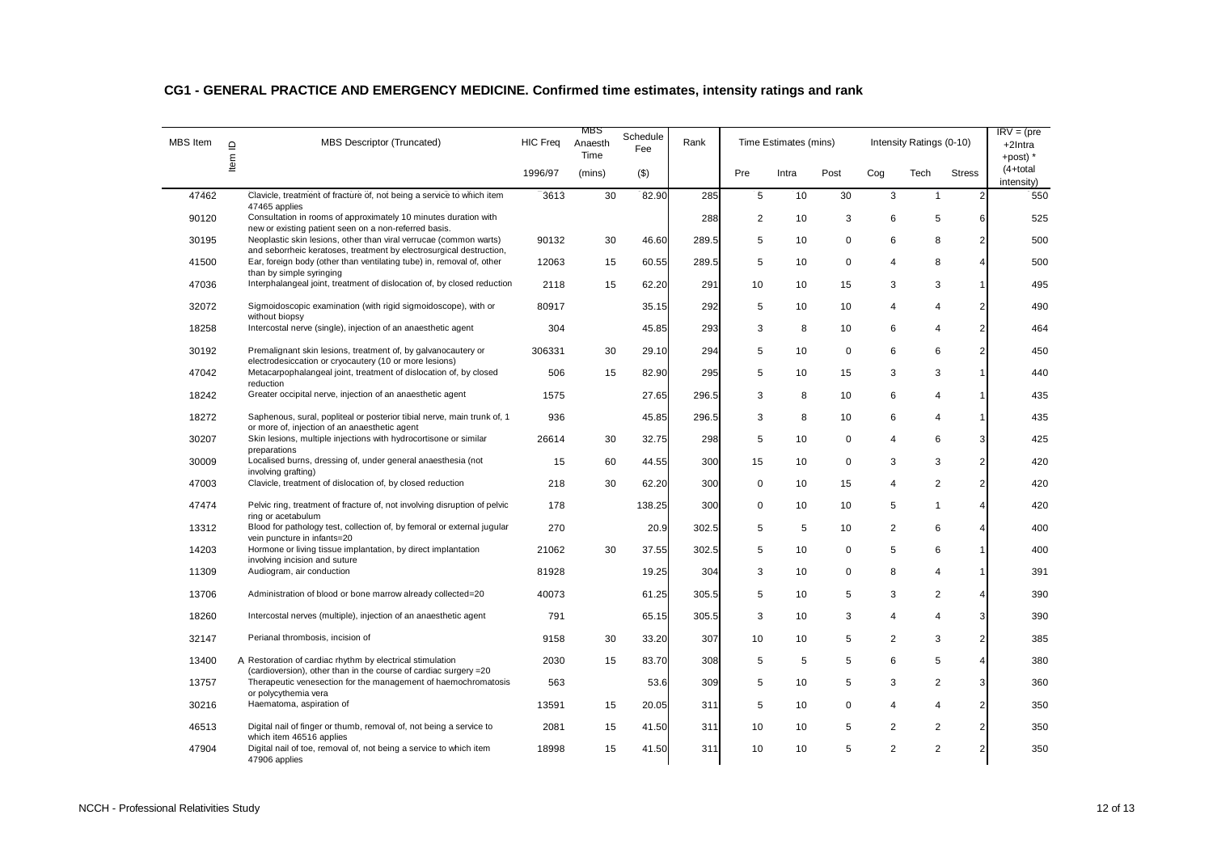## CG1 - GENERAL PRACTICE AND EMERGENCY MEDICINE. Confirmed time estimates, intensity ratings and rank

| MBS Item | Item ID | MBS Descriptor (Truncated) | HIC Freq | MBS Anaesth Time | Schedule Fee | Rank | Time Estimates (mins) | | | Intensity Ratings (0-10) | | | IRV = (pre +2Intra +post) * (4+total intensity) |
|---|---|---|---|---|---|---|---|---|---|---|---|---|---|
| | | | 1996/97 | (mins) | ($) | | Pre | Intra | Post | Cog | Tech | Stress | |
| 47462 | | Clavicle, treatment of fracture of, not being a service to which item 47465 applies | 3613 | 30 | 82.90 | 285 | 5 | 10 | 30 | 3 | 1 | 2 | 550 |
| 90120 | | Consultation in rooms of approximately 10 minutes duration with new or existing patient seen on a non-referred basis. | | | | 288 | 2 | 10 | 3 | 6 | 5 | 6 | 525 |
| 30195 | | Neoplastic skin lesions, other than viral verrucae (common warts) and seborrheic keratoses, treatment by electrosurgical destruction, | 90132 | 30 | 46.60 | 289.5 | 5 | 10 | 0 | 6 | 8 | 2 | 500 |
| 41500 | | Ear, foreign body (other than ventilating tube) in, removal of, other than by simple syringing | 12063 | 15 | 60.55 | 289.5 | 5 | 10 | 0 | 4 | 8 | 4 | 500 |
| 47036 | | Interphalangeal joint, treatment of dislocation of, by closed reduction | 2118 | 15 | 62.20 | 291 | 10 | 10 | 15 | 3 | 3 | 1 | 495 |
| 32072 | | Sigmoidoscopic examination (with rigid sigmoidoscope), with or without biopsy | 80917 | | 35.15 | 292 | 5 | 10 | 10 | 4 | 4 | 2 | 490 |
| 18258 | | Intercostal nerve (single), injection of an anaesthetic agent | 304 | | 45.85 | 293 | 3 | 8 | 10 | 6 | 4 | 2 | 464 |
| 30192 | | Premalignant skin lesions, treatment of, by galvanocautery or electrodesiccation or cryocautery (10 or more lesions) | 306331 | 30 | 29.10 | 294 | 5 | 10 | 0 | 6 | 6 | 2 | 450 |
| 47042 | | Metacarpophalangeal joint, treatment of dislocation of, by closed reduction | 506 | 15 | 82.90 | 295 | 5 | 10 | 15 | 3 | 3 | 1 | 440 |
| 18242 | | Greater occipital nerve, injection of an anaesthetic agent | 1575 | | 27.65 | 296.5 | 3 | 8 | 10 | 6 | 4 | 1 | 435 |
| 18272 | | Saphenous, sural, popliteal or posterior tibial nerve, main trunk of, 1 or more of, injection of an anaesthetic agent | 936 | | 45.85 | 296.5 | 3 | 8 | 10 | 6 | 4 | 1 | 435 |
| 30207 | | Skin lesions, multiple injections with hydrocortisone or similar preparations | 26614 | 30 | 32.75 | 298 | 5 | 10 | 0 | 4 | 6 | 3 | 425 |
| 30009 | | Localised burns, dressing of, under general anaesthesia (not involving grafting) | 15 | 60 | 44.55 | 300 | 15 | 10 | 0 | 3 | 3 | 2 | 420 |
| 47003 | | Clavicle, treatment of dislocation of, by closed reduction | 218 | 30 | 62.20 | 300 | 0 | 10 | 15 | 4 | 2 | 2 | 420 |
| 47474 | | Pelvic ring, treatment of fracture of, not involving disruption of pelvic ring or acetabulum | 178 | | 138.25 | 300 | 0 | 10 | 10 | 5 | 1 | 4 | 420 |
| 13312 | | Blood for pathology test, collection of, by femoral or external jugular vein puncture in infants=20 | 270 | | 20.9 | 302.5 | 5 | 5 | 10 | 2 | 6 | 4 | 400 |
| 14203 | | Hormone or living tissue implantation, by direct implantation involving incision and suture | 21062 | 30 | 37.55 | 302.5 | 5 | 10 | 0 | 5 | 6 | 1 | 400 |
| 11309 | | Audiogram, air conduction | 81928 | | 19.25 | 304 | 3 | 10 | 0 | 8 | 4 | 1 | 391 |
| 13706 | | Administration of blood or bone marrow already collected=20 | 40073 | | 61.25 | 305.5 | 5 | 10 | 5 | 3 | 2 | 4 | 390 |
| 18260 | | Intercostal nerves (multiple), injection of an anaesthetic agent | 791 | | 65.15 | 305.5 | 3 | 10 | 3 | 4 | 4 | 3 | 390 |
| 32147 | | Perianal thrombosis, incision of | 9158 | 30 | 33.20 | 307 | 10 | 10 | 5 | 2 | 3 | 2 | 385 |
| 13400 | A | Restoration of cardiac rhythm by electrical stimulation (cardioversion), other than in the course of cardiac surgery =20 | 2030 | 15 | 83.70 | 308 | 5 | 5 | 5 | 6 | 5 | 4 | 380 |
| 13757 | | Therapeutic venesection for the management of haemochromatosis or polycythemia vera | 563 | | 53.6 | 309 | 5 | 10 | 5 | 3 | 2 | 3 | 360 |
| 30216 | | Haematoma, aspiration of | 13591 | 15 | 20.05 | 311 | 5 | 10 | 0 | 4 | 4 | 2 | 350 |
| 46513 | | Digital nail of finger or thumb, removal of, not being a service to which item 46516 applies | 2081 | 15 | 41.50 | 311 | 10 | 10 | 5 | 2 | 2 | 2 | 350 |
| 47904 | | Digital nail of toe, removal of, not being a service to which item 47906 applies | 18998 | 15 | 41.50 | 311 | 10 | 10 | 5 | 2 | 2 | 2 | 350 |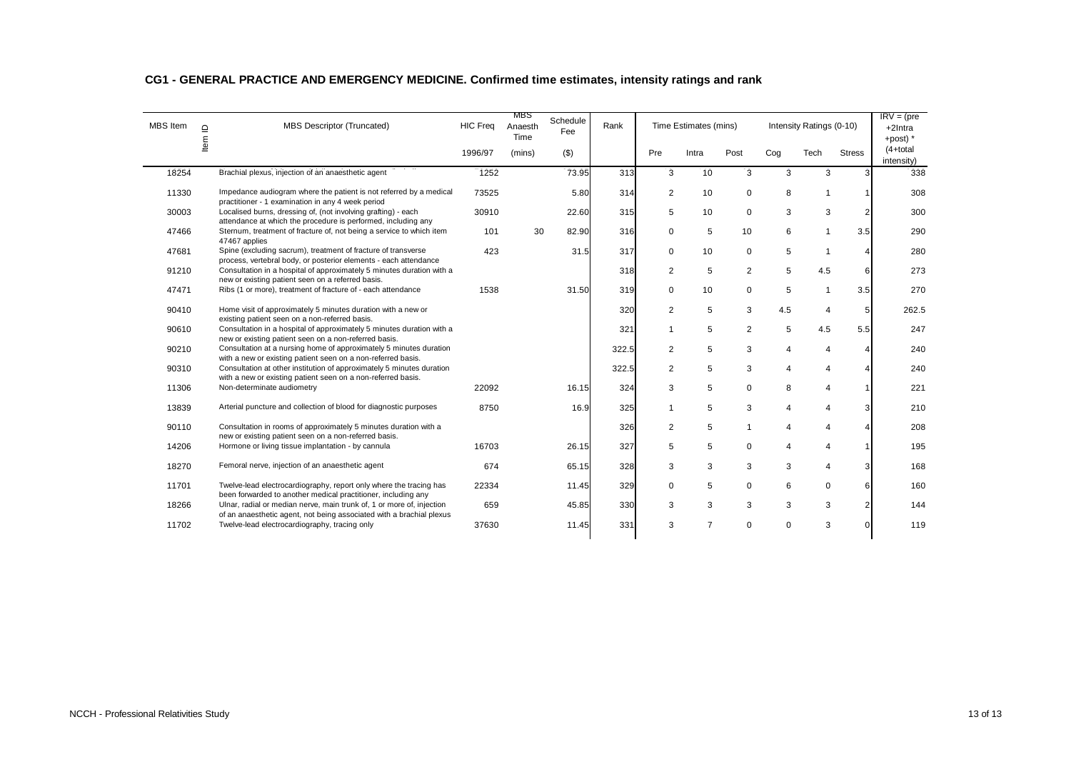## CG1 - GENERAL PRACTICE AND EMERGENCY MEDICINE. Confirmed time estimates, intensity ratings and rank

| MBS Item | Item ID | MBS Descriptor (Truncated) | HIC Freq | MBS Anaesth Time | Schedule Fee | Rank | Time Estimates (mins) | | | Intensity Ratings (0-10) | | | IRV = (pre +2Intra +post) * (4+total intensity) |
|---|---|---|---|---|---|---|---|---|---|---|---|---|---|
| | | | 1996/97 | (mins) | ($) | | Pre | Intra | Post | Cog | Tech | Stress | |
| 18254 | | Brachial plexus, injection of an anaesthetic agent | 1252 | | 73.95 | 313 | 3 | 10 | 3 | 3 | 3 | 3 | 338 |
| 11330 | | Impedance audiogram where the patient is not referred by a medical practitioner - 1 examination in any 4 week period | 73525 | | 5.80 | 314 | 2 | 10 | 0 | 8 | 1 | 1 | 308 |
| 30003 | | Localised burns, dressing of, (not involving grafting) - each attendance at which the procedure is performed, including any | 30910 | | 22.60 | 315 | 5 | 10 | 0 | 3 | 3 | 2 | 300 |
| 47466 | | Sternum, treatment of fracture of, not being a service to which item 47467 applies | 101 | 30 | 82.90 | 316 | 0 | 5 | 10 | 6 | 1 | 3.5 | 290 |
| 47681 | | Spine (excluding sacrum), treatment of fracture of transverse process, vertebral body, or posterior elements - each attendance | 423 | | 31.5 | 317 | 0 | 10 | 0 | 5 | 1 | 4 | 280 |
| 91210 | | Consultation in a hospital of approximately 5 minutes duration with a new or existing patient seen on a referred basis. | | | | 318 | 2 | 5 | 2 | 5 | 4.5 | 6 | 273 |
| 47471 | | Ribs (1 or more), treatment of fracture of - each attendance | 1538 | | 31.50 | 319 | 0 | 10 | 0 | 5 | 1 | 3.5 | 270 |
| 90410 | | Home visit of approximately 5 minutes duration with a new or existing patient seen on a non-referred basis. | | | | 320 | 2 | 5 | 3 | 4.5 | 4 | 5 | 262.5 |
| 90610 | | Consultation in a hospital of approximately 5 minutes duration with a new or existing patient seen on a non-referred basis. | | | | 321 | 1 | 5 | 2 | 5 | 4.5 | 5.5 | 247 |
| 90210 | | Consultation at a nursing home of approximately 5 minutes duration with a new or existing patient seen on a non-referred basis. | | | | 322.5 | 2 | 5 | 3 | 4 | 4 | 4 | 240 |
| 90310 | | Consultation at other institution of approximately 5 minutes duration with a new or existing patient seen on a non-referred basis. | | | | 322.5 | 2 | 5 | 3 | 4 | 4 | 4 | 240 |
| 11306 | | Non-determinate audiometry | 22092 | | 16.15 | 324 | 3 | 5 | 0 | 8 | 4 | 1 | 221 |
| 13839 | | Arterial puncture and collection of blood for diagnostic purposes | 8750 | | 16.9 | 325 | 1 | 5 | 3 | 4 | 4 | 3 | 210 |
| 90110 | | Consultation in rooms of approximately 5 minutes duration with a new or existing patient seen on a non-referred basis. | | | | 326 | 2 | 5 | 1 | 4 | 4 | 4 | 208 |
| 14206 | | Hormone or living tissue implantation - by cannula | 16703 | | 26.15 | 327 | 5 | 5 | 0 | 4 | 4 | 1 | 195 |
| 18270 | | Femoral nerve, injection of an anaesthetic agent | 674 | | 65.15 | 328 | 3 | 3 | 3 | 3 | 4 | 3 | 168 |
| 11701 | | Twelve-lead electrocardiography, report only where the tracing has been forwarded to another medical practitioner, including any | 22334 | | 11.45 | 329 | 0 | 5 | 0 | 6 | 0 | 6 | 160 |
| 18266 | | Ulnar, radial or median nerve, main trunk of, 1 or more of, injection of an anaesthetic agent, not being associated with a brachial plexus | 659 | | 45.85 | 330 | 3 | 3 | 3 | 3 | 3 | 2 | 144 |
| 11702 | | Twelve-lead electrocardiography, tracing only | 37630 | | 11.45 | 331 | 3 | 7 | 0 | 0 | 3 | 0 | 119 |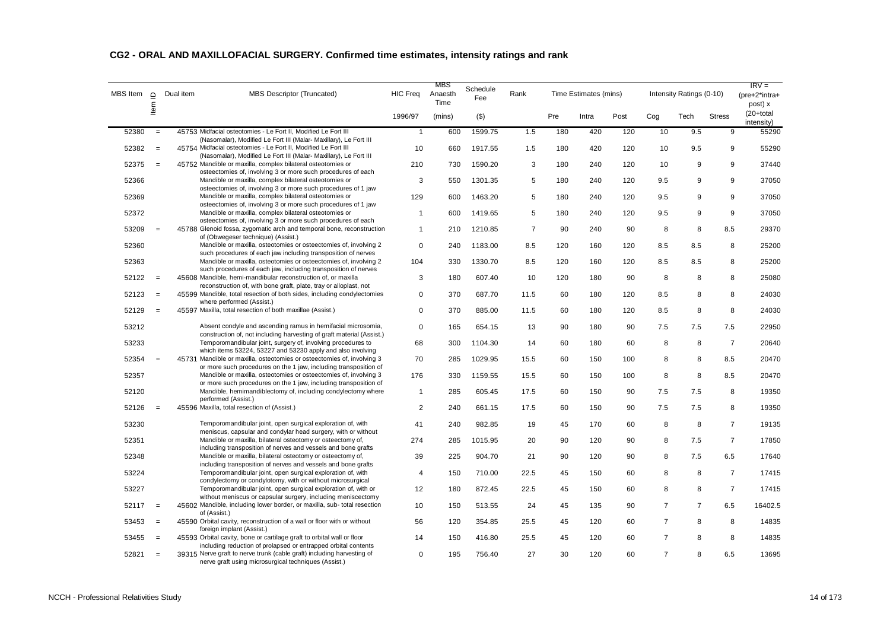# CG2 - ORAL AND MAXILLOFACIAL SURGERY. Confirmed time estimates, intensity ratings and rank

| MBS Item | Item ID | Dual item | MBS Descriptor (Truncated) | HIC Freq 1996/97 | MBS Anaesth Time (mins) | Schedule Fee ($) | Rank | Time Estimates (mins) Pre | Intra | Post | Intensity Ratings (0-10) Cog | Tech | Stress | IRV = (pre+2*intra+ post) x (20+total intensity) |
|---|---|---|---|---|---|---|---|---|---|---|---|---|---|---|
| 52380 | = | 45753 | Midfacial osteotomies - Le Fort II, Modified Le Fort III (Nasomalar), Modified Le Fort III (Malar- Maxillary), Le Fort III | 1 | 600 | 1599.75 | 1.5 | 180 | 420 | 120 | 10 | 9.5 | 9 | 55290 |
| 52382 | = | 45754 | Midfacial osteotomies - Le Fort II, Modified Le Fort III (Nasomalar), Modified Le Fort III (Malar- Maxillary), Le Fort III | 10 | 660 | 1917.55 | 1.5 | 180 | 420 | 120 | 10 | 9.5 | 9 | 55290 |
| 52375 | = | 45752 | Mandible or maxilla, complex bilateral osteotomies or osteectomies of, involving 3 or more such procedures of each | 210 | 730 | 1590.20 | 3 | 180 | 240 | 120 | 10 | 9 | 9 | 37440 |
| 52366 | | | Mandible or maxilla, complex bilateral osteotomies or osteectomies of, involving 3 or more such procedures of 1 jaw | 3 | 550 | 1301.35 | 5 | 180 | 240 | 120 | 9.5 | 9 | 9 | 37050 |
| 52369 | | | Mandible or maxilla, complex bilateral osteotomies or osteectomies of, involving 3 or more such procedures of 1 jaw | 129 | 600 | 1463.20 | 5 | 180 | 240 | 120 | 9.5 | 9 | 9 | 37050 |
| 52372 | | | Mandible or maxilla, complex bilateral osteotomies or osteectomies of, involving 3 or more such procedures of each | 1 | 600 | 1419.65 | 5 | 180 | 240 | 120 | 9.5 | 9 | 9 | 37050 |
| 53209 | = | 45788 | Glenoid fossa, zygomatic arch and temporal bone, reconstruction of (Obwegeser technique) (Assist.) | 1 | 210 | 1210.85 | 7 | 90 | 240 | 90 | 8 | 8 | 8.5 | 29370 |
| 52360 | | | Mandible or maxilla, osteotomies or osteectomies of, involving 2 such procedures of each jaw including transposition of nerves | 0 | 240 | 1183.00 | 8.5 | 120 | 160 | 120 | 8.5 | 8.5 | 8 | 25200 |
| 52363 | | | Mandible or maxilla, osteotomies or osteectomies of, involving 2 such procedures of each jaw, including transposition of nerves | 104 | 330 | 1330.70 | 8.5 | 120 | 160 | 120 | 8.5 | 8.5 | 8 | 25200 |
| 52122 | = | 45608 | Mandible, hemi-mandibular reconstruction of, or maxilla reconstruction of, with bone graft, plate, tray or alloplast, not | 3 | 180 | 607.40 | 10 | 120 | 180 | 90 | 8 | 8 | 8 | 25080 |
| 52123 | = | 45599 | Mandible, total resection of both sides, including condylectomies where performed (Assist.) | 0 | 370 | 687.70 | 11.5 | 60 | 180 | 120 | 8.5 | 8 | 8 | 24030 |
| 52129 | = | 45597 | Maxilla, total resection of both maxillae (Assist.) | 0 | 370 | 885.00 | 11.5 | 60 | 180 | 120 | 8.5 | 8 | 8 | 24030 |
| 53212 | | | Absent condyle and ascending ramus in hemifacial microsomia, construction of, not including harvesting of graft material (Assist.) | 0 | 165 | 654.15 | 13 | 90 | 180 | 90 | 7.5 | 7.5 | 7.5 | 22950 |
| 53233 | | | Temporomandibular joint, surgery of, involving procedures to which items 53224, 53227 and 53230 apply and also involving | 68 | 300 | 1104.30 | 14 | 60 | 180 | 60 | 8 | 8 | 7 | 20640 |
| 52354 | = | 45731 | Mandible or maxilla, osteotomies or osteectomies of, involving 3 or more such procedures on the 1 jaw, including transposition of | 70 | 285 | 1029.95 | 15.5 | 60 | 150 | 100 | 8 | 8 | 8.5 | 20470 |
| 52357 | | | Mandible or maxilla, osteotomies or osteectomies of, involving 3 or more such procedures on the 1 jaw, including transposition of | 176 | 330 | 1159.55 | 15.5 | 60 | 150 | 100 | 8 | 8 | 8.5 | 20470 |
| 52120 | | | Mandible, hemimandiblectomy of, including condylectomy where performed (Assist.) | 1 | 285 | 605.45 | 17.5 | 60 | 150 | 90 | 7.5 | 7.5 | 8 | 19350 |
| 52126 | = | 45596 | Maxilla, total resection of (Assist.) | 2 | 240 | 661.15 | 17.5 | 60 | 150 | 90 | 7.5 | 7.5 | 8 | 19350 |
| 53230 | | | Temporomandibular joint, open surgical exploration of, with meniscus, capsular and condylar head surgery, with or without | 41 | 240 | 982.85 | 19 | 45 | 170 | 60 | 8 | 8 | 7 | 19135 |
| 52351 | | | Mandible or maxilla, bilateral osteotomy or osteectomy of, including transposition of nerves and vessels and bone grafts | 274 | 285 | 1015.95 | 20 | 90 | 120 | 90 | 8 | 7.5 | 7 | 17850 |
| 52348 | | | Mandible or maxilla, bilateral osteotomy or osteectomy of, including transposition of nerves and vessels and bone grafts | 39 | 225 | 904.70 | 21 | 90 | 120 | 90 | 8 | 7.5 | 6.5 | 17640 |
| 53224 | | | Temporomandibular joint, open surgical exploration of, with condylectomy or condylotomy, with or without microsurgical | 4 | 150 | 710.00 | 22.5 | 45 | 150 | 60 | 8 | 8 | 7 | 17415 |
| 53227 | | | Temporomandibular joint, open surgical exploration of, with or without meniscus or capsular surgery, including meniscectomy | 12 | 180 | 872.45 | 22.5 | 45 | 150 | 60 | 8 | 8 | 7 | 17415 |
| 52117 | = | 45602 | Mandible, including lower border, or maxilla, sub- total resection of (Assist.) | 10 | 150 | 513.55 | 24 | 45 | 135 | 90 | 7 | 7 | 6.5 | 16402.5 |
| 53453 | = | 45590 | Orbital cavity, reconstruction of a wall or floor with or without foreign implant (Assist.) | 56 | 120 | 354.85 | 25.5 | 45 | 120 | 60 | 7 | 8 | 8 | 14835 |
| 53455 | = | 45593 | Orbital cavity, bone or cartilage graft to orbital wall or floor including reduction of prolapsed or entrapped orbital contents | 14 | 150 | 416.80 | 25.5 | 45 | 120 | 60 | 7 | 8 | 8 | 14835 |
| 52821 | = | 39315 | Nerve graft to nerve trunk (cable graft) including harvesting of nerve graft using microsurgical techniques (Assist.) | 0 | 195 | 756.40 | 27 | 30 | 120 | 60 | 7 | 8 | 6.5 | 13695 |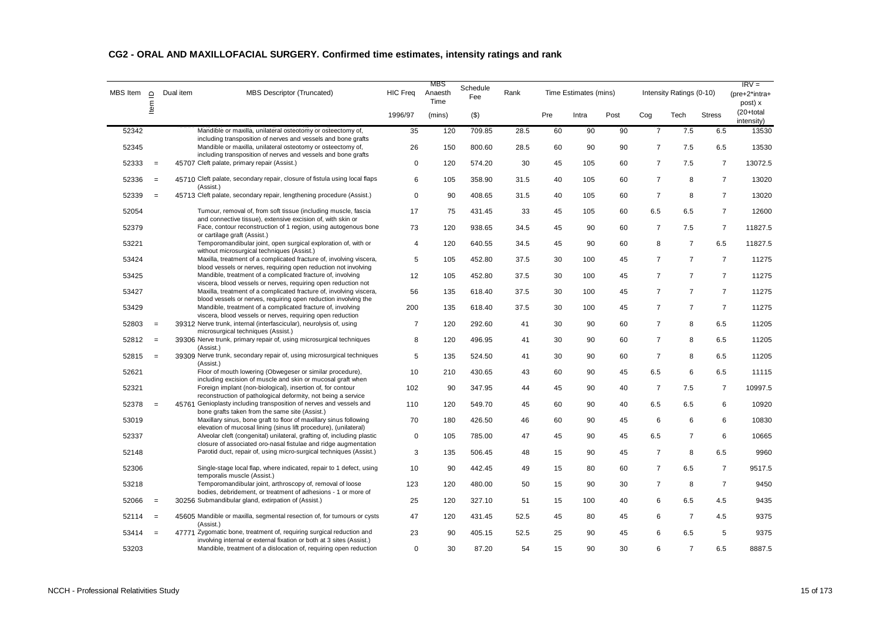## CG2 - ORAL AND MAXILLOFACIAL SURGERY. Confirmed time estimates, intensity ratings and rank

| MBS Item | Item ID | Dual item | MBS Descriptor (Truncated) | HIC Freq | MBS Anaesth Time | Schedule Fee | Rank | Time Estimates (mins) | | | Intensity Ratings (0-10) | | | IRV = (pre+2*intra+post) x |
|---|---|---|---|---|---|---|---|---|---|---|---|---|---|---|
| | | | | 1996/97 | (mins) | ($) | | Pre | Intra | Post | Cog | Tech | Stress | (20+total intensity) |
| 52342 | | | Mandible or maxilla, unilateral osteotomy or osteectomy of, including transposition of nerves and vessels and bone grafts | 35 | 120 | 709.85 | 28.5 | 60 | 90 | 90 | 7 | 7.5 | 6.5 | 13530 |
| 52345 | | | Mandible or maxilla, unilateral osteotomy or osteectomy of, including transposition of nerves and vessels and bone grafts | 26 | 150 | 800.60 | 28.5 | 60 | 90 | 90 | 7 | 7.5 | 6.5 | 13530 |
| 52333 | = | 45707 | Cleft palate, primary repair (Assist.) | 0 | 120 | 574.20 | 30 | 45 | 105 | 60 | 7 | 7.5 | 7 | 13072.5 |
| 52336 | = | 45710 | Cleft palate, secondary repair, closure of fistula using local flaps (Assist.) | 6 | 105 | 358.90 | 31.5 | 40 | 105 | 60 | 7 | 8 | 7 | 13020 |
| 52339 | = | 45713 | Cleft palate, secondary repair, lengthening procedure (Assist.) | 0 | 90 | 408.65 | 31.5 | 40 | 105 | 60 | 7 | 8 | 7 | 13020 |
| 52054 | | | Tumour, removal of, from soft tissue (including muscle, fascia and connective tissue), extensive excision of, with skin or | 17 | 75 | 431.45 | 33 | 45 | 105 | 60 | 6.5 | 6.5 | 7 | 12600 |
| 52379 | | | Face, contour reconstruction of 1 region, using autogenous bone or cartilage graft (Assist.) | 73 | 120 | 938.65 | 34.5 | 45 | 90 | 60 | 7 | 7.5 | 7 | 11827.5 |
| 53221 | | | Temporomandibular joint, open surgical exploration of, with or without microsurgical techniques (Assist.) | 4 | 120 | 640.55 | 34.5 | 45 | 90 | 60 | 8 | 7 | 6.5 | 11827.5 |
| 53424 | | | Maxilla, treatment of a complicated fracture of, involving viscera, blood vessels or nerves, requiring open reduction not involving | 5 | 105 | 452.80 | 37.5 | 30 | 100 | 45 | 7 | 7 | 7 | 11275 |
| 53425 | | | Mandible, treatment of a complicated fracture of, involving viscera, blood vessels or nerves, requiring open reduction not | 12 | 105 | 452.80 | 37.5 | 30 | 100 | 45 | 7 | 7 | 7 | 11275 |
| 53427 | | | Maxilla, treatment of a complicated fracture of, involving viscera, blood vessels or nerves, requiring open reduction involving the | 56 | 135 | 618.40 | 37.5 | 30 | 100 | 45 | 7 | 7 | 7 | 11275 |
| 53429 | | | Mandible, treatment of a complicated fracture of, involving viscera, blood vessels or nerves, requiring open reduction | 200 | 135 | 618.40 | 37.5 | 30 | 100 | 45 | 7 | 7 | 7 | 11275 |
| 52803 | = | 39312 | Nerve trunk, internal (interfascicular), neurolysis of, using microsurgical techniques (Assist.) | 7 | 120 | 292.60 | 41 | 30 | 90 | 60 | 7 | 8 | 6.5 | 11205 |
| 52812 | = | 39306 | Nerve trunk, primary repair of, using microsurgical techniques (Assist.) | 8 | 120 | 496.95 | 41 | 30 | 90 | 60 | 7 | 8 | 6.5 | 11205 |
| 52815 | = | 39309 | Nerve trunk, secondary repair of, using microsurgical techniques (Assist.) | 5 | 135 | 524.50 | 41 | 30 | 90 | 60 | 7 | 8 | 6.5 | 11205 |
| 52621 | | | Floor of mouth lowering (Obwegeser or similar procedure), including excision of muscle and skin or mucosal graft when | 10 | 210 | 430.65 | 43 | 60 | 90 | 45 | 6.5 | 6 | 6.5 | 11115 |
| 52321 | | | Foreign implant (non-biological), insertion of, for contour reconstruction of pathological deformity, not being a service | 102 | 90 | 347.95 | 44 | 45 | 90 | 40 | 7 | 7.5 | 7 | 10997.5 |
| 52378 | = | 45761 | Genioplasty including transposition of nerves and vessels and bone grafts taken from the same site (Assist.) | 110 | 120 | 549.70 | 45 | 60 | 90 | 40 | 6.5 | 6.5 | 6 | 10920 |
| 53019 | | | Maxillary sinus, bone graft to floor of maxillary sinus following elevation of mucosal lining (sinus lift procedure), (unilateral) | 70 | 180 | 426.50 | 46 | 60 | 90 | 45 | 6 | 6 | 6 | 10830 |
| 52337 | | | Alveolar cleft (congenital) unilateral, grafting of, including plastic closure of associated oro-nasal fistulae and ridge augmentation | 0 | 105 | 785.00 | 47 | 45 | 90 | 45 | 6.5 | 7 | 6 | 10665 |
| 52148 | | | Parotid duct, repair of, using micro-surgical techniques (Assist.) | 3 | 135 | 506.45 | 48 | 15 | 90 | 45 | 7 | 8 | 6.5 | 9960 |
| 52306 | | | Single-stage local flap, where indicated, repair to 1 defect, using temporalis muscle (Assist.) | 10 | 90 | 442.45 | 49 | 15 | 80 | 60 | 7 | 6.5 | 7 | 9517.5 |
| 53218 | | | Temporomandibular joint, arthroscopy of, removal of loose bodies, debridement, or treatment of adhesions - 1 or more of | 123 | 120 | 480.00 | 50 | 15 | 90 | 30 | 7 | 8 | 7 | 9450 |
| 52066 | = | 30256 | Submandibular gland, extirpation of (Assist.) | 25 | 120 | 327.10 | 51 | 15 | 100 | 40 | 6 | 6.5 | 4.5 | 9435 |
| 52114 | = | 45605 | Mandible or maxilla, segmental resection of, for tumours or cysts (Assist.) | 47 | 120 | 431.45 | 52.5 | 45 | 80 | 45 | 6 | 7 | 4.5 | 9375 |
| 53414 | = | 47771 | Zygomatic bone, treatment of, requiring surgical reduction and involving internal or external fixation or both at 3 sites (Assist.) | 23 | 90 | 405.15 | 52.5 | 25 | 90 | 45 | 6 | 6.5 | 5 | 9375 |
| 53203 | | | Mandible, treatment of a dislocation of, requiring open reduction | 0 | 30 | 87.20 | 54 | 15 | 90 | 30 | 6 | 7 | 6.5 | 8887.5 |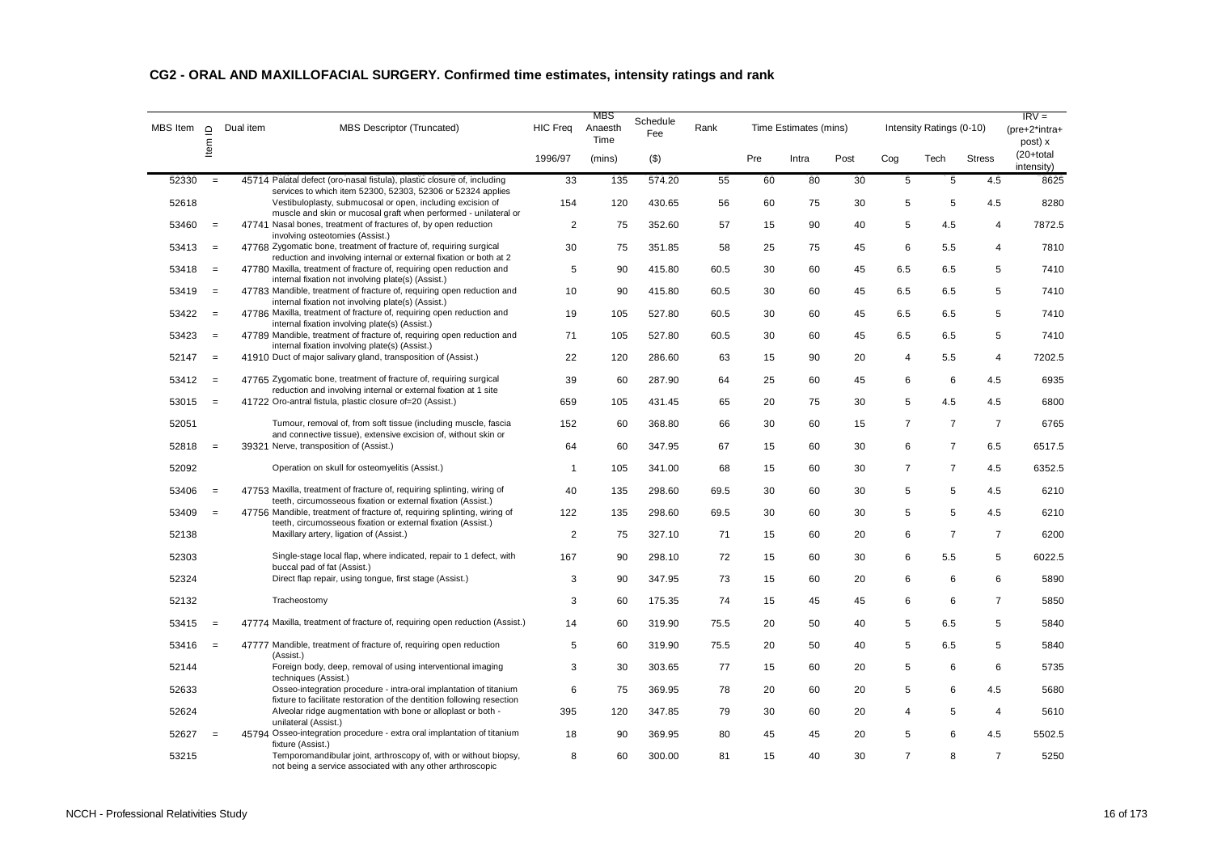## CG2 - ORAL AND MAXILLOFACIAL SURGERY. Confirmed time estimates, intensity ratings and rank

| MBS Item | Item ID | Dual item | MBS Descriptor (Truncated) | HIC Freq | MBS Anaesth Time | Schedule Fee | Rank | Time Estimates (mins) | | | Intensity Ratings (0-10) | | | IRV = (pre+2*intra+ post) x |
|---|---|---|---|---|---|---|---|---|---|---|---|---|---|---|
| | | | | 1996/97 | (mins) | ($) | | Pre | Intra | Post | Cog | Tech | Stress | (20+total intensity) |
| 52330 | = | 45714 | Palatal defect (oro-nasal fistula), plastic closure of, including services to which item 52300, 52303, 52306 or 52324 applies | 33 | 135 | 574.20 | 55 | 60 | 80 | 30 | 5 | 5 | 4.5 | 8625 |
| 52618 | | | Vestibuloplasty, submucosal or open, including excision of muscle and skin or mucosal graft when performed - unilateral or | 154 | 120 | 430.65 | 56 | 60 | 75 | 30 | 5 | 5 | 4.5 | 8280 |
| 53460 | = | 47741 | Nasal bones, treatment of fractures of, by open reduction involving osteotomies (Assist.) | 2 | 75 | 352.60 | 57 | 15 | 90 | 40 | 5 | 4.5 | 4 | 7872.5 |
| 53413 | = | 47768 | Zygomatic bone, treatment of fracture of, requiring surgical reduction and involving internal or external fixation or both at 2 | 30 | 75 | 351.85 | 58 | 25 | 75 | 45 | 6 | 5.5 | 4 | 7810 |
| 53418 | = | 47780 | Maxilla, treatment of fracture of, requiring open reduction and internal fixation not involving plate(s) (Assist.) | 5 | 90 | 415.80 | 60.5 | 30 | 60 | 45 | 6.5 | 6.5 | 5 | 7410 |
| 53419 | = | 47783 | Mandible, treatment of fracture of, requiring open reduction and internal fixation not involving plate(s) (Assist.) | 10 | 90 | 415.80 | 60.5 | 30 | 60 | 45 | 6.5 | 6.5 | 5 | 7410 |
| 53422 | = | 47786 | Maxilla, treatment of fracture of, requiring open reduction and internal fixation involving plate(s) (Assist.) | 19 | 105 | 527.80 | 60.5 | 30 | 60 | 45 | 6.5 | 6.5 | 5 | 7410 |
| 53423 | = | 47789 | Mandible, treatment of fracture of, requiring open reduction and internal fixation involving plate(s) (Assist.) | 71 | 105 | 527.80 | 60.5 | 30 | 60 | 45 | 6.5 | 6.5 | 5 | 7410 |
| 52147 | = | 41910 | Duct of major salivary gland, transposition of (Assist.) | 22 | 120 | 286.60 | 63 | 15 | 90 | 20 | 4 | 5.5 | 4 | 7202.5 |
| 53412 | = | 47765 | Zygomatic bone, treatment of fracture of, requiring surgical reduction and involving internal or external fixation at 1 site | 39 | 60 | 287.90 | 64 | 25 | 60 | 45 | 6 | 6 | 4.5 | 6935 |
| 53015 | = | 41722 | Oro-antral fistula, plastic closure of=20 (Assist.) | 659 | 105 | 431.45 | 65 | 20 | 75 | 30 | 5 | 4.5 | 4.5 | 6800 |
| 52051 | | | Tumour, removal of, from soft tissue (including muscle, fascia and connective tissue), extensive excision of, without skin or | 152 | 60 | 368.80 | 66 | 30 | 60 | 15 | 7 | 7 | 7 | 6765 |
| 52818 | = | 39321 | Nerve, transposition of (Assist.) | 64 | 60 | 347.95 | 67 | 15 | 60 | 30 | 6 | 7 | 6.5 | 6517.5 |
| 52092 | | | Operation on skull for osteomyelitis (Assist.) | 1 | 105 | 341.00 | 68 | 15 | 60 | 30 | 7 | 7 | 4.5 | 6352.5 |
| 53406 | = | 47753 | Maxilla, treatment of fracture of, requiring splinting, wiring of teeth, circumosseous fixation or external fixation (Assist.) | 40 | 135 | 298.60 | 69.5 | 30 | 60 | 30 | 5 | 5 | 4.5 | 6210 |
| 53409 | = | 47756 | Mandible, treatment of fracture of, requiring splinting, wiring of teeth, circumosseous fixation or external fixation (Assist.) | 122 | 135 | 298.60 | 69.5 | 30 | 60 | 30 | 5 | 5 | 4.5 | 6210 |
| 52138 | | | Maxillary artery, ligation of (Assist.) | 2 | 75 | 327.10 | 71 | 15 | 60 | 20 | 6 | 7 | 7 | 6200 |
| 52303 | | | Single-stage local flap, where indicated, repair to 1 defect, with buccal pad of fat (Assist.) | 167 | 90 | 298.10 | 72 | 15 | 60 | 30 | 6 | 5.5 | 5 | 6022.5 |
| 52324 | | | Direct flap repair, using tongue, first stage (Assist.) | 3 | 90 | 347.95 | 73 | 15 | 60 | 20 | 6 | 6 | 6 | 5890 |
| 52132 | | | Tracheostomy | 3 | 60 | 175.35 | 74 | 15 | 45 | 45 | 6 | 6 | 7 | 5850 |
| 53415 | = | 47774 | Maxilla, treatment of fracture of, requiring open reduction (Assist.) | 14 | 60 | 319.90 | 75.5 | 20 | 50 | 40 | 5 | 6.5 | 5 | 5840 |
| 53416 | = | 47777 | Mandible, treatment of fracture of, requiring open reduction (Assist.) | 5 | 60 | 319.90 | 75.5 | 20 | 50 | 40 | 5 | 6.5 | 5 | 5840 |
| 52144 | | | Foreign body, deep, removal of using interventional imaging techniques (Assist.) | 3 | 30 | 303.65 | 77 | 15 | 60 | 20 | 5 | 6 | 6 | 5735 |
| 52633 | | | Osseo-integration procedure - intra-oral implantation of titanium fixture to facilitate restoration of the dentition following resection | 6 | 75 | 369.95 | 78 | 20 | 60 | 20 | 5 | 6 | 4.5 | 5680 |
| 52624 | | | Alveolar ridge augmentation with bone or alloplast or both - unilateral (Assist.) | 395 | 120 | 347.85 | 79 | 30 | 60 | 20 | 4 | 5 | 4 | 5610 |
| 52627 | = | 45794 | Osseo-integration procedure - extra oral implantation of titanium fixture (Assist.) | 18 | 90 | 369.95 | 80 | 45 | 45 | 20 | 5 | 6 | 4.5 | 5502.5 |
| 53215 | | | Temporomandibular joint, arthroscopy of, with or without biopsy, not being a service associated with any other arthroscopic | 8 | 60 | 300.00 | 81 | 15 | 40 | 30 | 7 | 8 | 7 | 5250 |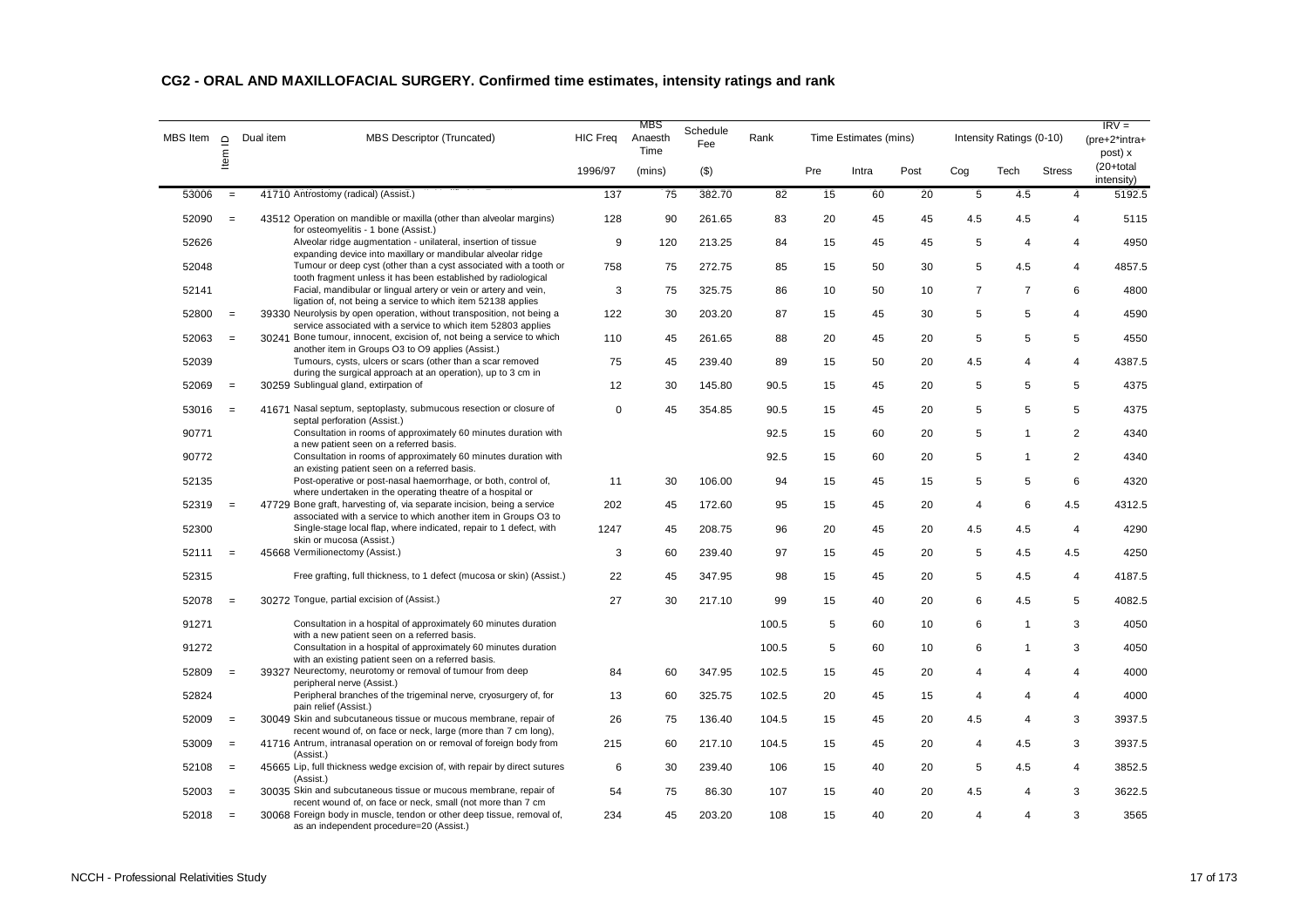## CG2 - ORAL AND MAXILLOFACIAL SURGERY. Confirmed time estimates, intensity ratings and rank

| MBS Item | Item ID | Dual item | MBS Descriptor (Truncated) | HIC Freq | MBS Anaesth Time | Schedule Fee | Rank | Time Estimates (mins) | | | Intensity Ratings (0-10) | | | IRV = (pre+2*intra+ post) x |
|---|---|---|---|---|---|---|---|---|---|---|---|---|---|---|
| | | | | 1996/97 | (mins) | ($) | | Pre | Intra | Post | Cog | Tech | Stress | (20+total intensity) |
| 53006 | = | 41710 | Antrostomy (radical) (Assist.) | 137 | 75 | 382.70 | 82 | 15 | 60 | 20 | 5 | 4.5 | 4 | 5192.5 |
| 52090 | = | 43512 | Operation on mandible or maxilla (other than alveolar margins) for osteomyelitis - 1 bone (Assist.) | 128 | 90 | 261.65 | 83 | 20 | 45 | 45 | 4.5 | 4.5 | 4 | 5115 |
| 52626 | | | Alveolar ridge augmentation - unilateral, insertion of tissue expanding device into maxillary or mandibular alveolar ridge | 9 | 120 | 213.25 | 84 | 15 | 45 | 45 | 5 | 4 | 4 | 4950 |
| 52048 | | | Tumour or deep cyst (other than a cyst associated with a tooth or tooth fragment unless it has been established by radiological | 758 | 75 | 272.75 | 85 | 15 | 50 | 30 | 5 | 4.5 | 4 | 4857.5 |
| 52141 | | | Facial, mandibular or lingual artery or vein or artery and vein, ligation of, not being a service to which item 52138 applies | 3 | 75 | 325.75 | 86 | 10 | 50 | 10 | 7 | 7 | 6 | 4800 |
| 52800 | = | 39330 | Neurolysis by open operation, without transposition, not being a service associated with a service to which item 52803 applies | 122 | 30 | 203.20 | 87 | 15 | 45 | 30 | 5 | 5 | 4 | 4590 |
| 52063 | = | 30241 | Bone tumour, innocent, excision of, not being a service to which another item in Groups O3 to O9 applies (Assist.) | 110 | 45 | 261.65 | 88 | 20 | 45 | 20 | 5 | 5 | 5 | 4550 |
| 52039 | | | Tumours, cysts, ulcers or scars (other than a scar removed during the surgical approach at an operation), up to 3 cm in | 75 | 45 | 239.40 | 89 | 15 | 50 | 20 | 4.5 | 4 | 4 | 4387.5 |
| 52069 | = | 30259 | Sublingual gland, extirpation of | 12 | 30 | 145.80 | 90.5 | 15 | 45 | 20 | 5 | 5 | 5 | 4375 |
| 53016 | = | 41671 | Nasal septum, septoplasty, submucous resection or closure of septal perforation (Assist.) | 0 | 45 | 354.85 | 90.5 | 15 | 45 | 20 | 5 | 5 | 5 | 4375 |
| 90771 | | | Consultation in rooms of approximately 60 minutes duration with a new patient seen on a referred basis. | | | | 92.5 | 15 | 60 | 20 | 5 | 1 | 2 | 4340 |
| 90772 | | | Consultation in rooms of approximately 60 minutes duration with an existing patient seen on a referred basis. | | | | 92.5 | 15 | 60 | 20 | 5 | 1 | 2 | 4340 |
| 52135 | | | Post-operative or post-nasal haemorrhage, or both, control of, where undertaken in the operating theatre of a hospital or | 11 | 30 | 106.00 | 94 | 15 | 45 | 15 | 5 | 5 | 6 | 4320 |
| 52319 | = | 47729 | Bone graft, harvesting of, via separate incision, being a service associated with a service to which another item in Groups O3 to | 202 | 45 | 172.60 | 95 | 15 | 45 | 20 | 4 | 6 | 4.5 | 4312.5 |
| 52300 | | | Single-stage local flap, where indicated, repair to 1 defect, with skin or mucosa (Assist.) | 1247 | 45 | 208.75 | 96 | 20 | 45 | 20 | 4.5 | 4.5 | 4 | 4290 |
| 52111 | = | 45668 | Vermilionectomy (Assist.) | 3 | 60 | 239.40 | 97 | 15 | 45 | 20 | 5 | 4.5 | 4.5 | 4250 |
| 52315 | | | Free grafting, full thickness, to 1 defect (mucosa or skin) (Assist.) | 22 | 45 | 347.95 | 98 | 15 | 45 | 20 | 5 | 4.5 | 4 | 4187.5 |
| 52078 | = | 30272 | Tongue, partial excision of (Assist.) | 27 | 30 | 217.10 | 99 | 15 | 40 | 20 | 6 | 4.5 | 5 | 4082.5 |
| 91271 | | | Consultation in a hospital of approximately 60 minutes duration with a new patient seen on a referred basis. | | | | 100.5 | 5 | 60 | 10 | 6 | 1 | 3 | 4050 |
| 91272 | | | Consultation in a hospital of approximately 60 minutes duration with an existing patient seen on a referred basis. | | | | 100.5 | 5 | 60 | 10 | 6 | 1 | 3 | 4050 |
| 52809 | = | 39327 | Neurectomy, neurotomy or removal of tumour from deep peripheral nerve (Assist.) | 84 | 60 | 347.95 | 102.5 | 15 | 45 | 20 | 4 | 4 | 4 | 4000 |
| 52824 | | | Peripheral branches of the trigeminal nerve, cryosurgery of, for pain relief (Assist.) | 13 | 60 | 325.75 | 102.5 | 20 | 45 | 15 | 4 | 4 | 4 | 4000 |
| 52009 | = | 30049 | Skin and subcutaneous tissue or mucous membrane, repair of recent wound of, on face or neck, large (more than 7 cm long), | 26 | 75 | 136.40 | 104.5 | 15 | 45 | 20 | 4.5 | 4 | 3 | 3937.5 |
| 53009 | = | 41716 | Antrum, intranasal operation on or removal of foreign body from (Assist.) | 215 | 60 | 217.10 | 104.5 | 15 | 45 | 20 | 4 | 4.5 | 3 | 3937.5 |
| 52108 | = | 45665 | Lip, full thickness wedge excision of, with repair by direct sutures (Assist.) | 6 | 30 | 239.40 | 106 | 15 | 40 | 20 | 5 | 4.5 | 4 | 3852.5 |
| 52003 | = | 30035 | Skin and subcutaneous tissue or mucous membrane, repair of recent wound of, on face or neck, small (not more than 7 cm | 54 | 75 | 86.30 | 107 | 15 | 40 | 20 | 4.5 | 4 | 3 | 3622.5 |
| 52018 | = | 30068 | Foreign body in muscle, tendon or other deep tissue, removal of, as an independent procedure=20 (Assist.) | 234 | 45 | 203.20 | 108 | 15 | 40 | 20 | 4 | 4 | 3 | 3565 |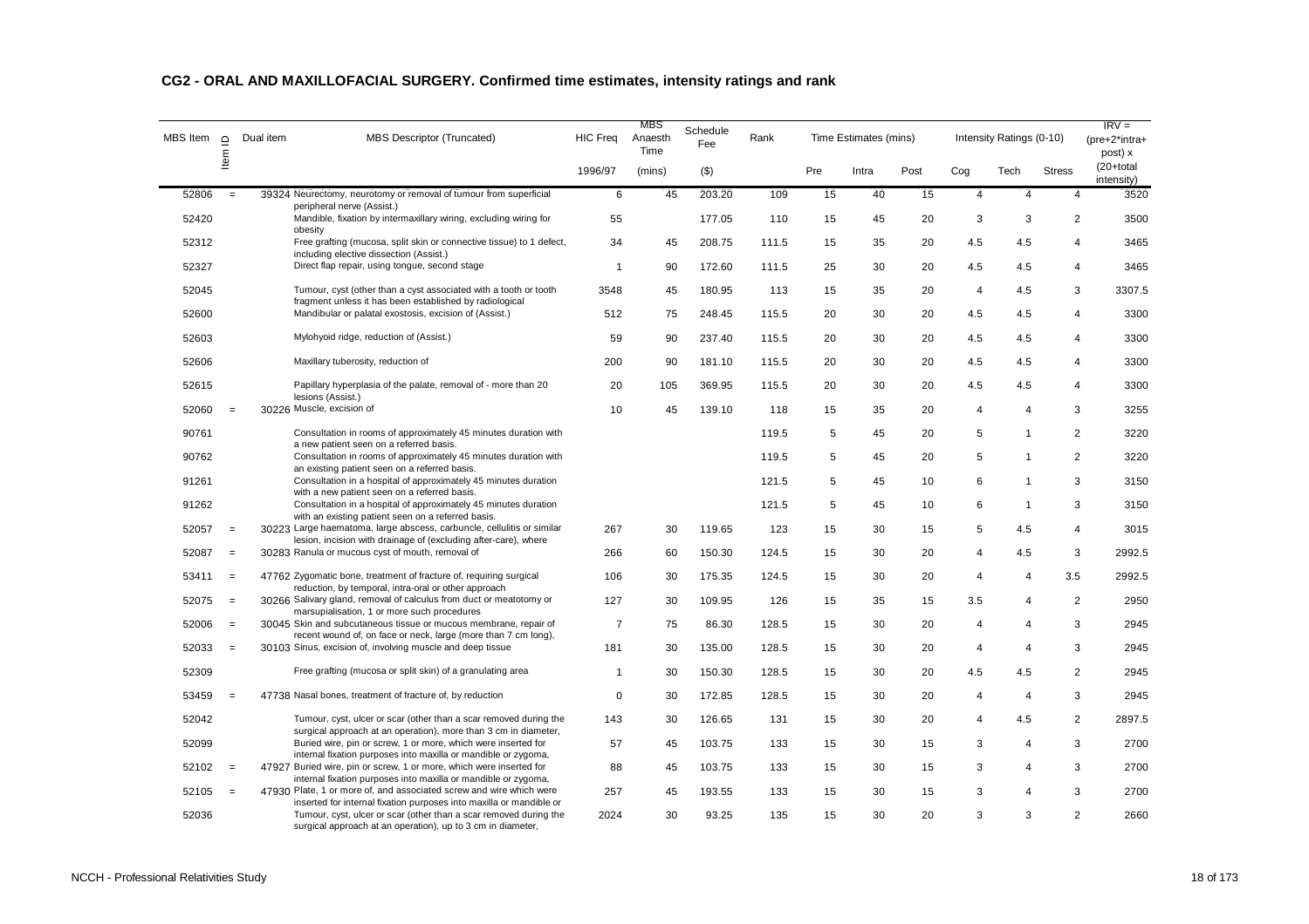## CG2 - ORAL AND MAXILLOFACIAL SURGERY. Confirmed time estimates, intensity ratings and rank

| MBS Item | Item ID | Dual item | MBS Descriptor (Truncated) | HIC Freq | MBS Anaesth Time | Schedule Fee | Rank | Time Estimates (mins) | | | Intensity Ratings (0-10) | | | IRV = (pre+2*intra+ post) x |
|---|---|---|---|---|---|---|---|---|---|---|---|---|---|---|
| | | | | 1996/97 | (mins) | ($) | | Pre | Intra | Post | Cog | Tech | Stress | (20+total intensity) |
| 52806 | = | 39324 | Neurectomy, neurotomy or removal of tumour from superficial peripheral nerve (Assist.) | 6 | 45 | 203.20 | 109 | 15 | 40 | 15 | 4 | 4 | 4 | 3520 |
| 52420 | | | Mandible, fixation by intermaxillary wiring, excluding wiring for obesity | 55 | | 177.05 | 110 | 15 | 45 | 20 | 3 | 3 | 2 | 3500 |
| 52312 | | | Free grafting (mucosa, split skin or connective tissue) to 1 defect, including elective dissection (Assist.) | 34 | 45 | 208.75 | 111.5 | 15 | 35 | 20 | 4.5 | 4.5 | 4 | 3465 |
| 52327 | | | Direct flap repair, using tongue, second stage | 1 | 90 | 172.60 | 111.5 | 25 | 30 | 20 | 4.5 | 4.5 | 4 | 3465 |
| 52045 | | | Tumour, cyst (other than a cyst associated with a tooth or tooth fragment unless it has been established by radiological | 3548 | 45 | 180.95 | 113 | 15 | 35 | 20 | 4 | 4.5 | 3 | 3307.5 |
| 52600 | | | Mandibular or palatal exostosis, excision of (Assist.) | 512 | 75 | 248.45 | 115.5 | 20 | 30 | 20 | 4.5 | 4.5 | 4 | 3300 |
| 52603 | | | Mylohyoid ridge, reduction of (Assist.) | 59 | 90 | 237.40 | 115.5 | 20 | 30 | 20 | 4.5 | 4.5 | 4 | 3300 |
| 52606 | | | Maxillary tuberosity, reduction of | 200 | 90 | 181.10 | 115.5 | 20 | 30 | 20 | 4.5 | 4.5 | 4 | 3300 |
| 52615 | | | Papillary hyperplasia of the palate, removal of - more than 20 lesions (Assist.) | 20 | 105 | 369.95 | 115.5 | 20 | 30 | 20 | 4.5 | 4.5 | 4 | 3300 |
| 52060 | = | 30226 | Muscle, excision of | 10 | 45 | 139.10 | 118 | 15 | 35 | 20 | 4 | 4 | 3 | 3255 |
| 90761 | | | Consultation in rooms of approximately 45 minutes duration with a new patient seen on a referred basis. | | | | 119.5 | 5 | 45 | 20 | 5 | 1 | 2 | 3220 |
| 90762 | | | Consultation in rooms of approximately 45 minutes duration with an existing patient seen on a referred basis. | | | | 119.5 | 5 | 45 | 20 | 5 | 1 | 2 | 3220 |
| 91261 | | | Consultation in a hospital of approximately 45 minutes duration with a new patient seen on a referred basis. | | | | 121.5 | 5 | 45 | 10 | 6 | 1 | 3 | 3150 |
| 91262 | | | Consultation in a hospital of approximately 45 minutes duration with an existing patient seen on a referred basis. | | | | 121.5 | 5 | 45 | 10 | 6 | 1 | 3 | 3150 |
| 52057 | = | 30223 | Large haematoma, large abscess, carbuncle, cellulitis or similar lesion, incision with drainage of (excluding after-care), where | 267 | 30 | 119.65 | 123 | 15 | 30 | 15 | 5 | 4.5 | 4 | 3015 |
| 52087 | = | 30283 | Ranula or mucous cyst of mouth, removal of | 266 | 60 | 150.30 | 124.5 | 15 | 30 | 20 | 4 | 4.5 | 3 | 2992.5 |
| 53411 | = | 47762 | Zygomatic bone, treatment of fracture of, requiring surgical reduction, by temporal, intra-oral or other approach | 106 | 30 | 175.35 | 124.5 | 15 | 30 | 20 | 4 | 4 | 3.5 | 2992.5 |
| 52075 | = | 30266 | Salivary gland, removal of calculus from duct or meatotomy or marsupialisation, 1 or more such procedures | 127 | 30 | 109.95 | 126 | 15 | 35 | 15 | 3.5 | 4 | 2 | 2950 |
| 52006 | = | 30045 | Skin and subcutaneous tissue or mucous membrane, repair of recent wound of, on face or neck, large (more than 7 cm long), | 7 | 75 | 86.30 | 128.5 | 15 | 30 | 20 | 4 | 4 | 3 | 2945 |
| 52033 | = | 30103 | Sinus, excision of, involving muscle and deep tissue | 181 | 30 | 135.00 | 128.5 | 15 | 30 | 20 | 4 | 4 | 3 | 2945 |
| 52309 | | | Free grafting (mucosa or split skin) of a granulating area | 1 | 30 | 150.30 | 128.5 | 15 | 30 | 20 | 4.5 | 4.5 | 2 | 2945 |
| 53459 | = | 47738 | Nasal bones, treatment of fracture of, by reduction | 0 | 30 | 172.85 | 128.5 | 15 | 30 | 20 | 4 | 4 | 3 | 2945 |
| 52042 | | | Tumour, cyst, ulcer or scar (other than a scar removed during the surgical approach at an operation), more than 3 cm in diameter, | 143 | 30 | 126.65 | 131 | 15 | 30 | 20 | 4 | 4.5 | 2 | 2897.5 |
| 52099 | | | Buried wire, pin or screw, 1 or more, which were inserted for internal fixation purposes into maxilla or mandible or zygoma, | 57 | 45 | 103.75 | 133 | 15 | 30 | 15 | 3 | 4 | 3 | 2700 |
| 52102 | = | 47927 | Buried wire, pin or screw, 1 or more, which were inserted for internal fixation purposes into maxilla or mandible or zygoma, | 88 | 45 | 103.75 | 133 | 15 | 30 | 15 | 3 | 4 | 3 | 2700 |
| 52105 | = | 47930 | Plate, 1 or more of, and associated screw and wire which were inserted for internal fixation purposes into maxilla or mandible or | 257 | 45 | 193.55 | 133 | 15 | 30 | 15 | 3 | 4 | 3 | 2700 |
| 52036 | | | Tumour, cyst, ulcer or scar (other than a scar removed during the surgical approach at an operation), up to 3 cm in diameter, | 2024 | 30 | 93.25 | 135 | 15 | 30 | 20 | 3 | 3 | 2 | 2660 |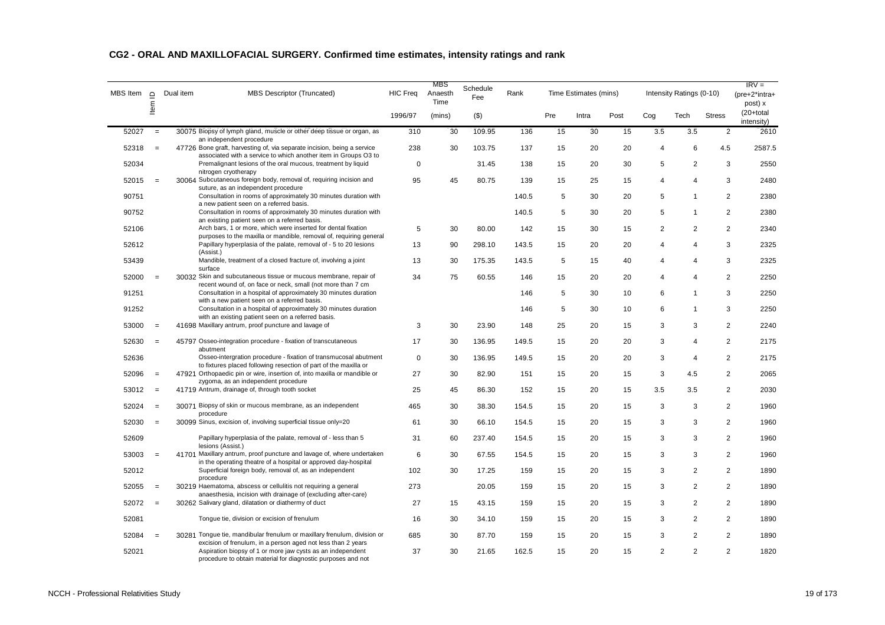## CG2 - ORAL AND MAXILLOFACIAL SURGERY. Confirmed time estimates, intensity ratings and rank

| MBS Item | Item ID | Dual item | MBS Descriptor (Truncated) | HIC Freq | MBS Anaesth Time | Schedule Fee | Rank | Time Estimates (mins) | | | Intensity Ratings (0-10) | | | IRV = (pre+2*intra+ post) x |
|---|---|---|---|---|---|---|---|---|---|---|---|---|---|---|
| | | | | 1996/97 | (mins) | ($) | | Pre | Intra | Post | Cog | Tech | Stress | (20+total intensity) |
| 52027 | = | 30075 | Biopsy of lymph gland, muscle or other deep tissue or organ, as an independent procedure | 310 | 30 | 109.95 | 136 | 15 | 30 | 15 | 3.5 | 3.5 | 2 | 2610 |
| 52318 | = | 47726 | Bone graft, harvesting of, via separate incision, being a service associated with a service to which another item in Groups O3 to | 238 | 30 | 103.75 | 137 | 15 | 20 | 20 | 4 | 6 | 4.5 | 2587.5 |
| 52034 | | | Premalignant lesions of the oral mucous, treatment by liquid nitrogen cryotherapy | 0 | | 31.45 | 138 | 15 | 20 | 30 | 5 | 2 | 3 | 2550 |
| 52015 | = | 30064 | Subcutaneous foreign body, removal of, requiring incision and suture, as an independent procedure | 95 | 45 | 80.75 | 139 | 15 | 25 | 15 | 4 | 4 | 3 | 2480 |
| 90751 | | | Consultation in rooms of approximately 30 minutes duration with a new patient seen on a referred basis. | | | | 140.5 | 5 | 30 | 20 | 5 | 1 | 2 | 2380 |
| 90752 | | | Consultation in rooms of approximately 30 minutes duration with an existing patient seen on a referred basis. | | | | 140.5 | 5 | 30 | 20 | 5 | 1 | 2 | 2380 |
| 52106 | | | Arch bars, 1 or more, which were inserted for dental fixation purposes to the maxilla or mandible, removal of, requiring general | 5 | 30 | 80.00 | 142 | 15 | 30 | 15 | 2 | 2 | 2 | 2340 |
| 52612 | | | Papillary hyperplasia of the palate, removal of - 5 to 20 lesions (Assist.) | 13 | 90 | 298.10 | 143.5 | 15 | 20 | 20 | 4 | 4 | 3 | 2325 |
| 53439 | | | Mandible, treatment of a closed fracture of, involving a joint surface | 13 | 30 | 175.35 | 143.5 | 5 | 15 | 40 | 4 | 4 | 3 | 2325 |
| 52000 | = | 30032 | Skin and subcutaneous tissue or mucous membrane, repair of recent wound of, on face or neck, small (not more than 7 cm | 34 | 75 | 60.55 | 146 | 15 | 20 | 20 | 4 | 4 | 2 | 2250 |
| 91251 | | | Consultation in a hospital of approximately 30 minutes duration with a new patient seen on a referred basis. | | | | 146 | 5 | 30 | 10 | 6 | 1 | 3 | 2250 |
| 91252 | | | Consultation in a hospital of approximately 30 minutes duration with an existing patient seen on a referred basis. | | | | 146 | 5 | 30 | 10 | 6 | 1 | 3 | 2250 |
| 53000 | = | 41698 | Maxillary antrum, proof puncture and lavage of | 3 | 30 | 23.90 | 148 | 25 | 20 | 15 | 3 | 3 | 2 | 2240 |
| 52630 | = | 45797 | Osseo-integration procedure - fixation of transcutaneous abutment | 17 | 30 | 136.95 | 149.5 | 15 | 20 | 20 | 3 | 4 | 2 | 2175 |
| 52636 | | | Osseo-intergration procedure - fixation of transmucosal abutment to fixtures placed following resection of part of the maxilla or | 0 | 30 | 136.95 | 149.5 | 15 | 20 | 20 | 3 | 4 | 2 | 2175 |
| 52096 | = | 47921 | Orthopaedic pin or wire, insertion of, into maxilla or mandible or zygoma, as an independent procedure | 27 | 30 | 82.90 | 151 | 15 | 20 | 15 | 3 | 4.5 | 2 | 2065 |
| 53012 | = | 41719 | Antrum, drainage of, through tooth socket | 25 | 45 | 86.30 | 152 | 15 | 20 | 15 | 3.5 | 3.5 | 2 | 2030 |
| 52024 | = | 30071 | Biopsy of skin or mucous membrane, as an independent procedure | 465 | 30 | 38.30 | 154.5 | 15 | 20 | 15 | 3 | 3 | 2 | 1960 |
| 52030 | = | 30099 | Sinus, excision of, involving superficial tissue only=20 | 61 | 30 | 66.10 | 154.5 | 15 | 20 | 15 | 3 | 3 | 2 | 1960 |
| 52609 | | | Papillary hyperplasia of the palate, removal of - less than 5 lesions (Assist.) | 31 | 60 | 237.40 | 154.5 | 15 | 20 | 15 | 3 | 3 | 2 | 1960 |
| 53003 | = | 41701 | Maxillary antrum, proof puncture and lavage of, where undertaken in the operating theatre of a hospital or approved day-hospital | 6 | 30 | 67.55 | 154.5 | 15 | 20 | 15 | 3 | 3 | 2 | 1960 |
| 52012 | | | Superficial foreign body, removal of, as an independent procedure | 102 | 30 | 17.25 | 159 | 15 | 20 | 15 | 3 | 2 | 2 | 1890 |
| 52055 | = | 30219 | Haematoma, abscess or cellulitis not requiring a general anaesthesia, incision with drainage of (excluding after-care) | 273 | | 20.05 | 159 | 15 | 20 | 15 | 3 | 2 | 2 | 1890 |
| 52072 | = | 30262 | Salivary gland, dilatation or diathermy of duct | 27 | 15 | 43.15 | 159 | 15 | 20 | 15 | 3 | 2 | 2 | 1890 |
| 52081 | | | Tongue tie, division or excision of frenulum | 16 | 30 | 34.10 | 159 | 15 | 20 | 15 | 3 | 2 | 2 | 1890 |
| 52084 | = | 30281 | Tongue tie, mandibular frenulum or maxillary frenulum, division or excision of frenulum, in a person aged not less than 2 years | 685 | 30 | 87.70 | 159 | 15 | 20 | 15 | 3 | 2 | 2 | 1890 |
| 52021 | | | Aspiration biopsy of 1 or more jaw cysts as an independent procedure to obtain material for diagnostic purposes and not | 37 | 30 | 21.65 | 162.5 | 15 | 20 | 15 | 2 | 2 | 2 | 1820 |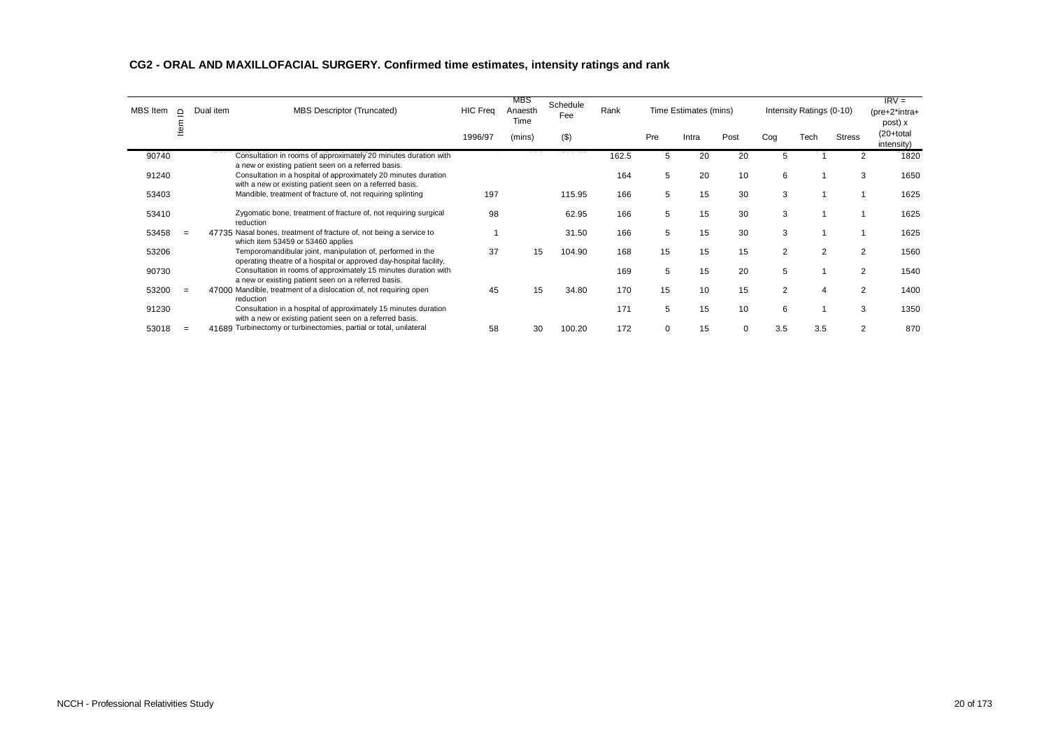## CG2 - ORAL AND MAXILLOFACIAL SURGERY. Confirmed time estimates, intensity ratings and rank

| MBS Item | Item ID | Dual item | MBS Descriptor (Truncated) | HIC Freq | MBS Anaesth Time | Schedule Fee | Rank | Time Estimates (mins) | | | Intensity Ratings (0-10) | | | IRV = (pre+2*intra+ post) x |
|---|---|---|---|---|---|---|---|---|---|---|---|---|---|---|
| | | | | 1996/97 | (mins) | ($) | | Pre | Intra | Post | Cog | Tech | Stress | (20+total intensity) |
| 90740 | | | Consultation in rooms of approximately 20 minutes duration with a new or existing patient seen on a referred basis. | | | | 162.5 | 5 | 20 | 20 | 5 | 1 | 2 | 1820 |
| 91240 | | | Consultation in a hospital of approximately 20 minutes duration with a new or existing patient seen on a referred basis. | | | | 164 | 5 | 20 | 10 | 6 | 1 | 3 | 1650 |
| 53403 | | | Mandible, treatment of fracture of, not requiring splinting | 197 | | 115.95 | 166 | 5 | 15 | 30 | 3 | 1 | 1 | 1625 |
| 53410 | | | Zygomatic bone, treatment of fracture of, not requiring surgical reduction | 98 | | 62.95 | 166 | 5 | 15 | 30 | 3 | 1 | 1 | 1625 |
| 53458 | = | 47735 | Nasal bones, treatment of fracture of, not being a service to which item 53459 or 53460 applies | 1 | | 31.50 | 166 | 5 | 15 | 30 | 3 | 1 | 1 | 1625 |
| 53206 | | | Temporomandibular joint, manipulation of, performed in the operating theatre of a hospital or approved day-hospital facility, | 37 | 15 | 104.90 | 168 | 15 | 15 | 15 | 2 | 2 | 2 | 1560 |
| 90730 | | | Consultation in rooms of approximately 15 minutes duration with a new or existing patient seen on a referred basis. | | | | 169 | 5 | 15 | 20 | 5 | 1 | 2 | 1540 |
| 53200 | = | 47000 | Mandible, treatment of a dislocation of, not requiring open reduction | 45 | 15 | 34.80 | 170 | 15 | 10 | 15 | 2 | 4 | 2 | 1400 |
| 91230 | | | Consultation in a hospital of approximately 15 minutes duration with a new or existing patient seen on a referred basis. | | | | 171 | 5 | 15 | 10 | 6 | 1 | 3 | 1350 |
| 53018 | = | 41689 | Turbinectomy or turbinectomies, partial or total, unilateral | 58 | 30 | 100.20 | 172 | 0 | 15 | 0 | 3.5 | 3.5 | 2 | 870 |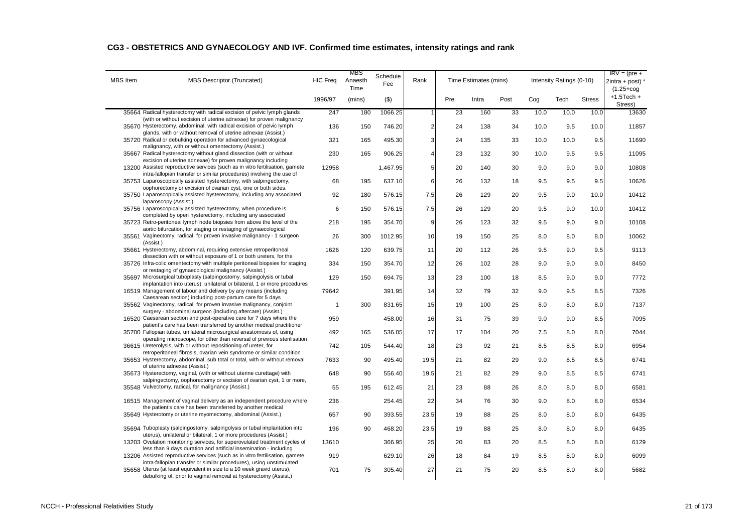## CG3 - OBSTETRICS AND GYNAECOLOGY AND IVF. Confirmed time estimates, intensity ratings and rank

| MBS Item | MBS Descriptor (Truncated) | HIC Freq | MBS Anaesth Time | Schedule Fee | Rank | Time Estimates (mins) | | | Intensity Ratings (0-10) | | | IRV = (pre + 2intra + post) * (1.25+cog +1.5Tech + Stress) |
|---|---|---|---|---|---|---|---|---|---|---|---|---|
| | | 1996/97 | (mins) | ($) | | Pre | Intra | Post | Cog | Tech | Stress | |
| 35664 | Radical hysterectomy with radical excision of pelvic lymph glands (with or without excision of uterine adnexae) for proven malignancy | 247 | 180 | 1066.25 | 1 | 23 | 160 | 33 | 10.0 | 10.0 | 10.0 | 13630 |
| 35670 | Hysterectomy, abdominal, with radical excision of pelvic lymph glands, with or without removal of uterine adnexae (Assist.) | 136 | 150 | 746.20 | 2 | 24 | 138 | 34 | 10.0 | 9.5 | 10.0 | 11857 |
| 35720 | Radical or debulking operation for advanced gynaecological malignancy, with or without omentectomy (Assist.) | 321 | 165 | 495.30 | 3 | 24 | 135 | 33 | 10.0 | 10.0 | 9.5 | 11690 |
| 35667 | Radical hysterectomy without gland dissection (with or without excision of uterine adnexae) for proven malignancy including | 230 | 165 | 906.25 | 4 | 23 | 132 | 30 | 10.0 | 9.5 | 9.5 | 11095 |
| 13200 | Assisted reproductive services (such as in vitro fertilisation, gamete intra-fallopian transfer or similar procedures) involving the use of | 12958 | | 1,467.95 | 5 | 20 | 140 | 30 | 9.0 | 9.0 | 9.0 | 10808 |
| 35753 | Laparoscopically assisted hysterectomy, with salpingectomy, oophorectomy or excision of ovarian cyst, one or both sides, | 68 | 195 | 637.10 | 6 | 26 | 132 | 18 | 9.5 | 9.5 | 9.5 | 10626 |
| 35750 | Laparoscopically assisted hysterectomy, including any associated laparoscopy (Assist.) | 92 | 180 | 576.15 | 7.5 | 26 | 129 | 20 | 9.5 | 9.0 | 10.0 | 10412 |
| 35756 | Laparoscopically assisted hysterectomy, when procedure is completed by open hysterectomy, including any associated | 6 | 150 | 576.15 | 7.5 | 26 | 129 | 20 | 9.5 | 9.0 | 10.0 | 10412 |
| 35723 | Retro-peritoneal lymph node biopsies from above the level of the aortic bifurcation, for staging or restaging of gynaecological | 218 | 195 | 354.70 | 9 | 26 | 123 | 32 | 9.5 | 9.0 | 9.0 | 10108 |
| 35561 | Vaginectomy, radical, for proven invasive malignancy - 1 surgeon (Assist.) | 26 | 300 | 1012.95 | 10 | 19 | 150 | 25 | 8.0 | 8.0 | 8.0 | 10062 |
| 35661 | Hysterectomy, abdominal, requiring extensive retroperitoneal dissection with or without exposure of 1 or both ureters, for the | 1626 | 120 | 639.75 | 11 | 20 | 112 | 26 | 9.5 | 9.0 | 9.5 | 9113 |
| 35726 | Infra-colic omentectomy with multiple peritoneal biopsies for staging or restaging of gynaecological malignancy (Assist.) | 334 | 150 | 354.70 | 12 | 26 | 102 | 28 | 9.0 | 9.0 | 9.0 | 8450 |
| 35697 | Microsurgical tuboplasty (salpingostomy, salpingolysis or tubal implantation into uterus), unilateral or bilateral, 1 or more procedures | 129 | 150 | 694.75 | 13 | 23 | 100 | 18 | 8.5 | 9.0 | 9.0 | 7772 |
| 16519 | Management of labour and delivery by any means (including Caesarean section) including post-partum care for 5 days | 79642 | | 391.95 | 14 | 32 | 79 | 32 | 9.0 | 9.5 | 8.5 | 7326 |
| 35562 | Vaginectomy, radical, for proven invasive malignancy, conjoint surgery - abdominal surgeon (including aftercare) (Assist.) | 1 | 300 | 831.65 | 15 | 19 | 100 | 25 | 8.0 | 8.0 | 8.0 | 7137 |
| 16520 | Caesarean section and post-operative care for 7 days where the patient's care has been transferred by another medical practitioner | 959 | | 458.00 | 16 | 31 | 75 | 39 | 9.0 | 9.0 | 8.5 | 7095 |
| 35700 | Fallopian tubes, unilateral microsurgical anastomosis of, using operating microscope, for other than reversal of previous sterilisation | 492 | 165 | 536.05 | 17 | 17 | 104 | 20 | 7.5 | 8.0 | 8.0 | 7044 |
| 36615 | Ureterolysis, with or without repositioning of ureter, for retroperitoneal fibrosis, ovarian vein syndrome or similar condition | 742 | 105 | 544.40 | 18 | 23 | 92 | 21 | 8.5 | 8.5 | 8.0 | 6954 |
| 35653 | Hysterectomy, abdominal, sub total or total, with or without removal of uterine adnexae (Assist.) | 7633 | 90 | 495.40 | 19.5 | 21 | 82 | 29 | 9.0 | 8.5 | 8.5 | 6741 |
| 35673 | Hysterectomy, vaginal, (with or without uterine curettage) with salpingectomy, oophorectomy or excision of ovarian cyst, 1 or more, | 648 | 90 | 556.40 | 19.5 | 21 | 82 | 29 | 9.0 | 8.5 | 8.5 | 6741 |
| 35548 | Vulvectomy, radical, for malignancy (Assist.) | 55 | 195 | 612.45 | 21 | 23 | 88 | 26 | 8.0 | 8.0 | 8.0 | 6581 |
| 16515 | Management of vaginal delivery as an independent procedure where the patient's care has been transferred by another medical | 236 | | 254.45 | 22 | 34 | 76 | 30 | 9.0 | 8.0 | 8.0 | 6534 |
| 35649 | Hysterotomy or uterine myomectomy, abdominal (Assist.) | 657 | 90 | 393.55 | 23.5 | 19 | 88 | 25 | 8.0 | 8.0 | 8.0 | 6435 |
| 35694 | Tuboplasty (salpingostomy, salpingolysis or tubal implantation into uterus), unilateral or bilateral, 1 or more procedures (Assist.) | 196 | 90 | 468.20 | 23.5 | 19 | 88 | 25 | 8.0 | 8.0 | 8.0 | 6435 |
| 13203 | Ovulation monitoring services, for superovulated treatment cycles of less than 9 days duration and artificial insemination - including | 13610 | | 366.95 | 25 | 20 | 83 | 20 | 8.5 | 8.0 | 8.0 | 6129 |
| 13206 | Assisted reproductive services (such as in vitro fertilisation, gamete intra-fallopian transfer or similar procedures), using unstimulated | 919 | | 629.10 | 26 | 18 | 84 | 19 | 8.5 | 8.0 | 8.0 | 6099 |
| 35658 | Uterus (at least equivalent in size to a 10 week gravid uterus), debulking of, prior to vaginal removal at hysterectomy (Assist.) | 701 | 75 | 305.40 | 27 | 21 | 75 | 20 | 8.5 | 8.0 | 8.0 | 5682 |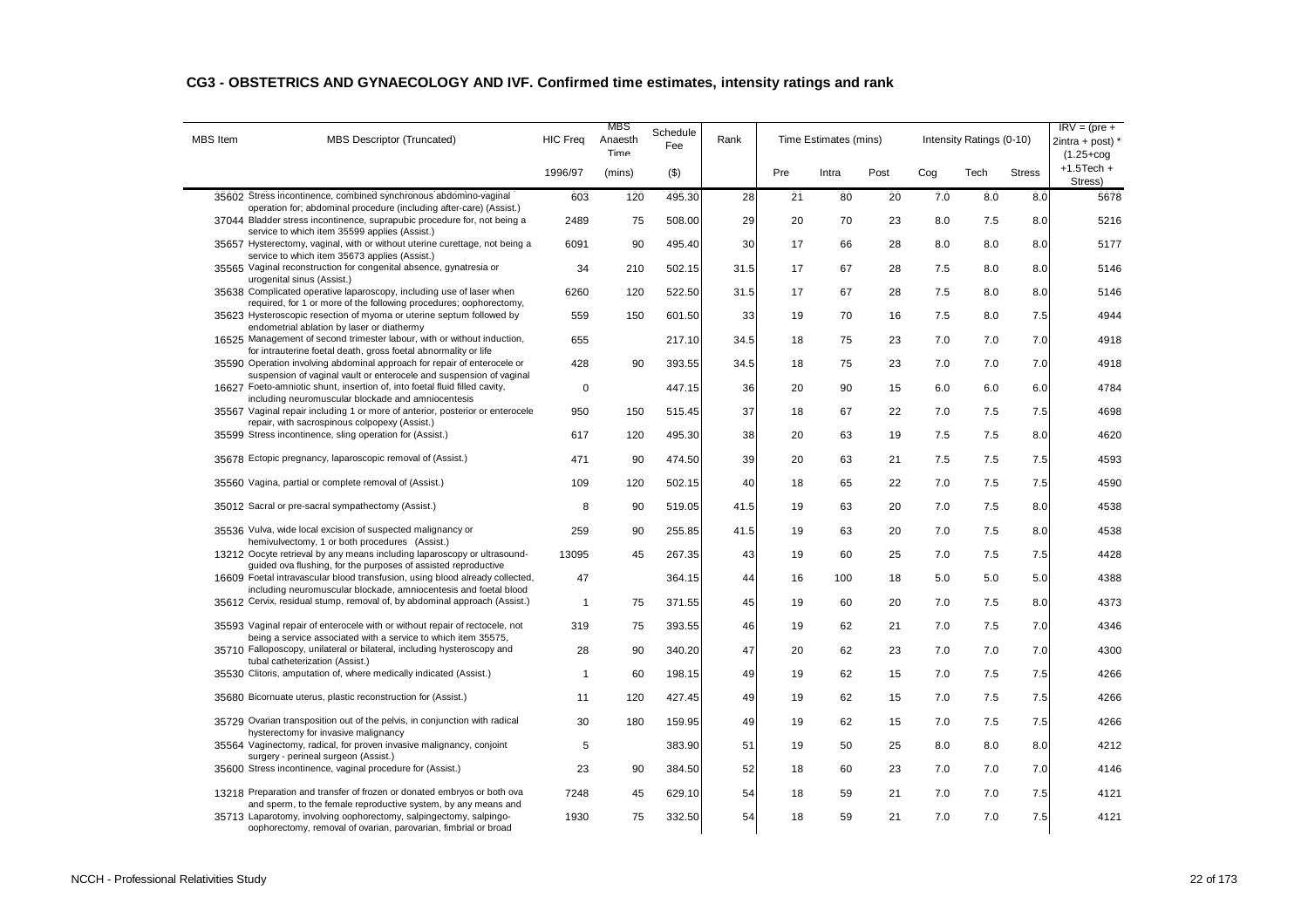## CG3 - OBSTETRICS AND GYNAECOLOGY AND IVF. Confirmed time estimates, intensity ratings and rank

| MBS Item | MBS Descriptor (Truncated) | HIC Freq | MBS Anaesth Time | Schedule Fee | Rank | Time Estimates (mins) | | | Intensity Ratings (0-10) | | | IRV = (pre + 2intra + post) * (1.25+cog +1.5Tech + Stress) |
|---|---|---|---|---|---|---|---|---|---|---|---|---|
| | | 1996/97 | (mins) | ($) | | Pre | Intra | Post | Cog | Tech | Stress | |
| 35602 | Stress incontinence, combined synchronous abdomino-vaginal operation for; abdominal procedure (including after-care) (Assist.) | 603 | 120 | 495.30 | 28 | 21 | 80 | 20 | 7.0 | 8.0 | 8.0 | 5678 |
| 37044 | Bladder stress incontinence, suprapubic procedure for, not being a service to which item 35599 applies (Assist.) | 2489 | 75 | 508.00 | 29 | 20 | 70 | 23 | 8.0 | 7.5 | 8.0 | 5216 |
| 35657 | Hysterectomy, vaginal, with or without uterine curettage, not being a service to which item 35673 applies (Assist.) | 6091 | 90 | 495.40 | 30 | 17 | 66 | 28 | 8.0 | 8.0 | 8.0 | 5177 |
| 35565 | Vaginal reconstruction for congenital absence, gynatresia or urogenital sinus (Assist.) | 34 | 210 | 502.15 | 31.5 | 17 | 67 | 28 | 7.5 | 8.0 | 8.0 | 5146 |
| 35638 | Complicated operative laparoscopy, including use of laser when required, for 1 or more of the following procedures; oophorectomy, | 6260 | 120 | 522.50 | 31.5 | 17 | 67 | 28 | 7.5 | 8.0 | 8.0 | 5146 |
| 35623 | Hysteroscopic resection of myoma or uterine septum followed by endometrial ablation by laser or diathermy | 559 | 150 | 601.50 | 33 | 19 | 70 | 16 | 7.5 | 8.0 | 7.5 | 4944 |
| 16525 | Management of second trimester labour, with or without induction, for intrauterine foetal death, gross foetal abnormality or life | 655 | | 217.10 | 34.5 | 18 | 75 | 23 | 7.0 | 7.0 | 7.0 | 4918 |
| 35590 | Operation involving abdominal approach for repair of enterocele or suspension of vaginal vault or enterocele and suspension of vaginal | 428 | 90 | 393.55 | 34.5 | 18 | 75 | 23 | 7.0 | 7.0 | 7.0 | 4918 |
| 16627 | Foeto-amniotic shunt, insertion of, into foetal fluid filled cavity, including neuromuscular blockade and amniocentesis | 0 | | 447.15 | 36 | 20 | 90 | 15 | 6.0 | 6.0 | 6.0 | 4784 |
| 35567 | Vaginal repair including 1 or more of anterior, posterior or enterocele repair, with sacrospinous colpopexy (Assist.) | 950 | 150 | 515.45 | 37 | 18 | 67 | 22 | 7.0 | 7.5 | 7.5 | 4698 |
| 35599 | Stress incontinence, sling operation for (Assist.) | 617 | 120 | 495.30 | 38 | 20 | 63 | 19 | 7.5 | 7.5 | 8.0 | 4620 |
| 35678 | Ectopic pregnancy, laparoscopic removal of (Assist.) | 471 | 90 | 474.50 | 39 | 20 | 63 | 21 | 7.5 | 7.5 | 7.5 | 4593 |
| 35560 | Vagina, partial or complete removal of (Assist.) | 109 | 120 | 502.15 | 40 | 18 | 65 | 22 | 7.0 | 7.5 | 7.5 | 4590 |
| 35012 | Sacral or pre-sacral sympathectomy (Assist.) | 8 | 90 | 519.05 | 41.5 | 19 | 63 | 20 | 7.0 | 7.5 | 8.0 | 4538 |
| 35536 | Vulva, wide local excision of suspected malignancy or hemivulvectomy, 1 or both procedures (Assist.) | 259 | 90 | 255.85 | 41.5 | 19 | 63 | 20 | 7.0 | 7.5 | 8.0 | 4538 |
| 13212 | Oocyte retrieval by any means including laparoscopy or ultrasound-guided ova flushing, for the purposes of assisted reproductive | 13095 | 45 | 267.35 | 43 | 19 | 60 | 25 | 7.0 | 7.5 | 7.5 | 4428 |
| 16609 | Foetal intravascular blood transfusion, using blood already collected, including neuromuscular blockade, amniocentesis and foetal blood | 47 | | 364.15 | 44 | 16 | 100 | 18 | 5.0 | 5.0 | 5.0 | 4388 |
| 35612 | Cervix, residual stump, removal of, by abdominal approach (Assist.) | 1 | 75 | 371.55 | 45 | 19 | 60 | 20 | 7.0 | 7.5 | 8.0 | 4373 |
| 35593 | Vaginal repair of enterocele with or without repair of rectocele, not being a service associated with a service to which item 35575, | 319 | 75 | 393.55 | 46 | 19 | 62 | 21 | 7.0 | 7.5 | 7.0 | 4346 |
| 35710 | Falloposcopy, unilateral or bilateral, including hysteroscopy and tubal catheterization (Assist.) | 28 | 90 | 340.20 | 47 | 20 | 62 | 23 | 7.0 | 7.0 | 7.0 | 4300 |
| 35530 | Clitoris, amputation of, where medically indicated (Assist.) | 1 | 60 | 198.15 | 49 | 19 | 62 | 15 | 7.0 | 7.5 | 7.5 | 4266 |
| 35680 | Bicornuate uterus, plastic reconstruction for (Assist.) | 11 | 120 | 427.45 | 49 | 19 | 62 | 15 | 7.0 | 7.5 | 7.5 | 4266 |
| 35729 | Ovarian transposition out of the pelvis, in conjunction with radical hysterectomy for invasive malignancy | 30 | 180 | 159.95 | 49 | 19 | 62 | 15 | 7.0 | 7.5 | 7.5 | 4266 |
| 35564 | Vaginectomy, radical, for proven invasive malignancy, conjoint surgery - perineal surgeon (Assist.) | 5 | | 383.90 | 51 | 19 | 50 | 25 | 8.0 | 8.0 | 8.0 | 4212 |
| 35600 | Stress incontinence, vaginal procedure for (Assist.) | 23 | 90 | 384.50 | 52 | 18 | 60 | 23 | 7.0 | 7.0 | 7.0 | 4146 |
| 13218 | Preparation and transfer of frozen or donated embryos or both ova and sperm, to the female reproductive system, by any means and | 7248 | 45 | 629.10 | 54 | 18 | 59 | 21 | 7.0 | 7.0 | 7.5 | 4121 |
| 35713 | Laparotomy, involving oophorectomy, salpingectomy, salpingo-oophorectomy, removal of ovarian, parovarian, fimbrial or broad | 1930 | 75 | 332.50 | 54 | 18 | 59 | 21 | 7.0 | 7.0 | 7.5 | 4121 |

NCCH - Professional Relativities Study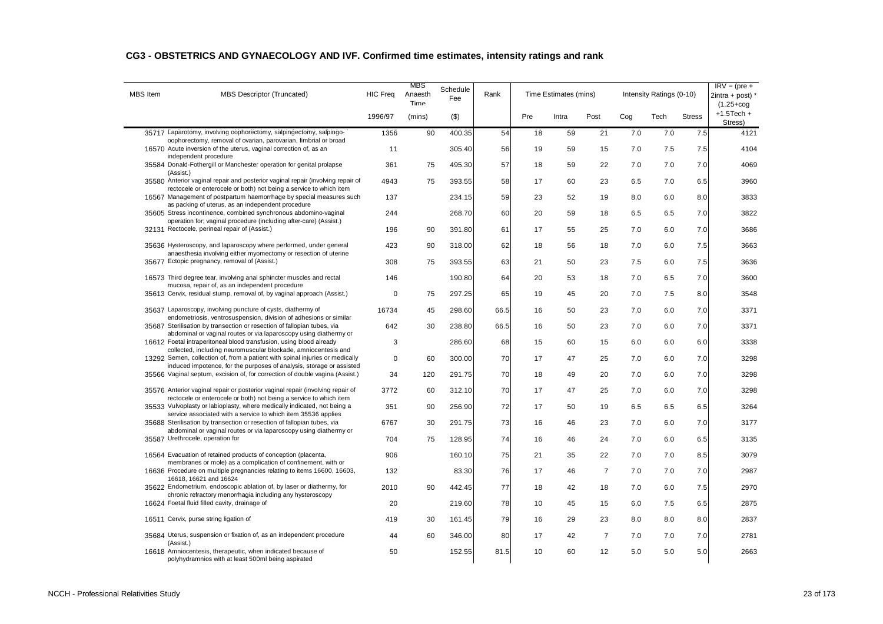## CG3 - OBSTETRICS AND GYNAECOLOGY AND IVF. Confirmed time estimates, intensity ratings and rank

| MBS Item | MBS Descriptor (Truncated) | HIC Freq | MBS Anaesth Time | Schedule Fee | Rank | Time Estimates (mins) | | | Intensity Ratings (0-10) | | | IRV = (pre + 2intra + post) * (1.25+cog +1.5Tech + Stress) |
|---|---|---|---|---|---|---|---|---|---|---|---|---|
| | | 1996/97 | (mins) | ($) | | Pre | Intra | Post | Cog | Tech | Stress | |
| 35717 | Laparotomy, involving oophorectomy, salpingectomy, salpingo-oophorectomy, removal of ovarian, parovarian, fimbrial or broad | 1356 | 90 | 400.35 | 54 | 18 | 59 | 21 | 7.0 | 7.0 | 7.5 | 4121 |
| 16570 | Acute inversion of the uterus, vaginal correction of, as an independent procedure | 11 | | 305.40 | 56 | 19 | 59 | 15 | 7.0 | 7.5 | 7.5 | 4104 |
| 35584 | Donald-Fothergill or Manchester operation for genital prolapse (Assist.) | 361 | 75 | 495.30 | 57 | 18 | 59 | 22 | 7.0 | 7.0 | 7.0 | 4069 |
| 35580 | Anterior vaginal repair and posterior vaginal repair (involving repair of rectocele or enterocele or both) not being a service to which item | 4943 | 75 | 393.55 | 58 | 17 | 60 | 23 | 6.5 | 7.0 | 6.5 | 3960 |
| 16567 | Management of postpartum haemorrhage by special measures such as packing of uterus, as an independent procedure | 137 | | 234.15 | 59 | 23 | 52 | 19 | 8.0 | 6.0 | 8.0 | 3833 |
| 35605 | Stress incontinence, combined synchronous abdomino-vaginal operation for; vaginal procedure (including after-care) (Assist.) | 244 | | 268.70 | 60 | 20 | 59 | 18 | 6.5 | 6.5 | 7.0 | 3822 |
| 32131 | Rectocele, perineal repair of (Assist.) | 196 | 90 | 391.80 | 61 | 17 | 55 | 25 | 7.0 | 6.0 | 7.0 | 3686 |
| 35636 | Hysteroscopy, and laparoscopy where performed, under general anaesthesia involving either myomectomy or resection of uterine | 423 | 90 | 318.00 | 62 | 18 | 56 | 18 | 7.0 | 6.0 | 7.5 | 3663 |
| 35677 | Ectopic pregnancy, removal of (Assist.) | 308 | 75 | 393.55 | 63 | 21 | 50 | 23 | 7.5 | 6.0 | 7.5 | 3636 |
| 16573 | Third degree tear, involving anal sphincter muscles and rectal mucosa, repair of, as an independent procedure | 146 | | 190.80 | 64 | 20 | 53 | 18 | 7.0 | 6.5 | 7.0 | 3600 |
| 35613 | Cervix, residual stump, removal of, by vaginal approach (Assist.) | 0 | 75 | 297.25 | 65 | 19 | 45 | 20 | 7.0 | 7.5 | 8.0 | 3548 |
| 35637 | Laparoscopy, involving puncture of cysts, diathermy of endometriosis, ventrosuspension, division of adhesions or similar | 16734 | 45 | 298.60 | 66.5 | 16 | 50 | 23 | 7.0 | 6.0 | 7.0 | 3371 |
| 35687 | Sterilisation by transection or resection of fallopian tubes, via abdominal or vaginal routes or via laparoscopy using diathermy or | 642 | 30 | 238.80 | 66.5 | 16 | 50 | 23 | 7.0 | 6.0 | 7.0 | 3371 |
| 16612 | Foetal intraperitoneal blood transfusion, using blood already collected, including neuromuscular blockade, amniocentesis and | 3 | | 286.60 | 68 | 15 | 60 | 15 | 6.0 | 6.0 | 6.0 | 3338 |
| 13292 | Semen, collection of, from a patient with spinal injuries or medically induced impotence, for the purposes of analysis, storage or assisted | 0 | 60 | 300.00 | 70 | 17 | 47 | 25 | 7.0 | 6.0 | 7.0 | 3298 |
| 35566 | Vaginal septum, excision of, for correction of double vagina (Assist.) | 34 | 120 | 291.75 | 70 | 18 | 49 | 20 | 7.0 | 6.0 | 7.0 | 3298 |
| 35576 | Anterior vaginal repair or posterior vaginal repair (involving repair of rectocele or enterocele or both) not being a service to which item | 3772 | 60 | 312.10 | 70 | 17 | 47 | 25 | 7.0 | 6.0 | 7.0 | 3298 |
| 35533 | Vulvoplasty or labioplasty, where medically indicated, not being a service associated with a service to which item 35536 applies | 351 | 90 | 256.90 | 72 | 17 | 50 | 19 | 6.5 | 6.5 | 6.5 | 3264 |
| 35688 | Sterilisation by transection or resection of fallopian tubes, via abdominal or vaginal routes or via laparoscopy using diathermy or | 6767 | 30 | 291.75 | 73 | 16 | 46 | 23 | 7.0 | 6.0 | 7.0 | 3177 |
| 35587 | Urethrocele, operation for | 704 | 75 | 128.95 | 74 | 16 | 46 | 24 | 7.0 | 6.0 | 6.5 | 3135 |
| 16564 | Evacuation of retained products of conception (placenta, membranes or mole) as a complication of confinement, with or | 906 | | 160.10 | 75 | 21 | 35 | 22 | 7.0 | 7.0 | 8.5 | 3079 |
| 16636 | Procedure on multiple pregnancies relating to items 16600, 16603, 16618, 16621 and 16624 | 132 | | 83.30 | 76 | 17 | 46 | 7 | 7.0 | 7.0 | 7.0 | 2987 |
| 35622 | Endometrium, endoscopic ablation of, by laser or diathermy, for chronic refractory menorrhagia including any hysteroscopy | 2010 | 90 | 442.45 | 77 | 18 | 42 | 18 | 7.0 | 6.0 | 7.5 | 2970 |
| 16624 | Foetal fluid filled cavity, drainage of | 20 | | 219.60 | 78 | 10 | 45 | 15 | 6.0 | 7.5 | 6.5 | 2875 |
| 16511 | Cervix, purse string ligation of | 419 | 30 | 161.45 | 79 | 16 | 29 | 23 | 8.0 | 8.0 | 8.0 | 2837 |
| 35684 | Uterus, suspension or fixation of, as an independent procedure (Assist.) | 44 | 60 | 346.00 | 80 | 17 | 42 | 7 | 7.0 | 7.0 | 7.0 | 2781 |
| 16618 | Amniocentesis, therapeutic, when indicated because of polyhydramnios with at least 500ml being aspirated | 50 | | 152.55 | 81.5 | 10 | 60 | 12 | 5.0 | 5.0 | 5.0 | 2663 |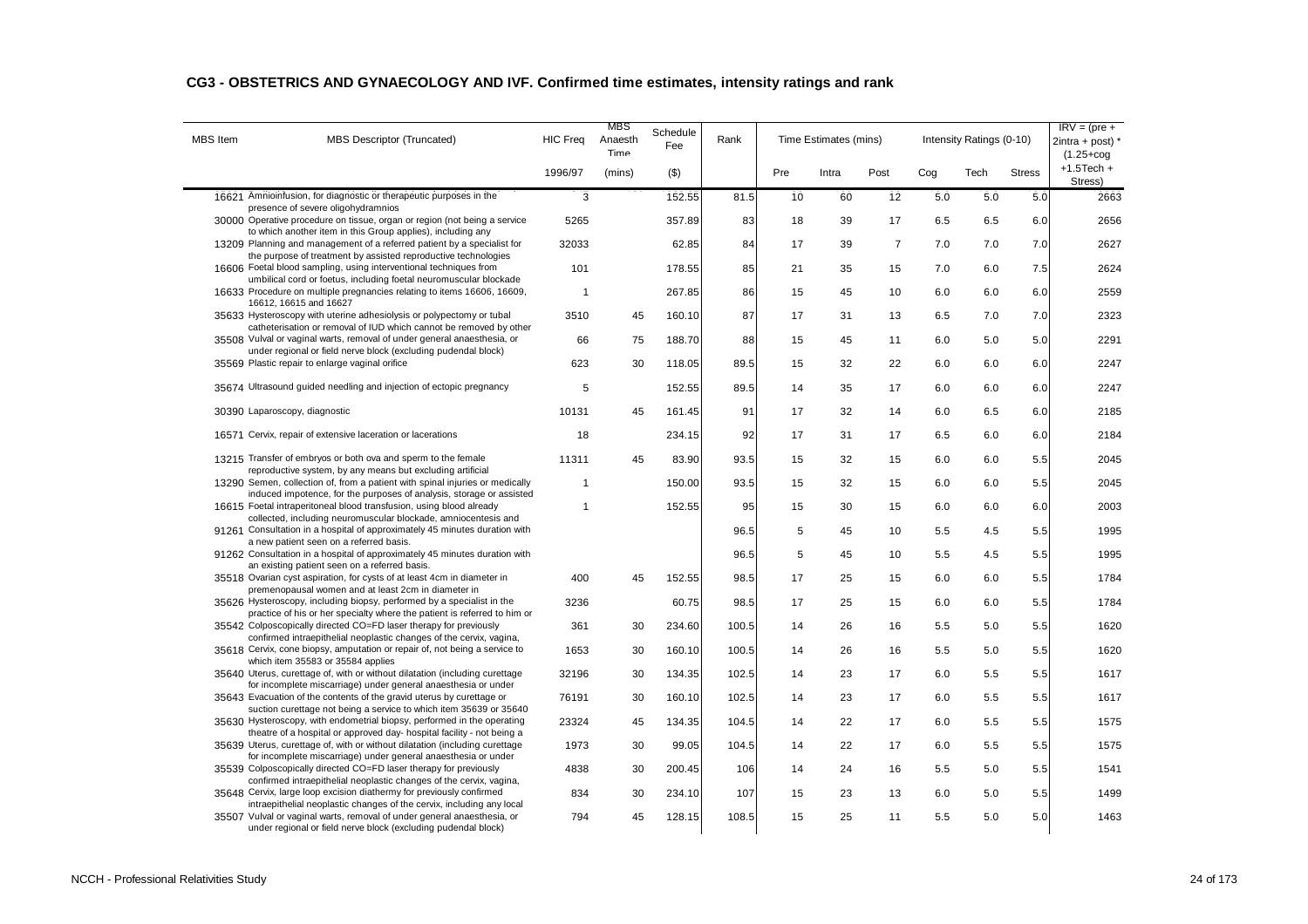## CG3 - OBSTETRICS AND GYNAECOLOGY AND IVF. Confirmed time estimates, intensity ratings and rank

| MBS Item | MBS Descriptor (Truncated) | HIC Freq | MBS Anaesth Time | Schedule Fee | Rank | Time Estimates (mins) | | | Intensity Ratings (0-10) | | | IRV = (pre + 2intra + post) * (1.25+cog +1.5Tech + Stress) |
|---|---|---|---|---|---|---|---|---|---|---|---|---|
| | | 1996/97 | (mins) | ($) | | Pre | Intra | Post | Cog | Tech | Stress | |
| 16621 | Amnioinfusion, for diagnostic or therapeutic purposes in the presence of severe oligohydramnios | 3 | | 152.55 | 81.5 | 10 | 60 | 12 | 5.0 | 5.0 | 5.0 | 2663 |
| 30000 | Operative procedure on tissue, organ or region (not being a service to which another item in this Group applies), including any | 5265 | | 357.89 | 83 | 18 | 39 | 17 | 6.5 | 6.5 | 6.0 | 2656 |
| 13209 | Planning and management of a referred patient by a specialist for the purpose of treatment by assisted reproductive technologies | 32033 | | 62.85 | 84 | 17 | 39 | 7 | 7.0 | 7.0 | 7.0 | 2627 |
| 16606 | Foetal blood sampling, using interventional techniques from umbilical cord or foetus, including foetal neuromuscular blockade | 101 | | 178.55 | 85 | 21 | 35 | 15 | 7.0 | 6.0 | 7.5 | 2624 |
| 16633 | Procedure on multiple pregnancies relating to items 16606, 16609, 16612, 16615 and 16627 | 1 | | 267.85 | 86 | 15 | 45 | 10 | 6.0 | 6.0 | 6.0 | 2559 |
| 35633 | Hysteroscopy with uterine adhesiolysis or polypectomy or tubal catheterisation or removal of IUD which cannot be removed by other | 3510 | 45 | 160.10 | 87 | 17 | 31 | 13 | 6.5 | 7.0 | 7.0 | 2323 |
| 35508 | Vulval or vaginal warts, removal of under general anaesthesia, or under regional or field nerve block (excluding pudendal block) | 66 | 75 | 188.70 | 88 | 15 | 45 | 11 | 6.0 | 5.0 | 5.0 | 2291 |
| 35569 | Plastic repair to enlarge vaginal orifice | 623 | 30 | 118.05 | 89.5 | 15 | 32 | 22 | 6.0 | 6.0 | 6.0 | 2247 |
| 35674 | Ultrasound guided needling and injection of ectopic pregnancy | 5 | | 152.55 | 89.5 | 14 | 35 | 17 | 6.0 | 6.0 | 6.0 | 2247 |
| 30390 | Laparoscopy, diagnostic | 10131 | 45 | 161.45 | 91 | 17 | 32 | 14 | 6.0 | 6.5 | 6.0 | 2185 |
| 16571 | Cervix, repair of extensive laceration or lacerations | 18 | | 234.15 | 92 | 17 | 31 | 17 | 6.5 | 6.0 | 6.0 | 2184 |
| 13215 | Transfer of embryos or both ova and sperm to the female reproductive system, by any means but excluding artificial | 11311 | 45 | 83.90 | 93.5 | 15 | 32 | 15 | 6.0 | 6.0 | 5.5 | 2045 |
| 13290 | Semen, collection of, from a patient with spinal injuries or medically induced impotence, for the purposes of analysis, storage or assisted | 1 | | 150.00 | 93.5 | 15 | 32 | 15 | 6.0 | 6.0 | 5.5 | 2045 |
| 16615 | Foetal intraperitoneal blood transfusion, using blood already collected, including neuromuscular blockade, amniocentesis and | 1 | | 152.55 | 95 | 15 | 30 | 15 | 6.0 | 6.0 | 6.0 | 2003 |
| 91261 | Consultation in a hospital of approximately 45 minutes duration with a new patient seen on a referred basis. | | | | 96.5 | 5 | 45 | 10 | 5.5 | 4.5 | 5.5 | 1995 |
| 91262 | Consultation in a hospital of approximately 45 minutes duration with an existing patient seen on a referred basis. | | | | 96.5 | 5 | 45 | 10 | 5.5 | 4.5 | 5.5 | 1995 |
| 35518 | Ovarian cyst aspiration, for cysts of at least 4cm in diameter in premenopausal women and at least 2cm in diameter in | 400 | 45 | 152.55 | 98.5 | 17 | 25 | 15 | 6.0 | 6.0 | 5.5 | 1784 |
| 35626 | Hysteroscopy, including biopsy, performed by a specialist in the practice of his or her specialty where the patient is referred to him or | 3236 | | 60.75 | 98.5 | 17 | 25 | 15 | 6.0 | 6.0 | 5.5 | 1784 |
| 35542 | Colposcopically directed CO=FD laser therapy for previously confirmed intraepithelial neoplastic changes of the cervix, vagina, | 361 | 30 | 234.60 | 100.5 | 14 | 26 | 16 | 5.5 | 5.0 | 5.5 | 1620 |
| 35618 | Cervix, cone biopsy, amputation or repair of, not being a service to which item 35583 or 35584 applies | 1653 | 30 | 160.10 | 100.5 | 14 | 26 | 16 | 5.5 | 5.0 | 5.5 | 1620 |
| 35640 | Uterus, curettage of, with or without dilatation (including curettage for incomplete miscarriage) under general anaesthesia or under | 32196 | 30 | 134.35 | 102.5 | 14 | 23 | 17 | 6.0 | 5.5 | 5.5 | 1617 |
| 35643 | Evacuation of the contents of the gravid uterus by curettage or suction curettage not being a service to which item 35639 or 35640 | 76191 | 30 | 160.10 | 102.5 | 14 | 23 | 17 | 6.0 | 5.5 | 5.5 | 1617 |
| 35630 | Hysteroscopy, with endometrial biopsy, performed in the operating theatre of a hospital or approved day- hospital facility - not being a | 23324 | 45 | 134.35 | 104.5 | 14 | 22 | 17 | 6.0 | 5.5 | 5.5 | 1575 |
| 35639 | Uterus, curettage of, with or without dilatation (including curettage for incomplete miscarriage) under general anaesthesia or under | 1973 | 30 | 99.05 | 104.5 | 14 | 22 | 17 | 6.0 | 5.5 | 5.5 | 1575 |
| 35539 | Colposcopically directed CO=FD laser therapy for previously confirmed intraepithelial neoplastic changes of the cervix, vagina, | 4838 | 30 | 200.45 | 106 | 14 | 24 | 16 | 5.5 | 5.0 | 5.5 | 1541 |
| 35648 | Cervix, large loop excision diathermy for previously confirmed intraepithelial neoplastic changes of the cervix, including any local | 834 | 30 | 234.10 | 107 | 15 | 23 | 13 | 6.0 | 5.0 | 5.5 | 1499 |
| 35507 | Vulval or vaginal warts, removal of under general anaesthesia, or under regional or field nerve block (excluding pudendal block) | 794 | 45 | 128.15 | 108.5 | 15 | 25 | 11 | 5.5 | 5.0 | 5.0 | 1463 |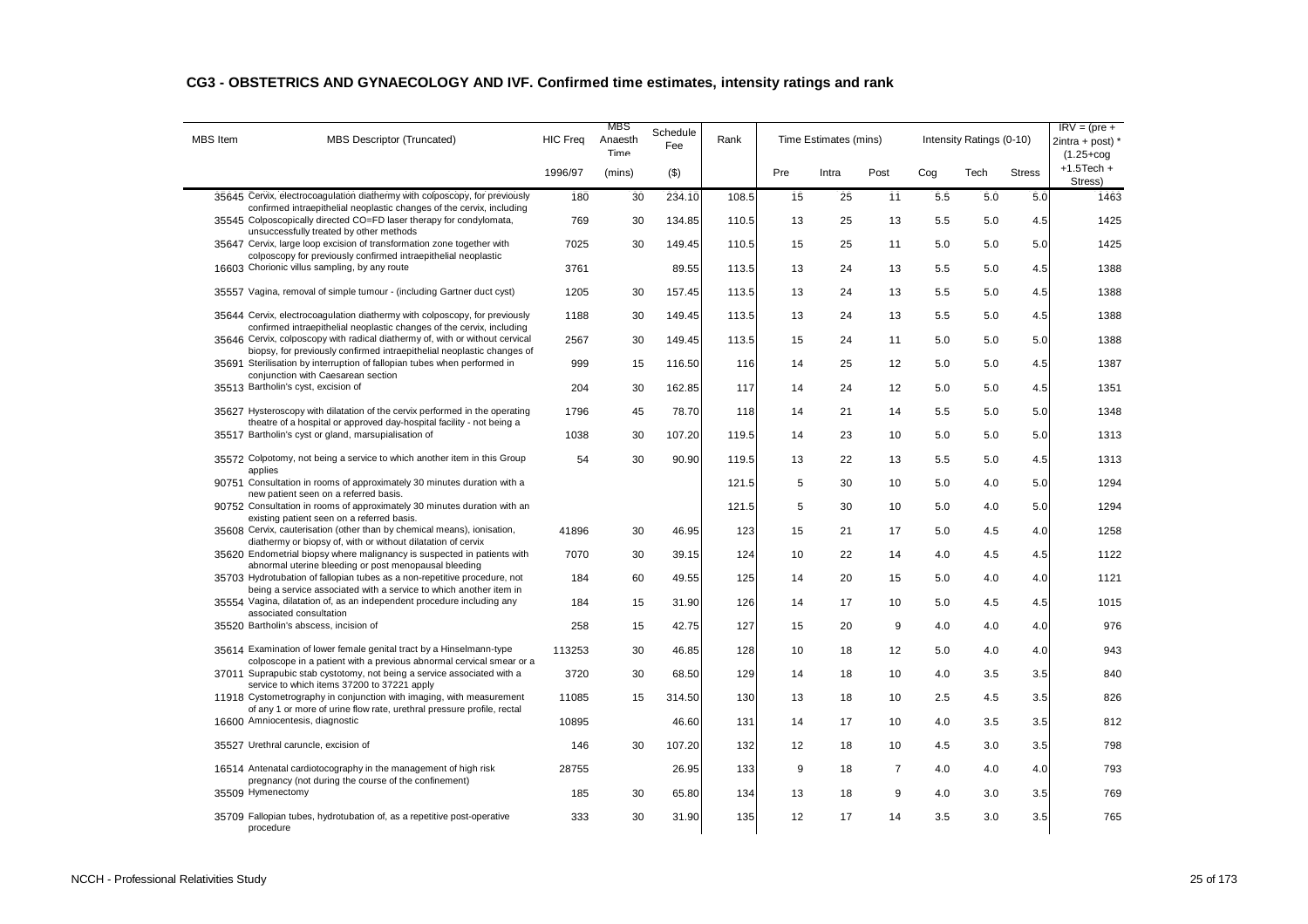## CG3 - OBSTETRICS AND GYNAECOLOGY AND IVF. Confirmed time estimates, intensity ratings and rank

| MBS Item | MBS Descriptor (Truncated) | HIC Freq | MBS Anaesth Time | Schedule Fee | Rank | Time Estimates (mins) | | | Intensity Ratings (0-10) | | | IRV = (pre + 2intra + post) * (1.25+cog +1.5Tech + Stress) |
|---|---|---|---|---|---|---|---|---|---|---|---|---|
| | | 1996/97 | (mins) | ($) | | Pre | Intra | Post | Cog | Tech | Stress | |
| 35645 | Cervix, electrocoagulation diathermy with colposcopy, for previously confirmed intraepithelial neoplastic changes of the cervix, including | 180 | 30 | 234.10 | 108.5 | 15 | 25 | 11 | 5.5 | 5.0 | 5.0 | 1463 |
| 35545 | Colposcopically directed CO=FD laser therapy for condylomata, unsuccessfully treated by other methods | 769 | 30 | 134.85 | 110.5 | 13 | 25 | 13 | 5.5 | 5.0 | 4.5 | 1425 |
| 35647 | Cervix, large loop excision of transformation zone together with colposcopy for previously confirmed intraepithelial neoplastic | 7025 | 30 | 149.45 | 110.5 | 15 | 25 | 11 | 5.0 | 5.0 | 5.0 | 1425 |
| 16603 | Chorionic villus sampling, by any route | 3761 | | 89.55 | 113.5 | 13 | 24 | 13 | 5.5 | 5.0 | 4.5 | 1388 |
| 35557 | Vagina, removal of simple tumour - (including Gartner duct cyst) | 1205 | 30 | 157.45 | 113.5 | 13 | 24 | 13 | 5.5 | 5.0 | 4.5 | 1388 |
| 35644 | Cervix, electrocoagulation diathermy with colposcopy, for previously confirmed intraepithelial neoplastic changes of the cervix, including | 1188 | 30 | 149.45 | 113.5 | 13 | 24 | 13 | 5.5 | 5.0 | 4.5 | 1388 |
| 35646 | Cervix, colposcopy with radical diathermy of, with or without cervical biopsy, for previously confirmed intraepithelial neoplastic changes of | 2567 | 30 | 149.45 | 113.5 | 15 | 24 | 11 | 5.0 | 5.0 | 5.0 | 1388 |
| 35691 | Sterilisation by interruption of fallopian tubes when performed in conjunction with Caesarean section | 999 | 15 | 116.50 | 116 | 14 | 25 | 12 | 5.0 | 5.0 | 4.5 | 1387 |
| 35513 | Bartholin's cyst, excision of | 204 | 30 | 162.85 | 117 | 14 | 24 | 12 | 5.0 | 5.0 | 4.5 | 1351 |
| 35627 | Hysteroscopy with dilatation of the cervix performed in the operating theatre of a hospital or approved day-hospital facility - not being a | 1796 | 45 | 78.70 | 118 | 14 | 21 | 14 | 5.5 | 5.0 | 5.0 | 1348 |
| 35517 | Bartholin's cyst or gland, marsupialisation of | 1038 | 30 | 107.20 | 119.5 | 14 | 23 | 10 | 5.0 | 5.0 | 5.0 | 1313 |
| 35572 | Colpotomy, not being a service to which another item in this Group applies | 54 | 30 | 90.90 | 119.5 | 13 | 22 | 13 | 5.5 | 5.0 | 4.5 | 1313 |
| 90751 | Consultation in rooms of approximately 30 minutes duration with a new patient seen on a referred basis. | | | | 121.5 | 5 | 30 | 10 | 5.0 | 4.0 | 5.0 | 1294 |
| 90752 | Consultation in rooms of approximately 30 minutes duration with an existing patient seen on a referred basis. | | | | 121.5 | 5 | 30 | 10 | 5.0 | 4.0 | 5.0 | 1294 |
| 35608 | Cervix, cauterisation (other than by chemical means), ionisation, diathermy or biopsy of, with or without dilatation of cervix | 41896 | 30 | 46.95 | 123 | 15 | 21 | 17 | 5.0 | 4.5 | 4.0 | 1258 |
| 35620 | Endometrial biopsy where malignancy is suspected in patients with abnormal uterine bleeding or post menopausal bleeding | 7070 | 30 | 39.15 | 124 | 10 | 22 | 14 | 4.0 | 4.5 | 4.5 | 1122 |
| 35703 | Hydrotubation of fallopian tubes as a non-repetitive procedure, not being a service associated with a service to which another item in | 184 | 60 | 49.55 | 125 | 14 | 20 | 15 | 5.0 | 4.0 | 4.0 | 1121 |
| 35554 | Vagina, dilatation of, as an independent procedure including any associated consultation | 184 | 15 | 31.90 | 126 | 14 | 17 | 10 | 5.0 | 4.5 | 4.5 | 1015 |
| 35520 | Bartholin's abscess, incision of | 258 | 15 | 42.75 | 127 | 15 | 20 | 9 | 4.0 | 4.0 | 4.0 | 976 |
| 35614 | Examination of lower female genital tract by a Hinselmann-type colposcope in a patient with a previous abnormal cervical smear or a | 113253 | 30 | 46.85 | 128 | 10 | 18 | 12 | 5.0 | 4.0 | 4.0 | 943 |
| 37011 | Suprapubic stab cystotomy, not being a service associated with a service to which items 37200 to 37221 apply | 3720 | 30 | 68.50 | 129 | 14 | 18 | 10 | 4.0 | 3.5 | 3.5 | 840 |
| 11918 | Cystometrography in conjunction with imaging, with measurement of any 1 or more of urine flow rate, urethral pressure profile, rectal | 11085 | 15 | 314.50 | 130 | 13 | 18 | 10 | 2.5 | 4.5 | 3.5 | 826 |
| 16600 | Amniocentesis, diagnostic | 10895 | | 46.60 | 131 | 14 | 17 | 10 | 4.0 | 3.5 | 3.5 | 812 |
| 35527 | Urethral caruncle, excision of | 146 | 30 | 107.20 | 132 | 12 | 18 | 10 | 4.5 | 3.0 | 3.5 | 798 |
| 16514 | Antenatal cardiotocography in the management of high risk pregnancy (not during the course of the confinement) | 28755 | | 26.95 | 133 | 9 | 18 | 7 | 4.0 | 4.0 | 4.0 | 793 |
| 35509 | Hymenectomy | 185 | 30 | 65.80 | 134 | 13 | 18 | 9 | 4.0 | 3.0 | 3.5 | 769 |
| 35709 | Fallopian tubes, hydrotubation of, as a repetitive post-operative procedure | 333 | 30 | 31.90 | 135 | 12 | 17 | 14 | 3.5 | 3.0 | 3.5 | 765 |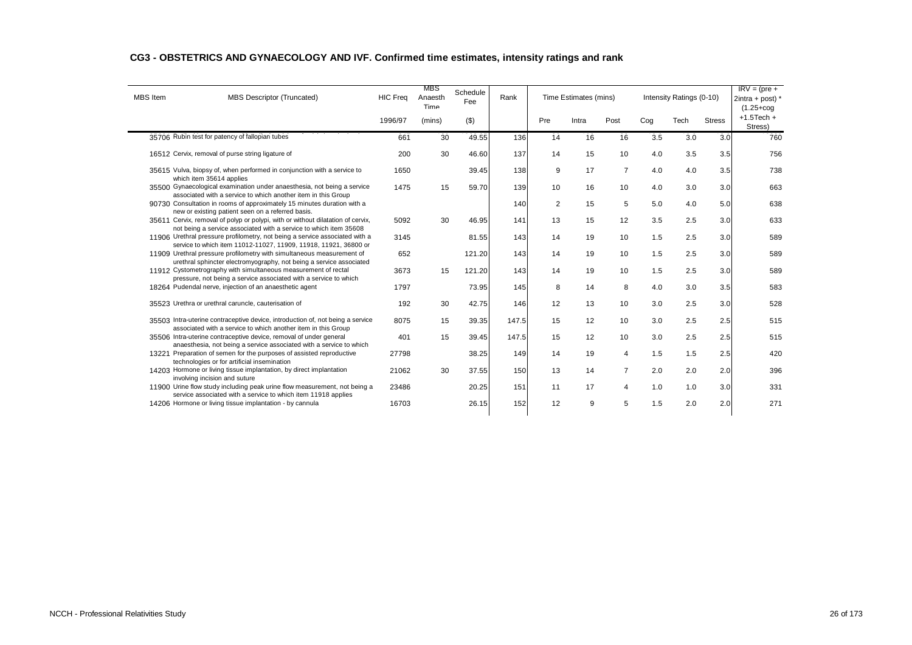## CG3 - OBSTETRICS AND GYNAECOLOGY AND IVF. Confirmed time estimates, intensity ratings and rank

| MBS Item | MBS Descriptor (Truncated) | HIC Freq | MBS Anaesth Time | Schedule Fee | Rank | Time Estimates (mins) | | | Intensity Ratings (0-10) | | | IRV = (pre + 2intra + post) * (1.25+cog +1.5Tech + Stress) |
|---|---|---|---|---|---|---|---|---|---|---|---|---|
| | | 1996/97 | (mins) | ($) | | Pre | Intra | Post | Cog | Tech | Stress | |
| 35706 | Rubin test for patency of fallopian tubes | 661 | 30 | 49.55 | 136 | 14 | 16 | 16 | 3.5 | 3.0 | 3.0 | 760 |
| 16512 | Cervix, removal of purse string ligature of | 200 | 30 | 46.60 | 137 | 14 | 15 | 10 | 4.0 | 3.5 | 3.5 | 756 |
| 35615 | Vulva, biopsy of, when performed in conjunction with a service to which item 35614 applies | 1650 | | 39.45 | 138 | 9 | 17 | 7 | 4.0 | 4.0 | 3.5 | 738 |
| 35500 | Gynaecological examination under anaesthesia, not being a service associated with a service to which another item in this Group | 1475 | 15 | 59.70 | 139 | 10 | 16 | 10 | 4.0 | 3.0 | 3.0 | 663 |
| 90730 | Consultation in rooms of approximately 15 minutes duration with a new or existing patient seen on a referred basis. | | | | 140 | 2 | 15 | 5 | 5.0 | 4.0 | 5.0 | 638 |
| 35611 | Cervix, removal of polyp or polypi, with or without dilatation of cervix, not being a service associated with a service to which item 35608 | 5092 | 30 | 46.95 | 141 | 13 | 15 | 12 | 3.5 | 2.5 | 3.0 | 633 |
| 11906 | Urethral pressure profilometry, not being a service associated with a service to which item 11012-11027, 11909, 11918, 11921, 36800 or | 3145 | | 81.55 | 143 | 14 | 19 | 10 | 1.5 | 2.5 | 3.0 | 589 |
| 11909 | Urethral pressure profilometry with simultaneous measurement of urethral sphincter electromyography, not being a service associated | 652 | | 121.20 | 143 | 14 | 19 | 10 | 1.5 | 2.5 | 3.0 | 589 |
| 11912 | Cystometrography with simultaneous measurement of rectal pressure, not being a service associated with a service to which | 3673 | 15 | 121.20 | 143 | 14 | 19 | 10 | 1.5 | 2.5 | 3.0 | 589 |
| 18264 | Pudendal nerve, injection of an anaesthetic agent | 1797 | | 73.95 | 145 | 8 | 14 | 8 | 4.0 | 3.0 | 3.5 | 583 |
| 35523 | Urethra or urethral caruncle, cauterisation of | 192 | 30 | 42.75 | 146 | 12 | 13 | 10 | 3.0 | 2.5 | 3.0 | 528 |
| 35503 | Intra-uterine contraceptive device, introduction of, not being a service associated with a service to which another item in this Group | 8075 | 15 | 39.35 | 147.5 | 15 | 12 | 10 | 3.0 | 2.5 | 2.5 | 515 |
| 35506 | Intra-uterine contraceptive device, removal of under general anaesthesia, not being a service associated with a service to which | 401 | 15 | 39.45 | 147.5 | 15 | 12 | 10 | 3.0 | 2.5 | 2.5 | 515 |
| 13221 | Preparation of semen for the purposes of assisted reproductive technologies or for artificial insemination | 27798 | | 38.25 | 149 | 14 | 19 | 4 | 1.5 | 1.5 | 2.5 | 420 |
| 14203 | Hormone or living tissue implantation, by direct implantation involving incision and suture | 21062 | 30 | 37.55 | 150 | 13 | 14 | 7 | 2.0 | 2.0 | 2.0 | 396 |
| 11900 | Urine flow study including peak urine flow measurement, not being a service associated with a service to which item 11918 applies | 23486 | | 20.25 | 151 | 11 | 17 | 4 | 1.0 | 1.0 | 3.0 | 331 |
| 14206 | Hormone or living tissue implantation - by cannula | 16703 | | 26.15 | 152 | 12 | 9 | 5 | 1.5 | 2.0 | 2.0 | 271 |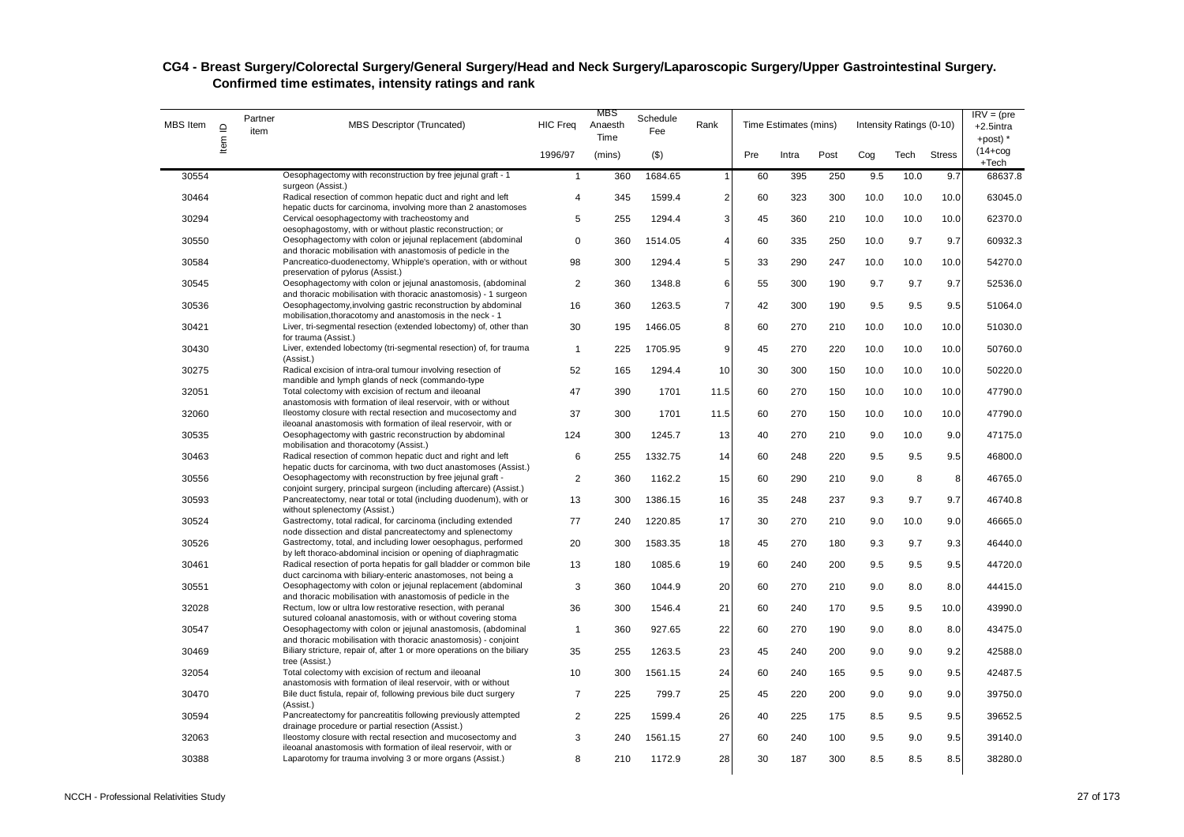# CG4 - Breast Surgery/Colorectal Surgery/General Surgery/Head and Neck Surgery/Laparoscopic Surgery/Upper Gastrointestinal Surgery. Confirmed time estimates, intensity ratings and rank

| MBS Item | Item ID | Partner item | MBS Descriptor (Truncated) | HIC Freq | MBS Anaesth Time | Schedule Fee | Rank | Time Estimates (mins) | | | Intensity Ratings (0-10) | | | IRV = (pre +2.5intra +post) * |
|---|---|---|---|---|---|---|---|---|---|---|---|---|---|---|
| | | | | 1996/97 | (mins) | ($) | | Pre | Intra | Post | Cog | Tech | Stress | (14+cog +Tech |
| 30554 | | | Oesophagectomy with reconstruction by free jejunal graft - 1 surgeon (Assist.) | 1 | 360 | 1684.65 | 1 | 60 | 395 | 250 | 9.5 | 10.0 | 9.7 | 68637.8 |
| 30464 | | | Radical resection of common hepatic duct and right and left hepatic ducts for carcinoma, involving more than 2 anastomoses | 4 | 345 | 1599.4 | 2 | 60 | 323 | 300 | 10.0 | 10.0 | 10.0 | 63045.0 |
| 30294 | | | Cervical oesophagectomy with tracheostomy and oesophagostomy, with or without plastic reconstruction; or | 5 | 255 | 1294.4 | 3 | 45 | 360 | 210 | 10.0 | 10.0 | 10.0 | 62370.0 |
| 30550 | | | Oesophagectomy with colon or jejunal replacement (abdominal and thoracic mobilisation with anastomosis of pedicle in the | 0 | 360 | 1514.05 | 4 | 60 | 335 | 250 | 10.0 | 9.7 | 9.7 | 60932.3 |
| 30584 | | | Pancreatico-duodenectomy, Whipple's operation, with or without preservation of pylorus (Assist.) | 98 | 300 | 1294.4 | 5 | 33 | 290 | 247 | 10.0 | 10.0 | 10.0 | 54270.0 |
| 30545 | | | Oesophagectomy with colon or jejunal anastomosis, (abdominal and thoracic mobilisation with thoracic anastomosis) - 1 surgeon | 2 | 360 | 1348.8 | 6 | 55 | 300 | 190 | 9.7 | 9.7 | 9.7 | 52536.0 |
| 30536 | | | Oesophagectomy,involving gastric reconstruction by abdominal mobilisation,thoracotomy and anastomosis in the neck - 1 | 16 | 360 | 1263.5 | 7 | 42 | 300 | 190 | 9.5 | 9.5 | 9.5 | 51064.0 |
| 30421 | | | Liver, tri-segmental resection (extended lobectomy) of, other than for trauma (Assist.) | 30 | 195 | 1466.05 | 8 | 60 | 270 | 210 | 10.0 | 10.0 | 10.0 | 51030.0 |
| 30430 | | | Liver, extended lobectomy (tri-segmental resection) of, for trauma (Assist.) | 1 | 225 | 1705.95 | 9 | 45 | 270 | 220 | 10.0 | 10.0 | 10.0 | 50760.0 |
| 30275 | | | Radical excision of intra-oral tumour involving resection of mandible and lymph glands of neck (commando-type | 52 | 165 | 1294.4 | 10 | 30 | 300 | 150 | 10.0 | 10.0 | 10.0 | 50220.0 |
| 32051 | | | Total colectomy with excision of rectum and ileoanal anastomosis with formation of ileal reservoir, with or without | 47 | 390 | 1701 | 11.5 | 60 | 270 | 150 | 10.0 | 10.0 | 10.0 | 47790.0 |
| 32060 | | | Ileostomy closure with rectal resection and mucosectomy and ileoanal anastomosis with formation of ileal reservoir, with or | 37 | 300 | 1701 | 11.5 | 60 | 270 | 150 | 10.0 | 10.0 | 10.0 | 47790.0 |
| 30535 | | | Oesophagectomy with gastric reconstruction by abdominal mobilisation and thoracotomy (Assist.) | 124 | 300 | 1245.7 | 13 | 40 | 270 | 210 | 9.0 | 10.0 | 9.0 | 47175.0 |
| 30463 | | | Radical resection of common hepatic duct and right and left hepatic ducts for carcinoma, with two duct anastomoses (Assist.) | 6 | 255 | 1332.75 | 14 | 60 | 248 | 220 | 9.5 | 9.5 | 9.5 | 46800.0 |
| 30556 | | | Oesophagectomy with reconstruction by free jejunal graft - conjoint surgery, principal surgeon (including aftercare) (Assist.) | 2 | 360 | 1162.2 | 15 | 60 | 290 | 210 | 9.0 | 8 | 8 | 46765.0 |
| 30593 | | | Pancreatectomy, near total or total (including duodenum), with or without splenectomy (Assist.) | 13 | 300 | 1386.15 | 16 | 35 | 248 | 237 | 9.3 | 9.7 | 9.7 | 46740.8 |
| 30524 | | | Gastrectomy, total radical, for carcinoma (including extended node dissection and distal pancreatectomy and splenectomy | 77 | 240 | 1220.85 | 17 | 30 | 270 | 210 | 9.0 | 10.0 | 9.0 | 46665.0 |
| 30526 | | | Gastrectomy, total, and including lower oesophagus, performed by left thoraco-abdominal incision or opening of diaphragmatic | 20 | 300 | 1583.35 | 18 | 45 | 270 | 180 | 9.3 | 9.7 | 9.3 | 46440.0 |
| 30461 | | | Radical resection of porta hepatis for gall bladder or common bile duct carcinoma with biliary-enteric anastomoses, not being a | 13 | 180 | 1085.6 | 19 | 60 | 240 | 200 | 9.5 | 9.5 | 9.5 | 44720.0 |
| 30551 | | | Oesophagectomy with colon or jejunal replacement (abdominal and thoracic mobilisation with anastomosis of pedicle in the | 3 | 360 | 1044.9 | 20 | 60 | 270 | 210 | 9.0 | 8.0 | 8.0 | 44415.0 |
| 32028 | | | Rectum, low or ultra low restorative resection, with peranal sutured coloanal anastomosis, with or without covering stoma | 36 | 300 | 1546.4 | 21 | 60 | 240 | 170 | 9.5 | 9.5 | 10.0 | 43990.0 |
| 30547 | | | Oesophagectomy with colon or jejunal anastomosis, (abdominal and thoracic mobilisation with thoracic anastomosis) - conjoint | 1 | 360 | 927.65 | 22 | 60 | 270 | 190 | 9.0 | 8.0 | 8.0 | 43475.0 |
| 30469 | | | Biliary stricture, repair of, after 1 or more operations on the biliary tree (Assist.) | 35 | 255 | 1263.5 | 23 | 45 | 240 | 200 | 9.0 | 9.0 | 9.2 | 42588.0 |
| 32054 | | | Total colectomy with excision of rectum and ileoanal anastomosis with formation of ileal reservoir, with or without | 10 | 300 | 1561.15 | 24 | 60 | 240 | 165 | 9.5 | 9.0 | 9.5 | 42487.5 |
| 30470 | | | Bile duct fistula, repair of, following previous bile duct surgery (Assist.) | 7 | 225 | 799.7 | 25 | 45 | 220 | 200 | 9.0 | 9.0 | 9.0 | 39750.0 |
| 30594 | | | Pancreatectomy for pancreatitis following previously attempted drainage procedure or partial resection (Assist.) | 2 | 225 | 1599.4 | 26 | 40 | 225 | 175 | 8.5 | 9.5 | 9.5 | 39652.5 |
| 32063 | | | Ileostomy closure with rectal resection and mucosectomy and ileoanal anastomosis with formation of ileal reservoir, with or | 3 | 240 | 1561.15 | 27 | 60 | 240 | 100 | 9.5 | 9.0 | 9.5 | 39140.0 |
| 30388 | | | Laparotomy for trauma involving 3 or more organs (Assist.) | 8 | 210 | 1172.9 | 28 | 30 | 187 | 300 | 8.5 | 8.5 | 8.5 | 38280.0 |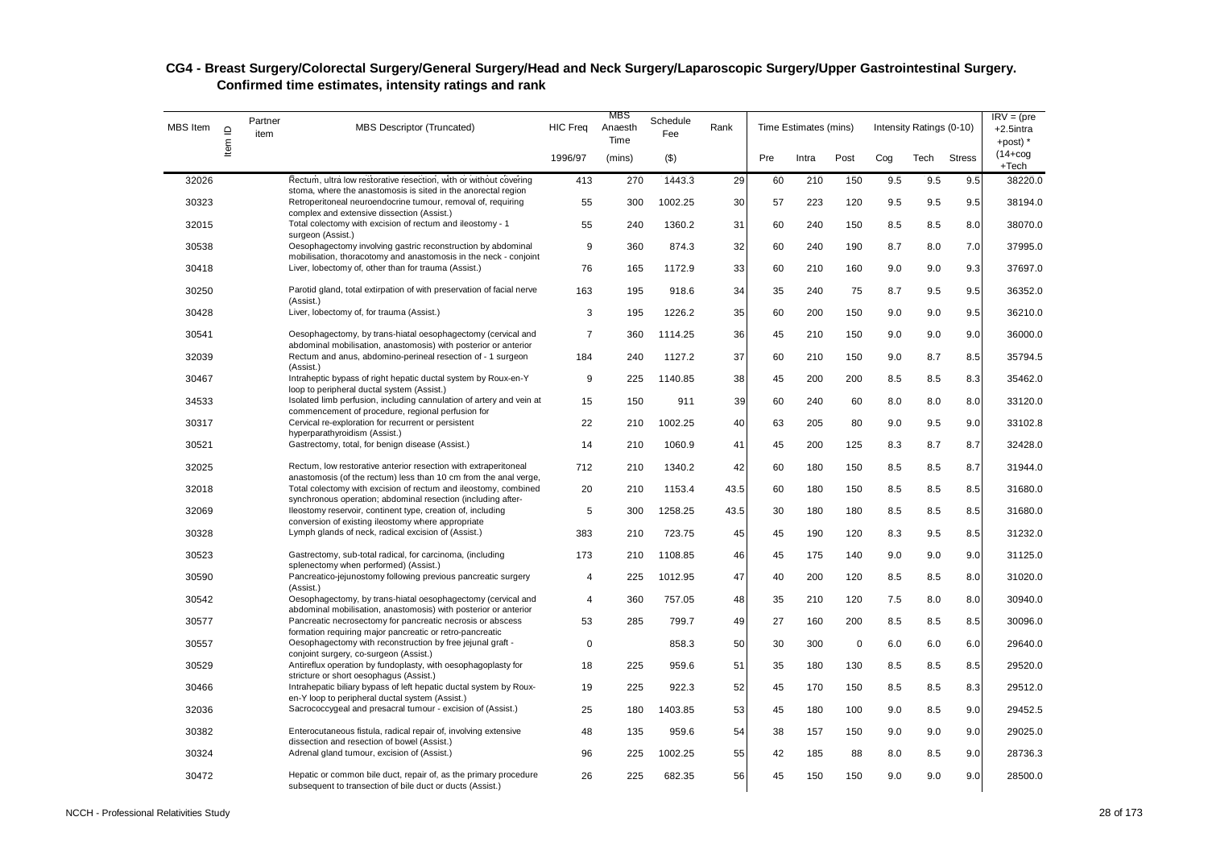## CG4 - Breast Surgery/Colorectal Surgery/General Surgery/Head and Neck Surgery/Laparoscopic Surgery/Upper Gastrointestinal Surgery. Confirmed time estimates, intensity ratings and rank

| MBS Item | Item ID | Partner item | MBS Descriptor (Truncated) | HIC Freq | MBS Anaesth Time | Schedule Fee | Rank | Time Estimates (mins) | | | Intensity Ratings (0-10) | | | IRV = (pre +2.5intra +post) * |
|---|---|---|---|---|---|---|---|---|---|---|---|---|---|---|
| | | | | 1996/97 | (mins) | ($) | | Pre | Intra | Post | Cog | Tech | Stress | (14+cog +Tech |
| 32026 | | | Rectum, ultra low restorative resection, with or without covering stoma, where the anastomosis is sited in the anorectal region | 413 | 270 | 1443.3 | 29 | 60 | 210 | 150 | 9.5 | 9.5 | 9.5 | 38220.0 |
| 30323 | | | Retroperitoneal neuroendocrine tumour, removal of, requiring complex and extensive dissection (Assist.) | 55 | 300 | 1002.25 | 30 | 57 | 223 | 120 | 9.5 | 9.5 | 9.5 | 38194.0 |
| 32015 | | | Total colectomy with excision of rectum and ileostomy - 1 surgeon (Assist.) | 55 | 240 | 1360.2 | 31 | 60 | 240 | 150 | 8.5 | 8.5 | 8.0 | 38070.0 |
| 30538 | | | Oesophagectomy involving gastric reconstruction by abdominal mobilisation, thoracotomy and anastomosis in the neck - conjoint | 9 | 360 | 874.3 | 32 | 60 | 240 | 190 | 8.7 | 8.0 | 7.0 | 37995.0 |
| 30418 | | | Liver, lobectomy of, other than for trauma (Assist.) | 76 | 165 | 1172.9 | 33 | 60 | 210 | 160 | 9.0 | 9.0 | 9.3 | 37697.0 |
| 30250 | | | Parotid gland, total extirpation of with preservation of facial nerve (Assist.) | 163 | 195 | 918.6 | 34 | 35 | 240 | 75 | 8.7 | 9.5 | 9.5 | 36352.0 |
| 30428 | | | Liver, lobectomy of, for trauma (Assist.) | 3 | 195 | 1226.2 | 35 | 60 | 200 | 150 | 9.0 | 9.0 | 9.5 | 36210.0 |
| 30541 | | | Oesophagectomy, by trans-hiatal oesophagectomy (cervical and abdominal mobilisation, anastomosis) with posterior or anterior | 7 | 360 | 1114.25 | 36 | 45 | 210 | 150 | 9.0 | 9.0 | 9.0 | 36000.0 |
| 32039 | | | Rectum and anus, abdomino-perineal resection of - 1 surgeon (Assist.) | 184 | 240 | 1127.2 | 37 | 60 | 210 | 150 | 9.0 | 8.7 | 8.5 | 35794.5 |
| 30467 | | | Intraheptic bypass of right hepatic ductal system by Roux-en-Y loop to peripheral ductal system (Assist.) | 9 | 225 | 1140.85 | 38 | 45 | 200 | 200 | 8.5 | 8.5 | 8.3 | 35462.0 |
| 34533 | | | Isolated limb perfusion, including cannulation of artery and vein at commencement of procedure, regional perfusion for | 15 | 150 | 911 | 39 | 60 | 240 | 60 | 8.0 | 8.0 | 8.0 | 33120.0 |
| 30317 | | | Cervical re-exploration for recurrent or persistent hyperparathyroidism (Assist.) | 22 | 210 | 1002.25 | 40 | 63 | 205 | 80 | 9.0 | 9.5 | 9.0 | 33102.8 |
| 30521 | | | Gastrectomy, total, for benign disease (Assist.) | 14 | 210 | 1060.9 | 41 | 45 | 200 | 125 | 8.3 | 8.7 | 8.7 | 32428.0 |
| 32025 | | | Rectum, low restorative anterior resection with extraperitoneal anastomosis (of the rectum) less than 10 cm from the anal verge, | 712 | 210 | 1340.2 | 42 | 60 | 180 | 150 | 8.5 | 8.5 | 8.7 | 31944.0 |
| 32018 | | | Total colectomy with excision of rectum and ileostomy, combined synchronous operation; abdominal resection (including after- | 20 | 210 | 1153.4 | 43.5 | 60 | 180 | 150 | 8.5 | 8.5 | 8.5 | 31680.0 |
| 32069 | | | Ileostomy reservoir, continent type, creation of, including conversion of existing ileostomy where appropriate | 5 | 300 | 1258.25 | 43.5 | 30 | 180 | 180 | 8.5 | 8.5 | 8.5 | 31680.0 |
| 30328 | | | Lymph glands of neck, radical excision of (Assist.) | 383 | 210 | 723.75 | 45 | 45 | 190 | 120 | 8.3 | 9.5 | 8.5 | 31232.0 |
| 30523 | | | Gastrectomy, sub-total radical, for carcinoma, (including splenectomy when performed) (Assist.) | 173 | 210 | 1108.85 | 46 | 45 | 175 | 140 | 9.0 | 9.0 | 9.0 | 31125.0 |
| 30590 | | | Pancreatico-jejunostomy following previous pancreatic surgery (Assist.) | 4 | 225 | 1012.95 | 47 | 40 | 200 | 120 | 8.5 | 8.5 | 8.0 | 31020.0 |
| 30542 | | | Oesophagectomy, by trans-hiatal oesophagectomy (cervical and abdominal mobilisation, anastomosis) with posterior or anterior | 4 | 360 | 757.05 | 48 | 35 | 210 | 120 | 7.5 | 8.0 | 8.0 | 30940.0 |
| 30577 | | | Pancreatic necrosectomy for pancreatic necrosis or abscess formation requiring major pancreatic or retro-pancreatic | 53 | 285 | 799.7 | 49 | 27 | 160 | 200 | 8.5 | 8.5 | 8.5 | 30096.0 |
| 30557 | | | Oesophagectomy with reconstruction by free jejunal graft - conjoint surgery, co-surgeon (Assist.) | 0 | | 858.3 | 50 | 30 | 300 | 0 | 6.0 | 6.0 | 6.0 | 29640.0 |
| 30529 | | | Antireflux operation by fundoplasty, with oesophagoplasty for stricture or short oesophagus (Assist.) | 18 | 225 | 959.6 | 51 | 35 | 180 | 130 | 8.5 | 8.5 | 8.5 | 29520.0 |
| 30466 | | | Intrahepatic biliary bypass of left hepatic ductal system by Roux-en-Y loop to peripheral ductal system (Assist.) | 19 | 225 | 922.3 | 52 | 45 | 170 | 150 | 8.5 | 8.5 | 8.3 | 29512.0 |
| 32036 | | | Sacrococcygeal and presacral tumour - excision of (Assist.) | 25 | 180 | 1403.85 | 53 | 45 | 180 | 100 | 9.0 | 8.5 | 9.0 | 29452.5 |
| 30382 | | | Enterocutaneous fistula, radical repair of, involving extensive dissection and resection of bowel (Assist.) | 48 | 135 | 959.6 | 54 | 38 | 157 | 150 | 9.0 | 9.0 | 9.0 | 29025.0 |
| 30324 | | | Adrenal gland tumour, excision of (Assist.) | 96 | 225 | 1002.25 | 55 | 42 | 185 | 88 | 8.0 | 8.5 | 9.0 | 28736.3 |
| 30472 | | | Hepatic or common bile duct, repair of, as the primary procedure subsequent to transection of bile duct or ducts (Assist.) | 26 | 225 | 682.35 | 56 | 45 | 150 | 150 | 9.0 | 9.0 | 9.0 | 28500.0 |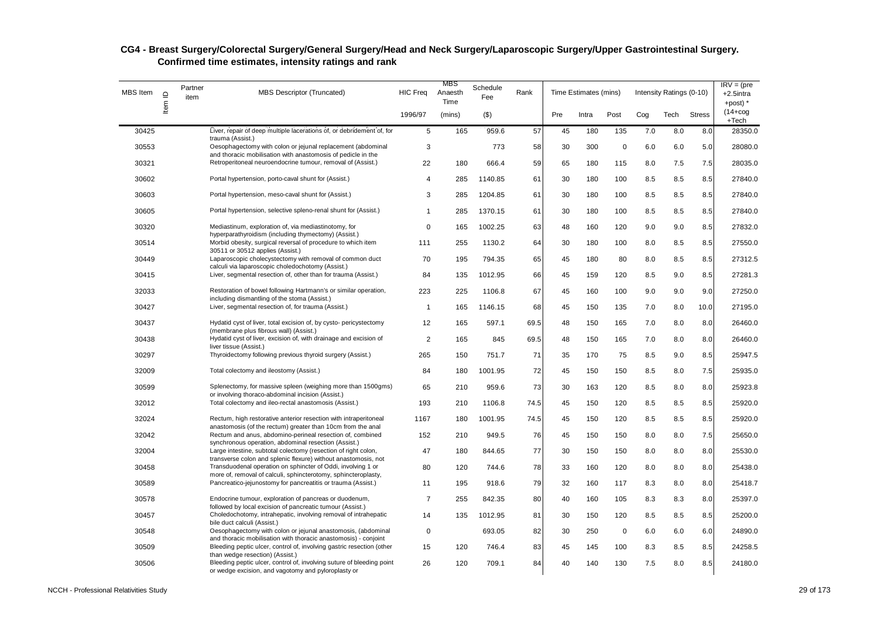## CG4 - Breast Surgery/Colorectal Surgery/General Surgery/Head and Neck Surgery/Laparoscopic Surgery/Upper Gastrointestinal Surgery. Confirmed time estimates, intensity ratings and rank

| MBS Item | Item ID | Partner item | MBS Descriptor (Truncated) | HIC Freq | MBS Anaesth Time | Schedule Fee | Rank | Time Estimates (mins) | | | Intensity Ratings (0-10) | | | IRV = (pre +2.5intra +post) * |
|---|---|---|---|---|---|---|---|---|---|---|---|---|---|---|
| | | | | 1996/97 | (mins) | ($) | | Pre | Intra | Post | Cog | Tech | Stress | (14+cog +Tech |
| 30425 | | | Liver, repair of deep multiple lacerations of, or debridement of, for trauma (Assist.) | 5 | 165 | 959.6 | 57 | 45 | 180 | 135 | 7.0 | 8.0 | 8.0 | 28350.0 |
| 30553 | | | Oesophagectomy with colon or jejunal replacement (abdominal and thoracic mobilisation with anastomosis of pedicle in the | 3 | | 773 | 58 | 30 | 300 | 0 | 6.0 | 6.0 | 5.0 | 28080.0 |
| 30321 | | | Retroperitoneal neuroendocrine tumour, removal of (Assist.) | 22 | 180 | 666.4 | 59 | 65 | 180 | 115 | 8.0 | 7.5 | 7.5 | 28035.0 |
| 30602 | | | Portal hypertension, porto-caval shunt for (Assist.) | 4 | 285 | 1140.85 | 61 | 30 | 180 | 100 | 8.5 | 8.5 | 8.5 | 27840.0 |
| 30603 | | | Portal hypertension, meso-caval shunt for (Assist.) | 3 | 285 | 1204.85 | 61 | 30 | 180 | 100 | 8.5 | 8.5 | 8.5 | 27840.0 |
| 30605 | | | Portal hypertension, selective spleno-renal shunt for (Assist.) | 1 | 285 | 1370.15 | 61 | 30 | 180 | 100 | 8.5 | 8.5 | 8.5 | 27840.0 |
| 30320 | | | Mediastinum, exploration of, via mediastinotomy, for hyperparathyroidism (including thymectomy) (Assist.) | 0 | 165 | 1002.25 | 63 | 48 | 160 | 120 | 9.0 | 9.0 | 8.5 | 27832.0 |
| 30514 | | | Morbid obesity, surgical reversal of procedure to which item 30511 or 30512 applies (Assist.) | 111 | 255 | 1130.2 | 64 | 30 | 180 | 100 | 8.0 | 8.5 | 8.5 | 27550.0 |
| 30449 | | | Laparoscopic cholecystectomy with removal of common duct calculi via laparoscopic choledochotomy (Assist.) | 70 | 195 | 794.35 | 65 | 45 | 180 | 80 | 8.0 | 8.5 | 8.5 | 27312.5 |
| 30415 | | | Liver, segmental resection of, other than for trauma (Assist.) | 84 | 135 | 1012.95 | 66 | 45 | 159 | 120 | 8.5 | 9.0 | 8.5 | 27281.3 |
| 32033 | | | Restoration of bowel following Hartmann's or similar operation, including dismantling of the stoma (Assist.) | 223 | 225 | 1106.8 | 67 | 45 | 160 | 100 | 9.0 | 9.0 | 9.0 | 27250.0 |
| 30427 | | | Liver, segmental resection of, for trauma (Assist.) | 1 | 165 | 1146.15 | 68 | 45 | 150 | 135 | 7.0 | 8.0 | 10.0 | 27195.0 |
| 30437 | | | Hydatid cyst of liver, total excision of, by cysto- pericystectomy (membrane plus fibrous wall) (Assist.) | 12 | 165 | 597.1 | 69.5 | 48 | 150 | 165 | 7.0 | 8.0 | 8.0 | 26460.0 |
| 30438 | | | Hydatid cyst of liver, excision of, with drainage and excision of liver tissue (Assist.) | 2 | 165 | 845 | 69.5 | 48 | 150 | 165 | 7.0 | 8.0 | 8.0 | 26460.0 |
| 30297 | | | Thyroidectomy following previous thyroid surgery (Assist.) | 265 | 150 | 751.7 | 71 | 35 | 170 | 75 | 8.5 | 9.0 | 8.5 | 25947.5 |
| 32009 | | | Total colectomy and ileostomy (Assist.) | 84 | 180 | 1001.95 | 72 | 45 | 150 | 150 | 8.5 | 8.0 | 7.5 | 25935.0 |
| 30599 | | | Splenectomy, for massive spleen (weighing more than 1500gms) or involving thoraco-abdominal incision (Assist.) | 65 | 210 | 959.6 | 73 | 30 | 163 | 120 | 8.5 | 8.0 | 8.0 | 25923.8 |
| 32012 | | | Total colectomy and ileo-rectal anastomosis (Assist.) | 193 | 210 | 1106.8 | 74.5 | 45 | 150 | 120 | 8.5 | 8.5 | 8.5 | 25920.0 |
| 32024 | | | Rectum, high restorative anterior resection with intraperitoneal anastomosis (of the rectum) greater than 10cm from the anal | 1167 | 180 | 1001.95 | 74.5 | 45 | 150 | 120 | 8.5 | 8.5 | 8.5 | 25920.0 |
| 32042 | | | Rectum and anus, abdomino-perineal resection of, combined synchronous operation, abdominal resection (Assist.) | 152 | 210 | 949.5 | 76 | 45 | 150 | 150 | 8.0 | 8.0 | 7.5 | 25650.0 |
| 32004 | | | Large intestine, subtotal colectomy (resection of right colon, transverse colon and splenic flexure) without anastomosis, not | 47 | 180 | 844.65 | 77 | 30 | 150 | 150 | 8.0 | 8.0 | 8.0 | 25530.0 |
| 30458 | | | Transduodenal operation on sphincter of Oddi, involving 1 or more of, removal of calculi, sphincterotomy, sphincteroplasty, | 80 | 120 | 744.6 | 78 | 33 | 160 | 120 | 8.0 | 8.0 | 8.0 | 25438.0 |
| 30589 | | | Pancreatico-jejunostomy for pancreatitis or trauma (Assist.) | 11 | 195 | 918.6 | 79 | 32 | 160 | 117 | 8.3 | 8.0 | 8.0 | 25418.7 |
| 30578 | | | Endocrine tumour, exploration of pancreas or duodenum, followed by local excision of pancreatic tumour (Assist.) | 7 | 255 | 842.35 | 80 | 40 | 160 | 105 | 8.3 | 8.3 | 8.0 | 25397.0 |
| 30457 | | | Choledochotomy, intrahepatic, involving removal of intrahepatic bile duct calculi (Assist.) | 14 | 135 | 1012.95 | 81 | 30 | 150 | 120 | 8.5 | 8.5 | 8.5 | 25200.0 |
| 30548 | | | Oesophagectomy with colon or jejunal anastomosis, (abdominal and thoracic mobilisation with thoracic anastomosis) - conjoint | 0 | | 693.05 | 82 | 30 | 250 | 0 | 6.0 | 6.0 | 6.0 | 24890.0 |
| 30509 | | | Bleeding peptic ulcer, control of, involving gastric resection (other than wedge resection) (Assist.) | 15 | 120 | 746.4 | 83 | 45 | 145 | 100 | 8.3 | 8.5 | 8.5 | 24258.5 |
| 30506 | | | Bleeding peptic ulcer, control of, involving suture of bleeding point or wedge excision, and vagotomy and pyloroplasty or | 26 | 120 | 709.1 | 84 | 40 | 140 | 130 | 7.5 | 8.0 | 8.5 | 24180.0 |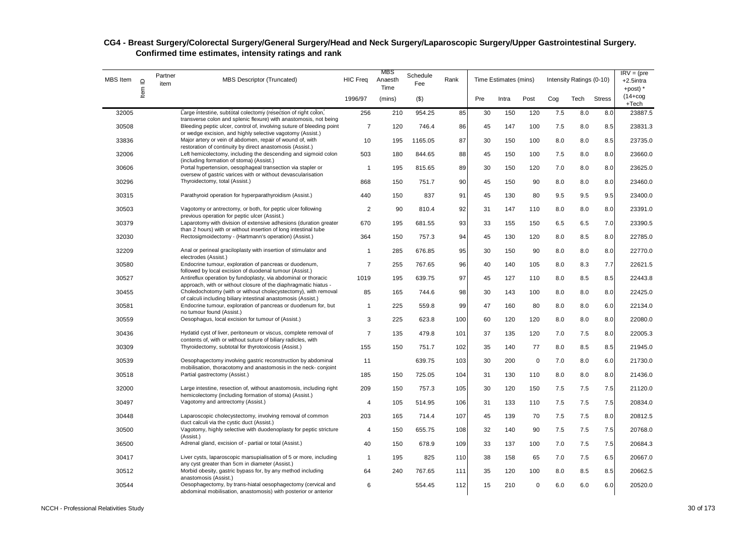# CG4 - Breast Surgery/Colorectal Surgery/General Surgery/Head and Neck Surgery/Laparoscopic Surgery/Upper Gastrointestinal Surgery. Confirmed time estimates, intensity ratings and rank

| MBS Item | Item ID | Partner item | MBS Descriptor (Truncated) | HIC Freq | MBS Anaesth Time | Schedule Fee | Rank | Time Estimates (mins) | | | Intensity Ratings (0-10) | | | IRV = (pre +2.5intra +post) * |
|---|---|---|---|---|---|---|---|---|---|---|---|---|---|---|
| | | | | 1996/97 | (mins) | ($) | | Pre | Intra | Post | Cog | Tech | Stress | (14+cog +Tech |
| 32005 | | | Large intestine, subtotal colectomy (resection of right colon, transverse colon and splenic flexure) with anastomosis, not being | 256 | 210 | 954.25 | 85 | 30 | 150 | 120 | 7.5 | 8.0 | 8.0 | 23887.5 |
| 30508 | | | Bleeding peptic ulcer, control of, involving suture of bleeding point or wedge excision, and highly selective vagotomy (Assist.) | 7 | 120 | 746.4 | 86 | 45 | 147 | 100 | 7.5 | 8.0 | 8.5 | 23831.3 |
| 33836 | | | Major artery or vein of abdomen, repair of wound of, with restoration of continuity by direct anastomosis (Assist.) | 10 | 195 | 1165.05 | 87 | 30 | 150 | 100 | 8.0 | 8.0 | 8.5 | 23735.0 |
| 32006 | | | Left hemicolectomy, including the descending and sigmoid colon (including formation of stoma) (Assist.) | 503 | 180 | 844.65 | 88 | 45 | 150 | 100 | 7.5 | 8.0 | 8.0 | 23660.0 |
| 30606 | | | Portal hypertension, oesophageal transection via stapler or oversew of gastric varices with or without devascularisation | 1 | 195 | 815.65 | 89 | 30 | 150 | 120 | 7.0 | 8.0 | 8.0 | 23625.0 |
| 30296 | | | Thyroidectomy, total (Assist.) | 868 | 150 | 751.7 | 90 | 45 | 150 | 90 | 8.0 | 8.0 | 8.0 | 23460.0 |
| 30315 | | | Parathyroid operation for hyperparathyroidism (Assist.) | 440 | 150 | 837 | 91 | 45 | 130 | 80 | 9.5 | 9.5 | 9.5 | 23400.0 |
| 30503 | | | Vagotomy or antrectomy, or both, for peptic ulcer following previous operation for peptic ulcer (Assist.) | 2 | 90 | 810.4 | 92 | 31 | 147 | 110 | 8.0 | 8.0 | 8.0 | 23391.0 |
| 30379 | | | Laparotomy with division of extensive adhesions (duration greater than 2 hours) with or without insertion of long intestinal tube | 670 | 195 | 681.55 | 93 | 33 | 155 | 150 | 6.5 | 6.5 | 7.0 | 23390.5 |
| 32030 | | | Rectosigmoidectomy - (Hartmann's operation) (Assist.) | 364 | 150 | 757.3 | 94 | 45 | 130 | 120 | 8.0 | 8.5 | 8.0 | 22785.0 |
| 32209 | | | Anal or perineal graciloplasty with insertion of stimulator and electrodes (Assist.) | 1 | 285 | 676.85 | 95 | 30 | 150 | 90 | 8.0 | 8.0 | 8.0 | 22770.0 |
| 30580 | | | Endocrine tumour, exploration of pancreas or duodenum, followed by local excision of duodenal tumour (Assist.) | 7 | 255 | 767.65 | 96 | 40 | 140 | 105 | 8.0 | 8.3 | 7.7 | 22621.5 |
| 30527 | | | Antireflux operation by fundoplasty, via abdominal or thoracic approach, with or without closure of the diaphragmatic hiatus - | 1019 | 195 | 639.75 | 97 | 45 | 127 | 110 | 8.0 | 8.5 | 8.5 | 22443.8 |
| 30455 | | | Choledochotomy (with or without cholecystectomy), with removal of calculi including biliary intestinal anastomosis (Assist.) | 85 | 165 | 744.6 | 98 | 30 | 143 | 100 | 8.0 | 8.0 | 8.0 | 22425.0 |
| 30581 | | | Endocrine tumour, exploration of pancreas or duodenum for, but no tumour found (Assist.) | 1 | 225 | 559.8 | 99 | 47 | 160 | 80 | 8.0 | 8.0 | 6.0 | 22134.0 |
| 30559 | | | Oesophagus, local excision for tumour of (Assist.) | 3 | 225 | 623.8 | 100 | 60 | 120 | 120 | 8.0 | 8.0 | 8.0 | 22080.0 |
| 30436 | | | Hydatid cyst of liver, peritoneum or viscus, complete removal of contents of, with or without suture of biliary radicles, with | 7 | 135 | 479.8 | 101 | 37 | 135 | 120 | 7.0 | 7.5 | 8.0 | 22005.3 |
| 30309 | | | Thyroidectomy, subtotal for thyrotoxicosis (Assist.) | 155 | 150 | 751.7 | 102 | 35 | 140 | 77 | 8.0 | 8.5 | 8.5 | 21945.0 |
| 30539 | | | Oesophagectomy involving gastric reconstruction by abdominal mobilisation, thoracotomy and anastomosis in the neck- conjoint | 11 | | 639.75 | 103 | 30 | 200 | 0 | 7.0 | 8.0 | 6.0 | 21730.0 |
| 30518 | | | Partial gastrectomy (Assist.) | 185 | 150 | 725.05 | 104 | 31 | 130 | 110 | 8.0 | 8.0 | 8.0 | 21436.0 |
| 32000 | | | Large intestine, resection of, without anastomosis, including right hemicolectomy (including formation of stoma) (Assist.) | 209 | 150 | 757.3 | 105 | 30 | 120 | 150 | 7.5 | 7.5 | 7.5 | 21120.0 |
| 30497 | | | Vagotomy and antrectomy (Assist.) | 4 | 105 | 514.95 | 106 | 31 | 133 | 110 | 7.5 | 7.5 | 7.5 | 20834.0 |
| 30448 | | | Laparoscopic cholecystectomy, involving removal of common duct calculi via the cystic duct (Assist.) | 203 | 165 | 714.4 | 107 | 45 | 139 | 70 | 7.5 | 7.5 | 8.0 | 20812.5 |
| 30500 | | | Vagotomy, highly selective with duodenoplasty for peptic stricture (Assist.) | 4 | 150 | 655.75 | 108 | 32 | 140 | 90 | 7.5 | 7.5 | 7.5 | 20768.0 |
| 36500 | | | Adrenal gland, excision of - partial or total (Assist.) | 40 | 150 | 678.9 | 109 | 33 | 137 | 100 | 7.0 | 7.5 | 7.5 | 20684.3 |
| 30417 | | | Liver cysts, laparoscopic marsupialisation of 5 or more, including any cyst greater than 5cm in diameter (Assist.) | 1 | 195 | 825 | 110 | 38 | 158 | 65 | 7.0 | 7.5 | 6.5 | 20667.0 |
| 30512 | | | Morbid obesity, gastric bypass for, by any method including anastomosis (Assist.) | 64 | 240 | 767.65 | 111 | 35 | 120 | 100 | 8.0 | 8.5 | 8.5 | 20662.5 |
| 30544 | | | Oesophagectomy, by trans-hiatal oesophagectomy (cervical and abdominal mobilisation, anastomosis) with posterior or anterior | 6 | | 554.45 | 112 | 15 | 210 | 0 | 6.0 | 6.0 | 6.0 | 20520.0 |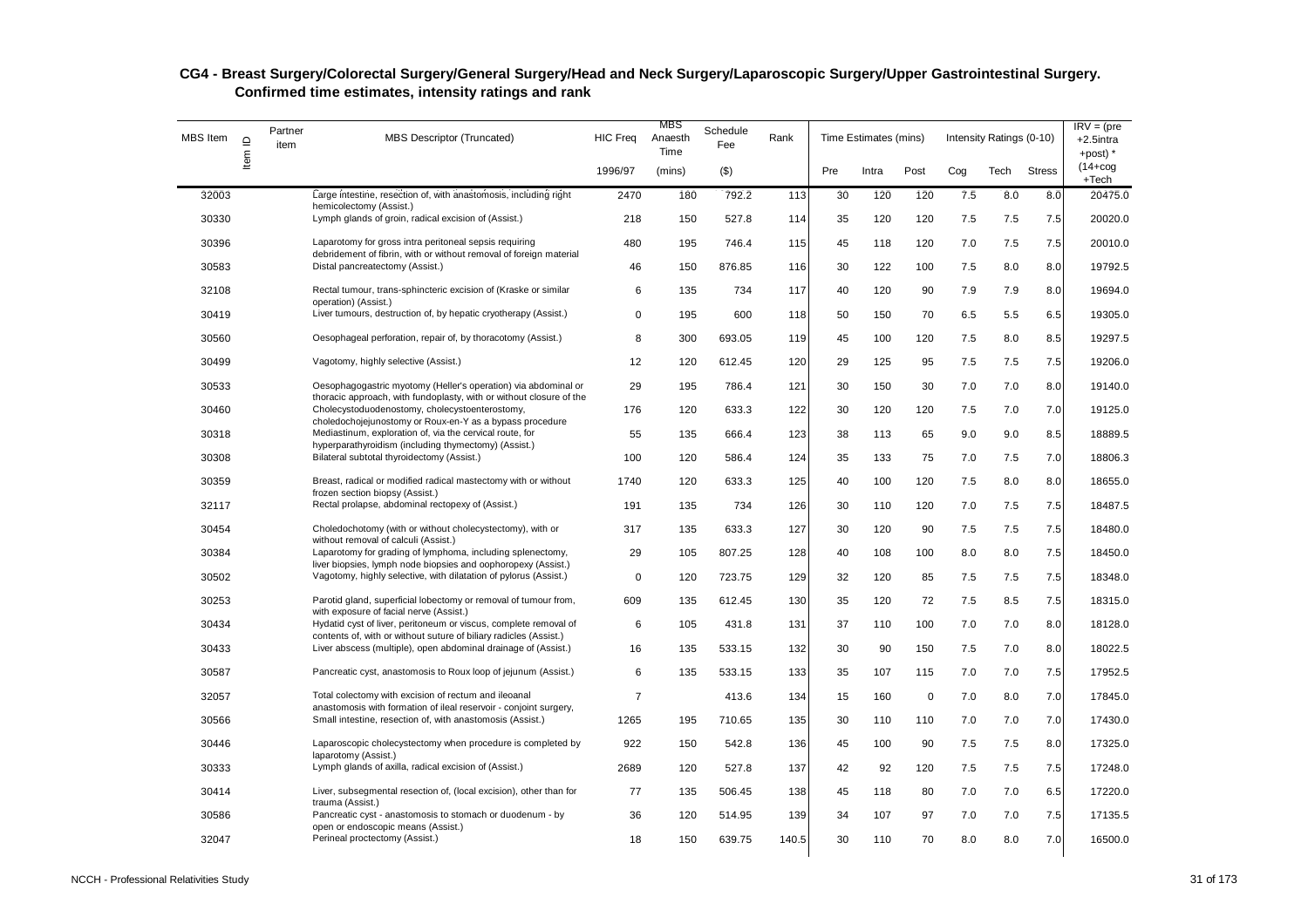## CG4 - Breast Surgery/Colorectal Surgery/General Surgery/Head and Neck Surgery/Laparoscopic Surgery/Upper Gastrointestinal Surgery. Confirmed time estimates, intensity ratings and rank

| MBS Item | Item ID | Partner item | MBS Descriptor (Truncated) | HIC Freq | MBS Anaesth Time | Schedule Fee | Rank | Time Estimates (mins) | | | Intensity Ratings (0-10) | | | IRV = (pre +2.5intra +post) * |
|---|---|---|---|---|---|---|---|---|---|---|---|---|---|---|
| | | | | 1996/97 | (mins) | ($) | | Pre | Intra | Post | Cog | Tech | Stress | (14+cog +Tech |
| 32003 | | | Large intestine, resection of, with anastomosis, including right hemicolectomy (Assist.) | 2470 | 180 | 792.2 | 113 | 30 | 120 | 120 | 7.5 | 8.0 | 8.0 | 20475.0 |
| 30330 | | | Lymph glands of groin, radical excision of (Assist.) | 218 | 150 | 527.8 | 114 | 35 | 120 | 120 | 7.5 | 7.5 | 7.5 | 20020.0 |
| 30396 | | | Laparotomy for gross intra peritoneal sepsis requiring debridement of fibrin, with or without removal of foreign material | 480 | 195 | 746.4 | 115 | 45 | 118 | 120 | 7.0 | 7.5 | 7.5 | 20010.0 |
| 30583 | | | Distal pancreatectomy (Assist.) | 46 | 150 | 876.85 | 116 | 30 | 122 | 100 | 7.5 | 8.0 | 8.0 | 19792.5 |
| 32108 | | | Rectal tumour, trans-sphincteric excision of (Kraske or similar operation) (Assist.) | 6 | 135 | 734 | 117 | 40 | 120 | 90 | 7.9 | 7.9 | 8.0 | 19694.0 |
| 30419 | | | Liver tumours, destruction of, by hepatic cryotherapy (Assist.) | 0 | 195 | 600 | 118 | 50 | 150 | 70 | 6.5 | 5.5 | 6.5 | 19305.0 |
| 30560 | | | Oesophageal perforation, repair of, by thoracotomy (Assist.) | 8 | 300 | 693.05 | 119 | 45 | 100 | 120 | 7.5 | 8.0 | 8.5 | 19297.5 |
| 30499 | | | Vagotomy, highly selective (Assist.) | 12 | 120 | 612.45 | 120 | 29 | 125 | 95 | 7.5 | 7.5 | 7.5 | 19206.0 |
| 30533 | | | Oesophagogastric myotomy (Heller's operation) via abdominal or thoracic approach, with fundoplasty, with or without closure of the | 29 | 195 | 786.4 | 121 | 30 | 150 | 30 | 7.0 | 7.0 | 8.0 | 19140.0 |
| 30460 | | | Cholecystoduodenostomy, cholecystoenterostomy, choledochojejunostomy or Roux-en-Y as a bypass procedure | 176 | 120 | 633.3 | 122 | 30 | 120 | 120 | 7.5 | 7.0 | 7.0 | 19125.0 |
| 30318 | | | Mediastinum, exploration of, via the cervical route, for hyperparathyroidism (including thymectomy) (Assist.) | 55 | 135 | 666.4 | 123 | 38 | 113 | 65 | 9.0 | 9.0 | 8.5 | 18889.5 |
| 30308 | | | Bilateral subtotal thyroidectomy (Assist.) | 100 | 120 | 586.4 | 124 | 35 | 133 | 75 | 7.0 | 7.5 | 7.0 | 18806.3 |
| 30359 | | | Breast, radical or modified radical mastectomy with or without frozen section biopsy (Assist.) | 1740 | 120 | 633.3 | 125 | 40 | 100 | 120 | 7.5 | 8.0 | 8.0 | 18655.0 |
| 32117 | | | Rectal prolapse, abdominal rectopexy of (Assist.) | 191 | 135 | 734 | 126 | 30 | 110 | 120 | 7.0 | 7.5 | 7.5 | 18487.5 |
| 30454 | | | Choledochotomy (with or without cholecystectomy), with or without removal of calculi (Assist.) | 317 | 135 | 633.3 | 127 | 30 | 120 | 90 | 7.5 | 7.5 | 7.5 | 18480.0 |
| 30384 | | | Laparotomy for grading of lymphoma, including splenectomy, liver biopsies, lymph node biopsies and oophoropexy (Assist.) | 29 | 105 | 807.25 | 128 | 40 | 108 | 100 | 8.0 | 8.0 | 7.5 | 18450.0 |
| 30502 | | | Vagotomy, highly selective, with dilatation of pylorus (Assist.) | 0 | 120 | 723.75 | 129 | 32 | 120 | 85 | 7.5 | 7.5 | 7.5 | 18348.0 |
| 30253 | | | Parotid gland, superficial lobectomy or removal of tumour from, with exposure of facial nerve (Assist.) | 609 | 135 | 612.45 | 130 | 35 | 120 | 72 | 7.5 | 8.5 | 7.5 | 18315.0 |
| 30434 | | | Hydatid cyst of liver, peritoneum or viscus, complete removal of contents of, with or without suture of biliary radicles (Assist.) | 6 | 105 | 431.8 | 131 | 37 | 110 | 100 | 7.0 | 7.0 | 8.0 | 18128.0 |
| 30433 | | | Liver abscess (multiple), open abdominal drainage of (Assist.) | 16 | 135 | 533.15 | 132 | 30 | 90 | 150 | 7.5 | 7.0 | 8.0 | 18022.5 |
| 30587 | | | Pancreatic cyst, anastomosis to Roux loop of jejunum (Assist.) | 6 | 135 | 533.15 | 133 | 35 | 107 | 115 | 7.0 | 7.0 | 7.5 | 17952.5 |
| 32057 | | | Total colectomy with excision of rectum and ileoanal anastomosis with formation of ileal reservoir - conjoint surgery, | 7 | | 413.6 | 134 | 15 | 160 | 0 | 7.0 | 8.0 | 7.0 | 17845.0 |
| 30566 | | | Small intestine, resection of, with anastomosis (Assist.) | 1265 | 195 | 710.65 | 135 | 30 | 110 | 110 | 7.0 | 7.0 | 7.0 | 17430.0 |
| 30446 | | | Laparoscopic cholecystectomy when procedure is completed by laparotomy (Assist.) | 922 | 150 | 542.8 | 136 | 45 | 100 | 90 | 7.5 | 7.5 | 8.0 | 17325.0 |
| 30333 | | | Lymph glands of axilla, radical excision of (Assist.) | 2689 | 120 | 527.8 | 137 | 42 | 92 | 120 | 7.5 | 7.5 | 7.5 | 17248.0 |
| 30414 | | | Liver, subsegmental resection of, (local excision), other than for trauma (Assist.) | 77 | 135 | 506.45 | 138 | 45 | 118 | 80 | 7.0 | 7.0 | 6.5 | 17220.0 |
| 30586 | | | Pancreatic cyst - anastomosis to stomach or duodenum - by open or endoscopic means (Assist.) | 36 | 120 | 514.95 | 139 | 34 | 107 | 97 | 7.0 | 7.0 | 7.5 | 17135.5 |
| 32047 | | | Perineal proctectomy (Assist.) | 18 | 150 | 639.75 | 140.5 | 30 | 110 | 70 | 8.0 | 8.0 | 7.0 | 16500.0 |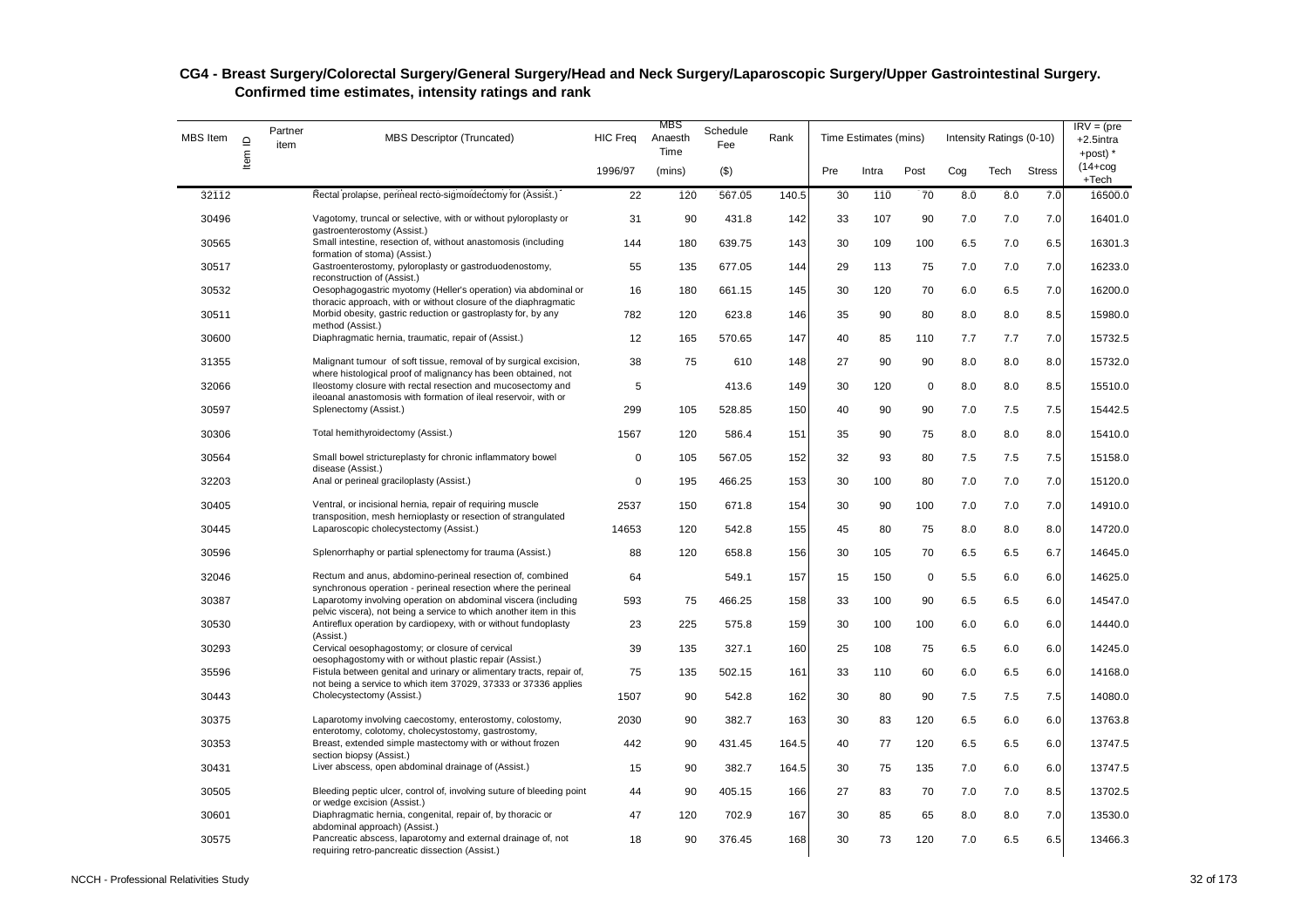## CG4 - Breast Surgery/Colorectal Surgery/General Surgery/Head and Neck Surgery/Laparoscopic Surgery/Upper Gastrointestinal Surgery. Confirmed time estimates, intensity ratings and rank

| MBS Item | Item ID | Partner item | MBS Descriptor (Truncated) | HIC Freq | MBS Anaesth Time | Schedule Fee | Rank | Time Estimates (mins) | | | Intensity Ratings (0-10) | | | IRV = (pre +2.5intra +post) * |
|---|---|---|---|---|---|---|---|---|---|---|---|---|---|---|
| | | | | 1996/97 | (mins) | ($) | | Pre | Intra | Post | Cog | Tech | Stress | (14+cog +Tech |
| 32112 | | | Rectal prolapse, perineal recto-sigmoidectomy for (Assist.) | 22 | 120 | 567.05 | 140.5 | 30 | 110 | 70 | 8.0 | 8.0 | 7.0 | 16500.0 |
| 30496 | | | Vagotomy, truncal or selective, with or without pyloroplasty or gastroenterostomy (Assist.) | 31 | 90 | 431.8 | 142 | 33 | 107 | 90 | 7.0 | 7.0 | 7.0 | 16401.0 |
| 30565 | | | Small intestine, resection of, without anastomosis (including formation of stoma) (Assist.) | 144 | 180 | 639.75 | 143 | 30 | 109 | 100 | 6.5 | 7.0 | 6.5 | 16301.3 |
| 30517 | | | Gastroenterostomy, pyloroplasty or gastroduodenostomy, reconstruction of (Assist.) | 55 | 135 | 677.05 | 144 | 29 | 113 | 75 | 7.0 | 7.0 | 7.0 | 16233.0 |
| 30532 | | | Oesophagogastric myotomy (Heller's operation) via abdominal or thoracic approach, with or without closure of the diaphragmatic | 16 | 180 | 661.15 | 145 | 30 | 120 | 70 | 6.0 | 6.5 | 7.0 | 16200.0 |
| 30511 | | | Morbid obesity, gastric reduction or gastroplasty for, by any method (Assist.) | 782 | 120 | 623.8 | 146 | 35 | 90 | 80 | 8.0 | 8.0 | 8.5 | 15980.0 |
| 30600 | | | Diaphragmatic hernia, traumatic, repair of (Assist.) | 12 | 165 | 570.65 | 147 | 40 | 85 | 110 | 7.7 | 7.7 | 7.0 | 15732.5 |
| 31355 | | | Malignant tumour of soft tissue, removal of by surgical excision, where histological proof of malignancy has been obtained, not | 38 | 75 | 610 | 148 | 27 | 90 | 90 | 8.0 | 8.0 | 8.0 | 15732.0 |
| 32066 | | | Ileostomy closure with rectal resection and mucosectomy and ileoanal anastomosis with formation of ileal reservoir, with or | 5 | | 413.6 | 149 | 30 | 120 | 0 | 8.0 | 8.0 | 8.5 | 15510.0 |
| 30597 | | | Splenectomy (Assist.) | 299 | 105 | 528.85 | 150 | 40 | 90 | 90 | 7.0 | 7.5 | 7.5 | 15442.5 |
| 30306 | | | Total hemithyroidectomy (Assist.) | 1567 | 120 | 586.4 | 151 | 35 | 90 | 75 | 8.0 | 8.0 | 8.0 | 15410.0 |
| 30564 | | | Small bowel strictureplasty for chronic inflammatory bowel disease (Assist.) | 0 | 105 | 567.05 | 152 | 32 | 93 | 80 | 7.5 | 7.5 | 7.5 | 15158.0 |
| 32203 | | | Anal or perineal graciloplasty (Assist.) | 0 | 195 | 466.25 | 153 | 30 | 100 | 80 | 7.0 | 7.0 | 7.0 | 15120.0 |
| 30405 | | | Ventral, or incisional hernia, repair of requiring muscle transposition, mesh hernioplasty or resection of strangulated | 2537 | 150 | 671.8 | 154 | 30 | 90 | 100 | 7.0 | 7.0 | 7.0 | 14910.0 |
| 30445 | | | Laparoscopic cholecystectomy (Assist.) | 14653 | 120 | 542.8 | 155 | 45 | 80 | 75 | 8.0 | 8.0 | 8.0 | 14720.0 |
| 30596 | | | Splenorrhaphy or partial splenectomy for trauma (Assist.) | 88 | 120 | 658.8 | 156 | 30 | 105 | 70 | 6.5 | 6.5 | 6.7 | 14645.0 |
| 32046 | | | Rectum and anus, abdomino-perineal resection of, combined synchronous operation - perineal resection where the perineal | 64 | | 549.1 | 157 | 15 | 150 | 0 | 5.5 | 6.0 | 6.0 | 14625.0 |
| 30387 | | | Laparotomy involving operation on abdominal viscera (including pelvic viscera), not being a service to which another item in this | 593 | 75 | 466.25 | 158 | 33 | 100 | 90 | 6.5 | 6.5 | 6.0 | 14547.0 |
| 30530 | | | Antireflux operation by cardiopexy, with or without fundoplasty (Assist.) | 23 | 225 | 575.8 | 159 | 30 | 100 | 100 | 6.0 | 6.0 | 6.0 | 14440.0 |
| 30293 | | | Cervical oesophagostomy; or closure of cervical oesophagostomy with or without plastic repair (Assist.) | 39 | 135 | 327.1 | 160 | 25 | 108 | 75 | 6.5 | 6.0 | 6.0 | 14245.0 |
| 35596 | | | Fistula between genital and urinary or alimentary tracts, repair of, not being a service to which item 37029, 37333 or 37336 applies | 75 | 135 | 502.15 | 161 | 33 | 110 | 60 | 6.0 | 6.5 | 6.0 | 14168.0 |
| 30443 | | | Cholecystectomy (Assist.) | 1507 | 90 | 542.8 | 162 | 30 | 80 | 90 | 7.5 | 7.5 | 7.5 | 14080.0 |
| 30375 | | | Laparotomy involving caecostomy, enterostomy, colostomy, enterotomy, colotomy, cholecystostomy, gastrostomy, | 2030 | 90 | 382.7 | 163 | 30 | 83 | 120 | 6.5 | 6.0 | 6.0 | 13763.8 |
| 30353 | | | Breast, extended simple mastectomy with or without frozen section biopsy (Assist.) | 442 | 90 | 431.45 | 164.5 | 40 | 77 | 120 | 6.5 | 6.5 | 6.0 | 13747.5 |
| 30431 | | | Liver abscess, open abdominal drainage of (Assist.) | 15 | 90 | 382.7 | 164.5 | 30 | 75 | 135 | 7.0 | 6.0 | 6.0 | 13747.5 |
| 30505 | | | Bleeding peptic ulcer, control of, involving suture of bleeding point or wedge excision (Assist.) | 44 | 90 | 405.15 | 166 | 27 | 83 | 70 | 7.0 | 7.0 | 8.5 | 13702.5 |
| 30601 | | | Diaphragmatic hernia, congenital, repair of, by thoracic or abdominal approach) (Assist.) | 47 | 120 | 702.9 | 167 | 30 | 85 | 65 | 8.0 | 8.0 | 7.0 | 13530.0 |
| 30575 | | | Pancreatic abscess, laparotomy and external drainage of, not requiring retro-pancreatic dissection (Assist.) | 18 | 90 | 376.45 | 168 | 30 | 73 | 120 | 7.0 | 6.5 | 6.5 | 13466.3 |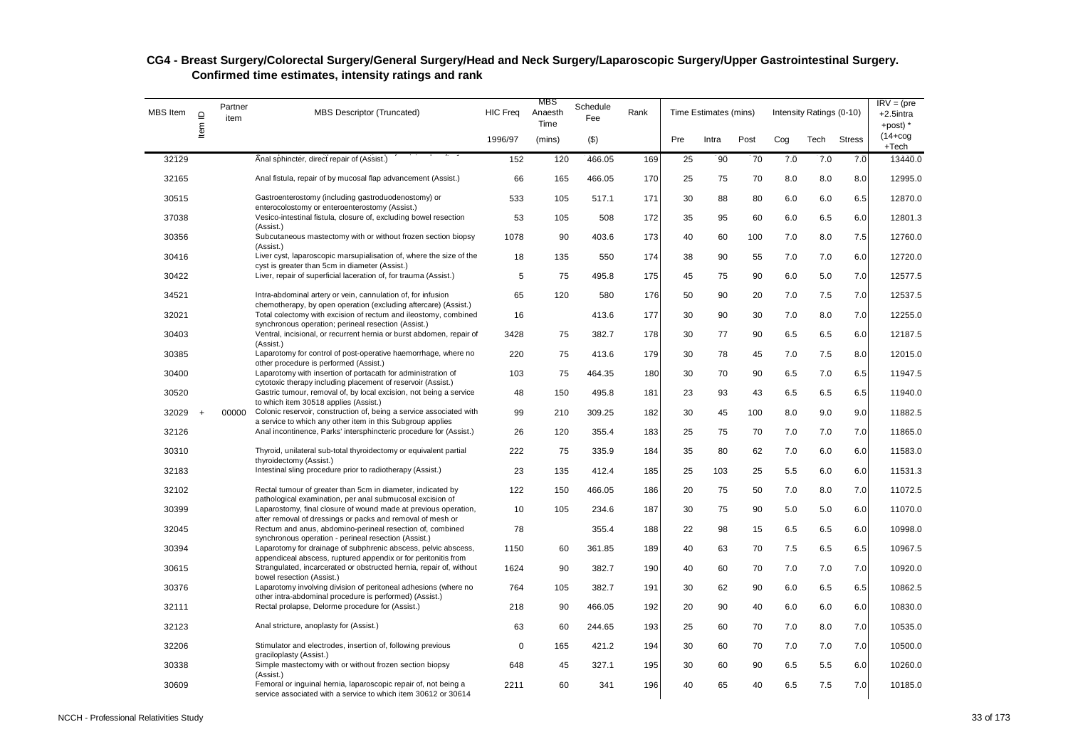**CG4 - Breast Surgery/Colorectal Surgery/General Surgery/Head and Neck Surgery/Laparoscopic Surgery/Upper Gastrointestinal Surgery. Confirmed time estimates, intensity ratings and rank**

| MBS Item | Item ID | Partner item | MBS Descriptor (Truncated) | HIC Freq | MBS Anaesth Time | Schedule Fee | Rank | Time Estimates (mins) | | | Intensity Ratings (0-10) | | | IRV = (pre +2.5intra +post) * |
|---|---|---|---|---|---|---|---|---|---|---|---|---|---|---|
| | | | | 1996/97 | (mins) | ($) | | Pre | Intra | Post | Cog | Tech | Stress | (14+cog +Tech |
| 32129 | | | Anal sphincter, direct repair of (Assist.) | 152 | 120 | 466.05 | 169 | 25 | 90 | 70 | 7.0 | 7.0 | 7.0 | 13440.0 |
| 32165 | | | Anal fistula, repair of by mucosal flap advancement (Assist.) | 66 | 165 | 466.05 | 170 | 25 | 75 | 70 | 8.0 | 8.0 | 8.0 | 12995.0 |
| 30515 | | | Gastroenterostomy (including gastroduodenostomy) or enterocolostomy or enteroenterostomy (Assist.) | 533 | 105 | 517.1 | 171 | 30 | 88 | 80 | 6.0 | 6.0 | 6.5 | 12870.0 |
| 37038 | | | Vesico-intestinal fistula, closure of, excluding bowel resection (Assist.) | 53 | 105 | 508 | 172 | 35 | 95 | 60 | 6.0 | 6.5 | 6.0 | 12801.3 |
| 30356 | | | Subcutaneous mastectomy with or without frozen section biopsy (Assist.) | 1078 | 90 | 403.6 | 173 | 40 | 60 | 100 | 7.0 | 8.0 | 7.5 | 12760.0 |
| 30416 | | | Liver cyst, laparoscopic marsupialisation of, where the size of the cyst is greater than 5cm in diameter (Assist.) | 18 | 135 | 550 | 174 | 38 | 90 | 55 | 7.0 | 7.0 | 6.0 | 12720.0 |
| 30422 | | | Liver, repair of superficial laceration of, for trauma (Assist.) | 5 | 75 | 495.8 | 175 | 45 | 75 | 90 | 6.0 | 5.0 | 7.0 | 12577.5 |
| 34521 | | | Intra-abdominal artery or vein, cannulation of, for infusion chemotherapy, by open operation (excluding aftercare) (Assist.) | 65 | 120 | 580 | 176 | 50 | 90 | 20 | 7.0 | 7.5 | 7.0 | 12537.5 |
| 32021 | | | Total colectomy with excision of rectum and ileostomy, combined synchronous operation; perineal resection (Assist.) | 16 | | 413.6 | 177 | 30 | 90 | 30 | 7.0 | 8.0 | 7.0 | 12255.0 |
| 30403 | | | Ventral, incisional, or recurrent hernia or burst abdomen, repair of (Assist.) | 3428 | 75 | 382.7 | 178 | 30 | 77 | 90 | 6.5 | 6.5 | 6.0 | 12187.5 |
| 30385 | | | Laparotomy for control of post-operative haemorrhage, where no other procedure is performed (Assist.) | 220 | 75 | 413.6 | 179 | 30 | 78 | 45 | 7.0 | 7.5 | 8.0 | 12015.0 |
| 30400 | | | Laparotomy with insertion of portacath for administration of cytotoxic therapy including placement of reservoir (Assist.) | 103 | 75 | 464.35 | 180 | 30 | 70 | 90 | 6.5 | 7.0 | 6.5 | 11947.5 |
| 30520 | | | Gastric tumour, removal of, by local excision, not being a service to which item 30518 applies (Assist.) | 48 | 150 | 495.8 | 181 | 23 | 93 | 43 | 6.5 | 6.5 | 6.5 | 11940.0 |
| 32029 | + | 00000 | Colonic reservoir, construction of, being a service associated with a service to which any other item in this Subgroup applies | 99 | 210 | 309.25 | 182 | 30 | 45 | 100 | 8.0 | 9.0 | 9.0 | 11882.5 |
| 32126 | | | Anal incontinence, Parks' intersphincteric procedure for (Assist.) | 26 | 120 | 355.4 | 183 | 25 | 75 | 70 | 7.0 | 7.0 | 7.0 | 11865.0 |
| 30310 | | | Thyroid, unilateral sub-total thyroidectomy or equivalent partial thyroidectomy (Assist.) | 222 | 75 | 335.9 | 184 | 35 | 80 | 62 | 7.0 | 6.0 | 6.0 | 11583.0 |
| 32183 | | | Intestinal sling procedure prior to radiotherapy (Assist.) | 23 | 135 | 412.4 | 185 | 25 | 103 | 25 | 5.5 | 6.0 | 6.0 | 11531.3 |
| 32102 | | | Rectal tumour of greater than 5cm in diameter, indicated by pathological examination, per anal submucosal excision of | 122 | 150 | 466.05 | 186 | 20 | 75 | 50 | 7.0 | 8.0 | 7.0 | 11072.5 |
| 30399 | | | Laparostomy, final closure of wound made at previous operation, after removal of dressings or packs and removal of mesh or | 10 | 105 | 234.6 | 187 | 30 | 75 | 90 | 5.0 | 5.0 | 6.0 | 11070.0 |
| 32045 | | | Rectum and anus, abdomino-perineal resection of, combined synchronous operation - perineal resection (Assist.) | 78 | | 355.4 | 188 | 22 | 98 | 15 | 6.5 | 6.5 | 6.0 | 10998.0 |
| 30394 | | | Laparotomy for drainage of subphrenic abscess, pelvic abscess, appendiceal abscess, ruptured appendix or for peritonitis from | 1150 | 60 | 361.85 | 189 | 40 | 63 | 70 | 7.5 | 6.5 | 6.5 | 10967.5 |
| 30615 | | | Strangulated, incarcerated or obstructed hernia, repair of, without bowel resection (Assist.) | 1624 | 90 | 382.7 | 190 | 40 | 60 | 70 | 7.0 | 7.0 | 7.0 | 10920.0 |
| 30376 | | | Laparotomy involving division of peritoneal adhesions (where no other intra-abdominal procedure is performed) (Assist.) | 764 | 105 | 382.7 | 191 | 30 | 62 | 90 | 6.0 | 6.5 | 6.5 | 10862.5 |
| 32111 | | | Rectal prolapse, Delorme procedure for (Assist.) | 218 | 90 | 466.05 | 192 | 20 | 90 | 40 | 6.0 | 6.0 | 6.0 | 10830.0 |
| 32123 | | | Anal stricture, anoplasty for (Assist.) | 63 | 60 | 244.65 | 193 | 25 | 60 | 70 | 7.0 | 8.0 | 7.0 | 10535.0 |
| 32206 | | | Stimulator and electrodes, insertion of, following previous graciloplasty (Assist.) | 0 | 165 | 421.2 | 194 | 30 | 60 | 70 | 7.0 | 7.0 | 7.0 | 10500.0 |
| 30338 | | | Simple mastectomy with or without frozen section biopsy (Assist.) | 648 | 45 | 327.1 | 195 | 30 | 60 | 90 | 6.5 | 5.5 | 6.0 | 10260.0 |
| 30609 | | | Femoral or inguinal hernia, laparoscopic repair of, not being a service associated with a service to which item 30612 or 30614 | 2211 | 60 | 341 | 196 | 40 | 65 | 40 | 6.5 | 7.5 | 7.0 | 10185.0 |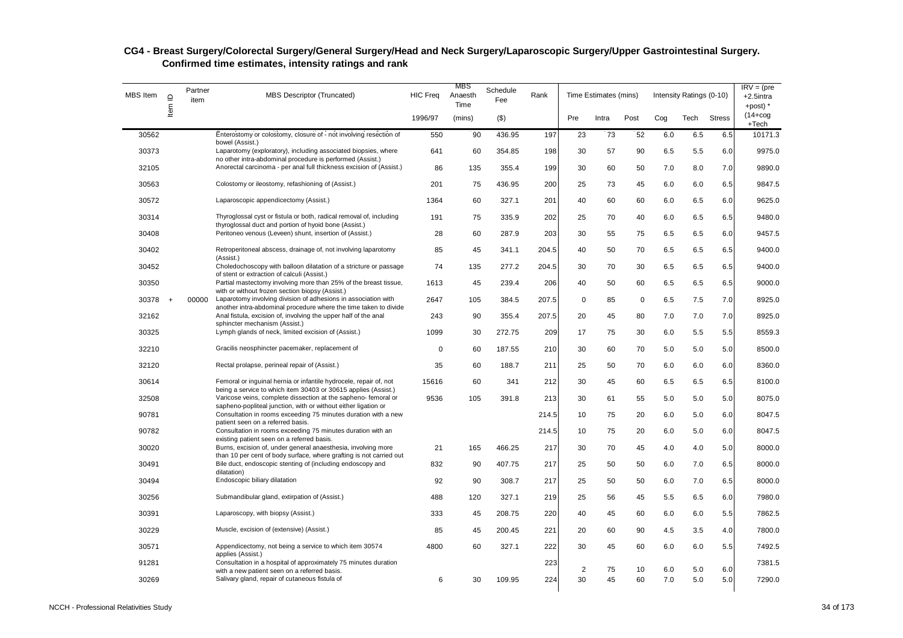## CG4 - Breast Surgery/Colorectal Surgery/General Surgery/Head and Neck Surgery/Laparoscopic Surgery/Upper Gastrointestinal Surgery. Confirmed time estimates, intensity ratings and rank

| MBS Item | Item ID | Partner item | MBS Descriptor (Truncated) | HIC Freq | MBS Anaesth Time | Schedule Fee | Rank | Time Estimates (mins) | | | Intensity Ratings (0-10) | | | IRV = (pre +2.5intra +post) * |
|---|---|---|---|---|---|---|---|---|---|---|---|---|---|---|
| | | | | 1996/97 | (mins) | ($) | | Pre | Intra | Post | Cog | Tech | Stress | (14+cog +Tech |
| 30562 | | | Enterostomy or colostomy, closure of - not involving resection of bowel (Assist.) | 550 | 90 | 436.95 | 197 | 23 | 73 | 52 | 6.0 | 6.5 | 6.5 | 10171.3 |
| 30373 | | | Laparotomy (exploratory), including associated biopsies, where no other intra-abdominal procedure is performed (Assist.) | 641 | 60 | 354.85 | 198 | 30 | 57 | 90 | 6.5 | 5.5 | 6.0 | 9975.0 |
| 32105 | | | Anorectal carcinoma - per anal full thickness excision of (Assist.) | 86 | 135 | 355.4 | 199 | 30 | 60 | 50 | 7.0 | 8.0 | 7.0 | 9890.0 |
| 30563 | | | Colostomy or ileostomy, refashioning of (Assist.) | 201 | 75 | 436.95 | 200 | 25 | 73 | 45 | 6.0 | 6.0 | 6.5 | 9847.5 |
| 30572 | | | Laparoscopic appendicectomy (Assist.) | 1364 | 60 | 327.1 | 201 | 40 | 60 | 60 | 6.0 | 6.5 | 6.0 | 9625.0 |
| 30314 | | | Thyroglossal cyst or fistula or both, radical removal of, including thyroglossal duct and portion of hyoid bone (Assist.) | 191 | 75 | 335.9 | 202 | 25 | 70 | 40 | 6.0 | 6.5 | 6.5 | 9480.0 |
| 30408 | | | Peritoneo venous (Leveen) shunt, insertion of (Assist.) | 28 | 60 | 287.9 | 203 | 30 | 55 | 75 | 6.5 | 6.5 | 6.0 | 9457.5 |
| 30402 | | | Retroperitoneal abscess, drainage of, not involving laparotomy (Assist.) | 85 | 45 | 341.1 | 204.5 | 40 | 50 | 70 | 6.5 | 6.5 | 6.5 | 9400.0 |
| 30452 | | | Choledochoscopy with balloon dilatation of a stricture or passage of stent or extraction of calculi (Assist.) | 74 | 135 | 277.2 | 204.5 | 30 | 70 | 30 | 6.5 | 6.5 | 6.5 | 9400.0 |
| 30350 | | | Partial mastectomy involving more than 25% of the breast tissue, with or without frozen section biopsy (Assist.) | 1613 | 45 | 239.4 | 206 | 40 | 50 | 60 | 6.5 | 6.5 | 6.5 | 9000.0 |
| 30378 | + | 00000 | Laparotomy involving division of adhesions in association with another intra-abdominal procedure where the time taken to divide | 2647 | 105 | 384.5 | 207.5 | 0 | 85 | 0 | 6.5 | 7.5 | 7.0 | 8925.0 |
| 32162 | | | Anal fistula, excision of, involving the upper half of the anal sphincter mechanism (Assist.) | 243 | 90 | 355.4 | 207.5 | 20 | 45 | 80 | 7.0 | 7.0 | 7.0 | 8925.0 |
| 30325 | | | Lymph glands of neck, limited excision of (Assist.) | 1099 | 30 | 272.75 | 209 | 17 | 75 | 30 | 6.0 | 5.5 | 5.5 | 8559.3 |
| 32210 | | | Gracilis neosphincter pacemaker, replacement of | 0 | 60 | 187.55 | 210 | 30 | 60 | 70 | 5.0 | 5.0 | 5.0 | 8500.0 |
| 32120 | | | Rectal prolapse, perineal repair of (Assist.) | 35 | 60 | 188.7 | 211 | 25 | 50 | 70 | 6.0 | 6.0 | 6.0 | 8360.0 |
| 30614 | | | Femoral or inguinal hernia or infantile hydrocele, repair of, not being a service to which item 30403 or 30615 applies (Assist.) | 15616 | 60 | 341 | 212 | 30 | 45 | 60 | 6.5 | 6.5 | 6.5 | 8100.0 |
| 32508 | | | Varicose veins, complete dissection at the sapheno- femoral or sapheno-popliteal junction, with or without either ligation or | 9536 | 105 | 391.8 | 213 | 30 | 61 | 55 | 5.0 | 5.0 | 5.0 | 8075.0 |
| 90781 | | | Consultation in rooms exceeding 75 minutes duration with a new patient seen on a referred basis. | | | | 214.5 | 10 | 75 | 20 | 6.0 | 5.0 | 6.0 | 8047.5 |
| 90782 | | | Consultation in rooms exceeding 75 minutes duration with an existing patient seen on a referred basis. | | | | 214.5 | 10 | 75 | 20 | 6.0 | 5.0 | 6.0 | 8047.5 |
| 30020 | | | Burns, excision of, under general anaesthesia, involving more than 10 per cent of body surface, where grafting is not carried out | 21 | 165 | 466.25 | 217 | 30 | 70 | 45 | 4.0 | 4.0 | 5.0 | 8000.0 |
| 30491 | | | Bile duct, endoscopic stenting of (including endoscopy and dilatation) | 832 | 90 | 407.75 | 217 | 25 | 50 | 50 | 6.0 | 7.0 | 6.5 | 8000.0 |
| 30494 | | | Endoscopic biliary dilatation | 92 | 90 | 308.7 | 217 | 25 | 50 | 50 | 6.0 | 7.0 | 6.5 | 8000.0 |
| 30256 | | | Submandibular gland, extirpation of (Assist.) | 488 | 120 | 327.1 | 219 | 25 | 56 | 45 | 5.5 | 6.5 | 6.0 | 7980.0 |
| 30391 | | | Laparoscopy, with biopsy (Assist.) | 333 | 45 | 208.75 | 220 | 40 | 45 | 60 | 6.0 | 6.0 | 5.5 | 7862.5 |
| 30229 | | | Muscle, excision of (extensive) (Assist.) | 85 | 45 | 200.45 | 221 | 20 | 60 | 90 | 4.5 | 3.5 | 4.0 | 7800.0 |
| 30571 | | | Appendicectomy, not being a service to which item 30574 applies (Assist.) | 4800 | 60 | 327.1 | 222 | 30 | 45 | 60 | 6.0 | 6.0 | 5.5 | 7492.5 |
| 91281 | | | Consultation in a hospital of approximately 75 minutes duration with a new patient seen on a referred basis. | | | | 223 | 2 | 75 | 10 | 6.0 | 5.0 | 6.0 | 7381.5 |
| 30269 | | | Salivary gland, repair of cutaneous fistula of | 6 | 30 | 109.95 | 224 | 30 | 45 | 60 | 7.0 | 5.0 | 5.0 | 7290.0 |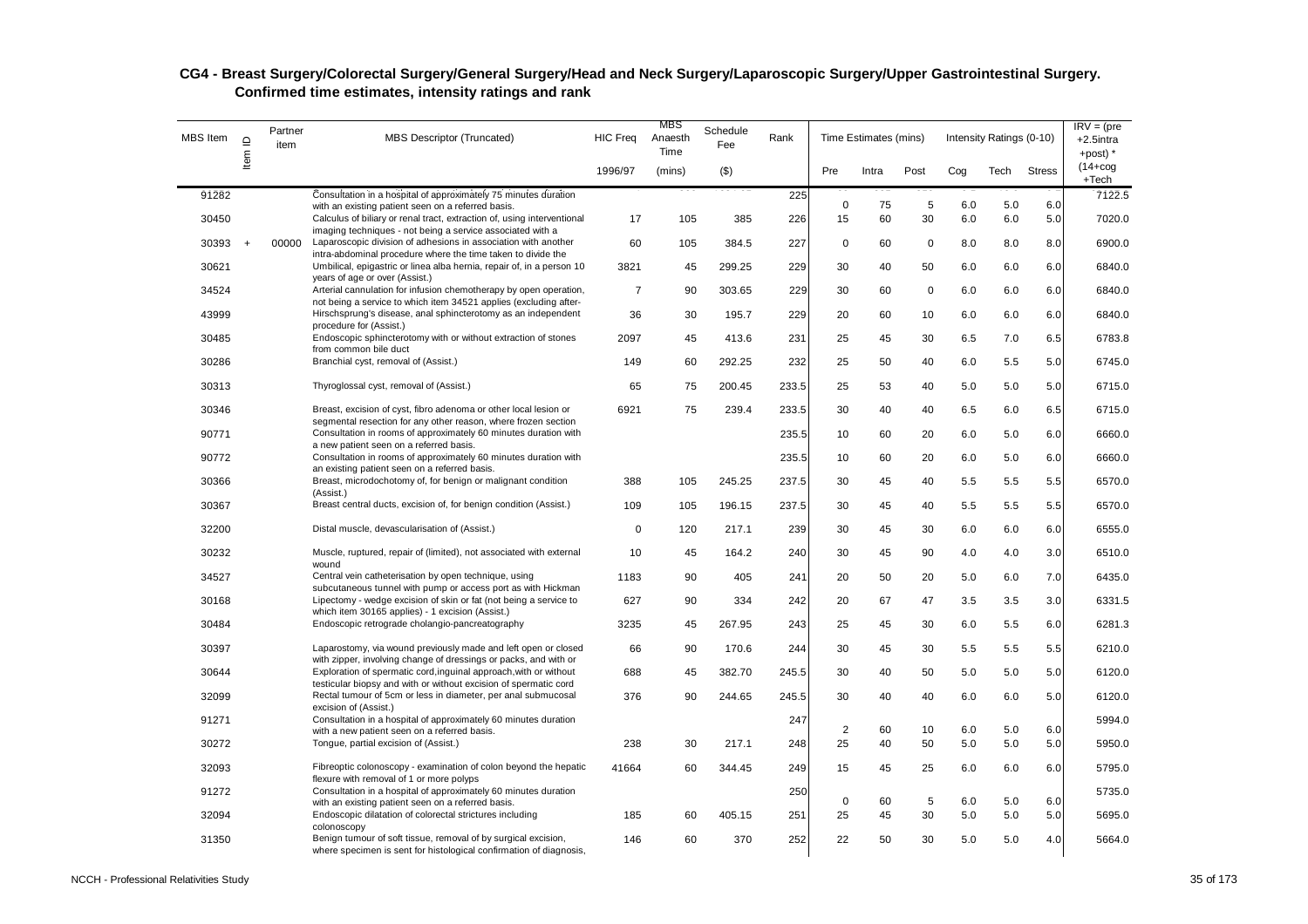## CG4 - Breast Surgery/Colorectal Surgery/General Surgery/Head and Neck Surgery/Laparoscopic Surgery/Upper Gastrointestinal Surgery. Confirmed time estimates, intensity ratings and rank

| MBS Item | Item ID | Partner item | MBS Descriptor (Truncated) | HIC Freq | MBS Anaesth Time | Schedule Fee | Rank | Time Estimates (mins) | | | Intensity Ratings (0-10) | | | IRV = (pre +2.5intra +post) * |
|---|---|---|---|---|---|---|---|---|---|---|---|---|---|---|
| | | | | 1996/97 | (mins) | ($) | | Pre | Intra | Post | Cog | Tech | Stress | (14+cog +Tech |
| 91282 | | | Consultation in a hospital of approximately 75 minutes duration with an existing patient seen on a referred basis. | | | | 225 | 0 | 75 | 5 | 6.0 | 5.0 | 6.0 | 7122.5 |
| 30450 | | | Calculus of biliary or renal tract, extraction of, using interventional imaging techniques - not being a service associated with a | 17 | 105 | 385 | 226 | 15 | 60 | 30 | 6.0 | 6.0 | 5.0 | 7020.0 |
| 30393 | + | 00000 | Laparoscopic division of adhesions in association with another intra-abdominal procedure where the time taken to divide the | 60 | 105 | 384.5 | 227 | 0 | 60 | 0 | 8.0 | 8.0 | 8.0 | 6900.0 |
| 30621 | | | Umbilical, epigastric or linea alba hernia, repair of, in a person 10 years of age or over (Assist.) | 3821 | 45 | 299.25 | 229 | 30 | 40 | 50 | 6.0 | 6.0 | 6.0 | 6840.0 |
| 34524 | | | Arterial cannulation for infusion chemotherapy by open operation, not being a service to which item 34521 applies (excluding after- | 7 | 90 | 303.65 | 229 | 30 | 60 | 0 | 6.0 | 6.0 | 6.0 | 6840.0 |
| 43999 | | | Hirschsprung's disease, anal sphincterotomy as an independent procedure for (Assist.) | 36 | 30 | 195.7 | 229 | 20 | 60 | 10 | 6.0 | 6.0 | 6.0 | 6840.0 |
| 30485 | | | Endoscopic sphincterotomy with or without extraction of stones from common bile duct | 2097 | 45 | 413.6 | 231 | 25 | 45 | 30 | 6.5 | 7.0 | 6.5 | 6783.8 |
| 30286 | | | Branchial cyst, removal of (Assist.) | 149 | 60 | 292.25 | 232 | 25 | 50 | 40 | 6.0 | 5.5 | 5.0 | 6745.0 |
| 30313 | | | Thyroglossal cyst, removal of (Assist.) | 65 | 75 | 200.45 | 233.5 | 25 | 53 | 40 | 5.0 | 5.0 | 5.0 | 6715.0 |
| 30346 | | | Breast, excision of cyst, fibro adenoma or other local lesion or segmental resection for any other reason, where frozen section | 6921 | 75 | 239.4 | 233.5 | 30 | 40 | 40 | 6.5 | 6.0 | 6.5 | 6715.0 |
| 90771 | | | Consultation in rooms of approximately 60 minutes duration with a new patient seen on a referred basis. | | | | 235.5 | 10 | 60 | 20 | 6.0 | 5.0 | 6.0 | 6660.0 |
| 90772 | | | Consultation in rooms of approximately 60 minutes duration with an existing patient seen on a referred basis. | | | | 235.5 | 10 | 60 | 20 | 6.0 | 5.0 | 6.0 | 6660.0 |
| 30366 | | | Breast, microdochotomy of, for benign or malignant condition (Assist.) | 388 | 105 | 245.25 | 237.5 | 30 | 45 | 40 | 5.5 | 5.5 | 5.5 | 6570.0 |
| 30367 | | | Breast central ducts, excision of, for benign condition (Assist.) | 109 | 105 | 196.15 | 237.5 | 30 | 45 | 40 | 5.5 | 5.5 | 5.5 | 6570.0 |
| 32200 | | | Distal muscle, devascularisation of (Assist.) | 0 | 120 | 217.1 | 239 | 30 | 45 | 30 | 6.0 | 6.0 | 6.0 | 6555.0 |
| 30232 | | | Muscle, ruptured, repair of (limited), not associated with external wound | 10 | 45 | 164.2 | 240 | 30 | 45 | 90 | 4.0 | 4.0 | 3.0 | 6510.0 |
| 34527 | | | Central vein catheterisation by open technique, using subcutaneous tunnel with pump or access port as with Hickman | 1183 | 90 | 405 | 241 | 20 | 50 | 20 | 5.0 | 6.0 | 7.0 | 6435.0 |
| 30168 | | | Lipectomy - wedge excision of skin or fat (not being a service to which item 30165 applies) - 1 excision (Assist.) | 627 | 90 | 334 | 242 | 20 | 67 | 47 | 3.5 | 3.5 | 3.0 | 6331.5 |
| 30484 | | | Endoscopic retrograde cholangio-pancreatography | 3235 | 45 | 267.95 | 243 | 25 | 45 | 30 | 6.0 | 5.5 | 6.0 | 6281.3 |
| 30397 | | | Laparostomy, via wound previously made and left open or closed with zipper, involving change of dressings or packs, and with or | 66 | 90 | 170.6 | 244 | 30 | 45 | 30 | 5.5 | 5.5 | 5.5 | 6210.0 |
| 30644 | | | Exploration of spermatic cord,inguinal approach,with or without testicular biopsy and with or without excision of spermatic cord | 688 | 45 | 382.70 | 245.5 | 30 | 40 | 50 | 5.0 | 5.0 | 5.0 | 6120.0 |
| 32099 | | | Rectal tumour of 5cm or less in diameter, per anal submucosal excision (Assist.) | 376 | 90 | 244.65 | 245.5 | 30 | 40 | 40 | 6.0 | 6.0 | 5.0 | 6120.0 |
| 91271 | | | Consultation in a hospital of approximately 60 minutes duration with a new patient seen on a referred basis. | | | | 247 | 2 | 60 | 10 | 6.0 | 5.0 | 6.0 | 5994.0 |
| 30272 | | | Tongue, partial excision of (Assist.) | 238 | 30 | 217.1 | 248 | 25 | 40 | 50 | 5.0 | 5.0 | 5.0 | 5950.0 |
| 32093 | | | Fibreoptic colonoscopy - examination of colon beyond the hepatic flexure with removal of 1 or more polyps | 41664 | 60 | 344.45 | 249 | 15 | 45 | 25 | 6.0 | 6.0 | 6.0 | 5795.0 |
| 91272 | | | Consultation in a hospital of approximately 60 minutes duration with an existing patient seen on a referred basis. | | | | 250 | 0 | 60 | 5 | 6.0 | 5.0 | 6.0 | 5735.0 |
| 32094 | | | Endoscopic dilatation of colorectal strictures including colonoscopy | 185 | 60 | 405.15 | 251 | 25 | 45 | 30 | 5.0 | 5.0 | 5.0 | 5695.0 |
| 31350 | | | Benign tumour of soft tissue, removal of by surgical excision, where specimen is sent for histological confirmation of diagnosis, | 146 | 60 | 370 | 252 | 22 | 50 | 30 | 5.0 | 5.0 | 4.0 | 5664.0 |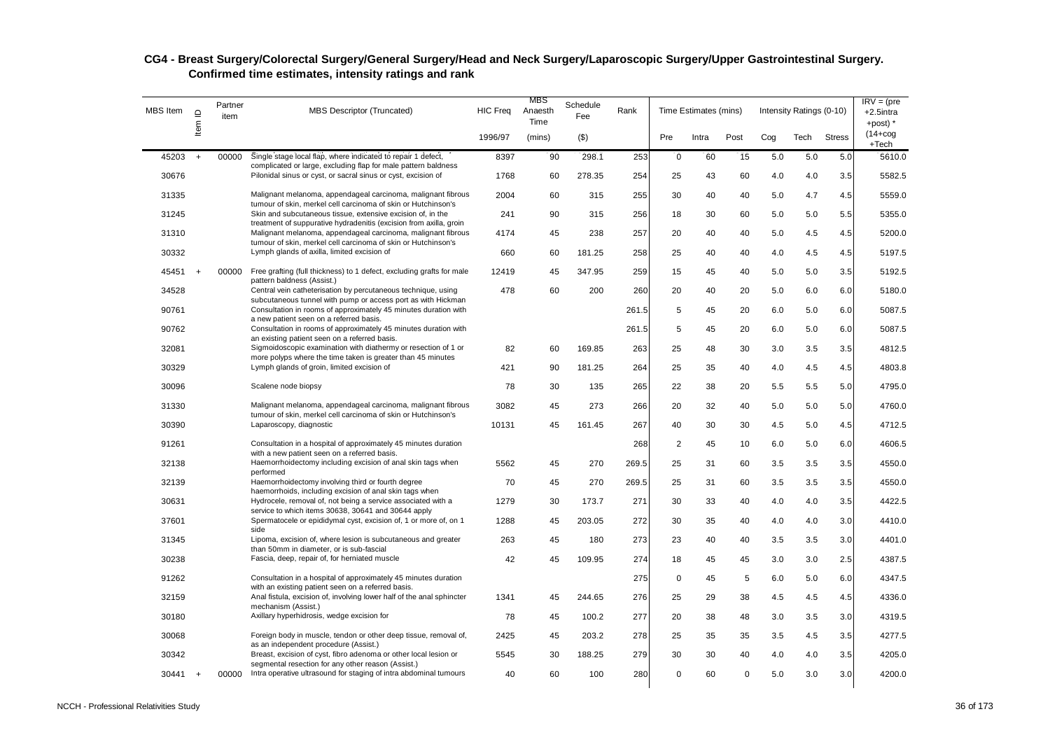## CG4 - Breast Surgery/Colorectal Surgery/General Surgery/Head and Neck Surgery/Laparoscopic Surgery/Upper Gastrointestinal Surgery. Confirmed time estimates, intensity ratings and rank

| MBS Item | Item ID | Partner item | MBS Descriptor (Truncated) | HIC Freq | MBS Anaesth Time | Schedule Fee | Rank | Time Estimates (mins) | | | Intensity Ratings (0-10) | | | IRV = (pre +2.5intra +post) * |
|---|---|---|---|---|---|---|---|---|---|---|---|---|---|---|
| | | | | 1996/97 | (mins) | ($) | | Pre | Intra | Post | Cog | Tech | Stress | (14+cog +Tech |
| 45203 | + | 00000 | Single stage local flap, where indicated to repair 1 defect, complicated or large, excluding flap for male pattern baldness | 8397 | 90 | 298.1 | 253 | 0 | 60 | 15 | 5.0 | 5.0 | 5.0 | 5610.0 |
| 30676 | | | Pilonidal sinus or cyst, or sacral sinus or cyst, excision of | 1768 | 60 | 278.35 | 254 | 25 | 43 | 60 | 4.0 | 4.0 | 3.5 | 5582.5 |
| 31335 | | | Malignant melanoma, appendageal carcinoma, malignant fibrous tumour of skin, merkel cell carcinoma of skin or Hutchinson's | 2004 | 60 | 315 | 255 | 30 | 40 | 40 | 5.0 | 4.7 | 4.5 | 5559.0 |
| 31245 | | | Skin and subcutaneous tissue, extensive excision of, in the treatment of suppurative hydradenitis (excision from axilla, groin | 241 | 90 | 315 | 256 | 18 | 30 | 60 | 5.0 | 5.0 | 5.5 | 5355.0 |
| 31310 | | | Malignant melanoma, appendageal carcinoma, malignant fibrous tumour of skin, merkel cell carcinoma of skin or Hutchinson's | 4174 | 45 | 238 | 257 | 20 | 40 | 40 | 5.0 | 4.5 | 4.5 | 5200.0 |
| 30332 | | | Lymph glands of axilla, limited excision of | 660 | 60 | 181.25 | 258 | 25 | 40 | 40 | 4.0 | 4.5 | 4.5 | 5197.5 |
| 45451 | + | 00000 | Free grafting (full thickness) to 1 defect, excluding grafts for male pattern baldness (Assist.) | 12419 | 45 | 347.95 | 259 | 15 | 45 | 40 | 5.0 | 5.0 | 3.5 | 5192.5 |
| 34528 | | | Central vein catheterisation by percutaneous technique, using subcutaneous tunnel with pump or access port as with Hickman | 478 | 60 | 200 | 260 | 20 | 40 | 20 | 5.0 | 6.0 | 6.0 | 5180.0 |
| 90761 | | | Consultation in rooms of approximately 45 minutes duration with a new patient seen on a referred basis. | | | | 261.5 | 5 | 45 | 20 | 6.0 | 5.0 | 6.0 | 5087.5 |
| 90762 | | | Consultation in rooms of approximately 45 minutes duration with an existing patient seen on a referred basis. | | | | 261.5 | 5 | 45 | 20 | 6.0 | 5.0 | 6.0 | 5087.5 |
| 32081 | | | Sigmoidoscopic examination with diathermy or resection of 1 or more polyps where the time taken is greater than 45 minutes | 82 | 60 | 169.85 | 263 | 25 | 48 | 30 | 3.0 | 3.5 | 3.5 | 4812.5 |
| 30329 | | | Lymph glands of groin, limited excision of | 421 | 90 | 181.25 | 264 | 25 | 35 | 40 | 4.0 | 4.5 | 4.5 | 4803.8 |
| 30096 | | | Scalene node biopsy | 78 | 30 | 135 | 265 | 22 | 38 | 20 | 5.5 | 5.5 | 5.0 | 4795.0 |
| 31330 | | | Malignant melanoma, appendageal carcinoma, malignant fibrous tumour of skin, merkel cell carcinoma of skin or Hutchinson's | 3082 | 45 | 273 | 266 | 20 | 32 | 40 | 5.0 | 5.0 | 5.0 | 4760.0 |
| 30390 | | | Laparoscopy, diagnostic | 10131 | 45 | 161.45 | 267 | 40 | 30 | 30 | 4.5 | 5.0 | 4.5 | 4712.5 |
| 91261 | | | Consultation in a hospital of approximately 45 minutes duration with a new patient seen on a referred basis. | | | | 268 | 2 | 45 | 10 | 6.0 | 5.0 | 6.0 | 4606.5 |
| 32138 | | | Haemorrhoidectomy including excision of anal skin tags when performed | 5562 | 45 | 270 | 269.5 | 25 | 31 | 60 | 3.5 | 3.5 | 3.5 | 4550.0 |
| 32139 | | | Haemorrhoidectomy involving third or fourth degree haemorrhoids, including excision of anal skin tags when | 70 | 45 | 270 | 269.5 | 25 | 31 | 60 | 3.5 | 3.5 | 3.5 | 4550.0 |
| 30631 | | | Hydrocele, removal of, not being a service associated with a service to which items 30638, 30641 and 30644 apply | 1279 | 30 | 173.7 | 271 | 30 | 33 | 40 | 4.0 | 4.0 | 3.5 | 4422.5 |
| 37601 | | | Spermatocele or epididymal cyst, excision of, 1 or more of, on 1 side | 1288 | 45 | 203.05 | 272 | 30 | 35 | 40 | 4.0 | 4.0 | 3.0 | 4410.0 |
| 31345 | | | Lipoma, excision of, where lesion is subcutaneous and greater than 50mm in diameter, or is sub-fascial | 263 | 45 | 180 | 273 | 23 | 40 | 40 | 3.5 | 3.5 | 3.0 | 4401.0 |
| 30238 | | | Fascia, deep, repair of, for herniated muscle | 42 | 45 | 109.95 | 274 | 18 | 45 | 45 | 3.0 | 3.0 | 2.5 | 4387.5 |
| 91262 | | | Consultation in a hospital of approximately 45 minutes duration with an existing patient seen on a referred basis. | | | | 275 | 0 | 45 | 5 | 6.0 | 5.0 | 6.0 | 4347.5 |
| 32159 | | | Anal fistula, excision of, involving lower half of the anal sphincter mechanism (Assist.) | 1341 | 45 | 244.65 | 276 | 25 | 29 | 38 | 4.5 | 4.5 | 4.5 | 4336.0 |
| 30180 | | | Axillary hyperhidrosis, wedge excision for | 78 | 45 | 100.2 | 277 | 20 | 38 | 48 | 3.0 | 3.5 | 3.0 | 4319.5 |
| 30068 | | | Foreign body in muscle, tendon or other deep tissue, removal of, as an independent procedure (Assist.) | 2425 | 45 | 203.2 | 278 | 25 | 35 | 35 | 3.5 | 4.5 | 3.5 | 4277.5 |
| 30342 | | | Breast, excision of cyst, fibro adenoma or other local lesion or segmental resection for any other reason (Assist.) | 5545 | 30 | 188.25 | 279 | 30 | 30 | 40 | 4.0 | 4.0 | 3.5 | 4205.0 |
| 30441 | + | 00000 | Intra operative ultrasound for staging of intra abdominal tumours | 40 | 60 | 100 | 280 | 0 | 60 | 0 | 5.0 | 3.0 | 3.0 | 4200.0 |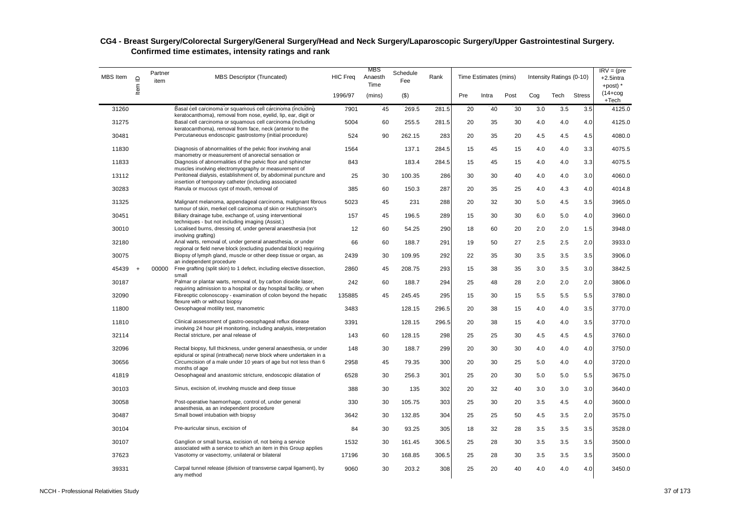## CG4 - Breast Surgery/Colorectal Surgery/General Surgery/Head and Neck Surgery/Laparoscopic Surgery/Upper Gastrointestinal Surgery. Confirmed time estimates, intensity ratings and rank

| MBS Item | Item ID | Partner item | MBS Descriptor (Truncated) | HIC Freq | MBS Anaesth Time | Schedule Fee | Rank | Time Estimates (mins) | | | Intensity Ratings (0-10) | | | IRV = (pre +2.5intra +post) * |
|---|---|---|---|---|---|---|---|---|---|---|---|---|---|---|
| | | | | 1996/97 | (mins) | ($) | | Pre | Intra | Post | Cog | Tech | Stress | (14+cog +Tech |
| 31260 | | | Basal cell carcinoma or squamous cell carcinoma (including keratocanthoma), removal from nose, eyelid, lip, ear, digit or | 7901 | 45 | 269.5 | 281.5 | 20 | 40 | 30 | 3.0 | 3.5 | 3.5 | 4125.0 |
| 31275 | | | Basal cell carcinoma or squamous cell carcinoma (including keratocanthoma), removal from face, neck (anterior to the | 5004 | 60 | 255.5 | 281.5 | 20 | 35 | 30 | 4.0 | 4.0 | 4.0 | 4125.0 |
| 30481 | | | Percutaneous endoscopic gastrostomy (initial procedure) | 524 | 90 | 262.15 | 283 | 20 | 35 | 20 | 4.5 | 4.5 | 4.5 | 4080.0 |
| 11830 | | | Diagnosis of abnormalities of the pelvic floor involving anal manometry or measurement of anorectal sensation or | 1564 | | 137.1 | 284.5 | 15 | 45 | 15 | 4.0 | 4.0 | 3.3 | 4075.5 |
| 11833 | | | Diagnosis of abnormalities of the pelvic floor and sphincter muscles involving electromyography or measurement of | 843 | | 183.4 | 284.5 | 15 | 45 | 15 | 4.0 | 4.0 | 3.3 | 4075.5 |
| 13112 | | | Peritoneal dialysis, establishment of, by abdominal puncture and insertion of temporary catheter (including associated | 25 | 30 | 100.35 | 286 | 30 | 30 | 40 | 4.0 | 4.0 | 3.0 | 4060.0 |
| 30283 | | | Ranula or mucous cyst of mouth, removal of | 385 | 60 | 150.3 | 287 | 20 | 35 | 25 | 4.0 | 4.3 | 4.0 | 4014.8 |
| 31325 | | | Malignant melanoma, appendageal carcinoma, malignant fibrous tumour of skin, merkel cell carcinoma of skin or Hutchinson's | 5023 | 45 | 231 | 288 | 20 | 32 | 30 | 5.0 | 4.5 | 3.5 | 3965.0 |
| 30451 | | | Biliary drainage tube, exchange of, using interventional techniques - but not including imaging (Assist.) | 157 | 45 | 196.5 | 289 | 15 | 30 | 30 | 6.0 | 5.0 | 4.0 | 3960.0 |
| 30010 | | | Localised burns, dressing of, under general anaesthesia (not involving grafting) | 12 | 60 | 54.25 | 290 | 18 | 60 | 20 | 2.0 | 2.0 | 1.5 | 3948.0 |
| 32180 | | | Anal warts, removal of, under general anaesthesia, or under regional or field nerve block (excluding pudendal block) requiring | 66 | 60 | 188.7 | 291 | 19 | 50 | 27 | 2.5 | 2.5 | 2.0 | 3933.0 |
| 30075 | | | Biopsy of lymph gland, muscle or other deep tissue or organ, as an independent procedure | 2439 | 30 | 109.95 | 292 | 22 | 35 | 30 | 3.5 | 3.5 | 3.5 | 3906.0 |
| 45439 | + | 00000 | Free grafting (split skin) to 1 defect, including elective dissection, small | 2860 | 45 | 208.75 | 293 | 15 | 38 | 35 | 3.0 | 3.5 | 3.0 | 3842.5 |
| 30187 | | | Palmar or plantar warts, removal of, by carbon dioxide laser, requiring admission to a hospital or day hospital facility, or when | 242 | 60 | 188.7 | 294 | 25 | 48 | 28 | 2.0 | 2.0 | 2.0 | 3806.0 |
| 32090 | | | Fibreoptic colonoscopy - examination of colon beyond the hepatic flexure with or without biopsy | 135885 | 45 | 245.45 | 295 | 15 | 30 | 15 | 5.5 | 5.5 | 5.5 | 3780.0 |
| 11800 | | | Oesophageal motility test, manometric | 3483 | | 128.15 | 296.5 | 20 | 38 | 15 | 4.0 | 4.0 | 3.5 | 3770.0 |
| 11810 | | | Clinical assessment of gastro-oesophageal reflux disease involving 24 hour pH monitoring, including analysis, interpretation | 3391 | | 128.15 | 296.5 | 20 | 38 | 15 | 4.0 | 4.0 | 3.5 | 3770.0 |
| 32114 | | | Rectal stricture, per anal release of | 143 | 60 | 128.15 | 298 | 25 | 25 | 30 | 4.5 | 4.5 | 4.5 | 3760.0 |
| 32096 | | | Rectal biopsy, full thickness, under general anaesthesia, or under epidural or spinal (intrathecal) nerve block where undertaken in a | 148 | 30 | 188.7 | 299 | 20 | 30 | 30 | 4.0 | 4.0 | 4.0 | 3750.0 |
| 30656 | | | Circumcision of a male under 10 years of age but not less than 6 months of age | 2958 | 45 | 79.35 | 300 | 20 | 30 | 25 | 5.0 | 4.0 | 4.0 | 3720.0 |
| 41819 | | | Oesophageal and anastomic stricture, endoscopic dilatation of | 6528 | 30 | 256.3 | 301 | 25 | 20 | 30 | 5.0 | 5.0 | 5.5 | 3675.0 |
| 30103 | | | Sinus, excision of, involving muscle and deep tissue | 388 | 30 | 135 | 302 | 20 | 32 | 40 | 3.0 | 3.0 | 3.0 | 3640.0 |
| 30058 | | | Post-operative haemorrhage, control of, under general anaesthesia, as an independent procedure | 330 | 30 | 105.75 | 303 | 25 | 30 | 20 | 3.5 | 4.5 | 4.0 | 3600.0 |
| 30487 | | | Small bowel intubation with biopsy | 3642 | 30 | 132.85 | 304 | 25 | 25 | 50 | 4.5 | 3.5 | 2.0 | 3575.0 |
| 30104 | | | Pre-auricular sinus, excision of | 84 | 30 | 93.25 | 305 | 18 | 32 | 28 | 3.5 | 3.5 | 3.5 | 3528.0 |
| 30107 | | | Ganglion or small bursa, excision of, not being a service associated with a service to which an item in this Group applies | 1532 | 30 | 161.45 | 306.5 | 25 | 28 | 30 | 3.5 | 3.5 | 3.5 | 3500.0 |
| 37623 | | | Vasotomy or vasectomy, unilateral or bilateral | 17196 | 30 | 168.85 | 306.5 | 25 | 28 | 30 | 3.5 | 3.5 | 3.5 | 3500.0 |
| 39331 | | | Carpal tunnel release (division of transverse carpal ligament), by any method | 9060 | 30 | 203.2 | 308 | 25 | 20 | 40 | 4.0 | 4.0 | 4.0 | 3450.0 |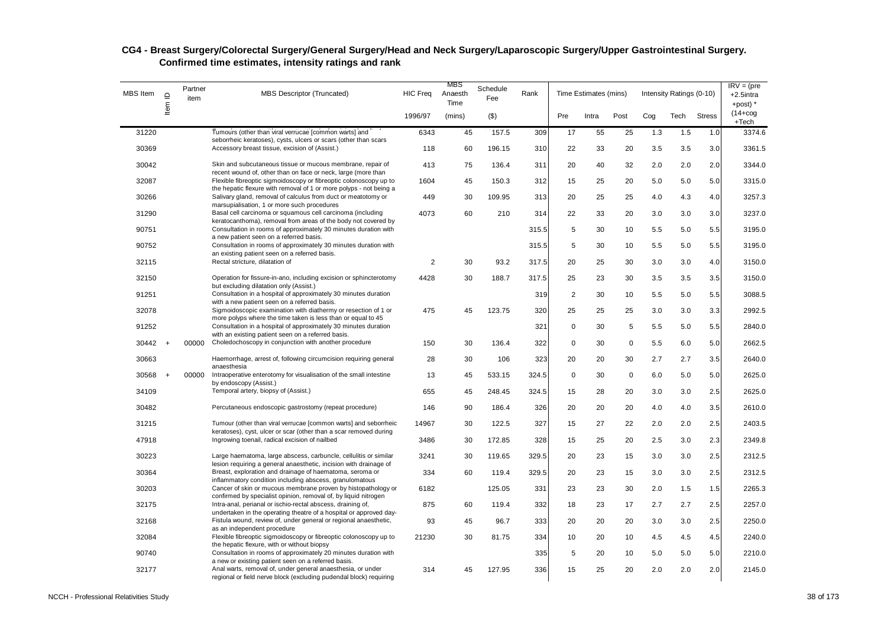**CG4 - Breast Surgery/Colorectal Surgery/General Surgery/Head and Neck Surgery/Laparoscopic Surgery/Upper Gastrointestinal Surgery. Confirmed time estimates, intensity ratings and rank**

| MBS Item | Item ID | Partner item | MBS Descriptor (Truncated) | HIC Freq 1996/97 | MBS Anaesth Time (mins) | Schedule Fee ($) | Rank | Time Estimates (mins) Pre | Intra | Post | Intensity Ratings (0-10) Cog | Tech | Stress | IRV = (pre +2.5intra +post) * (14+cog +Tech |
|---|---|---|---|---|---|---|---|---|---|---|---|---|---|---|
| 31220 | | | Tumours (other than viral verrucae [common warts] and seborrheic keratoses), cysts, ulcers or scars (other than scars | 6343 | 45 | 157.5 | 309 | 17 | 55 | 25 | 1.3 | 1.5 | 1.0 | 3374.6 |
| 30369 | | | Accessory breast tissue, excision of (Assist.) | 118 | 60 | 196.15 | 310 | 22 | 33 | 20 | 3.5 | 3.5 | 3.0 | 3361.5 |
| 30042 | | | Skin and subcutaneous tissue or mucous membrane, repair of recent wound of, other than on face or neck, large (more than | 413 | 75 | 136.4 | 311 | 20 | 40 | 32 | 2.0 | 2.0 | 2.0 | 3344.0 |
| 32087 | | | Flexible fibreoptic sigmoidoscopy or fibreoptic colonoscopy up to the hepatic flexure with removal of 1 or more polyps - not being a | 1604 | 45 | 150.3 | 312 | 15 | 25 | 20 | 5.0 | 5.0 | 5.0 | 3315.0 |
| 30266 | | | Salivary gland, removal of calculus from duct or meatotomy or marsupialisation, 1 or more such procedures | 449 | 30 | 109.95 | 313 | 20 | 25 | 25 | 4.0 | 4.3 | 4.0 | 3257.3 |
| 31290 | | | Basal cell carcinoma or squamous cell carcinoma (including keratocanthoma), removal from areas of the body not covered by | 4073 | 60 | 210 | 314 | 22 | 33 | 20 | 3.0 | 3.0 | 3.0 | 3237.0 |
| 90751 | | | Consultation in rooms of approximately 30 minutes duration with a new patient seen on a referred basis. | | | | 315.5 | 5 | 30 | 10 | 5.5 | 5.0 | 5.5 | 3195.0 |
| 90752 | | | Consultation in rooms of approximately 30 minutes duration with an existing patient seen on a referred basis. | | | | 315.5 | 5 | 30 | 10 | 5.5 | 5.0 | 5.5 | 3195.0 |
| 32115 | | | Rectal stricture, dilatation of | 2 | 30 | 93.2 | 317.5 | 20 | 25 | 30 | 3.0 | 3.0 | 4.0 | 3150.0 |
| 32150 | | | Operation for fissure-in-ano, including excision or sphincterotomy but excluding dilatation only (Assist.) | 4428 | 30 | 188.7 | 317.5 | 25 | 23 | 30 | 3.5 | 3.5 | 3.5 | 3150.0 |
| 91251 | | | Consultation in a hospital of approximately 30 minutes duration with a new patient seen on a referred basis. | | | | 319 | 2 | 30 | 10 | 5.5 | 5.0 | 5.5 | 3088.5 |
| 32078 | | | Sigmoidoscopic examination with diathermy or resection of 1 or more polyps where the time taken is less than or equal to 45 | 475 | 45 | 123.75 | 320 | 25 | 25 | 25 | 3.0 | 3.0 | 3.3 | 2992.5 |
| 91252 | | | Consultation in a hospital of approximately 30 minutes duration with an existing patient seen on a referred basis. | | | | 321 | 0 | 30 | 5 | 5.5 | 5.0 | 5.5 | 2840.0 |
| 30442 | + | 00000 | Choledochoscopy in conjunction with another procedure | 150 | 30 | 136.4 | 322 | 0 | 30 | 0 | 5.5 | 6.0 | 5.0 | 2662.5 |
| 30663 | | | Haemorrhage, arrest of, following circumcision requiring general anaesthesia | 28 | 30 | 106 | 323 | 20 | 20 | 30 | 2.7 | 2.7 | 3.5 | 2640.0 |
| 30568 | + | 00000 | Intraoperative enterotomy for visualisation of the small intestine by endoscopy (Assist.) | 13 | 45 | 533.15 | 324.5 | 0 | 30 | 0 | 6.0 | 5.0 | 5.0 | 2625.0 |
| 34109 | | | Temporal artery, biopsy of (Assist.) | 655 | 45 | 248.45 | 324.5 | 15 | 28 | 20 | 3.0 | 3.0 | 2.5 | 2625.0 |
| 30482 | | | Percutaneous endoscopic gastrostomy (repeat procedure) | 146 | 90 | 186.4 | 326 | 20 | 20 | 20 | 4.0 | 4.0 | 3.5 | 2610.0 |
| 31215 | | | Tumour (other than viral verrucae [common warts] and seborrheic keratoses), cyst, ulcer or scar (other than a scar removed during | 14967 | 30 | 122.5 | 327 | 15 | 27 | 22 | 2.0 | 2.0 | 2.5 | 2403.5 |
| 47918 | | | Ingrowing toenail, radical excision of nailbed | 3486 | 30 | 172.85 | 328 | 15 | 25 | 20 | 2.5 | 3.0 | 2.3 | 2349.8 |
| 30223 | | | Large haematoma, large abscess, carbuncle, cellulitis or similar lesion requiring a general anaesthetic, incision with drainage of | 3241 | 30 | 119.65 | 329.5 | 20 | 23 | 15 | 3.0 | 3.0 | 2.5 | 2312.5 |
| 30364 | | | Breast, exploration and drainage of haematoma, seroma or inflammatory condition including abscess, granulomatous | 334 | 60 | 119.4 | 329.5 | 20 | 23 | 15 | 3.0 | 3.0 | 2.5 | 2312.5 |
| 30203 | | | Cancer of skin or mucous membrane proven by histopathology or confirmed by specialist opinion, removal of, by liquid nitrogen | 6182 | | 125.05 | 331 | 23 | 23 | 30 | 2.0 | 1.5 | 1.5 | 2265.3 |
| 32175 | | | Intra-anal, perianal or ischio-rectal abscess, draining of, undertaken in the operating theatre of a hospital or approved day- | 875 | 60 | 119.4 | 332 | 18 | 23 | 17 | 2.7 | 2.7 | 2.5 | 2257.0 |
| 32168 | | | Fistula wound, review of, under general or regional anaesthetic, as an independent procedure | 93 | 45 | 96.7 | 333 | 20 | 20 | 20 | 3.0 | 3.0 | 2.5 | 2250.0 |
| 32084 | | | Flexible fibreoptic sigmoidoscopy or fibreoptic colonoscopy up to the hepatic flexure, with or without biopsy | 21230 | 30 | 81.75 | 334 | 10 | 20 | 10 | 4.5 | 4.5 | 4.5 | 2240.0 |
| 90740 | | | Consultation in rooms of approximately 20 minutes duration with a new or existing patient seen on a referred basis. | | | | 335 | 5 | 20 | 10 | 5.0 | 5.0 | 5.0 | 2210.0 |
| 32177 | | | Anal warts, removal of, under general anaesthesia, or under regional or field nerve block (excluding pudendal block) requiring | 314 | 45 | 127.95 | 336 | 15 | 25 | 20 | 2.0 | 2.0 | 2.0 | 2145.0 |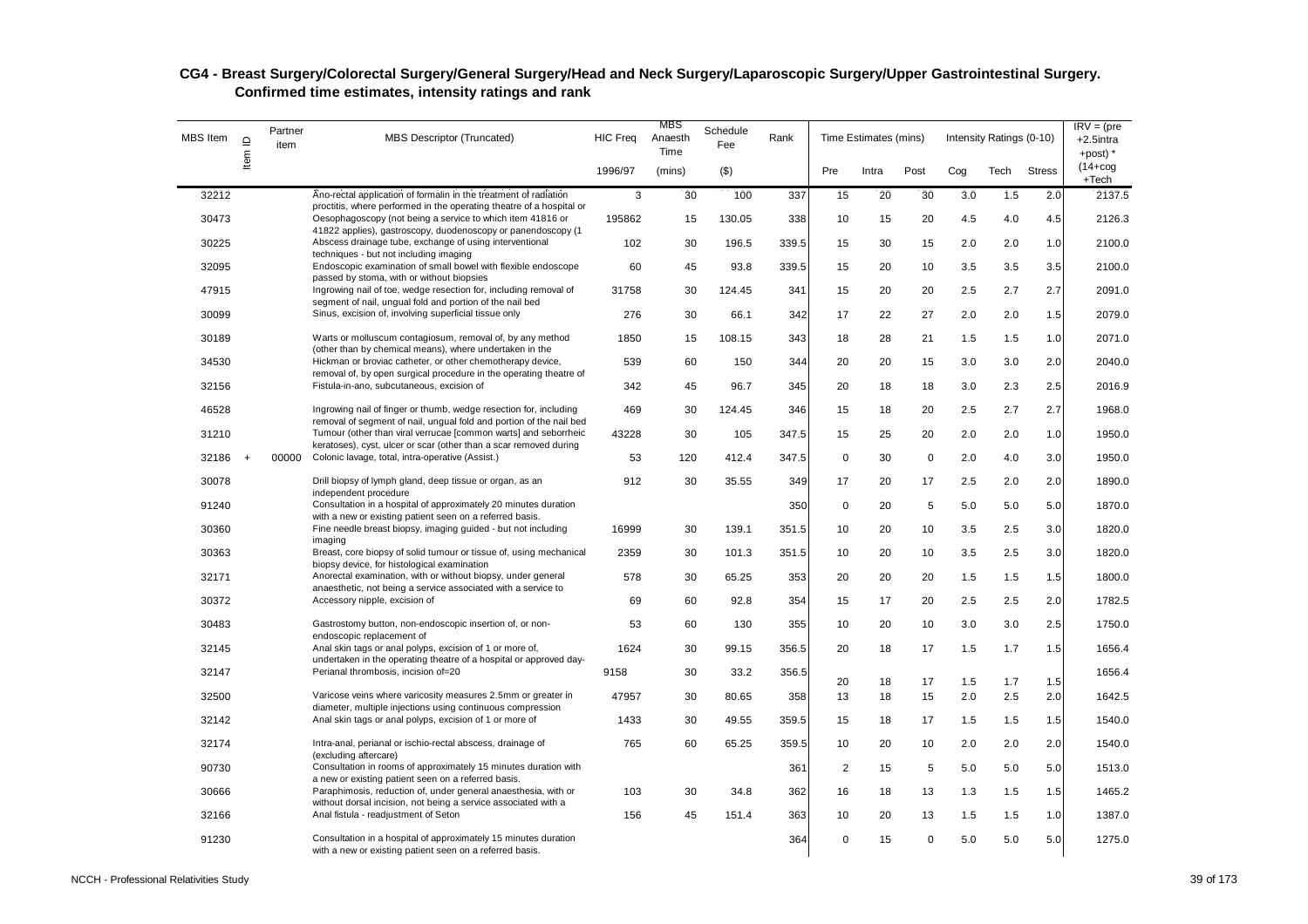**CG4 - Breast Surgery/Colorectal Surgery/General Surgery/Head and Neck Surgery/Laparoscopic Surgery/Upper Gastrointestinal Surgery. Confirmed time estimates, intensity ratings and rank**

| MBS Item | Item ID | Partner item | MBS Descriptor (Truncated) | HIC Freq | MBS Anaesth Time | Schedule Fee | Rank | Time Estimates (mins) | | | Intensity Ratings (0-10) | | | IRV = (pre +2.5intra +post) * |
|---|---|---|---|---|---|---|---|---|---|---|---|---|---|---|
| | | | | 1996/97 | (mins) | ($) | | Pre | Intra | Post | Cog | Tech | Stress | (14+cog +Tech |
| 32212 | | | Ano-rectal application of formalin in the treatment of radiation proctitis, where performed in the operating theatre of a hospital or | 3 | 30 | 100 | 337 | 15 | 20 | 30 | 3.0 | 1.5 | 2.0 | 2137.5 |
| 30473 | | | Oesophagoscopy (not being a service to which item 41816 or 41822 applies), gastroscopy, duodenoscopy or panendoscopy (1 | 195862 | 15 | 130.05 | 338 | 10 | 15 | 20 | 4.5 | 4.0 | 4.5 | 2126.3 |
| 30225 | | | Abscess drainage tube, exchange of using interventional techniques - but not including imaging | 102 | 30 | 196.5 | 339.5 | 15 | 30 | 15 | 2.0 | 2.0 | 1.0 | 2100.0 |
| 32095 | | | Endoscopic examination of small bowel with flexible endoscope passed by stoma, with or without biopsies | 60 | 45 | 93.8 | 339.5 | 15 | 20 | 10 | 3.5 | 3.5 | 3.5 | 2100.0 |
| 47915 | | | Ingrowing nail of toe, wedge resection for, including removal of segment of nail, ungual fold and portion of the nail bed | 31758 | 30 | 124.45 | 341 | 15 | 20 | 20 | 2.5 | 2.7 | 2.7 | 2091.0 |
| 30099 | | | Sinus, excision of, involving superficial tissue only | 276 | 30 | 66.1 | 342 | 17 | 22 | 27 | 2.0 | 2.0 | 1.5 | 2079.0 |
| 30189 | | | Warts or molluscum contagiosum, removal of, by any method (other than by chemical means), where undertaken in the | 1850 | 15 | 108.15 | 343 | 18 | 28 | 21 | 1.5 | 1.5 | 1.0 | 2071.0 |
| 34530 | | | Hickman or broviac catheter, or other chemotherapy device, removal of, by open surgical procedure in the operating theatre of | 539 | 60 | 150 | 344 | 20 | 20 | 15 | 3.0 | 3.0 | 2.0 | 2040.0 |
| 32156 | | | Fistula-in-ano, subcutaneous, excision of | 342 | 45 | 96.7 | 345 | 20 | 18 | 18 | 3.0 | 2.3 | 2.5 | 2016.9 |
| 46528 | | | Ingrowing nail of finger or thumb, wedge resection for, including removal of segment of nail, ungual fold and portion of the nail bed | 469 | 30 | 124.45 | 346 | 15 | 18 | 20 | 2.5 | 2.7 | 2.7 | 1968.0 |
| 31210 | | | Tumour (other than viral verrucae [common warts] and seborrheic keratoses), cyst, ulcer or scar (other than a scar removed during | 43228 | 30 | 105 | 347.5 | 15 | 25 | 20 | 2.0 | 2.0 | 1.0 | 1950.0 |
| 32186 | + | 00000 | Colonic lavage, total, intra-operative (Assist.) | 53 | 120 | 412.4 | 347.5 | 0 | 30 | 0 | 2.0 | 4.0 | 3.0 | 1950.0 |
| 30078 | | | Drill biopsy of lymph gland, deep tissue or organ, as an independent procedure | 912 | 30 | 35.55 | 349 | 17 | 20 | 17 | 2.5 | 2.0 | 2.0 | 1890.0 |
| 91240 | | | Consultation in a hospital of approximately 20 minutes duration with a new or existing patient seen on a referred basis. | | | | 350 | 0 | 20 | 5 | 5.0 | 5.0 | 5.0 | 1870.0 |
| 30360 | | | Fine needle breast biopsy, imaging guided - but not including imaging | 16999 | 30 | 139.1 | 351.5 | 10 | 20 | 10 | 3.5 | 2.5 | 3.0 | 1820.0 |
| 30363 | | | Breast, core biopsy of solid tumour or tissue of, using mechanical biopsy device, for histological examination | 2359 | 30 | 101.3 | 351.5 | 10 | 20 | 10 | 3.5 | 2.5 | 3.0 | 1820.0 |
| 32171 | | | Anorectal examination, with or without biopsy, under general anaesthetic, not being a service associated with a service to | 578 | 30 | 65.25 | 353 | 20 | 20 | 20 | 1.5 | 1.5 | 1.5 | 1800.0 |
| 30372 | | | Accessory nipple, excision of | 69 | 60 | 92.8 | 354 | 15 | 17 | 20 | 2.5 | 2.5 | 2.0 | 1782.5 |
| 30483 | | | Gastrostomy button, non-endoscopic insertion of, or non-endoscopic replacement of | 53 | 60 | 130 | 355 | 10 | 20 | 10 | 3.0 | 3.0 | 2.5 | 1750.0 |
| 32145 | | | Anal skin tags or anal polyps, excision of 1 or more of, undertaken in the operating theatre of a hospital or approved day- | 1624 | 30 | 99.15 | 356.5 | 20 | 18 | 17 | 1.5 | 1.7 | 1.5 | 1656.4 |
| 32147 | | | Perianal thrombosis, incision of=20 | 9158 | 30 | 33.2 | 356.5 | 20 | 18 | 17 | 1.5 | 1.7 | 1.5 | 1656.4 |
| 32500 | | | Varicose veins where varicosity measures 2.5mm or greater in diameter, multiple injections using continuous compression | 47957 | 30 | 80.65 | 358 | 13 | 18 | 15 | 2.0 | 2.5 | 2.0 | 1642.5 |
| 32142 | | | Anal skin tags or anal polyps, excision of 1 or more of | 1433 | 30 | 49.55 | 359.5 | 15 | 18 | 17 | 1.5 | 1.5 | 1.5 | 1540.0 |
| 32174 | | | Intra-anal, perianal or ischio-rectal abscess, drainage of (excluding aftercare) | 765 | 60 | 65.25 | 359.5 | 10 | 20 | 10 | 2.0 | 2.0 | 2.0 | 1540.0 |
| 90730 | | | Consultation in rooms of approximately 15 minutes duration with a new or existing patient seen on a referred basis. | | | | 361 | 2 | 15 | 5 | 5.0 | 5.0 | 5.0 | 1513.0 |
| 30666 | | | Paraphimosis, reduction of, under general anaesthesia, with or without dorsal incision, not being a service associated with a | 103 | 30 | 34.8 | 362 | 16 | 18 | 13 | 1.3 | 1.5 | 1.5 | 1465.2 |
| 32166 | | | Anal fistula - readjustment of Seton | 156 | 45 | 151.4 | 363 | 10 | 20 | 13 | 1.5 | 1.5 | 1.0 | 1387.0 |
| 91230 | | | Consultation in a hospital of approximately 15 minutes duration with a new or existing patient seen on a referred basis. | | | | 364 | 0 | 15 | 0 | 5.0 | 5.0 | 5.0 | 1275.0 |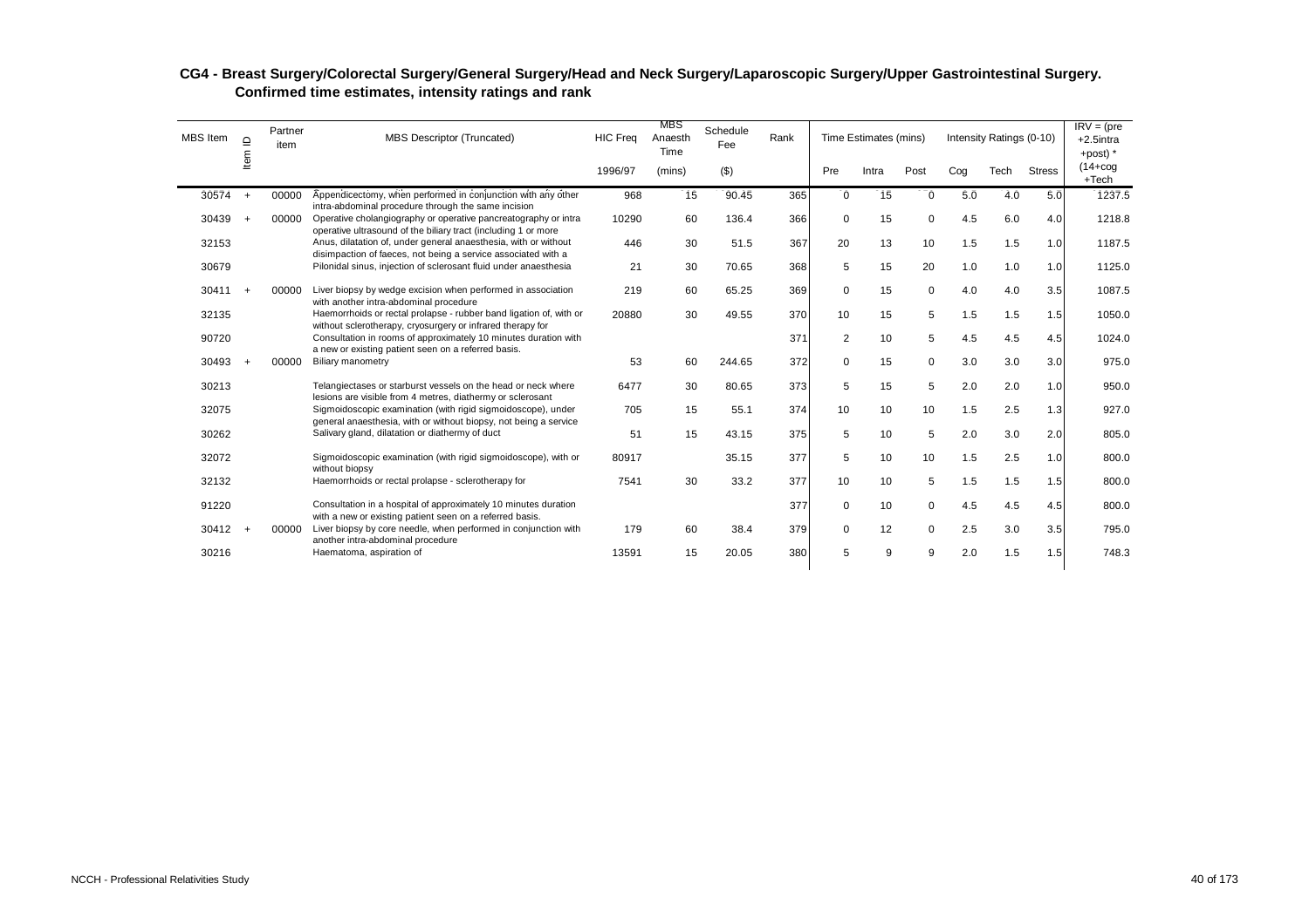## CG4 - Breast Surgery/Colorectal Surgery/General Surgery/Head and Neck Surgery/Laparoscopic Surgery/Upper Gastrointestinal Surgery. Confirmed time estimates, intensity ratings and rank

| MBS Item | Item ID | Partner item | MBS Descriptor (Truncated) | HIC Freq | MBS Anaesth Time | Schedule Fee | Rank | Time Estimates (mins) | | | Intensity Ratings (0-10) | | | IRV = (pre +2.5intra +post) * |
|---|---|---|---|---|---|---|---|---|---|---|---|---|---|---|
| | | | | 1996/97 | (mins) | ($) | | Pre | Intra | Post | Cog | Tech | Stress | (14+cog +Tech |
| 30574 | + | 00000 | Appendicectomy, when performed in conjunction with any other intra-abdominal procedure through the same incision | 968 | 15 | 90.45 | 365 | 0 | 15 | 0 | 5.0 | 4.0 | 5.0 | 1237.5 |
| 30439 | + | 00000 | Operative cholangiography or operative pancreatography or intra operative ultrasound of the biliary tract (including 1 or more | 10290 | 60 | 136.4 | 366 | 0 | 15 | 0 | 4.5 | 6.0 | 4.0 | 1218.8 |
| 32153 | | | Anus, dilatation of, under general anaesthesia, with or without disimpaction of faeces, not being a service associated with a | 446 | 30 | 51.5 | 367 | 20 | 13 | 10 | 1.5 | 1.5 | 1.0 | 1187.5 |
| 30679 | | | Pilonidal sinus, injection of sclerosant fluid under anaesthesia | 21 | 30 | 70.65 | 368 | 5 | 15 | 20 | 1.0 | 1.0 | 1.0 | 1125.0 |
| 30411 | + | 00000 | Liver biopsy by wedge excision when performed in association with another intra-abdominal procedure | 219 | 60 | 65.25 | 369 | 0 | 15 | 0 | 4.0 | 4.0 | 3.5 | 1087.5 |
| 32135 | | | Haemorrhoids or rectal prolapse - rubber band ligation of, with or without sclerotherapy, cryosurgery or infrared therapy for | 20880 | 30 | 49.55 | 370 | 10 | 15 | 5 | 1.5 | 1.5 | 1.5 | 1050.0 |
| 90720 | | | Consultation in rooms of approximately 10 minutes duration with a new or existing patient seen on a referred basis. | | | | 371 | 2 | 10 | 5 | 4.5 | 4.5 | 4.5 | 1024.0 |
| 30493 | + | 00000 | Biliary manometry | 53 | 60 | 244.65 | 372 | 0 | 15 | 0 | 3.0 | 3.0 | 3.0 | 975.0 |
| 30213 | | | Telangiectases or starburst vessels on the head or neck where lesions are visible from 4 metres, diathermy or sclerosant | 6477 | 30 | 80.65 | 373 | 5 | 15 | 5 | 2.0 | 2.0 | 1.0 | 950.0 |
| 32075 | | | Sigmoidoscopic examination (with rigid sigmoidoscope), under general anaesthesia, with or without biopsy, not being a service | 705 | 15 | 55.1 | 374 | 10 | 10 | 10 | 1.5 | 2.5 | 1.3 | 927.0 |
| 30262 | | | Salivary gland, dilatation or diathermy of duct | 51 | 15 | 43.15 | 375 | 5 | 10 | 5 | 2.0 | 3.0 | 2.0 | 805.0 |
| 32072 | | | Sigmoidoscopic examination (with rigid sigmoidoscope), with or without biopsy | 80917 | | 35.15 | 377 | 5 | 10 | 10 | 1.5 | 2.5 | 1.0 | 800.0 |
| 32132 | | | Haemorrhoids or rectal prolapse - sclerotherapy for | 7541 | 30 | 33.2 | 377 | 10 | 10 | 5 | 1.5 | 1.5 | 1.5 | 800.0 |
| 91220 | | | Consultation in a hospital of approximately 10 minutes duration with a new or existing patient seen on a referred basis. | | | | 377 | 0 | 10 | 0 | 4.5 | 4.5 | 4.5 | 800.0 |
| 30412 | + | 00000 | Liver biopsy by core needle, when performed in conjunction with another intra-abdominal procedure | 179 | 60 | 38.4 | 379 | 0 | 12 | 0 | 2.5 | 3.0 | 3.5 | 795.0 |
| 30216 | | | Haematoma, aspiration of | 13591 | 15 | 20.05 | 380 | 5 | 9 | 9 | 2.0 | 1.5 | 1.5 | 748.3 |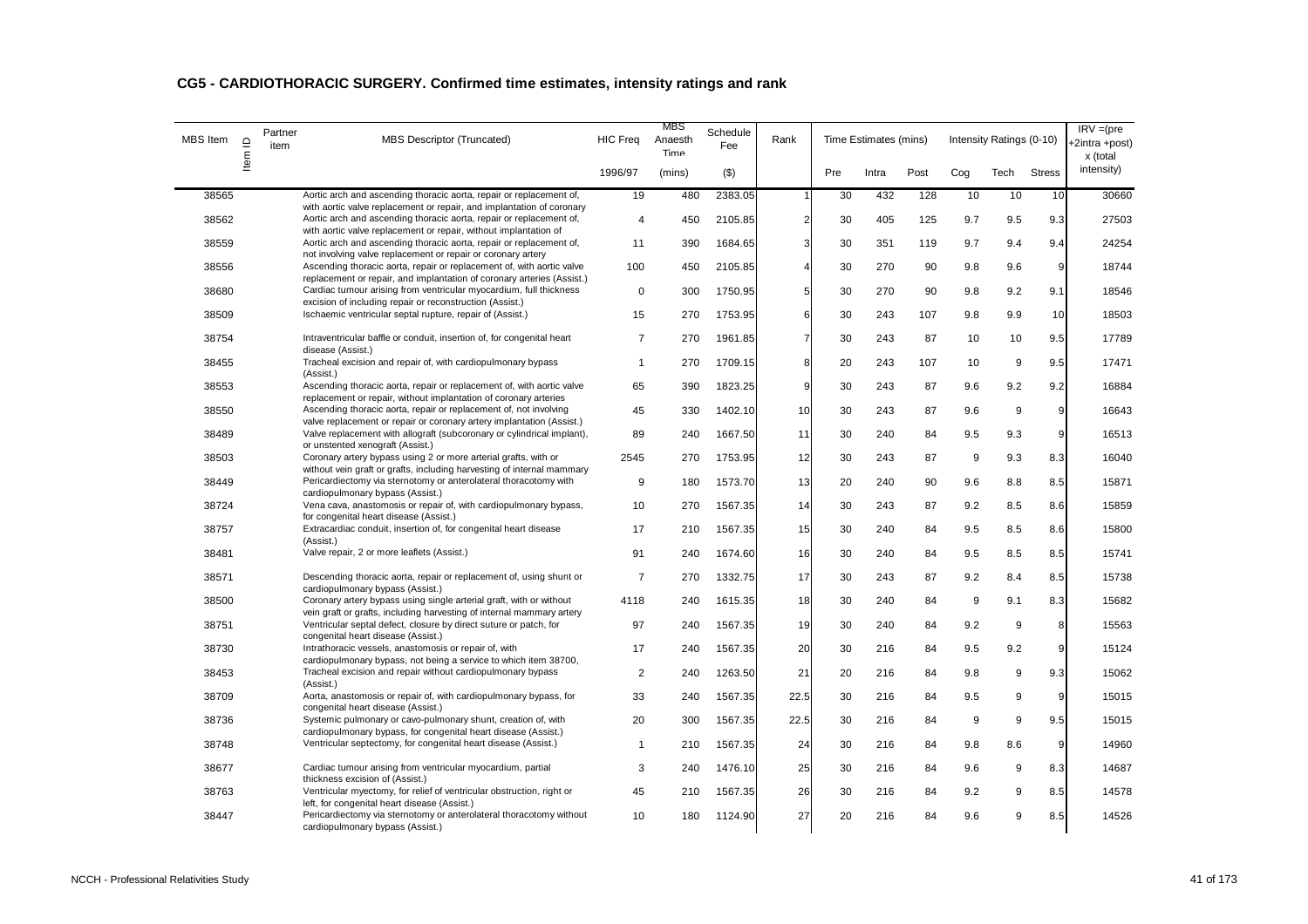## CG5 - CARDIOTHORACIC SURGERY. Confirmed time estimates, intensity ratings and rank

| MBS Item | Item ID | Partner item | MBS Descriptor (Truncated) | HIC Freq | MBS Anaesth Time | Schedule Fee | Rank | Time Estimates (mins) | | | Intensity Ratings (0-10) | | | IRV =(pre +2intra +post) x (total intensity) |
|---|---|---|---|---|---|---|---|---|---|---|---|---|---|---|
| | | | | 1996/97 | (mins) | ($) | | Pre | Intra | Post | Cog | Tech | Stress | |
| 38565 | | | Aortic arch and ascending thoracic aorta, repair or replacement of, with aortic valve replacement or repair, and implantation of coronary | 19 | 480 | 2383.05 | 1 | 30 | 432 | 128 | 10 | 10 | 10 | 30660 |
| 38562 | | | Aortic arch and ascending thoracic aorta, repair or replacement of, with aortic valve replacement or repair, without implantation of | 4 | 450 | 2105.85 | 2 | 30 | 405 | 125 | 9.7 | 9.5 | 9.3 | 27503 |
| 38559 | | | Aortic arch and ascending thoracic aorta, repair or replacement of, not involving valve replacement or repair or coronary artery | 11 | 390 | 1684.65 | 3 | 30 | 351 | 119 | 9.7 | 9.4 | 9.4 | 24254 |
| 38556 | | | Ascending thoracic aorta, repair or replacement of, with aortic valve replacement or repair, and implantation of coronary arteries (Assist.) | 100 | 450 | 2105.85 | 4 | 30 | 270 | 90 | 9.8 | 9.6 | 9 | 18744 |
| 38680 | | | Cardiac tumour arising from ventricular myocardium, full thickness excision of including repair or reconstruction (Assist.) | 0 | 300 | 1750.95 | 5 | 30 | 270 | 90 | 9.8 | 9.2 | 9.1 | 18546 |
| 38509 | | | Ischaemic ventricular septal rupture, repair of (Assist.) | 15 | 270 | 1753.95 | 6 | 30 | 243 | 107 | 9.8 | 9.9 | 10 | 18503 |
| 38754 | | | Intraventricular baffle or conduit, insertion of, for congenital heart disease (Assist.) | 7 | 270 | 1961.85 | 7 | 30 | 243 | 87 | 10 | 10 | 9.5 | 17789 |
| 38455 | | | Tracheal excision and repair of, with cardiopulmonary bypass (Assist.) | 1 | 270 | 1709.15 | 8 | 20 | 243 | 107 | 10 | 9 | 9.5 | 17471 |
| 38553 | | | Ascending thoracic aorta, repair or replacement of, with aortic valve replacement or repair, without implantation of coronary arteries | 65 | 390 | 1823.25 | 9 | 30 | 243 | 87 | 9.6 | 9.2 | 9.2 | 16884 |
| 38550 | | | Ascending thoracic aorta, repair or replacement of, not involving valve replacement or repair or coronary artery implantation (Assist.) | 45 | 330 | 1402.10 | 10 | 30 | 243 | 87 | 9.6 | 9 | 9 | 16643 |
| 38489 | | | Valve replacement with allograft (subcoronary or cylindrical implant), or unstented xenograft (Assist.) | 89 | 240 | 1667.50 | 11 | 30 | 240 | 84 | 9.5 | 9.3 | 9 | 16513 |
| 38503 | | | Coronary artery bypass using 2 or more arterial grafts, with or without vein graft or grafts, including harvesting of internal mammary | 2545 | 270 | 1753.95 | 12 | 30 | 243 | 87 | 9 | 9.3 | 8.3 | 16040 |
| 38449 | | | Pericardiectomy via sternotomy or anterolateral thoracotomy with cardiopulmonary bypass (Assist.) | 9 | 180 | 1573.70 | 13 | 20 | 240 | 90 | 9.6 | 8.8 | 8.5 | 15871 |
| 38724 | | | Vena cava, anastomosis or repair of, with cardiopulmonary bypass, for congenital heart disease (Assist.) | 10 | 270 | 1567.35 | 14 | 30 | 243 | 87 | 9.2 | 8.5 | 8.6 | 15859 |
| 38757 | | | Extracardiac conduit, insertion of, for congenital heart disease (Assist.) | 17 | 210 | 1567.35 | 15 | 30 | 240 | 84 | 9.5 | 8.5 | 8.6 | 15800 |
| 38481 | | | Valve repair, 2 or more leaflets (Assist.) | 91 | 240 | 1674.60 | 16 | 30 | 240 | 84 | 9.5 | 8.5 | 8.5 | 15741 |
| 38571 | | | Descending thoracic aorta, repair or replacement of, using shunt or cardiopulmonary bypass (Assist.) | 7 | 270 | 1332.75 | 17 | 30 | 243 | 87 | 9.2 | 8.4 | 8.5 | 15738 |
| 38500 | | | Coronary artery bypass using single arterial graft, with or without vein graft or grafts, including harvesting of internal mammary artery | 4118 | 240 | 1615.35 | 18 | 30 | 240 | 84 | 9 | 9.1 | 8.3 | 15682 |
| 38751 | | | Ventricular septal defect, closure by direct suture or patch, for congenital heart disease (Assist.) | 97 | 240 | 1567.35 | 19 | 30 | 240 | 84 | 9.2 | 9 | 8 | 15563 |
| 38730 | | | Intrathoracic vessels, anastomosis or repair of, with cardiopulmonary bypass, not being a service to which item 38700, | 17 | 240 | 1567.35 | 20 | 30 | 216 | 84 | 9.5 | 9.2 | 9 | 15124 |
| 38453 | | | Tracheal excision and repair without cardiopulmonary bypass (Assist.) | 2 | 240 | 1263.50 | 21 | 20 | 216 | 84 | 9.8 | 9 | 9.3 | 15062 |
| 38709 | | | Aorta, anastomosis or repair of, with cardiopulmonary bypass, for congenital heart disease (Assist.) | 33 | 240 | 1567.35 | 22.5 | 30 | 216 | 84 | 9.5 | 9 | 9 | 15015 |
| 38736 | | | Systemic pulmonary or cavo-pulmonary shunt, creation of, with cardiopulmonary bypass, for congenital heart disease (Assist.) | 20 | 300 | 1567.35 | 22.5 | 30 | 216 | 84 | 9 | 9 | 9.5 | 15015 |
| 38748 | | | Ventricular septectomy, for congenital heart disease (Assist.) | 1 | 210 | 1567.35 | 24 | 30 | 216 | 84 | 9.8 | 8.6 | 9 | 14960 |
| 38677 | | | Cardiac tumour arising from ventricular myocardium, partial thickness excision of (Assist.) | 3 | 240 | 1476.10 | 25 | 30 | 216 | 84 | 9.6 | 9 | 8.3 | 14687 |
| 38763 | | | Ventricular myectomy, for relief of ventricular obstruction, right or left, for congenital heart disease (Assist.) | 45 | 210 | 1567.35 | 26 | 30 | 216 | 84 | 9.2 | 9 | 8.5 | 14578 |
| 38447 | | | Pericardiectomy via sternotomy or anterolateral thoracotomy without cardiopulmonary bypass (Assist.) | 10 | 180 | 1124.90 | 27 | 20 | 216 | 84 | 9.6 | 9 | 8.5 | 14526 |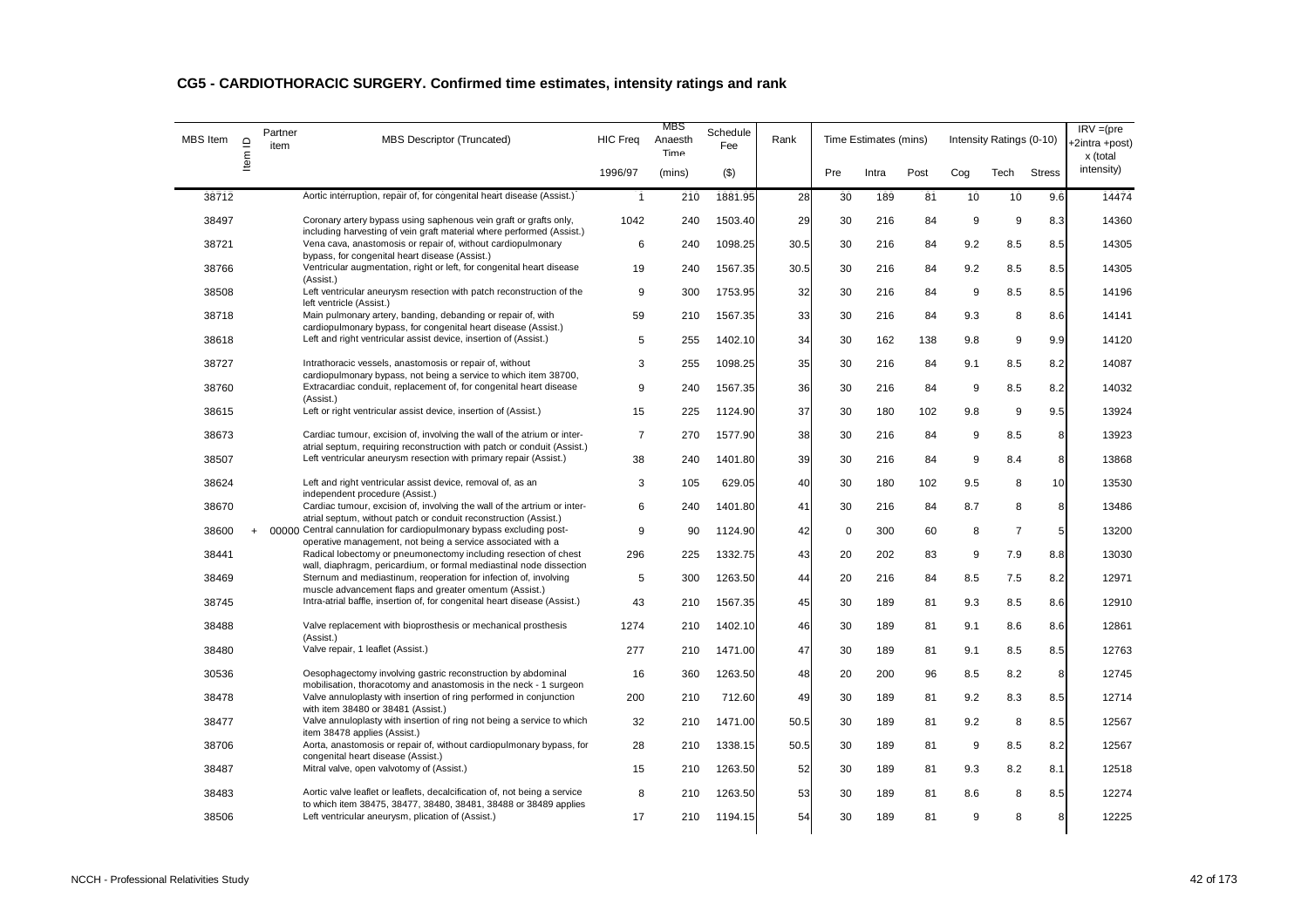## CG5 - CARDIOTHORACIC SURGERY. Confirmed time estimates, intensity ratings and rank

| MBS Item | Item ID | Partner item | MBS Descriptor (Truncated) | HIC Freq | MBS Anaesth Time | Schedule Fee | Rank | Time Estimates (mins) | | | Intensity Ratings (0-10) | | | IRV =(pre +2intra +post) x (total intensity) |
|---|---|---|---|---|---|---|---|---|---|---|---|---|---|---|
| | | | | 1996/97 | (mins) | ($) | | Pre | Intra | Post | Cog | Tech | Stress | |
| 38712 | | | Aortic interruption, repair of, for congenital heart disease (Assist.)` | 1 | 210 | 1881.95 | 28 | 30 | 189 | 81 | 10 | 10 | 9.6 | 14474 |
| 38497 | | | Coronary artery bypass using saphenous vein graft or grafts only, including harvesting of vein graft material where performed (Assist.) | 1042 | 240 | 1503.40 | 29 | 30 | 216 | 84 | 9 | 9 | 8.3 | 14360 |
| 38721 | | | Vena cava, anastomosis or repair of, without cardiopulmonary bypass, for congenital heart disease (Assist.) | 6 | 240 | 1098.25 | 30.5 | 30 | 216 | 84 | 9.2 | 8.5 | 8.5 | 14305 |
| 38766 | | | Ventricular augmentation, right or left, for congenital heart disease (Assist.) | 19 | 240 | 1567.35 | 30.5 | 30 | 216 | 84 | 9.2 | 8.5 | 8.5 | 14305 |
| 38508 | | | Left ventricular aneurysm resection with patch reconstruction of the left ventricle (Assist.) | 9 | 300 | 1753.95 | 32 | 30 | 216 | 84 | 9 | 8.5 | 8.5 | 14196 |
| 38718 | | | Main pulmonary artery, banding, debanding or repair of, with cardiopulmonary bypass, for congenital heart disease (Assist.) | 59 | 210 | 1567.35 | 33 | 30 | 216 | 84 | 9.3 | 8 | 8.6 | 14141 |
| 38618 | | | Left and right ventricular assist device, insertion of (Assist.) | 5 | 255 | 1402.10 | 34 | 30 | 162 | 138 | 9.8 | 9 | 9.9 | 14120 |
| 38727 | | | Intrathoracic vessels, anastomosis or repair of, without cardiopulmonary bypass, not being a service to which item 38700, | 3 | 255 | 1098.25 | 35 | 30 | 216 | 84 | 9.1 | 8.5 | 8.2 | 14087 |
| 38760 | | | Extracardiac conduit, replacement of, for congenital heart disease (Assist.) | 9 | 240 | 1567.35 | 36 | 30 | 216 | 84 | 9 | 8.5 | 8.2 | 14032 |
| 38615 | | | Left or right ventricular assist device, insertion of (Assist.) | 15 | 225 | 1124.90 | 37 | 30 | 180 | 102 | 9.8 | 9 | 9.5 | 13924 |
| 38673 | | | Cardiac tumour, excision of, involving the wall of the atrium or inter-atrial septum, requiring reconstruction with patch or conduit (Assist.) | 7 | 270 | 1577.90 | 38 | 30 | 216 | 84 | 9 | 8.5 | 8 | 13923 |
| 38507 | | | Left ventricular aneurysm resection with primary repair (Assist.) | 38 | 240 | 1401.80 | 39 | 30 | 216 | 84 | 9 | 8.4 | 8 | 13868 |
| 38624 | | | Left and right ventricular assist device, removal of, as an independent procedure (Assist.) | 3 | 105 | 629.05 | 40 | 30 | 180 | 102 | 9.5 | 8 | 10 | 13530 |
| 38670 | | | Cardiac tumour, excision of, involving the wall of the artrium or inter-atrial septum, without patch or conduit reconstruction (Assist.) | 6 | 240 | 1401.80 | 41 | 30 | 216 | 84 | 8.7 | 8 | 8 | 13486 |
| 38600 | + | 00000 | Central cannulation for cardiopulmonary bypass excluding post-operative management, not being a service associated with a | 9 | 90 | 1124.90 | 42 | 0 | 300 | 60 | 8 | 7 | 5 | 13200 |
| 38441 | | | Radical lobectomy or pneumonectomy including resection of chest wall, diaphragm, pericardium, or formal mediastinal node dissection | 296 | 225 | 1332.75 | 43 | 20 | 202 | 83 | 9 | 7.9 | 8.8 | 13030 |
| 38469 | | | Sternum and mediastinum, reoperation for infection of, involving muscle advancement flaps and greater omentum (Assist.) | 5 | 300 | 1263.50 | 44 | 20 | 216 | 84 | 8.5 | 7.5 | 8.2 | 12971 |
| 38745 | | | Intra-atrial baffle, insertion of, for congenital heart disease (Assist.) | 43 | 210 | 1567.35 | 45 | 30 | 189 | 81 | 9.3 | 8.5 | 8.6 | 12910 |
| 38488 | | | Valve replacement with bioprosthesis or mechanical prosthesis (Assist.) | 1274 | 210 | 1402.10 | 46 | 30 | 189 | 81 | 9.1 | 8.6 | 8.6 | 12861 |
| 38480 | | | Valve repair, 1 leaflet (Assist.) | 277 | 210 | 1471.00 | 47 | 30 | 189 | 81 | 9.1 | 8.5 | 8.5 | 12763 |
| 30536 | | | Oesophagectomy involving gastric reconstruction by abdominal mobilisation, thoracotomy and anastomosis in the neck - 1 surgeon | 16 | 360 | 1263.50 | 48 | 20 | 200 | 96 | 8.5 | 8.2 | 8 | 12745 |
| 38478 | | | Valve annuloplasty with insertion of ring performed in conjunction with item 38480 or 38481 (Assist.) | 200 | 210 | 712.60 | 49 | 30 | 189 | 81 | 9.2 | 8.3 | 8.5 | 12714 |
| 38477 | | | Valve annuloplasty with insertion of ring not being a service to which item 38478 applies (Assist.) | 32 | 210 | 1471.00 | 50.5 | 30 | 189 | 81 | 9.2 | 8 | 8.5 | 12567 |
| 38706 | | | Aorta, anastomosis or repair of, without cardiopulmonary bypass, for congenital heart disease (Assist.) | 28 | 210 | 1338.15 | 50.5 | 30 | 189 | 81 | 9 | 8.5 | 8.2 | 12567 |
| 38487 | | | Mitral valve, open valvotomy of (Assist.) | 15 | 210 | 1263.50 | 52 | 30 | 189 | 81 | 9.3 | 8.2 | 8.1 | 12518 |
| 38483 | | | Aortic valve leaflet or leaflets, decalcification of, not being a service to which item 38475, 38477, 38480, 38481, 38488 or 38489 applies | 8 | 210 | 1263.50 | 53 | 30 | 189 | 81 | 8.6 | 8 | 8.5 | 12274 |
| 38506 | | | Left ventricular aneurysm, plication of (Assist.) | 17 | 210 | 1194.15 | 54 | 30 | 189 | 81 | 9 | 8 | 8 | 12225 |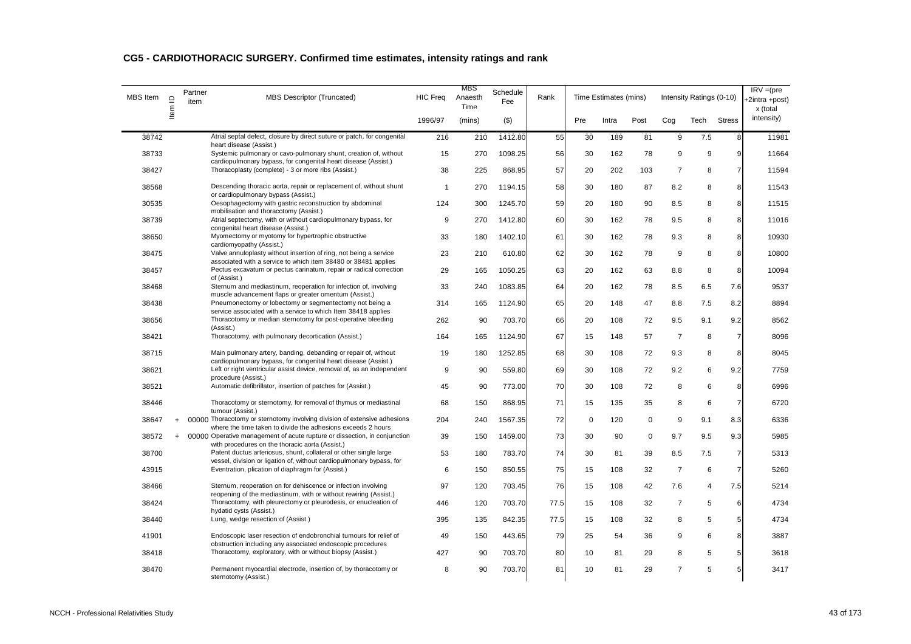## CG5 - CARDIOTHORACIC SURGERY. Confirmed time estimates, intensity ratings and rank

| MBS Item | Item ID | Partner item | MBS Descriptor (Truncated) | HIC Freq | MBS Anaesth Time | Schedule Fee | Rank | Time Estimates (mins) | | | Intensity Ratings (0-10) | | | IRV =(pre +2intra +post) x (total intensity) |
|---|---|---|---|---|---|---|---|---|---|---|---|---|---|---|
| | | | | 1996/97 | (mins) | ($) | | Pre | Intra | Post | Cog | Tech | Stress | |
| 38742 | | | Atrial septal defect, closure by direct suture or patch, for congenital heart disease (Assist.) | 216 | 210 | 1412.80 | 55 | 30 | 189 | 81 | 9 | 7.5 | 8 | 11981 |
| 38733 | | | Systemic pulmonary or cavo-pulmonary shunt, creation of, without cardiopulmonary bypass, for congenital heart disease (Assist.) | 15 | 270 | 1098.25 | 56 | 30 | 162 | 78 | 9 | 9 | 9 | 11664 |
| 38427 | | | Thoracoplasty (complete) - 3 or more ribs (Assist.) | 38 | 225 | 868.95 | 57 | 20 | 202 | 103 | 7 | 8 | 7 | 11594 |
| 38568 | | | Descending thoracic aorta, repair or replacement of, without shunt or cardiopulmonary bypass (Assist.) | 1 | 270 | 1194.15 | 58 | 30 | 180 | 87 | 8.2 | 8 | 8 | 11543 |
| 30535 | | | Oesophagectomy with gastric reconstruction by abdominal mobilisation and thoracotomy (Assist.) | 124 | 300 | 1245.70 | 59 | 20 | 180 | 90 | 8.5 | 8 | 8 | 11515 |
| 38739 | | | Atrial septectomy, with or without cardiopulmonary bypass, for congenital heart disease (Assist.) | 9 | 270 | 1412.80 | 60 | 30 | 162 | 78 | 9.5 | 8 | 8 | 11016 |
| 38650 | | | Myomectomy or myotomy for hypertrophic obstructive cardiomyopathy (Assist.) | 33 | 180 | 1402.10 | 61 | 30 | 162 | 78 | 9.3 | 8 | 8 | 10930 |
| 38475 | | | Valve annuloplasty without insertion of ring, not being a service associated with a service to which item 38480 or 38481 applies | 23 | 210 | 610.80 | 62 | 30 | 162 | 78 | 9 | 8 | 8 | 10800 |
| 38457 | | | Pectus excavatum or pectus carinatum, repair or radical correction of (Assist.) | 29 | 165 | 1050.25 | 63 | 20 | 162 | 63 | 8.8 | 8 | 8 | 10094 |
| 38468 | | | Sternum and mediastinum, reoperation for infection of, involving muscle advancement flaps or greater omentum (Assist.) | 33 | 240 | 1083.85 | 64 | 20 | 162 | 78 | 8.5 | 6.5 | 7.6 | 9537 |
| 38438 | | | Pneumonectomy or lobectomy or segmentectomy not being a service associated with a service to which Item 38418 applies | 314 | 165 | 1124.90 | 65 | 20 | 148 | 47 | 8.8 | 7.5 | 8.2 | 8894 |
| 38656 | | | Thoracotomy or median sternotomy for post-operative bleeding (Assist.) | 262 | 90 | 703.70 | 66 | 20 | 108 | 72 | 9.5 | 9.1 | 9.2 | 8562 |
| 38421 | | | Thoracotomy, with pulmonary decortication (Assist.) | 164 | 165 | 1124.90 | 67 | 15 | 148 | 57 | 7 | 8 | 7 | 8096 |
| 38715 | | | Main pulmonary artery, banding, debanding or repair of, without cardiopulmonary bypass, for congenital heart disease (Assist.) | 19 | 180 | 1252.85 | 68 | 30 | 108 | 72 | 9.3 | 8 | 8 | 8045 |
| 38621 | | | Left or right ventricular assist device, removal of, as an independent procedure (Assist.) | 9 | 90 | 559.80 | 69 | 30 | 108 | 72 | 9.2 | 6 | 9.2 | 7759 |
| 38521 | | | Automatic defibrillator, insertion of patches for (Assist.) | 45 | 90 | 773.00 | 70 | 30 | 108 | 72 | 8 | 6 | 8 | 6996 |
| 38446 | | | Thoracotomy or sternotomy, for removal of thymus or mediastinal tumour (Assist.) | 68 | 150 | 868.95 | 71 | 15 | 135 | 35 | 8 | 6 | 7 | 6720 |
| 38647 | + | 00000 | Thoracotomy or sternotomy involving division of extensive adhesions where the time taken to divide the adhesions exceeds 2 hours | 204 | 240 | 1567.35 | 72 | 0 | 120 | 0 | 9 | 9.1 | 8.3 | 6336 |
| 38572 | + | 00000 | Operative management of acute rupture or dissection, in conjunction with procedures on the thoracic aorta (Assist.) | 39 | 150 | 1459.00 | 73 | 30 | 90 | 0 | 9.7 | 9.5 | 9.3 | 5985 |
| 38700 | | | Patent ductus arteriosus, shunt, collateral or other single large vessel, division or ligation of, without cardiopulmonary bypass, for | 53 | 180 | 783.70 | 74 | 30 | 81 | 39 | 8.5 | 7.5 | 7 | 5313 |
| 43915 | | | Eventration, plication of diaphragm for (Assist.) | 6 | 150 | 850.55 | 75 | 15 | 108 | 32 | 7 | 6 | 7 | 5260 |
| 38466 | | | Sternum, reoperation on for dehiscence or infection involving reopening of the mediastinum, with or without rewiring (Assist.) | 97 | 120 | 703.45 | 76 | 15 | 108 | 42 | 7.6 | 4 | 7.5 | 5214 |
| 38424 | | | Thoracotomy, with pleurectomy or pleurodesis, or enucleation of hydatid cysts (Assist.) | 446 | 120 | 703.70 | 77.5 | 15 | 108 | 32 | 7 | 5 | 6 | 4734 |
| 38440 | | | Lung, wedge resection of (Assist.) | 395 | 135 | 842.35 | 77.5 | 15 | 108 | 32 | 8 | 5 | 5 | 4734 |
| 41901 | | | Endoscopic laser resection of endobronchial tumours for relief of obstruction including any associated endoscopic procedures | 49 | 150 | 443.65 | 79 | 25 | 54 | 36 | 9 | 6 | 8 | 3887 |
| 38418 | | | Thoracotomy, exploratory, with or without biopsy (Assist.) | 427 | 90 | 703.70 | 80 | 10 | 81 | 29 | 8 | 5 | 5 | 3618 |
| 38470 | | | Permanent myocardial electrode, insertion of, by thoracotomy or sternotomy (Assist.) | 8 | 90 | 703.70 | 81 | 10 | 81 | 29 | 7 | 5 | 5 | 3417 |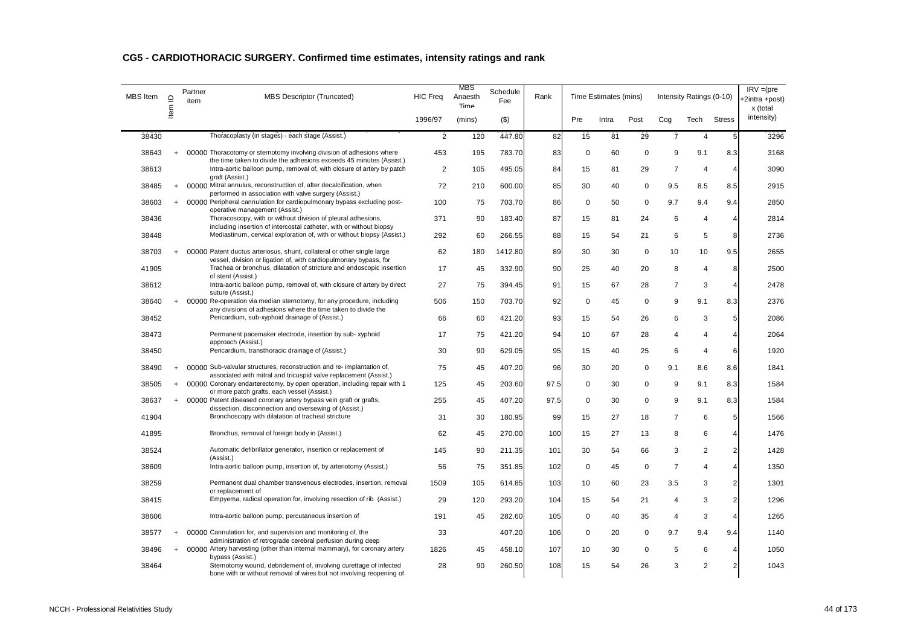## CG5 - CARDIOTHORACIC SURGERY. Confirmed time estimates, intensity ratings and rank

| MBS Item | Item ID | Partner item | MBS Descriptor (Truncated) | HIC Freq | MBS Anaesth Time | Schedule Fee | Rank | Time Estimates (mins) | | | Intensity Ratings (0-10) | | | IRV =(pre +2intra +post) x (total intensity) |
|---|---|---|---|---|---|---|---|---|---|---|---|---|---|---|
| | | | | 1996/97 | (mins) | ($) | | Pre | Intra | Post | Cog | Tech | Stress | |
| 38430 | | | Thoracoplasty (in stages) - each stage (Assist.) | 2 | 120 | 447.80 | 82 | 15 | 81 | 29 | 7 | 4 | 5 | 3296 |
| 38643 | + | 00000 | Thoracotomy or sternotomy involving division of adhesions where the time taken to divide the adhesions exceeds 45 minutes (Assist.) | 453 | 195 | 783.70 | 83 | 0 | 60 | 0 | 9 | 9.1 | 8.3 | 3168 |
| 38613 | | | Intra-aortic balloon pump, removal of, with closure of artery by patch graft (Assist.) | 2 | 105 | 495.05 | 84 | 15 | 81 | 29 | 7 | 4 | 4 | 3090 |
| 38485 | + | 00000 | Mitral annulus, reconstruction of, after decalcification, when performed in association with valve surgery (Assist.) | 72 | 210 | 600.00 | 85 | 30 | 40 | 0 | 9.5 | 8.5 | 8.5 | 2915 |
| 38603 | + | 00000 | Peripheral cannulation for cardiopulmonary bypass excluding post-operative management (Assist.) | 100 | 75 | 703.70 | 86 | 0 | 50 | 0 | 9.7 | 9.4 | 9.4 | 2850 |
| 38436 | | | Thoracoscopy, with or without division of pleural adhesions, including insertion of intercostal catheter, with or without biopsy | 371 | 90 | 183.40 | 87 | 15 | 81 | 24 | 6 | 4 | 4 | 2814 |
| 38448 | | | Mediastinum, cervical exploration of, with or without biopsy (Assist.) | 292 | 60 | 266.55 | 88 | 15 | 54 | 21 | 6 | 5 | 8 | 2736 |
| 38703 | + | 00000 | Patent ductus arteriosus, shunt, collateral or other single large vessel, division or ligation of, with cardiopulmonary bypass, for | 62 | 180 | 1412.80 | 89 | 30 | 30 | 0 | 10 | 10 | 9.5 | 2655 |
| 41905 | | | Trachea or bronchus, dilatation of stricture and endoscopic insertion of stent (Assist.) | 17 | 45 | 332.90 | 90 | 25 | 40 | 20 | 8 | 4 | 8 | 2500 |
| 38612 | | | Intra-aortic balloon pump, removal of, with closure of artery by direct suture (Assist.) | 27 | 75 | 394.45 | 91 | 15 | 67 | 28 | 7 | 3 | 4 | 2478 |
| 38640 | + | 00000 | Re-operation via median sternotomy, for any procedure, including any divisions of adhesions where the time taken to divide the | 506 | 150 | 703.70 | 92 | 0 | 45 | 0 | 9 | 9.1 | 8.3 | 2376 |
| 38452 | | | Pericardium, sub-xyphoid drainage of (Assist.) | 66 | 60 | 421.20 | 93 | 15 | 54 | 26 | 6 | 3 | 5 | 2086 |
| 38473 | | | Permanent pacemaker electrode, insertion by sub- xyphoid approach (Assist.) | 17 | 75 | 421.20 | 94 | 10 | 67 | 28 | 4 | 4 | 4 | 2064 |
| 38450 | | | Pericardium, transthoracic drainage of (Assist.) | 30 | 90 | 629.05 | 95 | 15 | 40 | 25 | 6 | 4 | 6 | 1920 |
| 38490 | + | 00000 | Sub-valvular structures, reconstruction and re- implantation of, associated with mitral and tricuspid valve replacement (Assist.) | 75 | 45 | 407.20 | 96 | 30 | 20 | 0 | 9.1 | 8.6 | 8.6 | 1841 |
| 38505 | + | 00000 | Coronary endarterectomy, by open operation, including repair with 1 or more patch grafts, each vessel (Assist.) | 125 | 45 | 203.60 | 97.5 | 0 | 30 | 0 | 9 | 9.1 | 8.3 | 1584 |
| 38637 | + | 00000 | Patent diseased coronary artery bypass vein graft or grafts, dissection, disconnection and oversewing of (Assist.) | 255 | 45 | 407.20 | 97.5 | 0 | 30 | 0 | 9 | 9.1 | 8.3 | 1584 |
| 41904 | | | Bronchoscopy with dilatation of tracheal stricture | 31 | 30 | 180.95 | 99 | 15 | 27 | 18 | 7 | 6 | 5 | 1566 |
| 41895 | | | Bronchus, removal of foreign body in (Assist.) | 62 | 45 | 270.00 | 100 | 15 | 27 | 13 | 8 | 6 | 4 | 1476 |
| 38524 | | | Automatic defibrillator generator, insertion or replacement of (Assist.) | 145 | 90 | 211.35 | 101 | 30 | 54 | 66 | 3 | 2 | 2 | 1428 |
| 38609 | | | Intra-aortic balloon pump, insertion of, by arteriotomy (Assist.) | 56 | 75 | 351.85 | 102 | 0 | 45 | 0 | 7 | 4 | 4 | 1350 |
| 38259 | | | Permanent dual chamber transvenous electrodes, insertion, removal or replacement of | 1509 | 105 | 614.85 | 103 | 10 | 60 | 23 | 3.5 | 3 | 2 | 1301 |
| 38415 | | | Empyema, radical operation for, involving resection of rib (Assist.) | 29 | 120 | 293.20 | 104 | 15 | 54 | 21 | 4 | 3 | 2 | 1296 |
| 38606 | | | Intra-aortic balloon pump, percutaneous insertion of | 191 | 45 | 282.60 | 105 | 0 | 40 | 35 | 4 | 3 | 4 | 1265 |
| 38577 | + | 00000 | Cannulation for, and supervision and monitoring of, the administration of retrograde cerebral perfusion during deep | 33 | | 407.20 | 106 | 0 | 20 | 0 | 9.7 | 9.4 | 9.4 | 1140 |
| 38496 | + | 00000 | Artery harvesting (other than internal mammary), for coronary artery bypass (Assist.) | 1826 | 45 | 458.10 | 107 | 10 | 30 | 0 | 5 | 6 | 4 | 1050 |
| 38464 | | | Sternotomy wound, debridement of, involving curettage of infected bone with or without removal of wires but not involving reopening of | 28 | 90 | 260.50 | 108 | 15 | 54 | 26 | 3 | 2 | 2 | 1043 |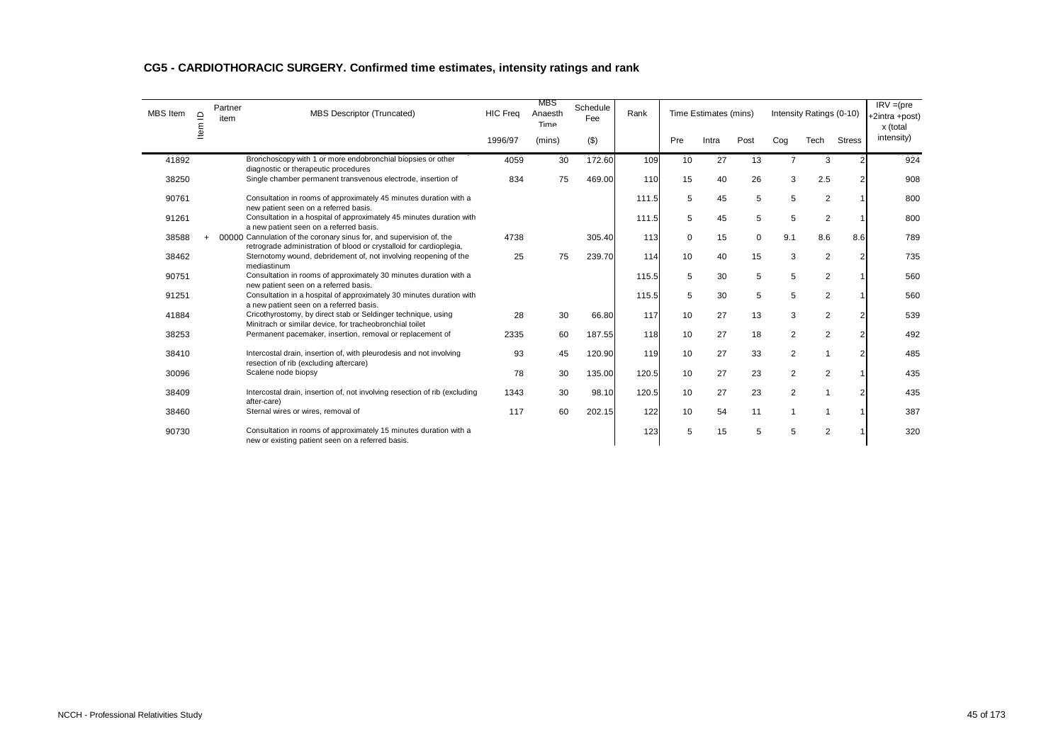## CG5 - CARDIOTHORACIC SURGERY. Confirmed time estimates, intensity ratings and rank

| MBS Item | Item ID | Partner item | MBS Descriptor (Truncated) | HIC Freq | MBS Anaesth Time | Schedule Fee | Rank | Time Estimates (mins) | | | Intensity Ratings (0-10) | | | IRV =(pre +2intra +post) x (total intensity) |
|---|---|---|---|---|---|---|---|---|---|---|---|---|---|---|
| | | | | 1996/97 | (mins) | ($) | | Pre | Intra | Post | Cog | Tech | Stress | |
| 41892 | | | Bronchoscopy with 1 or more endobronchial biopsies or other diagnostic or therapeutic procedures | 4059 | 30 | 172.60 | 109 | 10 | 27 | 13 | 7 | 3 | 2 | 924 |
| 38250 | | | Single chamber permanent transvenous electrode, insertion of | 834 | 75 | 469.00 | 110 | 15 | 40 | 26 | 3 | 2.5 | 2 | 908 |
| 90761 | | | Consultation in rooms of approximately 45 minutes duration with a new patient seen on a referred basis. | | | | 111.5 | 5 | 45 | 5 | 5 | 2 | 1 | 800 |
| 91261 | | | Consultation in a hospital of approximately 45 minutes duration with a new patient seen on a referred basis. | | | | 111.5 | 5 | 45 | 5 | 5 | 2 | 1 | 800 |
| 38588 | + | 00000 | Cannulation of the coronary sinus for, and supervision of, the retrograde administration of blood or crystalloid for cardioplegia, | 4738 | | 305.40 | 113 | 0 | 15 | 0 | 9.1 | 8.6 | 8.6 | 789 |
| 38462 | | | Sternotomy wound, debridement of, not involving reopening of the mediastinum | 25 | 75 | 239.70 | 114 | 10 | 40 | 15 | 3 | 2 | 2 | 735 |
| 90751 | | | Consultation in rooms of approximately 30 minutes duration with a new patient seen on a referred basis. | | | | 115.5 | 5 | 30 | 5 | 5 | 2 | 1 | 560 |
| 91251 | | | Consultation in a hospital of approximately 30 minutes duration with a new patient seen on a referred basis. | | | | 115.5 | 5 | 30 | 5 | 5 | 2 | 1 | 560 |
| 41884 | | | Cricothyrostomy, by direct stab or Seldinger technique, using Minitrach or similar device, for tracheobronchial toilet | 28 | 30 | 66.80 | 117 | 10 | 27 | 13 | 3 | 2 | 2 | 539 |
| 38253 | | | Permanent pacemaker, insertion, removal or replacement of | 2335 | 60 | 187.55 | 118 | 10 | 27 | 18 | 2 | 2 | 2 | 492 |
| 38410 | | | Intercostal drain, insertion of, with pleurodesis and not involving resection of rib (excluding aftercare) | 93 | 45 | 120.90 | 119 | 10 | 27 | 33 | 2 | 1 | 2 | 485 |
| 30096 | | | Scalene node biopsy | 78 | 30 | 135.00 | 120.5 | 10 | 27 | 23 | 2 | 2 | 1 | 435 |
| 38409 | | | Intercostal drain, insertion of, not involving resection of rib (excluding after-care) | 1343 | 30 | 98.10 | 120.5 | 10 | 27 | 23 | 2 | 1 | 2 | 435 |
| 38460 | | | Sternal wires or wires, removal of | 117 | 60 | 202.15 | 122 | 10 | 54 | 11 | 1 | 1 | 1 | 387 |
| 90730 | | | Consultation in rooms of approximately 15 minutes duration with a new or existing patient seen on a referred basis. | | | | 123 | 5 | 15 | 5 | 5 | 2 | 1 | 320 |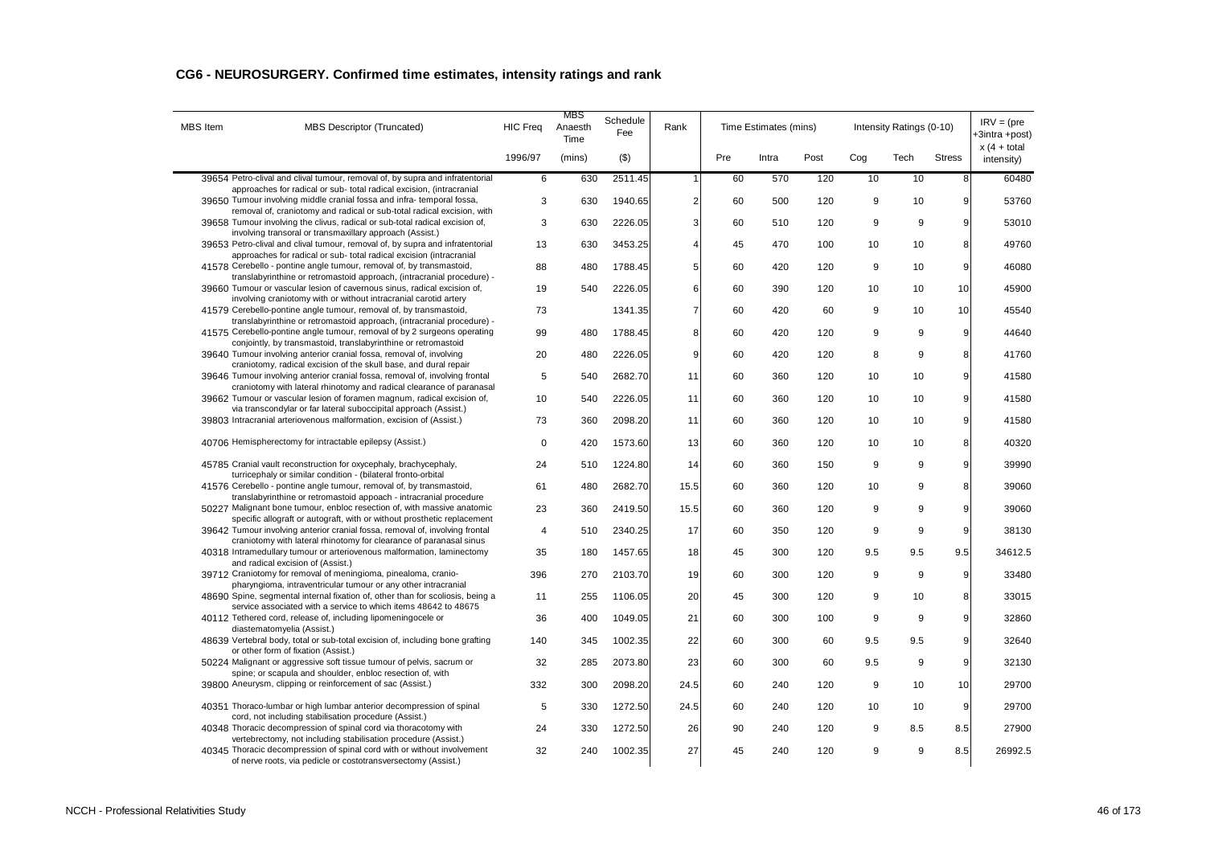## CG6 - NEUROSURGERY. Confirmed time estimates, intensity ratings and rank

| MBS Item | MBS Descriptor (Truncated) | HIC Freq | MBS Anaesth Time | Schedule Fee | Rank | Time Estimates (mins) | | | Intensity Ratings (0-10) | | | IRV = (pre +3intra +post) x (4 + total intensity) |
|---|---|---|---|---|---|---|---|---|---|---|---|---|
| | | 1996/97 | (mins) | ($) | | Pre | Intra | Post | Cog | Tech | Stress | |
| 39654 | Petro-clival and clival tumour, removal of, by supra and infratentorial approaches for radical or sub- total radical excision, (intracranial | 6 | 630 | 2511.45 | 1 | 60 | 570 | 120 | 10 | 10 | 8 | 60480 |
| 39650 | Tumour involving middle cranial fossa and infra- temporal fossa, removal of, craniotomy and radical or sub-total radical excision, with | 3 | 630 | 1940.65 | 2 | 60 | 500 | 120 | 9 | 10 | 9 | 53760 |
| 39658 | Tumour involving the clivus, radical or sub-total radical excision of, involving transoral or transmaxillary approach (Assist.) | 3 | 630 | 2226.05 | 3 | 60 | 510 | 120 | 9 | 9 | 9 | 53010 |
| 39653 | Petro-clival and clival tumour, removal of, by supra and infratentorial approaches for radical or sub- total radical excision (intracranial | 13 | 630 | 3453.25 | 4 | 45 | 470 | 100 | 10 | 10 | 8 | 49760 |
| 41578 | Cerebello - pontine angle tumour, removal of, by transmastoid, translabyrinthine or retromastoid approach, (intracranial procedure) - | 88 | 480 | 1788.45 | 5 | 60 | 420 | 120 | 9 | 10 | 9 | 46080 |
| 39660 | Tumour or vascular lesion of cavernous sinus, radical excision of, involving craniotomy with or without intracranial carotid artery | 19 | 540 | 2226.05 | 6 | 60 | 390 | 120 | 10 | 10 | 10 | 45900 |
| 41579 | Cerebello-pontine angle tumour, removal of, by transmastoid, translabyrinthine or retromastoid approach, (intracranial procedure) - | 73 | | 1341.35 | 7 | 60 | 420 | 60 | 9 | 10 | 10 | 45540 |
| 41575 | Cerebello-pontine angle tumour, removal of by 2 surgeons operating conjointly, by transmastoid, translabyrinthine or retromastoid | 99 | 480 | 1788.45 | 8 | 60 | 420 | 120 | 9 | 9 | 9 | 44640 |
| 39640 | Tumour involving anterior cranial fossa, removal of, involving craniotomy, radical excision of the skull base, and dural repair | 20 | 480 | 2226.05 | 9 | 60 | 420 | 120 | 8 | 9 | 8 | 41760 |
| 39646 | Tumour involving anterior cranial fossa, removal of, involving frontal craniotomy with lateral rhinotomy and radical clearance of paranasal | 5 | 540 | 2682.70 | 11 | 60 | 360 | 120 | 10 | 10 | 9 | 41580 |
| 39662 | Tumour or vascular lesion of foramen magnum, radical excision of, via transcondylar or far lateral suboccipital approach (Assist.) | 10 | 540 | 2226.05 | 11 | 60 | 360 | 120 | 10 | 10 | 9 | 41580 |
| 39803 | Intracranial arteriovenous malformation, excision of (Assist.) | 73 | 360 | 2098.20 | 11 | 60 | 360 | 120 | 10 | 10 | 9 | 41580 |
| 40706 | Hemispherectomy for intractable epilepsy (Assist.) | 0 | 420 | 1573.60 | 13 | 60 | 360 | 120 | 10 | 10 | 8 | 40320 |
| 45785 | Cranial vault reconstruction for oxycephaly, brachycephaly, turricephaly or similar condition - (bilateral fronto-orbital | 24 | 510 | 1224.80 | 14 | 60 | 360 | 150 | 9 | 9 | 9 | 39990 |
| 41576 | Cerebello - pontine angle tumour, removal of, by transmastoid, translabyrinthine or retromastoid appoach - intracranial procedure | 61 | 480 | 2682.70 | 15.5 | 60 | 360 | 120 | 10 | 9 | 8 | 39060 |
| 50227 | Malignant bone tumour, enbloc resection of, with massive anatomic specific allograft or autograft, with or without prosthetic replacement | 23 | 360 | 2419.50 | 15.5 | 60 | 360 | 120 | 9 | 9 | 9 | 39060 |
| 39642 | Tumour involving anterior cranial fossa, removal of, involving frontal craniotomy with lateral rhinotomy for clearance of paranasal sinus | 4 | 510 | 2340.25 | 17 | 60 | 350 | 120 | 9 | 9 | 9 | 38130 |
| 40318 | Intramedullary tumour or arteriovenous malformation, laminectomy and radical excision of (Assist.) | 35 | 180 | 1457.65 | 18 | 45 | 300 | 120 | 9.5 | 9.5 | 9.5 | 34612.5 |
| 39712 | Craniotomy for removal of meningioma, pinealoma, cranio-pharyngioma, intraventricular tumour or any other intracranial | 396 | 270 | 2103.70 | 19 | 60 | 300 | 120 | 9 | 9 | 9 | 33480 |
| 48690 | Spine, segmental internal fixation of, other than for scoliosis, being a service associated with a service to which items 48642 to 48675 | 11 | 255 | 1106.05 | 20 | 45 | 300 | 120 | 9 | 10 | 8 | 33015 |
| 40112 | Tethered cord, release of, including lipomeningocele or diastematomyelia (Assist.) | 36 | 400 | 1049.05 | 21 | 60 | 300 | 100 | 9 | 9 | 9 | 32860 |
| 48639 | Vertebral body, total or sub-total excision of, including bone grafting or other form of fixation (Assist.) | 140 | 345 | 1002.35 | 22 | 60 | 300 | 60 | 9.5 | 9.5 | 9 | 32640 |
| 50224 | Malignant or aggressive soft tissue tumour of pelvis, sacrum or spine; or scapula and shoulder, enbloc resection of, with | 32 | 285 | 2073.80 | 23 | 60 | 300 | 60 | 9.5 | 9 | 9 | 32130 |
| 39800 | Aneurysm, clipping or reinforcement of sac (Assist.) | 332 | 300 | 2098.20 | 24.5 | 60 | 240 | 120 | 9 | 10 | 10 | 29700 |
| 40351 | Thoraco-lumbar or high lumbar anterior decompression of spinal cord, not including stabilisation procedure (Assist.) | 5 | 330 | 1272.50 | 24.5 | 60 | 240 | 120 | 10 | 10 | 9 | 29700 |
| 40348 | Thoracic decompression of spinal cord via thoracotomy with vertebrectomy, not including stabilisation procedure (Assist.) | 24 | 330 | 1272.50 | 26 | 90 | 240 | 120 | 9 | 8.5 | 8.5 | 27900 |
| 40345 | Thoracic decompression of spinal cord with or without involvement of nerve roots, via pedicle or costotransversectomy (Assist.) | 32 | 240 | 1002.35 | 27 | 45 | 240 | 120 | 9 | 9 | 8.5 | 26992.5 |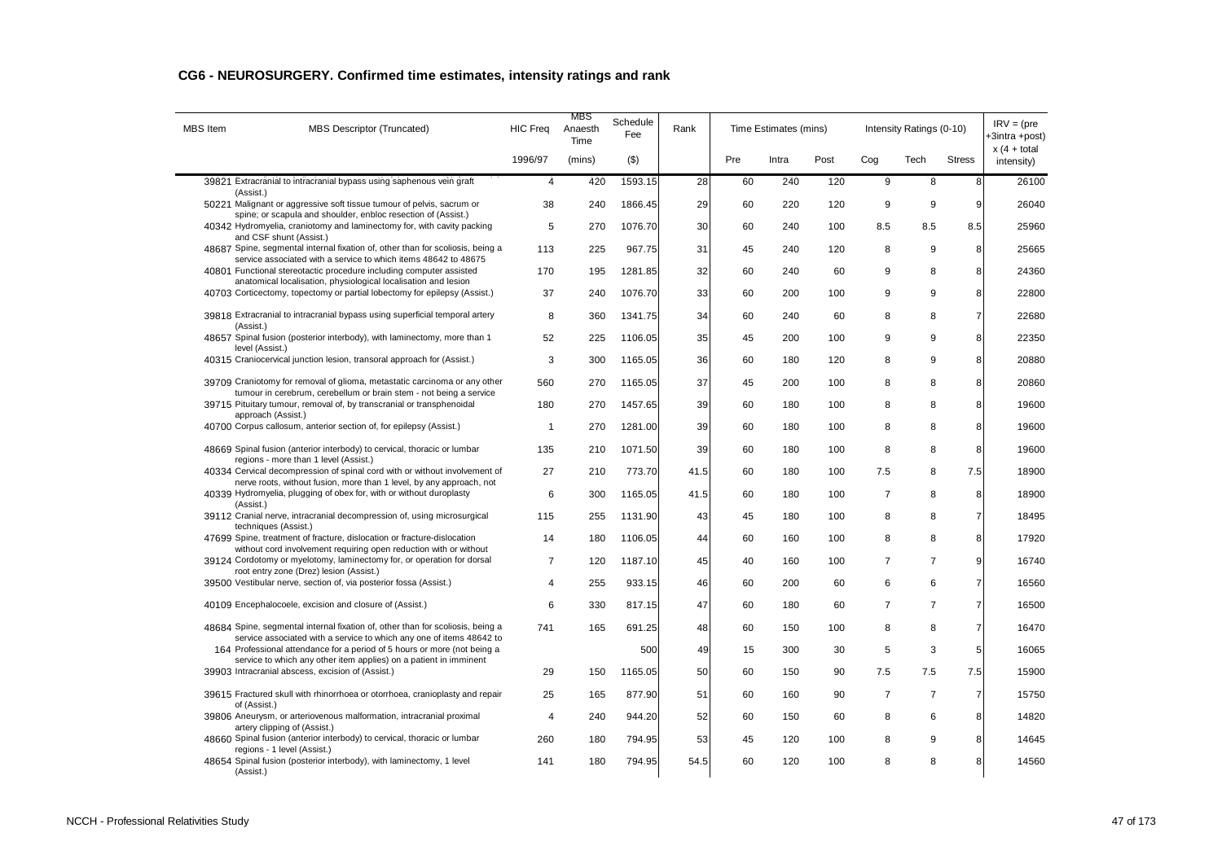## CG6 - NEUROSURGERY. Confirmed time estimates, intensity ratings and rank

| MBS Item | MBS Descriptor (Truncated) | HIC Freq | MBS Anaesth Time | Schedule Fee | Rank | Time Estimates (mins) | | | Intensity Ratings (0-10) | | | IRV = (pre +3intra +post) x (4 + total intensity) |
|---|---|---|---|---|---|---|---|---|---|---|---|---|
| | | 1996/97 | (mins) | ($) | | Pre | Intra | Post | Cog | Tech | Stress | |
| 39821 | Extracranial to intracranial bypass using saphenous vein graft (Assist.) | 4 | 420 | 1593.15 | 28 | 60 | 240 | 120 | 9 | 8 | 8 | 26100 |
| 50221 | Malignant or aggressive soft tissue tumour of pelvis, sacrum or spine; or scapula and shoulder, enbloc resection of (Assist.) | 38 | 240 | 1866.45 | 29 | 60 | 220 | 120 | 9 | 9 | 9 | 26040 |
| 40342 | Hydromyelia, craniotomy and laminectomy for, with cavity packing and CSF shunt (Assist.) | 5 | 270 | 1076.70 | 30 | 60 | 240 | 100 | 8.5 | 8.5 | 8.5 | 25960 |
| 48687 | Spine, segmental internal fixation of, other than for scoliosis, being a service associated with a service to which items 48642 to 48675 | 113 | 225 | 967.75 | 31 | 45 | 240 | 120 | 8 | 9 | 8 | 25665 |
| 40801 | Functional stereotactic procedure including computer assisted anatomical localisation, physiological localisation and lesion | 170 | 195 | 1281.85 | 32 | 60 | 240 | 60 | 9 | 8 | 8 | 24360 |
| 40703 | Corticectomy, topectomy or partial lobectomy for epilepsy (Assist.) | 37 | 240 | 1076.70 | 33 | 60 | 200 | 100 | 9 | 9 | 8 | 22800 |
| 39818 | Extracranial to intracranial bypass using superficial temporal artery (Assist.) | 8 | 360 | 1341.75 | 34 | 60 | 240 | 60 | 8 | 8 | 7 | 22680 |
| 48657 | Spinal fusion (posterior interbody), with laminectomy, more than 1 level (Assist.) | 52 | 225 | 1106.05 | 35 | 45 | 200 | 100 | 9 | 9 | 8 | 22350 |
| 40315 | Craniocervical junction lesion, transoral approach for (Assist.) | 3 | 300 | 1165.05 | 36 | 60 | 180 | 120 | 8 | 9 | 8 | 20880 |
| 39709 | Craniotomy for removal of glioma, metastatic carcinoma or any other tumour in cerebrum, cerebellum or brain stem - not being a service | 560 | 270 | 1165.05 | 37 | 45 | 200 | 100 | 8 | 8 | 8 | 20860 |
| 39715 | Pituitary tumour, removal of, by transcranial or transphenoidal approach (Assist.) | 180 | 270 | 1457.65 | 39 | 60 | 180 | 100 | 8 | 8 | 8 | 19600 |
| 40700 | Corpus callosum, anterior section of, for epilepsy (Assist.) | 1 | 270 | 1281.00 | 39 | 60 | 180 | 100 | 8 | 8 | 8 | 19600 |
| 48669 | Spinal fusion (anterior interbody) to cervical, thoracic or lumbar regions - more than 1 level (Assist.) | 135 | 210 | 1071.50 | 39 | 60 | 180 | 100 | 8 | 8 | 8 | 19600 |
| 40334 | Cervical decompression of spinal cord with or without involvement of nerve roots, without fusion, more than 1 level, by any approach, not | 27 | 210 | 773.70 | 41.5 | 60 | 180 | 100 | 7.5 | 8 | 7.5 | 18900 |
| 40339 | Hydromyelia, plugging of obex for, with or without duroplasty (Assist.) | 6 | 300 | 1165.05 | 41.5 | 60 | 180 | 100 | 7 | 8 | 8 | 18900 |
| 39112 | Cranial nerve, intracranial decompression of, using microsurgical techniques (Assist.) | 115 | 255 | 1131.90 | 43 | 45 | 180 | 100 | 8 | 8 | 7 | 18495 |
| 47699 | Spine, treatment of fracture, dislocation or fracture-dislocation without cord involvement requiring open reduction with or without | 14 | 180 | 1106.05 | 44 | 60 | 160 | 100 | 8 | 8 | 8 | 17920 |
| 39124 | Cordotomy or myelotomy, laminectomy for, or operation for dorsal root entry zone (Drez) lesion (Assist.) | 7 | 120 | 1187.10 | 45 | 40 | 160 | 100 | 7 | 7 | 9 | 16740 |
| 39500 | Vestibular nerve, section of, via posterior fossa (Assist.) | 4 | 255 | 933.15 | 46 | 60 | 200 | 60 | 6 | 6 | 7 | 16560 |
| 40109 | Encephalocoele, excision and closure of (Assist.) | 6 | 330 | 817.15 | 47 | 60 | 180 | 60 | 7 | 7 | 7 | 16500 |
| 48684 | Spine, segmental internal fixation of, other than for scoliosis, being a service associated with a service to which any one of items 48642 to | 741 | 165 | 691.25 | 48 | 60 | 150 | 100 | 8 | 8 | 7 | 16470 |
| 164 | Professional attendance for a period of 5 hours or more (not being a service to which any other item applies) on a patient in imminent | | | 500 | 49 | 15 | 300 | 30 | 5 | 3 | 5 | 16065 |
| 39903 | Intracranial abscess, excision of (Assist.) | 29 | 150 | 1165.05 | 50 | 60 | 150 | 90 | 7.5 | 7.5 | 7.5 | 15900 |
| 39615 | Fractured skull with rhinorrhoea or otorrhoea, cranioplasty and repair of (Assist.) | 25 | 165 | 877.90 | 51 | 60 | 160 | 90 | 7 | 7 | 7 | 15750 |
| 39806 | Aneurysm, or arteriovenous malformation, intracranial proximal artery clipping of (Assist.) | 4 | 240 | 944.20 | 52 | 60 | 150 | 60 | 8 | 6 | 8 | 14820 |
| 48660 | Spinal fusion (anterior interbody) to cervical, thoracic or lumbar regions - 1 level (Assist.) | 260 | 180 | 794.95 | 53 | 45 | 120 | 100 | 8 | 9 | 8 | 14645 |
| 48654 | Spinal fusion (posterior interbody), with laminectomy, 1 level (Assist.) | 141 | 180 | 794.95 | 54.5 | 60 | 120 | 100 | 8 | 8 | 8 | 14560 |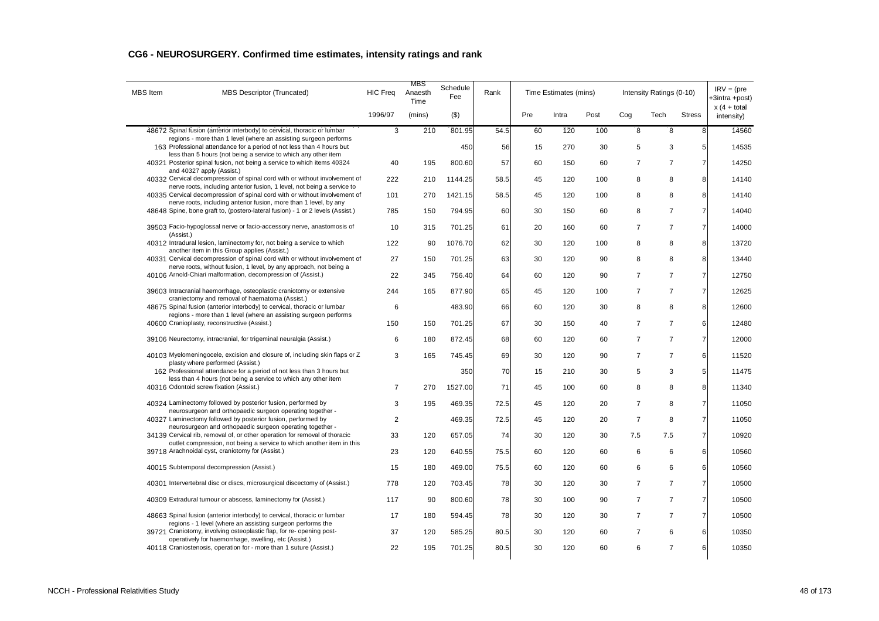## CG6 - NEUROSURGERY. Confirmed time estimates, intensity ratings and rank

| MBS Item | MBS Descriptor (Truncated) | HIC Freq | MBS Anaesth Time | Schedule Fee | Rank | Time Estimates (mins) | | | Intensity Ratings (0-10) | | | IRV = (pre +3intra +post) x (4 + total intensity) |
|---|---|---|---|---|---|---|---|---|---|---|---|---|
| | | 1996/97 | (mins) | ($) | | Pre | Intra | Post | Cog | Tech | Stress | |
| 48672 | Spinal fusion (anterior interbody) to cervical, thoracic or lumbar regions - more than 1 level (where an assisting surgeon performs | 3 | 210 | 801.95 | 54.5 | 60 | 120 | 100 | 8 | 8 | 8 | 14560 |
| 163 | Professional attendance for a period of not less than 4 hours but less than 5 hours (not being a service to which any other item | | | 450 | 56 | 15 | 270 | 30 | 5 | 3 | 5 | 14535 |
| 40321 | Posterior spinal fusion, not being a service to which items 40324 and 40327 apply (Assist.) | 40 | 195 | 800.60 | 57 | 60 | 150 | 60 | 7 | 7 | 7 | 14250 |
| 40332 | Cervical decompression of spinal cord with or without involvement of nerve roots, including anterior fusion, 1 level, not being a service to | 222 | 210 | 1144.25 | 58.5 | 45 | 120 | 100 | 8 | 8 | 8 | 14140 |
| 40335 | Cervical decompression of spinal cord with or without involvement of nerve roots, including anterior fusion, more than 1 level, by any | 101 | 270 | 1421.15 | 58.5 | 45 | 120 | 100 | 8 | 8 | 8 | 14140 |
| 48648 | Spine, bone graft to, (postero-lateral fusion) - 1 or 2 levels (Assist.) | 785 | 150 | 794.95 | 60 | 30 | 150 | 60 | 8 | 7 | 7 | 14040 |
| 39503 | Facio-hypoglossal nerve or facio-accessory nerve, anastomosis of (Assist.) | 10 | 315 | 701.25 | 61 | 20 | 160 | 60 | 7 | 7 | 7 | 14000 |
| 40312 | Intradural lesion, laminectomy for, not being a service to which another item in this Group applies (Assist.) | 122 | 90 | 1076.70 | 62 | 30 | 120 | 100 | 8 | 8 | 8 | 13720 |
| 40331 | Cervical decompression of spinal cord with or without involvement of nerve roots, without fusion, 1 level, by any approach, not being a | 27 | 150 | 701.25 | 63 | 30 | 120 | 90 | 8 | 8 | 8 | 13440 |
| 40106 | Arnold-Chiari malformation, decompression of (Assist.) | 22 | 345 | 756.40 | 64 | 60 | 120 | 90 | 7 | 7 | 7 | 12750 |
| 39603 | Intracranial haemorrhage, osteoplastic craniotomy or extensive craniectomy and removal of haematoma (Assist.) | 244 | 165 | 877.90 | 65 | 45 | 120 | 100 | 7 | 7 | 7 | 12625 |
| 48675 | Spinal fusion (anterior interbody) to cervical, thoracic or lumbar regions - more than 1 level (where an assisting surgeon performs | 6 | | 483.90 | 66 | 60 | 120 | 30 | 8 | 8 | 8 | 12600 |
| 40600 | Cranioplasty, reconstructive (Assist.) | 150 | 150 | 701.25 | 67 | 30 | 150 | 40 | 7 | 7 | 6 | 12480 |
| 39106 | Neurectomy, intracranial, for trigeminal neuralgia (Assist.) | 6 | 180 | 872.45 | 68 | 60 | 120 | 60 | 7 | 7 | 7 | 12000 |
| 40103 | Myelomeningocele, excision and closure of, including skin flaps or Z plasty where performed (Assist.) | 3 | 165 | 745.45 | 69 | 30 | 120 | 90 | 7 | 7 | 6 | 11520 |
| 162 | Professional attendance for a period of not less than 3 hours but less than 4 hours (not being a service to which any other item | | | 350 | 70 | 15 | 210 | 30 | 5 | 3 | 5 | 11475 |
| 40316 | Odontoid screw fixation (Assist.) | 7 | 270 | 1527.00 | 71 | 45 | 100 | 60 | 8 | 8 | 8 | 11340 |
| 40324 | Laminectomy followed by posterior fusion, performed by neurosurgeon and orthopaedic surgeon operating together - | 3 | 195 | 469.35 | 72.5 | 45 | 120 | 20 | 7 | 8 | 7 | 11050 |
| 40327 | Laminectomy followed by posterior fusion, performed by neurosurgeon and orthopaedic surgeon operating together - | 2 | | 469.35 | 72.5 | 45 | 120 | 20 | 7 | 8 | 7 | 11050 |
| 34139 | Cervical rib, removal of, or other operation for removal of thoracic outlet compression, not being a service to which another item in this | 33 | 120 | 657.05 | 74 | 30 | 120 | 30 | 7.5 | 7.5 | 7 | 10920 |
| 39718 | Arachnoidal cyst, craniotomy for (Assist.) | 23 | 120 | 640.55 | 75.5 | 60 | 120 | 60 | 6 | 6 | 6 | 10560 |
| 40015 | Subtemporal decompression (Assist.) | 15 | 180 | 469.00 | 75.5 | 60 | 120 | 60 | 6 | 6 | 6 | 10560 |
| 40301 | Intervertebral disc or discs, microsurgical discectomy of (Assist.) | 778 | 120 | 703.45 | 78 | 30 | 120 | 30 | 7 | 7 | 7 | 10500 |
| 40309 | Extradural tumour or abscess, laminectomy for (Assist.) | 117 | 90 | 800.60 | 78 | 30 | 100 | 90 | 7 | 7 | 7 | 10500 |
| 48663 | Spinal fusion (anterior interbody) to cervical, thoracic or lumbar regions - 1 level (where an assisting surgeon performs the | 17 | 180 | 594.45 | 78 | 30 | 120 | 30 | 7 | 7 | 7 | 10500 |
| 39721 | Craniotomy, involving osteoplastic flap, for re- opening post-operatively for haemorrhage, swelling, etc (Assist.) | 37 | 120 | 585.25 | 80.5 | 30 | 120 | 60 | 7 | 6 | 6 | 10350 |
| 40118 | Craniostenosis, operation for - more than 1 suture (Assist.) | 22 | 195 | 701.25 | 80.5 | 30 | 120 | 60 | 6 | 7 | 6 | 10350 |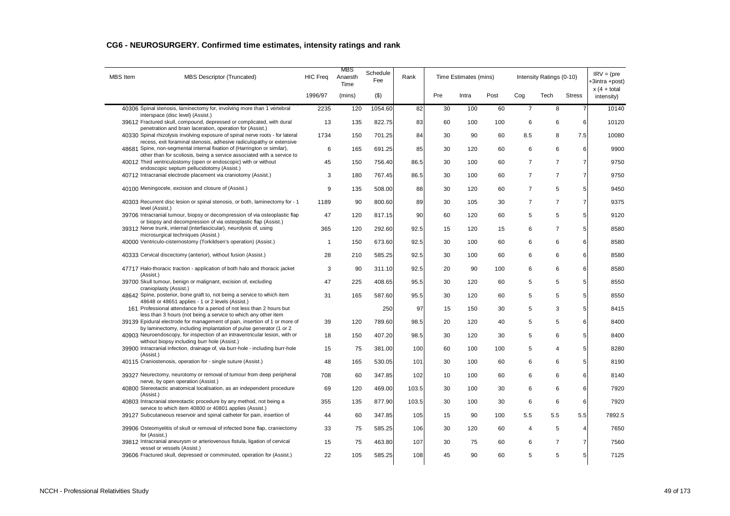## CG6 - NEUROSURGERY. Confirmed time estimates, intensity ratings and rank

| MBS Item | MBS Descriptor (Truncated) | HIC Freq | MBS Anaesth Time | Schedule Fee | Rank | Time Estimates (mins) | | | Intensity Ratings (0-10) | | | IRV = (pre +3intra +post) x (4 + total intensity) |
|---|---|---|---|---|---|---|---|---|---|---|---|---|
| | | 1996/97 | (mins) | ($) | | Pre | Intra | Post | Cog | Tech | Stress | |
| 40306 | Spinal stenosis, laminectomy for, involving more than 1 vertebral interspace (disc level) (Assist.) | 2235 | 120 | 1054.60 | 82 | 30 | 100 | 60 | 7 | 8 | 7 | 10140 |
| 39612 | Fractured skull, compound, depressed or complicated, with dural penetration and brain laceration, operation for (Assist.) | 13 | 135 | 822.75 | 83 | 60 | 100 | 100 | 6 | 6 | 6 | 10120 |
| 40330 | Spinal rhizolysis involving exposure of spinal nerve roots - for lateral recess, exit foraminal stenosis, adhesive radiculopathy or extensive | 1734 | 150 | 701.25 | 84 | 30 | 90 | 60 | 8.5 | 8 | 7.5 | 10080 |
| 48681 | Spine, non-segmental internal fixation of (Harrington or similar), other than for scoliosis, being a service associated with a service to | 6 | 165 | 691.25 | 85 | 30 | 120 | 60 | 6 | 6 | 6 | 9900 |
| 40012 | Third ventriculostomy (open or endoscopic) with or without endoscopic septum pellucidotomy (Assist.) | 45 | 150 | 756.40 | 86.5 | 30 | 100 | 60 | 7 | 7 | 7 | 9750 |
| 40712 | Intracranial electrode placement via craniotomy (Assist.) | 3 | 180 | 767.45 | 86.5 | 30 | 100 | 60 | 7 | 7 | 7 | 9750 |
| 40100 | Meningocele, excision and closure of (Assist.) | 9 | 135 | 508.00 | 88 | 30 | 120 | 60 | 7 | 5 | 5 | 9450 |
| 40303 | Recurrent disc lesion or spinal stenosis, or both, laminectomy for - 1 level (Assist.) | 1189 | 90 | 800.60 | 89 | 30 | 105 | 30 | 7 | 7 | 7 | 9375 |
| 39706 | Intracranial tumour, biopsy or decompression of via osteoplastic flap or biopsy and decompression of via osteoplastic flap (Assist.) | 47 | 120 | 817.15 | 90 | 60 | 120 | 60 | 5 | 5 | 5 | 9120 |
| 39312 | Nerve trunk, internal (interfascicular), neurolysis of, using microsurgical techniques (Assist.) | 365 | 120 | 292.60 | 92.5 | 15 | 120 | 15 | 6 | 7 | 5 | 8580 |
| 40000 | Ventriculo-cisternostomy (Torkildsen's operation) (Assist.) | 1 | 150 | 673.60 | 92.5 | 30 | 100 | 60 | 6 | 6 | 6 | 8580 |
| 40333 | Cervical discectomy (anterior), without fusion (Assist.) | 28 | 210 | 585.25 | 92.5 | 30 | 100 | 60 | 6 | 6 | 6 | 8580 |
| 47717 | Halo-thoracic traction - application of both halo and thoracic jacket (Assist.) | 3 | 90 | 311.10 | 92.5 | 20 | 90 | 100 | 6 | 6 | 6 | 8580 |
| 39700 | Skull tumour, benign or malignant, excision of, excluding cranioplasty (Assist.) | 47 | 225 | 408.65 | 95.5 | 30 | 120 | 60 | 5 | 5 | 5 | 8550 |
| 48642 | Spine, posterior, bone graft to, not being a service to which item 48648 or 48651 applies - 1 or 2 levels (Assist.) | 31 | 165 | 587.60 | 95.5 | 30 | 120 | 60 | 5 | 5 | 5 | 8550 |
| 161 | Professional attendance for a period of not less than 2 hours but less than 3 hours (not being a service to which any other item | | | 250 | 97 | 15 | 150 | 30 | 5 | 3 | 5 | 8415 |
| 39139 | Epidural electrode for management of pain, insertion of 1 or more of by laminectomy, including implantation of pulse generator (1 or 2 | 39 | 120 | 789.60 | 98.5 | 20 | 120 | 40 | 5 | 5 | 6 | 8400 |
| 40903 | Neuroendoscopy, for inspection of an intraventricular lesion, with or without biopsy including burr hole (Assist.) | 18 | 150 | 407.20 | 98.5 | 30 | 120 | 30 | 5 | 6 | 5 | 8400 |
| 39900 | Intracranial infection, drainage of, via burr-hole - including burr-hole (Assist.) | 15 | 75 | 381.00 | 100 | 60 | 100 | 100 | 5 | 4 | 5 | 8280 |
| 40115 | Craniostenosis, operation for - single suture (Assist.) | 48 | 165 | 530.05 | 101 | 30 | 100 | 60 | 6 | 6 | 5 | 8190 |
| 39327 | Neurectomy, neurotomy or removal of tumour from deep peripheral nerve, by open operation (Assist.) | 708 | 60 | 347.85 | 102 | 10 | 100 | 60 | 6 | 6 | 6 | 8140 |
| 40800 | Stereotactic anatomical localisation, as an independent procedure (Assist.) | 69 | 120 | 469.00 | 103.5 | 30 | 100 | 30 | 6 | 6 | 6 | 7920 |
| 40803 | Intracranial stereotactic procedure by any method, not being a service to which item 40800 or 40801 applies (Assist.) | 355 | 135 | 877.90 | 103.5 | 30 | 100 | 30 | 6 | 6 | 6 | 7920 |
| 39127 | Subcutaneous reservoir and spinal catheter for pain, insertion of | 44 | 60 | 347.85 | 105 | 15 | 90 | 100 | 5.5 | 5.5 | 5.5 | 7892.5 |
| 39906 | Osteomyelitis of skull or removal of infected bone flap, craniectomy for (Assist.) | 33 | 75 | 585.25 | 106 | 30 | 120 | 60 | 4 | 5 | 4 | 7650 |
| 39812 | Intracranial aneurysm or arteriovenous fistula, ligation of cervical vessel or vessels (Assist.) | 15 | 75 | 463.80 | 107 | 30 | 75 | 60 | 6 | 7 | 7 | 7560 |
| 39606 | Fractured skull, depressed or comminuted, operation for (Assist.) | 22 | 105 | 585.25 | 108 | 45 | 90 | 60 | 5 | 5 | 5 | 7125 |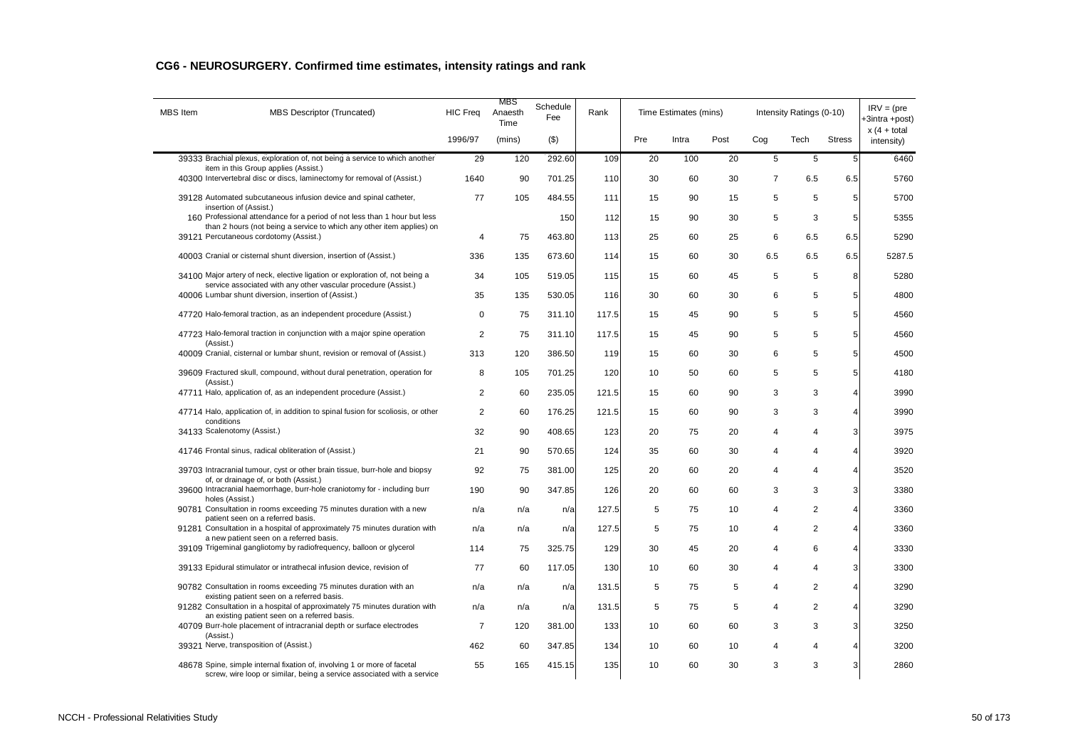## CG6 - NEUROSURGERY. Confirmed time estimates, intensity ratings and rank

| MBS Item | MBS Descriptor (Truncated) | HIC Freq | MBS Anaesth Time | Schedule Fee | Rank | Time Estimates (mins) | | | Intensity Ratings (0-10) | | | IRV = (pre +3intra +post) x (4 + total intensity) |
|---|---|---|---|---|---|---|---|---|---|---|---|---|
| | | 1996/97 | (mins) | ($) | | Pre | Intra | Post | Cog | Tech | Stress | |
| 39333 | Brachial plexus, exploration of, not being a service to which another item in this Group applies (Assist.) | 29 | 120 | 292.60 | 109 | 20 | 100 | 20 | 5 | 5 | 5 | 6460 |
| 40300 | Intervertebral disc or discs, laminectomy for removal of (Assist.) | 1640 | 90 | 701.25 | 110 | 30 | 60 | 30 | 7 | 6.5 | 6.5 | 5760 |
| 39128 | Automated subcutaneous infusion device and spinal catheter, insertion of (Assist.) | 77 | 105 | 484.55 | 111 | 15 | 90 | 15 | 5 | 5 | 5 | 5700 |
| 160 | Professional attendance for a period of not less than 1 hour but less than 2 hours (not being a service to which any other item applies) on | | | 150 | 112 | 15 | 90 | 30 | 5 | 3 | 5 | 5355 |
| 39121 | Percutaneous cordotomy (Assist.) | 4 | 75 | 463.80 | 113 | 25 | 60 | 25 | 6 | 6.5 | 6.5 | 5290 |
| 40003 | Cranial or cisternal shunt diversion, insertion of (Assist.) | 336 | 135 | 673.60 | 114 | 15 | 60 | 30 | 6.5 | 6.5 | 6.5 | 5287.5 |
| 34100 | Major artery of neck, elective ligation or exploration of, not being a service associated with any other vascular procedure (Assist.) | 34 | 105 | 519.05 | 115 | 15 | 60 | 45 | 5 | 5 | 8 | 5280 |
| 40006 | Lumbar shunt diversion, insertion of (Assist.) | 35 | 135 | 530.05 | 116 | 30 | 60 | 30 | 6 | 5 | 5 | 4800 |
| 47720 | Halo-femoral traction, as an independent procedure (Assist.) | 0 | 75 | 311.10 | 117.5 | 15 | 45 | 90 | 5 | 5 | 5 | 4560 |
| 47723 | Halo-femoral traction in conjunction with a major spine operation (Assist.) | 2 | 75 | 311.10 | 117.5 | 15 | 45 | 90 | 5 | 5 | 5 | 4560 |
| 40009 | Cranial, cisternal or lumbar shunt, revision or removal of (Assist.) | 313 | 120 | 386.50 | 119 | 15 | 60 | 30 | 6 | 5 | 5 | 4500 |
| 39609 | Fractured skull, compound, without dural penetration, operation for (Assist.) | 8 | 105 | 701.25 | 120 | 10 | 50 | 60 | 5 | 5 | 5 | 4180 |
| 47711 | Halo, application of, as an independent procedure (Assist.) | 2 | 60 | 235.05 | 121.5 | 15 | 60 | 90 | 3 | 3 | 4 | 3990 |
| 47714 | Halo, application of, in addition to spinal fusion for scoliosis, or other conditions | 2 | 60 | 176.25 | 121.5 | 15 | 60 | 90 | 3 | 3 | 4 | 3990 |
| 34133 | Scalenotomy (Assist.) | 32 | 90 | 408.65 | 123 | 20 | 75 | 20 | 4 | 4 | 3 | 3975 |
| 41746 | Frontal sinus, radical obliteration of (Assist.) | 21 | 90 | 570.65 | 124 | 35 | 60 | 30 | 4 | 4 | 4 | 3920 |
| 39703 | Intracranial tumour, cyst or other brain tissue, burr-hole and biopsy of, or drainage of, or both (Assist.) | 92 | 75 | 381.00 | 125 | 20 | 60 | 20 | 4 | 4 | 4 | 3520 |
| 39600 | Intracranial haemorrhage, burr-hole craniotomy for - including burr holes (Assist.) | 190 | 90 | 347.85 | 126 | 20 | 60 | 60 | 3 | 3 | 3 | 3380 |
| 90781 | Consultation in rooms exceeding 75 minutes duration with a new patient seen on a referred basis. | n/a | n/a | n/a | 127.5 | 5 | 75 | 10 | 4 | 2 | 4 | 3360 |
| 91281 | Consultation in a hospital of approximately 75 minutes duration with a new patient seen on a referred basis. | n/a | n/a | n/a | 127.5 | 5 | 75 | 10 | 4 | 2 | 4 | 3360 |
| 39109 | Trigeminal gangliotomy by radiofrequency, balloon or glycerol | 114 | 75 | 325.75 | 129 | 30 | 45 | 20 | 4 | 6 | 4 | 3330 |
| 39133 | Epidural stimulator or intrathecal infusion device, revision of | 77 | 60 | 117.05 | 130 | 10 | 60 | 30 | 4 | 4 | 3 | 3300 |
| 90782 | Consultation in rooms exceeding 75 minutes duration with an existing patient seen on a referred basis. | n/a | n/a | n/a | 131.5 | 5 | 75 | 5 | 4 | 2 | 4 | 3290 |
| 91282 | Consultation in a hospital of approximately 75 minutes duration with an existing patient seen on a referred basis. | n/a | n/a | n/a | 131.5 | 5 | 75 | 5 | 4 | 2 | 4 | 3290 |
| 40709 | Burr-hole placement of intracranial depth or surface electrodes (Assist.) | 7 | 120 | 381.00 | 133 | 10 | 60 | 60 | 3 | 3 | 3 | 3250 |
| 39321 | Nerve, transposition of (Assist.) | 462 | 60 | 347.85 | 134 | 10 | 60 | 10 | 4 | 4 | 4 | 3200 |
| 48678 | Spine, simple internal fixation of, involving 1 or more of facetal screw, wire loop or similar, being a service associated with a service | 55 | 165 | 415.15 | 135 | 10 | 60 | 30 | 3 | 3 | 3 | 2860 |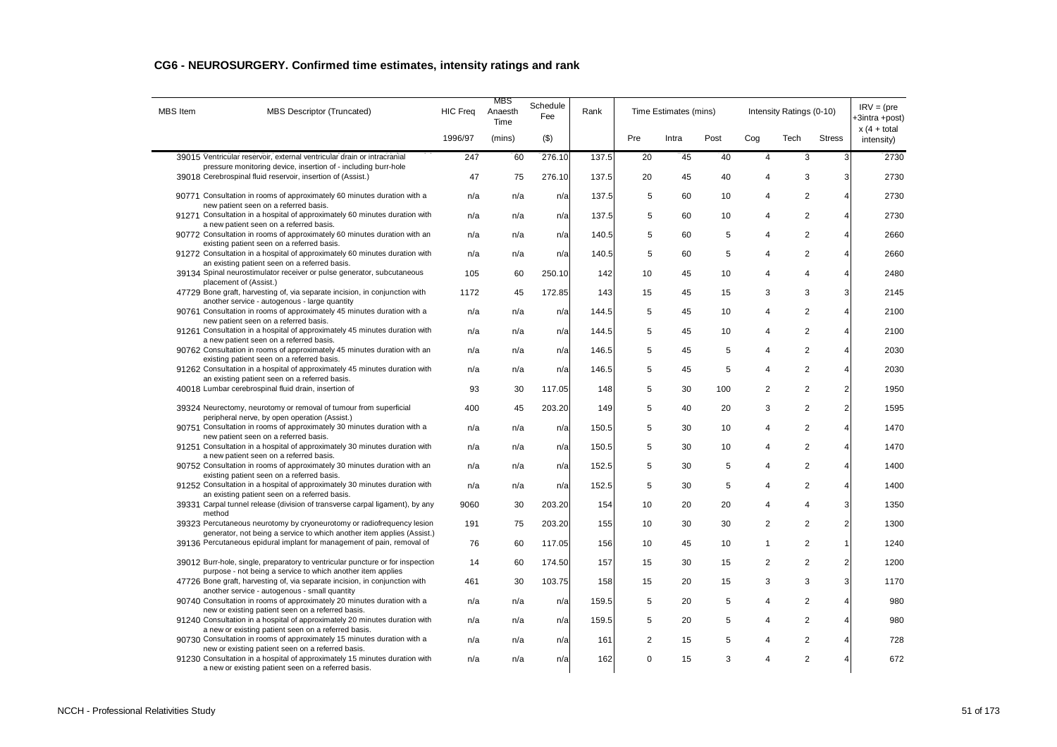## CG6 - NEUROSURGERY. Confirmed time estimates, intensity ratings and rank

| MBS Item | MBS Descriptor (Truncated) | HIC Freq | MBS Anaesth Time | Schedule Fee | Rank | Time Estimates (mins) | | | Intensity Ratings (0-10) | | | IRV = (pre +3intra +post) x (4 + total intensity) |
|---|---|---|---|---|---|---|---|---|---|---|---|---|
| | | 1996/97 | (mins) | ($) | | Pre | Intra | Post | Cog | Tech | Stress | |
| 39015 | Ventricular reservoir, external ventricular drain or intracranial pressure monitoring device, insertion of - including burr-hole | 247 | 60 | 276.10 | 137.5 | 20 | 45 | 40 | 4 | 3 | 3 | 2730 |
| 39018 | Cerebrospinal fluid reservoir, insertion of (Assist.) | 47 | 75 | 276.10 | 137.5 | 20 | 45 | 40 | 4 | 3 | 3 | 2730 |
| 90771 | Consultation in rooms of approximately 60 minutes duration with a new patient seen on a referred basis. | n/a | n/a | n/a | 137.5 | 5 | 60 | 10 | 4 | 2 | 4 | 2730 |
| 91271 | Consultation in a hospital of approximately 60 minutes duration with a new patient seen on a referred basis. | n/a | n/a | n/a | 137.5 | 5 | 60 | 10 | 4 | 2 | 4 | 2730 |
| 90772 | Consultation in rooms of approximately 60 minutes duration with an existing patient seen on a referred basis. | n/a | n/a | n/a | 140.5 | 5 | 60 | 5 | 4 | 2 | 4 | 2660 |
| 91272 | Consultation in a hospital of approximately 60 minutes duration with an existing patient seen on a referred basis. | n/a | n/a | n/a | 140.5 | 5 | 60 | 5 | 4 | 2 | 4 | 2660 |
| 39134 | Spinal neurostimulator receiver or pulse generator, subcutaneous placement of (Assist.) | 105 | 60 | 250.10 | 142 | 10 | 45 | 10 | 4 | 4 | 4 | 2480 |
| 47729 | Bone graft, harvesting of, via separate incision, in conjunction with another service - autogenous - large quantity | 1172 | 45 | 172.85 | 143 | 15 | 45 | 15 | 3 | 3 | 3 | 2145 |
| 90761 | Consultation in rooms of approximately 45 minutes duration with a new patient seen on a referred basis. | n/a | n/a | n/a | 144.5 | 5 | 45 | 10 | 4 | 2 | 4 | 2100 |
| 91261 | Consultation in a hospital of approximately 45 minutes duration with a new patient seen on a referred basis. | n/a | n/a | n/a | 144.5 | 5 | 45 | 10 | 4 | 2 | 4 | 2100 |
| 90762 | Consultation in rooms of approximately 45 minutes duration with an existing patient seen on a referred basis. | n/a | n/a | n/a | 146.5 | 5 | 45 | 5 | 4 | 2 | 4 | 2030 |
| 91262 | Consultation in a hospital of approximately 45 minutes duration with an existing patient seen on a referred basis. | n/a | n/a | n/a | 146.5 | 5 | 45 | 5 | 4 | 2 | 4 | 2030 |
| 40018 | Lumbar cerebrospinal fluid drain, insertion of | 93 | 30 | 117.05 | 148 | 5 | 30 | 100 | 2 | 2 | 2 | 1950 |
| 39324 | Neurectomy, neurotomy or removal of tumour from superficial peripheral nerve, by open operation (Assist.) | 400 | 45 | 203.20 | 149 | 5 | 40 | 20 | 3 | 2 | 2 | 1595 |
| 90751 | Consultation in rooms of approximately 30 minutes duration with a new patient seen on a referred basis. | n/a | n/a | n/a | 150.5 | 5 | 30 | 10 | 4 | 2 | 4 | 1470 |
| 91251 | Consultation in a hospital of approximately 30 minutes duration with a new patient seen on a referred basis. | n/a | n/a | n/a | 150.5 | 5 | 30 | 10 | 4 | 2 | 4 | 1470 |
| 90752 | Consultation in rooms of approximately 30 minutes duration with an existing patient seen on a referred basis. | n/a | n/a | n/a | 152.5 | 5 | 30 | 5 | 4 | 2 | 4 | 1400 |
| 91252 | Consultation in a hospital of approximately 30 minutes duration with an existing patient seen on a referred basis. | n/a | n/a | n/a | 152.5 | 5 | 30 | 5 | 4 | 2 | 4 | 1400 |
| 39331 | Carpal tunnel release (division of transverse carpal ligament), by any method | 9060 | 30 | 203.20 | 154 | 10 | 20 | 20 | 4 | 4 | 3 | 1350 |
| 39323 | Percutaneous neurotomy by cryoneurotomy or radiofrequency lesion generator, not being a service to which another item applies (Assist.) | 191 | 75 | 203.20 | 155 | 10 | 30 | 30 | 2 | 2 | 2 | 1300 |
| 39136 | Percutaneous epidural implant for management of pain, removal of | 76 | 60 | 117.05 | 156 | 10 | 45 | 10 | 1 | 2 | 1 | 1240 |
| 39012 | Burr-hole, single, preparatory to ventricular puncture or for inspection purpose - not being a service to which another item applies | 14 | 60 | 174.50 | 157 | 15 | 30 | 15 | 2 | 2 | 2 | 1200 |
| 47726 | Bone graft, harvesting of, via separate incision, in conjunction with another service - autogenous - small quantity | 461 | 30 | 103.75 | 158 | 15 | 20 | 15 | 3 | 3 | 3 | 1170 |
| 90740 | Consultation in rooms of approximately 20 minutes duration with a new or existing patient seen on a referred basis. | n/a | n/a | n/a | 159.5 | 5 | 20 | 5 | 4 | 2 | 4 | 980 |
| 91240 | Consultation in a hospital of approximately 20 minutes duration with a new or existing patient seen on a referred basis. | n/a | n/a | n/a | 159.5 | 5 | 20 | 5 | 4 | 2 | 4 | 980 |
| 90730 | Consultation in rooms of approximately 15 minutes duration with a new or existing patient seen on a referred basis. | n/a | n/a | n/a | 161 | 2 | 15 | 5 | 4 | 2 | 4 | 728 |
| 91230 | Consultation in a hospital of approximately 15 minutes duration with a new or existing patient seen on a referred basis. | n/a | n/a | n/a | 162 | 0 | 15 | 3 | 4 | 2 | 4 | 672 |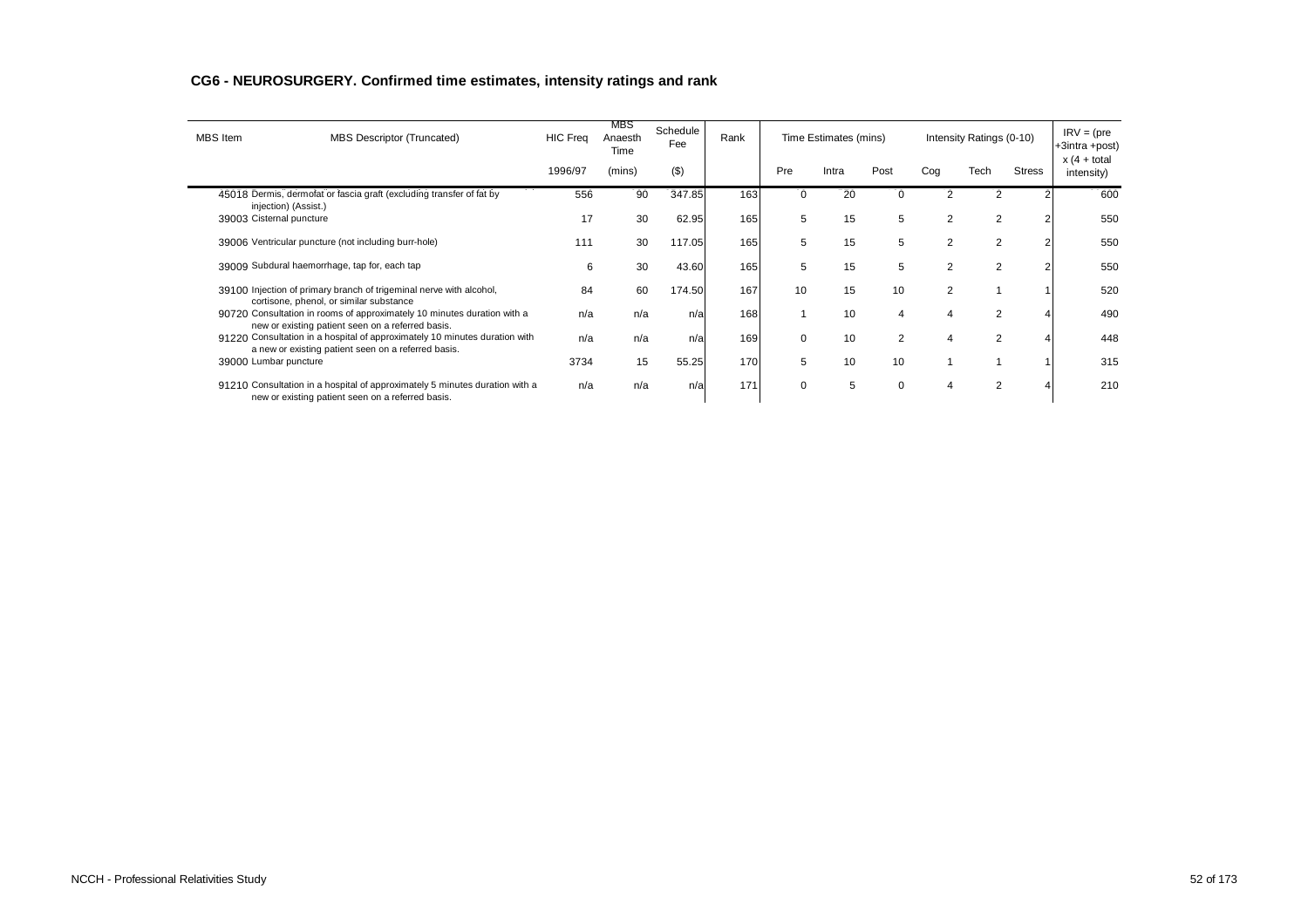## CG6 - NEUROSURGERY. Confirmed time estimates, intensity ratings and rank

| MBS Item | MBS Descriptor (Truncated) | HIC Freq | MBS Anaesth Time | Schedule Fee | Rank | Time Estimates (mins) | | | Intensity Ratings (0-10) | | | IRV = (pre +3intra +post) x (4 + total intensity) |
|---|---|---|---|---|---|---|---|---|---|---|---|---|
| | | 1996/97 | (mins) | ($) | | Pre | Intra | Post | Cog | Tech | Stress | |
| 45018 | Dermis, dermofat or fascia graft (excluding transfer of fat by injection) (Assist.) | 556 | 90 | 347.85 | 163 | 0 | 20 | 0 | 2 | 2 | 2 | 600 |
| 39003 | Cisternal puncture | 17 | 30 | 62.95 | 165 | 5 | 15 | 5 | 2 | 2 | 2 | 550 |
| 39006 | Ventricular puncture (not including burr-hole) | 111 | 30 | 117.05 | 165 | 5 | 15 | 5 | 2 | 2 | 2 | 550 |
| 39009 | Subdural haemorrhage, tap for, each tap | 6 | 30 | 43.60 | 165 | 5 | 15 | 5 | 2 | 2 | 2 | 550 |
| 39100 | Injection of primary branch of trigeminal nerve with alcohol, cortisone, phenol, or similar substance | 84 | 60 | 174.50 | 167 | 10 | 15 | 10 | 2 | 1 | 1 | 520 |
| 90720 | Consultation in rooms of approximately 10 minutes duration with a new or existing patient seen on a referred basis. | n/a | n/a | n/a | 168 | 1 | 10 | 4 | 4 | 2 | 4 | 490 |
| 91220 | Consultation in a hospital of approximately 10 minutes duration with a new or existing patient seen on a referred basis. | n/a | n/a | n/a | 169 | 0 | 10 | 2 | 4 | 2 | 4 | 448 |
| 39000 | Lumbar puncture | 3734 | 15 | 55.25 | 170 | 5 | 10 | 10 | 1 | 1 | 1 | 315 |
| 91210 | Consultation in a hospital of approximately 5 minutes duration with a new or existing patient seen on a referred basis. | n/a | n/a | n/a | 171 | 0 | 5 | 0 | 4 | 2 | 4 | 210 |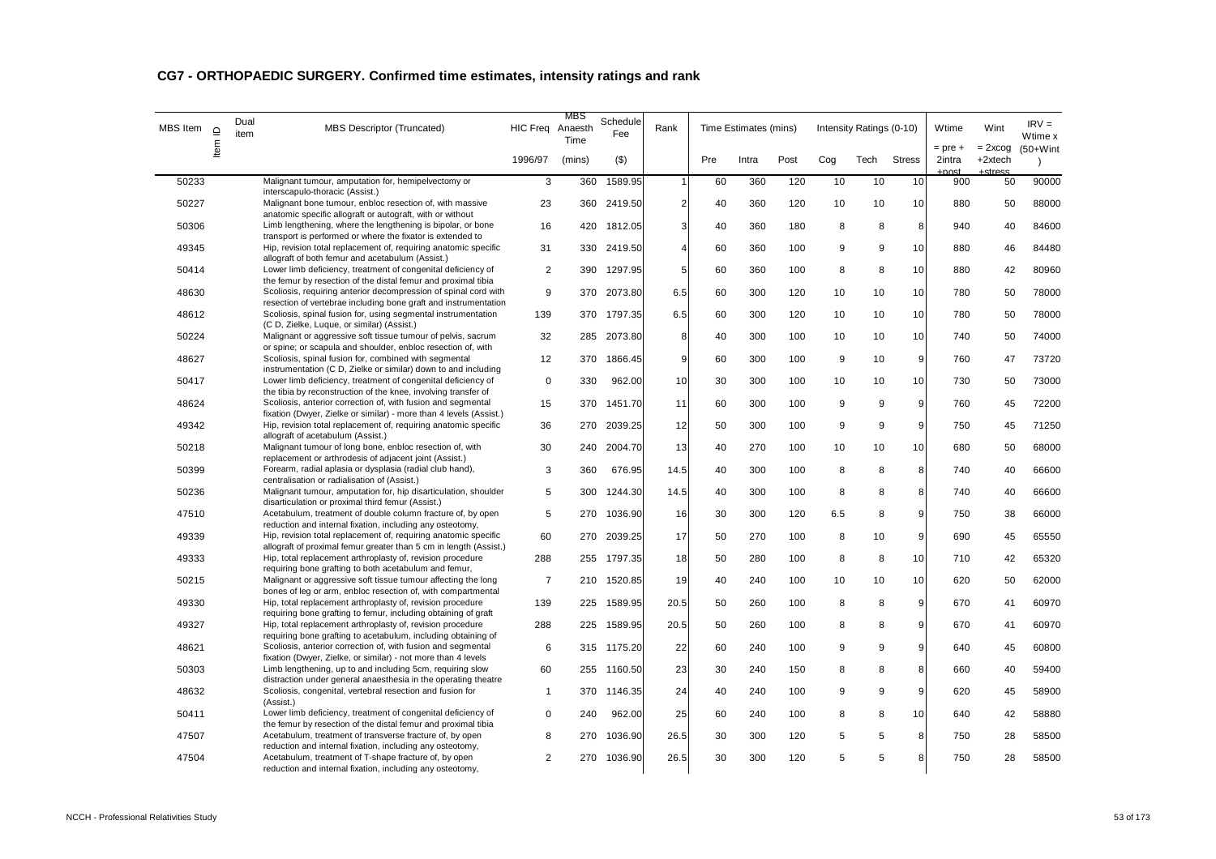## CG7 - ORTHOPAEDIC SURGERY. Confirmed time estimates, intensity ratings and rank

| MBS Item | Item ID | Dual item | MBS Descriptor (Truncated) | HIC Freq | MBS Anaesth Time | Schedule Fee | Rank | Time Estimates (mins) | | | Intensity Ratings (0-10) | | | Wtime | Wint | IRV = Wtime x (50+Wint ) |
|---|---|---|---|---|---|---|---|---|---|---|---|---|---|---|---|---|
| | | | | 1996/97 | (mins) | ($) | | Pre | Intra | Post | Cog | Tech | Stress | = pre + 2intra +post | = 2xcog +2xtech +stress | |
| 50233 | | | Malignant tumour, amputation for, hemipelvectomy or interscapulo-thoracic (Assist.) | 3 | 360 | 1589.95 | 1 | 60 | 360 | 120 | 10 | 10 | 10 | 900 | 50 | 90000 |
| 50227 | | | Malignant bone tumour, enbloc resection of, with massive anatomic specific allograft or autograft, with or without | 23 | 360 | 2419.50 | 2 | 40 | 360 | 120 | 10 | 10 | 10 | 880 | 50 | 88000 |
| 50306 | | | Limb lengthening, where the lengthening is bipolar, or bone transport is performed or where the fixator is extended to | 16 | 420 | 1812.05 | 3 | 40 | 360 | 180 | 8 | 8 | 8 | 940 | 40 | 84600 |
| 49345 | | | Hip, revision total replacement of, requiring anatomic specific allograft of both femur and acetabulum (Assist.) | 31 | 330 | 2419.50 | 4 | 60 | 360 | 100 | 9 | 9 | 10 | 880 | 46 | 84480 |
| 50414 | | | Lower limb deficiency, treatment of congenital deficiency of the femur by resection of the distal femur and proximal tibia | 2 | 390 | 1297.95 | 5 | 60 | 360 | 100 | 8 | 8 | 10 | 880 | 42 | 80960 |
| 48630 | | | Scoliosis, requiring anterior decompression of spinal cord with resection of vertebrae including bone graft and instrumentation | 9 | 370 | 2073.80 | 6.5 | 60 | 300 | 120 | 10 | 10 | 10 | 780 | 50 | 78000 |
| 48612 | | | Scoliosis, spinal fusion for, using segmental instrumentation (C D, Zielke, Luque, or similar) (Assist.) | 139 | 370 | 1797.35 | 6.5 | 60 | 300 | 120 | 10 | 10 | 10 | 780 | 50 | 78000 |
| 50224 | | | Malignant or aggressive soft tissue tumour of pelvis, sacrum or spine; or scapula and shoulder, enbloc resection of, with | 32 | 285 | 2073.80 | 8 | 40 | 300 | 100 | 10 | 10 | 10 | 740 | 50 | 74000 |
| 48627 | | | Scoliosis, spinal fusion for, combined with segmental instrumentation (C D, Zielke or similar) down to and including | 12 | 370 | 1866.45 | 9 | 60 | 300 | 100 | 9 | 10 | 9 | 760 | 47 | 73720 |
| 50417 | | | Lower limb deficiency, treatment of congenital deficiency of the tibia by reconstruction of the knee, involving transfer of | 0 | 330 | 962.00 | 10 | 30 | 300 | 100 | 10 | 10 | 10 | 730 | 50 | 73000 |
| 48624 | | | Scoliosis, anterior correction of, with fusion and segmental fixation (Dwyer, Zielke or similar) - more than 4 levels (Assist.) | 15 | 370 | 1451.70 | 11 | 60 | 300 | 100 | 9 | 9 | 9 | 760 | 45 | 72200 |
| 49342 | | | Hip, revision total replacement of, requiring anatomic specific allograft of acetabulum (Assist.) | 36 | 270 | 2039.25 | 12 | 50 | 300 | 100 | 9 | 9 | 9 | 750 | 45 | 71250 |
| 50218 | | | Malignant tumour of long bone, enbloc resection of, with replacement or arthrodesis of adjacent joint (Assist.) | 30 | 240 | 2004.70 | 13 | 40 | 270 | 100 | 10 | 10 | 10 | 680 | 50 | 68000 |
| 50399 | | | Forearm, radial aplasia or dysplasia (radial club hand), centralisation or radialisation of (Assist.) | 3 | 360 | 676.95 | 14.5 | 40 | 300 | 100 | 8 | 8 | 8 | 740 | 40 | 66600 |
| 50236 | | | Malignant tumour, amputation for, hip disarticulation, shoulder disarticulation or proximal third femur (Assist.) | 5 | 300 | 1244.30 | 14.5 | 40 | 300 | 100 | 8 | 8 | 8 | 740 | 40 | 66600 |
| 47510 | | | Acetabulum, treatment of double column fracture of, by open reduction and internal fixation, including any osteotomy, | 5 | 270 | 1036.90 | 16 | 30 | 300 | 120 | 6.5 | 8 | 9 | 750 | 38 | 66000 |
| 49339 | | | Hip, revision total replacement of, requiring anatomic specific allograft of proximal femur greater than 5 cm in length (Assist.) | 60 | 270 | 2039.25 | 17 | 50 | 270 | 100 | 8 | 10 | 9 | 690 | 45 | 65550 |
| 49333 | | | Hip, total replacement arthroplasty of, revision procedure requiring bone grafting to both acetabulum and femur, | 288 | 255 | 1797.35 | 18 | 50 | 280 | 100 | 8 | 8 | 10 | 710 | 42 | 65320 |
| 50215 | | | Malignant or aggressive soft tissue tumour affecting the long bones of leg or arm, enbloc resection of, with compartmental | 7 | 210 | 1520.85 | 19 | 40 | 240 | 100 | 10 | 10 | 10 | 620 | 50 | 62000 |
| 49330 | | | Hip, total replacement arthroplasty of, revision procedure requiring bone grafting to femur, including obtaining of graft | 139 | 225 | 1589.95 | 20.5 | 50 | 260 | 100 | 8 | 8 | 9 | 670 | 41 | 60970 |
| 49327 | | | Hip, total replacement arthroplasty of, revision procedure requiring bone grafting to acetabulum, including obtaining of | 288 | 225 | 1589.95 | 20.5 | 50 | 260 | 100 | 8 | 8 | 9 | 670 | 41 | 60970 |
| 48621 | | | Scoliosis, anterior correction of, with fusion and segmental fixation (Dwyer, Zielke, or similar) - not more than 4 levels | 6 | 315 | 1175.20 | 22 | 60 | 240 | 100 | 9 | 9 | 9 | 640 | 45 | 60800 |
| 50303 | | | Limb lengthening, up to and including 5cm, requiring slow distraction under general anaesthesia in the operating theatre | 60 | 255 | 1160.50 | 23 | 30 | 240 | 150 | 8 | 8 | 8 | 660 | 40 | 59400 |
| 48632 | | | Scoliosis, congenital, vertebral resection and fusion for (Assist.) | 1 | 370 | 1146.35 | 24 | 40 | 240 | 100 | 9 | 9 | 9 | 620 | 45 | 58900 |
| 50411 | | | Lower limb deficiency, treatment of congenital deficiency of the femur by resection of the distal femur and proximal tibia | 0 | 240 | 962.00 | 25 | 60 | 240 | 100 | 8 | 8 | 10 | 640 | 42 | 58880 |
| 47507 | | | Acetabulum, treatment of transverse fracture of, by open reduction and internal fixation, including any osteotomy, | 8 | 270 | 1036.90 | 26.5 | 30 | 300 | 120 | 5 | 5 | 8 | 750 | 28 | 58500 |
| 47504 | | | Acetabulum, treatment of T-shape fracture of, by open reduction and internal fixation, including any osteotomy, | 2 | 270 | 1036.90 | 26.5 | 30 | 300 | 120 | 5 | 5 | 8 | 750 | 28 | 58500 |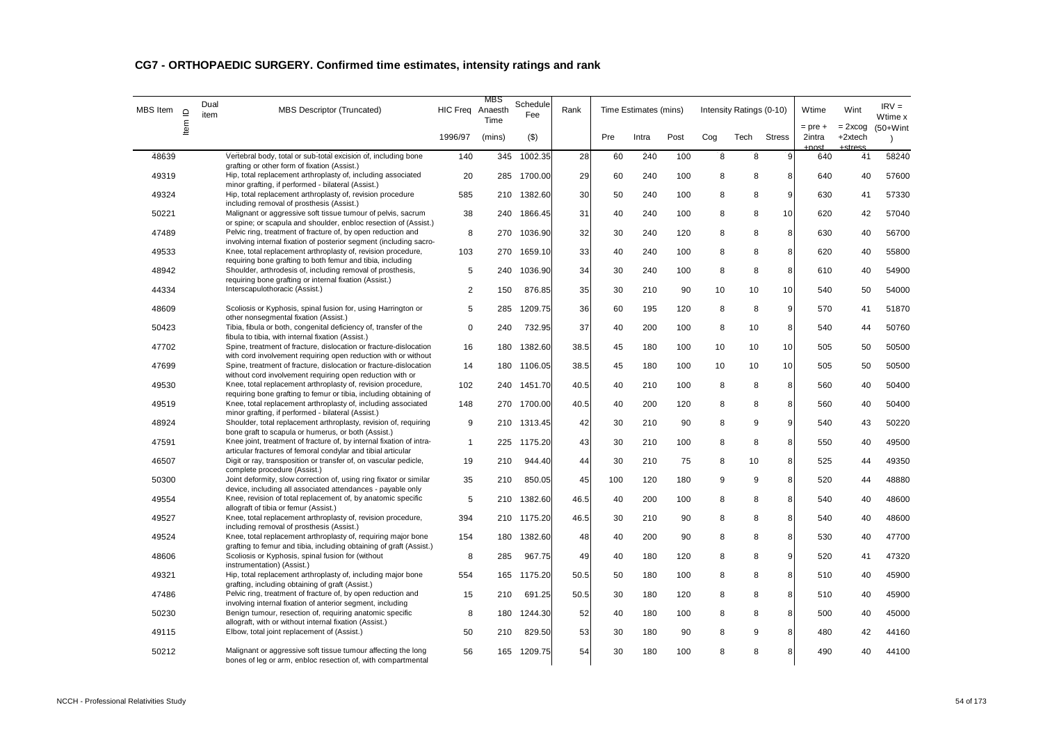## CG7 - ORTHOPAEDIC SURGERY. Confirmed time estimates, intensity ratings and rank

| MBS Item | Item ID | Dual item | MBS Descriptor (Truncated) | HIC Freq | MBS Anaesth Time | Schedule Fee | Rank | Time Estimates (mins) | | | Intensity Ratings (0-10) | | | Wtime | Wint | IRV = Wtime x (50+Wint ) |
|---|---|---|---|---|---|---|---|---|---|---|---|---|---|---|---|---|
| | | | | 1996/97 | (mins) | ($) | | Pre | Intra | Post | Cog | Tech | Stress | = pre + 2intra +post | = 2xcog +2xtech +stress | |
| 48639 | | | Vertebral body, total or sub-total excision of, including bone grafting or other form of fixation (Assist.) | 140 | 345 | 1002.35 | 28 | 60 | 240 | 100 | 8 | 8 | 9 | 640 | 41 | 58240 |
| 49319 | | | Hip, total replacement arthroplasty of, including associated minor grafting, if performed - bilateral (Assist.) | 20 | 285 | 1700.00 | 29 | 60 | 240 | 100 | 8 | 8 | 8 | 640 | 40 | 57600 |
| 49324 | | | Hip, total replacement arthroplasty of, revision procedure including removal of prosthesis (Assist.) | 585 | 210 | 1382.60 | 30 | 50 | 240 | 100 | 8 | 8 | 9 | 630 | 41 | 57330 |
| 50221 | | | Malignant or aggressive soft tissue tumour of pelvis, sacrum or spine; or scapula and shoulder, enbloc resection of (Assist.) | 38 | 240 | 1866.45 | 31 | 40 | 240 | 100 | 8 | 8 | 10 | 620 | 42 | 57040 |
| 47489 | | | Pelvic ring, treatment of fracture of, by open reduction and involving internal fixation of posterior segment (including sacro- | 8 | 270 | 1036.90 | 32 | 30 | 240 | 120 | 8 | 8 | 8 | 630 | 40 | 56700 |
| 49533 | | | Knee, total replacement arthroplasty of, revision procedure, requiring bone grafting to both femur and tibia, including | 103 | 270 | 1659.10 | 33 | 40 | 240 | 100 | 8 | 8 | 8 | 620 | 40 | 55800 |
| 48942 | | | Shoulder, arthrodesis of, including removal of prosthesis, requiring bone grafting or internal fixation (Assist.) | 5 | 240 | 1036.90 | 34 | 30 | 240 | 100 | 8 | 8 | 8 | 610 | 40 | 54900 |
| 44334 | | | Interscapulothoracic (Assist.) | 2 | 150 | 876.85 | 35 | 30 | 210 | 90 | 10 | 10 | 10 | 540 | 50 | 54000 |
| 48609 | | | Scoliosis or Kyphosis, spinal fusion for, using Harrington or other nonsegmental fixation (Assist.) | 5 | 285 | 1209.75 | 36 | 60 | 195 | 120 | 8 | 8 | 9 | 570 | 41 | 51870 |
| 50423 | | | Tibia, fibula or both, congenital deficiency of, transfer of the fibula to tibia, with internal fixation (Assist.) | 0 | 240 | 732.95 | 37 | 40 | 200 | 100 | 8 | 10 | 8 | 540 | 44 | 50760 |
| 47702 | | | Spine, treatment of fracture, dislocation or fracture-dislocation with cord involvement requiring open reduction with or without | 16 | 180 | 1382.60 | 38.5 | 45 | 180 | 100 | 10 | 10 | 10 | 505 | 50 | 50500 |
| 47699 | | | Spine, treatment of fracture, dislocation or fracture-dislocation without cord involvement requiring open reduction with or | 14 | 180 | 1106.05 | 38.5 | 45 | 180 | 100 | 10 | 10 | 10 | 505 | 50 | 50500 |
| 49530 | | | Knee, total replacement arthroplasty of, revision procedure, requiring bone grafting to femur or tibia, including obtaining of | 102 | 240 | 1451.70 | 40.5 | 40 | 210 | 100 | 8 | 8 | 8 | 560 | 40 | 50400 |
| 49519 | | | Knee, total replacement arthroplasty of, including associated minor grafting, if performed - bilateral (Assist.) | 148 | 270 | 1700.00 | 40.5 | 40 | 200 | 120 | 8 | 8 | 8 | 560 | 40 | 50400 |
| 48924 | | | Shoulder, total replacement arthroplasty, revision of, requiring bone graft to scapula or humerus, or both (Assist.) | 9 | 210 | 1313.45 | 42 | 30 | 210 | 90 | 8 | 9 | 9 | 540 | 43 | 50220 |
| 47591 | | | Knee joint, treatment of fracture of, by internal fixation of intra-articular fractures of femoral condylar and tibial articular | 1 | 225 | 1175.20 | 43 | 30 | 210 | 100 | 8 | 8 | 8 | 550 | 40 | 49500 |
| 46507 | | | Digit or ray, transposition or transfer of, on vascular pedicle, complete procedure (Assist.) | 19 | 210 | 944.40 | 44 | 30 | 210 | 75 | 8 | 10 | 8 | 525 | 44 | 49350 |
| 50300 | | | Joint deformity, slow correction of, using ring fixator or similar device, including all associated attendances - payable only | 35 | 210 | 850.05 | 45 | 100 | 120 | 180 | 9 | 9 | 8 | 520 | 44 | 48880 |
| 49554 | | | Knee, revision of total replacement of, by anatomic specific allograft of tibia or femur (Assist.) | 5 | 210 | 1382.60 | 46.5 | 40 | 200 | 100 | 8 | 8 | 8 | 540 | 40 | 48600 |
| 49527 | | | Knee, total replacement arthroplasty of, revision procedure, including removal of prosthesis (Assist.) | 394 | 210 | 1175.20 | 46.5 | 30 | 210 | 90 | 8 | 8 | 8 | 540 | 40 | 48600 |
| 49524 | | | Knee, total replacement arthroplasty of, requiring major bone grafting to femur and tibia, including obtaining of graft (Assist.) | 154 | 180 | 1382.60 | 48 | 40 | 200 | 90 | 8 | 8 | 8 | 530 | 40 | 47700 |
| 48606 | | | Scoliosis or Kyphosis, spinal fusion for (without instrumentation) (Assist.) | 8 | 285 | 967.75 | 49 | 40 | 180 | 120 | 8 | 8 | 9 | 520 | 41 | 47320 |
| 49321 | | | Hip, total replacement arthroplasty of, including major bone grafting, including obtaining of graft (Assist.) | 554 | 165 | 1175.20 | 50.5 | 50 | 180 | 100 | 8 | 8 | 8 | 510 | 40 | 45900 |
| 47486 | | | Pelvic ring, treatment of fracture of, by open reduction and involving internal fixation of anterior segment, including | 15 | 210 | 691.25 | 50.5 | 30 | 180 | 120 | 8 | 8 | 8 | 510 | 40 | 45900 |
| 50230 | | | Benign tumour, resection of, requiring anatomic specific allograft, with or without internal fixation (Assist.) | 8 | 180 | 1244.30 | 52 | 40 | 180 | 100 | 8 | 8 | 8 | 500 | 40 | 45000 |
| 49115 | | | Elbow, total joint replacement of (Assist.) | 50 | 210 | 829.50 | 53 | 30 | 180 | 90 | 8 | 9 | 8 | 480 | 42 | 44160 |
| 50212 | | | Malignant or aggressive soft tissue tumour affecting the long bones of leg or arm, enbloc resection of, with compartmental | 56 | 165 | 1209.75 | 54 | 30 | 180 | 100 | 8 | 8 | 8 | 490 | 40 | 44100 |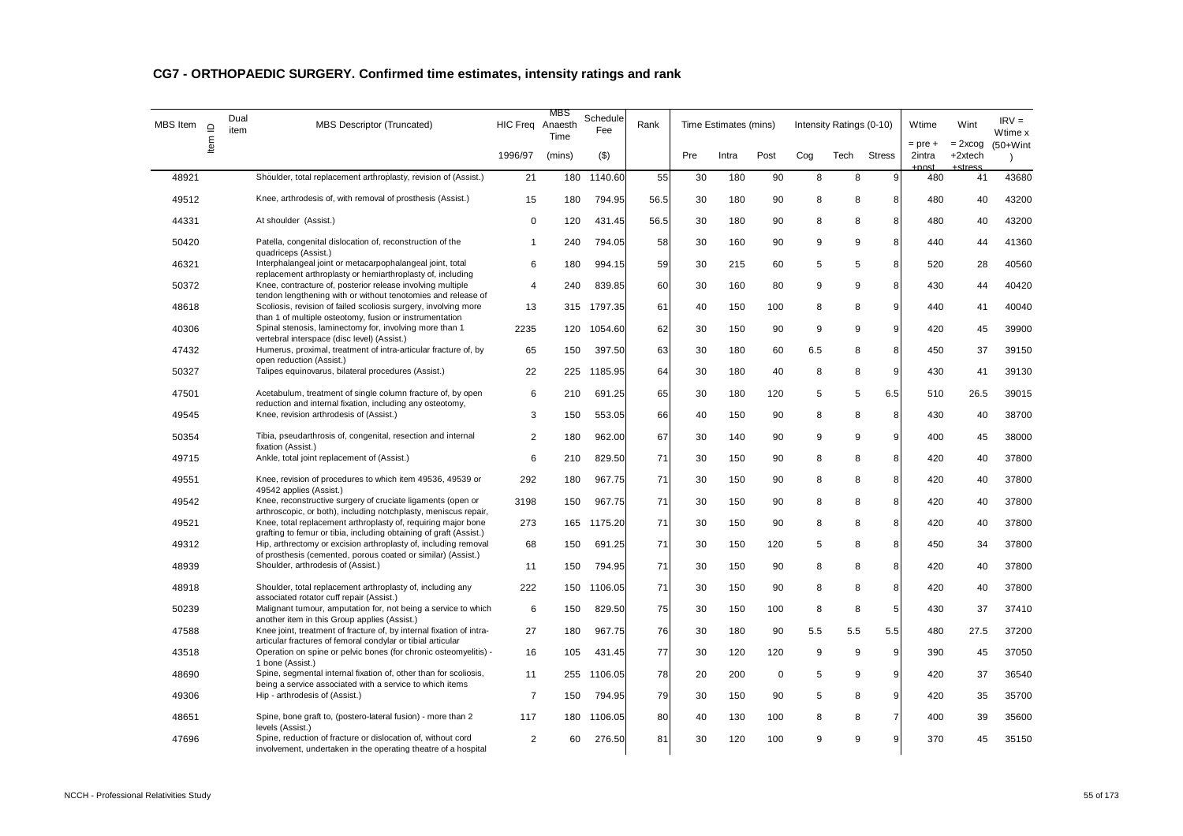## CG7 - ORTHOPAEDIC SURGERY. Confirmed time estimates, intensity ratings and rank

| MBS Item | Item ID | Dual item | MBS Descriptor (Truncated) | HIC Freq | MBS Anaesth Time | Schedule Fee | Rank | Time Estimates (mins) | | | Intensity Ratings (0-10) | | | Wtime | Wint | IRV = Wtime x |
|---|---|---|---|---|---|---|---|---|---|---|---|---|---|---|---|---|
| | | | | 1996/97 | (mins) | ($) | | Pre | Intra | Post | Cog | Tech | Stress | = pre + 2intra +post | = 2xcog +2xtech +stress | (50+Wint) |
| 48921 | | | Shoulder, total replacement arthroplasty, revision of (Assist.) | 21 | 180 | 1140.60 | 55 | 30 | 180 | 90 | 8 | 8 | 9 | 480 | 41 | 43680 |
| 49512 | | | Knee, arthrodesis of, with removal of prosthesis (Assist.) | 15 | 180 | 794.95 | 56.5 | 30 | 180 | 90 | 8 | 8 | 8 | 480 | 40 | 43200 |
| 44331 | | | At shoulder (Assist.) | 0 | 120 | 431.45 | 56.5 | 30 | 180 | 90 | 8 | 8 | 8 | 480 | 40 | 43200 |
| 50420 | | | Patella, congenital dislocation of, reconstruction of the quadriceps (Assist.) | 1 | 240 | 794.05 | 58 | 30 | 160 | 90 | 9 | 9 | 8 | 440 | 44 | 41360 |
| 46321 | | | Interphalangeal joint or metacarpophalangeal joint, total replacement arthroplasty or hemiarthroplasty of, including | 6 | 180 | 994.15 | 59 | 30 | 215 | 60 | 5 | 5 | 8 | 520 | 28 | 40560 |
| 50372 | | | Knee, contracture of, posterior release involving multiple tendon lengthening with or without tenotomies and release of | 4 | 240 | 839.85 | 60 | 30 | 160 | 80 | 9 | 9 | 8 | 430 | 44 | 40420 |
| 48618 | | | Scoliosis, revision of failed scoliosis surgery, involving more than 1 of multiple osteotomy, fusion or instrumentation | 13 | 315 | 1797.35 | 61 | 40 | 150 | 100 | 8 | 8 | 9 | 440 | 41 | 40040 |
| 40306 | | | Spinal stenosis, laminectomy for, involving more than 1 vertebral interspace (disc level) (Assist.) | 2235 | 120 | 1054.60 | 62 | 30 | 150 | 90 | 9 | 9 | 9 | 420 | 45 | 39900 |
| 47432 | | | Humerus, proximal, treatment of intra-articular fracture of, by open reduction (Assist.) | 65 | 150 | 397.50 | 63 | 30 | 180 | 60 | 6.5 | 8 | 8 | 450 | 37 | 39150 |
| 50327 | | | Talipes equinovarus, bilateral procedures (Assist.) | 22 | 225 | 1185.95 | 64 | 30 | 180 | 40 | 8 | 8 | 9 | 430 | 41 | 39130 |
| 47501 | | | Acetabulum, treatment of single column fracture of, by open reduction and internal fixation, including any osteotomy, | 6 | 210 | 691.25 | 65 | 30 | 180 | 120 | 5 | 5 | 6.5 | 510 | 26.5 | 39015 |
| 49545 | | | Knee, revision arthrodesis of (Assist.) | 3 | 150 | 553.05 | 66 | 40 | 150 | 90 | 8 | 8 | 8 | 430 | 40 | 38700 |
| 50354 | | | Tibia, pseudarthrosis of, congenital, resection and internal fixation (Assist.) | 2 | 180 | 962.00 | 67 | 30 | 140 | 90 | 9 | 9 | 9 | 400 | 45 | 38000 |
| 49715 | | | Ankle, total joint replacement of (Assist.) | 6 | 210 | 829.50 | 71 | 30 | 150 | 90 | 8 | 8 | 8 | 420 | 40 | 37800 |
| 49551 | | | Knee, revision of procedures to which item 49536, 49539 or 49542 applies (Assist.) | 292 | 180 | 967.75 | 71 | 30 | 150 | 90 | 8 | 8 | 8 | 420 | 40 | 37800 |
| 49542 | | | Knee, reconstructive surgery of cruciate ligaments (open or arthroscopic, or both), including notchplasty, meniscus repair, | 3198 | 150 | 967.75 | 71 | 30 | 150 | 90 | 8 | 8 | 8 | 420 | 40 | 37800 |
| 49521 | | | Knee, total replacement arthroplasty of, requiring major bone grafting to femur or tibia, including obtaining of graft (Assist.) | 273 | 165 | 1175.20 | 71 | 30 | 150 | 90 | 8 | 8 | 8 | 420 | 40 | 37800 |
| 49312 | | | Hip, arthrectomy or excision arthroplasty of, including removal of prosthesis (cemented, porous coated or similar) (Assist.) | 68 | 150 | 691.25 | 71 | 30 | 150 | 120 | 5 | 8 | 8 | 450 | 34 | 37800 |
| 48939 | | | Shoulder, arthrodesis of (Assist.) | 11 | 150 | 794.95 | 71 | 30 | 150 | 90 | 8 | 8 | 8 | 420 | 40 | 37800 |
| 48918 | | | Shoulder, total replacement arthroplasty of, including any associated rotator cuff repair (Assist.) | 222 | 150 | 1106.05 | 71 | 30 | 150 | 90 | 8 | 8 | 8 | 420 | 40 | 37800 |
| 50239 | | | Malignant tumour, amputation for, not being a service to which another item in this Group applies (Assist.) | 6 | 150 | 829.50 | 75 | 30 | 150 | 100 | 8 | 8 | 5 | 430 | 37 | 37410 |
| 47588 | | | Knee joint, treatment of fracture of, by internal fixation of intra-articular fractures of femoral condylar or tibial articular | 27 | 180 | 967.75 | 76 | 30 | 180 | 90 | 5.5 | 5.5 | 5.5 | 480 | 27.5 | 37200 |
| 43518 | | | Operation on spine or pelvic bones (for chronic osteomyelitis) - 1 bone (Assist.) | 16 | 105 | 431.45 | 77 | 30 | 120 | 120 | 9 | 9 | 9 | 390 | 45 | 37050 |
| 48690 | | | Spine, segmental internal fixation of, other than for scoliosis, being a service associated with a service to which items | 11 | 255 | 1106.05 | 78 | 20 | 200 | 0 | 5 | 9 | 9 | 420 | 37 | 36540 |
| 49306 | | | Hip - arthrodesis of (Assist.) | 7 | 150 | 794.95 | 79 | 30 | 150 | 90 | 5 | 8 | 9 | 420 | 35 | 35700 |
| 48651 | | | Spine, bone graft to, (postero-lateral fusion) - more than 2 levels (Assist.) | 117 | 180 | 1106.05 | 80 | 40 | 130 | 100 | 8 | 8 | 7 | 400 | 39 | 35600 |
| 47696 | | | Spine, reduction of fracture or dislocation of, without cord involvement, undertaken in the operating theatre of a hospital | 2 | 60 | 276.50 | 81 | 30 | 120 | 100 | 9 | 9 | 9 | 370 | 45 | 35150 |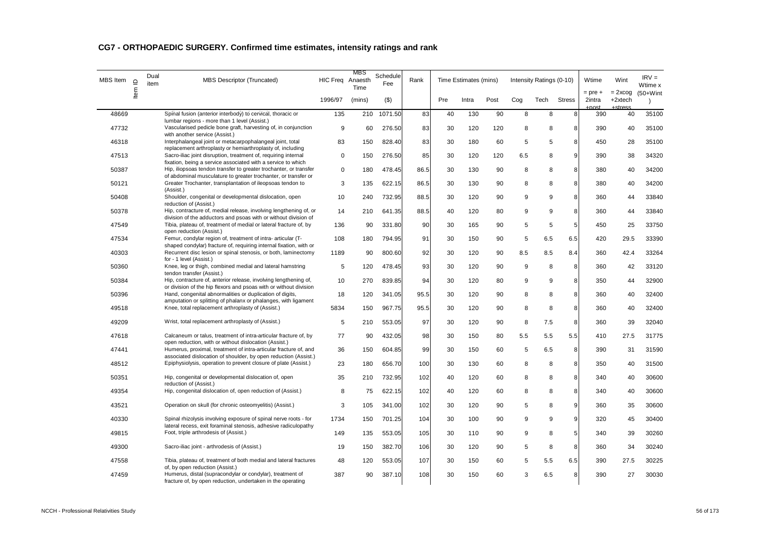## CG7 - ORTHOPAEDIC SURGERY. Confirmed time estimates, intensity ratings and rank

| MBS Item | Item ID | Dual item | MBS Descriptor (Truncated) | HIC Freq | MBS Anaesth Time | Schedule Fee | Rank | Time Estimates (mins) | | | Intensity Ratings (0-10) | | | Wtime | Wint | IRV = Wtime x |
|---|---|---|---|---|---|---|---|---|---|---|---|---|---|---|---|---|
| | | | | 1996/97 | (mins) | ($) | | Pre | Intra | Post | Cog | Tech | Stress | = pre + 2intra +post | = 2xcog +2xtech +stress | (50+Wint ) |
| 48669 | | | Spinal fusion (anterior interbody) to cervical, thoracic or lumbar regions - more than 1 level (Assist.) | 135 | 210 | 1071.50 | 83 | 40 | 130 | 90 | 8 | 8 | 8 | 390 | 40 | 35100 |
| 47732 | | | Vascularised pedicle bone graft, harvesting of, in conjunction with another service (Assist.) | 9 | 60 | 276.50 | 83 | 30 | 120 | 120 | 8 | 8 | 8 | 390 | 40 | 35100 |
| 46318 | | | Interphalangeal joint or metacarpophalangeal joint, total replacement arthroplasty or hemiarthroplasty of, including | 83 | 150 | 828.40 | 83 | 30 | 180 | 60 | 5 | 5 | 8 | 450 | 28 | 35100 |
| 47513 | | | Sacro-iliac joint disruption, treatment of, requiring internal fixation, being a service associated with a service to which | 0 | 150 | 276.50 | 85 | 30 | 120 | 120 | 6.5 | 8 | 9 | 390 | 38 | 34320 |
| 50387 | | | Hip, iliopsoas tendon transfer to greater trochanter, or transfer of abdominal musculature to greater trochanter, or transfer or | 0 | 180 | 478.45 | 86.5 | 30 | 130 | 90 | 8 | 8 | 8 | 380 | 40 | 34200 |
| 50121 | | | Greater Trochanter, transplantation of ileopsoas tendon to (Assist.) | 3 | 135 | 622.15 | 86.5 | 30 | 130 | 90 | 8 | 8 | 8 | 380 | 40 | 34200 |
| 50408 | | | Shoulder, congenital or developmental dislocation, open reduction of (Assist.) | 10 | 240 | 732.95 | 88.5 | 30 | 120 | 90 | 9 | 9 | 8 | 360 | 44 | 33840 |
| 50378 | | | Hip, contracture of, medial release, involving lengthening of, or division of the adductors and psoas with or without division of | 14 | 210 | 641.35 | 88.5 | 40 | 120 | 80 | 9 | 9 | 8 | 360 | 44 | 33840 |
| 47549 | | | Tibia, plateau of, treatment of medial or lateral fracture of, by open reduction (Assist.) | 136 | 90 | 331.80 | 90 | 30 | 165 | 90 | 5 | 5 | 5 | 450 | 25 | 33750 |
| 47534 | | | Femur, condylar region of, treatment of intra- articular (T-shaped condylar) fracture of, requiring internal fixation, with or | 108 | 180 | 794.95 | 91 | 30 | 150 | 90 | 5 | 6.5 | 6.5 | 420 | 29.5 | 33390 |
| 40303 | | | Recurrent disc lesion or spinal stenosis, or both, laminectomy for - 1 level (Assist.) | 1189 | 90 | 800.60 | 92 | 30 | 120 | 90 | 8.5 | 8.5 | 8.4 | 360 | 42.4 | 33264 |
| 50360 | | | Knee, leg or thigh, combined medial and lateral hamstring tendon transfer (Assist.) | 5 | 120 | 478.45 | 93 | 30 | 120 | 90 | 9 | 8 | 8 | 360 | 42 | 33120 |
| 50384 | | | Hip, contracture of, anterior release, involving lengthening of, or division of the hip flexors and psoas with or without division | 10 | 270 | 839.85 | 94 | 30 | 120 | 80 | 9 | 9 | 8 | 350 | 44 | 32900 |
| 50396 | | | Hand, congenital abnormalities or duplication of digits, amputation or splitting of phalanx or phalanges, with ligament | 18 | 120 | 341.05 | 95.5 | 30 | 120 | 90 | 8 | 8 | 8 | 360 | 40 | 32400 |
| 49518 | | | Knee, total replacement arthroplasty of (Assist.) | 5834 | 150 | 967.75 | 95.5 | 30 | 120 | 90 | 8 | 8 | 8 | 360 | 40 | 32400 |
| 49209 | | | Wrist, total replacement arthroplasty of (Assist.) | 5 | 210 | 553.05 | 97 | 30 | 120 | 90 | 8 | 7.5 | 8 | 360 | 39 | 32040 |
| 47618 | | | Calcaneum or talus, treatment of intra-articular fracture of, by open reduction, with or without dislocation (Assist.) | 77 | 90 | 432.05 | 98 | 30 | 150 | 80 | 5.5 | 5.5 | 5.5 | 410 | 27.5 | 31775 |
| 47441 | | | Humerus, proximal, treatment of intra-articular fracture of, and associated dislocation of shoulder, by open reduction (Assist.) | 36 | 150 | 604.85 | 99 | 30 | 150 | 60 | 5 | 6.5 | 8 | 390 | 31 | 31590 |
| 48512 | | | Epiphysiolysis, operation to prevent closure of plate (Assist.) | 23 | 180 | 656.70 | 100 | 30 | 130 | 60 | 8 | 8 | 8 | 350 | 40 | 31500 |
| 50351 | | | Hip, congenital or developmental dislocation of, open reduction of (Assist.) | 35 | 210 | 732.95 | 102 | 40 | 120 | 60 | 8 | 8 | 8 | 340 | 40 | 30600 |
| 49354 | | | Hip, congenital dislocation of, open reduction of (Assist.) | 8 | 75 | 622.15 | 102 | 40 | 120 | 60 | 8 | 8 | 8 | 340 | 40 | 30600 |
| 43521 | | | Operation on skull (for chronic osteomyelitis) (Assist.) | 3 | 105 | 341.00 | 102 | 30 | 120 | 90 | 5 | 8 | 9 | 360 | 35 | 30600 |
| 40330 | | | Spinal rhizolysis involving exposure of spinal nerve roots - for lateral recess, exit foraminal stenosis, adhesive radiculopathy | 1734 | 150 | 701.25 | 104 | 30 | 100 | 90 | 9 | 9 | 9 | 320 | 45 | 30400 |
| 49815 | | | Foot, triple arthrodesis of (Assist.) | 149 | 135 | 553.05 | 105 | 30 | 110 | 90 | 9 | 8 | 5 | 340 | 39 | 30260 |
| 49300 | | | Sacro-iliac joint - arthrodesis of (Assist.) | 19 | 150 | 382.70 | 106 | 30 | 120 | 90 | 5 | 8 | 8 | 360 | 34 | 30240 |
| 47558 | | | Tibia, plateau of, treatment of both medial and lateral fractures of, by open reduction (Assist.) | 48 | 120 | 553.05 | 107 | 30 | 150 | 60 | 5 | 5.5 | 6.5 | 390 | 27.5 | 30225 |
| 47459 | | | Humerus, distal (supracondylar or condylar), treatment of fracture of, by open reduction, undertaken in the operating | 387 | 90 | 387.10 | 108 | 30 | 150 | 60 | 3 | 6.5 | 8 | 390 | 27 | 30030 |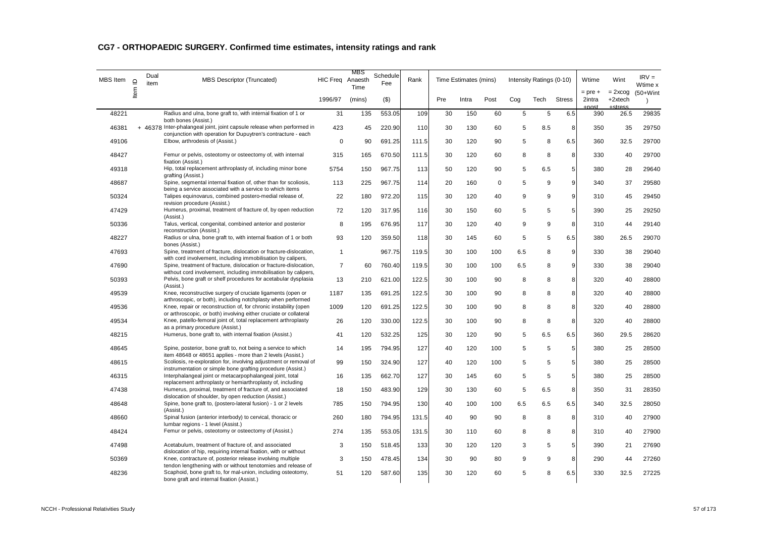## CG7 - ORTHOPAEDIC SURGERY. Confirmed time estimates, intensity ratings and rank

| MBS Item | Item ID | Dual item | MBS Descriptor (Truncated) | HIC Freq | MBS Anaesth Time | Schedule Fee | Rank | Time Estimates (mins) | | | Intensity Ratings (0-10) | | | Wtime | Wint | IRV = Wtime x |
|---|---|---|---|---|---|---|---|---|---|---|---|---|---|---|---|---|
| | | | | 1996/97 | (mins) | ($) | | Pre | Intra | Post | Cog | Tech | Stress | = pre + 2intra +post | = 2xcog +2xtech +stress | (50+Wint) |
| 48221 | | | Radius and ulna, bone graft to, with internal fixation of 1 or both bones (Assist.) | 31 | 135 | 553.05 | 109 | 30 | 150 | 60 | 5 | 5 | 6.5 | 390 | 26.5 | 29835 |
| 46381 | + | 46378 | Inter-phalangeal joint, joint capsule release when performed in conjunction with operation for Dupuytren's contracture - each | 423 | 45 | 220.90 | 110 | 30 | 130 | 60 | 5 | 8.5 | 8 | 350 | 35 | 29750 |
| 49106 | | | Elbow, arthrodesis of (Assist.) | 0 | 90 | 691.25 | 111.5 | 30 | 120 | 90 | 5 | 8 | 6.5 | 360 | 32.5 | 29700 |
| 48427 | | | Femur or pelvis, osteotomy or osteectomy of, with internal fixation (Assist.) | 315 | 165 | 670.50 | 111.5 | 30 | 120 | 60 | 8 | 8 | 8 | 330 | 40 | 29700 |
| 49318 | | | Hip, total replacement arthroplasty of, including minor bone grafting (Assist.) | 5754 | 150 | 967.75 | 113 | 50 | 120 | 90 | 5 | 6.5 | 5 | 380 | 28 | 29640 |
| 48687 | | | Spine, segmental internal fixation of, other than for scoliosis, being a service associated with a service to which items | 113 | 225 | 967.75 | 114 | 20 | 160 | 0 | 5 | 9 | 9 | 340 | 37 | 29580 |
| 50324 | | | Talipes equinovarus, combined postero-medial release of, revision procedure (Assist.) | 22 | 180 | 972.20 | 115 | 30 | 120 | 40 | 9 | 9 | 9 | 310 | 45 | 29450 |
| 47429 | | | Humerus, proximal, treatment of fracture of, by open reduction (Assist.) | 72 | 120 | 317.95 | 116 | 30 | 150 | 60 | 5 | 5 | 5 | 390 | 25 | 29250 |
| 50336 | | | Talus, vertical, congenital, combined anterior and posterior reconstruction (Assist.) | 8 | 195 | 676.95 | 117 | 30 | 120 | 40 | 9 | 9 | 8 | 310 | 44 | 29140 |
| 48227 | | | Radius or ulna, bone graft to, with internal fixation of 1 or both bones (Assist.) | 93 | 120 | 359.50 | 118 | 30 | 145 | 60 | 5 | 5 | 6.5 | 380 | 26.5 | 29070 |
| 47693 | | | Spine, treatment of fracture, dislocation or fracture-dislocation, with cord involvement, including immobilisation by calipers, | 1 | | 967.75 | 119.5 | 30 | 100 | 100 | 6.5 | 8 | 9 | 330 | 38 | 29040 |
| 47690 | | | Spine, treatment of fracture, dislocation or fracture-dislocation, without cord involvement, including immobilisation by calipers, | 7 | 60 | 760.40 | 119.5 | 30 | 100 | 100 | 6.5 | 8 | 9 | 330 | 38 | 29040 |
| 50393 | | | Pelvis, bone graft or shelf procedures for acetabular dysplasia (Assist.) | 13 | 210 | 621.00 | 122.5 | 30 | 100 | 90 | 8 | 8 | 8 | 320 | 40 | 28800 |
| 49539 | | | Knee, reconstructive surgery of cruciate ligaments (open or arthroscopic, or both), including notchplasty when performed | 1187 | 135 | 691.25 | 122.5 | 30 | 100 | 90 | 8 | 8 | 8 | 320 | 40 | 28800 |
| 49536 | | | Knee, repair or reconstruction of, for chronic instability (open or arthroscopic, or both) involving either cruciate or collateral | 1009 | 120 | 691.25 | 122.5 | 30 | 100 | 90 | 8 | 8 | 8 | 320 | 40 | 28800 |
| 49534 | | | Knee, patello-femoral joint of, total replacement arthroplasty as a primary procedure (Assist.) | 26 | 120 | 330.00 | 122.5 | 30 | 100 | 90 | 8 | 8 | 8 | 320 | 40 | 28800 |
| 48215 | | | Humerus, bone graft to, with internal fixation (Assist.) | 41 | 120 | 532.25 | 125 | 30 | 120 | 90 | 5 | 6.5 | 6.5 | 360 | 29.5 | 28620 |
| 48645 | | | Spine, posterior, bone graft to, not being a service to which item 48648 or 48651 applies - more than 2 levels (Assist.) | 14 | 195 | 794.95 | 127 | 40 | 120 | 100 | 5 | 5 | 5 | 380 | 25 | 28500 |
| 48615 | | | Scoliosis, re-exploration for, involving adjustment or removal of instrumentation or simple bone grafting procedure (Assist.) | 99 | 150 | 324.90 | 127 | 40 | 120 | 100 | 5 | 5 | 5 | 380 | 25 | 28500 |
| 46315 | | | Interphalangeal joint or metacarpophalangeal joint, total replacement arthroplasty or hemiarthroplasty of, including | 16 | 135 | 662.70 | 127 | 30 | 145 | 60 | 5 | 5 | 5 | 380 | 25 | 28500 |
| 47438 | | | Humerus, proximal, treatment of fracture of, and associated dislocation of shoulder, by open reduction (Assist.) | 18 | 150 | 483.90 | 129 | 30 | 130 | 60 | 5 | 6.5 | 8 | 350 | 31 | 28350 |
| 48648 | | | Spine, bone graft to, (postero-lateral fusion) - 1 or 2 levels (Assist.) | 785 | 150 | 794.95 | 130 | 40 | 100 | 100 | 6.5 | 6.5 | 6.5 | 340 | 32.5 | 28050 |
| 48660 | | | Spinal fusion (anterior interbody) to cervical, thoracic or lumbar regions - 1 level (Assist.) | 260 | 180 | 794.95 | 131.5 | 40 | 90 | 90 | 8 | 8 | 8 | 310 | 40 | 27900 |
| 48424 | | | Femur or pelvis, osteotomy or osteectomy of (Assist.) | 274 | 135 | 553.05 | 131.5 | 30 | 110 | 60 | 8 | 8 | 8 | 310 | 40 | 27900 |
| 47498 | | | Acetabulum, treatment of fracture of, and associated dislocation of hip, requiring internal fixation, with or without | 3 | 150 | 518.45 | 133 | 30 | 120 | 120 | 3 | 5 | 5 | 390 | 21 | 27690 |
| 50369 | | | Knee, contracture of, posterior release involving multiple tendon lengthening with or without tenotomies and release of | 3 | 150 | 478.45 | 134 | 30 | 90 | 80 | 9 | 9 | 8 | 290 | 44 | 27260 |
| 48236 | | | Scaphoid, bone graft to, for mal-union, including osteotomy, bone graft and internal fixation (Assist.) | 51 | 120 | 587.60 | 135 | 30 | 120 | 60 | 5 | 8 | 6.5 | 330 | 32.5 | 27225 |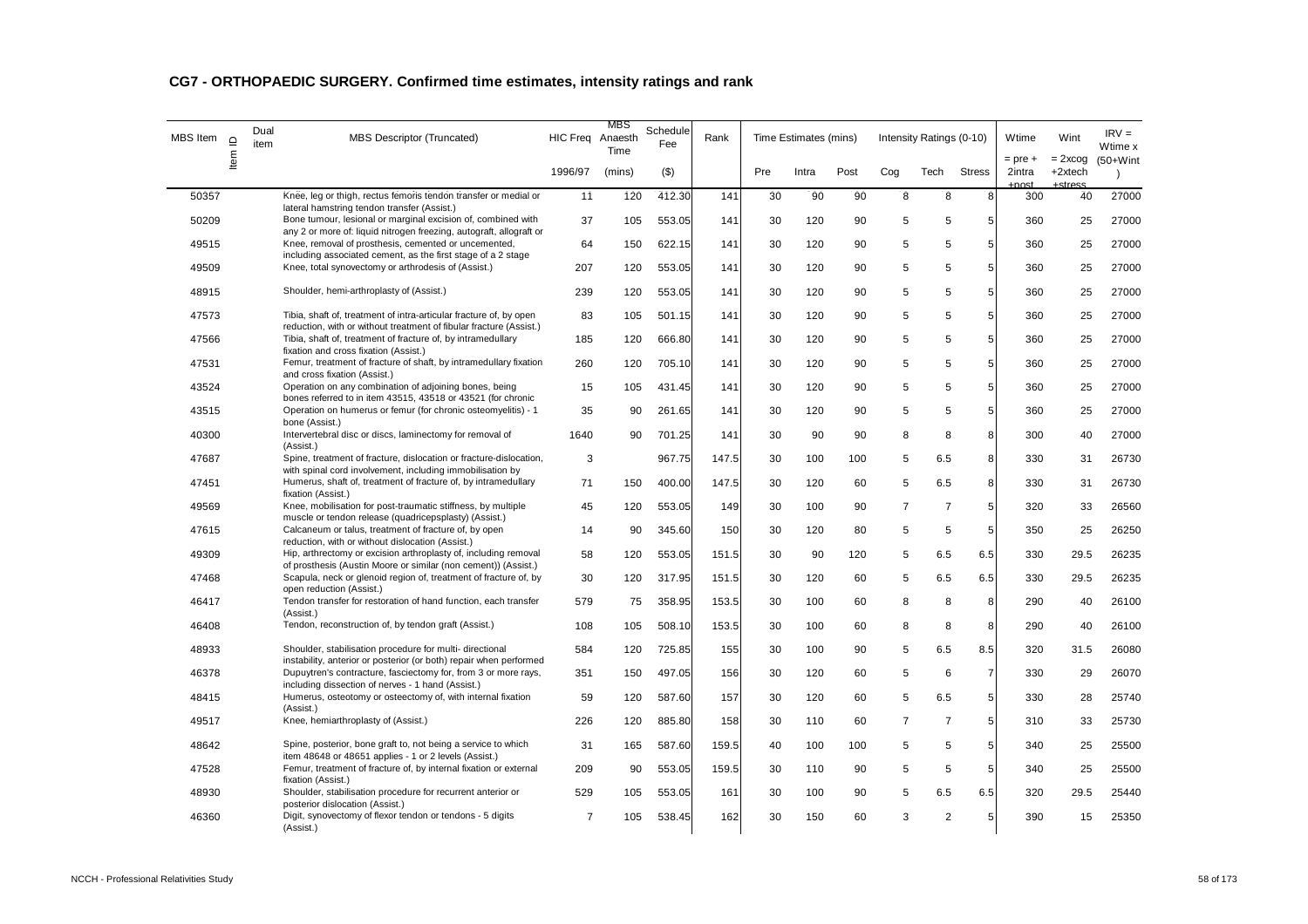## CG7 - ORTHOPAEDIC SURGERY. Confirmed time estimates, intensity ratings and rank

| MBS Item | Item ID | Dual item | MBS Descriptor (Truncated) | HIC Freq | MBS Anaesth Time | Schedule Fee | Rank | Time Estimates (mins) | | | Intensity Ratings (0-10) | | | Wtime | Wint | IRV = Wtime x (50+Wint) |
|---|---|---|---|---|---|---|---|---|---|---|---|---|---|---|---|---|
| | | | | 1996/97 | (mins) | ($) | | Pre | Intra | Post | Cog | Tech | Stress | = pre + 2intra +post | = 2xcog +2xtech +stress | |
| 50357 | | | Knee, leg or thigh, rectus femoris tendon transfer or medial or lateral hamstring tendon transfer (Assist.) | 11 | 120 | 412.30 | 141 | 30 | 90 | 90 | 8 | 8 | 8 | 300 | 40 | 27000 |
| 50209 | | | Bone tumour, lesional or marginal excision of, combined with any 2 or more of: liquid nitrogen freezing, autograft, allograft or | 37 | 105 | 553.05 | 141 | 30 | 120 | 90 | 5 | 5 | 5 | 360 | 25 | 27000 |
| 49515 | | | Knee, removal of prosthesis, cemented or uncemented, including associated cement, as the first stage of a 2 stage | 64 | 150 | 622.15 | 141 | 30 | 120 | 90 | 5 | 5 | 5 | 360 | 25 | 27000 |
| 49509 | | | Knee, total synovectomy or arthrodesis of (Assist.) | 207 | 120 | 553.05 | 141 | 30 | 120 | 90 | 5 | 5 | 5 | 360 | 25 | 27000 |
| 48915 | | | Shoulder, hemi-arthroplasty of (Assist.) | 239 | 120 | 553.05 | 141 | 30 | 120 | 90 | 5 | 5 | 5 | 360 | 25 | 27000 |
| 47573 | | | Tibia, shaft of, treatment of intra-articular fracture of, by open reduction, with or without treatment of fibular fracture (Assist.) | 83 | 105 | 501.15 | 141 | 30 | 120 | 90 | 5 | 5 | 5 | 360 | 25 | 27000 |
| 47566 | | | Tibia, shaft of, treatment of fracture of, by intramedullary fixation and cross fixation (Assist.) | 185 | 120 | 666.80 | 141 | 30 | 120 | 90 | 5 | 5 | 5 | 360 | 25 | 27000 |
| 47531 | | | Femur, treatment of fracture of shaft, by intramedullary fixation and cross fixation (Assist.) | 260 | 120 | 705.10 | 141 | 30 | 120 | 90 | 5 | 5 | 5 | 360 | 25 | 27000 |
| 43524 | | | Operation on any combination of adjoining bones, being bones referred to in item 43515, 43518 or 43521 (for chronic | 15 | 105 | 431.45 | 141 | 30 | 120 | 90 | 5 | 5 | 5 | 360 | 25 | 27000 |
| 43515 | | | Operation on humerus or femur (for chronic osteomyelitis) - 1 bone (Assist.) | 35 | 90 | 261.65 | 141 | 30 | 120 | 90 | 5 | 5 | 5 | 360 | 25 | 27000 |
| 40300 | | | Intervertebral disc or discs, laminectomy for removal of (Assist.) | 1640 | 90 | 701.25 | 141 | 30 | 90 | 90 | 8 | 8 | 8 | 300 | 40 | 27000 |
| 47687 | | | Spine, treatment of fracture, dislocation or fracture-dislocation, with spinal cord involvement, including immobilisation by | 3 | | 967.75 | 147.5 | 30 | 100 | 100 | 5 | 6.5 | 8 | 330 | 31 | 26730 |
| 47451 | | | Humerus, shaft of, treatment of fracture of, by intramedullary fixation (Assist.) | 71 | 150 | 400.00 | 147.5 | 30 | 120 | 60 | 5 | 6.5 | 8 | 330 | 31 | 26730 |
| 49569 | | | Knee, mobilisation for post-traumatic stiffness, by multiple muscle or tendon release (quadricepsplasty) (Assist.) | 45 | 120 | 553.05 | 149 | 30 | 100 | 90 | 7 | 7 | 5 | 320 | 33 | 26560 |
| 47615 | | | Calcaneum or talus, treatment of fracture of, by open reduction, with or without dislocation (Assist.) | 14 | 90 | 345.60 | 150 | 30 | 120 | 80 | 5 | 5 | 5 | 350 | 25 | 26250 |
| 49309 | | | Hip, arthrectomy or excision arthroplasty of, including removal of prosthesis (Austin Moore or similar (non cement)) (Assist.) | 58 | 120 | 553.05 | 151.5 | 30 | 90 | 120 | 5 | 6.5 | 6.5 | 330 | 29.5 | 26235 |
| 47468 | | | Scapula, neck or glenoid region of, treatment of fracture of, by open reduction (Assist.) | 30 | 120 | 317.95 | 151.5 | 30 | 120 | 60 | 5 | 6.5 | 6.5 | 330 | 29.5 | 26235 |
| 46417 | | | Tendon transfer for restoration of hand function, each transfer (Assist.) | 579 | 75 | 358.95 | 153.5 | 30 | 100 | 60 | 8 | 8 | 8 | 290 | 40 | 26100 |
| 46408 | | | Tendon, reconstruction of, by tendon graft (Assist.) | 108 | 105 | 508.10 | 153.5 | 30 | 100 | 60 | 8 | 8 | 8 | 290 | 40 | 26100 |
| 48933 | | | Shoulder, stabilisation procedure for multi- directional instability, anterior or posterior (or both) repair when performed | 584 | 120 | 725.85 | 155 | 30 | 100 | 90 | 5 | 6.5 | 8.5 | 320 | 31.5 | 26080 |
| 46378 | | | Dupuytren's contracture, fasciectomy for, from 3 or more rays, including dissection of nerves - 1 hand (Assist.) | 351 | 150 | 497.05 | 156 | 30 | 120 | 60 | 5 | 6 | 7 | 330 | 29 | 26070 |
| 48415 | | | Humerus, osteotomy or osteectomy of, with internal fixation (Assist.) | 59 | 120 | 587.60 | 157 | 30 | 120 | 60 | 5 | 6.5 | 5 | 330 | 28 | 25740 |
| 49517 | | | Knee, hemiarthroplasty of (Assist.) | 226 | 120 | 885.80 | 158 | 30 | 110 | 60 | 7 | 7 | 5 | 310 | 33 | 25730 |
| 48642 | | | Spine, posterior, bone graft to, not being a service to which item 48648 or 48651 applies - 1 or 2 levels (Assist.) | 31 | 165 | 587.60 | 159.5 | 40 | 100 | 100 | 5 | 5 | 5 | 340 | 25 | 25500 |
| 47528 | | | Femur, treatment of fracture of, by internal fixation or external fixation (Assist.) | 209 | 90 | 553.05 | 159.5 | 30 | 110 | 90 | 5 | 5 | 5 | 340 | 25 | 25500 |
| 48930 | | | Shoulder, stabilisation procedure for recurrent anterior or posterior dislocation (Assist.) | 529 | 105 | 553.05 | 161 | 30 | 100 | 90 | 5 | 6.5 | 6.5 | 320 | 29.5 | 25440 |
| 46360 | | | Digit, synovectomy of flexor tendon or tendons - 5 digits (Assist.) | 7 | 105 | 538.45 | 162 | 30 | 150 | 60 | 3 | 2 | 5 | 390 | 15 | 25350 |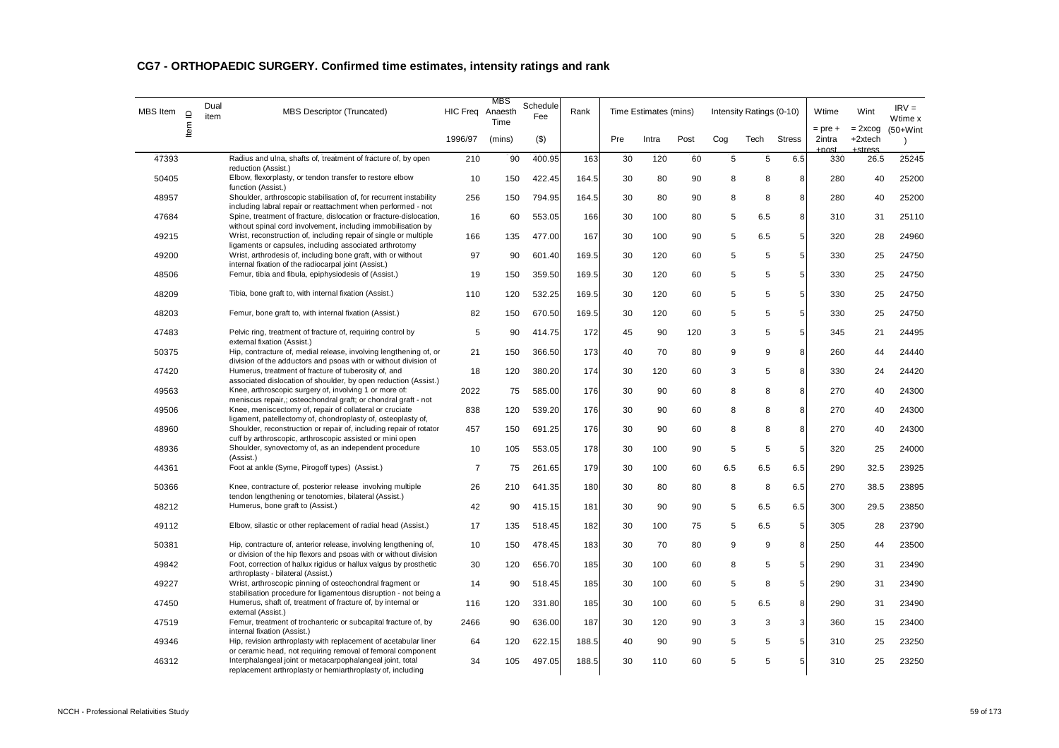## CG7 - ORTHOPAEDIC SURGERY. Confirmed time estimates, intensity ratings and rank

| MBS Item | Item ID | Dual item | MBS Descriptor (Truncated) | HIC Freq | MBS Anaesth Time | Schedule Fee | Rank | Time Estimates (mins) | | | Intensity Ratings (0-10) | | | Wtime | Wint | IRV = Wtime x (50+Wint) |
|---|---|---|---|---|---|---|---|---|---|---|---|---|---|---|---|---|
| | | | | 1996/97 | (mins) | ($) | | Pre | Intra | Post | Cog | Tech | Stress | = pre + 2intra +post | = 2xcog +2xtech +stress | |
| 47393 | | | Radius and ulna, shafts of, treatment of fracture of, by open reduction (Assist.) | 210 | 90 | 400.95 | 163 | 30 | 120 | 60 | 5 | 5 | 6.5 | 330 | 26.5 | 25245 |
| 50405 | | | Elbow, flexorplasty, or tendon transfer to restore elbow function (Assist.) | 10 | 150 | 422.45 | 164.5 | 30 | 80 | 90 | 8 | 8 | 8 | 280 | 40 | 25200 |
| 48957 | | | Shoulder, arthroscopic stabilisation of, for recurrent instability including labral repair or reattachment when performed - not | 256 | 150 | 794.95 | 164.5 | 30 | 80 | 90 | 8 | 8 | 8 | 280 | 40 | 25200 |
| 47684 | | | Spine, treatment of fracture, dislocation or fracture-dislocation, without spinal cord involvement, including immobilisation by | 16 | 60 | 553.05 | 166 | 30 | 100 | 80 | 5 | 6.5 | 8 | 310 | 31 | 25110 |
| 49215 | | | Wrist, reconstruction of, including repair of single or multiple ligaments or capsules, including associated arthrotomy | 166 | 135 | 477.00 | 167 | 30 | 100 | 90 | 5 | 6.5 | 5 | 320 | 28 | 24960 |
| 49200 | | | Wrist, arthrodesis of, including bone graft, with or without internal fixation of the radiocarpal joint (Assist.) | 97 | 90 | 601.40 | 169.5 | 30 | 120 | 60 | 5 | 5 | 5 | 330 | 25 | 24750 |
| 48506 | | | Femur, tibia and fibula, epiphysiodesis of (Assist.) | 19 | 150 | 359.50 | 169.5 | 30 | 120 | 60 | 5 | 5 | 5 | 330 | 25 | 24750 |
| 48209 | | | Tibia, bone graft to, with internal fixation (Assist.) | 110 | 120 | 532.25 | 169.5 | 30 | 120 | 60 | 5 | 5 | 5 | 330 | 25 | 24750 |
| 48203 | | | Femur, bone graft to, with internal fixation (Assist.) | 82 | 150 | 670.50 | 169.5 | 30 | 120 | 60 | 5 | 5 | 5 | 330 | 25 | 24750 |
| 47483 | | | Pelvic ring, treatment of fracture of, requiring control by external fixation (Assist.) | 5 | 90 | 414.75 | 172 | 45 | 90 | 120 | 3 | 5 | 5 | 345 | 21 | 24495 |
| 50375 | | | Hip, contracture of, medial release, involving lengthening of, or division of the adductors and psoas with or without division of | 21 | 150 | 366.50 | 173 | 40 | 70 | 80 | 9 | 9 | 8 | 260 | 44 | 24440 |
| 47420 | | | Humerus, treatment of fracture of tuberosity of, and associated dislocation of shoulder, by open reduction (Assist.) | 18 | 120 | 380.20 | 174 | 30 | 120 | 60 | 3 | 5 | 8 | 330 | 24 | 24420 |
| 49563 | | | Knee, arthroscopic surgery of, involving 1 or more of: meniscus repair,; osteochondral graft; or chondral graft - not | 2022 | 75 | 585.00 | 176 | 30 | 90 | 60 | 8 | 8 | 8 | 270 | 40 | 24300 |
| 49506 | | | Knee, meniscectomy of, repair of collateral or cruciate ligament, patellectomy of, chondroplasty of, osteoplasty of, | 838 | 120 | 539.20 | 176 | 30 | 90 | 60 | 8 | 8 | 8 | 270 | 40 | 24300 |
| 48960 | | | Shoulder, reconstruction or repair of, including repair of rotator cuff by arthroscopic, arthroscopic assisted or mini open | 457 | 150 | 691.25 | 176 | 30 | 90 | 60 | 8 | 8 | 8 | 270 | 40 | 24300 |
| 48936 | | | Shoulder, synovectomy of, as an independent procedure (Assist.) | 10 | 105 | 553.05 | 178 | 30 | 100 | 90 | 5 | 5 | 5 | 320 | 25 | 24000 |
| 44361 | | | Foot at ankle (Syme, Pirogoff types) (Assist.) | 7 | 75 | 261.65 | 179 | 30 | 100 | 60 | 6.5 | 6.5 | 6.5 | 290 | 32.5 | 23925 |
| 50366 | | | Knee, contracture of, posterior release involving multiple tendon lengthening or tenotomies, bilateral (Assist.) | 26 | 210 | 641.35 | 180 | 30 | 80 | 80 | 8 | 8 | 6.5 | 270 | 38.5 | 23895 |
| 48212 | | | Humerus, bone graft to (Assist.) | 42 | 90 | 415.15 | 181 | 30 | 90 | 90 | 5 | 6.5 | 6.5 | 300 | 29.5 | 23850 |
| 49112 | | | Elbow, silastic or other replacement of radial head (Assist.) | 17 | 135 | 518.45 | 182 | 30 | 100 | 75 | 5 | 6.5 | 5 | 305 | 28 | 23790 |
| 50381 | | | Hip, contracture of, anterior release, involving lengthening of, or division of the hip flexors and psoas with or without division | 10 | 150 | 478.45 | 183 | 30 | 70 | 80 | 9 | 9 | 8 | 250 | 44 | 23500 |
| 49842 | | | Foot, correction of hallux rigidus or hallux valgus by prosthetic arthroplasty - bilateral (Assist.) | 30 | 120 | 656.70 | 185 | 30 | 100 | 60 | 8 | 5 | 5 | 290 | 31 | 23490 |
| 49227 | | | Wrist, arthroscopic pinning of osteochondral fragment or stabilisation procedure for ligamentous disruption - not being a | 14 | 90 | 518.45 | 185 | 30 | 100 | 60 | 5 | 8 | 5 | 290 | 31 | 23490 |
| 47450 | | | Humerus, shaft of, treatment of fracture of, by internal or external (Assist.) | 116 | 120 | 331.80 | 185 | 30 | 100 | 60 | 5 | 6.5 | 8 | 290 | 31 | 23490 |
| 47519 | | | Femur, treatment of trochanteric or subcapital fracture of, by internal fixation (Assist.) | 2466 | 90 | 636.00 | 187 | 30 | 120 | 90 | 3 | 3 | 3 | 360 | 15 | 23400 |
| 49346 | | | Hip, revision arthroplasty with replacement of acetabular liner or ceramic head, not requiring removal of femoral component | 64 | 120 | 622.15 | 188.5 | 40 | 90 | 90 | 5 | 5 | 5 | 310 | 25 | 23250 |
| 46312 | | | Interphalangeal joint or metacarpophalangeal joint, total replacement arthroplasty or hemiarthroplasty of, including | 34 | 105 | 497.05 | 188.5 | 30 | 110 | 60 | 5 | 5 | 5 | 310 | 25 | 23250 |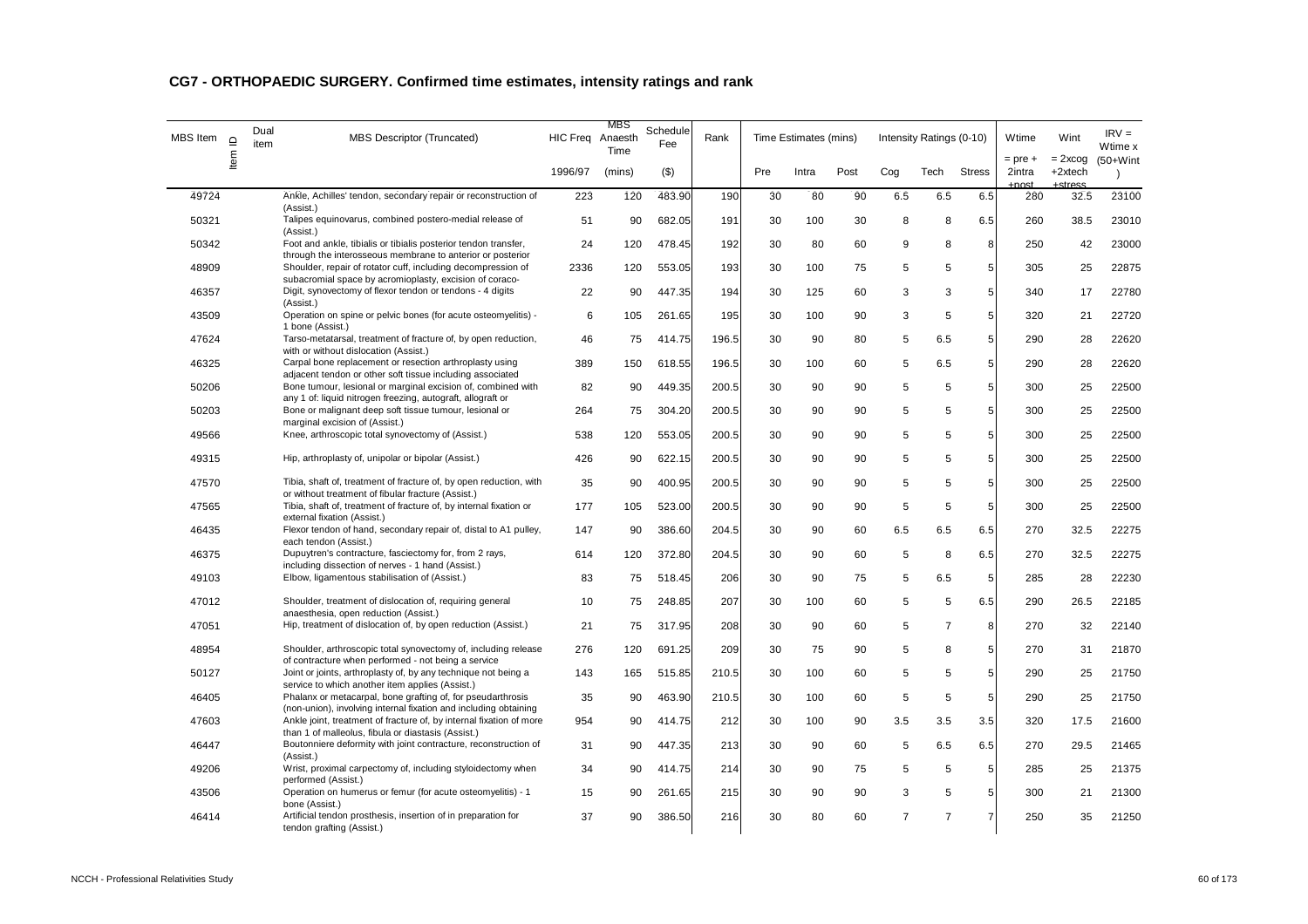## CG7 - ORTHOPAEDIC SURGERY. Confirmed time estimates, intensity ratings and rank

| MBS Item | Item ID | Dual item | MBS Descriptor (Truncated) | HIC Freq | MBS Anaesth Time | Schedule Fee | Rank | Time Estimates (mins) | | | Intensity Ratings (0-10) | | | Wtime | Wint | IRV = Wtime x (50+Wint) |
|---|---|---|---|---|---|---|---|---|---|---|---|---|---|---|---|---|
| | | | | 1996/97 | (mins) | ($) | | Pre | Intra | Post | Cog | Tech | Stress | = pre + 2intra +post | = 2xcog +2xtech +stress | |
| 49724 | | | Ankle, Achilles' tendon, secondary repair or reconstruction of (Assist.) | 223 | 120 | 483.90 | 190 | 30 | 80 | 90 | 6.5 | 6.5 | 6.5 | 280 | 32.5 | 23100 |
| 50321 | | | Talipes equinovarus, combined postero-medial release of (Assist.) | 51 | 90 | 682.05 | 191 | 30 | 100 | 30 | 8 | 8 | 6.5 | 260 | 38.5 | 23010 |
| 50342 | | | Foot and ankle, tibialis or tibialis posterior tendon transfer, through the interosseous membrane to anterior or posterior | 24 | 120 | 478.45 | 192 | 30 | 80 | 60 | 9 | 8 | 8 | 250 | 42 | 23000 |
| 48909 | | | Shoulder, repair of rotator cuff, including decompression of subacromial space by acromioplasty, excision of coraco- | 2336 | 120 | 553.05 | 193 | 30 | 100 | 75 | 5 | 5 | 5 | 305 | 25 | 22875 |
| 46357 | | | Digit, synovectomy of flexor tendon or tendons - 4 digits (Assist.) | 22 | 90 | 447.35 | 194 | 30 | 125 | 60 | 3 | 3 | 5 | 340 | 17 | 22780 |
| 43509 | | | Operation on spine or pelvic bones (for acute osteomyelitis) - 1 bone (Assist.) | 6 | 105 | 261.65 | 195 | 30 | 100 | 90 | 3 | 5 | 5 | 320 | 21 | 22720 |
| 47624 | | | Tarso-metatarsal, treatment of fracture of, by open reduction, with or without dislocation (Assist.) | 46 | 75 | 414.75 | 196.5 | 30 | 90 | 80 | 5 | 6.5 | 5 | 290 | 28 | 22620 |
| 46325 | | | Carpal bone replacement or resection arthroplasty using adjacent tendon or other soft tissue including associated | 389 | 150 | 618.55 | 196.5 | 30 | 100 | 60 | 5 | 6.5 | 5 | 290 | 28 | 22620 |
| 50206 | | | Bone tumour, lesional or marginal excision of, combined with any 1 of: liquid nitrogen freezing, autograft, allograft or | 82 | 90 | 449.35 | 200.5 | 30 | 90 | 90 | 5 | 5 | 5 | 300 | 25 | 22500 |
| 50203 | | | Bone or malignant deep soft tissue tumour, lesional or marginal excision of (Assist.) | 264 | 75 | 304.20 | 200.5 | 30 | 90 | 90 | 5 | 5 | 5 | 300 | 25 | 22500 |
| 49566 | | | Knee, arthroscopic total synovectomy of (Assist.) | 538 | 120 | 553.05 | 200.5 | 30 | 90 | 90 | 5 | 5 | 5 | 300 | 25 | 22500 |
| 49315 | | | Hip, arthroplasty of, unipolar or bipolar (Assist.) | 426 | 90 | 622.15 | 200.5 | 30 | 90 | 90 | 5 | 5 | 5 | 300 | 25 | 22500 |
| 47570 | | | Tibia, shaft of, treatment of fracture of, by open reduction, with or without treatment of fibular fracture (Assist.) | 35 | 90 | 400.95 | 200.5 | 30 | 90 | 90 | 5 | 5 | 5 | 300 | 25 | 22500 |
| 47565 | | | Tibia, shaft of, treatment of fracture of, by internal fixation or external fixation (Assist.) | 177 | 105 | 523.00 | 200.5 | 30 | 90 | 90 | 5 | 5 | 5 | 300 | 25 | 22500 |
| 46435 | | | Flexor tendon of hand, secondary repair of, distal to A1 pulley, each tendon (Assist.) | 147 | 90 | 386.60 | 204.5 | 30 | 90 | 60 | 6.5 | 6.5 | 6.5 | 270 | 32.5 | 22275 |
| 46375 | | | Dupuytren's contracture, fasciectomy for, from 2 rays, including dissection of nerves - 1 hand (Assist.) | 614 | 120 | 372.80 | 204.5 | 30 | 90 | 60 | 5 | 8 | 6.5 | 270 | 32.5 | 22275 |
| 49103 | | | Elbow, ligamentous stabilisation of (Assist.) | 83 | 75 | 518.45 | 206 | 30 | 90 | 75 | 5 | 6.5 | 5 | 285 | 28 | 22230 |
| 47012 | | | Shoulder, treatment of dislocation of, requiring general anaesthesia, open reduction (Assist.) | 10 | 75 | 248.85 | 207 | 30 | 100 | 60 | 5 | 5 | 6.5 | 290 | 26.5 | 22185 |
| 47051 | | | Hip, treatment of dislocation of, by open reduction (Assist.) | 21 | 75 | 317.95 | 208 | 30 | 90 | 60 | 5 | 7 | 8 | 270 | 32 | 22140 |
| 48954 | | | Shoulder, arthroscopic total synovectomy of, including release of contracture when performed - not being a service | 276 | 120 | 691.25 | 209 | 30 | 75 | 90 | 5 | 8 | 5 | 270 | 31 | 21870 |
| 50127 | | | Joint or joints, arthroplasty of, by any technique not being a service to which another item applies (Assist.) | 143 | 165 | 515.85 | 210.5 | 30 | 100 | 60 | 5 | 5 | 5 | 290 | 25 | 21750 |
| 46405 | | | Phalanx or metacarpal, bone grafting of, for pseudarthrosis (non-union), involving internal fixation and including obtaining | 35 | 90 | 463.90 | 210.5 | 30 | 100 | 60 | 5 | 5 | 5 | 290 | 25 | 21750 |
| 47603 | | | Ankle joint, treatment of fracture of, by internal fixation of more than 1 of malleolus, fibula or diastasis (Assist.) | 954 | 90 | 414.75 | 212 | 30 | 100 | 90 | 3.5 | 3.5 | 3.5 | 320 | 17.5 | 21600 |
| 46447 | | | Boutonniere deformity with joint contracture, reconstruction of (Assist.) | 31 | 90 | 447.35 | 213 | 30 | 90 | 60 | 5 | 6.5 | 6.5 | 270 | 29.5 | 21465 |
| 49206 | | | Wrist, proximal carpectomy of, including styloidectomy when performed (Assist.) | 34 | 90 | 414.75 | 214 | 30 | 90 | 75 | 5 | 5 | 5 | 285 | 25 | 21375 |
| 43506 | | | Operation on humerus or femur (for acute osteomyelitis) - 1 bone (Assist.) | 15 | 90 | 261.65 | 215 | 30 | 90 | 90 | 3 | 5 | 5 | 300 | 21 | 21300 |
| 46414 | | | Artificial tendon prosthesis, insertion of in preparation for tendon grafting (Assist.) | 37 | 90 | 386.50 | 216 | 30 | 80 | 60 | 7 | 7 | 7 | 250 | 35 | 21250 |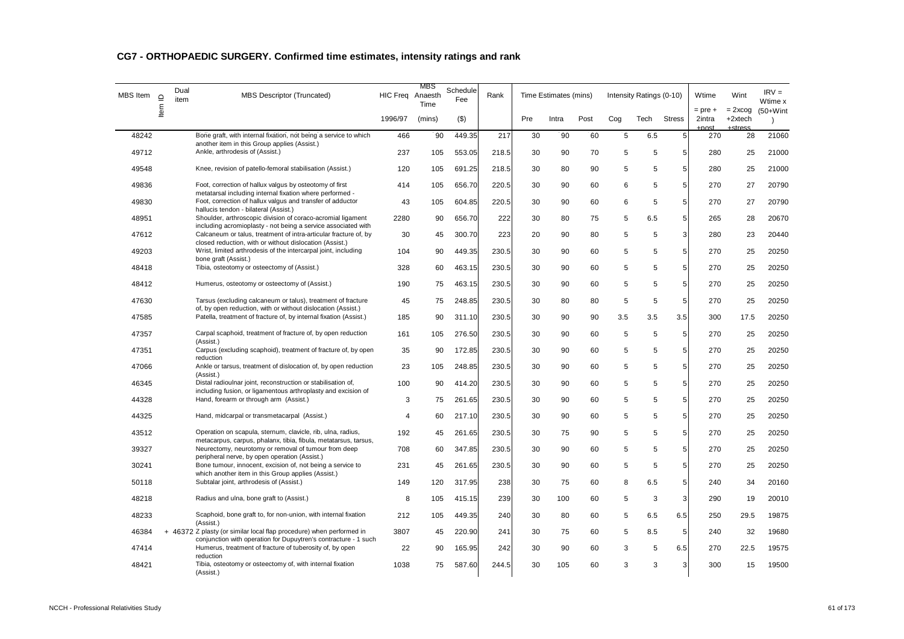## CG7 - ORTHOPAEDIC SURGERY. Confirmed time estimates, intensity ratings and rank

| MBS Item | Item ID | Dual item | MBS Descriptor (Truncated) | HIC Freq | MBS Anaesth Time | Schedule Fee | Rank | Time Estimates (mins) | | | Intensity Ratings (0-10) | | | Wtime | Wint | IRV = Wtime x (50+Wint) |
|---|---|---|---|---|---|---|---|---|---|---|---|---|---|---|---|---|
| | | | | 1996/97 | (mins) | ($) | | Pre | Intra | Post | Cog | Tech | Stress | = pre + 2intra +post | = 2xcog +2xtech +stress | |
| 48242 | | | Bone graft, with internal fixation, not being a service to which another item in this Group applies (Assist.) | 466 | 90 | 449.35 | 217 | 30 | 90 | 60 | 5 | 6.5 | 5 | 270 | 28 | 21060 |
| 49712 | | | Ankle, arthrodesis of (Assist.) | 237 | 105 | 553.05 | 218.5 | 30 | 90 | 70 | 5 | 5 | 5 | 280 | 25 | 21000 |
| 49548 | | | Knee, revision of patello-femoral stabilisation (Assist.) | 120 | 105 | 691.25 | 218.5 | 30 | 80 | 90 | 5 | 5 | 5 | 280 | 25 | 21000 |
| 49836 | | | Foot, correction of hallux valgus by osteotomy of first metatarsal including internal fixation where performed - | 414 | 105 | 656.70 | 220.5 | 30 | 90 | 60 | 6 | 5 | 5 | 270 | 27 | 20790 |
| 49830 | | | Foot, correction of hallux valgus and transfer of adductor hallucis tendon - bilateral (Assist.) | 43 | 105 | 604.85 | 220.5 | 30 | 90 | 60 | 6 | 5 | 5 | 270 | 27 | 20790 |
| 48951 | | | Shoulder, arthroscopic division of coraco-acromial ligament including acromioplasty - not being a service associated with | 2280 | 90 | 656.70 | 222 | 30 | 80 | 75 | 5 | 6.5 | 5 | 265 | 28 | 20670 |
| 47612 | | | Calcaneum or talus, treatment of intra-articular fracture of, by closed reduction, with or without dislocation (Assist.) | 30 | 45 | 300.70 | 223 | 20 | 90 | 80 | 5 | 5 | 3 | 280 | 23 | 20440 |
| 49203 | | | Wrist, limited arthrodesis of the intercarpal joint, including bone graft (Assist.) | 104 | 90 | 449.35 | 230.5 | 30 | 90 | 60 | 5 | 5 | 5 | 270 | 25 | 20250 |
| 48418 | | | Tibia, osteotomy or osteectomy of (Assist.) | 328 | 60 | 463.15 | 230.5 | 30 | 90 | 60 | 5 | 5 | 5 | 270 | 25 | 20250 |
| 48412 | | | Humerus, osteotomy or osteectomy of (Assist.) | 190 | 75 | 463.15 | 230.5 | 30 | 90 | 60 | 5 | 5 | 5 | 270 | 25 | 20250 |
| 47630 | | | Tarsus (excluding calcaneum or talus), treatment of fracture of, by open reduction, with or without dislocation (Assist.) | 45 | 75 | 248.85 | 230.5 | 30 | 80 | 80 | 5 | 5 | 5 | 270 | 25 | 20250 |
| 47585 | | | Patella, treatment of fracture of, by internal fixation (Assist.) | 185 | 90 | 311.10 | 230.5 | 30 | 90 | 90 | 3.5 | 3.5 | 3.5 | 300 | 17.5 | 20250 |
| 47357 | | | Carpal scaphoid, treatment of fracture of, by open reduction (Assist.) | 161 | 105 | 276.50 | 230.5 | 30 | 90 | 60 | 5 | 5 | 5 | 270 | 25 | 20250 |
| 47351 | | | Carpus (excluding scaphoid), treatment of fracture of, by open reduction | 35 | 90 | 172.85 | 230.5 | 30 | 90 | 60 | 5 | 5 | 5 | 270 | 25 | 20250 |
| 47066 | | | Ankle or tarsus, treatment of dislocation of, by open reduction (Assist.) | 23 | 105 | 248.85 | 230.5 | 30 | 90 | 60 | 5 | 5 | 5 | 270 | 25 | 20250 |
| 46345 | | | Distal radioulnar joint, reconstruction or stabilisation of, including fusion, or ligamentous arthroplasty and excision of | 100 | 90 | 414.20 | 230.5 | 30 | 90 | 60 | 5 | 5 | 5 | 270 | 25 | 20250 |
| 44328 | | | Hand, forearm or through arm (Assist.) | 3 | 75 | 261.65 | 230.5 | 30 | 90 | 60 | 5 | 5 | 5 | 270 | 25 | 20250 |
| 44325 | | | Hand, midcarpal or transmetacarpal (Assist.) | 4 | 60 | 217.10 | 230.5 | 30 | 90 | 60 | 5 | 5 | 5 | 270 | 25 | 20250 |
| 43512 | | | Operation on scapula, sternum, clavicle, rib, ulna, radius, metacarpus, carpus, phalanx, tibia, fibula, metatarsus, tarsus, | 192 | 45 | 261.65 | 230.5 | 30 | 75 | 90 | 5 | 5 | 5 | 270 | 25 | 20250 |
| 39327 | | | Neurectomy, neurotomy or removal of tumour from deep peripheral nerve, by open operation (Assist.) | 708 | 60 | 347.85 | 230.5 | 30 | 90 | 60 | 5 | 5 | 5 | 270 | 25 | 20250 |
| 30241 | | | Bone tumour, innocent, excision of, not being a service to which another item in this Group applies (Assist.) | 231 | 45 | 261.65 | 230.5 | 30 | 90 | 60 | 5 | 5 | 5 | 270 | 25 | 20250 |
| 50118 | | | Subtalar joint, arthrodesis of (Assist.) | 149 | 120 | 317.95 | 238 | 30 | 75 | 60 | 8 | 6.5 | 5 | 240 | 34 | 20160 |
| 48218 | | | Radius and ulna, bone graft to (Assist.) | 8 | 105 | 415.15 | 239 | 30 | 100 | 60 | 5 | 3 | 3 | 290 | 19 | 20010 |
| 48233 | | | Scaphoid, bone graft to, for non-union, with internal fixation (Assist.) | 212 | 105 | 449.35 | 240 | 30 | 80 | 60 | 5 | 6.5 | 6.5 | 250 | 29.5 | 19875 |
| 46384 | + | 46372 | Z plasty (or similar local flap procedure) when performed in conjunction with operation for Dupuytren's contracture - 1 such | 3807 | 45 | 220.90 | 241 | 30 | 75 | 60 | 5 | 8.5 | 5 | 240 | 32 | 19680 |
| 47414 | | | Humerus, treatment of fracture of tuberosity of, by open reduction | 22 | 90 | 165.95 | 242 | 30 | 90 | 60 | 3 | 5 | 6.5 | 270 | 22.5 | 19575 |
| 48421 | | | Tibia, osteotomy or osteectomy of, with internal fixation (Assist.) | 1038 | 75 | 587.60 | 244.5 | 30 | 105 | 60 | 3 | 3 | 3 | 300 | 15 | 19500 |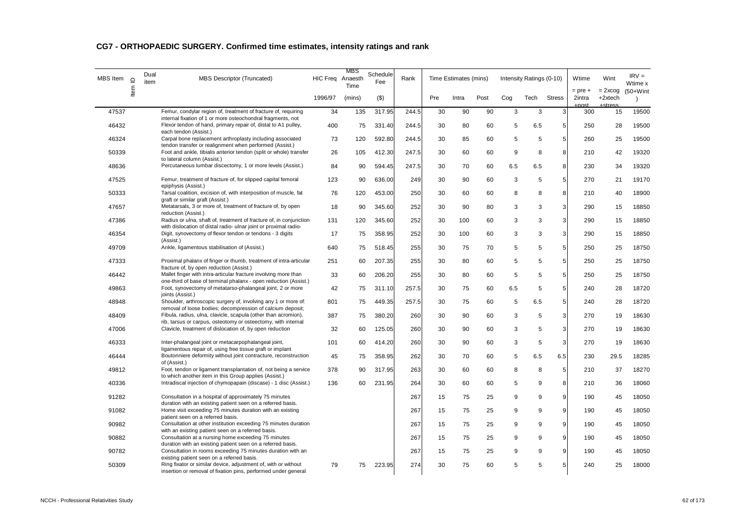## CG7 - ORTHOPAEDIC SURGERY. Confirmed time estimates, intensity ratings and rank

| MBS Item | Item ID | Dual item | MBS Descriptor (Truncated) | HIC Freq | MBS Anaesth Time | Schedule Fee | Rank | Time Estimates (mins) | | | Intensity Ratings (0-10) | | | Wtime | Wint | IRV = Wtime x (50+Wint) |
|---|---|---|---|---|---|---|---|---|---|---|---|---|---|---|---|---|
| | | | | 1996/97 | (mins) | ($) | | Pre | Intra | Post | Cog | Tech | Stress | = pre + 2intra +post | = 2xcog +2xtech +stress | |
| 47537 | | | Femur, condylar region of, treatment of fracture of, requiring internal fixation of 1 or more osteochondral fragments, not | 34 | 135 | 317.95 | 244.5 | 30 | 90 | 90 | 3 | 3 | 3 | 300 | 15 | 19500 |
| 46432 | | | Flexor tendon of hand, primary repair of, distal to A1 pulley, each tendon (Assist.) | 400 | 75 | 331.40 | 244.5 | 30 | 80 | 60 | 5 | 6.5 | 5 | 250 | 28 | 19500 |
| 46324 | | | Carpal bone replacement arthroplasty including associated tendon transfer or realignment when performed (Assist.) | 73 | 120 | 592.80 | 244.5 | 30 | 85 | 60 | 5 | 5 | 5 | 260 | 25 | 19500 |
| 50339 | | | Foot and ankle, tibialis anterior tendon (split or whole) transfer to lateral column (Assist.) | 26 | 105 | 412.30 | 247.5 | 30 | 60 | 60 | 9 | 8 | 8 | 210 | 42 | 19320 |
| 48636 | | | Percutaneous lumbar discectomy, 1 or more levels (Assist.) | 84 | 90 | 594.45 | 247.5 | 30 | 70 | 60 | 6.5 | 6.5 | 8 | 230 | 34 | 19320 |
| 47525 | | | Femur, treatment of fracture of, for slipped capital femoral epiphysis (Assist.) | 123 | 90 | 636.00 | 249 | 30 | 90 | 60 | 3 | 5 | 5 | 270 | 21 | 19170 |
| 50333 | | | Tarsal coalition, excision of, with interposition of muscle, fat graft or similar graft (Assist.) | 76 | 120 | 453.00 | 250 | 30 | 60 | 60 | 8 | 8 | 8 | 210 | 40 | 18900 |
| 47657 | | | Metatarsals, 3 or more of, treatment of fracture of, by open reduction (Assist.) | 18 | 90 | 345.60 | 252 | 30 | 90 | 80 | 3 | 3 | 3 | 290 | 15 | 18850 |
| 47386 | | | Radius or ulna, shaft of, treatment of fracture of, in conjunction with dislocation of distal radio- ulnar joint or proximal radio- | 131 | 120 | 345.60 | 252 | 30 | 100 | 60 | 3 | 3 | 3 | 290 | 15 | 18850 |
| 46354 | | | Digit, synovectomy of flexor tendon or tendons - 3 digits (Assist.) | 17 | 75 | 358.95 | 252 | 30 | 100 | 60 | 3 | 3 | 3 | 290 | 15 | 18850 |
| 49709 | | | Ankle, ligamentous stabilisation of (Assist.) | 640 | 75 | 518.45 | 255 | 30 | 75 | 70 | 5 | 5 | 5 | 250 | 25 | 18750 |
| 47333 | | | Proximal phalanx of finger or thumb, treatment of intra-articular fracture of, by open reduction (Assist.) | 251 | 60 | 207.35 | 255 | 30 | 80 | 60 | 5 | 5 | 5 | 250 | 25 | 18750 |
| 46442 | | | Mallet finger with intra-articular fracture involving more than one-third of base of terminal phalanx - open reduction (Assist.) | 33 | 60 | 206.20 | 255 | 30 | 80 | 60 | 5 | 5 | 5 | 250 | 25 | 18750 |
| 49863 | | | Foot, synovectomy of metatarso-phalangeal joint, 2 or more joints (Assist.) | 42 | 75 | 311.10 | 257.5 | 30 | 75 | 60 | 6.5 | 5 | 5 | 240 | 28 | 18720 |
| 48948 | | | Shoulder, arthroscopic surgery of, involving any 1 or more of: removal of loose bodies; decompression of calcium deposit; | 801 | 75 | 449.35 | 257.5 | 30 | 75 | 60 | 5 | 6.5 | 5 | 240 | 28 | 18720 |
| 48409 | | | Fibula, radius, ulna, clavicle, scapula (other than acromion), rib, tarsus or carpus, osteotomy or osteectomy, with internal | 387 | 75 | 380.20 | 260 | 30 | 90 | 60 | 3 | 5 | 3 | 270 | 19 | 18630 |
| 47006 | | | Clavicle, treatment of dislocation of, by open reduction | 32 | 60 | 125.05 | 260 | 30 | 90 | 60 | 3 | 5 | 3 | 270 | 19 | 18630 |
| 46333 | | | Inter-phalangeal joint or metacarpophalangeal joint, ligamentous repair of, using free tissue graft or implant | 101 | 60 | 414.20 | 260 | 30 | 90 | 60 | 3 | 5 | 3 | 270 | 19 | 18630 |
| 46444 | | | Boutonniere deformity without joint contracture, reconstruction of (Assist.) | 45 | 75 | 358.95 | 262 | 30 | 70 | 60 | 5 | 6.5 | 6.5 | 230 | 29.5 | 18285 |
| 49812 | | | Foot, tendon or ligament transplantation of, not being a service to which another item in this Group applies (Assist.) | 378 | 90 | 317.95 | 263 | 30 | 60 | 60 | 8 | 8 | 5 | 210 | 37 | 18270 |
| 40336 | | | Intradiscal injection of chymopapain (discase) - 1 disc (Assist.) | 136 | 60 | 231.95 | 264 | 30 | 60 | 60 | 5 | 9 | 8 | 210 | 36 | 18060 |
| 91282 | | | Consultation in a hospital of approximately 75 minutes duration with an existing patient seen on a referred basis. | | | | 267 | 15 | 75 | 25 | 9 | 9 | 9 | 190 | 45 | 18050 |
| 91082 | | | Home visit exceeding 75 minutes duration with an existing patient seen on a referred basis. | | | | 267 | 15 | 75 | 25 | 9 | 9 | 9 | 190 | 45 | 18050 |
| 90982 | | | Consultation at other institution exceeding 75 minutes duration with an existing patient seen on a referred basis. | | | | 267 | 15 | 75 | 25 | 9 | 9 | 9 | 190 | 45 | 18050 |
| 90882 | | | Consultation at a nursing home exceeding 75 minutes duration with an existing patient seen on a referred basis. | | | | 267 | 15 | 75 | 25 | 9 | 9 | 9 | 190 | 45 | 18050 |
| 90782 | | | Consultation in rooms exceeding 75 minutes duration with an existing patient seen on a referred basis. | | | | 267 | 15 | 75 | 25 | 9 | 9 | 9 | 190 | 45 | 18050 |
| 50309 | | | Ring fixator or similar device, adjustment of, with or without insertion or removal of fixation pins, performed under general | 79 | 75 | 223.95 | 274 | 30 | 75 | 60 | 5 | 5 | 5 | 240 | 25 | 18000 |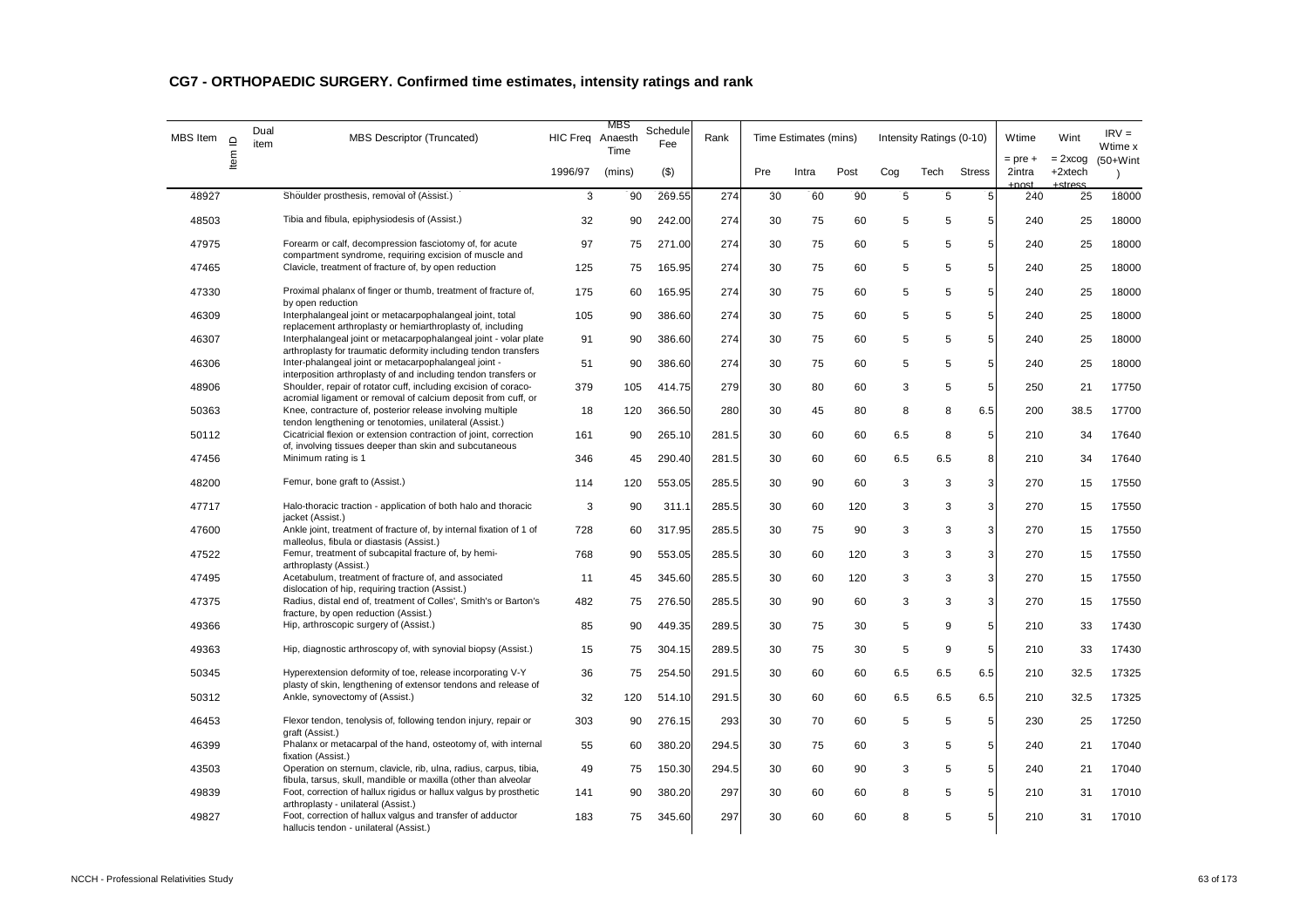## CG7 - ORTHOPAEDIC SURGERY. Confirmed time estimates, intensity ratings and rank

| MBS Item | Item ID | Dual item | MBS Descriptor (Truncated) | HIC Freq | MBS Anaesth Time | Schedule Fee | Rank | Time Estimates (mins) | | | Intensity Ratings (0-10) | | | Wtime | Wint | IRV = Wtime x (50+Wint) |
|---|---|---|---|---|---|---|---|---|---|---|---|---|---|---|---|---|
| | | | | 1996/97 | (mins) | ($) | | Pre | Intra | Post | Cog | Tech | Stress | = pre + 2intra +post | = 2xcog +2xtech +stress | |
| 48927 | | | Shoulder prosthesis, removal of (Assist.) | 3 | 90 | 269.55 | 274 | 30 | 60 | 90 | 5 | 5 | 5 | 240 | 25 | 18000 |
| 48503 | | | Tibia and fibula, epiphysiodesis of (Assist.) | 32 | 90 | 242.00 | 274 | 30 | 75 | 60 | 5 | 5 | 5 | 240 | 25 | 18000 |
| 47975 | | | Forearm or calf, decompression fasciotomy of, for acute compartment syndrome, requiring excision of muscle and | 97 | 75 | 271.00 | 274 | 30 | 75 | 60 | 5 | 5 | 5 | 240 | 25 | 18000 |
| 47465 | | | Clavicle, treatment of fracture of, by open reduction | 125 | 75 | 165.95 | 274 | 30 | 75 | 60 | 5 | 5 | 5 | 240 | 25 | 18000 |
| 47330 | | | Proximal phalanx of finger or thumb, treatment of fracture of, by open reduction | 175 | 60 | 165.95 | 274 | 30 | 75 | 60 | 5 | 5 | 5 | 240 | 25 | 18000 |
| 46309 | | | Interphalangeal joint or metacarpophalangeal joint, total replacement arthroplasty or hemiarthroplasty of, including | 105 | 90 | 386.60 | 274 | 30 | 75 | 60 | 5 | 5 | 5 | 240 | 25 | 18000 |
| 46307 | | | Interphalangeal joint or metacarpophalangeal joint - volar plate arthroplasty for traumatic deformity including tendon transfers | 91 | 90 | 386.60 | 274 | 30 | 75 | 60 | 5 | 5 | 5 | 240 | 25 | 18000 |
| 46306 | | | Inter-phalangeal joint or metacarpophalangeal joint - interposition arthroplasty of and including tendon transfers or | 51 | 90 | 386.60 | 274 | 30 | 75 | 60 | 5 | 5 | 5 | 240 | 25 | 18000 |
| 48906 | | | Shoulder, repair of rotator cuff, including excision of coraco-acromial ligament or removal of calcium deposit from cuff, or | 379 | 105 | 414.75 | 279 | 30 | 80 | 60 | 3 | 5 | 5 | 250 | 21 | 17750 |
| 50363 | | | Knee, contracture of, posterior release involving multiple tendon lengthening or tenotomies, unilateral (Assist.) | 18 | 120 | 366.50 | 280 | 30 | 45 | 80 | 8 | 8 | 6.5 | 200 | 38.5 | 17700 |
| 50112 | | | Cicatricial flexion or extension contraction of joint, correction of, involving tissues deeper than skin and subcutaneous | 161 | 90 | 265.10 | 281.5 | 30 | 60 | 60 | 6.5 | 8 | 5 | 210 | 34 | 17640 |
| 47456 | | | Minimum rating is 1 | 346 | 45 | 290.40 | 281.5 | 30 | 60 | 60 | 6.5 | 6.5 | 8 | 210 | 34 | 17640 |
| 48200 | | | Femur, bone graft to (Assist.) | 114 | 120 | 553.05 | 285.5 | 30 | 90 | 60 | 3 | 3 | 3 | 270 | 15 | 17550 |
| 47717 | | | Halo-thoracic traction - application of both halo and thoracic jacket (Assist.) | 3 | 90 | 311.1 | 285.5 | 30 | 60 | 120 | 3 | 3 | 3 | 270 | 15 | 17550 |
| 47600 | | | Ankle joint, treatment of fracture of, by internal fixation of 1 of malleolus, fibula or diastasis (Assist.) | 728 | 60 | 317.95 | 285.5 | 30 | 75 | 90 | 3 | 3 | 3 | 270 | 15 | 17550 |
| 47522 | | | Femur, treatment of subcapital fracture of, by hemi-arthroplasty (Assist.) | 768 | 90 | 553.05 | 285.5 | 30 | 60 | 120 | 3 | 3 | 3 | 270 | 15 | 17550 |
| 47495 | | | Acetabulum, treatment of fracture of, and associated dislocation of hip, requiring traction (Assist.) | 11 | 45 | 345.60 | 285.5 | 30 | 60 | 120 | 3 | 3 | 3 | 270 | 15 | 17550 |
| 47375 | | | Radius, distal end of, treatment of Colles', Smith's or Barton's fracture, by open reduction (Assist.) | 482 | 75 | 276.50 | 285.5 | 30 | 90 | 60 | 3 | 3 | 3 | 270 | 15 | 17550 |
| 49366 | | | Hip, arthroscopic surgery of (Assist.) | 85 | 90 | 449.35 | 289.5 | 30 | 75 | 30 | 5 | 9 | 5 | 210 | 33 | 17430 |
| 49363 | | | Hip, diagnostic arthroscopy of, with synovial biopsy (Assist.) | 15 | 75 | 304.15 | 289.5 | 30 | 75 | 30 | 5 | 9 | 5 | 210 | 33 | 17430 |
| 50345 | | | Hyperextension deformity of toe, release incorporating V-Y plasty of skin, lengthening of extensor tendons and release of | 36 | 75 | 254.50 | 291.5 | 30 | 60 | 60 | 6.5 | 6.5 | 6.5 | 210 | 32.5 | 17325 |
| 50312 | | | Ankle, synovectomy of (Assist.) | 32 | 120 | 514.10 | 291.5 | 30 | 60 | 60 | 6.5 | 6.5 | 6.5 | 210 | 32.5 | 17325 |
| 46453 | | | Flexor tendon, tenolysis of, following tendon injury, repair or graft (Assist.) | 303 | 90 | 276.15 | 293 | 30 | 70 | 60 | 5 | 5 | 5 | 230 | 25 | 17250 |
| 46399 | | | Phalanx or metacarpal of the hand, osteotomy of, with internal fixation (Assist.) | 55 | 60 | 380.20 | 294.5 | 30 | 75 | 60 | 3 | 5 | 5 | 240 | 21 | 17040 |
| 43503 | | | Operation on sternum, clavicle, rib, ulna, radius, carpus, tibia, fibula, tarsus, skull, mandible or maxilla (other than alveolar | 49 | 75 | 150.30 | 294.5 | 30 | 60 | 90 | 3 | 5 | 5 | 240 | 21 | 17040 |
| 49839 | | | Foot, correction of hallux rigidus or hallux valgus by prosthetic arthroplasty - unilateral (Assist.) | 141 | 90 | 380.20 | 297 | 30 | 60 | 60 | 8 | 5 | 5 | 210 | 31 | 17010 |
| 49827 | | | Foot, correction of hallux valgus and transfer of adductor hallucis tendon - unilateral (Assist.) | 183 | 75 | 345.60 | 297 | 30 | 60 | 60 | 8 | 5 | 5 | 210 | 31 | 17010 |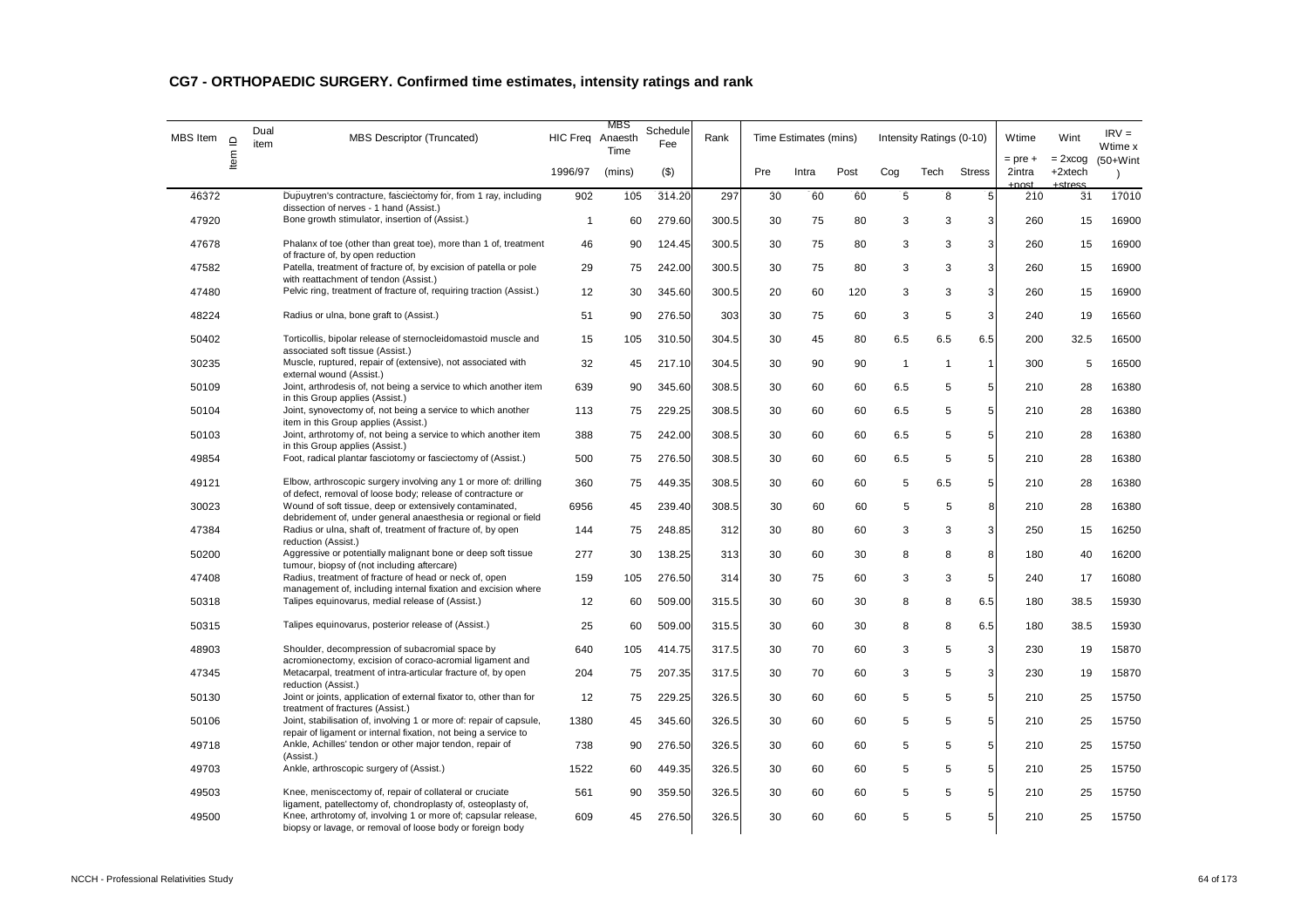## CG7 - ORTHOPAEDIC SURGERY. Confirmed time estimates, intensity ratings and rank

| MBS Item | Item ID | Dual item | MBS Descriptor (Truncated) | HIC Freq | MBS Anaesth Time | Schedule Fee | Rank | Time Estimates (mins) | | | Intensity Ratings (0-10) | | | Wtime | Wint | IRV = Wtime x |
|---|---|---|---|---|---|---|---|---|---|---|---|---|---|---|---|---|
| | | | | 1996/97 | (mins) | ($) | | Pre | Intra | Post | Cog | Tech | Stress | = pre + 2intra +post | = 2xcog +2xtech +stress | (50+Wint) |
| 46372 | | | Dupuytren's contracture, fasciectomy for, from 1 ray, including dissection of nerves - 1 hand (Assist.) | 902 | 105 | 314.20 | 297 | 30 | 60 | 60 | 5 | 8 | 5 | 210 | 31 | 17010 |
| 47920 | | | Bone growth stimulator, insertion of (Assist.) | 1 | 60 | 279.60 | 300.5 | 30 | 75 | 80 | 3 | 3 | 3 | 260 | 15 | 16900 |
| 47678 | | | Phalanx of toe (other than great toe), more than 1 of, treatment of fracture of, by open reduction | 46 | 90 | 124.45 | 300.5 | 30 | 75 | 80 | 3 | 3 | 3 | 260 | 15 | 16900 |
| 47582 | | | Patella, treatment of fracture of, by excision of patella or pole with reattachment of tendon (Assist.) | 29 | 75 | 242.00 | 300.5 | 30 | 75 | 80 | 3 | 3 | 3 | 260 | 15 | 16900 |
| 47480 | | | Pelvic ring, treatment of fracture of, requiring traction (Assist.) | 12 | 30 | 345.60 | 300.5 | 20 | 60 | 120 | 3 | 3 | 3 | 260 | 15 | 16900 |
| 48224 | | | Radius or ulna, bone graft to (Assist.) | 51 | 90 | 276.50 | 303 | 30 | 75 | 60 | 3 | 5 | 3 | 240 | 19 | 16560 |
| 50402 | | | Torticollis, bipolar release of sternocleidomastoid muscle and associated soft tissue (Assist.) | 15 | 105 | 310.50 | 304.5 | 30 | 45 | 80 | 6.5 | 6.5 | 6.5 | 200 | 32.5 | 16500 |
| 30235 | | | Muscle, ruptured, repair of (extensive), not associated with external wound (Assist.) | 32 | 45 | 217.10 | 304.5 | 30 | 90 | 90 | 1 | 1 | 1 | 300 | 5 | 16500 |
| 50109 | | | Joint, arthrodesis of, not being a service to which another item in this Group applies (Assist.) | 639 | 90 | 345.60 | 308.5 | 30 | 60 | 60 | 6.5 | 5 | 5 | 210 | 28 | 16380 |
| 50104 | | | Joint, synovectomy of, not being a service to which another item in this Group applies (Assist.) | 113 | 75 | 229.25 | 308.5 | 30 | 60 | 60 | 6.5 | 5 | 5 | 210 | 28 | 16380 |
| 50103 | | | Joint, arthrotomy of, not being a service to which another item in this Group applies (Assist.) | 388 | 75 | 242.00 | 308.5 | 30 | 60 | 60 | 6.5 | 5 | 5 | 210 | 28 | 16380 |
| 49854 | | | Foot, radical plantar fasciotomy or fasciectomy of (Assist.) | 500 | 75 | 276.50 | 308.5 | 30 | 60 | 60 | 6.5 | 5 | 5 | 210 | 28 | 16380 |
| 49121 | | | Elbow, arthroscopic surgery involving any 1 or more of: drilling of defect, removal of loose body; release of contracture or | 360 | 75 | 449.35 | 308.5 | 30 | 60 | 60 | 5 | 6.5 | 5 | 210 | 28 | 16380 |
| 30023 | | | Wound of soft tissue, deep or extensively contaminated, debridement of, under general anaesthesia or regional or field | 6956 | 45 | 239.40 | 308.5 | 30 | 60 | 60 | 5 | 5 | 8 | 210 | 28 | 16380 |
| 47384 | | | Radius or ulna, shaft of, treatment of fracture of, by open reduction (Assist.) | 144 | 75 | 248.85 | 312 | 30 | 80 | 60 | 3 | 3 | 3 | 250 | 15 | 16250 |
| 50200 | | | Aggressive or potentially malignant bone or deep soft tissue tumour, biopsy of (not including aftercare) | 277 | 30 | 138.25 | 313 | 30 | 60 | 30 | 8 | 8 | 8 | 180 | 40 | 16200 |
| 47408 | | | Radius, treatment of fracture of head or neck of, open management of, including internal fixation and excision where | 159 | 105 | 276.50 | 314 | 30 | 75 | 60 | 3 | 3 | 5 | 240 | 17 | 16080 |
| 50318 | | | Talipes equinovarus, medial release of (Assist.) | 12 | 60 | 509.00 | 315.5 | 30 | 60 | 30 | 8 | 8 | 6.5 | 180 | 38.5 | 15930 |
| 50315 | | | Talipes equinovarus, posterior release of (Assist.) | 25 | 60 | 509.00 | 315.5 | 30 | 60 | 30 | 8 | 8 | 6.5 | 180 | 38.5 | 15930 |
| 48903 | | | Shoulder, decompression of subacromial space by acromionectomy, excision of coraco-acromial ligament and | 640 | 105 | 414.75 | 317.5 | 30 | 70 | 60 | 3 | 5 | 3 | 230 | 19 | 15870 |
| 47345 | | | Metacarpal, treatment of intra-articular fracture of, by open reduction (Assist.) | 204 | 75 | 207.35 | 317.5 | 30 | 70 | 60 | 3 | 5 | 3 | 230 | 19 | 15870 |
| 50130 | | | Joint or joints, application of external fixator to, other than for treatment of fractures (Assist.) | 12 | 75 | 229.25 | 326.5 | 30 | 60 | 60 | 5 | 5 | 5 | 210 | 25 | 15750 |
| 50106 | | | Joint, stabilisation of, involving 1 or more of: repair of capsule, repair of ligament or internal fixation, not being a service to | 1380 | 45 | 345.60 | 326.5 | 30 | 60 | 60 | 5 | 5 | 5 | 210 | 25 | 15750 |
| 49718 | | | Ankle, Achilles' tendon or other major tendon, repair of (Assist.) | 738 | 90 | 276.50 | 326.5 | 30 | 60 | 60 | 5 | 5 | 5 | 210 | 25 | 15750 |
| 49703 | | | Ankle, arthroscopic surgery of (Assist.) | 1522 | 60 | 449.35 | 326.5 | 30 | 60 | 60 | 5 | 5 | 5 | 210 | 25 | 15750 |
| 49503 | | | Knee, meniscectomy of, repair of collateral or cruciate ligament, patellectomy of, chondroplasty of, osteoplasty of, | 561 | 90 | 359.50 | 326.5 | 30 | 60 | 60 | 5 | 5 | 5 | 210 | 25 | 15750 |
| 49500 | | | Knee, arthrotomy of, involving 1 or more of; capsular release, biopsy or lavage, or removal of loose body or foreign body | 609 | 45 | 276.50 | 326.5 | 30 | 60 | 60 | 5 | 5 | 5 | 210 | 25 | 15750 |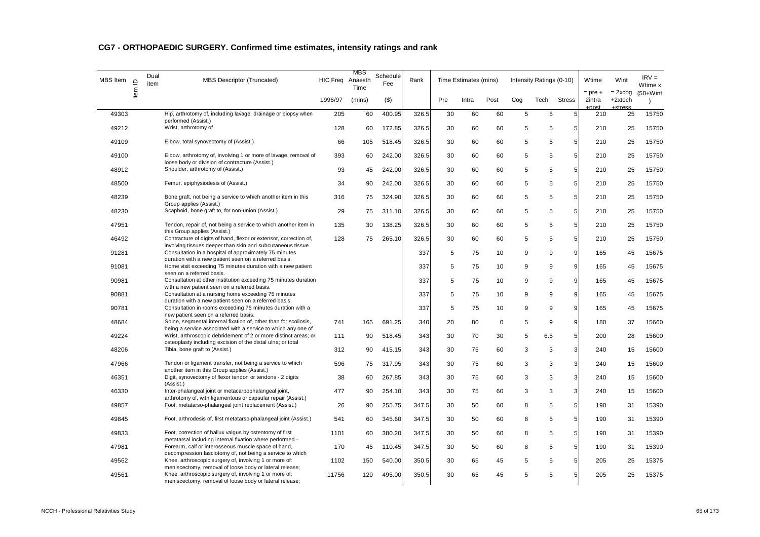## CG7 - ORTHOPAEDIC SURGERY. Confirmed time estimates, intensity ratings and rank

| MBS Item | Item ID | Dual item | MBS Descriptor (Truncated) | HIC Freq | MBS Anaesth Time | Schedule Fee | Rank | Time Estimates (mins) | | | Intensity Ratings (0-10) | | | Wtime | Wint | IRV = Wtime x |
|---|---|---|---|---|---|---|---|---|---|---|---|---|---|---|---|---|
| | | | | 1996/97 | (mins) | ($) | | Pre | Intra | Post | Cog | Tech | Stress | = pre + 2intra +post | = 2xcog +2xtech +stress | (50+Wint ) |
| 49303 | | | Hip, arthrotomy of, including lavage, drainage or biopsy when performed (Assist.) | 205 | 60 | 400.95 | 326.5 | 30 | 60 | 60 | 5 | 5 | 5 | 210 | 25 | 15750 |
| 49212 | | | Wrist, arthrotomy of | 128 | 60 | 172.85 | 326.5 | 30 | 60 | 60 | 5 | 5 | 5 | 210 | 25 | 15750 |
| 49109 | | | Elbow, total synovectomy of (Assist.) | 66 | 105 | 518.45 | 326.5 | 30 | 60 | 60 | 5 | 5 | 5 | 210 | 25 | 15750 |
| 49100 | | | Elbow, arthrotomy of, involving 1 or more of lavage, removal of loose body or division of contracture (Assist.) | 393 | 60 | 242.00 | 326.5 | 30 | 60 | 60 | 5 | 5 | 5 | 210 | 25 | 15750 |
| 48912 | | | Shoulder, arthrotomy of (Assist.) | 93 | 45 | 242.00 | 326.5 | 30 | 60 | 60 | 5 | 5 | 5 | 210 | 25 | 15750 |
| 48500 | | | Femur, epiphysiodesis of (Assist.) | 34 | 90 | 242.00 | 326.5 | 30 | 60 | 60 | 5 | 5 | 5 | 210 | 25 | 15750 |
| 48239 | | | Bone graft, not being a service to which another item in this Group applies (Assist.) | 316 | 75 | 324.90 | 326.5 | 30 | 60 | 60 | 5 | 5 | 5 | 210 | 25 | 15750 |
| 48230 | | | Scaphoid, bone graft to, for non-union (Assist.) | 29 | 75 | 311.10 | 326.5 | 30 | 60 | 60 | 5 | 5 | 5 | 210 | 25 | 15750 |
| 47951 | | | Tendon, repair of, not being a service to which another item in this Group applies (Assist.) | 135 | 30 | 138.25 | 326.5 | 30 | 60 | 60 | 5 | 5 | 5 | 210 | 25 | 15750 |
| 46492 | | | Contracture of digits of hand, flexor or extensor, correction of, involving tissues deeper than skin and subcutaneous tissue | 128 | 75 | 265.10 | 326.5 | 30 | 60 | 60 | 5 | 5 | 5 | 210 | 25 | 15750 |
| 91281 | | | Consultation in a hospital of approximately 75 minutes duration with a new patient seen on a referred basis. | | | | 337 | 5 | 75 | 10 | 9 | 9 | 9 | 165 | 45 | 15675 |
| 91081 | | | Home visit exceeding 75 minutes duration with a new patient seen on a referred basis. | | | | 337 | 5 | 75 | 10 | 9 | 9 | 9 | 165 | 45 | 15675 |
| 90981 | | | Consultation at other institution exceeding 75 minutes duration with a new patient seen on a referred basis. | | | | 337 | 5 | 75 | 10 | 9 | 9 | 9 | 165 | 45 | 15675 |
| 90881 | | | Consultation at a nursing home exceeding 75 minutes duration with a new patient seen on a referred basis. | | | | 337 | 5 | 75 | 10 | 9 | 9 | 9 | 165 | 45 | 15675 |
| 90781 | | | Consultation in rooms exceeding 75 minutes duration with a new patient seen on a referred basis. | | | | 337 | 5 | 75 | 10 | 9 | 9 | 9 | 165 | 45 | 15675 |
| 48684 | | | Spine, segmental internal fixation of, other than for scoliosis, being a service associated with a service to which any one of | 741 | 165 | 691.25 | 340 | 20 | 80 | 0 | 5 | 9 | 9 | 180 | 37 | 15660 |
| 49224 | | | Wrist, arthroscopic debridement of 2 or more distinct areas; or osteoplasty including excision of the distal ulna; or total | 111 | 90 | 518.45 | 343 | 30 | 70 | 30 | 5 | 6.5 | 5 | 200 | 28 | 15600 |
| 48206 | | | Tibia, bone graft to (Assist.) | 312 | 90 | 415.15 | 343 | 30 | 75 | 60 | 3 | 3 | 3 | 240 | 15 | 15600 |
| 47966 | | | Tendon or ligament transfer, not being a service to which another item in this Group applies (Assist.) | 596 | 75 | 317.95 | 343 | 30 | 75 | 60 | 3 | 3 | 3 | 240 | 15 | 15600 |
| 46351 | | | Digit, synovectomy of flexor tendon or tendons - 2 digits (Assist.) | 38 | 60 | 267.85 | 343 | 30 | 75 | 60 | 3 | 3 | 3 | 240 | 15 | 15600 |
| 46330 | | | Inter-phalangeal joint or metacarpophalangeal joint, arthrotomy of, with ligamentous or capsular repair (Assist.) | 477 | 90 | 254.10 | 343 | 30 | 75 | 60 | 3 | 3 | 3 | 240 | 15 | 15600 |
| 49857 | | | Foot, metatarso-phalangeal joint replacement (Assist.) | 26 | 90 | 255.75 | 347.5 | 30 | 50 | 60 | 8 | 5 | 5 | 190 | 31 | 15390 |
| 49845 | | | Foot, arthrodesis of, first metatarso-phalangeal joint (Assist.) | 541 | 60 | 345.60 | 347.5 | 30 | 50 | 60 | 8 | 5 | 5 | 190 | 31 | 15390 |
| 49833 | | | Foot, correction of hallux valgus by osteotomy of first metatarsal including internal fixation where performed - | 1101 | 60 | 380.20 | 347.5 | 30 | 50 | 60 | 8 | 5 | 5 | 190 | 31 | 15390 |
| 47981 | | | Forearm, calf or interosseous muscle space of hand, decompression fasciotomy of, not being a service to which | 170 | 45 | 110.45 | 347.5 | 30 | 50 | 60 | 8 | 5 | 5 | 190 | 31 | 15390 |
| 49562 | | | Knee, arthroscopic surgery of, involving 1 or more of: meniscectomy, removal of loose body or lateral release; | 1102 | 150 | 540.00 | 350.5 | 30 | 65 | 45 | 5 | 5 | 5 | 205 | 25 | 15375 |
| 49561 | | | Knee, arthroscopic surgery of, involving 1 or more of; meniscectomy, removal of loose body or lateral release; | 11756 | 120 | 495.00 | 350.5 | 30 | 65 | 45 | 5 | 5 | 5 | 205 | 25 | 15375 |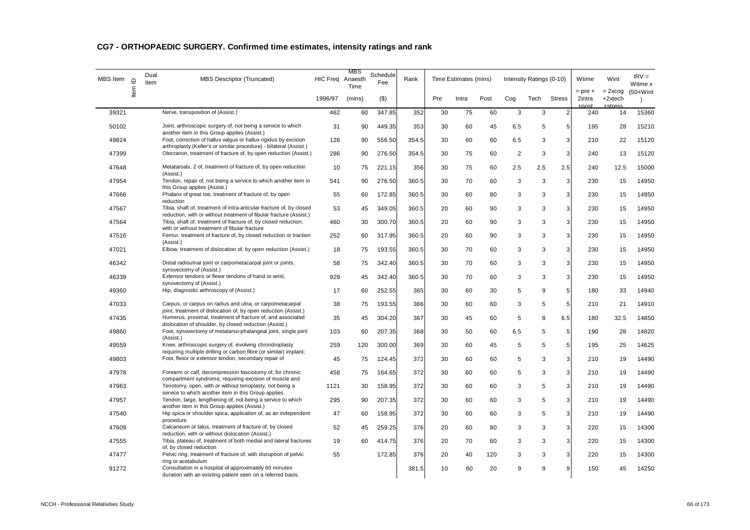## CG7 - ORTHOPAEDIC SURGERY. Confirmed time estimates, intensity ratings and rank

| MBS Item | Item ID | Dual item | MBS Descriptor (Truncated) | HIC Freq | MBS Anaesth Time | Schedule Fee | Rank | Time Estimates (mins) | | | Intensity Ratings (0-10) | | | Wtime | Wint | IRV = Wtime x |
|---|---|---|---|---|---|---|---|---|---|---|---|---|---|---|---|---|
| | | | | 1996/97 | (mins) | ($) | | Pre | Intra | Post | Cog | Tech | Stress | = pre + 2intra +post | = 2xcog +2xtech +stress | (50+Wint ) |
| 39321 | | | Nerve, transposition of (Assist.) | 462 | 60 | 347.85 | 352 | 30 | 75 | 60 | 3 | 3 | 2 | 240 | 14 | 15360 |
| 50102 | | | Joint, arthroscopic surgery of, not being a service to which another item in this Group applies (Assist.) | 31 | 90 | 449.35 | 353 | 30 | 60 | 45 | 6.5 | 5 | 5 | 195 | 28 | 15210 |
| 49824 | | | Foot, correction of hallux valgus or hallux rigidus by excision arthroplasty (Keller's or similar procedure) - bilateral (Assist.) | 126 | 90 | 556.50 | 354.5 | 30 | 60 | 60 | 6.5 | 3 | 3 | 210 | 22 | 15120 |
| 47399 | | | Olecranon, treatment of fracture of, by open reduction (Assist.) | 286 | 90 | 276.50 | 354.5 | 30 | 75 | 60 | 2 | 3 | 3 | 240 | 13 | 15120 |
| 47648 | | | Metatarsals, 2 of, treatment of fracture of, by open reduction (Assist.) | 10 | 75 | 221.15 | 356 | 30 | 75 | 60 | 2.5 | 2.5 | 2.5 | 240 | 12.5 | 15000 |
| 47954 | | | Tendon, repair of, not being a service to which another item in this Group applies (Assist.) | 541 | 90 | 276.50 | 360.5 | 30 | 70 | 60 | 3 | 3 | 3 | 230 | 15 | 14950 |
| 47666 | | | Phalanx of great toe, treatment of fracture of, by open reduction | 55 | 60 | 172.85 | 360.5 | 30 | 60 | 80 | 3 | 3 | 3 | 230 | 15 | 14950 |
| 47567 | | | Tibia, shaft of, treatment of intra-articular fracture of, by closed reduction, with or without treatment of fibular fracture (Assist.) | 53 | 45 | 349.05 | 360.5 | 20 | 60 | 90 | 3 | 3 | 3 | 230 | 15 | 14950 |
| 47564 | | | Tibia, shaft of, treatment of fracture of, by closed reduction, with or without treatment of fibular fracture | 460 | 30 | 300.70 | 360.5 | 20 | 60 | 90 | 3 | 3 | 3 | 230 | 15 | 14950 |
| 47516 | | | Femur, treatment of fracture of, by closed reduction or traction (Assist.) | 252 | 60 | 317.95 | 360.5 | 20 | 60 | 90 | 3 | 3 | 3 | 230 | 15 | 14950 |
| 47021 | | | Elbow, treatment of dislocation of, by open reduction (Assist.) | 18 | 75 | 193.55 | 360.5 | 30 | 70 | 60 | 3 | 3 | 3 | 230 | 15 | 14950 |
| 46342 | | | Distal radioulnar joint or carpometacarpal joint or joints, synovectomy of (Assist.) | 58 | 75 | 342.40 | 360.5 | 30 | 70 | 60 | 3 | 3 | 3 | 230 | 15 | 14950 |
| 46339 | | | Extensor tendons or flexor tendons of hand or wrist, synovectomy of (Assist.) | 929 | 45 | 342.40 | 360.5 | 30 | 70 | 60 | 3 | 3 | 3 | 230 | 15 | 14950 |
| 49360 | | | Hip, diagnostic arthroscopy of (Assist.) | 17 | 60 | 252.55 | 365 | 30 | 60 | 30 | 5 | 9 | 5 | 180 | 33 | 14940 |
| 47033 | | | Carpus, or carpus on radius and ulna, or carpometacarpal joint, treatment of dislocation of, by open reduction (Assist.) | 38 | 75 | 193.55 | 366 | 30 | 60 | 60 | 3 | 5 | 5 | 210 | 21 | 14910 |
| 47435 | | | Humerus, proximal, treatment of fracture of, and associated dislocation of shoulder, by closed reduction (Assist.) | 35 | 45 | 304.20 | 367 | 30 | 45 | 60 | 5 | 8 | 6.5 | 180 | 32.5 | 14850 |
| 49860 | | | Foot, synovectomy of metatarso-phalangeal joint, single joint (Assist.) | 103 | 60 | 207.35 | 368 | 30 | 50 | 60 | 6.5 | 5 | 5 | 190 | 28 | 14820 |
| 49559 | | | Knee, arthroscopic surgery of, involving chrondroplasty requiring multiple drilling or carbon fibre (or similar) implant; | 259 | 120 | 300.00 | 369 | 30 | 60 | 45 | 5 | 5 | 5 | 195 | 25 | 14625 |
| 49803 | | | Foot, flexor or extensor tendon, secondary repair of | 45 | 75 | 124.45 | 372 | 30 | 60 | 60 | 5 | 3 | 3 | 210 | 19 | 14490 |
| 47978 | | | Forearm or calf, decompression fasciotomy of, for chronic compartment syndrome, requiring excision of muscle and | 458 | 75 | 164.65 | 372 | 30 | 60 | 60 | 5 | 3 | 3 | 210 | 19 | 14490 |
| 47963 | | | Tenotomy, open, with or without tenoplasty, not being a service to which another item in this Group applies | 1121 | 30 | 158.95 | 372 | 30 | 60 | 60 | 3 | 5 | 3 | 210 | 19 | 14490 |
| 47957 | | | Tendon, large, lengthening of, not being a service to which another item in this Group applies (Assist.) | 295 | 90 | 207.35 | 372 | 30 | 60 | 60 | 3 | 5 | 3 | 210 | 19 | 14490 |
| 47540 | | | Hip spica or shoulder spica, application of, as an independent procedure | 47 | 60 | 158.95 | 372 | 30 | 60 | 60 | 3 | 5 | 3 | 210 | 19 | 14490 |
| 47609 | | | Calcaneum or talus, treatment of fracture of, by closed reduction, with or without dislocation (Assist.) | 52 | 45 | 259.25 | 376 | 20 | 60 | 80 | 3 | 3 | 3 | 220 | 15 | 14300 |
| 47555 | | | Tibia, plateau of, treatment of both medial and lateral fractures of, by closed reduction | 19 | 60 | 414.75 | 376 | 20 | 70 | 60 | 3 | 3 | 3 | 220 | 15 | 14300 |
| 47477 | | | Pelvic ring, treatment of fracture of, with disruption of pelvic ring or acetabulum | 55 | | 172.85 | 376 | 20 | 40 | 120 | 3 | 3 | 3 | 220 | 15 | 14300 |
| 91272 | | | Consultation in a hospital of approximately 60 minutes duration with an existing patient seen on a referred basis. | | | | 381.5 | 10 | 60 | 20 | 9 | 9 | 9 | 150 | 45 | 14250 |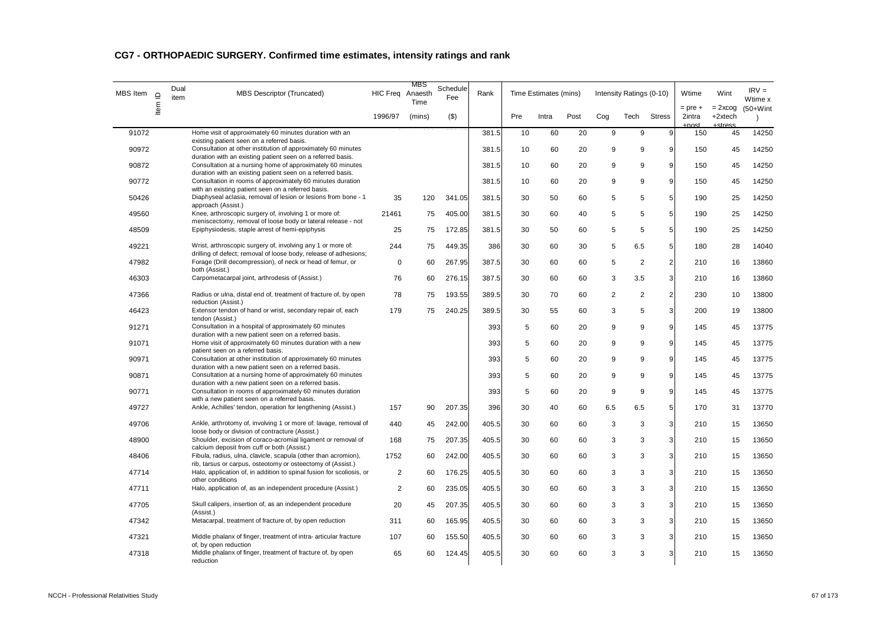## CG7 - ORTHOPAEDIC SURGERY. Confirmed time estimates, intensity ratings and rank

| MBS Item | Item ID | Dual item | MBS Descriptor (Truncated) | HIC Freq | MBS Anaesth Time | Schedule Fee | Rank | Time Estimates (mins) | | | Intensity Ratings (0-10) | | | Wtime | Wint | IRV = Wtime x (50+Wint) |
|---|---|---|---|---|---|---|---|---|---|---|---|---|---|---|---|---|
| | | | | 1996/97 | (mins) | ($) | | Pre | Intra | Post | Cog | Tech | Stress | = pre + 2intra +post | = 2xcog +2xtech +stress | |
| 91072 | | | Home visit of approximately 60 minutes duration with an existing patient seen on a referred basis. | | | | 381.5 | 10 | 60 | 20 | 9 | 9 | 9 | 150 | 45 | 14250 |
| 90972 | | | Consultation at other institution of approximately 60 minutes duration with an existing patient seen on a referred basis. | | | | 381.5 | 10 | 60 | 20 | 9 | 9 | 9 | 150 | 45 | 14250 |
| 90872 | | | Consultation at a nursing home of approximately 60 minutes duration with an existing patient seen on a referred basis. | | | | 381.5 | 10 | 60 | 20 | 9 | 9 | 9 | 150 | 45 | 14250 |
| 90772 | | | Consultation in rooms of approximately 60 minutes duration with an existing patient seen on a referred basis. | | | | 381.5 | 10 | 60 | 20 | 9 | 9 | 9 | 150 | 45 | 14250 |
| 50426 | | | Diaphyseal aclasia, removal of lesion or lesions from bone - 1 approach (Assist.) | 35 | 120 | 341.05 | 381.5 | 30 | 50 | 60 | 5 | 5 | 5 | 190 | 25 | 14250 |
| 49560 | | | Knee, arthroscopic surgery of, involving 1 or more of: meniscectomy, removal of loose body or lateral release - not | 21461 | 75 | 405.00 | 381.5 | 30 | 60 | 40 | 5 | 5 | 5 | 190 | 25 | 14250 |
| 48509 | | | Epiphysiodesis, staple arrest of hemi-epiphysis | 25 | 75 | 172.85 | 381.5 | 30 | 50 | 60 | 5 | 5 | 5 | 190 | 25 | 14250 |
| 49221 | | | Wrist, arthroscopic surgery of, involving any 1 or more of: drilling of defect; removal of loose body, release of adhesions; | 244 | 75 | 449.35 | 386 | 30 | 60 | 30 | 5 | 6.5 | 5 | 180 | 28 | 14040 |
| 47982 | | | Forage (Drill decompression), of neck or head of femur, or both (Assist.) | 0 | 60 | 267.95 | 387.5 | 30 | 60 | 60 | 5 | 2 | 2 | 210 | 16 | 13860 |
| 46303 | | | Carpometacarpal joint, arthrodesis of (Assist.) | 76 | 60 | 276.15 | 387.5 | 30 | 60 | 60 | 3 | 3.5 | 3 | 210 | 16 | 13860 |
| 47366 | | | Radius or ulna, distal end of, treatment of fracture of, by open reduction (Assist.) | 78 | 75 | 193.55 | 389.5 | 30 | 70 | 60 | 2 | 2 | 2 | 230 | 10 | 13800 |
| 46423 | | | Extensor tendon of hand or wrist, secondary repair of, each tendon (Assist.) | 179 | 75 | 240.25 | 389.5 | 30 | 55 | 60 | 3 | 5 | 3 | 200 | 19 | 13800 |
| 91271 | | | Consultation in a hospital of approximately 60 minutes duration with a new patient seen on a referred basis. | | | | 393 | 5 | 60 | 20 | 9 | 9 | 9 | 145 | 45 | 13775 |
| 91071 | | | Home visit of approximately 60 minutes duration with a new patient seen on a referred basis. | | | | 393 | 5 | 60 | 20 | 9 | 9 | 9 | 145 | 45 | 13775 |
| 90971 | | | Consultation at other institution of approximately 60 minutes duration with a new patient seen on a referred basis. | | | | 393 | 5 | 60 | 20 | 9 | 9 | 9 | 145 | 45 | 13775 |
| 90871 | | | Consultation at a nursing home of approximately 60 minutes duration with a new patient seen on a referred basis. | | | | 393 | 5 | 60 | 20 | 9 | 9 | 9 | 145 | 45 | 13775 |
| 90771 | | | Consultation in rooms of approximately 60 minutes duration with a new patient seen on a referred basis. | | | | 393 | 5 | 60 | 20 | 9 | 9 | 9 | 145 | 45 | 13775 |
| 49727 | | | Ankle, Achilles' tendon, operation for lengthening (Assist.) | 157 | 90 | 207.35 | 396 | 30 | 40 | 60 | 6.5 | 6.5 | 5 | 170 | 31 | 13770 |
| 49706 | | | Ankle, arthrotomy of, involving 1 or more of: lavage, removal of loose body or division of contracture (Assist.) | 440 | 45 | 242.00 | 405.5 | 30 | 60 | 60 | 3 | 3 | 3 | 210 | 15 | 13650 |
| 48900 | | | Shoulder, excision of coraco-acromial ligament or removal of calcium deposit from cuff or both (Assist.) | 168 | 75 | 207.35 | 405.5 | 30 | 60 | 60 | 3 | 3 | 3 | 210 | 15 | 13650 |
| 48406 | | | Fibula, radius, ulna, clavicle, scapula (other than acromion), rib, tarsus or carpus, osteotomy or osteectomy of (Assist.) | 1752 | 60 | 242.00 | 405.5 | 30 | 60 | 60 | 3 | 3 | 3 | 210 | 15 | 13650 |
| 47714 | | | Halo, application of, in addition to spinal fusion for scoliosis, or other conditions | 2 | 60 | 176.25 | 405.5 | 30 | 60 | 60 | 3 | 3 | 3 | 210 | 15 | 13650 |
| 47711 | | | Halo, application of, as an independent procedure (Assist.) | 2 | 60 | 235.05 | 405.5 | 30 | 60 | 60 | 3 | 3 | 3 | 210 | 15 | 13650 |
| 47705 | | | Skull calipers, insertion of, as an independent procedure (Assist.) | 20 | 45 | 207.35 | 405.5 | 30 | 60 | 60 | 3 | 3 | 3 | 210 | 15 | 13650 |
| 47342 | | | Metacarpal, treatment of fracture of, by open reduction | 311 | 60 | 165.95 | 405.5 | 30 | 60 | 60 | 3 | 3 | 3 | 210 | 15 | 13650 |
| 47321 | | | Middle phalanx of finger, treatment of intra- articular fracture of, by open reduction | 107 | 60 | 155.50 | 405.5 | 30 | 60 | 60 | 3 | 3 | 3 | 210 | 15 | 13650 |
| 47318 | | | Middle phalanx of finger, treatment of fracture of, by open reduction | 65 | 60 | 124.45 | 405.5 | 30 | 60 | 60 | 3 | 3 | 3 | 210 | 15 | 13650 |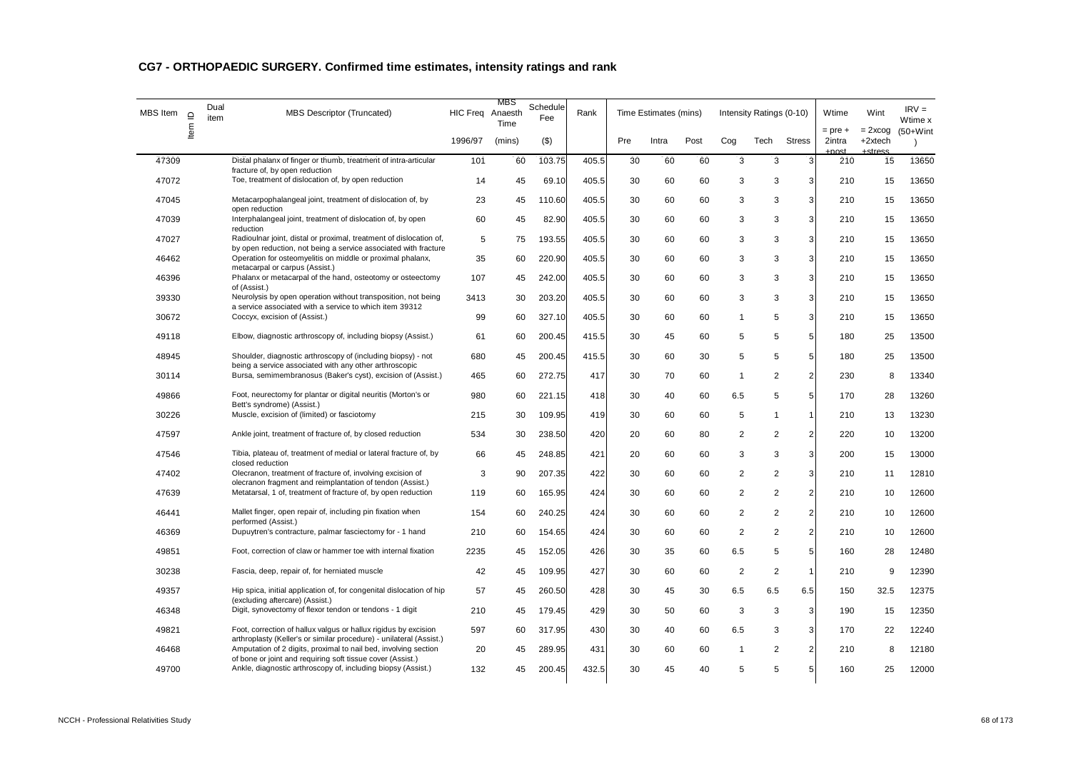## CG7 - ORTHOPAEDIC SURGERY. Confirmed time estimates, intensity ratings and rank

| MBS Item | Item ID | Dual item | MBS Descriptor (Truncated) | HIC Freq | MBS Anaesth Time | Schedule Fee | Rank | Time Estimates (mins) | | | Intensity Ratings (0-10) | | | Wtime | Wint | IRV = Wtime x (50+Wint) |
|---|---|---|---|---|---|---|---|---|---|---|---|---|---|---|---|---|
| | | | | 1996/97 | (mins) | ($) | | Pre | Intra | Post | Cog | Tech | Stress | = pre + 2intra +post | = 2xcog +2xtech +stress | |
| 47309 | | | Distal phalanx of finger or thumb, treatment of intra-articular fracture of, by open reduction | 101 | 60 | 103.75 | 405.5 | 30 | 60 | 60 | 3 | 3 | 3 | 210 | 15 | 13650 |
| 47072 | | | Toe, treatment of dislocation of, by open reduction | 14 | 45 | 69.10 | 405.5 | 30 | 60 | 60 | 3 | 3 | 3 | 210 | 15 | 13650 |
| 47045 | | | Metacarpophalangeal joint, treatment of dislocation of, by open reduction | 23 | 45 | 110.60 | 405.5 | 30 | 60 | 60 | 3 | 3 | 3 | 210 | 15 | 13650 |
| 47039 | | | Interphalangeal joint, treatment of dislocation of, by open reduction | 60 | 45 | 82.90 | 405.5 | 30 | 60 | 60 | 3 | 3 | 3 | 210 | 15 | 13650 |
| 47027 | | | Radioulnar joint, distal or proximal, treatment of dislocation of, by open reduction, not being a service associated with fracture | 5 | 75 | 193.55 | 405.5 | 30 | 60 | 60 | 3 | 3 | 3 | 210 | 15 | 13650 |
| 46462 | | | Operation for osteomyelitis on middle or proximal phalanx, metacarpal or carpus (Assist.) | 35 | 60 | 220.90 | 405.5 | 30 | 60 | 60 | 3 | 3 | 3 | 210 | 15 | 13650 |
| 46396 | | | Phalanx or metacarpal of the hand, osteotomy or osteectomy of (Assist.) | 107 | 45 | 242.00 | 405.5 | 30 | 60 | 60 | 3 | 3 | 3 | 210 | 15 | 13650 |
| 39330 | | | Neurolysis by open operation without transposition, not being a service associated with a service to which item 39312 | 3413 | 30 | 203.20 | 405.5 | 30 | 60 | 60 | 3 | 3 | 3 | 210 | 15 | 13650 |
| 30672 | | | Coccyx, excision of (Assist.) | 99 | 60 | 327.10 | 405.5 | 30 | 60 | 60 | 1 | 5 | 3 | 210 | 15 | 13650 |
| 49118 | | | Elbow, diagnostic arthroscopy of, including biopsy (Assist.) | 61 | 60 | 200.45 | 415.5 | 30 | 45 | 60 | 5 | 5 | 5 | 180 | 25 | 13500 |
| 48945 | | | Shoulder, diagnostic arthroscopy of (including biopsy) - not being a service associated with any other arthroscopic | 680 | 45 | 200.45 | 415.5 | 30 | 60 | 30 | 5 | 5 | 5 | 180 | 25 | 13500 |
| 30114 | | | Bursa, semimembranosus (Baker's cyst), excision of (Assist.) | 465 | 60 | 272.75 | 417 | 30 | 70 | 60 | 1 | 2 | 2 | 230 | 8 | 13340 |
| 49866 | | | Foot, neurectomy for plantar or digital neuritis (Morton's or Bett's syndrome) (Assist.) | 980 | 60 | 221.15 | 418 | 30 | 40 | 60 | 6.5 | 5 | 5 | 170 | 28 | 13260 |
| 30226 | | | Muscle, excision of (limited) or fasciotomy | 215 | 30 | 109.95 | 419 | 30 | 60 | 60 | 5 | 1 | 1 | 210 | 13 | 13230 |
| 47597 | | | Ankle joint, treatment of fracture of, by closed reduction | 534 | 30 | 238.50 | 420 | 20 | 60 | 80 | 2 | 2 | 2 | 220 | 10 | 13200 |
| 47546 | | | Tibia, plateau of, treatment of medial or lateral fracture of, by closed reduction | 66 | 45 | 248.85 | 421 | 20 | 60 | 60 | 3 | 3 | 3 | 200 | 15 | 13000 |
| 47402 | | | Olecranon, treatment of fracture of, involving excision of olecranon fragment and reimplantation of tendon (Assist.) | 3 | 90 | 207.35 | 422 | 30 | 60 | 60 | 2 | 2 | 3 | 210 | 11 | 12810 |
| 47639 | | | Metatarsal, 1 of, treatment of fracture of, by open reduction | 119 | 60 | 165.95 | 424 | 30 | 60 | 60 | 2 | 2 | 2 | 210 | 10 | 12600 |
| 46441 | | | Mallet finger, open repair of, including pin fixation when performed (Assist.) | 154 | 60 | 240.25 | 424 | 30 | 60 | 60 | 2 | 2 | 2 | 210 | 10 | 12600 |
| 46369 | | | Dupuytren's contracture, palmar fasciectomy for - 1 hand | 210 | 60 | 154.65 | 424 | 30 | 60 | 60 | 2 | 2 | 2 | 210 | 10 | 12600 |
| 49851 | | | Foot, correction of claw or hammer toe with internal fixation | 2235 | 45 | 152.05 | 426 | 30 | 35 | 60 | 6.5 | 5 | 5 | 160 | 28 | 12480 |
| 30238 | | | Fascia, deep, repair of, for herniated muscle | 42 | 45 | 109.95 | 427 | 30 | 60 | 60 | 2 | 2 | 1 | 210 | 9 | 12390 |
| 49357 | | | Hip spica, initial application of, for congenital dislocation of hip (excluding aftercare) (Assist.) | 57 | 45 | 260.50 | 428 | 30 | 45 | 30 | 6.5 | 6.5 | 6.5 | 150 | 32.5 | 12375 |
| 46348 | | | Digit, synovectomy of flexor tendon or tendons - 1 digit | 210 | 45 | 179.45 | 429 | 30 | 50 | 60 | 3 | 3 | 3 | 190 | 15 | 12350 |
| 49821 | | | Foot, correction of hallux valgus or hallux rigidus by excision arthroplasty (Keller's or similar procedure) - unilateral (Assist.) | 597 | 60 | 317.95 | 430 | 30 | 40 | 60 | 6.5 | 3 | 3 | 170 | 22 | 12240 |
| 46468 | | | Amputation of 2 digits, proximal to nail bed, involving section of bone or joint and requiring soft tissue cover (Assist.) | 20 | 45 | 289.95 | 431 | 30 | 60 | 60 | 1 | 2 | 2 | 210 | 8 | 12180 |
| 49700 | | | Ankle, diagnostic arthroscopy of, including biopsy (Assist.) | 132 | 45 | 200.45 | 432.5 | 30 | 45 | 40 | 5 | 5 | 5 | 160 | 25 | 12000 |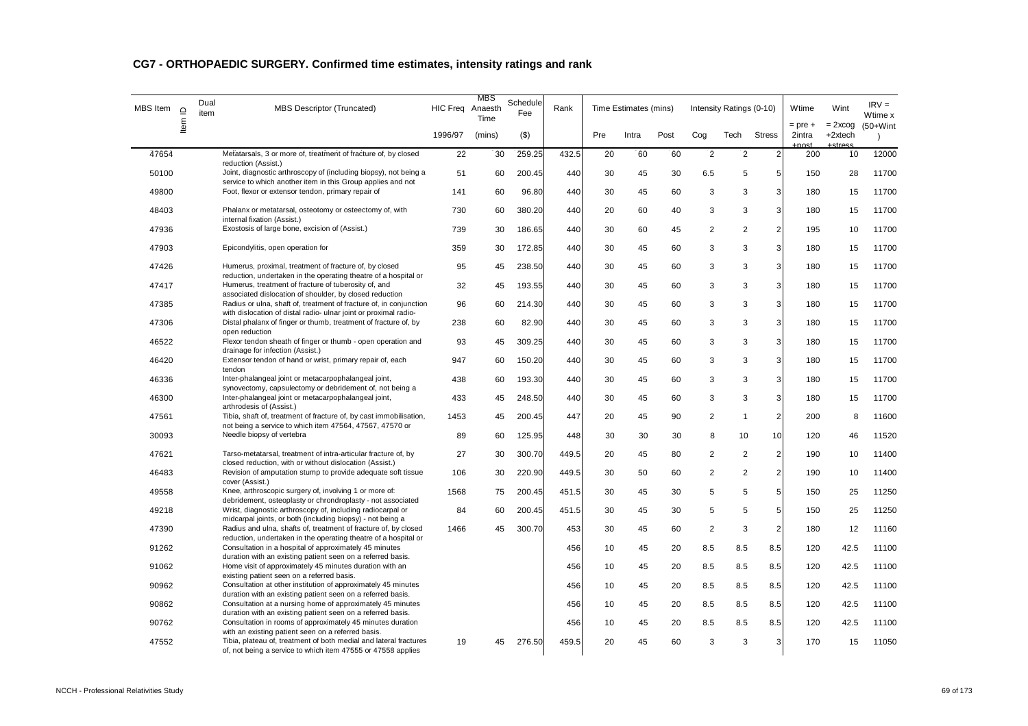## CG7 - ORTHOPAEDIC SURGERY. Confirmed time estimates, intensity ratings and rank

| MBS Item | Item ID | Dual item | MBS Descriptor (Truncated) | HIC Freq | MBS Anaesth Time | Schedule Fee | Rank | Time Estimates (mins) | | | Intensity Ratings (0-10) | | | Wtime | Wint | IRV = Wtime x |
|---|---|---|---|---|---|---|---|---|---|---|---|---|---|---|---|---|
| | | | | 1996/97 | (mins) | ($) | | Pre | Intra | Post | Cog | Tech | Stress | = pre + 2intra +post | = 2xcog +2xtech +stress | (50+Wint ) |
| 47654 | | | Metatarsals, 3 or more of, treatment of fracture of, by closed reduction (Assist.) | 22 | 30 | 259.25 | 432.5 | 20 | 60 | 60 | 2 | 2 | 2 | 200 | 10 | 12000 |
| 50100 | | | Joint, diagnostic arthroscopy of (including biopsy), not being a service to which another item in this Group applies and not | 51 | 60 | 200.45 | 440 | 30 | 45 | 30 | 6.5 | 5 | 5 | 150 | 28 | 11700 |
| 49800 | | | Foot, flexor or extensor tendon, primary repair of | 141 | 60 | 96.80 | 440 | 30 | 45 | 60 | 3 | 3 | 3 | 180 | 15 | 11700 |
| 48403 | | | Phalanx or metatarsal, osteotomy or osteectomy of, with internal fixation (Assist.) | 730 | 60 | 380.20 | 440 | 20 | 60 | 40 | 3 | 3 | 3 | 180 | 15 | 11700 |
| 47936 | | | Exostosis of large bone, excision of (Assist.) | 739 | 30 | 186.65 | 440 | 30 | 60 | 45 | 2 | 2 | 2 | 195 | 10 | 11700 |
| 47903 | | | Epicondylitis, open operation for | 359 | 30 | 172.85 | 440 | 30 | 45 | 60 | 3 | 3 | 3 | 180 | 15 | 11700 |
| 47426 | | | Humerus, proximal, treatment of fracture of, by closed reduction, undertaken in the operating theatre of a hospital or | 95 | 45 | 238.50 | 440 | 30 | 45 | 60 | 3 | 3 | 3 | 180 | 15 | 11700 |
| 47417 | | | Humerus, treatment of fracture of tuberosity of, and associated dislocation of shoulder, by closed reduction | 32 | 45 | 193.55 | 440 | 30 | 45 | 60 | 3 | 3 | 3 | 180 | 15 | 11700 |
| 47385 | | | Radius or ulna, shaft of, treatment of fracture of, in conjunction with dislocation of distal radio- ulnar joint or proximal radio- | 96 | 60 | 214.30 | 440 | 30 | 45 | 60 | 3 | 3 | 3 | 180 | 15 | 11700 |
| 47306 | | | Distal phalanx of finger or thumb, treatment of fracture of, by open reduction | 238 | 60 | 82.90 | 440 | 30 | 45 | 60 | 3 | 3 | 3 | 180 | 15 | 11700 |
| 46522 | | | Flexor tendon sheath of finger or thumb - open operation and drainage for infection (Assist.) | 93 | 45 | 309.25 | 440 | 30 | 45 | 60 | 3 | 3 | 3 | 180 | 15 | 11700 |
| 46420 | | | Extensor tendon of hand or wrist, primary repair of, each tendon | 947 | 60 | 150.20 | 440 | 30 | 45 | 60 | 3 | 3 | 3 | 180 | 15 | 11700 |
| 46336 | | | Inter-phalangeal joint or metacarpophalangeal joint, synovectomy, capsulectomy or debridement of, not being a | 438 | 60 | 193.30 | 440 | 30 | 45 | 60 | 3 | 3 | 3 | 180 | 15 | 11700 |
| 46300 | | | Inter-phalangeal joint or metacarpophalangeal joint, arthrodesis of (Assist.) | 433 | 45 | 248.50 | 440 | 30 | 45 | 60 | 3 | 3 | 3 | 180 | 15 | 11700 |
| 47561 | | | Tibia, shaft of, treatment of fracture of, by cast immobilisation, not being a service to which item 47564, 47567, 47570 or | 1453 | 45 | 200.45 | 447 | 20 | 45 | 90 | 2 | 1 | 2 | 200 | 8 | 11600 |
| 30093 | | | Needle biopsy of vertebra | 89 | 60 | 125.95 | 448 | 30 | 30 | 30 | 8 | 10 | 10 | 120 | 46 | 11520 |
| 47621 | | | Tarso-metatarsal, treatment of intra-articular fracture of, by closed reduction, with or without dislocation (Assist.) | 27 | 30 | 300.70 | 449.5 | 20 | 45 | 80 | 2 | 2 | 2 | 190 | 10 | 11400 |
| 46483 | | | Revision of amputation stump to provide adequate soft tissue cover (Assist.) | 106 | 30 | 220.90 | 449.5 | 30 | 50 | 60 | 2 | 2 | 2 | 190 | 10 | 11400 |
| 49558 | | | Knee, arthroscopic surgery of, involving 1 or more of: debridement, osteoplasty or chrondroplasty - not associated | 1568 | 75 | 200.45 | 451.5 | 30 | 45 | 30 | 5 | 5 | 5 | 150 | 25 | 11250 |
| 49218 | | | Wrist, diagnostic arthroscopy of, including radiocarpal or midcarpal joints, or both (including biopsy) - not being a | 84 | 60 | 200.45 | 451.5 | 30 | 45 | 30 | 5 | 5 | 5 | 150 | 25 | 11250 |
| 47390 | | | Radius and ulna, shafts of, treatment of fracture of, by closed reduction, undertaken in the operating theatre of a hospital or | 1466 | 45 | 300.70 | 453 | 30 | 45 | 60 | 2 | 3 | 2 | 180 | 12 | 11160 |
| 91262 | | | Consultation in a hospital of approximately 45 minutes duration with an existing patient seen on a referred basis. | | | | 456 | 10 | 45 | 20 | 8.5 | 8.5 | 8.5 | 120 | 42.5 | 11100 |
| 91062 | | | Home visit of approximately 45 minutes duration with an existing patient seen on a referred basis. | | | | 456 | 10 | 45 | 20 | 8.5 | 8.5 | 8.5 | 120 | 42.5 | 11100 |
| 90962 | | | Consultation at other institution of approximately 45 minutes duration with an existing patient seen on a referred basis. | | | | 456 | 10 | 45 | 20 | 8.5 | 8.5 | 8.5 | 120 | 42.5 | 11100 |
| 90862 | | | Consultation at a nursing home of approximately 45 minutes duration with an existing patient seen on a referred basis. | | | | 456 | 10 | 45 | 20 | 8.5 | 8.5 | 8.5 | 120 | 42.5 | 11100 |
| 90762 | | | Consultation in rooms of approximately 45 minutes duration with an existing patient seen on a referred basis. | | | | 456 | 10 | 45 | 20 | 8.5 | 8.5 | 8.5 | 120 | 42.5 | 11100 |
| 47552 | | | Tibia, plateau of, treatment of both medial and lateral fractures of, not being a service to which item 47555 or 47558 applies | 19 | 45 | 276.50 | 459.5 | 20 | 45 | 60 | 3 | 3 | 3 | 170 | 15 | 11050 |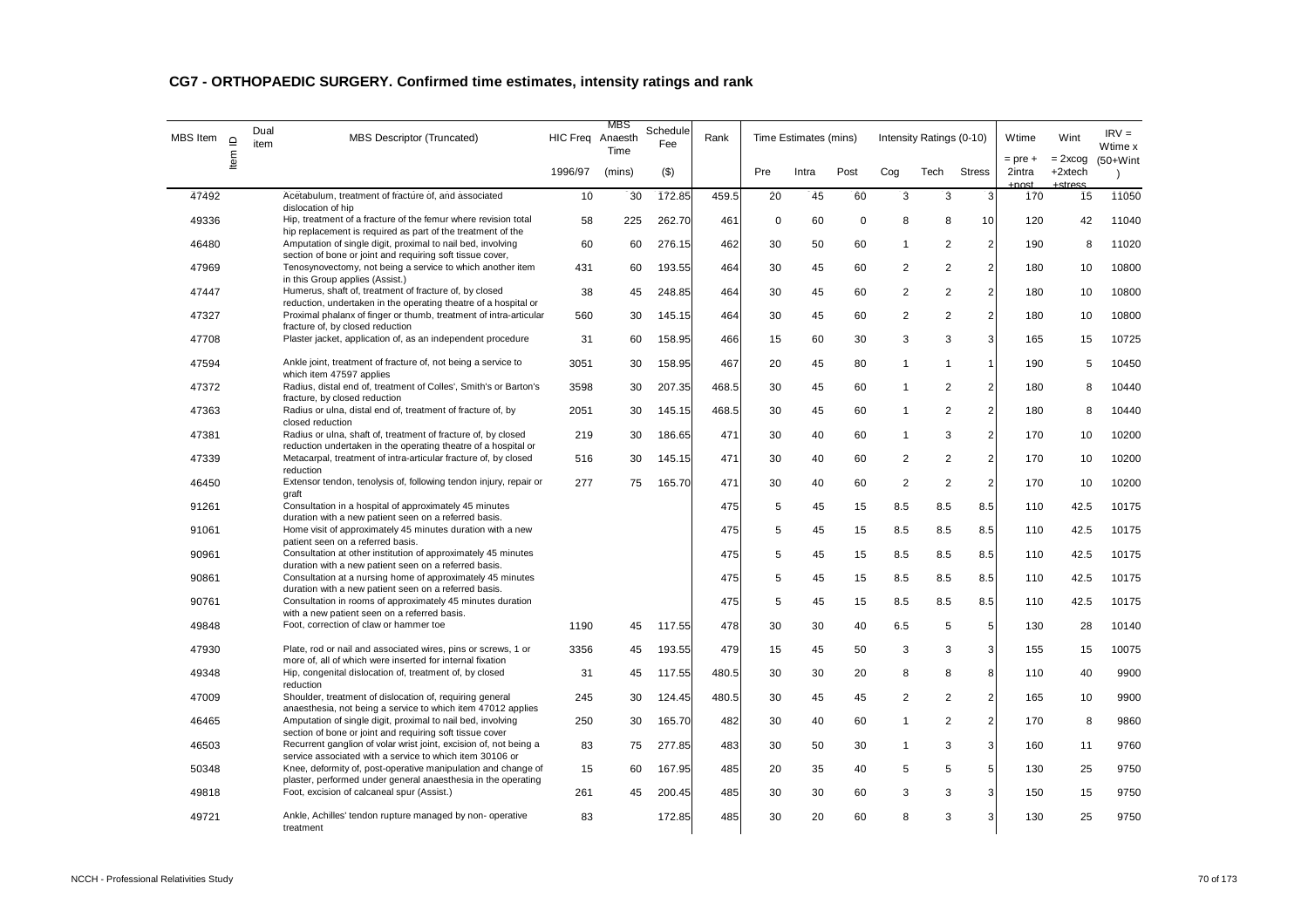## CG7 - ORTHOPAEDIC SURGERY. Confirmed time estimates, intensity ratings and rank

| MBS Item | Item ID | Dual item | MBS Descriptor (Truncated) | HIC Freq | MBS Anaesth Time | Schedule Fee | Rank | Time Estimates (mins) | | | Intensity Ratings (0-10) | | | Wtime | Wint | IRV = Wtime x |
|---|---|---|---|---|---|---|---|---|---|---|---|---|---|---|---|---|
| | | | | 1996/97 | (mins) | ($) | | Pre | Intra | Post | Cog | Tech | Stress | = pre + 2intra +post | = 2xcog +2xtech +stress | (50+Wint ) |
| 47492 | | | Acetabulum, treatment of fracture of, and associated dislocation of hip | 10 | 30 | 172.85 | 459.5 | 20 | 45 | 60 | 3 | 3 | 3 | 170 | 15 | 11050 |
| 49336 | | | Hip, treatment of a fracture of the femur where revision total hip replacement is required as part of the treatment of the | 58 | 225 | 262.70 | 461 | 0 | 60 | 0 | 8 | 8 | 10 | 120 | 42 | 11040 |
| 46480 | | | Amputation of single digit, proximal to nail bed, involving section of bone or joint and requiring soft tissue cover, | 60 | 60 | 276.15 | 462 | 30 | 50 | 60 | 1 | 2 | 2 | 190 | 8 | 11020 |
| 47969 | | | Tenosynovectomy, not being a service to which another item in this Group applies (Assist.) | 431 | 60 | 193.55 | 464 | 30 | 45 | 60 | 2 | 2 | 2 | 180 | 10 | 10800 |
| 47447 | | | Humerus, shaft of, treatment of fracture of, by closed reduction, undertaken in the operating theatre of a hospital or | 38 | 45 | 248.85 | 464 | 30 | 45 | 60 | 2 | 2 | 2 | 180 | 10 | 10800 |
| 47327 | | | Proximal phalanx of finger or thumb, treatment of intra-articular fracture of, by closed reduction | 560 | 30 | 145.15 | 464 | 30 | 45 | 60 | 2 | 2 | 2 | 180 | 10 | 10800 |
| 47708 | | | Plaster jacket, application of, as an independent procedure | 31 | 60 | 158.95 | 466 | 15 | 60 | 30 | 3 | 3 | 3 | 165 | 15 | 10725 |
| 47594 | | | Ankle joint, treatment of fracture of, not being a service to which item 47597 applies | 3051 | 30 | 158.95 | 467 | 20 | 45 | 80 | 1 | 1 | 1 | 190 | 5 | 10450 |
| 47372 | | | Radius, distal end of, treatment of Colles', Smith's or Barton's fracture, by closed reduction | 3598 | 30 | 207.35 | 468.5 | 30 | 45 | 60 | 1 | 2 | 2 | 180 | 8 | 10440 |
| 47363 | | | Radius or ulna, distal end of, treatment of fracture of, by closed reduction | 2051 | 30 | 145.15 | 468.5 | 30 | 45 | 60 | 1 | 2 | 2 | 180 | 8 | 10440 |
| 47381 | | | Radius or ulna, shaft of, treatment of fracture of, by closed reduction undertaken in the operating theatre of a hospital or | 219 | 30 | 186.65 | 471 | 30 | 40 | 60 | 1 | 3 | 2 | 170 | 10 | 10200 |
| 47339 | | | Metacarpal, treatment of intra-articular fracture of, by closed reduction | 516 | 30 | 145.15 | 471 | 30 | 40 | 60 | 2 | 2 | 2 | 170 | 10 | 10200 |
| 46450 | | | Extensor tendon, tenolysis of, following tendon injury, repair or graft | 277 | 75 | 165.70 | 471 | 30 | 40 | 60 | 2 | 2 | 2 | 170 | 10 | 10200 |
| 91261 | | | Consultation in a hospital of approximately 45 minutes duration with a new patient seen on a referred basis. | | | | 475 | 5 | 45 | 15 | 8.5 | 8.5 | 8.5 | 110 | 42.5 | 10175 |
| 91061 | | | Home visit of approximately 45 minutes duration with a new patient seen on a referred basis. | | | | 475 | 5 | 45 | 15 | 8.5 | 8.5 | 8.5 | 110 | 42.5 | 10175 |
| 90961 | | | Consultation at other institution of approximately 45 minutes duration with a new patient seen on a referred basis. | | | | 475 | 5 | 45 | 15 | 8.5 | 8.5 | 8.5 | 110 | 42.5 | 10175 |
| 90861 | | | Consultation at a nursing home of approximately 45 minutes duration with a new patient seen on a referred basis. | | | | 475 | 5 | 45 | 15 | 8.5 | 8.5 | 8.5 | 110 | 42.5 | 10175 |
| 90761 | | | Consultation in rooms of approximately 45 minutes duration with a new patient seen on a referred basis. | | | | 475 | 5 | 45 | 15 | 8.5 | 8.5 | 8.5 | 110 | 42.5 | 10175 |
| 49848 | | | Foot, correction of claw or hammer toe | 1190 | 45 | 117.55 | 478 | 30 | 30 | 40 | 6.5 | 5 | 5 | 130 | 28 | 10140 |
| 47930 | | | Plate, rod or nail and associated wires, pins or screws, 1 or more of, all of which were inserted for internal fixation | 3356 | 45 | 193.55 | 479 | 15 | 45 | 50 | 3 | 3 | 3 | 155 | 15 | 10075 |
| 49348 | | | Hip, congenital dislocation of, treatment of, by closed reduction | 31 | 45 | 117.55 | 480.5 | 30 | 30 | 20 | 8 | 8 | 8 | 110 | 40 | 9900 |
| 47009 | | | Shoulder, treatment of dislocation of, requiring general anaesthesia, not being a service to which item 47012 applies | 245 | 30 | 124.45 | 480.5 | 30 | 45 | 45 | 2 | 2 | 2 | 165 | 10 | 9900 |
| 46465 | | | Amputation of single digit, proximal to nail bed, involving section of bone or joint and requiring soft tissue cover | 250 | 30 | 165.70 | 482 | 30 | 40 | 60 | 1 | 2 | 2 | 170 | 8 | 9860 |
| 46503 | | | Recurrent ganglion of volar wrist joint, excision of, not being a service associated with a service to which item 30106 or | 83 | 75 | 277.85 | 483 | 30 | 50 | 30 | 1 | 3 | 3 | 160 | 11 | 9760 |
| 50348 | | | Knee, deformity of, post-operative manipulation and change of plaster, performed under general anaesthesia in the operating | 15 | 60 | 167.95 | 485 | 20 | 35 | 40 | 5 | 5 | 5 | 130 | 25 | 9750 |
| 49818 | | | Foot, excision of calcaneal spur (Assist.) | 261 | 45 | 200.45 | 485 | 30 | 30 | 60 | 3 | 3 | 3 | 150 | 15 | 9750 |
| 49721 | | | Ankle, Achilles' tendon rupture managed by non- operative treatment | 83 | | 172.85 | 485 | 30 | 20 | 60 | 8 | 3 | 3 | 130 | 25 | 9750 |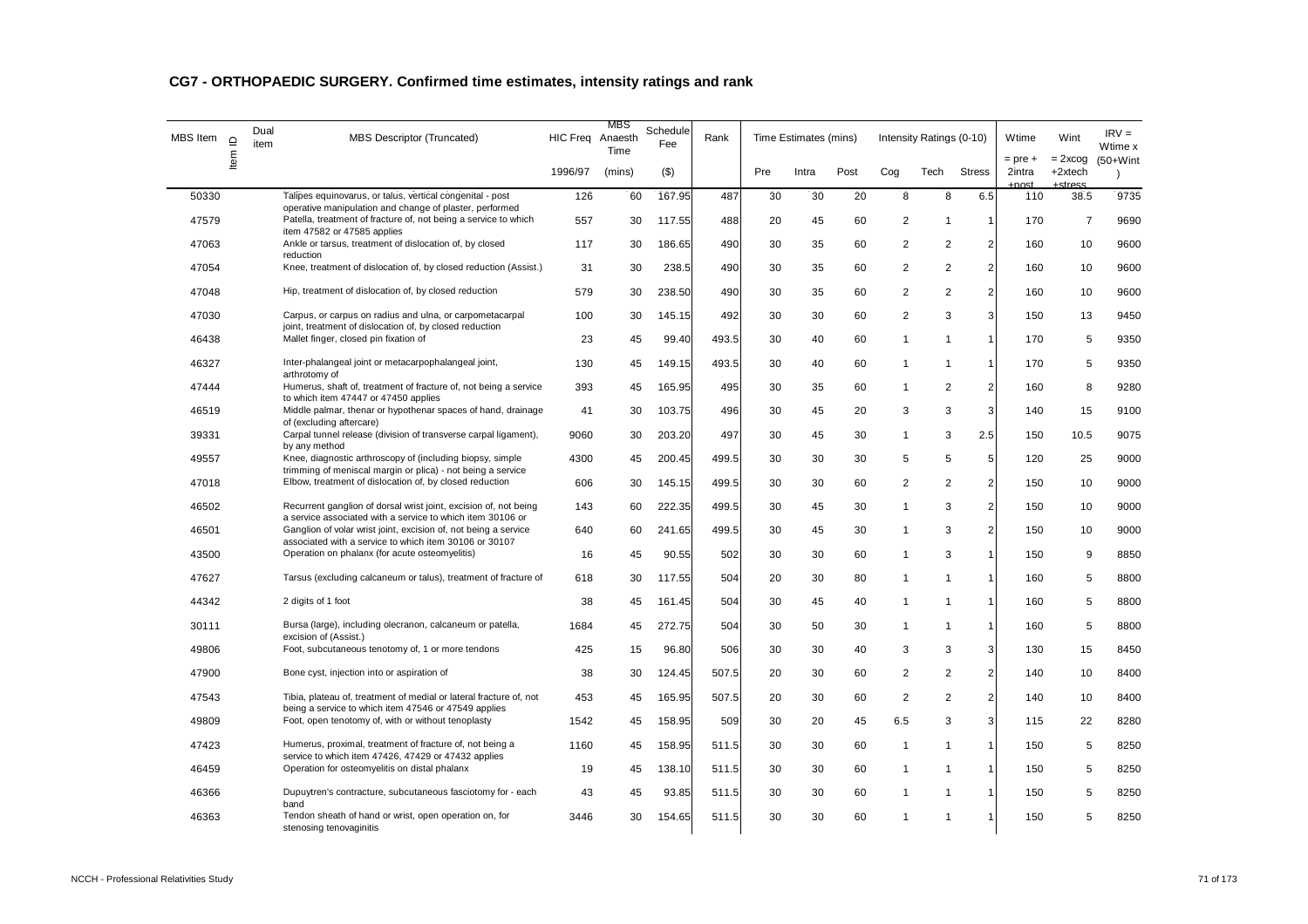## CG7 - ORTHOPAEDIC SURGERY. Confirmed time estimates, intensity ratings and rank

| MBS Item | Item ID | Dual item | MBS Descriptor (Truncated) | HIC Freq | MBS Anaesth Time | Schedule Fee | Rank | Time Estimates (mins) | | | Intensity Ratings (0-10) | | | Wtime | Wint | IRV = Wtime x |
|---|---|---|---|---|---|---|---|---|---|---|---|---|---|---|---|---|
| | | | | 1996/97 | (mins) | ($) | | Pre | Intra | Post | Cog | Tech | Stress | = pre + 2intra +post | = 2xcog +2xtech +stress | (50+Wint ) |
| 50330 | | | Talipes equinovarus, or talus, vertical congenital - post operative manipulation and change of plaster, performed | 126 | 60 | 167.95 | 487 | 30 | 30 | 20 | 8 | 8 | 6.5 | 110 | 38.5 | 9735 |
| 47579 | | | Patella, treatment of fracture of, not being a service to which item 47582 or 47585 applies | 557 | 30 | 117.55 | 488 | 20 | 45 | 60 | 2 | 1 | 1 | 170 | 7 | 9690 |
| 47063 | | | Ankle or tarsus, treatment of dislocation of, by closed reduction | 117 | 30 | 186.65 | 490 | 30 | 35 | 60 | 2 | 2 | 2 | 160 | 10 | 9600 |
| 47054 | | | Knee, treatment of dislocation of, by closed reduction (Assist.) | 31 | 30 | 238.5 | 490 | 30 | 35 | 60 | 2 | 2 | 2 | 160 | 10 | 9600 |
| 47048 | | | Hip, treatment of dislocation of, by closed reduction | 579 | 30 | 238.50 | 490 | 30 | 35 | 60 | 2 | 2 | 2 | 160 | 10 | 9600 |
| 47030 | | | Carpus, or carpus on radius and ulna, or carpometacarpal joint, treatment of dislocation of, by closed reduction | 100 | 30 | 145.15 | 492 | 30 | 30 | 60 | 2 | 3 | 3 | 150 | 13 | 9450 |
| 46438 | | | Mallet finger, closed pin fixation of | 23 | 45 | 99.40 | 493.5 | 30 | 40 | 60 | 1 | 1 | 1 | 170 | 5 | 9350 |
| 46327 | | | Inter-phalangeal joint or metacarpophalangeal joint, arthrotomy of | 130 | 45 | 149.15 | 493.5 | 30 | 40 | 60 | 1 | 1 | 1 | 170 | 5 | 9350 |
| 47444 | | | Humerus, shaft of, treatment of fracture of, not being a service to which item 47447 or 47450 applies | 393 | 45 | 165.95 | 495 | 30 | 35 | 60 | 1 | 2 | 2 | 160 | 8 | 9280 |
| 46519 | | | Middle palmar, thenar or hypothenar spaces of hand, drainage of (excluding aftercare) | 41 | 30 | 103.75 | 496 | 30 | 45 | 20 | 3 | 3 | 3 | 140 | 15 | 9100 |
| 39331 | | | Carpal tunnel release (division of transverse carpal ligament), by any method | 9060 | 30 | 203.20 | 497 | 30 | 45 | 30 | 1 | 3 | 2.5 | 150 | 10.5 | 9075 |
| 49557 | | | Knee, diagnostic arthroscopy of (including biopsy, simple trimming of meniscal margin or plica) - not being a service | 4300 | 45 | 200.45 | 499.5 | 30 | 30 | 30 | 5 | 5 | 5 | 120 | 25 | 9000 |
| 47018 | | | Elbow, treatment of dislocation of, by closed reduction | 606 | 30 | 145.15 | 499.5 | 30 | 30 | 60 | 2 | 2 | 2 | 150 | 10 | 9000 |
| 46502 | | | Recurrent ganglion of dorsal wrist joint, excision of, not being a service associated with a service to which item 30106 or | 143 | 60 | 222.35 | 499.5 | 30 | 45 | 30 | 1 | 3 | 2 | 150 | 10 | 9000 |
| 46501 | | | Ganglion of volar wrist joint, excision of, not being a service associated with a service to which item 30106 or 30107 | 640 | 60 | 241.65 | 499.5 | 30 | 45 | 30 | 1 | 3 | 2 | 150 | 10 | 9000 |
| 43500 | | | Operation on phalanx (for acute osteomyelitis) | 16 | 45 | 90.55 | 502 | 30 | 30 | 60 | 1 | 3 | 1 | 150 | 9 | 8850 |
| 47627 | | | Tarsus (excluding calcaneum or talus), treatment of fracture of | 618 | 30 | 117.55 | 504 | 20 | 30 | 80 | 1 | 1 | 1 | 160 | 5 | 8800 |
| 44342 | | | 2 digits of 1 foot | 38 | 45 | 161.45 | 504 | 30 | 45 | 40 | 1 | 1 | 1 | 160 | 5 | 8800 |
| 30111 | | | Bursa (large), including olecranon, calcaneum or patella, excision of (Assist.) | 1684 | 45 | 272.75 | 504 | 30 | 50 | 30 | 1 | 1 | 1 | 160 | 5 | 8800 |
| 49806 | | | Foot, subcutaneous tenotomy of, 1 or more tendons | 425 | 15 | 96.80 | 506 | 30 | 30 | 40 | 3 | 3 | 3 | 130 | 15 | 8450 |
| 47900 | | | Bone cyst, injection into or aspiration of | 38 | 30 | 124.45 | 507.5 | 20 | 30 | 60 | 2 | 2 | 2 | 140 | 10 | 8400 |
| 47543 | | | Tibia, plateau of, treatment of medial or lateral fracture of, not being a service to which item 47546 or 47549 applies | 453 | 45 | 165.95 | 507.5 | 20 | 30 | 60 | 2 | 2 | 2 | 140 | 10 | 8400 |
| 49809 | | | Foot, open tenotomy of, with or without tenoplasty | 1542 | 45 | 158.95 | 509 | 30 | 20 | 45 | 6.5 | 3 | 3 | 115 | 22 | 8280 |
| 47423 | | | Humerus, proximal, treatment of fracture of, not being a service to which item 47426, 47429 or 47432 applies | 1160 | 45 | 158.95 | 511.5 | 30 | 30 | 60 | 1 | 1 | 1 | 150 | 5 | 8250 |
| 46459 | | | Operation for osteomyelitis on distal phalanx | 19 | 45 | 138.10 | 511.5 | 30 | 30 | 60 | 1 | 1 | 1 | 150 | 5 | 8250 |
| 46366 | | | Dupuytren's contracture, subcutaneous fasciotomy for - each band | 43 | 45 | 93.85 | 511.5 | 30 | 30 | 60 | 1 | 1 | 1 | 150 | 5 | 8250 |
| 46363 | | | Tendon sheath of hand or wrist, open operation on, for stenosing tenovaginitis | 3446 | 30 | 154.65 | 511.5 | 30 | 30 | 60 | 1 | 1 | 1 | 150 | 5 | 8250 |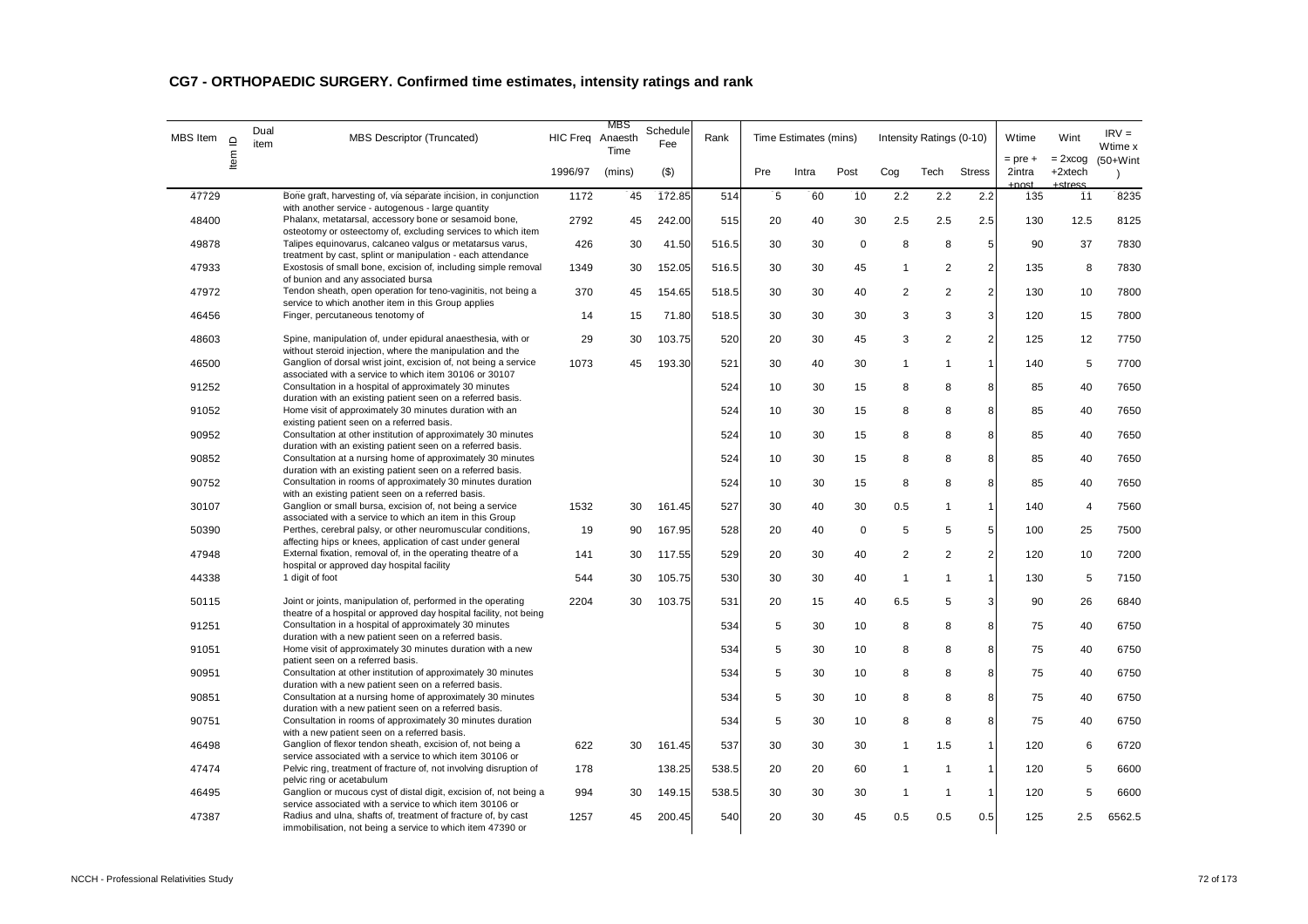## CG7 - ORTHOPAEDIC SURGERY. Confirmed time estimates, intensity ratings and rank

| MBS Item | Item ID | Dual item | MBS Descriptor (Truncated) | HIC Freq | MBS Anaesth Time | Schedule Fee | Rank | Time Estimates (mins) | | | Intensity Ratings (0-10) | | | Wtime | Wint | IRV = Wtime x (50+Wint) |
|---|---|---|---|---|---|---|---|---|---|---|---|---|---|---|---|---|
| | | | | 1996/97 | (mins) | ($) | | Pre | Intra | Post | Cog | Tech | Stress | = pre + 2intra +post | = 2xcog +2xtech +stress | |
| 47729 | | | Bone graft, harvesting of, via separate incision, in conjunction with another service - autogenous - large quantity | 1172 | 45 | 172.85 | 514 | 5 | 60 | 10 | 2.2 | 2.2 | 2.2 | 135 | 11 | 8235 |
| 48400 | | | Phalanx, metatarsal, accessory bone or sesamoid bone, osteotomy or osteectomy of, excluding services to which item | 2792 | 45 | 242.00 | 515 | 20 | 40 | 30 | 2.5 | 2.5 | 2.5 | 130 | 12.5 | 8125 |
| 49878 | | | Talipes equinovarus, calcaneo valgus or metatarsus varus, treatment by cast, splint or manipulation - each attendance | 426 | 30 | 41.50 | 516.5 | 30 | 30 | 0 | 8 | 8 | 5 | 90 | 37 | 7830 |
| 47933 | | | Exostosis of small bone, excision of, including simple removal of bunion and any associated bursa | 1349 | 30 | 152.05 | 516.5 | 30 | 30 | 45 | 1 | 2 | 2 | 135 | 8 | 7830 |
| 47972 | | | Tendon sheath, open operation for teno-vaginitis, not being a service to which another item in this Group applies | 370 | 45 | 154.65 | 518.5 | 30 | 30 | 40 | 2 | 2 | 2 | 130 | 10 | 7800 |
| 46456 | | | Finger, percutaneous tenotomy of | 14 | 15 | 71.80 | 518.5 | 30 | 30 | 30 | 3 | 3 | 3 | 120 | 15 | 7800 |
| 48603 | | | Spine, manipulation of, under epidural anaesthesia, with or without steroid injection, where the manipulation and the | 29 | 30 | 103.75 | 520 | 20 | 30 | 45 | 3 | 2 | 2 | 125 | 12 | 7750 |
| 46500 | | | Ganglion of dorsal wrist joint, excision of, not being a service associated with a service to which item 30106 or 30107 | 1073 | 45 | 193.30 | 521 | 30 | 40 | 30 | 1 | 1 | 1 | 140 | 5 | 7700 |
| 91252 | | | Consultation in a hospital of approximately 30 minutes duration with an existing patient seen on a referred basis. | | | | 524 | 10 | 30 | 15 | 8 | 8 | 8 | 85 | 40 | 7650 |
| 91052 | | | Home visit of approximately 30 minutes duration with an existing patient seen on a referred basis. | | | | 524 | 10 | 30 | 15 | 8 | 8 | 8 | 85 | 40 | 7650 |
| 90952 | | | Consultation at other institution of approximately 30 minutes duration with an existing patient seen on a referred basis. | | | | 524 | 10 | 30 | 15 | 8 | 8 | 8 | 85 | 40 | 7650 |
| 90852 | | | Consultation at a nursing home of approximately 30 minutes duration with an existing patient seen on a referred basis. | | | | 524 | 10 | 30 | 15 | 8 | 8 | 8 | 85 | 40 | 7650 |
| 90752 | | | Consultation in rooms of approximately 30 minutes duration with an existing patient seen on a referred basis. | | | | 524 | 10 | 30 | 15 | 8 | 8 | 8 | 85 | 40 | 7650 |
| 30107 | | | Ganglion or small bursa, excision of, not being a service associated with a service to which an item in this Group | 1532 | 30 | 161.45 | 527 | 30 | 40 | 30 | 0.5 | 1 | 1 | 140 | 4 | 7560 |
| 50390 | | | Perthes, cerebral palsy, or other neuromuscular conditions, affecting hips or knees, application of cast under general | 19 | 90 | 167.95 | 528 | 20 | 40 | 0 | 5 | 5 | 5 | 100 | 25 | 7500 |
| 47948 | | | External fixation, removal of, in the operating theatre of a hospital or approved day hospital facility | 141 | 30 | 117.55 | 529 | 20 | 30 | 40 | 2 | 2 | 2 | 120 | 10 | 7200 |
| 44338 | | | 1 digit of foot | 544 | 30 | 105.75 | 530 | 30 | 30 | 40 | 1 | 1 | 1 | 130 | 5 | 7150 |
| 50115 | | | Joint or joints, manipulation of, performed in the operating theatre of a hospital or approved day hospital facility, not being | 2204 | 30 | 103.75 | 531 | 20 | 15 | 40 | 6.5 | 5 | 3 | 90 | 26 | 6840 |
| 91251 | | | Consultation in a hospital of approximately 30 minutes duration with a new patient seen on a referred basis. | | | | 534 | 5 | 30 | 10 | 8 | 8 | 8 | 75 | 40 | 6750 |
| 91051 | | | Home visit of approximately 30 minutes duration with a new patient seen on a referred basis. | | | | 534 | 5 | 30 | 10 | 8 | 8 | 8 | 75 | 40 | 6750 |
| 90951 | | | Consultation at other institution of approximately 30 minutes duration with a new patient seen on a referred basis. | | | | 534 | 5 | 30 | 10 | 8 | 8 | 8 | 75 | 40 | 6750 |
| 90851 | | | Consultation at a nursing home of approximately 30 minutes duration with a new patient seen on a referred basis. | | | | 534 | 5 | 30 | 10 | 8 | 8 | 8 | 75 | 40 | 6750 |
| 90751 | | | Consultation in rooms of approximately 30 minutes duration with a new patient seen on a referred basis. | | | | 534 | 5 | 30 | 10 | 8 | 8 | 8 | 75 | 40 | 6750 |
| 46498 | | | Ganglion of flexor tendon sheath, excision of, not being a service associated with a service to which item 30106 or | 622 | 30 | 161.45 | 537 | 30 | 30 | 30 | 1 | 1.5 | 1 | 120 | 6 | 6720 |
| 47474 | | | Pelvic ring, treatment of fracture of, not involving disruption of pelvic ring or acetabulum | 178 | | 138.25 | 538.5 | 20 | 20 | 60 | 1 | 1 | 1 | 120 | 5 | 6600 |
| 46495 | | | Ganglion or mucous cyst of distal digit, excision of, not being a service associated with a service to which item 30106 or | 994 | 30 | 149.15 | 538.5 | 30 | 30 | 30 | 1 | 1 | 1 | 120 | 5 | 6600 |
| 47387 | | | Radius and ulna, shafts of, treatment of fracture of, by cast immobilisation, not being a service to which item 47390 or | 1257 | 45 | 200.45 | 540 | 20 | 30 | 45 | 0.5 | 0.5 | 0.5 | 125 | 2.5 | 6562.5 |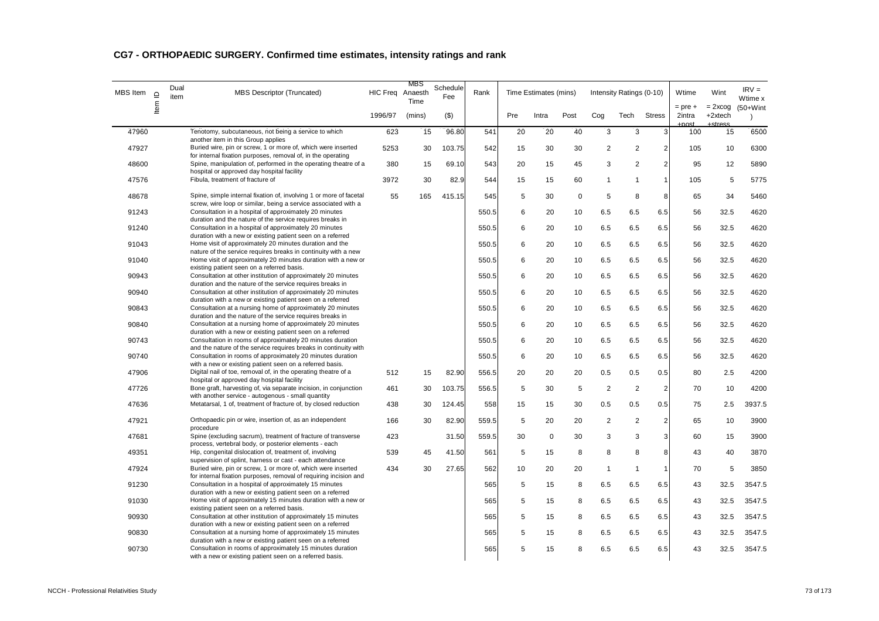## CG7 - ORTHOPAEDIC SURGERY. Confirmed time estimates, intensity ratings and rank

| MBS Item | Item ID | Dual item | MBS Descriptor (Truncated) | HIC Freq | MBS Anaesth Time | Schedule Fee | Rank | Time Estimates (mins) | | | Intensity Ratings (0-10) | | | Wtime | Wint | IRV = Wtime x |
|---|---|---|---|---|---|---|---|---|---|---|---|---|---|---|---|---|
| | | | | 1996/97 | (mins) | ($) | | Pre | Intra | Post | Cog | Tech | Stress | = pre + 2intra +post | = 2xcog +2xtech +stress | (50+Wint ) |
| 47960 | | | Tenotomy, subcutaneous, not being a service to which another item in this Group applies | 623 | 15 | 96.80 | 541 | 20 | 20 | 40 | 3 | 3 | 3 | 100 | 15 | 6500 |
| 47927 | | | Buried wire, pin or screw, 1 or more of, which were inserted for internal fixation purposes, removal of, in the operating | 5253 | 30 | 103.75 | 542 | 15 | 30 | 30 | 2 | 2 | 2 | 105 | 10 | 6300 |
| 48600 | | | Spine, manipulation of, performed in the operating theatre of a hospital or approved day hospital facility | 380 | 15 | 69.10 | 543 | 20 | 15 | 45 | 3 | 2 | 2 | 95 | 12 | 5890 |
| 47576 | | | Fibula, treatment of fracture of | 3972 | 30 | 82.9 | 544 | 15 | 15 | 60 | 1 | 1 | 1 | 105 | 5 | 5775 |
| 48678 | | | Spine, simple internal fixation of, involving 1 or more of facetal screw, wire loop or similar, being a service associated with a | 55 | 165 | 415.15 | 545 | 5 | 30 | 0 | 5 | 8 | 8 | 65 | 34 | 5460 |
| 91243 | | | Consultation in a hospital of approximately 20 minutes duration and the nature of the service requires breaks in | | | | 550.5 | 6 | 20 | 10 | 6.5 | 6.5 | 6.5 | 56 | 32.5 | 4620 |
| 91240 | | | Consultation in a hospital of approximately 20 minutes duration with a new or existing patient seen on a referred | | | | 550.5 | 6 | 20 | 10 | 6.5 | 6.5 | 6.5 | 56 | 32.5 | 4620 |
| 91043 | | | Home visit of approximately 20 minutes duration and the nature of the service requires breaks in continuity with a new | | | | 550.5 | 6 | 20 | 10 | 6.5 | 6.5 | 6.5 | 56 | 32.5 | 4620 |
| 91040 | | | Home visit of approximately 20 minutes duration with a new or existing patient seen on a referred basis. | | | | 550.5 | 6 | 20 | 10 | 6.5 | 6.5 | 6.5 | 56 | 32.5 | 4620 |
| 90943 | | | Consultation at other institution of approximately 20 minutes duration and the nature of the service requires breaks in | | | | 550.5 | 6 | 20 | 10 | 6.5 | 6.5 | 6.5 | 56 | 32.5 | 4620 |
| 90940 | | | Consultation at other institution of approximately 20 minutes duration with a new or existing patient seen on a referred | | | | 550.5 | 6 | 20 | 10 | 6.5 | 6.5 | 6.5 | 56 | 32.5 | 4620 |
| 90843 | | | Consultation at a nursing home of approximately 20 minutes duration and the nature of the service requires breaks in | | | | 550.5 | 6 | 20 | 10 | 6.5 | 6.5 | 6.5 | 56 | 32.5 | 4620 |
| 90840 | | | Consultation at a nursing home of approximately 20 minutes duration with a new or existing patient seen on a referred | | | | 550.5 | 6 | 20 | 10 | 6.5 | 6.5 | 6.5 | 56 | 32.5 | 4620 |
| 90743 | | | Consultation in rooms of approximately 20 minutes duration and the nature of the service requires breaks in continuity with | | | | 550.5 | 6 | 20 | 10 | 6.5 | 6.5 | 6.5 | 56 | 32.5 | 4620 |
| 90740 | | | Consultation in rooms of approximately 20 minutes duration with a new or existing patient seen on a referred basis. | | | | 550.5 | 6 | 20 | 10 | 6.5 | 6.5 | 6.5 | 56 | 32.5 | 4620 |
| 47906 | | | Digital nail of toe, removal of, in the operating theatre of a hospital or approved day hospital facility | 512 | 15 | 82.90 | 556.5 | 20 | 20 | 20 | 0.5 | 0.5 | 0.5 | 80 | 2.5 | 4200 |
| 47726 | | | Bone graft, harvesting of, via separate incision, in conjunction with another service - autogenous - small quantity | 461 | 30 | 103.75 | 556.5 | 5 | 30 | 5 | 2 | 2 | 2 | 70 | 10 | 4200 |
| 47636 | | | Metatarsal, 1 of, treatment of fracture of, by closed reduction | 438 | 30 | 124.45 | 558 | 15 | 15 | 30 | 0.5 | 0.5 | 0.5 | 75 | 2.5 | 3937.5 |
| 47921 | | | Orthopaedic pin or wire, insertion of, as an independent procedure | 166 | 30 | 82.90 | 559.5 | 5 | 20 | 20 | 2 | 2 | 2 | 65 | 10 | 3900 |
| 47681 | | | Spine (excluding sacrum), treatment of fracture of transverse process, vertebral body, or posterior elements - each | 423 | | 31.50 | 559.5 | 30 | 0 | 30 | 3 | 3 | 3 | 60 | 15 | 3900 |
| 49351 | | | Hip, congenital dislocation of, treatment of, involving supervision of splint, harness or cast - each attendance | 539 | 45 | 41.50 | 561 | 5 | 15 | 8 | 8 | 8 | 8 | 43 | 40 | 3870 |
| 47924 | | | Buried wire, pin or screw, 1 or more of, which were inserted for internal fixation purposes, removal of requiring incision and | 434 | 30 | 27.65 | 562 | 10 | 20 | 20 | 1 | 1 | 1 | 70 | 5 | 3850 |
| 91230 | | | Consultation in a hospital of approximately 15 minutes duration with a new or existing patient seen on a referred | | | | 565 | 5 | 15 | 8 | 6.5 | 6.5 | 6.5 | 43 | 32.5 | 3547.5 |
| 91030 | | | Home visit of approximately 15 minutes duration with a new or existing patient seen on a referred basis. | | | | 565 | 5 | 15 | 8 | 6.5 | 6.5 | 6.5 | 43 | 32.5 | 3547.5 |
| 90930 | | | Consultation at other institution of approximately 15 minutes duration with a new or existing patient seen on a referred | | | | 565 | 5 | 15 | 8 | 6.5 | 6.5 | 6.5 | 43 | 32.5 | 3547.5 |
| 90830 | | | Consultation at a nursing home of approximately 15 minutes duration with a new or existing patient seen on a referred | | | | 565 | 5 | 15 | 8 | 6.5 | 6.5 | 6.5 | 43 | 32.5 | 3547.5 |
| 90730 | | | Consultation in rooms of approximately 15 minutes duration with a new or existing patient seen on a referred basis. | | | | 565 | 5 | 15 | 8 | 6.5 | 6.5 | 6.5 | 43 | 32.5 | 3547.5 |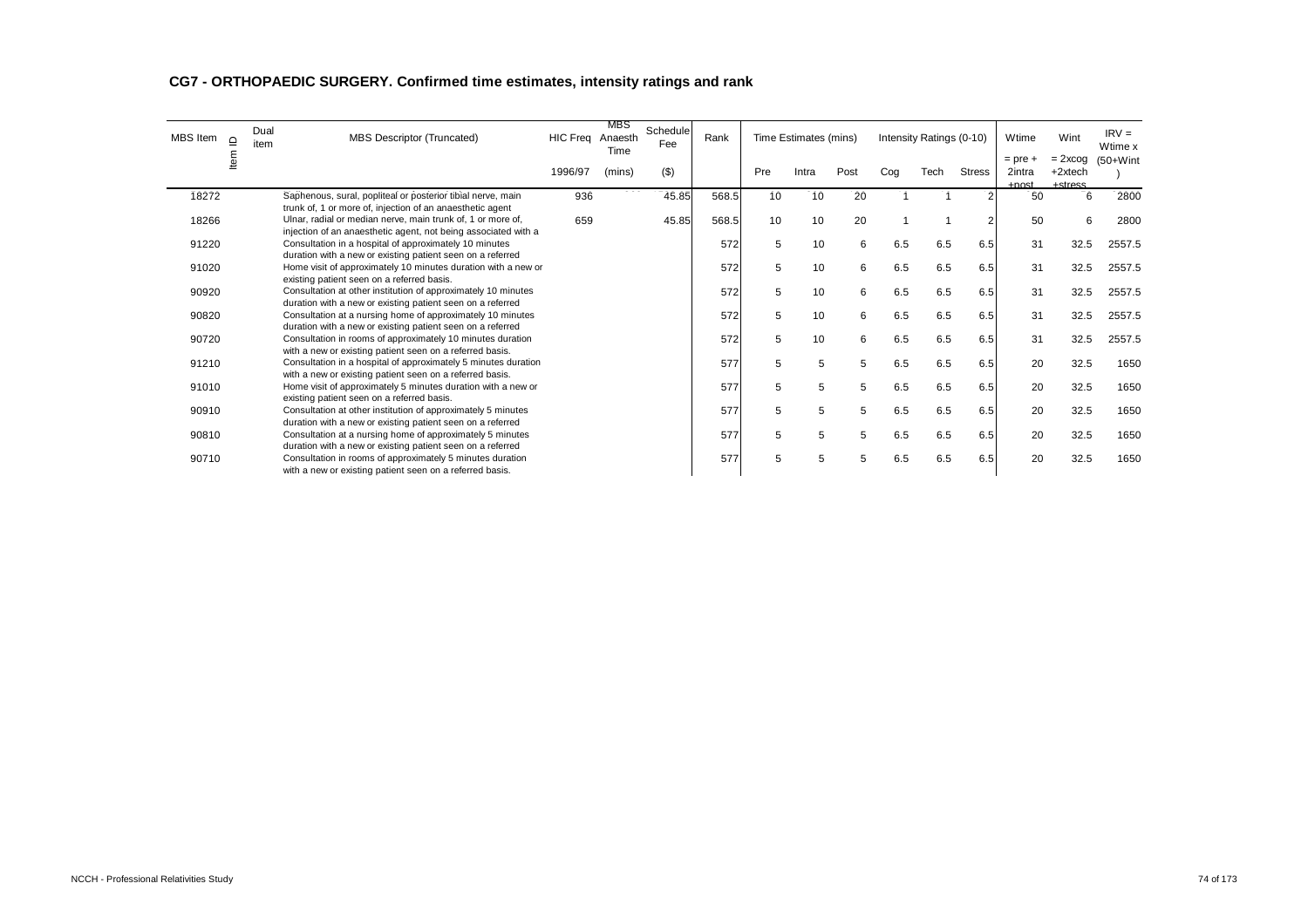## CG7 - ORTHOPAEDIC SURGERY. Confirmed time estimates, intensity ratings and rank

| MBS Item | Item ID | Dual item | MBS Descriptor (Truncated) | HIC Freq 1996/97 | MBS Anaesth Time (mins) | Schedule Fee ($) | Rank | Time Estimates (mins) Pre | Intra | Post | Intensity Ratings (0-10) Cog | Tech | Stress | Wtime = pre + 2intra +post | Wint = 2xcog +2xtech +stress | IRV = Wtime x (50+Wint ) |
|---|---|---|---|---|---|---|---|---|---|---|---|---|---|---|---|---|
| 18272 | | | Saphenous, sural, popliteal or posterior tibial nerve, main trunk of, 1 or more of, injection of an anaesthetic agent | 936 | | 45.85 | 568.5 | 10 | 10 | 20 | 1 | 1 | 2 | 50 | 6 | 2800 |
| 18266 | | | Ulnar, radial or median nerve, main trunk of, 1 or more of, injection of an anaesthetic agent, not being associated with a | 659 | | 45.85 | 568.5 | 10 | 10 | 20 | 1 | 1 | 2 | 50 | 6 | 2800 |
| 91220 | | | Consultation in a hospital of approximately 10 minutes duration with a new or existing patient seen on a referred | | | | 572 | 5 | 10 | 6 | 6.5 | 6.5 | 6.5 | 31 | 32.5 | 2557.5 |
| 91020 | | | Home visit of approximately 10 minutes duration with a new or existing patient seen on a referred basis. | | | | 572 | 5 | 10 | 6 | 6.5 | 6.5 | 6.5 | 31 | 32.5 | 2557.5 |
| 90920 | | | Consultation at other institution of approximately 10 minutes duration with a new or existing patient seen on a referred | | | | 572 | 5 | 10 | 6 | 6.5 | 6.5 | 6.5 | 31 | 32.5 | 2557.5 |
| 90820 | | | Consultation at a nursing home of approximately 10 minutes duration with a new or existing patient seen on a referred | | | | 572 | 5 | 10 | 6 | 6.5 | 6.5 | 6.5 | 31 | 32.5 | 2557.5 |
| 90720 | | | Consultation in rooms of approximately 10 minutes duration with a new or existing patient seen on a referred basis. | | | | 572 | 5 | 10 | 6 | 6.5 | 6.5 | 6.5 | 31 | 32.5 | 2557.5 |
| 91210 | | | Consultation in a hospital of approximately 5 minutes duration with a new or existing patient seen on a referred basis. | | | | 577 | 5 | 5 | 5 | 6.5 | 6.5 | 6.5 | 20 | 32.5 | 1650 |
| 91010 | | | Home visit of approximately 5 minutes duration with a new or existing patient seen on a referred basis. | | | | 577 | 5 | 5 | 5 | 6.5 | 6.5 | 6.5 | 20 | 32.5 | 1650 |
| 90910 | | | Consultation at other institution of approximately 5 minutes duration with a new or existing patient seen on a referred | | | | 577 | 5 | 5 | 5 | 6.5 | 6.5 | 6.5 | 20 | 32.5 | 1650 |
| 90810 | | | Consultation at a nursing home of approximately 5 minutes duration with a new or existing patient seen on a referred | | | | 577 | 5 | 5 | 5 | 6.5 | 6.5 | 6.5 | 20 | 32.5 | 1650 |
| 90710 | | | Consultation in rooms of approximately 5 minutes duration with a new or existing patient seen on a referred basis. | | | | 577 | 5 | 5 | 5 | 6.5 | 6.5 | 6.5 | 20 | 32.5 | 1650 |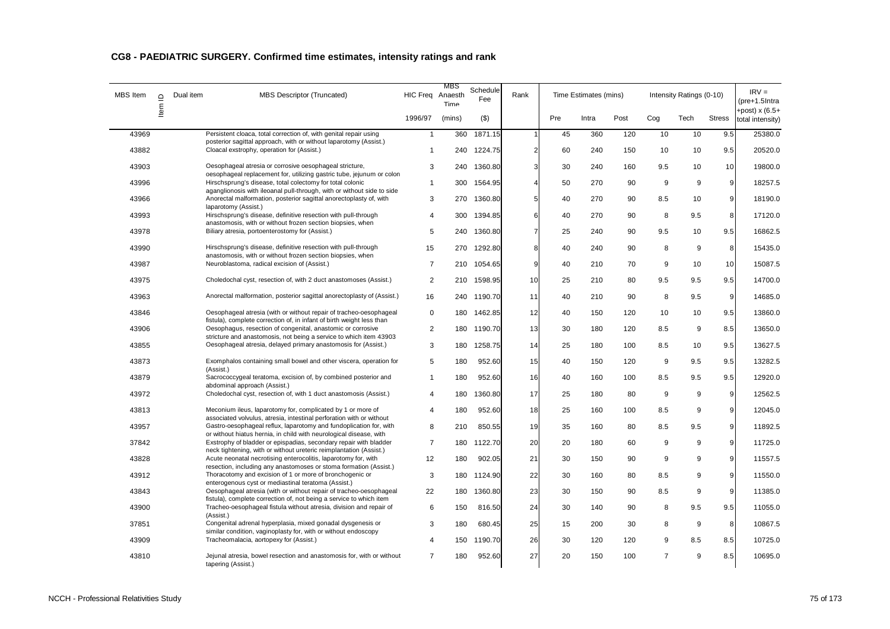## CG8 - PAEDIATRIC SURGERY. Confirmed time estimates, intensity ratings and rank

| MBS Item | Item ID | Dual item | MBS Descriptor (Truncated) | HIC Freq | MBS Anaesth Time | Schedule Fee | Rank | Time Estimates (mins) | | | Intensity Ratings (0-10) | | | IRV = (pre+1.5Intra +post) x (6.5+ total intensity) |
|---|---|---|---|---|---|---|---|---|---|---|---|---|---|---|
| | | | | 1996/97 | (mins) | ($) | | Pre | Intra | Post | Cog | Tech | Stress | |
| 43969 | | | Persistent cloaca, total correction of, with genital repair using posterior sagittal approach, with or without laparotomy (Assist.) | 1 | 360 | 1871.15 | 1 | 45 | 360 | 120 | 10 | 10 | 9.5 | 25380.0 |
| 43882 | | | Cloacal exstrophy, operation for (Assist.) | 1 | 240 | 1224.75 | 2 | 60 | 240 | 150 | 10 | 10 | 9.5 | 20520.0 |
| 43903 | | | Oesophageal atresia or corrosive oesophageal stricture, oesophageal replacement for, utilizing gastric tube, jejunum or colon | 3 | 240 | 1360.80 | 3 | 30 | 240 | 160 | 9.5 | 10 | 10 | 19800.0 |
| 43996 | | | Hirschsprung's disease, total colectomy for total colonic aganglionosis with ileoanal pull-through, with or without side to side | 1 | 300 | 1564.95 | 4 | 50 | 270 | 90 | 9 | 9 | 9 | 18257.5 |
| 43966 | | | Anorectal malformation, posterior sagittal anorectoplasty of, with laparotomy (Assist.) | 3 | 270 | 1360.80 | 5 | 40 | 270 | 90 | 8.5 | 10 | 9 | 18190.0 |
| 43993 | | | Hirschsprung's disease, definitive resection with pull-through anastomosis, with or without frozen section biopsies, when | 4 | 300 | 1394.85 | 6 | 40 | 270 | 90 | 8 | 9.5 | 8 | 17120.0 |
| 43978 | | | Biliary atresia, portoenterostomy for (Assist.) | 5 | 240 | 1360.80 | 7 | 25 | 240 | 90 | 9.5 | 10 | 9.5 | 16862.5 |
| 43990 | | | Hirschsprung's disease, definitive resection with pull-through anastomosis, with or without frozen section biopsies, when | 15 | 270 | 1292.80 | 8 | 40 | 240 | 90 | 8 | 9 | 8 | 15435.0 |
| 43987 | | | Neuroblastoma, radical excision of (Assist.) | 7 | 210 | 1054.65 | 9 | 40 | 210 | 70 | 9 | 10 | 10 | 15087.5 |
| 43975 | | | Choledochal cyst, resection of, with 2 duct anastomoses (Assist.) | 2 | 210 | 1598.95 | 10 | 25 | 210 | 80 | 9.5 | 9.5 | 9.5 | 14700.0 |
| 43963 | | | Anorectal malformation, posterior sagittal anorectoplasty of (Assist.) | 16 | 240 | 1190.70 | 11 | 40 | 210 | 90 | 8 | 9.5 | 9 | 14685.0 |
| 43846 | | | Oesophageal atresia (with or without repair of tracheo-oesophageal fistula), complete correction of, in infant of birth weight less than | 0 | 180 | 1462.85 | 12 | 40 | 150 | 120 | 10 | 10 | 9.5 | 13860.0 |
| 43906 | | | Oesophagus, resection of congenital, anastomic or corrosive stricture and anastomosis, not being a service to which item 43903 | 2 | 180 | 1190.70 | 13 | 30 | 180 | 120 | 8.5 | 9 | 8.5 | 13650.0 |
| 43855 | | | Oesophageal atresia, delayed primary anastomosis for (Assist.) | 3 | 180 | 1258.75 | 14 | 25 | 180 | 100 | 8.5 | 10 | 9.5 | 13627.5 |
| 43873 | | | Exomphalos containing small bowel and other viscera, operation for (Assist.) | 5 | 180 | 952.60 | 15 | 40 | 150 | 120 | 9 | 9.5 | 9.5 | 13282.5 |
| 43879 | | | Sacrococcygeal teratoma, excision of, by combined posterior and abdominal approach (Assist.) | 1 | 180 | 952.60 | 16 | 40 | 160 | 100 | 8.5 | 9.5 | 9.5 | 12920.0 |
| 43972 | | | Choledochal cyst, resection of, with 1 duct anastomosis (Assist.) | 4 | 180 | 1360.80 | 17 | 25 | 180 | 80 | 9 | 9 | 9 | 12562.5 |
| 43813 | | | Meconium ileus, laparotomy for, complicated by 1 or more of associated volvulus, atresia, intestinal perforation with or without | 4 | 180 | 952.60 | 18 | 25 | 160 | 100 | 8.5 | 9 | 9 | 12045.0 |
| 43957 | | | Gastro-oesophageal reflux, laparotomy and fundoplication for, with or without hiatus hernia, in child with neurological disease, with | 8 | 210 | 850.55 | 19 | 35 | 160 | 80 | 8.5 | 9.5 | 9 | 11892.5 |
| 37842 | | | Exstrophy of bladder or epispadias, secondary repair with bladder neck tightening, with or without ureteric reimplantation (Assist.) | 7 | 180 | 1122.70 | 20 | 20 | 180 | 60 | 9 | 9 | 9 | 11725.0 |
| 43828 | | | Acute neonatal necrotising enterocolitis, laparotomy for, with resection, including any anastomoses or stoma formation (Assist.) | 12 | 180 | 902.05 | 21 | 30 | 150 | 90 | 9 | 9 | 9 | 11557.5 |
| 43912 | | | Thoracotomy and excision of 1 or more of bronchogenic or enterogenous cyst or mediastinal teratoma (Assist.) | 3 | 180 | 1124.90 | 22 | 30 | 160 | 80 | 8.5 | 9 | 9 | 11550.0 |
| 43843 | | | Oesophageal atresia (with or without repair of tracheo-oesophageal fistula), complete correction of, not being a service to which item | 22 | 180 | 1360.80 | 23 | 30 | 150 | 90 | 8.5 | 9 | 9 | 11385.0 |
| 43900 | | | Tracheo-oesophageal fistula without atresia, division and repair of (Assist.) | 6 | 150 | 816.50 | 24 | 30 | 140 | 90 | 8 | 9.5 | 9.5 | 11055.0 |
| 37851 | | | Congenital adrenal hyperplasia, mixed gonadal dysgenesis or similar condition, vaginoplasty for, with or without endoscopy | 3 | 180 | 680.45 | 25 | 15 | 200 | 30 | 8 | 9 | 8 | 10867.5 |
| 43909 | | | Tracheomalacia, aortopexy for (Assist.) | 4 | 150 | 1190.70 | 26 | 30 | 120 | 120 | 9 | 8.5 | 8.5 | 10725.0 |
| 43810 | | | Jejunal atresia, bowel resection and anastomosis for, with or without tapering (Assist.) | 7 | 180 | 952.60 | 27 | 20 | 150 | 100 | 7 | 9 | 8.5 | 10695.0 |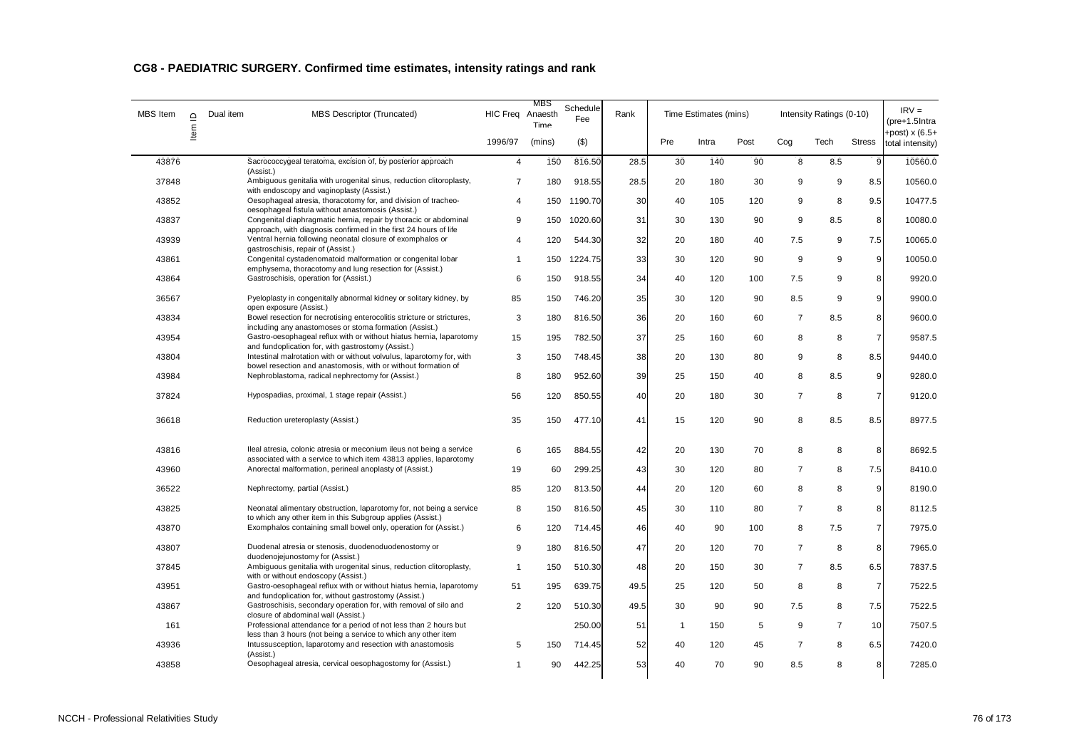## CG8 - PAEDIATRIC SURGERY. Confirmed time estimates, intensity ratings and rank

| MBS Item | Item ID | Dual item | MBS Descriptor (Truncated) | HIC Freq | MBS Anaesth Time | Schedule Fee | Rank | Time Estimates (mins) | | | Intensity Ratings (0-10) | | | IRV = (pre+1.5Intra +post) x (6.5+ total intensity) |
|---|---|---|---|---|---|---|---|---|---|---|---|---|---|---|
| | | | | 1996/97 | (mins) | ($) | | Pre | Intra | Post | Cog | Tech | Stress | |
| 43876 | | | Sacrococcygeal teratoma, excision of, by posterior approach (Assist.) | 4 | 150 | 816.50 | 28.5 | 30 | 140 | 90 | 8 | 8.5 | 9 | 10560.0 |
| 37848 | | | Ambiguous genitalia with urogenital sinus, reduction clitoroplasty, with endoscopy and vaginoplasty (Assist.) | 7 | 180 | 918.55 | 28.5 | 20 | 180 | 30 | 9 | 9 | 8.5 | 10560.0 |
| 43852 | | | Oesophageal atresia, thoracotomy for, and division of tracheo-oesophageal fistula without anastomosis (Assist.) | 4 | 150 | 1190.70 | 30 | 40 | 105 | 120 | 9 | 8 | 9.5 | 10477.5 |
| 43837 | | | Congenital diaphragmatic hernia, repair by thoracic or abdominal approach, with diagnosis confirmed in the first 24 hours of life | 9 | 150 | 1020.60 | 31 | 30 | 130 | 90 | 9 | 8.5 | 8 | 10080.0 |
| 43939 | | | Ventral hernia following neonatal closure of exomphalos or gastroschisis, repair of (Assist.) | 4 | 120 | 544.30 | 32 | 20 | 180 | 40 | 7.5 | 9 | 7.5 | 10065.0 |
| 43861 | | | Congenital cystadenomatoid malformation or congenital lobar emphysema, thoracotomy and lung resection for (Assist.) | 1 | 150 | 1224.75 | 33 | 30 | 120 | 90 | 9 | 9 | 9 | 10050.0 |
| 43864 | | | Gastroschisis, operation for (Assist.) | 6 | 150 | 918.55 | 34 | 40 | 120 | 100 | 7.5 | 9 | 8 | 9920.0 |
| 36567 | | | Pyeloplasty in congenitally abnormal kidney or solitary kidney, by open exposure (Assist.) | 85 | 150 | 746.20 | 35 | 30 | 120 | 90 | 8.5 | 9 | 9 | 9900.0 |
| 43834 | | | Bowel resection for necrotising enterocolitis stricture or strictures, including any anastomoses or stoma formation (Assist.) | 3 | 180 | 816.50 | 36 | 20 | 160 | 60 | 7 | 8.5 | 8 | 9600.0 |
| 43954 | | | Gastro-oesophageal reflux with or without hiatus hernia, laparotomy and fundoplication for, with gastrostomy (Assist.) | 15 | 195 | 782.50 | 37 | 25 | 160 | 60 | 8 | 8 | 7 | 9587.5 |
| 43804 | | | Intestinal malrotation with or without volvulus, laparotomy for, with bowel resection and anastomosis, with or without formation of | 3 | 150 | 748.45 | 38 | 20 | 130 | 80 | 9 | 8 | 8.5 | 9440.0 |
| 43984 | | | Nephroblastoma, radical nephrectomy for (Assist.) | 8 | 180 | 952.60 | 39 | 25 | 150 | 40 | 8 | 8.5 | 9 | 9280.0 |
| 37824 | | | Hypospadias, proximal, 1 stage repair (Assist.) | 56 | 120 | 850.55 | 40 | 20 | 180 | 30 | 7 | 8 | 7 | 9120.0 |
| 36618 | | | Reduction ureteroplasty (Assist.) | 35 | 150 | 477.10 | 41 | 15 | 120 | 90 | 8 | 8.5 | 8.5 | 8977.5 |
| 43816 | | | Ileal atresia, colonic atresia or meconium ileus not being a service associated with a service to which item 43813 applies, laparotomy | 6 | 165 | 884.55 | 42 | 20 | 130 | 70 | 8 | 8 | 8 | 8692.5 |
| 43960 | | | Anorectal malformation, perineal anoplasty of (Assist.) | 19 | 60 | 299.25 | 43 | 30 | 120 | 80 | 7 | 8 | 7.5 | 8410.0 |
| 36522 | | | Nephrectomy, partial (Assist.) | 85 | 120 | 813.50 | 44 | 20 | 120 | 60 | 8 | 8 | 9 | 8190.0 |
| 43825 | | | Neonatal alimentary obstruction, laparotomy for, not being a service to which any other item in this Subgroup applies (Assist.) | 8 | 150 | 816.50 | 45 | 30 | 110 | 80 | 7 | 8 | 8 | 8112.5 |
| 43870 | | | Exomphalos containing small bowel only, operation for (Assist.) | 6 | 120 | 714.45 | 46 | 40 | 90 | 100 | 8 | 7.5 | 7 | 7975.0 |
| 43807 | | | Duodenal atresia or stenosis, duodenoduodenostomy or duodenojejunostomy for (Assist.) | 9 | 180 | 816.50 | 47 | 20 | 120 | 70 | 7 | 8 | 8 | 7965.0 |
| 37845 | | | Ambiguous genitalia with urogenital sinus, reduction clitoroplasty, with or without endoscopy (Assist.) | 1 | 150 | 510.30 | 48 | 20 | 150 | 30 | 7 | 8.5 | 6.5 | 7837.5 |
| 43951 | | | Gastro-oesophageal reflux with or without hiatus hernia, laparotomy and fundoplication for, without gastrostomy (Assist.) | 51 | 195 | 639.75 | 49.5 | 25 | 120 | 50 | 8 | 8 | 7 | 7522.5 |
| 43867 | | | Gastroschisis, secondary operation for, with removal of silo and closure of abdominal wall (Assist.) | 2 | 120 | 510.30 | 49.5 | 30 | 90 | 90 | 7.5 | 8 | 7.5 | 7522.5 |
| 161 | | | Professional attendance for a period of not less than 2 hours but less than 3 hours (not being a service to which any other item | | | 250.00 | 51 | 1 | 150 | 5 | 9 | 7 | 10 | 7507.5 |
| 43936 | | | Intussusception, laparotomy and resection with anastomosis (Assist.) | 5 | 150 | 714.45 | 52 | 40 | 120 | 45 | 7 | 8 | 6.5 | 7420.0 |
| 43858 | | | Oesophageal atresia, cervical oesophagostomy for (Assist.) | 1 | 90 | 442.25 | 53 | 40 | 70 | 90 | 8.5 | 8 | 8 | 7285.0 |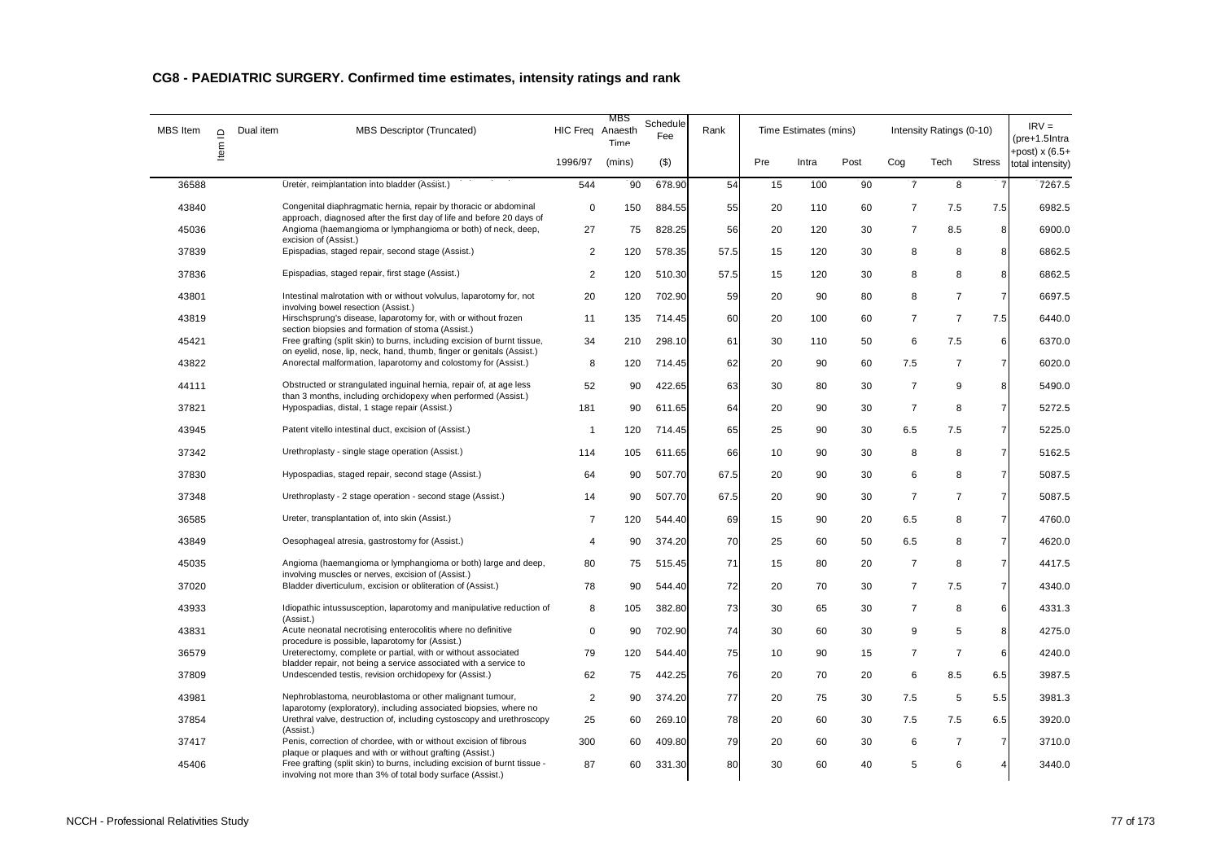## CG8 - PAEDIATRIC SURGERY. Confirmed time estimates, intensity ratings and rank

| MBS Item | Item ID | Dual item | MBS Descriptor (Truncated) | HIC Freq | MBS Anaesth Time | Schedule Fee | Rank | Time Estimates (mins) | | | Intensity Ratings (0-10) | | | IRV = (pre+1.5Intra +post) x (6.5+ total intensity) |
|---|---|---|---|---|---|---|---|---|---|---|---|---|---|---|
| | | | | 1996/97 | (mins) | ($) | | Pre | Intra | Post | Cog | Tech | Stress | |
| 36588 | | | Ureter, reimplantation into bladder (Assist.) | 544 | 90 | 678.90 | 54 | 15 | 100 | 90 | 7 | 8 | 7 | 7267.5 |
| 43840 | | | Congenital diaphragmatic hernia, repair by thoracic or abdominal approach, diagnosed after the first day of life and before 20 days of | 0 | 150 | 884.55 | 55 | 20 | 110 | 60 | 7 | 7.5 | 7.5 | 6982.5 |
| 45036 | | | Angioma (haemangioma or lymphangioma or both) of neck, deep, excision of (Assist.) | 27 | 75 | 828.25 | 56 | 20 | 120 | 30 | 7 | 8.5 | 8 | 6900.0 |
| 37839 | | | Epispadias, staged repair, second stage (Assist.) | 2 | 120 | 578.35 | 57.5 | 15 | 120 | 30 | 8 | 8 | 8 | 6862.5 |
| 37836 | | | Epispadias, staged repair, first stage (Assist.) | 2 | 120 | 510.30 | 57.5 | 15 | 120 | 30 | 8 | 8 | 8 | 6862.5 |
| 43801 | | | Intestinal malrotation with or without volvulus, laparotomy for, not involving bowel resection (Assist.) | 20 | 120 | 702.90 | 59 | 20 | 90 | 80 | 8 | 7 | 7 | 6697.5 |
| 43819 | | | Hirschsprung's disease, laparotomy for, with or without frozen section biopsies and formation of stoma (Assist.) | 11 | 135 | 714.45 | 60 | 20 | 100 | 60 | 7 | 7 | 7.5 | 6440.0 |
| 45421 | | | Free grafting (split skin) to burns, including excision of burnt tissue, on eyelid, nose, lip, neck, hand, thumb, finger or genitals (Assist.) | 34 | 210 | 298.10 | 61 | 30 | 110 | 50 | 6 | 7.5 | 6 | 6370.0 |
| 43822 | | | Anorectal malformation, laparotomy and colostomy for (Assist.) | 8 | 120 | 714.45 | 62 | 20 | 90 | 60 | 7.5 | 7 | 7 | 6020.0 |
| 44111 | | | Obstructed or strangulated inguinal hernia, repair of, at age less than 3 months, including orchidopexy when performed (Assist.) | 52 | 90 | 422.65 | 63 | 30 | 80 | 30 | 7 | 9 | 8 | 5490.0 |
| 37821 | | | Hypospadias, distal, 1 stage repair (Assist.) | 181 | 90 | 611.65 | 64 | 20 | 90 | 30 | 7 | 8 | 7 | 5272.5 |
| 43945 | | | Patent vitello intestinal duct, excision of (Assist.) | 1 | 120 | 714.45 | 65 | 25 | 90 | 30 | 6.5 | 7.5 | 7 | 5225.0 |
| 37342 | | | Urethroplasty - single stage operation (Assist.) | 114 | 105 | 611.65 | 66 | 10 | 90 | 30 | 8 | 8 | 7 | 5162.5 |
| 37830 | | | Hypospadias, staged repair, second stage (Assist.) | 64 | 90 | 507.70 | 67.5 | 20 | 90 | 30 | 6 | 8 | 7 | 5087.5 |
| 37348 | | | Urethroplasty - 2 stage operation - second stage (Assist.) | 14 | 90 | 507.70 | 67.5 | 20 | 90 | 30 | 7 | 7 | 7 | 5087.5 |
| 36585 | | | Ureter, transplantation of, into skin (Assist.) | 7 | 120 | 544.40 | 69 | 15 | 90 | 20 | 6.5 | 8 | 7 | 4760.0 |
| 43849 | | | Oesophageal atresia, gastrostomy for (Assist.) | 4 | 90 | 374.20 | 70 | 25 | 60 | 50 | 6.5 | 8 | 7 | 4620.0 |
| 45035 | | | Angioma (haemangioma or lymphangioma or both) large and deep, involving muscles or nerves, excision of (Assist.) | 80 | 75 | 515.45 | 71 | 15 | 80 | 20 | 7 | 8 | 7 | 4417.5 |
| 37020 | | | Bladder diverticulum, excision or obliteration of (Assist.) | 78 | 90 | 544.40 | 72 | 20 | 70 | 30 | 7 | 7.5 | 7 | 4340.0 |
| 43933 | | | Idiopathic intussusception, laparotomy and manipulative reduction of (Assist.) | 8 | 105 | 382.80 | 73 | 30 | 65 | 30 | 7 | 8 | 6 | 4331.3 |
| 43831 | | | Acute neonatal necrotising enterocolitis where no definitive procedure is possible, laparotomy for (Assist.) | 0 | 90 | 702.90 | 74 | 30 | 60 | 30 | 9 | 5 | 8 | 4275.0 |
| 36579 | | | Ureterectomy, complete or partial, with or without associated bladder repair, not being a service associated with a service to | 79 | 120 | 544.40 | 75 | 10 | 90 | 15 | 7 | 7 | 6 | 4240.0 |
| 37809 | | | Undescended testis, revision orchidopexy for (Assist.) | 62 | 75 | 442.25 | 76 | 20 | 70 | 20 | 6 | 8.5 | 6.5 | 3987.5 |
| 43981 | | | Nephroblastoma, neuroblastoma or other malignant tumour, laparotomy (exploratory), including associated biopsies, where no | 2 | 90 | 374.20 | 77 | 20 | 75 | 30 | 7.5 | 5 | 5.5 | 3981.3 |
| 37854 | | | Urethral valve, destruction of, including cystoscopy and urethroscopy (Assist.) | 25 | 60 | 269.10 | 78 | 20 | 60 | 30 | 7.5 | 7.5 | 6.5 | 3920.0 |
| 37417 | | | Penis, correction of chordee, with or without excision of fibrous plaque or plaques and with or without grafting (Assist.) | 300 | 60 | 409.80 | 79 | 20 | 60 | 30 | 6 | 7 | 7 | 3710.0 |
| 45406 | | | Free grafting (split skin) to burns, including excision of burnt tissue - involving not more than 3% of total body surface (Assist.) | 87 | 60 | 331.30 | 80 | 30 | 60 | 40 | 5 | 6 | 4 | 3440.0 |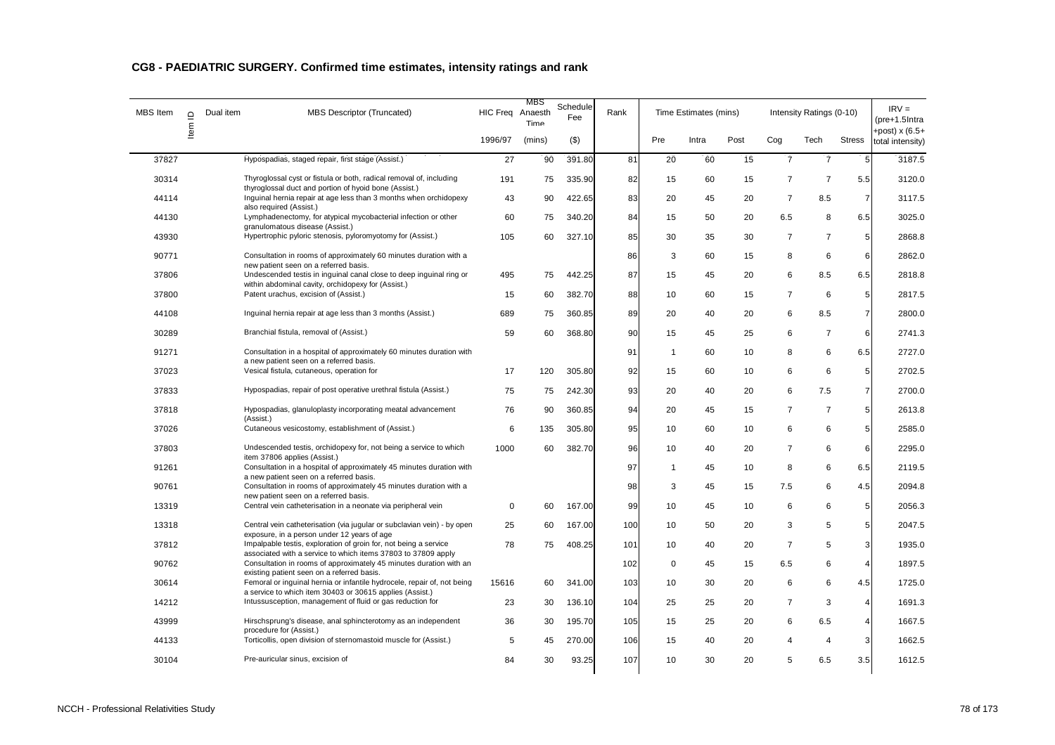## CG8 - PAEDIATRIC SURGERY. Confirmed time estimates, intensity ratings and rank

| MBS Item | Item ID | Dual item | MBS Descriptor (Truncated) | HIC Freq | MBS Anaesth Time | Schedule Fee | Rank | Time Estimates (mins) | | | Intensity Ratings (0-10) | | | IRV = (pre+1.5Intra +post) x (6.5+ total intensity) |
|---|---|---|---|---|---|---|---|---|---|---|---|---|---|---|
| | | | | 1996/97 | (mins) | ($) | | Pre | Intra | Post | Cog | Tech | Stress | |
| 37827 | | | Hypospadias, staged repair, first stage (Assist.) | 27 | 90 | 391.80 | 81 | 20 | 60 | 15 | 7 | 7 | 5 | 3187.5 |
| 30314 | | | Thyroglossal cyst or fistula or both, radical removal of, including thyroglossal duct and portion of hyoid bone (Assist.) | 191 | 75 | 335.90 | 82 | 15 | 60 | 15 | 7 | 7 | 5.5 | 3120.0 |
| 44114 | | | Inguinal hernia repair at age less than 3 months when orchidopexy also required (Assist.) | 43 | 90 | 422.65 | 83 | 20 | 45 | 20 | 7 | 8.5 | 7 | 3117.5 |
| 44130 | | | Lymphadenectomy, for atypical mycobacterial infection or other granulomatous disease (Assist.) | 60 | 75 | 340.20 | 84 | 15 | 50 | 20 | 6.5 | 8 | 6.5 | 3025.0 |
| 43930 | | | Hypertrophic pyloric stenosis, pyloromyotomy for (Assist.) | 105 | 60 | 327.10 | 85 | 30 | 35 | 30 | 7 | 7 | 5 | 2868.8 |
| 90771 | | | Consultation in rooms of approximately 60 minutes duration with a new patient seen on a referred basis. | | | | 86 | 3 | 60 | 15 | 8 | 6 | 6 | 2862.0 |
| 37806 | | | Undescended testis in inguinal canal close to deep inguinal ring or within abdominal cavity, orchidopexy for (Assist.) | 495 | 75 | 442.25 | 87 | 15 | 45 | 20 | 6 | 8.5 | 6.5 | 2818.8 |
| 37800 | | | Patent urachus, excision of (Assist.) | 15 | 60 | 382.70 | 88 | 10 | 60 | 15 | 7 | 6 | 5 | 2817.5 |
| 44108 | | | Inguinal hernia repair at age less than 3 months (Assist.) | 689 | 75 | 360.85 | 89 | 20 | 40 | 20 | 6 | 8.5 | 7 | 2800.0 |
| 30289 | | | Branchial fistula, removal of (Assist.) | 59 | 60 | 368.80 | 90 | 15 | 45 | 25 | 6 | 7 | 6 | 2741.3 |
| 91271 | | | Consultation in a hospital of approximately 60 minutes duration with a new patient seen on a referred basis. | | | | 91 | 1 | 60 | 10 | 8 | 6 | 6.5 | 2727.0 |
| 37023 | | | Vesical fistula, cutaneous, operation for | 17 | 120 | 305.80 | 92 | 15 | 60 | 10 | 6 | 6 | 5 | 2702.5 |
| 37833 | | | Hypospadias, repair of post operative urethral fistula (Assist.) | 75 | 75 | 242.30 | 93 | 20 | 40 | 20 | 6 | 7.5 | 7 | 2700.0 |
| 37818 | | | Hypospadias, glanuloplasty incorporating meatal advancement (Assist.) | 76 | 90 | 360.85 | 94 | 20 | 45 | 15 | 7 | 7 | 5 | 2613.8 |
| 37026 | | | Cutaneous vesicostomy, establishment of (Assist.) | 6 | 135 | 305.80 | 95 | 10 | 60 | 10 | 6 | 6 | 5 | 2585.0 |
| 37803 | | | Undescended testis, orchidopexy for, not being a service to which item 37806 applies (Assist.) | 1000 | 60 | 382.70 | 96 | 10 | 40 | 20 | 7 | 6 | 6 | 2295.0 |
| 91261 | | | Consultation in a hospital of approximately 45 minutes duration with a new patient seen on a referred basis. | | | | 97 | 1 | 45 | 10 | 8 | 6 | 6.5 | 2119.5 |
| 90761 | | | Consultation in rooms of approximately 45 minutes duration with a new patient seen on a referred basis. | | | | 98 | 3 | 45 | 15 | 7.5 | 6 | 4.5 | 2094.8 |
| 13319 | | | Central vein catheterisation in a neonate via peripheral vein | 0 | 60 | 167.00 | 99 | 10 | 45 | 10 | 6 | 6 | 5 | 2056.3 |
| 13318 | | | Central vein catheterisation (via jugular or subclavian vein) - by open exposure, in a person under 12 years of age | 25 | 60 | 167.00 | 100 | 10 | 50 | 20 | 3 | 5 | 5 | 2047.5 |
| 37812 | | | Impalpable testis, exploration of groin for, not being a service associated with a service to which items 37803 to 37809 apply | 78 | 75 | 408.25 | 101 | 10 | 40 | 20 | 7 | 5 | 3 | 1935.0 |
| 90762 | | | Consultation in rooms of approximately 45 minutes duration with an existing patient seen on a referred basis. | | | | 102 | 0 | 45 | 15 | 6.5 | 6 | 4 | 1897.5 |
| 30614 | | | Femoral or inguinal hernia or infantile hydrocele, repair of, not being a service to which item 30403 or 30615 applies (Assist.) | 15616 | 60 | 341.00 | 103 | 10 | 30 | 20 | 6 | 6 | 4.5 | 1725.0 |
| 14212 | | | Intussusception, management of fluid or gas reduction for | 23 | 30 | 136.10 | 104 | 25 | 25 | 20 | 7 | 3 | 4 | 1691.3 |
| 43999 | | | Hirschsprung's disease, anal sphincterotomy as an independent procedure for (Assist.) | 36 | 30 | 195.70 | 105 | 15 | 25 | 20 | 6 | 6.5 | 4 | 1667.5 |
| 44133 | | | Torticollis, open division of sternomastoid muscle for (Assist.) | 5 | 45 | 270.00 | 106 | 15 | 40 | 20 | 4 | 4 | 3 | 1662.5 |
| 30104 | | | Pre-auricular sinus, excision of | 84 | 30 | 93.25 | 107 | 10 | 30 | 20 | 5 | 6.5 | 3.5 | 1612.5 |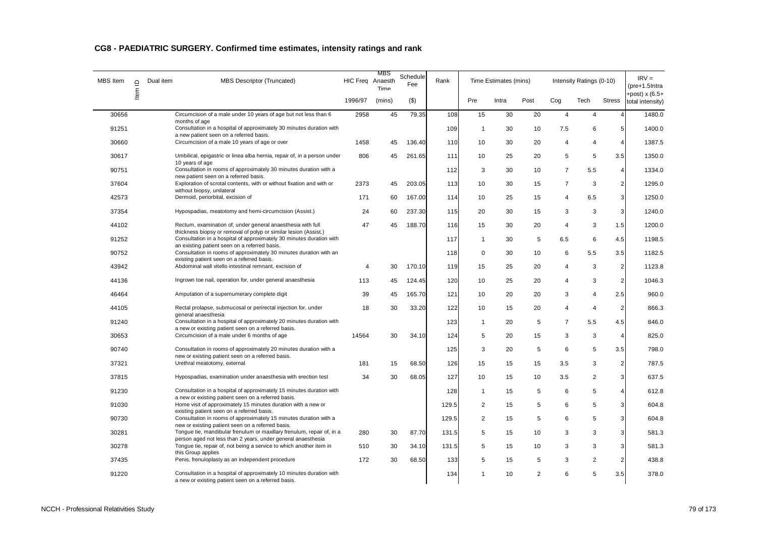## CG8 - PAEDIATRIC SURGERY. Confirmed time estimates, intensity ratings and rank

| MBS Item | Item ID | Dual item | MBS Descriptor (Truncated) | HIC Freq | MBS Anaesth Time | Schedule Fee | Rank | Time Estimates (mins) | | | Intensity Ratings (0-10) | | | IRV = (pre+1.5Intra +post) x (6.5+ total intensity) |
|---|---|---|---|---|---|---|---|---|---|---|---|---|---|---|
| | | | | 1996/97 | (mins) | ($) | | Pre | Intra | Post | Cog | Tech | Stress | |
| 30656 | | | Circumcision of a male under 10 years of age but not less than 6 months of age | 2958 | 45 | 79.35 | 108 | 15 | 30 | 20 | 4 | 4 | 4 | 1480.0 |
| 91251 | | | Consultation in a hospital of approximately 30 minutes duration with a new patient seen on a referred basis. | | | | 109 | 1 | 30 | 10 | 7.5 | 6 | 5 | 1400.0 |
| 30660 | | | Circumcision of a male 10 years of age or over | 1458 | 45 | 136.40 | 110 | 10 | 30 | 20 | 4 | 4 | 4 | 1387.5 |
| 30617 | | | Umbilical, epigastric or linea alba hernia, repair of, in a person under 10 years of age | 806 | 45 | 261.65 | 111 | 10 | 25 | 20 | 5 | 5 | 3.5 | 1350.0 |
| 90751 | | | Consultation in rooms of approximately 30 minutes duration with a new patient seen on a referred basis. | | | | 112 | 3 | 30 | 10 | 7 | 5.5 | 4 | 1334.0 |
| 37604 | | | Exploration of scrotal contents, with or without fixation and with or without biopsy, unilateral | 2373 | 45 | 203.05 | 113 | 10 | 30 | 15 | 7 | 3 | 2 | 1295.0 |
| 42573 | | | Dermoid, periorbital, excision of | 171 | 60 | 167.00 | 114 | 10 | 25 | 15 | 4 | 6.5 | 3 | 1250.0 |
| 37354 | | | Hypospadias, meatotomy and hemi-circumcision (Assist.) | 24 | 60 | 237.30 | 115 | 20 | 30 | 15 | 3 | 3 | 3 | 1240.0 |
| 44102 | | | Rectum, examination of, under general anaesthesia with full thickness biopsy or removal of polyp or similar lesion (Assist.) | 47 | 45 | 188.70 | 116 | 15 | 30 | 20 | 4 | 3 | 1.5 | 1200.0 |
| 91252 | | | Consultation in a hospital of approximately 30 minutes duration with an existing patient seen on a referred basis. | | | | 117 | 1 | 30 | 5 | 6.5 | 6 | 4.5 | 1198.5 |
| 90752 | | | Consultation in rooms of approximately 30 minutes duration with an existing patient seen on a referred basis. | | | | 118 | 0 | 30 | 10 | 6 | 5.5 | 3.5 | 1182.5 |
| 43942 | | | Abdominal wall vitello intestinal remnant, excision of | 4 | 30 | 170.10 | 119 | 15 | 25 | 20 | 4 | 3 | 2 | 1123.8 |
| 44136 | | | Ingrown toe nail, operation for, under general anaesthesia | 113 | 45 | 124.45 | 120 | 10 | 25 | 20 | 4 | 3 | 2 | 1046.3 |
| 46464 | | | Amputation of a supernumerary complete digit | 39 | 45 | 165.70 | 121 | 10 | 20 | 20 | 3 | 4 | 2.5 | 960.0 |
| 44105 | | | Rectal prolapse, submucosal or perirectal injection for, under general anaesthesia | 18 | 30 | 33.20 | 122 | 10 | 15 | 20 | 4 | 4 | 2 | 866.3 |
| 91240 | | | Consultation in a hospital of approximately 20 minutes duration with a new or existing patient seen on a referred basis. | | | | 123 | 1 | 20 | 5 | 7 | 5.5 | 4.5 | 846.0 |
| 30653 | | | Circumcision of a male under 6 months of age | 14564 | 30 | 34.10 | 124 | 5 | 20 | 15 | 3 | 3 | 4 | 825.0 |
| 90740 | | | Consultation in rooms of approximately 20 minutes duration with a new or existing patient seen on a referred basis. | | | | 125 | 3 | 20 | 5 | 6 | 5 | 3.5 | 798.0 |
| 37321 | | | Urethral meatotomy, external | 181 | 15 | 68.50 | 126 | 15 | 15 | 15 | 3.5 | 3 | 2 | 787.5 |
| 37815 | | | Hypospadias, examination under anaesthesia with erection test | 34 | 30 | 68.05 | 127 | 10 | 15 | 10 | 3.5 | 2 | 3 | 637.5 |
| 91230 | | | Consultation in a hospital of approximately 15 minutes duration with a new or existing patient seen on a referred basis. | | | | 128 | 1 | 15 | 5 | 6 | 5 | 4 | 612.8 |
| 91030 | | | Home visit of approximately 15 minutes duration with a new or existing patient seen on a referred basis. | | | | 129.5 | 2 | 15 | 5 | 6 | 5 | 3 | 604.8 |
| 90730 | | | Consultation in rooms of approximately 15 minutes duration with a new or existing patient seen on a referred basis. | | | | 129.5 | 2 | 15 | 5 | 6 | 5 | 3 | 604.8 |
| 30281 | | | Tongue tie, mandibular frenulum or maxillary frenulum, repair of, in a person aged not less than 2 years, under general anaesthesia | 280 | 30 | 87.70 | 131.5 | 5 | 15 | 10 | 3 | 3 | 3 | 581.3 |
| 30278 | | | Tongue tie, repair of, not being a service to which another item in this Group applies | 510 | 30 | 34.10 | 131.5 | 5 | 15 | 10 | 3 | 3 | 3 | 581.3 |
| 37435 | | | Penis, frenuloplasty as an independent procedure | 172 | 30 | 68.50 | 133 | 5 | 15 | 5 | 3 | 2 | 2 | 438.8 |
| 91220 | | | Consultation in a hospital of approximately 10 minutes duration with a new or existing patient seen on a referred basis. | | | | 134 | 1 | 10 | 2 | 6 | 5 | 3.5 | 378.0 |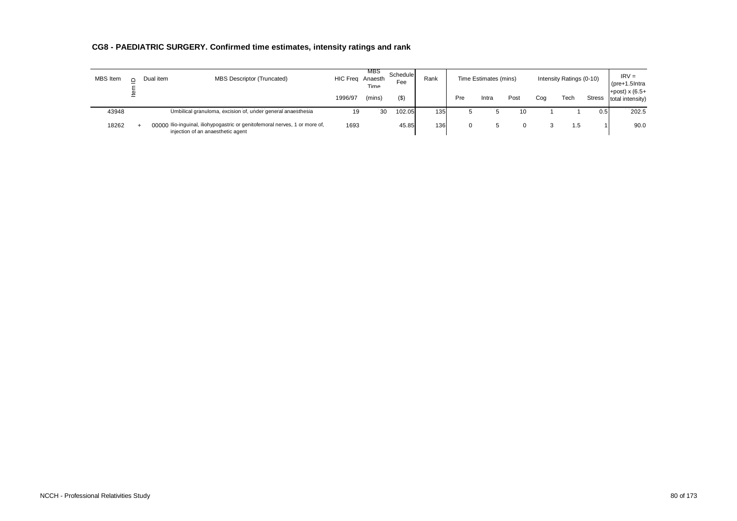## CG8 - PAEDIATRIC SURGERY. Confirmed time estimates, intensity ratings and rank

| MBS Item | Item ID | Dual item | MBS Descriptor (Truncated) | HIC Freq 1996/97 | MBS Anaesth Time (mins) | Schedule Fee ($) | Rank | Time Estimates (mins) Pre | Intra | Post | Intensity Ratings (0-10) Cog | Tech | Stress | IRV = (pre+1.5Intra +post) x (6.5+ total intensity) |
|---|---|---|---|---|---|---|---|---|---|---|---|---|---|---|
| 43948 | | | Umbilical granuloma, excision of, under general anaesthesia | 19 | 30 | 102.05 | 135 | 5 | 5 | 10 | 1 | 1 | 0.5 | 202.5 |
| 18262 | + | 00000 | Ilio-inguinal, iliohypogastric or genitofemoral nerves, 1 or more of, injection of an anaesthetic agent | 1693 | | 45.85 | 136 | 0 | 5 | 0 | 3 | 1.5 | 1 | 90.0 |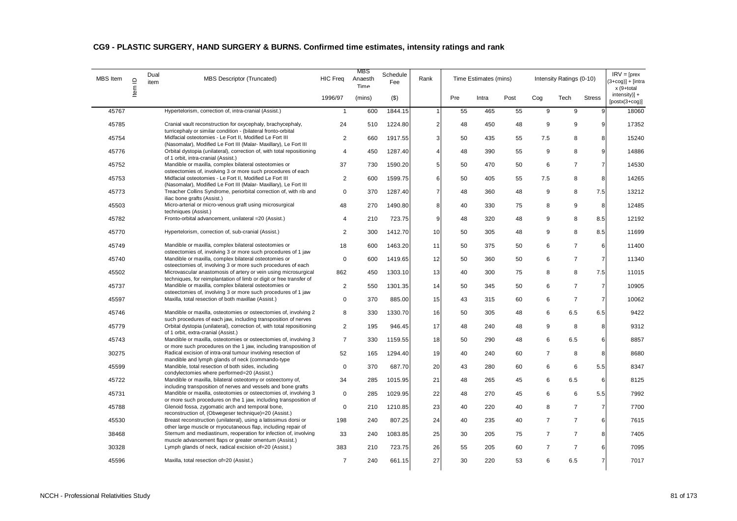## CG9 - PLASTIC SURGERY, HAND SURGERY & BURNS. Confirmed time estimates, intensity ratings and rank

| MBS Item | Item ID | Dual item | MBS Descriptor (Truncated) | HIC Freq | MBS Anaesth Time | Schedule Fee | Rank | Time Estimates (mins) | | | Intensity Ratings (0-10) | | | IRV = [prex (3+cog)] + [intra x (9+total intensity)] + [postx(3+cog)] |
|---|---|---|---|---|---|---|---|---|---|---|---|---|---|---|
| | | | | 1996/97 | (mins) | ($) | | Pre | Intra | Post | Cog | Tech | Stress | |
| 45767 | | | Hypertelorism, correction of, intra-cranial (Assist.) | 1 | 600 | 1844.15 | 1 | 55 | 465 | 55 | 9 | 9 | 9 | 18060 |
| 45785 | | | Cranial vault reconstruction for oxycephaly, brachycephaly, turricephaly or similar condition - (bilateral fronto-orbital | 24 | 510 | 1224.80 | 2 | 48 | 450 | 48 | 9 | 9 | 9 | 17352 |
| 45754 | | | Midfacial osteotomies - Le Fort II, Modified Le Fort III (Nasomalar), Modified Le Fort III (Malar- Maxillary), Le Fort III | 2 | 660 | 1917.55 | 3 | 50 | 435 | 55 | 7.5 | 8 | 8 | 15240 |
| 45776 | | | Orbital dystopia (unilateral), correction of, with total repositioning of 1 orbit, intra-cranial (Assist.) | 4 | 450 | 1287.40 | 4 | 48 | 390 | 55 | 9 | 8 | 9 | 14886 |
| 45752 | | | Mandible or maxilla, complex bilateral osteotomies or osteectomies of, involving 3 or more such procedures of each | 37 | 730 | 1590.20 | 5 | 50 | 470 | 50 | 6 | 7 | 7 | 14530 |
| 45753 | | | Midfacial osteotomies - Le Fort II, Modified Le Fort III (Nasomalar), Modified Le Fort III (Malar- Maxillary), Le Fort III | 2 | 600 | 1599.75 | 6 | 50 | 405 | 55 | 7.5 | 8 | 8 | 14265 |
| 45773 | | | Treacher Collins Syndrome, periorbital correction of, with rib and iliac bone grafts (Assist.) | 0 | 370 | 1287.40 | 7 | 48 | 360 | 48 | 9 | 8 | 7.5 | 13212 |
| 45503 | | | Micro-arterial or micro-venous graft using microsurgical techniques (Assist.) | 48 | 270 | 1490.80 | 8 | 40 | 330 | 75 | 8 | 9 | 8 | 12485 |
| 45782 | | | Fronto-orbital advancement, unilateral =20 (Assist.) | 4 | 210 | 723.75 | 9 | 48 | 320 | 48 | 9 | 8 | 8.5 | 12192 |
| 45770 | | | Hypertelorism, correction of, sub-cranial (Assist.) | 2 | 300 | 1412.70 | 10 | 50 | 305 | 48 | 9 | 8 | 8.5 | 11699 |
| 45749 | | | Mandible or maxilla, complex bilateral osteotomies or osteectomies of, involving 3 or more such procedures of 1 jaw | 18 | 600 | 1463.20 | 11 | 50 | 375 | 50 | 6 | 7 | 6 | 11400 |
| 45740 | | | Mandible or maxilla, complex bilateral osteotomies or osteectomies of, involving 3 or more such procedures of each | 0 | 600 | 1419.65 | 12 | 50 | 360 | 50 | 6 | 7 | 7 | 11340 |
| 45502 | | | Microvascular anastomosis of artery or vein using microsurgical techniques, for reimplantation of limb or digit or free transfer of | 862 | 450 | 1303.10 | 13 | 40 | 300 | 75 | 8 | 8 | 7.5 | 11015 |
| 45737 | | | Mandible or maxilla, complex bilateral osteotomies or osteectomies of, involving 3 or more such procedures of 1 jaw | 2 | 550 | 1301.35 | 14 | 50 | 345 | 50 | 6 | 7 | 7 | 10905 |
| 45597 | | | Maxilla, total resection of both maxillae (Assist.) | 0 | 370 | 885.00 | 15 | 43 | 315 | 60 | 6 | 7 | 7 | 10062 |
| 45746 | | | Mandible or maxilla, osteotomies or osteectomies of, involving 2 such procedures of each jaw, including transposition of nerves | 8 | 330 | 1330.70 | 16 | 50 | 305 | 48 | 6 | 6.5 | 6.5 | 9422 |
| 45779 | | | Orbital dystopia (unilateral), correction of, with total repositioning of 1 orbit, extra-cranial (Assist.) | 2 | 195 | 946.45 | 17 | 48 | 240 | 48 | 9 | 8 | 8 | 9312 |
| 45743 | | | Mandible or maxilla, osteotomies or osteectomies of, involving 3 or more such procedures on the 1 jaw, including transposition of | 7 | 330 | 1159.55 | 18 | 50 | 290 | 48 | 6 | 6.5 | 6 | 8857 |
| 30275 | | | Radical excision of intra-oral tumour involving resection of mandible and lymph glands of neck (commando-type | 52 | 165 | 1294.40 | 19 | 40 | 240 | 60 | 7 | 8 | 8 | 8680 |
| 45599 | | | Mandible, total resection of both sides, including condylectomies where performed=20 (Assist.) | 0 | 370 | 687.70 | 20 | 43 | 280 | 60 | 6 | 6 | 5.5 | 8347 |
| 45722 | | | Mandible or maxilla, bilateral osteotomy or osteoctomy of, including transposition of nerves and vessels and bone grafts | 34 | 285 | 1015.95 | 21 | 48 | 265 | 45 | 6 | 6.5 | 6 | 8125 |
| 45731 | | | Mandible or maxilla, osteotomies or osteectomies of, involving 3 or more such procedures on the 1 jaw, including transposition of | 0 | 285 | 1029.95 | 22 | 48 | 270 | 45 | 6 | 6 | 5.5 | 7992 |
| 45788 | | | Glenoid fossa, zygomatic arch and temporal bone, reconstruction of, (Obwegeser technique)=20 (Assist.) | 0 | 210 | 1210.85 | 23 | 40 | 220 | 40 | 8 | 7 | 7 | 7700 |
| 45530 | | | Breast reconstruction (unilateral), using a latissimus dorsi or other large muscle or myocutaneous flap, including repair of | 198 | 240 | 807.25 | 24 | 40 | 235 | 40 | 7 | 7 | 6 | 7615 |
| 38468 | | | Sternum and mediastinum, reoperation for infection of, involving muscle advancement flaps or greater omentum (Assist.) | 33 | 240 | 1083.85 | 25 | 30 | 205 | 75 | 7 | 7 | 8 | 7405 |
| 30328 | | | Lymph glands of neck, radical excision of=20 (Assist.) | 383 | 210 | 723.75 | 26 | 55 | 205 | 60 | 7 | 7 | 6 | 7095 |
| 45596 | | | Maxilla, total resection of=20 (Assist.) | 7 | 240 | 661.15 | 27 | 30 | 220 | 53 | 6 | 6.5 | 7 | 7017 |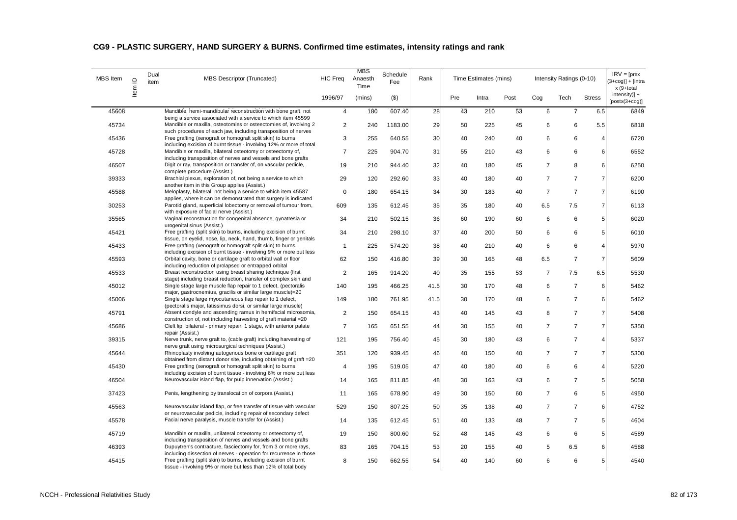## CG9 - PLASTIC SURGERY, HAND SURGERY & BURNS. Confirmed time estimates, intensity ratings and rank

| MBS Item | Item ID | Dual item | MBS Descriptor (Truncated) | HIC Freq | MBS Anaesth Time | Schedule Fee | Rank | Time Estimates (mins) | | | Intensity Ratings (0-10) | | | IRV = [prex (3+cog)] + [intra x (9+total intensity)] + [postx(3+cog)] |
|---|---|---|---|---|---|---|---|---|---|---|---|---|---|---|
| | | | | 1996/97 | (mins) | ($) | | Pre | Intra | Post | Cog | Tech | Stress | |
| 45608 | | | Mandible, hemi-mandibular reconstruction with bone graft, not being a service associated with a service to which item 45599 | 4 | 180 | 607.40 | 28 | 43 | 210 | 53 | 6 | 7 | 6.5 | 6849 |
| 45734 | | | Mandible or maxilla, osteotomies or osteectomies of, involving 2 such procedures of each jaw, including transposition of nerves | 2 | 240 | 1183.00 | 29 | 50 | 225 | 45 | 6 | 6 | 5.5 | 6818 |
| 45436 | | | Free grafting (xenograft or homograft split skin) to burns including excision of burnt tissue - involving 12% or more of total | 3 | 255 | 640.55 | 30 | 40 | 240 | 40 | 6 | 6 | 4 | 6720 |
| 45728 | | | Mandible or maxilla, bilateral osteotomy or osteectomy of, including transposition of nerves and vessels and bone grafts | 7 | 225 | 904.70 | 31 | 55 | 210 | 43 | 6 | 6 | 6 | 6552 |
| 46507 | | | Digit or ray, transposition or transfer of, on vascular pedicle, complete procedure (Assist.) | 19 | 210 | 944.40 | 32 | 40 | 180 | 45 | 7 | 8 | 6 | 6250 |
| 39333 | | | Brachial plexus, exploration of, not being a service to which another item in this Group applies (Assist.) | 29 | 120 | 292.60 | 33 | 40 | 180 | 40 | 7 | 7 | 7 | 6200 |
| 45588 | | | Meloplasty, bilateral, not being a service to which item 45587 applies, where it can be demonstrated that surgery is indicated | 0 | 180 | 654.15 | 34 | 30 | 183 | 40 | 7 | 7 | 7 | 6190 |
| 30253 | | | Parotid gland, superficial lobectomy or removal of tumour from, with exposure of facial nerve (Assist.) | 609 | 135 | 612.45 | 35 | 35 | 180 | 40 | 6.5 | 7.5 | 7 | 6113 |
| 35565 | | | Vaginal reconstruction for congenital absence, gynatresia or urogenital sinus (Assist.) | 34 | 210 | 502.15 | 36 | 60 | 190 | 60 | 6 | 6 | 5 | 6020 |
| 45421 | | | Free grafting (split skin) to burns, including excision of burnt tissue, on eyelid, nose, lip, neck, hand, thumb, finger or genitals | 34 | 210 | 298.10 | 37 | 40 | 200 | 50 | 6 | 6 | 5 | 6010 |
| 45433 | | | Free grafting (xenograft or homograft split skin) to burns including excision of burnt tissue - involving 9% or more but less | 1 | 225 | 574.20 | 38 | 40 | 210 | 40 | 6 | 6 | 4 | 5970 |
| 45593 | | | Orbital cavity, bone or cartilage graft to orbital wall or floor including reduction of prolapsed or entrapped orbital | 62 | 150 | 416.80 | 39 | 30 | 165 | 48 | 6.5 | 7 | 7 | 5609 |
| 45533 | | | Breast reconstruction using breast sharing technique (first stage) including breast reduction, transfer of complex skin and | 2 | 165 | 914.20 | 40 | 35 | 155 | 53 | 7 | 7.5 | 6.5 | 5530 |
| 45012 | | | Single stage large muscle flap repair to 1 defect, (pectoralis major, gastrocnemius, gracilis or similar large muscle)=20 | 140 | 195 | 466.25 | 41.5 | 30 | 170 | 48 | 6 | 7 | 6 | 5462 |
| 45006 | | | Single stage large myocutaneous flap repair to 1 defect, (pectoralis major, latissimus dorsi, or similar large muscle) | 149 | 180 | 761.95 | 41.5 | 30 | 170 | 48 | 6 | 7 | 6 | 5462 |
| 45791 | | | Absent condyle and ascending ramus in hemifacial microsomia, construction of, not including harvesting of graft material =20 | 2 | 150 | 654.15 | 43 | 40 | 145 | 43 | 8 | 7 | 7 | 5408 |
| 45686 | | | Cleft lip, bilateral - primary repair, 1 stage, with anterior palate repair (Assist.) | 7 | 165 | 651.55 | 44 | 30 | 155 | 40 | 7 | 7 | 7 | 5350 |
| 39315 | | | Nerve trunk, nerve graft to, (cable graft) including harvesting of nerve graft using microsurgical techniques (Assist.) | 121 | 195 | 756.40 | 45 | 30 | 180 | 43 | 6 | 7 | 4 | 5337 |
| 45644 | | | Rhinoplasty involving autogenous bone or cartilage graft obtained from distant donor site, including obtaining of graft =20 | 351 | 120 | 939.45 | 46 | 40 | 150 | 40 | 7 | 7 | 7 | 5300 |
| 45430 | | | Free grafting (xenograft or homograft split skin) to burns including excision of burnt tissue - involving 6% or more but less | 4 | 195 | 519.05 | 47 | 40 | 180 | 40 | 6 | 6 | 4 | 5220 |
| 46504 | | | Neurovascular island flap, for pulp innervation (Assist.) | 14 | 165 | 811.85 | 48 | 30 | 163 | 43 | 6 | 7 | 5 | 5058 |
| 37423 | | | Penis, lengthening by translocation of corpora (Assist.) | 11 | 165 | 678.90 | 49 | 30 | 150 | 60 | 7 | 6 | 5 | 4950 |
| 45563 | | | Neurovascular island flap, or free transfer of tissue with vascular or neurovascular pedicle, including repair of secondary defect | 529 | 150 | 807.25 | 50 | 35 | 138 | 40 | 7 | 7 | 6 | 4752 |
| 45578 | | | Facial nerve paralysis, muscle transfer for (Assist.) | 14 | 135 | 612.45 | 51 | 40 | 133 | 48 | 7 | 7 | 5 | 4604 |
| 45719 | | | Mandible or maxilla, unilateral osteotomy or osteectomy of, including transposition of nerves and vessels and bone grafts | 19 | 150 | 800.60 | 52 | 48 | 145 | 43 | 6 | 6 | 5 | 4589 |
| 46393 | | | Dupuytren's contracture, fasciectomy for, from 3 or more rays, including dissection of nerves - operation for recurrence in those | 83 | 165 | 704.15 | 53 | 20 | 155 | 40 | 5 | 6.5 | 6 | 4588 |
| 45415 | | | Free grafting (split skin) to burns, including excision of burnt tissue - involving 9% or more but less than 12% of total body | 8 | 150 | 662.55 | 54 | 40 | 140 | 60 | 6 | 6 | 5 | 4540 |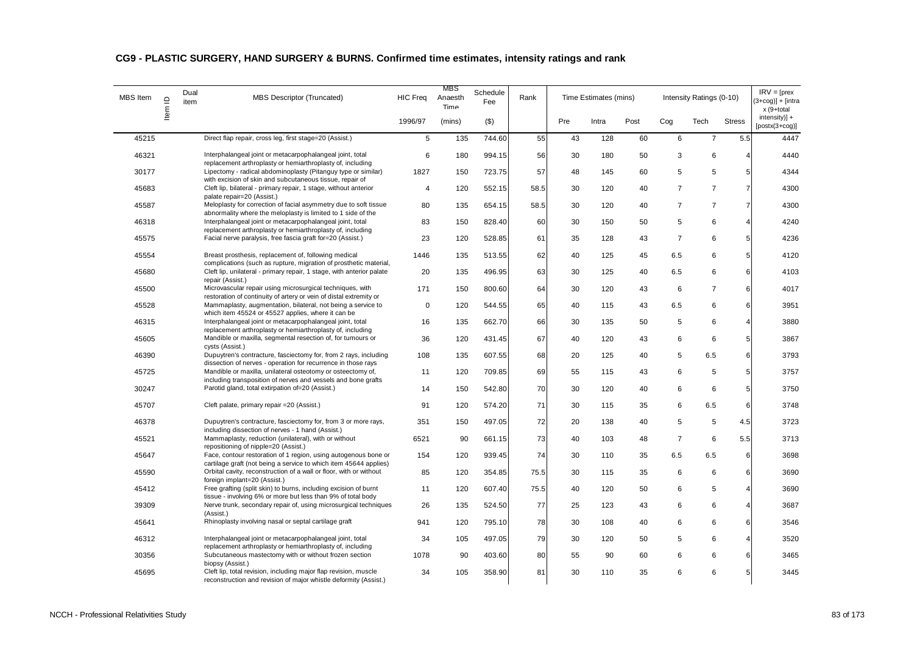## CG9 - PLASTIC SURGERY, HAND SURGERY & BURNS. Confirmed time estimates, intensity ratings and rank

| MBS Item | Item ID | Dual item | MBS Descriptor (Truncated) | HIC Freq | MBS Anaesth Time | Schedule Fee | Rank | Time Estimates (mins) | | | Intensity Ratings (0-10) | | | IRV = [prex (3+cog)] + [intra x (9+total intensity)] + [postx(3+cog)] |
|---|---|---|---|---|---|---|---|---|---|---|---|---|---|---|
| | | | | 1996/97 | (mins) | ($) | | Pre | Intra | Post | Cog | Tech | Stress | |
| 45215 | | | Direct flap repair, cross leg, first stage=20 (Assist.) | 5 | 135 | 744.60 | 55 | 43 | 128 | 60 | 6 | 7 | 5.5 | 4447 |
| 46321 | | | Interphalangeal joint or metacarpophalangeal joint, total replacement arthroplasty or hemiarthroplasty of, including | 6 | 180 | 994.15 | 56 | 30 | 180 | 50 | 3 | 6 | 4 | 4440 |
| 30177 | | | Lipectomy - radical abdominoplasty (Pitanguy type or similar) with excision of skin and subcutaneous tissue, repair of | 1827 | 150 | 723.75 | 57 | 48 | 145 | 60 | 5 | 5 | 5 | 4344 |
| 45683 | | | Cleft lip, bilateral - primary repair, 1 stage, without anterior palate repair=20 (Assist.) | 4 | 120 | 552.15 | 58.5 | 30 | 120 | 40 | 7 | 7 | 7 | 4300 |
| 45587 | | | Meloplasty for correction of facial asymmetry due to soft tissue abnormality where the meloplasty is limited to 1 side of the | 80 | 135 | 654.15 | 58.5 | 30 | 120 | 40 | 7 | 7 | 7 | 4300 |
| 46318 | | | Interphalangeal joint or metacarpophalangeal joint, total replacement arthroplasty or hemiarthroplasty of, including | 83 | 150 | 828.40 | 60 | 30 | 150 | 50 | 5 | 6 | 4 | 4240 |
| 45575 | | | Facial nerve paralysis, free fascia graft for=20 (Assist.) | 23 | 120 | 528.85 | 61 | 35 | 128 | 43 | 7 | 6 | 5 | 4236 |
| 45554 | | | Breast prosthesis, replacement of, following medical complications (such as rupture, migration of prosthetic material, | 1446 | 135 | 513.55 | 62 | 40 | 125 | 45 | 6.5 | 6 | 5 | 4120 |
| 45680 | | | Cleft lip, unilateral - primary repair, 1 stage, with anterior palate repair (Assist.) | 20 | 135 | 496.95 | 63 | 30 | 125 | 40 | 6.5 | 6 | 6 | 4103 |
| 45500 | | | Microvascular repair using microsurgical techniques, with restoration of continuity of artery or vein of distal extremity or | 171 | 150 | 800.60 | 64 | 30 | 120 | 43 | 6 | 7 | 6 | 4017 |
| 45528 | | | Mammaplasty, augmentation, bilateral, not being a service to which item 45524 or 45527 applies, where it can be | 0 | 120 | 544.55 | 65 | 40 | 115 | 43 | 6.5 | 6 | 6 | 3951 |
| 46315 | | | Interphalangeal joint or metacarpophalangeal joint, total replacement arthroplasty or hemiarthroplasty of, including | 16 | 135 | 662.70 | 66 | 30 | 135 | 50 | 5 | 6 | 4 | 3880 |
| 45605 | | | Mandible or maxilla, segmental resection of, for tumours or cysts (Assist.) | 36 | 120 | 431.45 | 67 | 40 | 120 | 43 | 6 | 6 | 5 | 3867 |
| 46390 | | | Dupuytren's contracture, fasciectomy for, from 2 rays, including dissection of nerves - operation for recurrence in those rays | 108 | 135 | 607.55 | 68 | 20 | 125 | 40 | 5 | 6.5 | 6 | 3793 |
| 45725 | | | Mandible or maxilla, unilateral osteotomy or osteectomy of, including transposition of nerves and vessels and bone grafts | 11 | 120 | 709.85 | 69 | 55 | 115 | 43 | 6 | 5 | 5 | 3757 |
| 30247 | | | Parotid gland, total extirpation of=20 (Assist.) | 14 | 150 | 542.80 | 70 | 30 | 120 | 40 | 6 | 6 | 5 | 3750 |
| 45707 | | | Cleft palate, primary repair =20 (Assist.) | 91 | 120 | 574.20 | 71 | 30 | 115 | 35 | 6 | 6.5 | 6 | 3748 |
| 46378 | | | Dupuytren's contracture, fasciectomy for, from 3 or more rays, including dissection of nerves - 1 hand (Assist.) | 351 | 150 | 497.05 | 72 | 20 | 138 | 40 | 5 | 5 | 4.5 | 3723 |
| 45521 | | | Mammaplasty, reduction (unilateral), with or without repositioning of nipple=20 (Assist.) | 6521 | 90 | 661.15 | 73 | 40 | 103 | 48 | 7 | 6 | 5.5 | 3713 |
| 45647 | | | Face, contour restoration of 1 region, using autogenous bone or cartilage graft (not being a service to which item 45644 applies) | 154 | 120 | 939.45 | 74 | 30 | 110 | 35 | 6.5 | 6.5 | 6 | 3698 |
| 45590 | | | Orbital cavity, reconstruction of a wall or floor, with or without foreign implant=20 (Assist.) | 85 | 120 | 354.85 | 75.5 | 30 | 115 | 35 | 6 | 6 | 6 | 3690 |
| 45412 | | | Free grafting (split skin) to burns, including excision of burnt tissue - involving 6% or more but less than 9% of total body | 11 | 120 | 607.40 | 75.5 | 40 | 120 | 50 | 6 | 5 | 4 | 3690 |
| 39309 | | | Nerve trunk, secondary repair of, using microsurgical techniques (Assist.) | 26 | 135 | 524.50 | 77 | 25 | 123 | 43 | 6 | 6 | 4 | 3687 |
| 45641 | | | Rhinoplasty involving nasal or septal cartilage graft | 941 | 120 | 795.10 | 78 | 30 | 108 | 40 | 6 | 6 | 6 | 3546 |
| 46312 | | | Interphalangeal joint or metacarpophalangeal joint, total replacement arthroplasty or hemiarthroplasty of, including | 34 | 105 | 497.05 | 79 | 30 | 120 | 50 | 5 | 6 | 4 | 3520 |
| 30356 | | | Subcutaneous mastectomy with or without frozen section biopsy (Assist.) | 1078 | 90 | 403.60 | 80 | 55 | 90 | 60 | 6 | 6 | 6 | 3465 |
| 45695 | | | Cleft lip, total revision, including major flap revision, muscle reconstruction and revision of major whistle deformity (Assist.) | 34 | 105 | 358.90 | 81 | 30 | 110 | 35 | 6 | 6 | 5 | 3445 |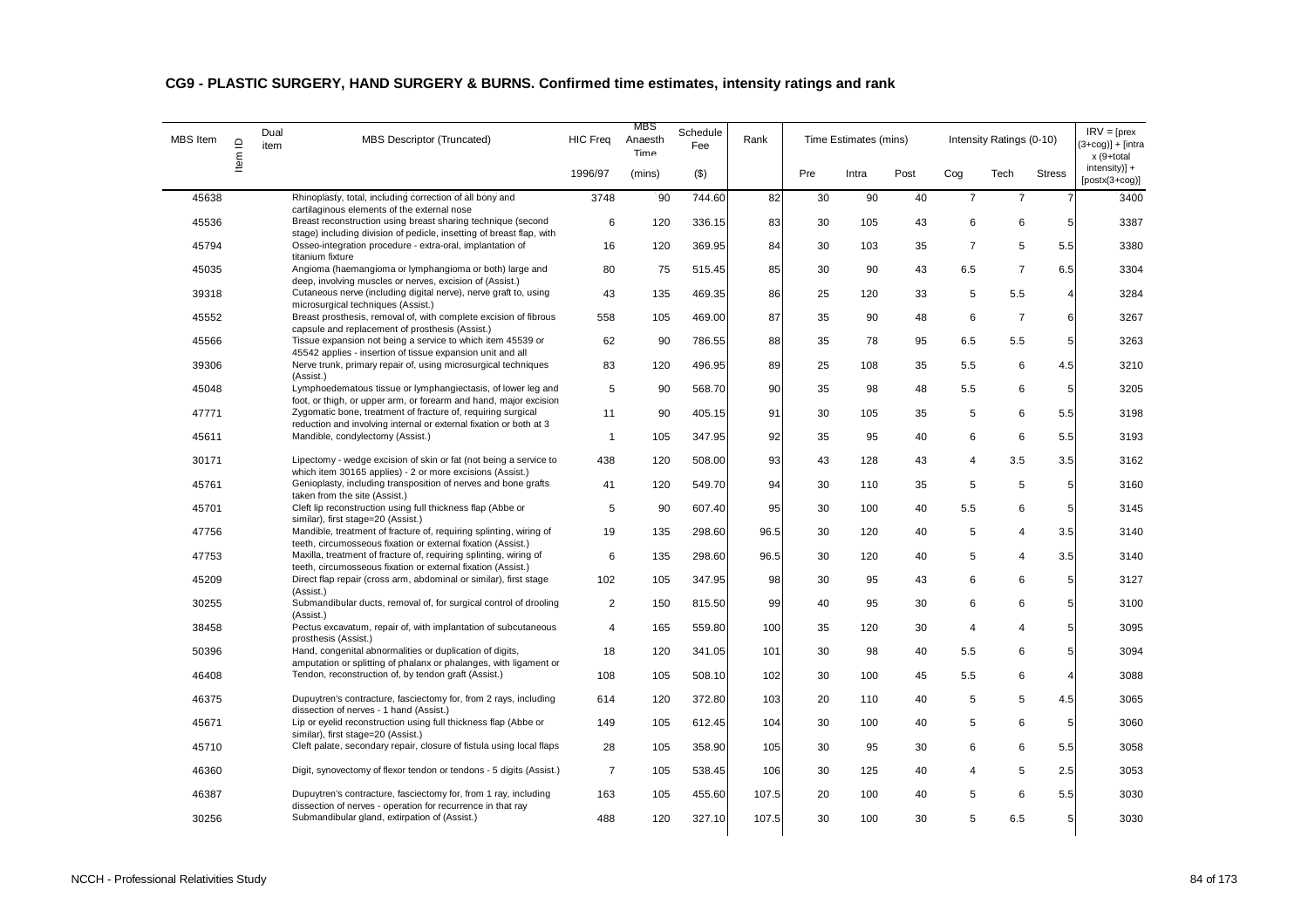## CG9 - PLASTIC SURGERY, HAND SURGERY & BURNS. Confirmed time estimates, intensity ratings and rank

| MBS Item | Item ID | Dual item | MBS Descriptor (Truncated) | HIC Freq | MBS Anaesth Time | Schedule Fee | Rank | Time Estimates (mins) | | | Intensity Ratings (0-10) | | | IRV = [prex (3+cog)] + [intra x (9+total intensity)] + [postx(3+cog)] |
|---|---|---|---|---|---|---|---|---|---|---|---|---|---|---|
| | | | | 1996/97 | (mins) | ($) | | Pre | Intra | Post | Cog | Tech | Stress | |
| 45638 | | | Rhinoplasty, total, including correction of all bony and cartilaginous elements of the external nose | 3748 | 90 | 744.60 | 82 | 30 | 90 | 40 | 7 | 7 | 7 | 3400 |
| 45536 | | | Breast reconstruction using breast sharing technique (second stage) including division of pedicle, insetting of breast flap, with | 6 | 120 | 336.15 | 83 | 30 | 105 | 43 | 6 | 6 | 5 | 3387 |
| 45794 | | | Osseo-integration procedure - extra-oral, implantation of titanium fixture | 16 | 120 | 369.95 | 84 | 30 | 103 | 35 | 7 | 5 | 5.5 | 3380 |
| 45035 | | | Angioma (haemangioma or lymphangioma or both) large and deep, involving muscles or nerves, excision of (Assist.) | 80 | 75 | 515.45 | 85 | 30 | 90 | 43 | 6.5 | 7 | 6.5 | 3304 |
| 39318 | | | Cutaneous nerve (including digital nerve), nerve graft to, using microsurgical techniques (Assist.) | 43 | 135 | 469.35 | 86 | 25 | 120 | 33 | 5 | 5.5 | 4 | 3284 |
| 45552 | | | Breast prosthesis, removal of, with complete excision of fibrous capsule and replacement of prosthesis (Assist.) | 558 | 105 | 469.00 | 87 | 35 | 90 | 48 | 6 | 7 | 6 | 3267 |
| 45566 | | | Tissue expansion not being a service to which item 45539 or 45542 applies - insertion of tissue expansion unit and all | 62 | 90 | 786.55 | 88 | 35 | 78 | 95 | 6.5 | 5.5 | 5 | 3263 |
| 39306 | | | Nerve trunk, primary repair of, using microsurgical techniques (Assist.) | 83 | 120 | 496.95 | 89 | 25 | 108 | 35 | 5.5 | 6 | 4.5 | 3210 |
| 45048 | | | Lymphoedematous tissue or lymphangiectasis, of lower leg and foot, or thigh, or upper arm, or forearm and hand, major excision | 5 | 90 | 568.70 | 90 | 35 | 98 | 48 | 5.5 | 6 | 5 | 3205 |
| 47771 | | | Zygomatic bone, treatment of fracture of, requiring surgical reduction and involving internal or external fixation or both at 3 | 11 | 90 | 405.15 | 91 | 30 | 105 | 35 | 5 | 6 | 5.5 | 3198 |
| 45611 | | | Mandible, condylectomy (Assist.) | 1 | 105 | 347.95 | 92 | 35 | 95 | 40 | 6 | 6 | 5.5 | 3193 |
| 30171 | | | Lipectomy - wedge excision of skin or fat (not being a service to which item 30165 applies) - 2 or more excisions (Assist.) | 438 | 120 | 508.00 | 93 | 43 | 128 | 43 | 4 | 3.5 | 3.5 | 3162 |
| 45761 | | | Genioplasty, including transposition of nerves and bone grafts taken from the site (Assist.) | 41 | 120 | 549.70 | 94 | 30 | 110 | 35 | 5 | 5 | 5 | 3160 |
| 45701 | | | Cleft lip reconstruction using full thickness flap (Abbe or similar), first stage=20 (Assist.) | 5 | 90 | 607.40 | 95 | 30 | 100 | 40 | 5.5 | 6 | 5 | 3145 |
| 47756 | | | Mandible, treatment of fracture of, requiring splinting, wiring of teeth, circumosseous fixation or external fixation (Assist.) | 19 | 135 | 298.60 | 96.5 | 30 | 120 | 40 | 5 | 4 | 3.5 | 3140 |
| 47753 | | | Maxilla, treatment of fracture of, requiring splinting, wiring of teeth, circumosseous fixation or external fixation (Assist.) | 6 | 135 | 298.60 | 96.5 | 30 | 120 | 40 | 5 | 4 | 3.5 | 3140 |
| 45209 | | | Direct flap repair (cross arm, abdominal or similar), first stage (Assist.) | 102 | 105 | 347.95 | 98 | 30 | 95 | 43 | 6 | 6 | 5 | 3127 |
| 30255 | | | Submandibular ducts, removal of, for surgical control of drooling (Assist.) | 2 | 150 | 815.50 | 99 | 40 | 95 | 30 | 6 | 6 | 5 | 3100 |
| 38458 | | | Pectus excavatum, repair of, with implantation of subcutaneous prosthesis (Assist.) | 4 | 165 | 559.80 | 100 | 35 | 120 | 30 | 4 | 4 | 5 | 3095 |
| 50396 | | | Hand, congenital abnormalities or duplication of digits, amputation or splitting of phalanx or phalanges, with ligament or | 18 | 120 | 341.05 | 101 | 30 | 98 | 40 | 5.5 | 6 | 5 | 3094 |
| 46408 | | | Tendon, reconstruction of, by tendon graft (Assist.) | 108 | 105 | 508.10 | 102 | 30 | 100 | 45 | 5.5 | 6 | 4 | 3088 |
| 46375 | | | Dupuytren's contracture, fasciectomy for, from 2 rays, including dissection of nerves - 1 hand (Assist.) | 614 | 120 | 372.80 | 103 | 20 | 110 | 40 | 5 | 5 | 4.5 | 3065 |
| 45671 | | | Lip or eyelid reconstruction using full thickness flap (Abbe or similar), first stage=20 (Assist.) | 149 | 105 | 612.45 | 104 | 30 | 100 | 40 | 5 | 6 | 5 | 3060 |
| 45710 | | | Cleft palate, secondary repair, closure of fistula using local flaps | 28 | 105 | 358.90 | 105 | 30 | 95 | 30 | 6 | 6 | 5.5 | 3058 |
| 46360 | | | Digit, synovectomy of flexor tendon or tendons - 5 digits (Assist.) | 7 | 105 | 538.45 | 106 | 30 | 125 | 40 | 4 | 5 | 2.5 | 3053 |
| 46387 | | | Dupuytren's contracture, fasciectomy for, from 1 ray, including dissection of nerves - operation for recurrence in that ray | 163 | 105 | 455.60 | 107.5 | 20 | 100 | 40 | 5 | 6 | 5.5 | 3030 |
| 30256 | | | Submandibular gland, extirpation of (Assist.) | 488 | 120 | 327.10 | 107.5 | 30 | 100 | 30 | 5 | 6.5 | 5 | 3030 |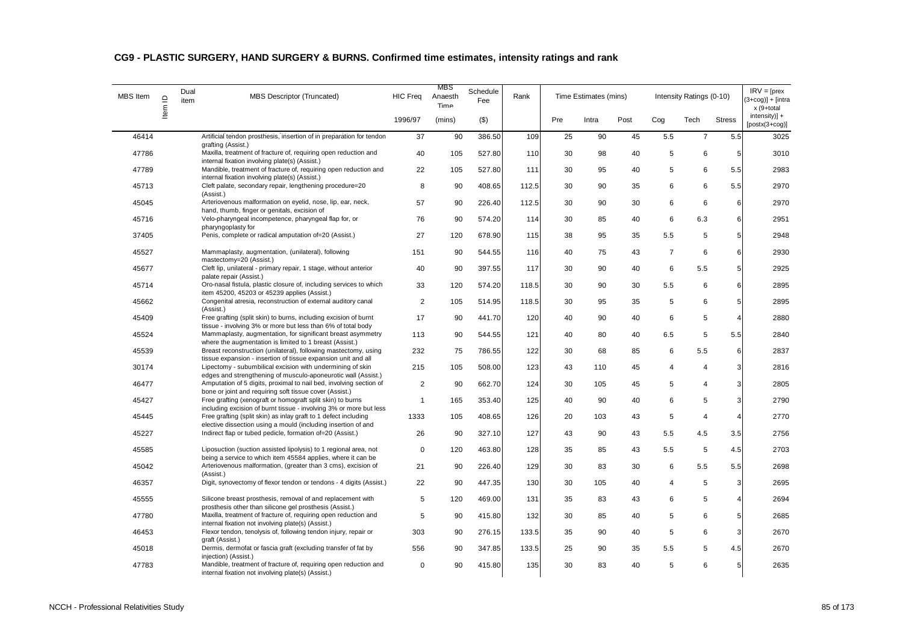## CG9 - PLASTIC SURGERY, HAND SURGERY & BURNS. Confirmed time estimates, intensity ratings and rank

| MBS Item | Item ID | Dual item | MBS Descriptor (Truncated) | HIC Freq | MBS Anaesth Time | Schedule Fee | Rank | Time Estimates (mins) | | | Intensity Ratings (0-10) | | | IRV = [prex (3+cog)] + [intra x (9+total intensity)] + [postx(3+cog)] |
|---|---|---|---|---|---|---|---|---|---|---|---|---|---|---|
| | | | | 1996/97 | (mins) | ($) | | Pre | Intra | Post | Cog | Tech | Stress | |
| 46414 | | | Artificial tendon prosthesis, insertion of in preparation for tendon grafting (Assist.) | 37 | 90 | 386.50 | 109 | 25 | 90 | 45 | 5.5 | 7 | 5.5 | 3025 |
| 47786 | | | Maxilla, treatment of fracture of, requiring open reduction and internal fixation involving plate(s) (Assist.) | 40 | 105 | 527.80 | 110 | 30 | 98 | 40 | 5 | 6 | 5 | 3010 |
| 47789 | | | Mandible, treatment of fracture of, requiring open reduction and internal fixation involving plate(s) (Assist.) | 22 | 105 | 527.80 | 111 | 30 | 95 | 40 | 5 | 6 | 5.5 | 2983 |
| 45713 | | | Cleft palate, secondary repair, lengthening procedure=20 (Assist.) | 8 | 90 | 408.65 | 112.5 | 30 | 90 | 35 | 6 | 6 | 5.5 | 2970 |
| 45045 | | | Arteriovenous malformation on eyelid, nose, lip, ear, neck, hand, thumb, finger or genitals, excision of | 57 | 90 | 226.40 | 112.5 | 30 | 90 | 30 | 6 | 6 | 6 | 2970 |
| 45716 | | | Velo-pharyngeal incompetence, pharyngeal flap for, or pharyngoplasty for | 76 | 90 | 574.20 | 114 | 30 | 85 | 40 | 6 | 6.3 | 6 | 2951 |
| 37405 | | | Penis, complete or radical amputation of=20 (Assist.) | 27 | 120 | 678.90 | 115 | 38 | 95 | 35 | 5.5 | 5 | 5 | 2948 |
| 45527 | | | Mammaplasty, augmentation, (unilateral), following mastectomy=20 (Assist.) | 151 | 90 | 544.55 | 116 | 40 | 75 | 43 | 7 | 6 | 6 | 2930 |
| 45677 | | | Cleft lip, unilateral - primary repair, 1 stage, without anterior palate repair (Assist.) | 40 | 90 | 397.55 | 117 | 30 | 90 | 40 | 6 | 5.5 | 5 | 2925 |
| 45714 | | | Oro-nasal fistula, plastic closure of, including services to which item 45200, 45203 or 45239 applies (Assist.) | 33 | 120 | 574.20 | 118.5 | 30 | 90 | 30 | 5.5 | 6 | 6 | 2895 |
| 45662 | | | Congenital atresia, reconstruction of external auditory canal (Assist.) | 2 | 105 | 514.95 | 118.5 | 30 | 95 | 35 | 5 | 6 | 5 | 2895 |
| 45409 | | | Free grafting (split skin) to burns, including excision of burnt tissue - involving 3% or more but less than 6% of total body | 17 | 90 | 441.70 | 120 | 40 | 90 | 40 | 6 | 5 | 4 | 2880 |
| 45524 | | | Mammaplasty, augmentation, for significant breast asymmetry where the augmentation is limited to 1 breast (Assist.) | 113 | 90 | 544.55 | 121 | 40 | 80 | 40 | 6.5 | 5 | 5.5 | 2840 |
| 45539 | | | Breast reconstruction (unilateral), following mastectomy, using tissue expansion - insertion of tissue expansion unit and all | 232 | 75 | 786.55 | 122 | 30 | 68 | 85 | 6 | 5.5 | 6 | 2837 |
| 30174 | | | Lipectomy - subumbilical excision with undermining of skin edges and strengthening of musculo-aponeurotic wall (Assist.) | 215 | 105 | 508.00 | 123 | 43 | 110 | 45 | 4 | 4 | 3 | 2816 |
| 46477 | | | Amputation of 5 digits, proximal to nail bed, involving section of bone or joint and requiring soft tissue cover (Assist.) | 2 | 90 | 662.70 | 124 | 30 | 105 | 45 | 5 | 4 | 3 | 2805 |
| 45427 | | | Free grafting (xenograft or homograft split skin) to burns including excision of burnt tissue - involving 3% or more but less | 1 | 165 | 353.40 | 125 | 40 | 90 | 40 | 6 | 5 | 3 | 2790 |
| 45445 | | | Free grafting (split skin) as inlay graft to 1 defect including elective dissection using a mould (including insertion of and | 1333 | 105 | 408.65 | 126 | 20 | 103 | 43 | 5 | 4 | 4 | 2770 |
| 45227 | | | Indirect flap or tubed pedicle, formation of=20 (Assist.) | 26 | 90 | 327.10 | 127 | 43 | 90 | 43 | 5.5 | 4.5 | 3.5 | 2756 |
| 45585 | | | Liposuction (suction assisted lipolysis) to 1 regional area, not being a service to which item 45584 applies, where it can be | 0 | 120 | 463.80 | 128 | 35 | 85 | 43 | 5.5 | 5 | 4.5 | 2703 |
| 45042 | | | Arteriovenous malformation, (greater than 3 cms), excision of (Assist.) | 21 | 90 | 226.40 | 129 | 30 | 83 | 30 | 6 | 5.5 | 5.5 | 2698 |
| 46357 | | | Digit, synovectomy of flexor tendon or tendons - 4 digits (Assist.) | 22 | 90 | 447.35 | 130 | 30 | 105 | 40 | 4 | 5 | 3 | 2695 |
| 45555 | | | Silicone breast prosthesis, removal of and replacement with prosthesis other than silicone gel prosthesis (Assist.) | 5 | 120 | 469.00 | 131 | 35 | 83 | 43 | 6 | 5 | 4 | 2694 |
| 47780 | | | Maxilla, treatment of fracture of, requiring open reduction and internal fixation not involving plate(s) (Assist.) | 5 | 90 | 415.80 | 132 | 30 | 85 | 40 | 5 | 6 | 5 | 2685 |
| 46453 | | | Flexor tendon, tenolysis of, following tendon injury, repair or graft (Assist.) | 303 | 90 | 276.15 | 133.5 | 35 | 90 | 40 | 5 | 6 | 3 | 2670 |
| 45018 | | | Dermis, dermofat or fascia graft (excluding transfer of fat by injection) (Assist.) | 556 | 90 | 347.85 | 133.5 | 25 | 90 | 35 | 5.5 | 5 | 4.5 | 2670 |
| 47783 | | | Mandible, treatment of fracture of, requiring open reduction and internal fixation not involving plate(s) (Assist.) | 0 | 90 | 415.80 | 135 | 30 | 83 | 40 | 5 | 6 | 5 | 2635 |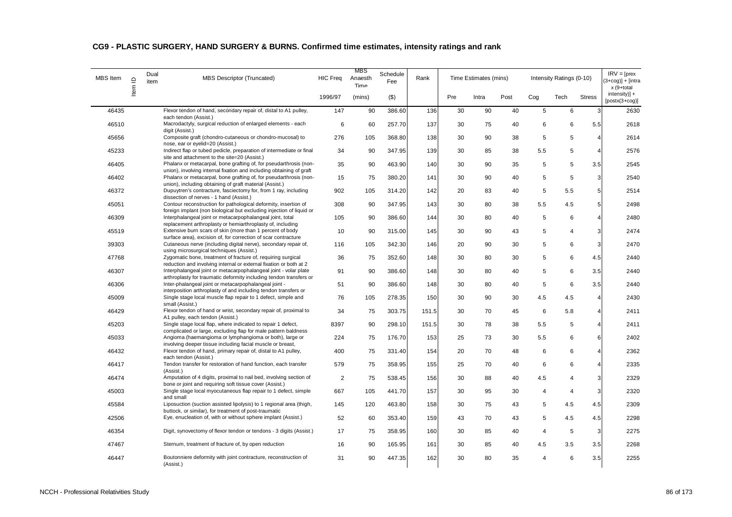## CG9 - PLASTIC SURGERY, HAND SURGERY & BURNS. Confirmed time estimates, intensity ratings and rank

| MBS Item | Item ID | Dual item | MBS Descriptor (Truncated) | HIC Freq | MBS Anaesth Time | Schedule Fee | Rank | Time Estimates (mins) | | | Intensity Ratings (0-10) | | | IRV = [prex (3+cog)] + [intra x (9+total intensity)] + [postx(3+cog)] |
|---|---|---|---|---|---|---|---|---|---|---|---|---|---|---|
| | | | | 1996/97 | (mins) | ($) | | Pre | Intra | Post | Cog | Tech | Stress | |
| 46435 | | | Flexor tendon of hand, secondary repair of, distal to A1 pulley, each tendon (Assist.) | 147 | 90 | 386.60 | 136 | 30 | 90 | 40 | 5 | 6 | 3 | 2630 |
| 46510 | | | Macrodactyly, surgical reduction of enlarged elements - each digit (Assist.) | 6 | 60 | 257.70 | 137 | 30 | 75 | 40 | 6 | 6 | 5.5 | 2618 |
| 45656 | | | Composite graft (chondro-cutaneous or chondro-mucosal) to nose, ear or eyelid=20 (Assist.) | 276 | 105 | 368.80 | 138 | 30 | 90 | 38 | 5 | 5 | 4 | 2614 |
| 45233 | | | Indirect flap or tubed pedicle, preparation of intermediate or final site and attachment to the site=20 (Assist.) | 34 | 90 | 347.95 | 139 | 30 | 85 | 38 | 5.5 | 5 | 4 | 2576 |
| 46405 | | | Phalanx or metacarpal, bone grafting of, for pseudarthrosis (non-union), involving internal fixation and including obtaining of graft | 35 | 90 | 463.90 | 140 | 30 | 90 | 35 | 5 | 5 | 3.5 | 2545 |
| 46402 | | | Phalanx or metacarpal, bone grafting of, for pseudarthrosis (non-union), including obtaining of graft material (Assist.) | 15 | 75 | 380.20 | 141 | 30 | 90 | 40 | 5 | 5 | 3 | 2540 |
| 46372 | | | Dupuytren's contracture, fasciectomy for, from 1 ray, including dissection of nerves - 1 hand (Assist.) | 902 | 105 | 314.20 | 142 | 20 | 83 | 40 | 5 | 5.5 | 5 | 2514 |
| 45051 | | | Contour reconstruction for pathological deformity, insertion of foreign implant (non biological but excluding injection of liquid or | 308 | 90 | 347.95 | 143 | 30 | 80 | 38 | 5.5 | 4.5 | 5 | 2498 |
| 46309 | | | Interphalangeal joint or metacarpophalangeal joint, total replacement arthroplasty or hemiarthroplasty of, including | 105 | 90 | 386.60 | 144 | 30 | 80 | 40 | 5 | 6 | 4 | 2480 |
| 45519 | | | Extensive burn scars of skin (more than 1 percent of body surface area), excision of, for correction of scar contracture | 10 | 90 | 315.00 | 145 | 30 | 90 | 43 | 5 | 4 | 3 | 2474 |
| 39303 | | | Cutaneous nerve (including digital nerve), secondary repair of, using microsurgical techniques (Assist.) | 116 | 105 | 342.30 | 146 | 20 | 90 | 30 | 5 | 6 | 3 | 2470 |
| 47768 | | | Zygomatic bone, treatment of fracture of, requiring surgical reduction and involving internal or external fixation or both at 2 | 36 | 75 | 352.60 | 148 | 30 | 80 | 30 | 5 | 6 | 4.5 | 2440 |
| 46307 | | | Interphalangeal joint or metacarpophalangeal joint - volar plate arthroplasty for traumatic deformity including tendon transfers or | 91 | 90 | 386.60 | 148 | 30 | 80 | 40 | 5 | 6 | 3.5 | 2440 |
| 46306 | | | Inter-phalangeal joint or metacarpophalangeal joint - interposition arthroplasty of and including tendon transfers or | 51 | 90 | 386.60 | 148 | 30 | 80 | 40 | 5 | 6 | 3.5 | 2440 |
| 45009 | | | Single stage local muscle flap repair to 1 defect, simple and small (Assist.) | 76 | 105 | 278.35 | 150 | 30 | 90 | 30 | 4.5 | 4.5 | 4 | 2430 |
| 46429 | | | Flexor tendon of hand or wrist, secondary repair of, proximal to A1 pulley, each tendon (Assist.) | 34 | 75 | 303.75 | 151.5 | 30 | 70 | 45 | 6 | 5.8 | 4 | 2411 |
| 45203 | | | Single stage local flap, where indicated to repair 1 defect, complicated or large, excluding flap for male pattern baldness | 8397 | 90 | 298.10 | 151.5 | 30 | 78 | 38 | 5.5 | 5 | 4 | 2411 |
| 45033 | | | Angioma (haemangioma or lymphangioma or both), large or involving deeper tissue including facial muscle or breast, | 224 | 75 | 176.70 | 153 | 25 | 73 | 30 | 5.5 | 6 | 6 | 2402 |
| 46432 | | | Flexor tendon of hand, primary repair of, distal to A1 pulley, each tendon (Assist.) | 400 | 75 | 331.40 | 154 | 20 | 70 | 48 | 6 | 6 | 4 | 2362 |
| 46417 | | | Tendon transfer for restoration of hand function, each transfer (Assist.) | 579 | 75 | 358.95 | 155 | 25 | 70 | 40 | 6 | 6 | 4 | 2335 |
| 46474 | | | Amputation of 4 digits, proximal to nail bed, involving section of bone or joint and requiring soft tissue cover (Assist.) | 2 | 75 | 538.45 | 156 | 30 | 88 | 40 | 4.5 | 4 | 3 | 2329 |
| 45003 | | | Single stage local myocutaneous flap repair to 1 defect, simple and small | 667 | 105 | 441.70 | 157 | 30 | 95 | 30 | 4 | 4 | 3 | 2320 |
| 45584 | | | Liposuction (suction assisted lipolysis) to 1 regional area (thigh, buttock, or similar), for treatment of post-traumatic | 145 | 120 | 463.80 | 158 | 30 | 75 | 43 | 5 | 4.5 | 4.5 | 2309 |
| 42506 | | | Eye, enucleation of, with or without sphere implant (Assist.) | 52 | 60 | 353.40 | 159 | 43 | 70 | 43 | 5 | 4.5 | 4.5 | 2298 |
| 46354 | | | Digit, synovectomy of flexor tendon or tendons - 3 digits (Assist.) | 17 | 75 | 358.95 | 160 | 30 | 85 | 40 | 4 | 5 | 3 | 2275 |
| 47467 | | | Sternum, treatment of fracture of, by open reduction | 16 | 90 | 165.95 | 161 | 30 | 85 | 40 | 4.5 | 3.5 | 3.5 | 2268 |
| 46447 | | | Boutonniere deformity with joint contracture, reconstruction of (Assist.) | 31 | 90 | 447.35 | 162 | 30 | 80 | 35 | 4 | 6 | 3.5 | 2255 |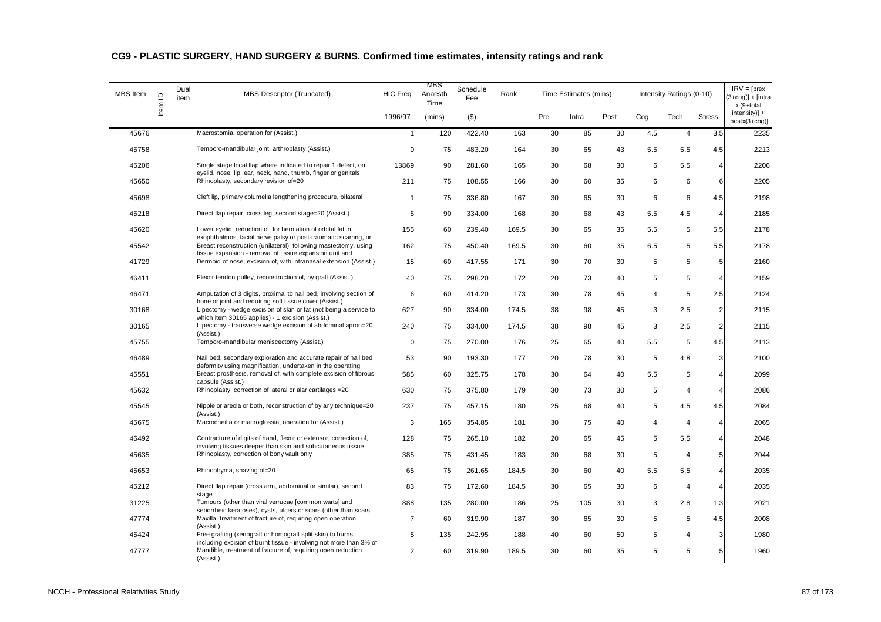## CG9 - PLASTIC SURGERY, HAND SURGERY & BURNS. Confirmed time estimates, intensity ratings and rank

| MBS Item | Item ID | Dual item | MBS Descriptor (Truncated) | HIC Freq | MBS Anaesth Time | Schedule Fee | Rank | Time Estimates (mins) | | | Intensity Ratings (0-10) | | | IRV = [prex (3+cog)] + [intra x (9+total intensity)] + [postx(3+cog)] |
|---|---|---|---|---|---|---|---|---|---|---|---|---|---|---|
| | | | | 1996/97 | (mins) | ($) | | Pre | Intra | Post | Cog | Tech | Stress | |
| 45676 | | | Macrostomia, operation for (Assist.) | 1 | 120 | 422.40 | 163 | 30 | 85 | 30 | 4.5 | 4 | 3.5 | 2235 |
| 45758 | | | Temporo-mandibular joint, arthroplasty (Assist.) | 0 | 75 | 483.20 | 164 | 30 | 65 | 43 | 5.5 | 5.5 | 4.5 | 2213 |
| 45206 | | | Single stage local flap where indicated to repair 1 defect, on eyelid, nose, lip, ear, neck, hand, thumb, finger or genitals | 13869 | 90 | 281.60 | 165 | 30 | 68 | 30 | 6 | 5.5 | 4 | 2206 |
| 45650 | | | Rhinoplasty, secondary revision of=20 | 211 | 75 | 108.55 | 166 | 30 | 60 | 35 | 6 | 6 | 6 | 2205 |
| 45698 | | | Cleft lip, primary columella lengthening procedure, bilateral | 1 | 75 | 336.80 | 167 | 30 | 65 | 30 | 6 | 6 | 4.5 | 2198 |
| 45218 | | | Direct flap repair, cross leg, second stage=20 (Assist.) | 5 | 90 | 334.00 | 168 | 30 | 68 | 43 | 5.5 | 4.5 | 4 | 2185 |
| 45620 | | | Lower eyelid, reduction of, for herniation of orbital fat in exophthalmos, facial nerve palsy or post-traumatic scarring, or, | 155 | 60 | 239.40 | 169.5 | 30 | 65 | 35 | 5.5 | 5 | 5.5 | 2178 |
| 45542 | | | Breast reconstruction (unilateral), following mastectomy, using tissue expansion - removal of tissue expansion unit and | 162 | 75 | 450.40 | 169.5 | 30 | 60 | 35 | 6.5 | 5 | 5.5 | 2178 |
| 41729 | | | Dermoid of nose, excision of, with intranasal extension (Assist.) | 15 | 60 | 417.55 | 171 | 30 | 70 | 30 | 5 | 5 | 5 | 2160 |
| 46411 | | | Flexor tendon pulley, reconstruction of, by graft (Assist.) | 40 | 75 | 298.20 | 172 | 20 | 73 | 40 | 5 | 5 | 4 | 2159 |
| 46471 | | | Amputation of 3 digits, proximal to nail bed, involving section of bone or joint and requiring soft tissue cover (Assist.) | 6 | 60 | 414.20 | 173 | 30 | 78 | 45 | 4 | 5 | 2.5 | 2124 |
| 30168 | | | Lipectomy - wedge excision of skin or fat (not being a service to which item 30165 applies) - 1 excision (Assist.) | 627 | 90 | 334.00 | 174.5 | 38 | 98 | 45 | 3 | 2.5 | 2 | 2115 |
| 30165 | | | Lipectomy - transverse wedge excision of abdominal apron=20 (Assist.) | 240 | 75 | 334.00 | 174.5 | 38 | 98 | 45 | 3 | 2.5 | 2 | 2115 |
| 45755 | | | Temporo-mandibular meniscectomy (Assist.) | 0 | 75 | 270.00 | 176 | 25 | 65 | 40 | 5.5 | 5 | 4.5 | 2113 |
| 46489 | | | Nail bed, secondary exploration and accurate repair of nail bed deformity using magnification, undertaken in the operating | 53 | 90 | 193.30 | 177 | 20 | 78 | 30 | 5 | 4.8 | 3 | 2100 |
| 45551 | | | Breast prosthesis, removal of, with complete excision of fibrous capsule (Assist.) | 585 | 60 | 325.75 | 178 | 30 | 64 | 40 | 5.5 | 5 | 4 | 2099 |
| 45632 | | | Rhinoplasty, correction of lateral or alar cartilages =20 | 630 | 75 | 375.80 | 179 | 30 | 73 | 30 | 5 | 4 | 4 | 2086 |
| 45545 | | | Nipple or areola or both, reconstruction of by any technique=20 (Assist.) | 237 | 75 | 457.15 | 180 | 25 | 68 | 40 | 5 | 4.5 | 4.5 | 2084 |
| 45675 | | | Macrocheilia or macroglossia, operation for (Assist.) | 3 | 165 | 354.85 | 181 | 30 | 75 | 40 | 4 | 4 | 4 | 2065 |
| 46492 | | | Contracture of digits of hand, flexor or extensor, correction of, involving tissues deeper than skin and subcutaneous tissue | 128 | 75 | 265.10 | 182 | 20 | 65 | 45 | 5 | 5.5 | 4 | 2048 |
| 45635 | | | Rhinoplasty, correction of bony vault only | 385 | 75 | 431.45 | 183 | 30 | 68 | 30 | 5 | 4 | 5 | 2044 |
| 45653 | | | Rhinophyma, shaving of=20 | 65 | 75 | 261.65 | 184.5 | 30 | 60 | 40 | 5.5 | 5.5 | 4 | 2035 |
| 45212 | | | Direct flap repair (cross arm, abdominal or similar), second stage | 83 | 75 | 172.60 | 184.5 | 30 | 65 | 30 | 6 | 4 | 4 | 2035 |
| 31225 | | | Tumours (other than viral verrucae [common warts] and seborrheic keratoses), cysts, ulcers or scars (other than scars | 888 | 135 | 280.00 | 186 | 25 | 105 | 30 | 3 | 2.8 | 1.3 | 2021 |
| 47774 | | | Maxilla, treatment of fracture of, requiring open operation (Assist.) | 7 | 60 | 319.90 | 187 | 30 | 65 | 30 | 5 | 5 | 4.5 | 2008 |
| 45424 | | | Free grafting (xenograft or homograft split skin) to burns including excision of burnt tissue - involving not more than 3% of | 5 | 135 | 242.95 | 188 | 40 | 60 | 50 | 5 | 4 | 3 | 1980 |
| 47777 | | | Mandible, treatment of fracture of, requiring open reduction (Assist.) | 2 | 60 | 319.90 | 189.5 | 30 | 60 | 35 | 5 | 5 | 5 | 1960 |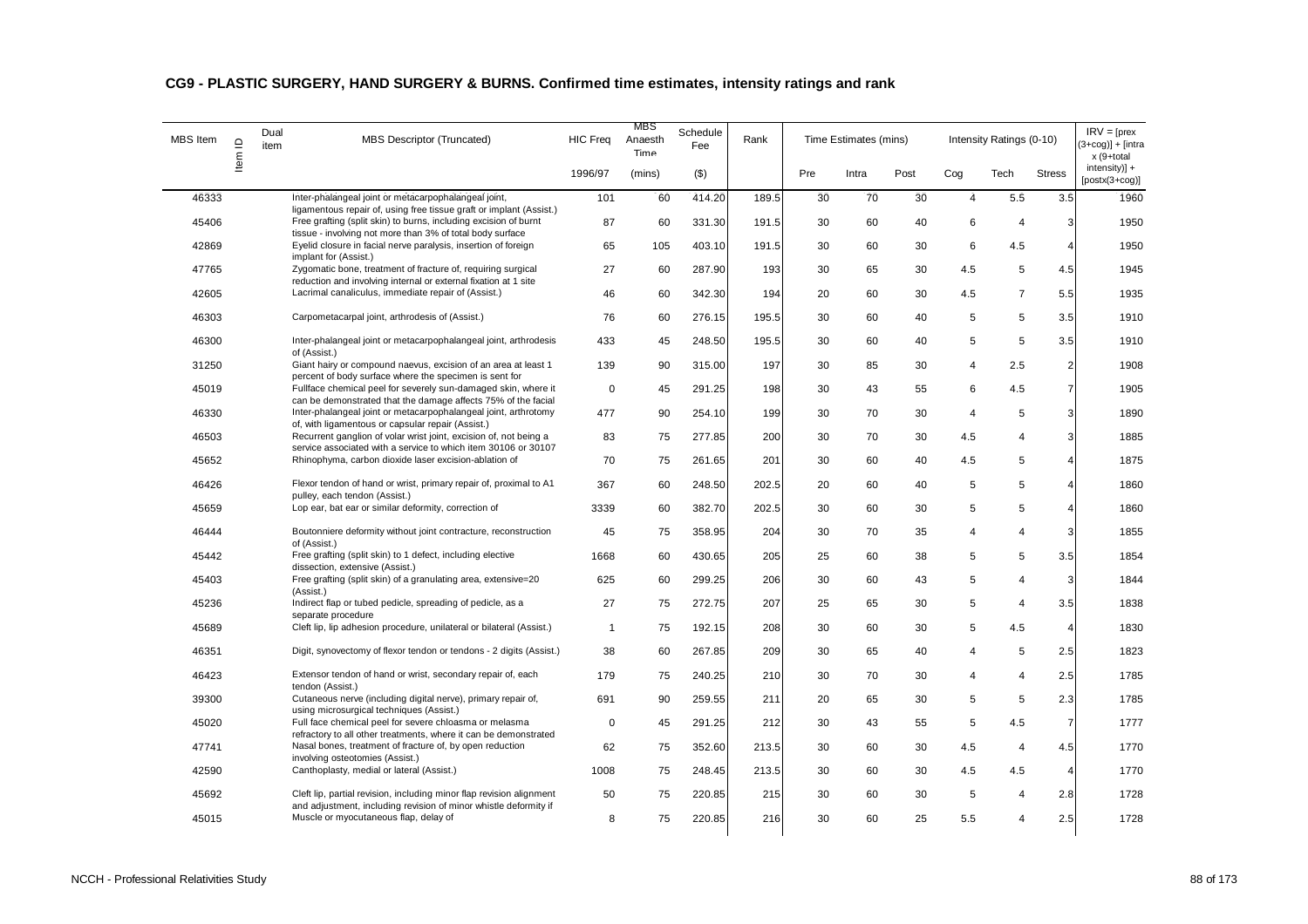## CG9 - PLASTIC SURGERY, HAND SURGERY & BURNS. Confirmed time estimates, intensity ratings and rank

| MBS Item | Item ID | Dual item | MBS Descriptor (Truncated) | HIC Freq | MBS Anaesth Time | Schedule Fee | Rank | Time Estimates (mins) | | | Intensity Ratings (0-10) | | | IRV = [prex (3+cog)] + [intra x (9+total intensity)] + [postx(3+cog)] |
|---|---|---|---|---|---|---|---|---|---|---|---|---|---|---|
| | | | | 1996/97 | (mins) | ($) | | Pre | Intra | Post | Cog | Tech | Stress | |
| 46333 | | | Inter-phalangeal joint or metacarpophalangeal joint, ligamentous repair of, using free tissue graft or implant (Assist.) | 101 | 60 | 414.20 | 189.5 | 30 | 70 | 30 | 4 | 5.5 | 3.5 | 1960 |
| 45406 | | | Free grafting (split skin) to burns, including excision of burnt tissue - involving not more than 3% of total body surface | 87 | 60 | 331.30 | 191.5 | 30 | 60 | 40 | 6 | 4 | 3 | 1950 |
| 42869 | | | Eyelid closure in facial nerve paralysis, insertion of foreign implant for (Assist.) | 65 | 105 | 403.10 | 191.5 | 30 | 60 | 30 | 6 | 4.5 | 4 | 1950 |
| 47765 | | | Zygomatic bone, treatment of fracture of, requiring surgical reduction and involving internal or external fixation at 1 site | 27 | 60 | 287.90 | 193 | 30 | 65 | 30 | 4.5 | 5 | 4.5 | 1945 |
| 42605 | | | Lacrimal canaliculus, immediate repair of (Assist.) | 46 | 60 | 342.30 | 194 | 20 | 60 | 30 | 4.5 | 7 | 5.5 | 1935 |
| 46303 | | | Carpometacarpal joint, arthrodesis of (Assist.) | 76 | 60 | 276.15 | 195.5 | 30 | 60 | 40 | 5 | 5 | 3.5 | 1910 |
| 46300 | | | Inter-phalangeal joint or metacarpophalangeal joint, arthrodesis of (Assist.) | 433 | 45 | 248.50 | 195.5 | 30 | 60 | 40 | 5 | 5 | 3.5 | 1910 |
| 31250 | | | Giant hairy or compound naevus, excision of an area at least 1 percent of body surface where the specimen is sent for | 139 | 90 | 315.00 | 197 | 30 | 85 | 30 | 4 | 2.5 | 2 | 1908 |
| 45019 | | | Fullface chemical peel for severely sun-damaged skin, where it can be demonstrated that the damage affects 75% of the facial | 0 | 45 | 291.25 | 198 | 30 | 43 | 55 | 6 | 4.5 | 7 | 1905 |
| 46330 | | | Inter-phalangeal joint or metacarpophalangeal joint, arthrotomy of, with ligamentous or capsular repair (Assist.) | 477 | 90 | 254.10 | 199 | 30 | 70 | 30 | 4 | 5 | 3 | 1890 |
| 46503 | | | Recurrent ganglion of volar wrist joint, excision of, not being a service associated with a service to which item 30106 or 30107 | 83 | 75 | 277.85 | 200 | 30 | 70 | 30 | 4.5 | 4 | 3 | 1885 |
| 45652 | | | Rhinophyma, carbon dioxide laser excision-ablation of | 70 | 75 | 261.65 | 201 | 30 | 60 | 40 | 4.5 | 5 | 4 | 1875 |
| 46426 | | | Flexor tendon of hand or wrist, primary repair of, proximal to A1 pulley, each tendon (Assist.) | 367 | 60 | 248.50 | 202.5 | 20 | 60 | 40 | 5 | 5 | 4 | 1860 |
| 45659 | | | Lop ear, bat ear or similar deformity, correction of | 3339 | 60 | 382.70 | 202.5 | 30 | 60 | 30 | 5 | 5 | 4 | 1860 |
| 46444 | | | Boutonniere deformity without joint contracture, reconstruction of (Assist.) | 45 | 75 | 358.95 | 204 | 30 | 70 | 35 | 4 | 4 | 3 | 1855 |
| 45442 | | | Free grafting (split skin) to 1 defect, including elective dissection, extensive (Assist.) | 1668 | 60 | 430.65 | 205 | 25 | 60 | 38 | 5 | 5 | 3.5 | 1854 |
| 45403 | | | Free grafting (split skin) of a granulating area, extensive=20 (Assist.) | 625 | 60 | 299.25 | 206 | 30 | 60 | 43 | 5 | 4 | 3 | 1844 |
| 45236 | | | Indirect flap or tubed pedicle, spreading of pedicle, as a separate procedure | 27 | 75 | 272.75 | 207 | 25 | 65 | 30 | 5 | 4 | 3.5 | 1838 |
| 45689 | | | Cleft lip, lip adhesion procedure, unilateral or bilateral (Assist.) | 1 | 75 | 192.15 | 208 | 30 | 60 | 30 | 5 | 4.5 | 4 | 1830 |
| 46351 | | | Digit, synovectomy of flexor tendon or tendons - 2 digits (Assist.) | 38 | 60 | 267.85 | 209 | 30 | 65 | 40 | 4 | 5 | 2.5 | 1823 |
| 46423 | | | Extensor tendon of hand or wrist, secondary repair of, each tendon (Assist.) | 179 | 75 | 240.25 | 210 | 30 | 70 | 30 | 4 | 4 | 2.5 | 1785 |
| 39300 | | | Cutaneous nerve (including digital nerve), primary repair of, using microsurgical techniques (Assist.) | 691 | 90 | 259.55 | 211 | 20 | 65 | 30 | 5 | 5 | 2.3 | 1785 |
| 45020 | | | Full face chemical peel for severe chloasma or melasma refractory to all other treatments, where it can be demonstrated | 0 | 45 | 291.25 | 212 | 30 | 43 | 55 | 5 | 4.5 | 7 | 1777 |
| 47741 | | | Nasal bones, treatment of fracture of, by open reduction involving osteotomies (Assist.) | 62 | 75 | 352.60 | 213.5 | 30 | 60 | 30 | 4.5 | 4 | 4.5 | 1770 |
| 42590 | | | Canthoplasty, medial or lateral (Assist.) | 1008 | 75 | 248.45 | 213.5 | 30 | 60 | 30 | 4.5 | 4.5 | 4 | 1770 |
| 45692 | | | Cleft lip, partial revision, including minor flap revision alignment and adjustment, including revision of minor whistle deformity if | 50 | 75 | 220.85 | 215 | 30 | 60 | 30 | 5 | 4 | 2.8 | 1728 |
| 45015 | | | Muscle or myocutaneous flap, delay of | 8 | 75 | 220.85 | 216 | 30 | 60 | 25 | 5.5 | 4 | 2.5 | 1728 |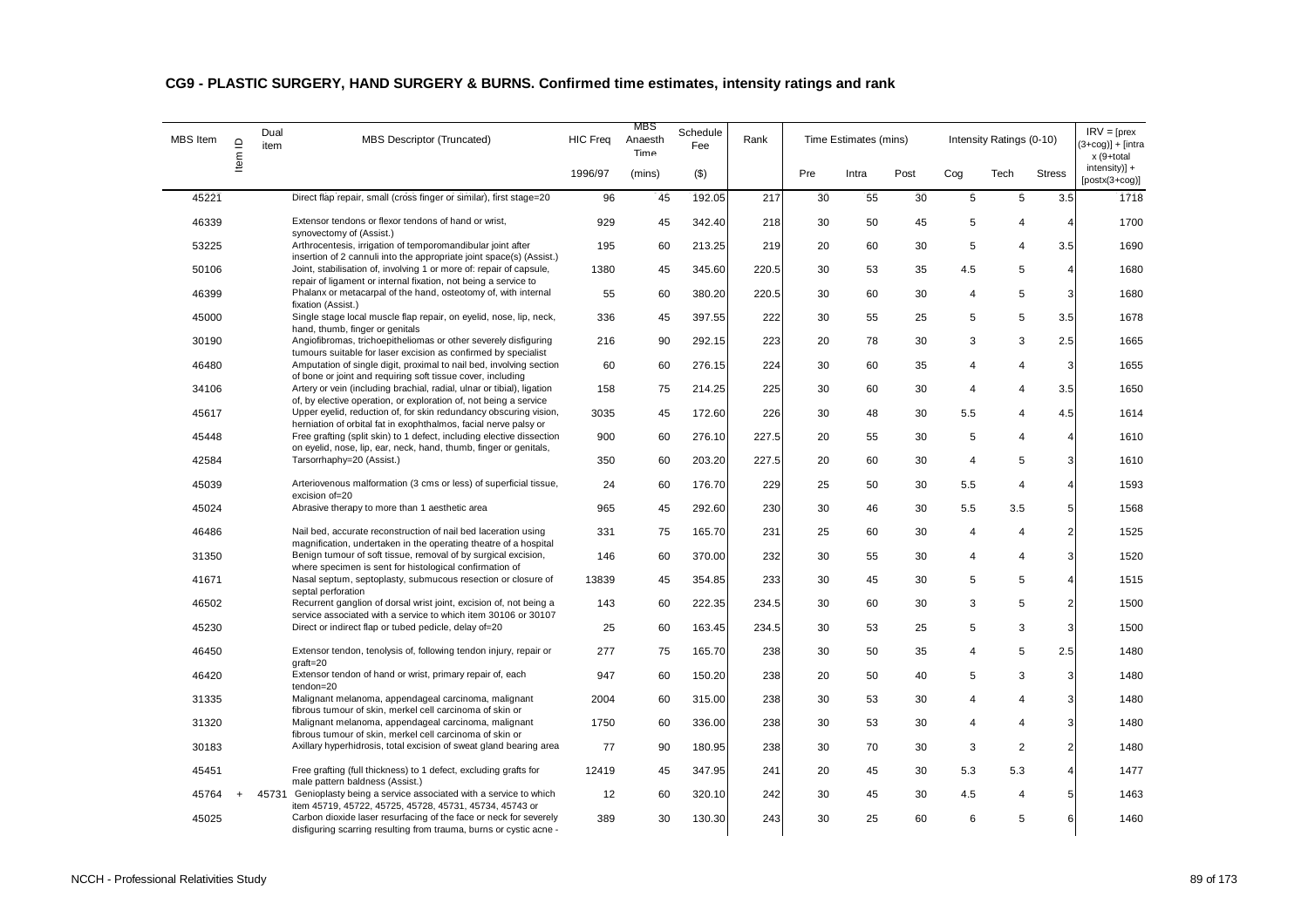## CG9 - PLASTIC SURGERY, HAND SURGERY & BURNS. Confirmed time estimates, intensity ratings and rank

| MBS Item | Item ID | Dual item | MBS Descriptor (Truncated) | HIC Freq | MBS Anaesth Time | Schedule Fee | Rank | Time Estimates (mins) | | | Intensity Ratings (0-10) | | | IRV = [prex (3+cog)] + [intra x (9+total intensity)] + [postx(3+cog)] |
|---|---|---|---|---|---|---|---|---|---|---|---|---|---|---|
| | | | | 1996/97 | (mins) | ($) | | Pre | Intra | Post | Cog | Tech | Stress | |
| 45221 | | | Direct flap repair, small (cross finger or similar), first stage=20 | 96 | 45 | 192.05 | 217 | 30 | 55 | 30 | 5 | 5 | 3.5 | 1718 |
| 46339 | | | Extensor tendons or flexor tendons of hand or wrist, synovectomy of (Assist.) | 929 | 45 | 342.40 | 218 | 30 | 50 | 45 | 5 | 4 | 4 | 1700 |
| 53225 | | | Arthrocentesis, irrigation of temporomandibular joint after insertion of 2 cannuli into the appropriate joint space(s) (Assist.) | 195 | 60 | 213.25 | 219 | 20 | 60 | 30 | 5 | 4 | 3.5 | 1690 |
| 50106 | | | Joint, stabilisation of, involving 1 or more of: repair of capsule, repair of ligament or internal fixation, not being a service to | 1380 | 45 | 345.60 | 220.5 | 30 | 53 | 35 | 4.5 | 5 | 4 | 1680 |
| 46399 | | | Phalanx or metacarpal of the hand, osteotomy of, with internal fixation (Assist.) | 55 | 60 | 380.20 | 220.5 | 30 | 60 | 30 | 4 | 5 | 3 | 1680 |
| 45000 | | | Single stage local muscle flap repair, on eyelid, nose, lip, neck, hand, thumb, finger or genitals | 336 | 45 | 397.55 | 222 | 30 | 55 | 25 | 5 | 5 | 3.5 | 1678 |
| 30190 | | | Angiofibromas, trichoepitheliomas or other severely disfiguring tumours suitable for laser excision as confirmed by specialist | 216 | 90 | 292.15 | 223 | 20 | 78 | 30 | 3 | 3 | 2.5 | 1665 |
| 46480 | | | Amputation of single digit, proximal to nail bed, involving section of bone or joint and requiring soft tissue cover, including | 60 | 60 | 276.15 | 224 | 30 | 60 | 35 | 4 | 4 | 3 | 1655 |
| 34106 | | | Artery or vein (including brachial, radial, ulnar or tibial), ligation of, by elective operation, or exploration of, not being a service | 158 | 75 | 214.25 | 225 | 30 | 60 | 30 | 4 | 4 | 3.5 | 1650 |
| 45617 | | | Upper eyelid, reduction of, for skin redundancy obscuring vision, herniation of orbital fat in exophthalmos, facial nerve palsy or | 3035 | 45 | 172.60 | 226 | 30 | 48 | 30 | 5.5 | 4 | 4.5 | 1614 |
| 45448 | | | Free grafting (split skin) to 1 defect, including elective dissection on eyelid, nose, lip, ear, neck, hand, thumb, finger or genitals, | 900 | 60 | 276.10 | 227.5 | 20 | 55 | 30 | 5 | 4 | 4 | 1610 |
| 42584 | | | Tarsorrhaphy=20 (Assist.) | 350 | 60 | 203.20 | 227.5 | 20 | 60 | 30 | 4 | 5 | 3 | 1610 |
| 45039 | | | Arteriovenous malformation (3 cms or less) of superficial tissue, excision of=20 | 24 | 60 | 176.70 | 229 | 25 | 50 | 30 | 5.5 | 4 | 4 | 1593 |
| 45024 | | | Abrasive therapy to more than 1 aesthetic area | 965 | 45 | 292.60 | 230 | 30 | 46 | 30 | 5.5 | 3.5 | 5 | 1568 |
| 46486 | | | Nail bed, accurate reconstruction of nail bed laceration using magnification, undertaken in the operating theatre of a hospital | 331 | 75 | 165.70 | 231 | 25 | 60 | 30 | 4 | 4 | 2 | 1525 |
| 31350 | | | Benign tumour of soft tissue, removal of by surgical excision, where specimen is sent for histological confirmation of | 146 | 60 | 370.00 | 232 | 30 | 55 | 30 | 4 | 4 | 3 | 1520 |
| 41671 | | | Nasal septum, septoplasty, submucous resection or closure of septal perforation | 13839 | 45 | 354.85 | 233 | 30 | 45 | 30 | 5 | 5 | 4 | 1515 |
| 46502 | | | Recurrent ganglion of dorsal wrist joint, excision of, not being a service associated with a service to which item 30106 or 30107 | 143 | 60 | 222.35 | 234.5 | 30 | 60 | 30 | 3 | 5 | 2 | 1500 |
| 45230 | | | Direct or indirect flap or tubed pedicle, delay of=20 | 25 | 60 | 163.45 | 234.5 | 30 | 53 | 25 | 5 | 3 | 3 | 1500 |
| 46450 | | | Extensor tendon, tenolysis of, following tendon injury, repair or graft=20 | 277 | 75 | 165.70 | 238 | 30 | 50 | 35 | 4 | 5 | 2.5 | 1480 |
| 46420 | | | Extensor tendon of hand or wrist, primary repair of, each tendon=20 | 947 | 60 | 150.20 | 238 | 20 | 50 | 40 | 5 | 3 | 3 | 1480 |
| 31335 | | | Malignant melanoma, appendageal carcinoma, malignant fibrous tumour of skin, merkel cell carcinoma of skin or | 2004 | 60 | 315.00 | 238 | 30 | 53 | 30 | 4 | 4 | 3 | 1480 |
| 31320 | | | Malignant melanoma, appendageal carcinoma, malignant fibrous tumour of skin, merkel cell carcinoma of skin or | 1750 | 60 | 336.00 | 238 | 30 | 53 | 30 | 4 | 4 | 3 | 1480 |
| 30183 | | | Axillary hyperhidrosis, total excision of sweat gland bearing area | 77 | 90 | 180.95 | 238 | 30 | 70 | 30 | 3 | 2 | 2 | 1480 |
| 45451 | | | Free grafting (full thickness) to 1 defect, excluding grafts for male pattern baldness (Assist.) | 12419 | 45 | 347.95 | 241 | 20 | 45 | 30 | 5.3 | 5.3 | 4 | 1477 |
| 45764 | + | 45731 | Genioplasty being a service associated with a service to which item 45719, 45722, 45725, 45728, 45731, 45734, 45743 or | 12 | 60 | 320.10 | 242 | 30 | 45 | 30 | 4.5 | 4 | 5 | 1463 |
| 45025 | | | Carbon dioxide laser resurfacing of the face or neck for severely disfiguring scarring resulting from trauma, burns or cystic acne - | 389 | 30 | 130.30 | 243 | 30 | 25 | 60 | 6 | 5 | 6 | 1460 |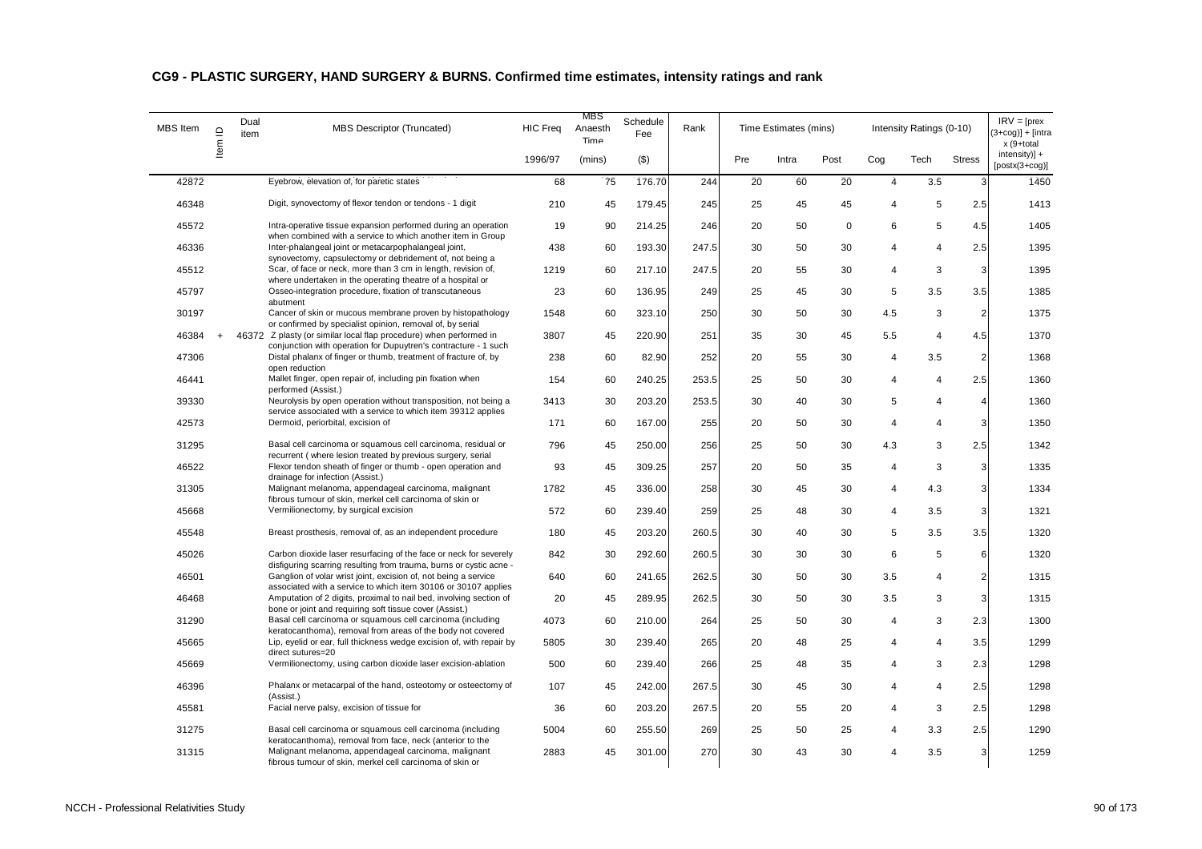## CG9 - PLASTIC SURGERY, HAND SURGERY & BURNS. Confirmed time estimates, intensity ratings and rank

| MBS Item | Item ID | Dual item | MBS Descriptor (Truncated) | HIC Freq | MBS Anaesth Time | Schedule Fee | Rank | Time Estimates (mins) | | | Intensity Ratings (0-10) | | | IRV = [prex (3+cog)] + [intra x (9+total intensity)] + [postx(3+cog)] |
|---|---|---|---|---|---|---|---|---|---|---|---|---|---|---|
| | | | | 1996/97 | (mins) | ($) | | Pre | Intra | Post | Cog | Tech | Stress | |
| 42872 | | | Eyebrow, elevation of, for paretic states | 68 | 75 | 176.70 | 244 | 20 | 60 | 20 | 4 | 3.5 | 3 | 1450 |
| 46348 | | | Digit, synovectomy of flexor tendon or tendons - 1 digit | 210 | 45 | 179.45 | 245 | 25 | 45 | 45 | 4 | 5 | 2.5 | 1413 |
| 45572 | | | Intra-operative tissue expansion performed during an operation when combined with a service to which another item in Group | 19 | 90 | 214.25 | 246 | 20 | 50 | 0 | 6 | 5 | 4.5 | 1405 |
| 46336 | | | Inter-phalangeal joint or metacarpophalangeal joint, synovectomy, capsulectomy or debridement of, not being a | 438 | 60 | 193.30 | 247.5 | 30 | 50 | 30 | 4 | 4 | 2.5 | 1395 |
| 45512 | | | Scar, of face or neck, more than 3 cm in length, revision of, where undertaken in the operating theatre of a hospital or | 1219 | 60 | 217.10 | 247.5 | 20 | 55 | 30 | 4 | 3 | 3 | 1395 |
| 45797 | | | Osseo-integration procedure, fixation of transcutaneous abutment | 23 | 60 | 136.95 | 249 | 25 | 45 | 30 | 5 | 3.5 | 3.5 | 1385 |
| 30197 | | | Cancer of skin or mucous membrane proven by histopathology or confirmed by specialist opinion, removal of, by serial | 1548 | 60 | 323.10 | 250 | 30 | 50 | 30 | 4.5 | 3 | 2 | 1375 |
| 46384 | + | 46372 | Z plasty (or similar local flap procedure) when performed in conjunction with operation for Dupuytren's contracture - 1 such | 3807 | 45 | 220.90 | 251 | 35 | 30 | 45 | 5.5 | 4 | 4.5 | 1370 |
| 47306 | | | Distal phalanx of finger or thumb, treatment of fracture of, by open reduction | 238 | 60 | 82.90 | 252 | 20 | 55 | 30 | 4 | 3.5 | 2 | 1368 |
| 46441 | | | Mallet finger, open repair of, including pin fixation when performed (Assist.) | 154 | 60 | 240.25 | 253.5 | 25 | 50 | 30 | 4 | 4 | 2.5 | 1360 |
| 39330 | | | Neurolysis by open operation without transposition, not being a service associated with a service to which item 39312 applies | 3413 | 30 | 203.20 | 253.5 | 30 | 40 | 30 | 5 | 4 | 4 | 1360 |
| 42573 | | | Dermoid, periorbital, excision of | 171 | 60 | 167.00 | 255 | 20 | 50 | 30 | 4 | 4 | 3 | 1350 |
| 31295 | | | Basal cell carcinoma or squamous cell carcinoma, residual or recurrent ( where lesion treated by previous surgery, serial | 796 | 45 | 250.00 | 256 | 25 | 50 | 30 | 4.3 | 3 | 2.5 | 1342 |
| 46522 | | | Flexor tendon sheath of finger or thumb - open operation and drainage for infection (Assist.) | 93 | 45 | 309.25 | 257 | 20 | 50 | 35 | 4 | 3 | 3 | 1335 |
| 31305 | | | Malignant melanoma, appendageal carcinoma, malignant fibrous tumour of skin, merkel cell carcinoma of skin or | 1782 | 45 | 336.00 | 258 | 30 | 45 | 30 | 4 | 4.3 | 3 | 1334 |
| 45668 | | | Vermilionectomy, by surgical excision | 572 | 60 | 239.40 | 259 | 25 | 48 | 30 | 4 | 3.5 | 3 | 1321 |
| 45548 | | | Breast prosthesis, removal of, as an independent procedure | 180 | 45 | 203.20 | 260.5 | 30 | 40 | 30 | 5 | 3.5 | 3.5 | 1320 |
| 45026 | | | Carbon dioxide laser resurfacing of the face or neck for severely disfiguring scarring resulting from trauma, burns or cystic acne - | 842 | 30 | 292.60 | 260.5 | 30 | 30 | 30 | 6 | 5 | 6 | 1320 |
| 46501 | | | Ganglion of volar wrist joint, excision of, not being a service associated with a service to which item 30106 or 30107 applies | 640 | 60 | 241.65 | 262.5 | 30 | 50 | 30 | 3.5 | 4 | 2 | 1315 |
| 46468 | | | Amputation of 2 digits, proximal to nail bed, involving section of bone or joint and requiring soft tissue cover (Assist.) | 20 | 45 | 289.95 | 262.5 | 30 | 50 | 30 | 3.5 | 3 | 3 | 1315 |
| 31290 | | | Basal cell carcinoma or squamous cell carcinoma (including keratocanthoma), removal from areas of the body not covered | 4073 | 60 | 210.00 | 264 | 25 | 50 | 30 | 4 | 3 | 2.3 | 1300 |
| 45665 | | | Lip, eyelid or ear, full thickness wedge excision of, with repair by direct sutures=20 | 5805 | 30 | 239.40 | 265 | 20 | 48 | 25 | 4 | 4 | 3.5 | 1299 |
| 45669 | | | Vermilionectomy, using carbon dioxide laser excision-ablation | 500 | 60 | 239.40 | 266 | 25 | 48 | 35 | 4 | 3 | 2.3 | 1298 |
| 46396 | | | Phalanx or metacarpal of the hand, osteotomy or osteectomy of (Assist.) | 107 | 45 | 242.00 | 267.5 | 30 | 45 | 30 | 4 | 4 | 2.5 | 1298 |
| 45581 | | | Facial nerve palsy, excision of tissue for | 36 | 60 | 203.20 | 267.5 | 20 | 55 | 20 | 4 | 3 | 2.5 | 1298 |
| 31275 | | | Basal cell carcinoma or squamous cell carcinoma (including keratocanthoma), removal from face, neck (anterior to the | 5004 | 60 | 255.50 | 269 | 25 | 50 | 25 | 4 | 3.3 | 2.5 | 1290 |
| 31315 | | | Malignant melanoma, appendageal carcinoma, malignant fibrous tumour of skin, merkel cell carcinoma of skin or | 2883 | 45 | 301.00 | 270 | 30 | 43 | 30 | 4 | 3.5 | 3 | 1259 |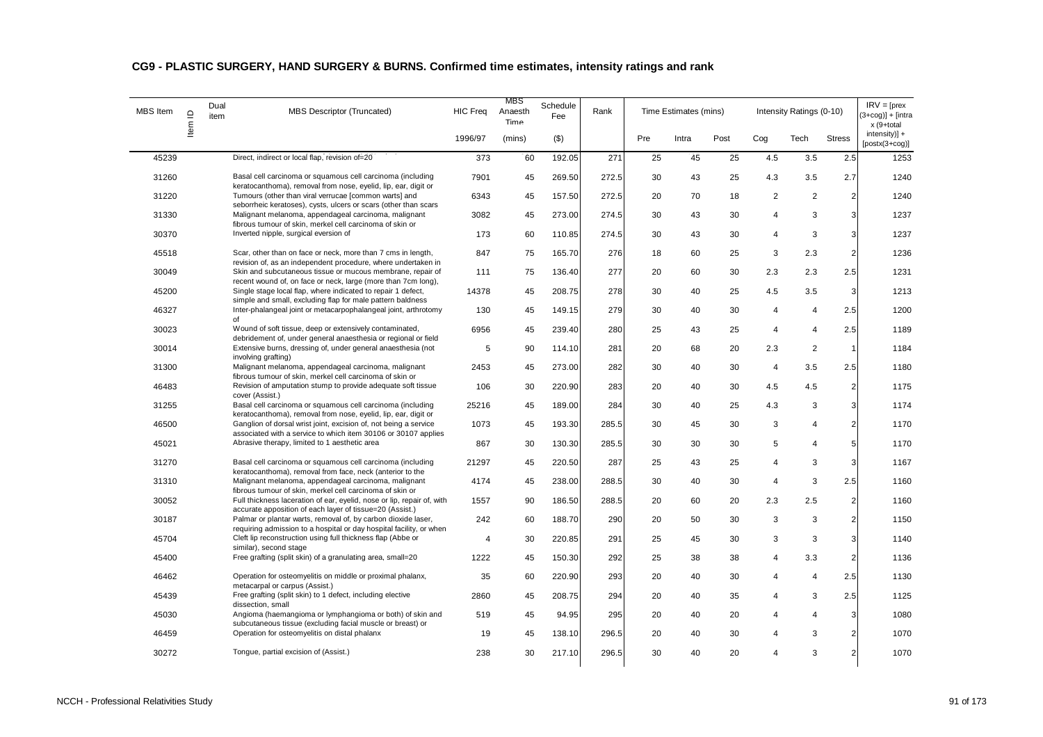## CG9 - PLASTIC SURGERY, HAND SURGERY & BURNS. Confirmed time estimates, intensity ratings and rank

| MBS Item | Item ID | Dual item | MBS Descriptor (Truncated) | HIC Freq | MBS Anaesth Time | Schedule Fee | Rank | Time Estimates (mins) | | | Intensity Ratings (0-10) | | | IRV = [prex (3+cog)] + [intra x (9+total intensity)] + [postx(3+cog)] |
|---|---|---|---|---|---|---|---|---|---|---|---|---|---|---|
| | | | | 1996/97 | (mins) | ($) | | Pre | Intra | Post | Cog | Tech | Stress | |
| 45239 | | | Direct, indirect or local flap, revision of=20 | 373 | 60 | 192.05 | 271 | 25 | 45 | 25 | 4.5 | 3.5 | 2.5 | 1253 |
| 31260 | | | Basal cell carcinoma or squamous cell carcinoma (including keratocanthoma), removal from nose, eyelid, lip, ear, digit or | 7901 | 45 | 269.50 | 272.5 | 30 | 43 | 25 | 4.3 | 3.5 | 2.7 | 1240 |
| 31220 | | | Tumours (other than viral verrucae [common warts] and seborrheic keratoses), cysts, ulcers or scars (other than scars | 6343 | 45 | 157.50 | 272.5 | 20 | 70 | 18 | 2 | 2 | 2 | 1240 |
| 31330 | | | Malignant melanoma, appendageal carcinoma, malignant fibrous tumour of skin, merkel cell carcinoma of skin or | 3082 | 45 | 273.00 | 274.5 | 30 | 43 | 30 | 4 | 3 | 3 | 1237 |
| 30370 | | | Inverted nipple, surgical eversion of | 173 | 60 | 110.85 | 274.5 | 30 | 43 | 30 | 4 | 3 | 3 | 1237 |
| 45518 | | | Scar, other than on face or neck, more than 7 cms in length, revision of, as an independent procedure, where undertaken in | 847 | 75 | 165.70 | 276 | 18 | 60 | 25 | 3 | 2.3 | 2 | 1236 |
| 30049 | | | Skin and subcutaneous tissue or mucous membrane, repair of recent wound of, on face or neck, large (more than 7cm long), | 111 | 75 | 136.40 | 277 | 20 | 60 | 30 | 2.3 | 2.3 | 2.5 | 1231 |
| 45200 | | | Single stage local flap, where indicated to repair 1 defect, simple and small, excluding flap for male pattern baldness | 14378 | 45 | 208.75 | 278 | 30 | 40 | 25 | 4.5 | 3.5 | 3 | 1213 |
| 46327 | | | Inter-phalangeal joint or metacarpophalangeal joint, arthrotomy of | 130 | 45 | 149.15 | 279 | 30 | 40 | 30 | 4 | 4 | 2.5 | 1200 |
| 30023 | | | Wound of soft tissue, deep or extensively contaminated, debridement of, under general anaesthesia or regional or field | 6956 | 45 | 239.40 | 280 | 25 | 43 | 25 | 4 | 4 | 2.5 | 1189 |
| 30014 | | | Extensive burns, dressing of, under general anaesthesia (not involving grafting) | 5 | 90 | 114.10 | 281 | 20 | 68 | 20 | 2.3 | 2 | 1 | 1184 |
| 31300 | | | Malignant melanoma, appendageal carcinoma, malignant fibrous tumour of skin, merkel cell carcinoma of skin or | 2453 | 45 | 273.00 | 282 | 30 | 40 | 30 | 4 | 3.5 | 2.5 | 1180 |
| 46483 | | | Revision of amputation stump to provide adequate soft tissue cover (Assist.) | 106 | 30 | 220.90 | 283 | 20 | 40 | 30 | 4.5 | 4.5 | 2 | 1175 |
| 31255 | | | Basal cell carcinoma or squamous cell carcinoma (including keratocanthoma), removal from nose, eyelid, lip, ear, digit or | 25216 | 45 | 189.00 | 284 | 30 | 40 | 25 | 4.3 | 3 | 3 | 1174 |
| 46500 | | | Ganglion of dorsal wrist joint, excision of, not being a service associated with a service to which item 30106 or 30107 applies | 1073 | 45 | 193.30 | 285.5 | 30 | 45 | 30 | 3 | 4 | 2 | 1170 |
| 45021 | | | Abrasive therapy, limited to 1 aesthetic area | 867 | 30 | 130.30 | 285.5 | 30 | 30 | 30 | 5 | 4 | 5 | 1170 |
| 31270 | | | Basal cell carcinoma or squamous cell carcinoma (including keratocanthoma), removal from face, neck (anterior to the | 21297 | 45 | 220.50 | 287 | 25 | 43 | 25 | 4 | 3 | 3 | 1167 |
| 31310 | | | Malignant melanoma, appendageal carcinoma, malignant fibrous tumour of skin, merkel cell carcinoma of skin or | 4174 | 45 | 238.00 | 288.5 | 30 | 40 | 30 | 4 | 3 | 2.5 | 1160 |
| 30052 | | | Full thickness laceration of ear, eyelid, nose or lip, repair of, with accurate apposition of each layer of tissue=20 (Assist.) | 1557 | 90 | 186.50 | 288.5 | 20 | 60 | 20 | 2.3 | 2.5 | 2 | 1160 |
| 30187 | | | Palmar or plantar warts, removal of, by carbon dioxide laser, requiring admission to a hospital or day hospital facility, or when | 242 | 60 | 188.70 | 290 | 20 | 50 | 30 | 3 | 3 | 2 | 1150 |
| 45704 | | | Cleft lip reconstruction using full thickness flap (Abbe or similar), second stage | 4 | 30 | 220.85 | 291 | 25 | 45 | 30 | 3 | 3 | 3 | 1140 |
| 45400 | | | Free grafting (split skin) of a granulating area, small=20 | 1222 | 45 | 150.30 | 292 | 25 | 38 | 38 | 4 | 3.3 | 2 | 1136 |
| 46462 | | | Operation for osteomyelitis on middle or proximal phalanx, metacarpal or carpus (Assist.) | 35 | 60 | 220.90 | 293 | 20 | 40 | 30 | 4 | 4 | 2.5 | 1130 |
| 45439 | | | Free grafting (split skin) to 1 defect, including elective dissection, small | 2860 | 45 | 208.75 | 294 | 20 | 40 | 35 | 4 | 3 | 2.5 | 1125 |
| 45030 | | | Angioma (haemangioma or lymphangioma or both) of skin and subcutaneous tissue (excluding facial muscle or breast) or | 519 | 45 | 94.95 | 295 | 20 | 40 | 20 | 4 | 4 | 3 | 1080 |
| 46459 | | | Operation for osteomyelitis on distal phalanx | 19 | 45 | 138.10 | 296.5 | 20 | 40 | 30 | 4 | 3 | 2 | 1070 |
| 30272 | | | Tongue, partial excision of (Assist.) | 238 | 30 | 217.10 | 296.5 | 30 | 40 | 20 | 4 | 3 | 2 | 1070 |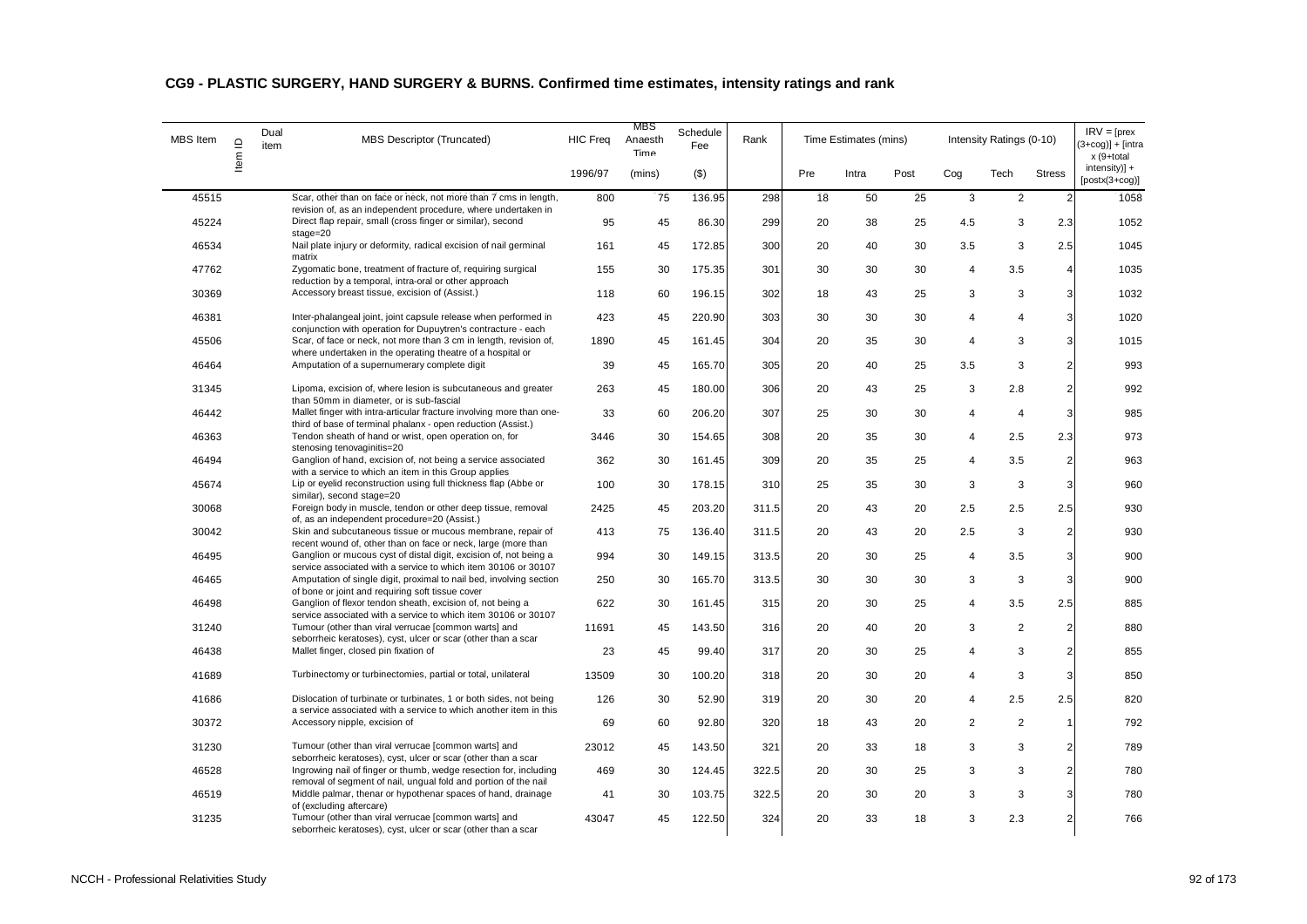# CG9 - PLASTIC SURGERY, HAND SURGERY & BURNS. Confirmed time estimates, intensity ratings and rank

| MBS Item | Item ID | Dual item | MBS Descriptor (Truncated) | HIC Freq | MBS Anaesth Time | Schedule Fee | Rank | Time Estimates (mins) | | | Intensity Ratings (0-10) | | | IRV = [prex (3+cog)] + [intra x (9+total intensity)] + [postx(3+cog)] |
|---|---|---|---|---|---|---|---|---|---|---|---|---|---|---|
| | | | | 1996/97 | (mins) | ($) | | Pre | Intra | Post | Cog | Tech | Stress | |
| 45515 | | | Scar, other than on face or neck, not more than 7 cms in length, revision of, as an independent procedure, where undertaken in | 800 | 75 | 136.95 | 298 | 18 | 50 | 25 | 3 | 2 | 2 | 1058 |
| 45224 | | | Direct flap repair, small (cross finger or similar), second stage=20 | 95 | 45 | 86.30 | 299 | 20 | 38 | 25 | 4.5 | 3 | 2.3 | 1052 |
| 46534 | | | Nail plate injury or deformity, radical excision of nail germinal matrix | 161 | 45 | 172.85 | 300 | 20 | 40 | 30 | 3.5 | 3 | 2.5 | 1045 |
| 47762 | | | Zygomatic bone, treatment of fracture of, requiring surgical reduction by a temporal, intra-oral or other approach | 155 | 30 | 175.35 | 301 | 30 | 30 | 30 | 4 | 3.5 | 4 | 1035 |
| 30369 | | | Accessory breast tissue, excision of (Assist.) | 118 | 60 | 196.15 | 302 | 18 | 43 | 25 | 3 | 3 | 3 | 1032 |
| 46381 | | | Inter-phalangeal joint, joint capsule release when performed in conjunction with operation for Dupuytren's contracture - each | 423 | 45 | 220.90 | 303 | 30 | 30 | 30 | 4 | 4 | 3 | 1020 |
| 45506 | | | Scar, of face or neck, not more than 3 cm in length, revision of, where undertaken in the operating theatre of a hospital or | 1890 | 45 | 161.45 | 304 | 20 | 35 | 30 | 4 | 3 | 3 | 1015 |
| 46464 | | | Amputation of a supernumerary complete digit | 39 | 45 | 165.70 | 305 | 20 | 40 | 25 | 3.5 | 3 | 2 | 993 |
| 31345 | | | Lipoma, excision of, where lesion is subcutaneous and greater than 50mm in diameter, or is sub-fascial | 263 | 45 | 180.00 | 306 | 20 | 43 | 25 | 3 | 2.8 | 2 | 992 |
| 46442 | | | Mallet finger with intra-articular fracture involving more than one-third of base of terminal phalanx - open reduction (Assist.) | 33 | 60 | 206.20 | 307 | 25 | 30 | 30 | 4 | 4 | 3 | 985 |
| 46363 | | | Tendon sheath of hand or wrist, open operation on, for stenosing tenovaginitis=20 | 3446 | 30 | 154.65 | 308 | 20 | 35 | 30 | 4 | 2.5 | 2.3 | 973 |
| 46494 | | | Ganglion of hand, excision of, not being a service associated with a service to which an item in this Group applies | 362 | 30 | 161.45 | 309 | 20 | 35 | 25 | 4 | 3.5 | 2 | 963 |
| 45674 | | | Lip or eyelid reconstruction using full thickness flap (Abbe or similar), second stage=20 | 100 | 30 | 178.15 | 310 | 25 | 35 | 30 | 3 | 3 | 3 | 960 |
| 30068 | | | Foreign body in muscle, tendon or other deep tissue, removal of, as an independent procedure=20 (Assist.) | 2425 | 45 | 203.20 | 311.5 | 20 | 43 | 20 | 2.5 | 2.5 | 2.5 | 930 |
| 30042 | | | Skin and subcutaneous tissue or mucous membrane, repair of recent wound of, other than on face or neck, large (more than | 413 | 75 | 136.40 | 311.5 | 20 | 43 | 20 | 2.5 | 3 | 2 | 930 |
| 46495 | | | Ganglion or mucous cyst of distal digit, excision of, not being a service associated with a service to which item 30106 or 30107 | 994 | 30 | 149.15 | 313.5 | 20 | 30 | 25 | 4 | 3.5 | 3 | 900 |
| 46465 | | | Amputation of single digit, proximal to nail bed, involving section of bone or joint and requiring soft tissue cover | 250 | 30 | 165.70 | 313.5 | 30 | 30 | 30 | 3 | 3 | 3 | 900 |
| 46498 | | | Ganglion of flexor tendon sheath, excision of, not being a service associated with a service to which item 30106 or 30107 | 622 | 30 | 161.45 | 315 | 20 | 30 | 25 | 4 | 3.5 | 2.5 | 885 |
| 31240 | | | Tumour (other than viral verrucae [common warts] and seborrheic keratoses), cyst, ulcer or scar (other than a scar | 11691 | 45 | 143.50 | 316 | 20 | 40 | 20 | 3 | 2 | 2 | 880 |
| 46438 | | | Mallet finger, closed pin fixation of | 23 | 45 | 99.40 | 317 | 20 | 30 | 25 | 4 | 3 | 2 | 855 |
| 41689 | | | Turbinectomy or turbinectomies, partial or total, unilateral | 13509 | 30 | 100.20 | 318 | 20 | 30 | 20 | 4 | 3 | 3 | 850 |
| 41686 | | | Dislocation of turbinate or turbinates, 1 or both sides, not being a service associated with a service to which another item in this | 126 | 30 | 52.90 | 319 | 20 | 30 | 20 | 4 | 2.5 | 2.5 | 820 |
| 30372 | | | Accessory nipple, excision of | 69 | 60 | 92.80 | 320 | 18 | 43 | 20 | 2 | 2 | 1 | 792 |
| 31230 | | | Tumour (other than viral verrucae [common warts] and seborrheic keratoses), cyst, ulcer or scar (other than a scar | 23012 | 45 | 143.50 | 321 | 20 | 33 | 18 | 3 | 3 | 2 | 789 |
| 46528 | | | Ingrowing nail of finger or thumb, wedge resection for, including removal of segment of nail, ungual fold and portion of the nail | 469 | 30 | 124.45 | 322.5 | 20 | 30 | 25 | 3 | 3 | 2 | 780 |
| 46519 | | | Middle palmar, thenar or hypothenar spaces of hand, drainage of (excluding aftercare) | 41 | 30 | 103.75 | 322.5 | 20 | 30 | 20 | 3 | 3 | 3 | 780 |
| 31235 | | | Tumour (other than viral verrucae [common warts] and seborrheic keratoses), cyst, ulcer or scar (other than a scar | 43047 | 45 | 122.50 | 324 | 20 | 33 | 18 | 3 | 2.3 | 2 | 766 |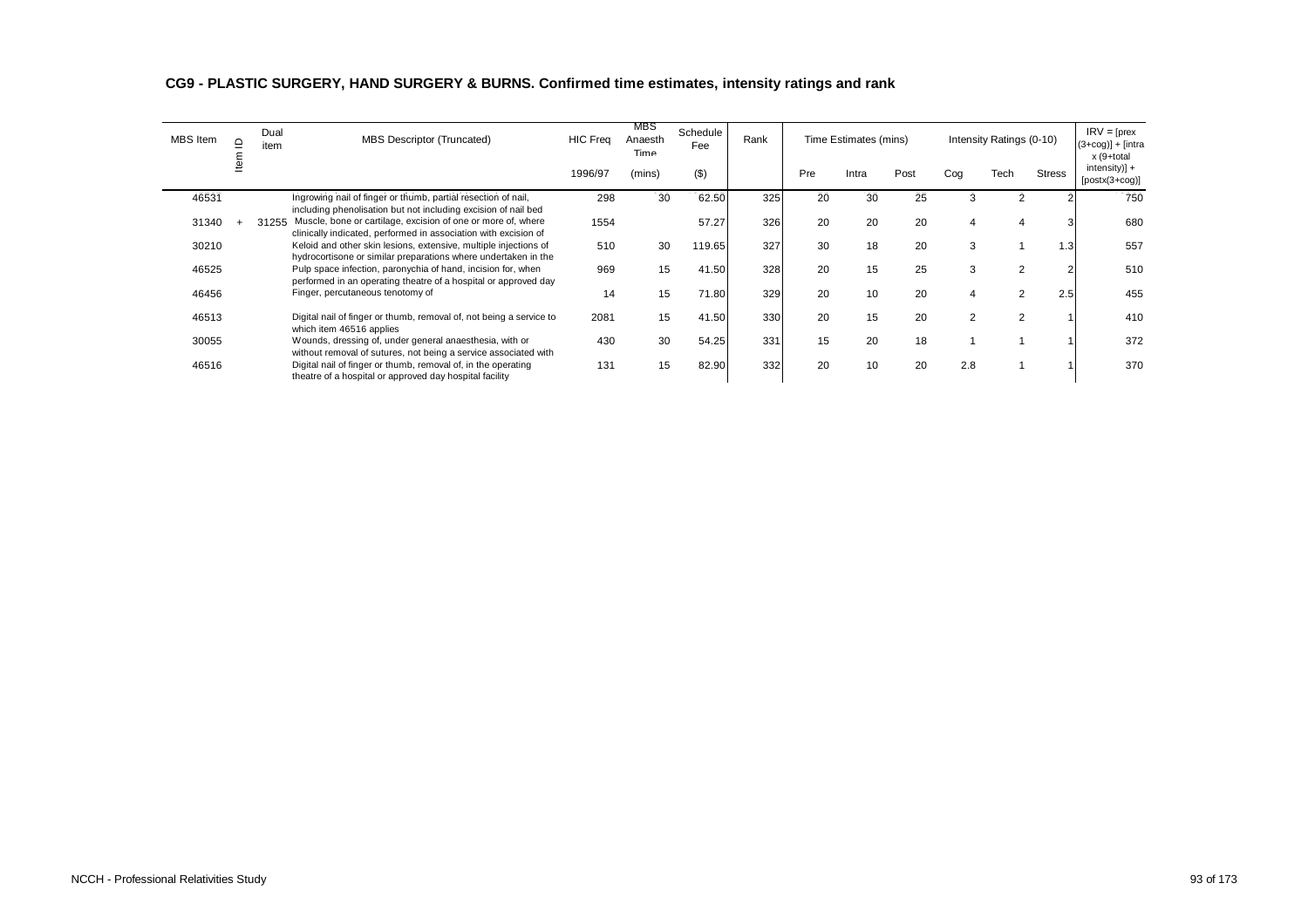## CG9 - PLASTIC SURGERY, HAND SURGERY & BURNS. Confirmed time estimates, intensity ratings and rank

| MBS Item | Item ID | Dual item | MBS Descriptor (Truncated) | HIC Freq | MBS Anaesth Time | Schedule Fee | Rank | Time Estimates (mins) | | | Intensity Ratings (0-10) | | | IRV = [prex (3+cog)] + [intra x (9+total intensity)] + [postx(3+cog)] |
|---|---|---|---|---|---|---|---|---|---|---|---|---|---|---|
| | | | | 1996/97 | (mins) | ($) | | Pre | Intra | Post | Cog | Tech | Stress | |
| 46531 | | | Ingrowing nail of finger or thumb, partial resection of nail, including phenolisation but not including excision of nail bed | 298 | 30 | 62.50 | 325 | 20 | 30 | 25 | 3 | 2 | 2 | 750 |
| 31340 | + | 31255 | Muscle, bone or cartilage, excision of one or more of, where clinically indicated, performed in association with excision of | 1554 | | 57.27 | 326 | 20 | 20 | 20 | 4 | 4 | 3 | 680 |
| 30210 | | | Keloid and other skin lesions, extensive, multiple injections of hydrocortisone or similar preparations where undertaken in the | 510 | 30 | 119.65 | 327 | 30 | 18 | 20 | 3 | 1 | 1.3 | 557 |
| 46525 | | | Pulp space infection, paronychia of hand, incision for, when performed in an operating theatre of a hospital or approved day | 969 | 15 | 41.50 | 328 | 20 | 15 | 25 | 3 | 2 | 2 | 510 |
| 46456 | | | Finger, percutaneous tenotomy of | 14 | 15 | 71.80 | 329 | 20 | 10 | 20 | 4 | 2 | 2.5 | 455 |
| 46513 | | | Digital nail of finger or thumb, removal of, not being a service to which item 46516 applies | 2081 | 15 | 41.50 | 330 | 20 | 15 | 20 | 2 | 2 | 1 | 410 |
| 30055 | | | Wounds, dressing of, under general anaesthesia, with or without removal of sutures, not being a service associated with | 430 | 30 | 54.25 | 331 | 15 | 20 | 18 | 1 | 1 | 1 | 372 |
| 46516 | | | Digital nail of finger or thumb, removal of, in the operating theatre of a hospital or approved day hospital facility | 131 | 15 | 82.90 | 332 | 20 | 10 | 20 | 2.8 | 1 | 1 | 370 |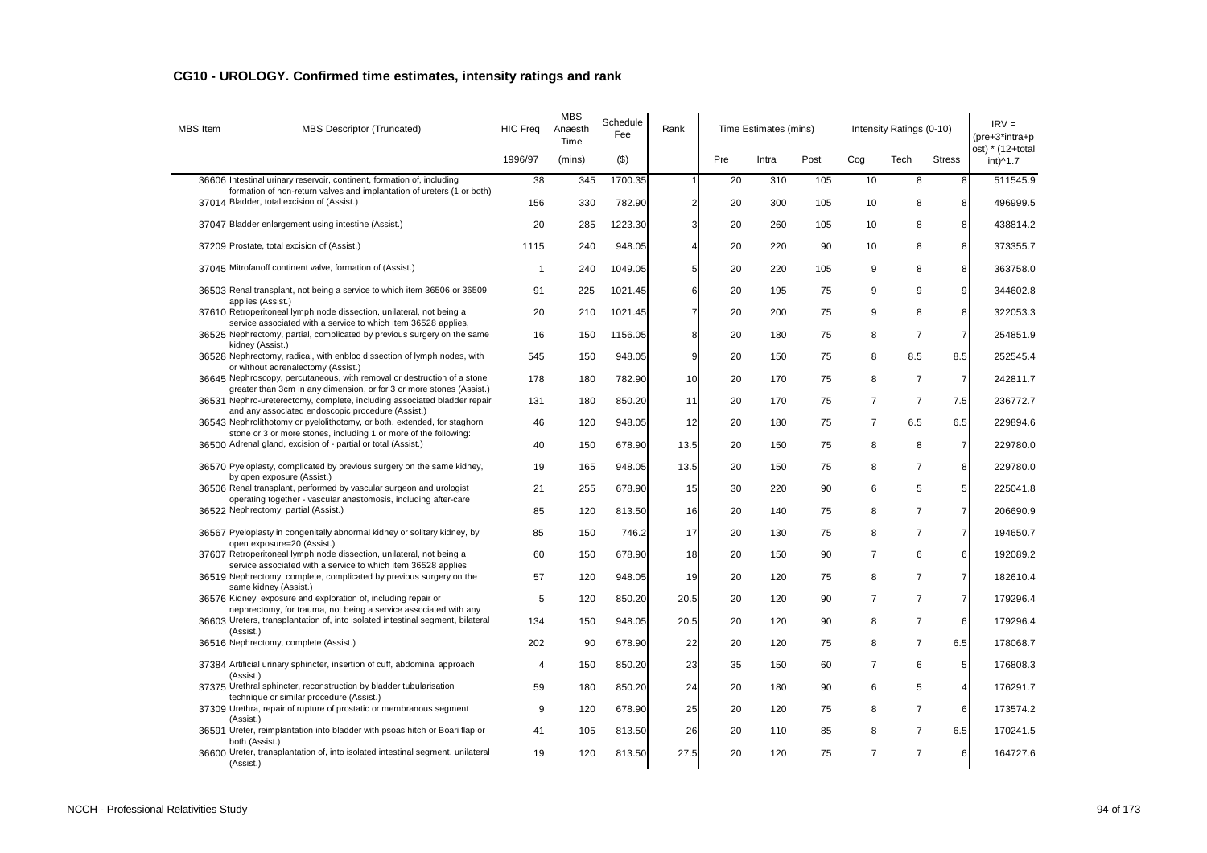## CG10 - UROLOGY. Confirmed time estimates, intensity ratings and rank

| MBS Item | MBS Descriptor (Truncated) | HIC Freq | MBS Anaesth Time | Schedule Fee | Rank | Time Estimates (mins) | | | Intensity Ratings (0-10) | | | IRV = (pre+3*intra+post) * (12+total int)^1.7 |
|---|---|---|---|---|---|---|---|---|---|---|---|---|
| | | 1996/97 | (mins) | ($) | | Pre | Intra | Post | Cog | Tech | Stress | |
| 36606 | Intestinal urinary reservoir, continent, formation of, including formation of non-return valves and implantation of ureters (1 or both) | 38 | 345 | 1700.35 | 1 | 20 | 310 | 105 | 10 | 8 | 8 | 511545.9 |
| 37014 | Bladder, total excision of (Assist.) | 156 | 330 | 782.90 | 2 | 20 | 300 | 105 | 10 | 8 | 8 | 496999.5 |
| 37047 | Bladder enlargement using intestine (Assist.) | 20 | 285 | 1223.30 | 3 | 20 | 260 | 105 | 10 | 8 | 8 | 438814.2 |
| 37209 | Prostate, total excision of (Assist.) | 1115 | 240 | 948.05 | 4 | 20 | 220 | 90 | 10 | 8 | 8 | 373355.7 |
| 37045 | Mitrofanoff continent valve, formation of (Assist.) | 1 | 240 | 1049.05 | 5 | 20 | 220 | 105 | 9 | 8 | 8 | 363758.0 |
| 36503 | Renal transplant, not being a service to which item 36506 or 36509 applies (Assist.) | 91 | 225 | 1021.45 | 6 | 20 | 195 | 75 | 9 | 9 | 9 | 344602.8 |
| 37610 | Retroperitoneal lymph node dissection, unilateral, not being a service associated with a service to which item 36528 applies, | 20 | 210 | 1021.45 | 7 | 20 | 200 | 75 | 9 | 8 | 8 | 322053.3 |
| 36525 | Nephrectomy, partial, complicated by previous surgery on the same kidney (Assist.) | 16 | 150 | 1156.05 | 8 | 20 | 180 | 75 | 8 | 7 | 7 | 254851.9 |
| 36528 | Nephrectomy, radical, with enbloc dissection of lymph nodes, with or without adrenalectomy (Assist.) | 545 | 150 | 948.05 | 9 | 20 | 150 | 75 | 8 | 8.5 | 8.5 | 252545.4 |
| 36645 | Nephroscopy, percutaneous, with removal or destruction of a stone greater than 3cm in any dimension, or for 3 or more stones (Assist.) | 178 | 180 | 782.90 | 10 | 20 | 170 | 75 | 8 | 7 | 7 | 242811.7 |
| 36531 | Nephro-ureterectomy, complete, including associated bladder repair and any associated endoscopic procedure (Assist.) | 131 | 180 | 850.20 | 11 | 20 | 170 | 75 | 7 | 7 | 7.5 | 236772.7 |
| 36543 | Nephrolithotomy or pyelolithotomy, or both, extended, for staghorn stone or 3 or more stones, including 1 or more of the following: | 46 | 120 | 948.05 | 12 | 20 | 180 | 75 | 7 | 6.5 | 6.5 | 229894.6 |
| 36500 | Adrenal gland, excision of - partial or total (Assist.) | 40 | 150 | 678.90 | 13.5 | 20 | 150 | 75 | 8 | 8 | 7 | 229780.0 |
| 36570 | Pyeloplasty, complicated by previous surgery on the same kidney, by open exposure (Assist.) | 19 | 165 | 948.05 | 13.5 | 20 | 150 | 75 | 8 | 7 | 8 | 229780.0 |
| 36506 | Renal transplant, performed by vascular surgeon and urologist operating together - vascular anastomosis, including after-care | 21 | 255 | 678.90 | 15 | 30 | 220 | 90 | 6 | 5 | 5 | 225041.8 |
| 36522 | Nephrectomy, partial (Assist.) | 85 | 120 | 813.50 | 16 | 20 | 140 | 75 | 8 | 7 | 7 | 206690.9 |
| 36567 | Pyeloplasty in congenitally abnormal kidney or solitary kidney, by open exposure=20 (Assist.) | 85 | 150 | 746.2 | 17 | 20 | 130 | 75 | 8 | 7 | 7 | 194650.7 |
| 37607 | Retroperitoneal lymph node dissection, unilateral, not being a service associated with a service to which item 36528 applies | 60 | 150 | 678.90 | 18 | 20 | 150 | 90 | 7 | 6 | 6 | 192089.2 |
| 36519 | Nephrectomy, complete, complicated by previous surgery on the same kidney (Assist.) | 57 | 120 | 948.05 | 19 | 20 | 120 | 75 | 8 | 7 | 7 | 182610.4 |
| 36576 | Kidney, exposure and exploration of, including repair or nephrectomy, for trauma, not being a service associated with any | 5 | 120 | 850.20 | 20.5 | 20 | 120 | 90 | 7 | 7 | 7 | 179296.4 |
| 36603 | Ureters, transplantation of, into isolated intestinal segment, bilateral (Assist.) | 134 | 150 | 948.05 | 20.5 | 20 | 120 | 90 | 8 | 7 | 6 | 179296.4 |
| 36516 | Nephrectomy, complete (Assist.) | 202 | 90 | 678.90 | 22 | 20 | 120 | 75 | 8 | 7 | 6.5 | 178068.7 |
| 37384 | Artificial urinary sphincter, insertion of cuff, abdominal approach (Assist.) | 4 | 150 | 850.20 | 23 | 35 | 150 | 60 | 7 | 6 | 5 | 176808.3 |
| 37375 | Urethral sphincter, reconstruction by bladder tubularisation technique or similar procedure (Assist.) | 59 | 180 | 850.20 | 24 | 20 | 180 | 90 | 6 | 5 | 4 | 176291.7 |
| 37309 | Urethra, repair of rupture of prostatic or membranous segment (Assist.) | 9 | 120 | 678.90 | 25 | 20 | 120 | 75 | 8 | 7 | 6 | 173574.2 |
| 36591 | Ureter, reimplantation into bladder with psoas hitch or Boari flap or both (Assist.) | 41 | 105 | 813.50 | 26 | 20 | 110 | 85 | 8 | 7 | 6.5 | 170241.5 |
| 36600 | Ureter, transplantation of, into isolated intestinal segment, unilateral (Assist.) | 19 | 120 | 813.50 | 27.5 | 20 | 120 | 75 | 7 | 7 | 6 | 164727.6 |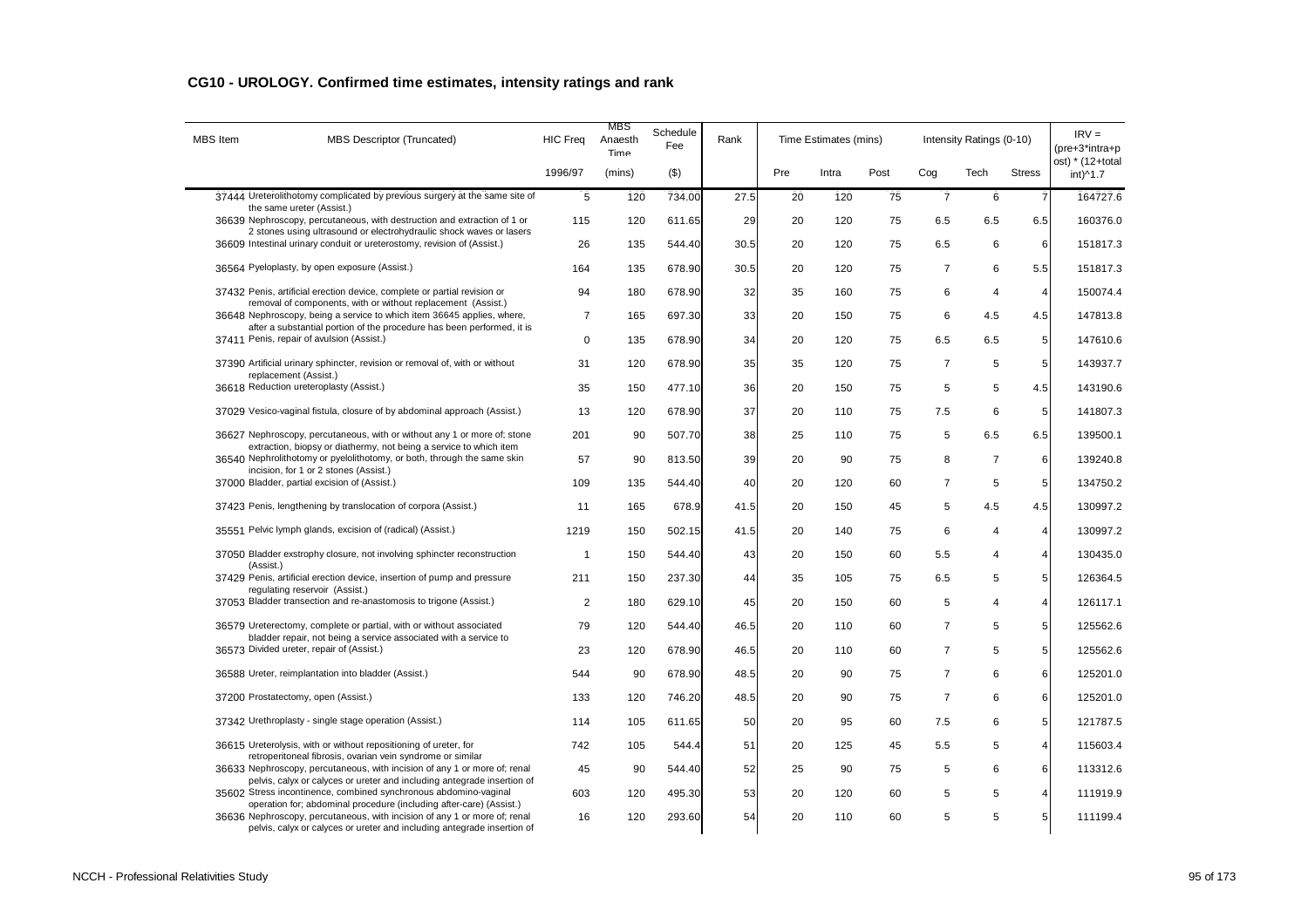## CG10 - UROLOGY. Confirmed time estimates, intensity ratings and rank

| MBS Item | MBS Descriptor (Truncated) | HIC Freq | MBS Anaesth Time | Schedule Fee | Rank | Time Estimates (mins) | | | Intensity Ratings (0-10) | | | IRV = (pre+3*intra+post) * (12+total int)^1.7 |
|---|---|---|---|---|---|---|---|---|---|---|---|---|
| | | 1996/97 | (mins) | ($) | | Pre | Intra | Post | Cog | Tech | Stress | |
| 37444 | Ureterolithotomy complicated by previous surgery at the same site of the same ureter (Assist.) | 5 | 120 | 734.00 | 27.5 | 20 | 120 | 75 | 7 | 6 | 7 | 164727.6 |
| 36639 | Nephroscopy, percutaneous, with destruction and extraction of 1 or 2 stones using ultrasound or electrohydraulic shock waves or lasers | 115 | 120 | 611.65 | 29 | 20 | 120 | 75 | 6.5 | 6.5 | 6.5 | 160376.0 |
| 36609 | Intestinal urinary conduit or ureterostomy, revision of (Assist.) | 26 | 135 | 544.40 | 30.5 | 20 | 120 | 75 | 6.5 | 6 | 6 | 151817.3 |
| 36564 | Pyeloplasty, by open exposure (Assist.) | 164 | 135 | 678.90 | 30.5 | 20 | 120 | 75 | 7 | 6 | 5.5 | 151817.3 |
| 37432 | Penis, artificial erection device, complete or partial revision or removal of components, with or without replacement (Assist.) | 94 | 180 | 678.90 | 32 | 35 | 160 | 75 | 6 | 4 | 4 | 150074.4 |
| 36648 | Nephroscopy, being a service to which item 36645 applies, where, after a substantial portion of the procedure has been performed, it is | 7 | 165 | 697.30 | 33 | 20 | 150 | 75 | 6 | 4.5 | 4.5 | 147813.8 |
| 37411 | Penis, repair of avulsion (Assist.) | 0 | 135 | 678.90 | 34 | 20 | 120 | 75 | 6.5 | 6.5 | 5 | 147610.6 |
| 37390 | Artificial urinary sphincter, revision or removal of, with or without replacement (Assist.) | 31 | 120 | 678.90 | 35 | 35 | 120 | 75 | 7 | 5 | 5 | 143937.7 |
| 36618 | Reduction ureteroplasty (Assist.) | 35 | 150 | 477.10 | 36 | 20 | 150 | 75 | 5 | 5 | 4.5 | 143190.6 |
| 37029 | Vesico-vaginal fistula, closure of by abdominal approach (Assist.) | 13 | 120 | 678.90 | 37 | 20 | 110 | 75 | 7.5 | 6 | 5 | 141807.3 |
| 36627 | Nephroscopy, percutaneous, with or without any 1 or more of; stone extraction, biopsy or diathermy, not being a service to which item | 201 | 90 | 507.70 | 38 | 25 | 110 | 75 | 5 | 6.5 | 6.5 | 139500.1 |
| 36540 | Nephrolithotomy or pyelolithotomy, or both, through the same skin incision, for 1 or 2 stones (Assist.) | 57 | 90 | 813.50 | 39 | 20 | 90 | 75 | 8 | 7 | 6 | 139240.8 |
| 37000 | Bladder, partial excision of (Assist.) | 109 | 135 | 544.40 | 40 | 20 | 120 | 60 | 7 | 5 | 5 | 134750.2 |
| 37423 | Penis, lengthening by translocation of corpora (Assist.) | 11 | 165 | 678.9 | 41.5 | 20 | 150 | 45 | 5 | 4.5 | 4.5 | 130997.2 |
| 35551 | Pelvic lymph glands, excision of (radical) (Assist.) | 1219 | 150 | 502.15 | 41.5 | 20 | 140 | 75 | 6 | 4 | 4 | 130997.2 |
| 37050 | Bladder exstrophy closure, not involving sphincter reconstruction (Assist.) | 1 | 150 | 544.40 | 43 | 20 | 150 | 60 | 5.5 | 4 | 4 | 130435.0 |
| 37429 | Penis, artificial erection device, insertion of pump and pressure regulating reservoir (Assist.) | 211 | 150 | 237.30 | 44 | 35 | 105 | 75 | 6.5 | 5 | 5 | 126364.5 |
| 37053 | Bladder transection and re-anastomosis to trigone (Assist.) | 2 | 180 | 629.10 | 45 | 20 | 150 | 60 | 5 | 4 | 4 | 126117.1 |
| 36579 | Ureterectomy, complete or partial, with or without associated bladder repair, not being a service associated with a service to | 79 | 120 | 544.40 | 46.5 | 20 | 110 | 60 | 7 | 5 | 5 | 125562.6 |
| 36573 | Divided ureter, repair of (Assist.) | 23 | 120 | 678.90 | 46.5 | 20 | 110 | 60 | 7 | 5 | 5 | 125562.6 |
| 36588 | Ureter, reimplantation into bladder (Assist.) | 544 | 90 | 678.90 | 48.5 | 20 | 90 | 75 | 7 | 6 | 6 | 125201.0 |
| 37200 | Prostatectomy, open (Assist.) | 133 | 120 | 746.20 | 48.5 | 20 | 90 | 75 | 7 | 6 | 6 | 125201.0 |
| 37342 | Urethroplasty - single stage operation (Assist.) | 114 | 105 | 611.65 | 50 | 20 | 95 | 60 | 7.5 | 6 | 5 | 121787.5 |
| 36615 | Ureterolysis, with or without repositioning of ureter, for retroperitoneal fibrosis, ovarian vein syndrome or similar | 742 | 105 | 544.4 | 51 | 20 | 125 | 45 | 5.5 | 5 | 4 | 115603.4 |
| 36633 | Nephroscopy, percutaneous, with incision of any 1 or more of; renal pelvis, calyx or calyces or ureter and including antegrade insertion of | 45 | 90 | 544.40 | 52 | 25 | 90 | 75 | 5 | 6 | 6 | 113312.6 |
| 35602 | Stress incontinence, combined synchronous abdomino-vaginal operation for; abdominal procedure (including after-care) (Assist.) | 603 | 120 | 495.30 | 53 | 20 | 120 | 60 | 5 | 5 | 4 | 111919.9 |
| 36636 | Nephroscopy, percutaneous, with incision of any 1 or more of; renal pelvis, calyx or calyces or ureter and including antegrade insertion of | 16 | 120 | 293.60 | 54 | 20 | 110 | 60 | 5 | 5 | 5 | 111199.4 |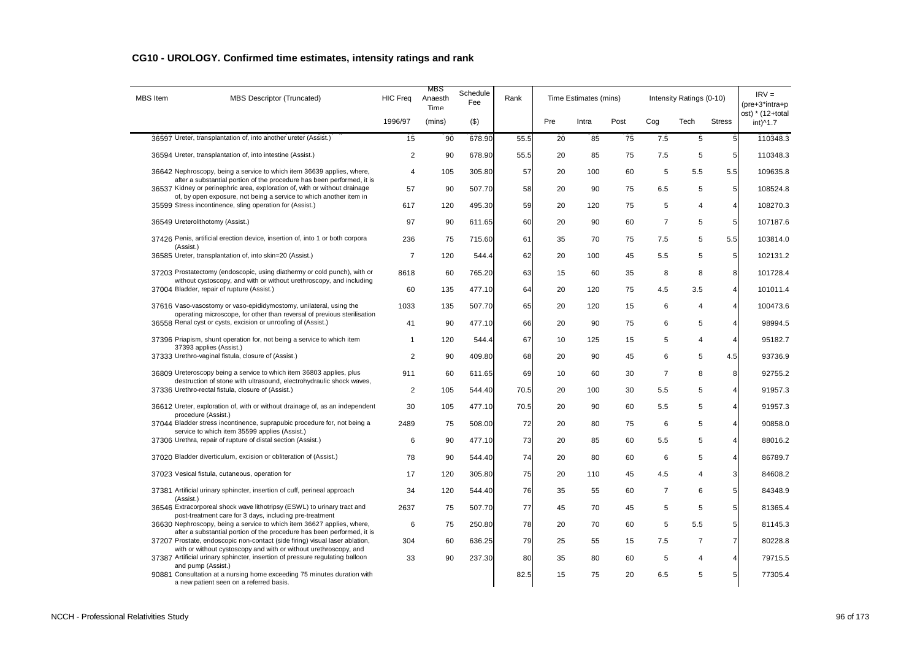## CG10 - UROLOGY. Confirmed time estimates, intensity ratings and rank

| MBS Item | MBS Descriptor (Truncated) | HIC Freq | MBS Anaesth Time | Schedule Fee | Rank | Time Estimates (mins) | | | Intensity Ratings (0-10) | | | IRV = (pre+3*intra+post) * (12+total int)^1.7 |
|---|---|---|---|---|---|---|---|---|---|---|---|---|
| | | 1996/97 | (mins) | ($) | | Pre | Intra | Post | Cog | Tech | Stress | |
| 36597 | Ureter, transplantation of, into another ureter (Assist.) | 15 | 90 | 678.90 | 55.5 | 20 | 85 | 75 | 7.5 | 5 | 5 | 110348.3 |
| 36594 | Ureter, transplantation of, into intestine (Assist.) | 2 | 90 | 678.90 | 55.5 | 20 | 85 | 75 | 7.5 | 5 | 5 | 110348.3 |
| 36642 | Nephroscopy, being a service to which item 36639 applies, where, after a substantial portion of the procedure has been performed, it is | 4 | 105 | 305.80 | 57 | 20 | 100 | 60 | 5 | 5.5 | 5.5 | 109635.8 |
| 36537 | Kidney or perinephric area, exploration of, with or without drainage of, by open exposure, not being a service to which another item in | 57 | 90 | 507.70 | 58 | 20 | 90 | 75 | 6.5 | 5 | 5 | 108524.8 |
| 35599 | Stress incontinence, sling operation for (Assist.) | 617 | 120 | 495.30 | 59 | 20 | 120 | 75 | 5 | 4 | 4 | 108270.3 |
| 36549 | Ureterolithotomy (Assist.) | 97 | 90 | 611.65 | 60 | 20 | 90 | 60 | 7 | 5 | 5 | 107187.6 |
| 37426 | Penis, artificial erection device, insertion of, into 1 or both corpora (Assist.) | 236 | 75 | 715.60 | 61 | 35 | 70 | 75 | 7.5 | 5 | 5.5 | 103814.0 |
| 36585 | Ureter, transplantation of, into skin=20 (Assist.) | 7 | 120 | 544.4 | 62 | 20 | 100 | 45 | 5.5 | 5 | 5 | 102131.2 |
| 37203 | Prostatectomy (endoscopic, using diathermy or cold punch), with or without cystoscopy, and with or without urethroscopy, and including | 8618 | 60 | 765.20 | 63 | 15 | 60 | 35 | 8 | 8 | 8 | 101728.4 |
| 37004 | Bladder, repair of rupture (Assist.) | 60 | 135 | 477.10 | 64 | 20 | 120 | 75 | 4.5 | 3.5 | 4 | 101011.4 |
| 37616 | Vaso-vasostomy or vaso-epididymostomy, unilateral, using the operating microscope, for other than reversal of previous sterilisation | 1033 | 135 | 507.70 | 65 | 20 | 120 | 15 | 6 | 4 | 4 | 100473.6 |
| 36558 | Renal cyst or cysts, excision or unroofing of (Assist.) | 41 | 90 | 477.10 | 66 | 20 | 90 | 75 | 6 | 5 | 4 | 98994.5 |
| 37396 | Priapism, shunt operation for, not being a service to which item 37393 applies (Assist.) | 1 | 120 | 544.4 | 67 | 10 | 125 | 15 | 5 | 4 | 4 | 95182.7 |
| 37333 | Urethro-vaginal fistula, closure of (Assist.) | 2 | 90 | 409.80 | 68 | 20 | 90 | 45 | 6 | 5 | 4.5 | 93736.9 |
| 36809 | Ureteroscopy being a service to which item 36803 applies, plus destruction of stone with ultrasound, electrohydraulic shock waves, | 911 | 60 | 611.65 | 69 | 10 | 60 | 30 | 7 | 8 | 8 | 92755.2 |
| 37336 | Urethro-rectal fistula, closure of (Assist.) | 2 | 105 | 544.40 | 70.5 | 20 | 100 | 30 | 5.5 | 5 | 4 | 91957.3 |
| 36612 | Ureter, exploration of, with or without drainage of, as an independent procedure (Assist.) | 30 | 105 | 477.10 | 70.5 | 20 | 90 | 60 | 5.5 | 5 | 4 | 91957.3 |
| 37044 | Bladder stress incontinence, suprapubic procedure for, not being a service to which item 35599 applies (Assist.) | 2489 | 75 | 508.00 | 72 | 20 | 80 | 75 | 6 | 5 | 4 | 90858.0 |
| 37306 | Urethra, repair of rupture of distal section (Assist.) | 6 | 90 | 477.10 | 73 | 20 | 85 | 60 | 5.5 | 5 | 4 | 88016.2 |
| 37020 | Bladder diverticulum, excision or obliteration of (Assist.) | 78 | 90 | 544.40 | 74 | 20 | 80 | 60 | 6 | 5 | 4 | 86789.7 |
| 37023 | Vesical fistula, cutaneous, operation for | 17 | 120 | 305.80 | 75 | 20 | 110 | 45 | 4.5 | 4 | 3 | 84608.2 |
| 37381 | Artificial urinary sphincter, insertion of cuff, perineal approach (Assist.) | 34 | 120 | 544.40 | 76 | 35 | 55 | 60 | 7 | 6 | 5 | 84348.9 |
| 36546 | Extracorporeal shock wave lithotripsy (ESWL) to urinary tract and post-treatment care for 3 days, including pre-treatment | 2637 | 75 | 507.70 | 77 | 45 | 70 | 45 | 5 | 5 | 5 | 81365.4 |
| 36630 | Nephroscopy, being a service to which item 36627 applies, where, after a substantial portion of the procedure has been performed, it is | 6 | 75 | 250.80 | 78 | 20 | 70 | 60 | 5 | 5.5 | 5 | 81145.3 |
| 37207 | Prostate, endoscopic non-contact (side firing) visual laser ablation, with or without cystoscopy and with or without urethroscopy, and | 304 | 60 | 636.25 | 79 | 25 | 55 | 15 | 7.5 | 7 | 7 | 80228.8 |
| 37387 | Artificial urinary sphincter, insertion of pressure regulating balloon and pump (Assist.) | 33 | 90 | 237.30 | 80 | 35 | 80 | 60 | 5 | 4 | 4 | 79715.5 |
| 90881 | Consultation at a nursing home exceeding 75 minutes duration with a new patient seen on a referred basis. | | | | 82.5 | 15 | 75 | 20 | 6.5 | 5 | 5 | 77305.4 |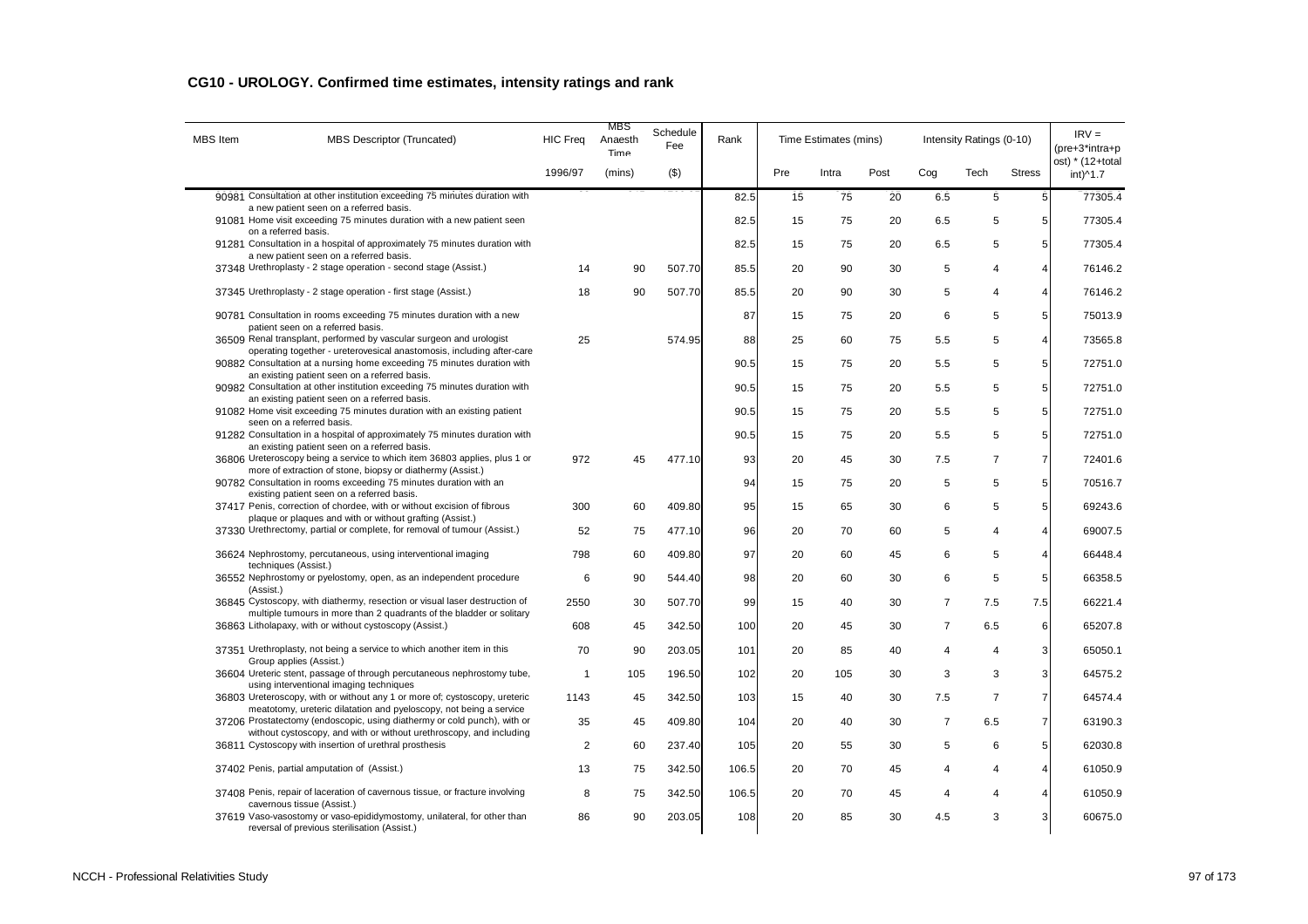## CG10 - UROLOGY. Confirmed time estimates, intensity ratings and rank

| MBS Item | MBS Descriptor (Truncated) | HIC Freq | MBS Anaesth Time | Schedule Fee | Rank | Time Estimates (mins) | | | Intensity Ratings (0-10) | | | IRV = (pre+3*intra+post) * (12+total int)^1.7 |
|---|---|---|---|---|---|---|---|---|---|---|---|---|
| | | 1996/97 | (mins) | ($) | | Pre | Intra | Post | Cog | Tech | Stress | |
| 90981 | Consultation at other institution exceeding 75 minutes duration with a new patient seen on a referred basis. | | | | 82.5 | 15 | 75 | 20 | 6.5 | 5 | 5 | 77305.4 |
| 91081 | Home visit exceeding 75 minutes duration with a new patient seen on a referred basis. | | | | 82.5 | 15 | 75 | 20 | 6.5 | 5 | 5 | 77305.4 |
| 91281 | Consultation in a hospital of approximately 75 minutes duration with a new patient seen on a referred basis. | | | | 82.5 | 15 | 75 | 20 | 6.5 | 5 | 5 | 77305.4 |
| 37348 | Urethroplasty - 2 stage operation - second stage (Assist.) | 14 | 90 | 507.70 | 85.5 | 20 | 90 | 30 | 5 | 4 | 4 | 76146.2 |
| 37345 | Urethroplasty - 2 stage operation - first stage (Assist.) | 18 | 90 | 507.70 | 85.5 | 20 | 90 | 30 | 5 | 4 | 4 | 76146.2 |
| 90781 | Consultation in rooms exceeding 75 minutes duration with a new patient seen on a referred basis. | | | | 87 | 15 | 75 | 20 | 6 | 5 | 5 | 75013.9 |
| 36509 | Renal transplant, performed by vascular surgeon and urologist operating together - ureterovesical anastomosis, including after-care | 25 | | 574.95 | 88 | 25 | 60 | 75 | 5.5 | 5 | 4 | 73565.8 |
| 90882 | Consultation at a nursing home exceeding 75 minutes duration with an existing patient seen on a referred basis. | | | | 90.5 | 15 | 75 | 20 | 5.5 | 5 | 5 | 72751.0 |
| 90982 | Consultation at other institution exceeding 75 minutes duration with an existing patient seen on a referred basis. | | | | 90.5 | 15 | 75 | 20 | 5.5 | 5 | 5 | 72751.0 |
| 91082 | Home visit exceeding 75 minutes duration with an existing patient seen on a referred basis. | | | | 90.5 | 15 | 75 | 20 | 5.5 | 5 | 5 | 72751.0 |
| 91282 | Consultation in a hospital of approximately 75 minutes duration with an existing patient seen on a referred basis. | | | | 90.5 | 15 | 75 | 20 | 5.5 | 5 | 5 | 72751.0 |
| 36806 | Ureteroscopy being a service to which item 36803 applies, plus 1 or more of extraction of stone, biopsy or diathermy (Assist.) | 972 | 45 | 477.10 | 93 | 20 | 45 | 30 | 7.5 | 7 | 7 | 72401.6 |
| 90782 | Consultation in rooms exceeding 75 minutes duration with an existing patient seen on a referred basis. | | | | 94 | 15 | 75 | 20 | 5 | 5 | 5 | 70516.7 |
| 37417 | Penis, correction of chordee, with or without excision of fibrous plaque or plaques and with or without grafting (Assist.) | 300 | 60 | 409.80 | 95 | 15 | 65 | 30 | 6 | 5 | 5 | 69243.6 |
| 37330 | Urethrectomy, partial or complete, for removal of tumour (Assist.) | 52 | 75 | 477.10 | 96 | 20 | 70 | 60 | 5 | 4 | 4 | 69007.5 |
| 36624 | Nephrostomy, percutaneous, using interventional imaging techniques (Assist.) | 798 | 60 | 409.80 | 97 | 20 | 60 | 45 | 6 | 5 | 4 | 66448.4 |
| 36552 | Nephrostomy or pyelostomy, open, as an independent procedure (Assist.) | 6 | 90 | 544.40 | 98 | 20 | 60 | 30 | 6 | 5 | 5 | 66358.5 |
| 36845 | Cystoscopy, with diathermy, resection or visual laser destruction of multiple tumours in more than 2 quadrants of the bladder or solitary | 2550 | 30 | 507.70 | 99 | 15 | 40 | 30 | 7 | 7.5 | 7.5 | 66221.4 |
| 36863 | Litholapaxy, with or without cystoscopy (Assist.) | 608 | 45 | 342.50 | 100 | 20 | 45 | 30 | 7 | 6.5 | 6 | 65207.8 |
| 37351 | Urethroplasty, not being a service to which another item in this Group applies (Assist.) | 70 | 90 | 203.05 | 101 | 20 | 85 | 40 | 4 | 4 | 3 | 65050.1 |
| 36604 | Ureteric stent, passage of through percutaneous nephrostomy tube, using interventional imaging techniques | 1 | 105 | 196.50 | 102 | 20 | 105 | 30 | 3 | 3 | 3 | 64575.2 |
| 36803 | Ureteroscopy, with or without any 1 or more of; cystoscopy, ureteric meatotomy, ureteric dilatation and pyeloscopy, not being a service | 1143 | 45 | 342.50 | 103 | 15 | 40 | 30 | 7.5 | 7 | 7 | 64574.4 |
| 37206 | Prostatectomy (endoscopic, using diathermy or cold punch), with or without cystoscopy, and with or without urethroscopy, and including | 35 | 45 | 409.80 | 104 | 20 | 40 | 30 | 7 | 6.5 | 7 | 63190.3 |
| 36811 | Cystoscopy with insertion of urethral prosthesis | 2 | 60 | 237.40 | 105 | 20 | 55 | 30 | 5 | 6 | 5 | 62030.8 |
| 37402 | Penis, partial amputation of (Assist.) | 13 | 75 | 342.50 | 106.5 | 20 | 70 | 45 | 4 | 4 | 4 | 61050.9 |
| 37408 | Penis, repair of laceration of cavernous tissue, or fracture involving cavernous tissue (Assist.) | 8 | 75 | 342.50 | 106.5 | 20 | 70 | 45 | 4 | 4 | 4 | 61050.9 |
| 37619 | Vaso-vasostomy or vaso-epididymostomy, unilateral, for other than reversal of previous sterilisation (Assist.) | 86 | 90 | 203.05 | 108 | 20 | 85 | 30 | 4.5 | 3 | 3 | 60675.0 |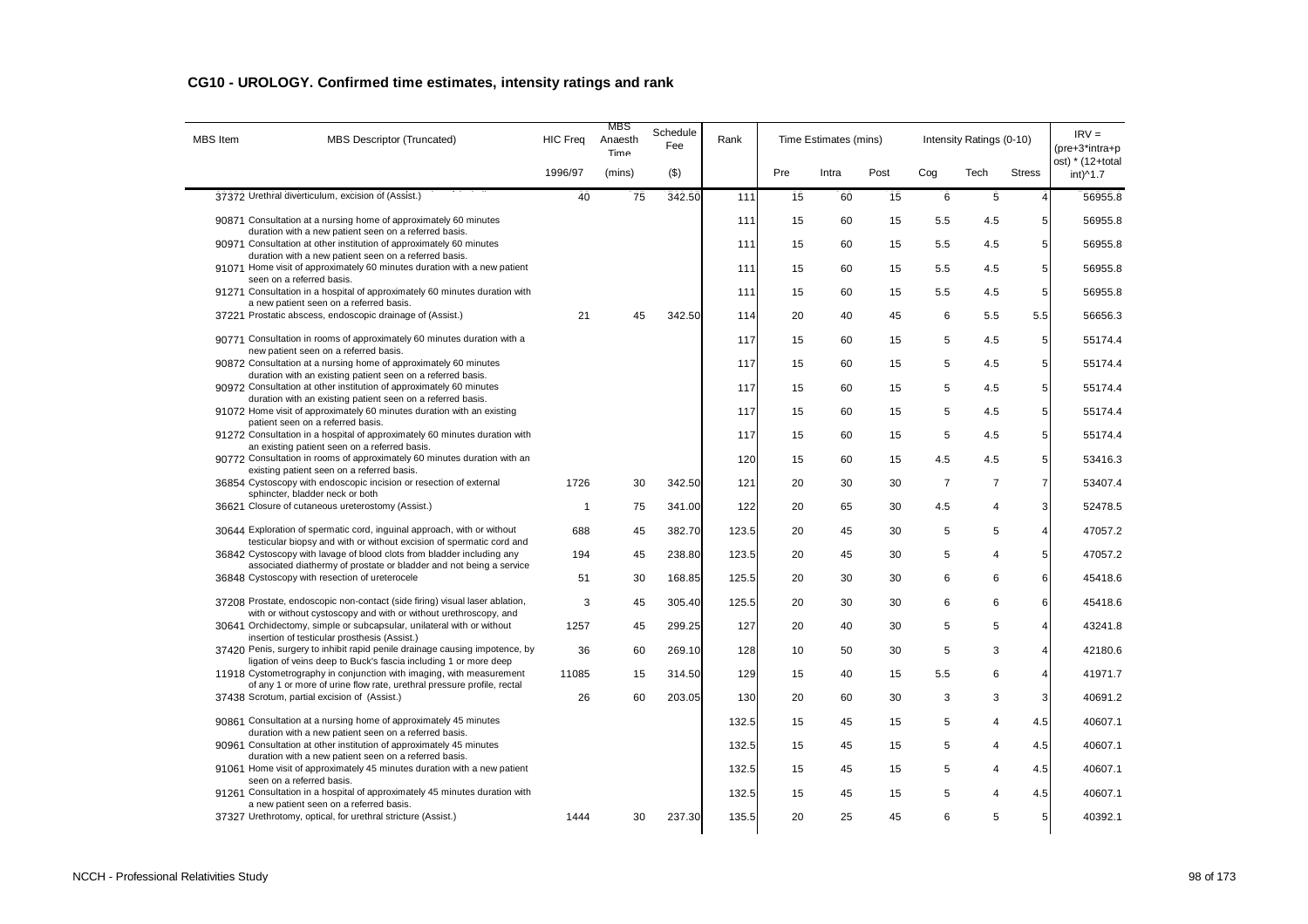## CG10 - UROLOGY. Confirmed time estimates, intensity ratings and rank

| MBS Item | MBS Descriptor (Truncated) | HIC Freq | MBS Anaesth Time | Schedule Fee | Rank | Time Estimates (mins) | | | Intensity Ratings (0-10) | | | IRV = (pre+3*intra+post) * (12+total int)^1.7 |
|---|---|---|---|---|---|---|---|---|---|---|---|---|
| | | 1996/97 | (mins) | ($) | | Pre | Intra | Post | Cog | Tech | Stress | |
| 37372 | Urethral diverticulum, excision of (Assist.) | 40 | 75 | 342.50 | 111 | 15 | 60 | 15 | 6 | 5 | 4 | 56955.8 |
| 90871 | Consultation at a nursing home of approximately 60 minutes duration with a new patient seen on a referred basis. | | | | 111 | 15 | 60 | 15 | 5.5 | 4.5 | 5 | 56955.8 |
| 90971 | Consultation at other institution of approximately 60 minutes duration with a new patient seen on a referred basis. | | | | 111 | 15 | 60 | 15 | 5.5 | 4.5 | 5 | 56955.8 |
| 91071 | Home visit of approximately 60 minutes duration with a new patient seen on a referred basis. | | | | 111 | 15 | 60 | 15 | 5.5 | 4.5 | 5 | 56955.8 |
| 91271 | Consultation in a hospital of approximately 60 minutes duration with a new patient seen on a referred basis. | | | | 111 | 15 | 60 | 15 | 5.5 | 4.5 | 5 | 56955.8 |
| 37221 | Prostatic abscess, endoscopic drainage of (Assist.) | 21 | 45 | 342.50 | 114 | 20 | 40 | 45 | 6 | 5.5 | 5.5 | 56656.3 |
| 90771 | Consultation in rooms of approximately 60 minutes duration with a new patient seen on a referred basis. | | | | 117 | 15 | 60 | 15 | 5 | 4.5 | 5 | 55174.4 |
| 90872 | Consultation at a nursing home of approximately 60 minutes duration with an existing patient seen on a referred basis. | | | | 117 | 15 | 60 | 15 | 5 | 4.5 | 5 | 55174.4 |
| 90972 | Consultation at other institution of approximately 60 minutes duration with an existing patient seen on a referred basis. | | | | 117 | 15 | 60 | 15 | 5 | 4.5 | 5 | 55174.4 |
| 91072 | Home visit of approximately 60 minutes duration with an existing patient seen on a referred basis. | | | | 117 | 15 | 60 | 15 | 5 | 4.5 | 5 | 55174.4 |
| 91272 | Consultation in a hospital of approximately 60 minutes duration with an existing patient seen on a referred basis. | | | | 117 | 15 | 60 | 15 | 5 | 4.5 | 5 | 55174.4 |
| 90772 | Consultation in rooms of approximately 60 minutes duration with an existing patient seen on a referred basis. | | | | 120 | 15 | 60 | 15 | 4.5 | 4.5 | 5 | 53416.3 |
| 36854 | Cystoscopy with endoscopic incision or resection of external sphincter, bladder neck or both | 1726 | 30 | 342.50 | 121 | 20 | 30 | 30 | 7 | 7 | 7 | 53407.4 |
| 36621 | Closure of cutaneous ureterostomy (Assist.) | 1 | 75 | 341.00 | 122 | 20 | 65 | 30 | 4.5 | 4 | 3 | 52478.5 |
| 30644 | Exploration of spermatic cord, inguinal approach, with or without testicular biopsy and with or without excision of spermatic cord and | 688 | 45 | 382.70 | 123.5 | 20 | 45 | 30 | 5 | 5 | 4 | 47057.2 |
| 36842 | Cystoscopy with lavage of blood clots from bladder including any associated diathermy of prostate or bladder and not being a service | 194 | 45 | 238.80 | 123.5 | 20 | 45 | 30 | 5 | 4 | 5 | 47057.2 |
| 36848 | Cystoscopy with resection of ureterocele | 51 | 30 | 168.85 | 125.5 | 20 | 30 | 30 | 6 | 6 | 6 | 45418.6 |
| 37208 | Prostate, endoscopic non-contact (side firing) visual laser ablation, with or without cystoscopy and with or without urethroscopy, and | 3 | 45 | 305.40 | 125.5 | 20 | 30 | 30 | 6 | 6 | 6 | 45418.6 |
| 30641 | Orchidectomy, simple or subcapsular, unilateral with or without insertion of testicular prosthesis (Assist.) | 1257 | 45 | 299.25 | 127 | 20 | 40 | 30 | 5 | 5 | 4 | 43241.8 |
| 37420 | Penis, surgery to inhibit rapid penile drainage causing impotence, by ligation of veins deep to Buck's fascia including 1 or more deep | 36 | 60 | 269.10 | 128 | 10 | 50 | 30 | 5 | 3 | 4 | 42180.6 |
| 11918 | Cystometrography in conjunction with imaging, with measurement of any 1 or more of urine flow rate, urethral pressure profile, rectal | 11085 | 15 | 314.50 | 129 | 15 | 40 | 15 | 5.5 | 6 | 4 | 41971.7 |
| 37438 | Scrotum, partial excision of (Assist.) | 26 | 60 | 203.05 | 130 | 20 | 60 | 30 | 3 | 3 | 3 | 40691.2 |
| 90861 | Consultation at a nursing home of approximately 45 minutes duration with a new patient seen on a referred basis. | | | | 132.5 | 15 | 45 | 15 | 5 | 4 | 4.5 | 40607.1 |
| 90961 | Consultation at other institution of approximately 45 minutes duration with a new patient seen on a referred basis. | | | | 132.5 | 15 | 45 | 15 | 5 | 4 | 4.5 | 40607.1 |
| 91061 | Home visit of approximately 45 minutes duration with a new patient seen on a referred basis. | | | | 132.5 | 15 | 45 | 15 | 5 | 4 | 4.5 | 40607.1 |
| 91261 | Consultation in a hospital of approximately 45 minutes duration with a new patient seen on a referred basis. | | | | 132.5 | 15 | 45 | 15 | 5 | 4 | 4.5 | 40607.1 |
| 37327 | Urethrotomy, optical, for urethral stricture (Assist.) | 1444 | 30 | 237.30 | 135.5 | 20 | 25 | 45 | 6 | 5 | 5 | 40392.1 |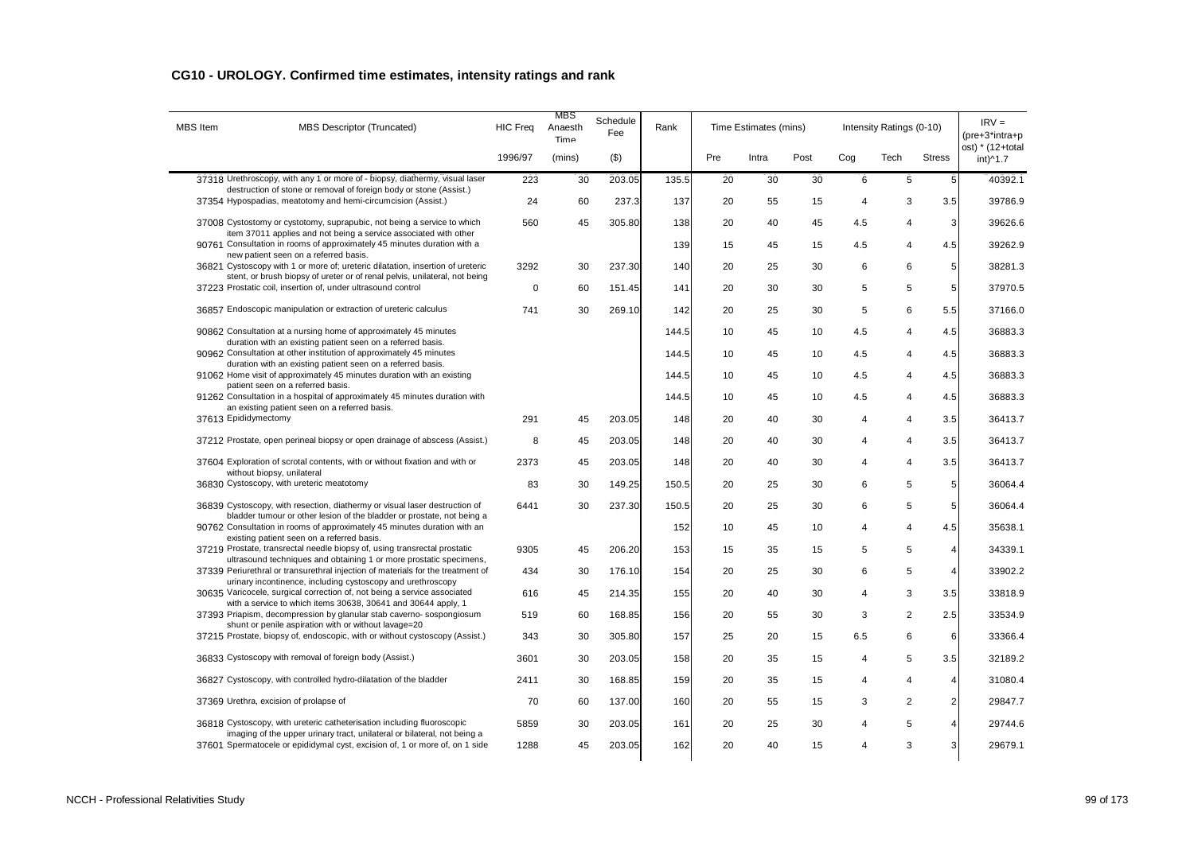## CG10 - UROLOGY. Confirmed time estimates, intensity ratings and rank

| MBS Item | MBS Descriptor (Truncated) | HIC Freq | MBS Anaesth Time | Schedule Fee | Rank | Time Estimates (mins) | | | Intensity Ratings (0-10) | | | IRV = (pre+3*intra+post) * (12+total int)^1.7 |
|---|---|---|---|---|---|---|---|---|---|---|---|---|
| | | 1996/97 | (mins) | ($) | | Pre | Intra | Post | Cog | Tech | Stress | |
| 37318 | Urethroscopy, with any 1 or more of - biopsy, diathermy, visual laser destruction of stone or removal of foreign body or stone (Assist.) | 223 | 30 | 203.05 | 135.5 | 20 | 30 | 30 | 6 | 5 | 5 | 40392.1 |
| 37354 | Hypospadias, meatotomy and hemi-circumcision (Assist.) | 24 | 60 | 237.3 | 137 | 20 | 55 | 15 | 4 | 3 | 3.5 | 39786.9 |
| 37008 | Cystostomy or cystotomy, suprapubic, not being a service to which item 37011 applies and not being a service associated with other | 560 | 45 | 305.80 | 138 | 20 | 40 | 45 | 4.5 | 4 | 3 | 39626.6 |
| 90761 | Consultation in rooms of approximately 45 minutes duration with a new patient seen on a referred basis. | | | | 139 | 15 | 45 | 15 | 4.5 | 4 | 4.5 | 39262.9 |
| 36821 | Cystoscopy with 1 or more of; ureteric dilatation, insertion of ureteric stent, or brush biopsy of ureter or of renal pelvis, unilateral, not being | 3292 | 30 | 237.30 | 140 | 20 | 25 | 30 | 6 | 6 | 5 | 38281.3 |
| 37223 | Prostatic coil, insertion of, under ultrasound control | 0 | 60 | 151.45 | 141 | 20 | 30 | 30 | 5 | 5 | 5 | 37970.5 |
| 36857 | Endoscopic manipulation or extraction of ureteric calculus | 741 | 30 | 269.10 | 142 | 20 | 25 | 30 | 5 | 6 | 5.5 | 37166.0 |
| 90862 | Consultation at a nursing home of approximately 45 minutes duration with an existing patient seen on a referred basis. | | | | 144.5 | 10 | 45 | 10 | 4.5 | 4 | 4.5 | 36883.3 |
| 90962 | Consultation at other institution of approximately 45 minutes duration with an existing patient seen on a referred basis. | | | | 144.5 | 10 | 45 | 10 | 4.5 | 4 | 4.5 | 36883.3 |
| 91062 | Home visit of approximately 45 minutes duration with an existing patient seen on a referred basis. | | | | 144.5 | 10 | 45 | 10 | 4.5 | 4 | 4.5 | 36883.3 |
| 91262 | Consultation in a hospital of approximately 45 minutes duration with an existing patient seen on a referred basis. | | | | 144.5 | 10 | 45 | 10 | 4.5 | 4 | 4.5 | 36883.3 |
| 37613 | Epididymectomy | 291 | 45 | 203.05 | 148 | 20 | 40 | 30 | 4 | 4 | 3.5 | 36413.7 |
| 37212 | Prostate, open perineal biopsy or open drainage of abscess (Assist.) | 8 | 45 | 203.05 | 148 | 20 | 40 | 30 | 4 | 4 | 3.5 | 36413.7 |
| 37604 | Exploration of scrotal contents, with or without fixation and with or without biopsy, unilateral | 2373 | 45 | 203.05 | 148 | 20 | 40 | 30 | 4 | 4 | 3.5 | 36413.7 |
| 36830 | Cystoscopy, with ureteric meatotomy | 83 | 30 | 149.25 | 150.5 | 20 | 25 | 30 | 6 | 5 | 5 | 36064.4 |
| 36839 | Cystoscopy, with resection, diathermy or visual laser destruction of bladder tumour or other lesion of the bladder or prostate, not being a | 6441 | 30 | 237.30 | 150.5 | 20 | 25 | 30 | 6 | 5 | 5 | 36064.4 |
| 90762 | Consultation in rooms of approximately 45 minutes duration with an existing patient seen on a referred basis. | | | | 152 | 10 | 45 | 10 | 4 | 4 | 4.5 | 35638.1 |
| 37219 | Prostate, transrectal needle biopsy of, using transrectal prostatic ultrasound techniques and obtaining 1 or more prostatic specimens, | 9305 | 45 | 206.20 | 153 | 15 | 35 | 15 | 5 | 5 | 4 | 34339.1 |
| 37339 | Periurethral or transurethral injection of materials for the treatment of urinary incontinence, including cystoscopy and urethroscopy | 434 | 30 | 176.10 | 154 | 20 | 25 | 30 | 6 | 5 | 4 | 33902.2 |
| 30635 | Varicocele, surgical correction of, not being a service associated with a service to which items 30638, 30641 and 30644 apply, 1 | 616 | 45 | 214.35 | 155 | 20 | 40 | 30 | 4 | 3 | 3.5 | 33818.9 |
| 37393 | Priapism, decompression by glanular stab caverno- sospongiosum shunt or penile aspiration with or without lavage=20 | 519 | 60 | 168.85 | 156 | 20 | 55 | 30 | 3 | 2 | 2.5 | 33534.9 |
| 37215 | Prostate, biopsy of, endoscopic, with or without cystoscopy (Assist.) | 343 | 30 | 305.80 | 157 | 25 | 20 | 15 | 6.5 | 6 | 6 | 33366.4 |
| 36833 | Cystoscopy with removal of foreign body (Assist.) | 3601 | 30 | 203.05 | 158 | 20 | 35 | 15 | 4 | 5 | 3.5 | 32189.2 |
| 36827 | Cystoscopy, with controlled hydro-dilatation of the bladder | 2411 | 30 | 168.85 | 159 | 20 | 35 | 15 | 4 | 4 | 4 | 31080.4 |
| 37369 | Urethra, excision of prolapse of | 70 | 60 | 137.00 | 160 | 20 | 55 | 15 | 3 | 2 | 2 | 29847.7 |
| 36818 | Cystoscopy, with ureteric catheterisation including fluoroscopic imaging of the upper urinary tract, unilateral or bilateral, not being a | 5859 | 30 | 203.05 | 161 | 20 | 25 | 30 | 4 | 5 | 4 | 29744.6 |
| 37601 | Spermatocele or epididymal cyst, excision of, 1 or more of, on 1 side | 1288 | 45 | 203.05 | 162 | 20 | 40 | 15 | 4 | 3 | 3 | 29679.1 |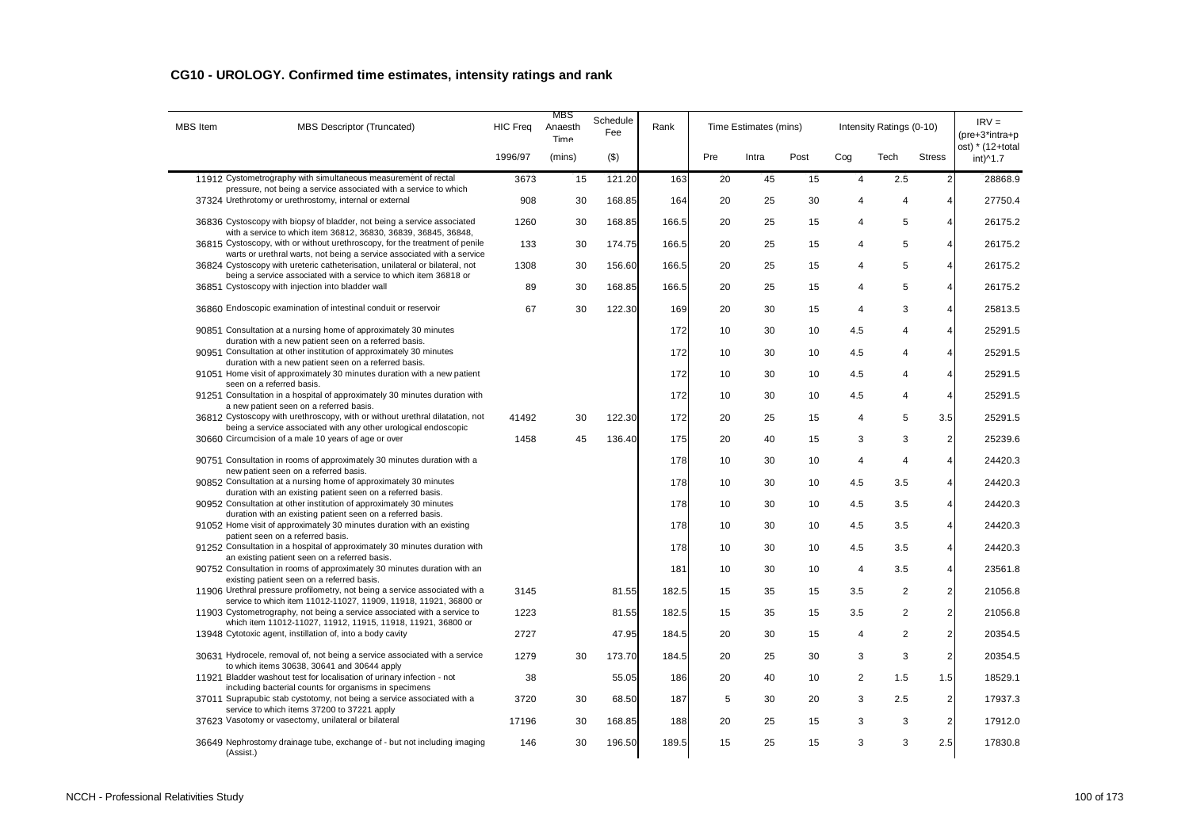## CG10 - UROLOGY. Confirmed time estimates, intensity ratings and rank

| MBS Item | MBS Descriptor (Truncated) | HIC Freq | MBS Anaesth Time | Schedule Fee | Rank | Time Estimates (mins) | | | Intensity Ratings (0-10) | | | IRV = (pre+3*intra+post) * (12+total int)^1.7 |
|---|---|---|---|---|---|---|---|---|---|---|---|---|
| | | 1996/97 | (mins) | ($) | | Pre | Intra | Post | Cog | Tech | Stress | |
| 11912 | Cystometrography with simultaneous measurement of rectal pressure, not being a service associated with a service to which | 3673 | 15 | 121.20 | 163 | 20 | 45 | 15 | 4 | 2.5 | 2 | 28868.9 |
| 37324 | Urethrotomy or urethrostomy, internal or external | 908 | 30 | 168.85 | 164 | 20 | 25 | 30 | 4 | 4 | 4 | 27750.4 |
| 36836 | Cystoscopy with biopsy of bladder, not being a service associated with a service to which item 36812, 36830, 36839, 36845, 36848, | 1260 | 30 | 168.85 | 166.5 | 20 | 25 | 15 | 4 | 5 | 4 | 26175.2 |
| 36815 | Cystoscopy, with or without urethroscopy, for the treatment of penile warts or urethral warts, not being a service associated with a service | 133 | 30 | 174.75 | 166.5 | 20 | 25 | 15 | 4 | 5 | 4 | 26175.2 |
| 36824 | Cystoscopy with ureteric catheterisation, unilateral or bilateral, not being a service associated with a service to which item 36818 or | 1308 | 30 | 156.60 | 166.5 | 20 | 25 | 15 | 4 | 5 | 4 | 26175.2 |
| 36851 | Cystoscopy with injection into bladder wall | 89 | 30 | 168.85 | 166.5 | 20 | 25 | 15 | 4 | 5 | 4 | 26175.2 |
| 36860 | Endoscopic examination of intestinal conduit or reservoir | 67 | 30 | 122.30 | 169 | 20 | 30 | 15 | 4 | 3 | 4 | 25813.5 |
| 90851 | Consultation at a nursing home of approximately 30 minutes duration with a new patient seen on a referred basis. | | | | 172 | 10 | 30 | 10 | 4.5 | 4 | 4 | 25291.5 |
| 90951 | Consultation at other institution of approximately 30 minutes duration with a new patient seen on a referred basis. | | | | 172 | 10 | 30 | 10 | 4.5 | 4 | 4 | 25291.5 |
| 91051 | Home visit of approximately 30 minutes duration with a new patient seen on a referred basis. | | | | 172 | 10 | 30 | 10 | 4.5 | 4 | 4 | 25291.5 |
| 91251 | Consultation in a hospital of approximately 30 minutes duration with a new patient seen on a referred basis. | | | | 172 | 10 | 30 | 10 | 4.5 | 4 | 4 | 25291.5 |
| 36812 | Cystoscopy with urethroscopy, with or without urethral dilatation, not being a service associated with any other urological endoscopic | 41492 | 30 | 122.30 | 172 | 20 | 25 | 15 | 4 | 5 | 3.5 | 25291.5 |
| 30660 | Circumcision of a male 10 years of age or over | 1458 | 45 | 136.40 | 175 | 20 | 40 | 15 | 3 | 3 | 2 | 25239.6 |
| 90751 | Consultation in rooms of approximately 30 minutes duration with a new patient seen on a referred basis. | | | | 178 | 10 | 30 | 10 | 4 | 4 | 4 | 24420.3 |
| 90852 | Consultation at a nursing home of approximately 30 minutes duration with an existing patient seen on a referred basis. | | | | 178 | 10 | 30 | 10 | 4.5 | 3.5 | 4 | 24420.3 |
| 90952 | Consultation at other institution of approximately 30 minutes duration with an existing patient seen on a referred basis. | | | | 178 | 10 | 30 | 10 | 4.5 | 3.5 | 4 | 24420.3 |
| 91052 | Home visit of approximately 30 minutes duration with an existing patient seen on a referred basis. | | | | 178 | 10 | 30 | 10 | 4.5 | 3.5 | 4 | 24420.3 |
| 91252 | Consultation in a hospital of approximately 30 minutes duration with an existing patient seen on a referred basis. | | | | 178 | 10 | 30 | 10 | 4.5 | 3.5 | 4 | 24420.3 |
| 90752 | Consultation in rooms of approximately 30 minutes duration with an existing patient seen on a referred basis. | | | | 181 | 10 | 30 | 10 | 4 | 3.5 | 4 | 23561.8 |
| 11906 | Urethral pressure profilometry, not being a service associated with a service to which item 11012-11027, 11909, 11918, 11921, 36800 or | 3145 | | 81.55 | 182.5 | 15 | 35 | 15 | 3.5 | 2 | 2 | 21056.8 |
| 11903 | Cystometrography, not being a service associated with a service to which item 11012-11027, 11912, 11915, 11918, 11921, 36800 or | 1223 | | 81.55 | 182.5 | 15 | 35 | 15 | 3.5 | 2 | 2 | 21056.8 |
| 13948 | Cytotoxic agent, instillation of, into a body cavity | 2727 | | 47.95 | 184.5 | 20 | 30 | 15 | 4 | 2 | 2 | 20354.5 |
| 30631 | Hydrocele, removal of, not being a service associated with a service to which items 30638, 30641 and 30644 apply | 1279 | 30 | 173.70 | 184.5 | 20 | 25 | 30 | 3 | 3 | 2 | 20354.5 |
| 11921 | Bladder washout test for localisation of urinary infection - not including bacterial counts for organisms in specimens | 38 | | 55.05 | 186 | 20 | 40 | 10 | 2 | 1.5 | 1.5 | 18529.1 |
| 37011 | Suprapubic stab cystotomy, not being a service associated with a service to which items 37200 to 37221 apply | 3720 | 30 | 68.50 | 187 | 5 | 30 | 20 | 3 | 2.5 | 2 | 17937.3 |
| 37623 | Vasotomy or vasectomy, unilateral or bilateral | 17196 | 30 | 168.85 | 188 | 20 | 25 | 15 | 3 | 3 | 2 | 17912.0 |
| 36649 | Nephrostomy drainage tube, exchange of - but not including imaging (Assist.) | 146 | 30 | 196.50 | 189.5 | 15 | 25 | 15 | 3 | 3 | 2.5 | 17830.8 |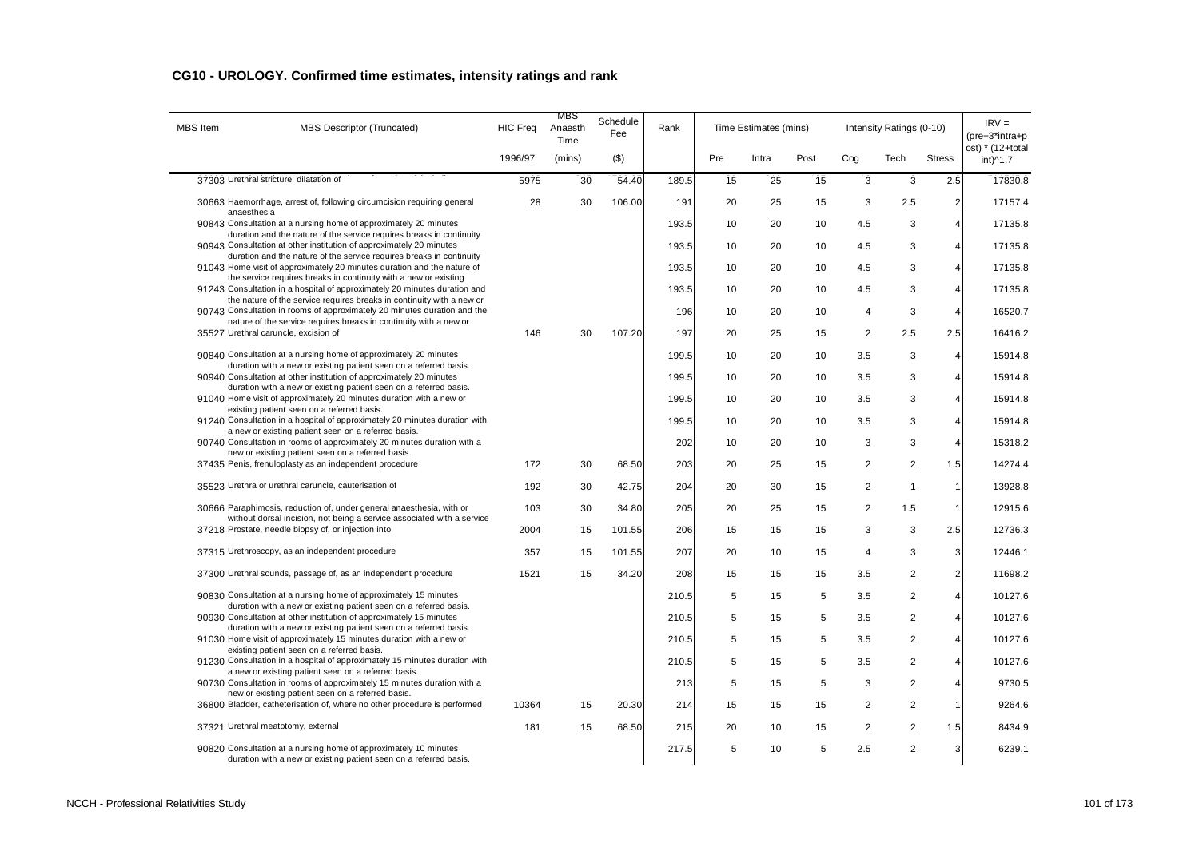## CG10 - UROLOGY. Confirmed time estimates, intensity ratings and rank

| MBS Item | MBS Descriptor (Truncated) | HIC Freq | MBS Anaesth Time | Schedule Fee | Rank | Time Estimates (mins) | | | Intensity Ratings (0-10) | | | IRV = (pre+3*intra+post) * (12+total int)^1.7 |
|---|---|---|---|---|---|---|---|---|---|---|---|---|
| | | 1996/97 | (mins) | ($) | | Pre | Intra | Post | Cog | Tech | Stress | |
| 37303 | Urethral stricture, dilatation of | 5975 | 30 | 54.40 | 189.5 | 15 | 25 | 15 | 3 | 3 | 2.5 | 17830.8 |
| 30663 | Haemorrhage, arrest of, following circumcision requiring general anaesthesia | 28 | 30 | 106.00 | 191 | 20 | 25 | 15 | 3 | 2.5 | 2 | 17157.4 |
| 90843 | Consultation at a nursing home of approximately 20 minutes duration and the nature of the service requires breaks in continuity | | | | 193.5 | 10 | 20 | 10 | 4.5 | 3 | 4 | 17135.8 |
| 90943 | Consultation at other institution of approximately 20 minutes duration and the nature of the service requires breaks in continuity | | | | 193.5 | 10 | 20 | 10 | 4.5 | 3 | 4 | 17135.8 |
| 91043 | Home visit of approximately 20 minutes duration and the nature of the service requires breaks in continuity with a new or existing | | | | 193.5 | 10 | 20 | 10 | 4.5 | 3 | 4 | 17135.8 |
| 91243 | Consultation in a hospital of approximately 20 minutes duration and the nature of the service requires breaks in continuity with a new or | | | | 193.5 | 10 | 20 | 10 | 4.5 | 3 | 4 | 17135.8 |
| 90743 | Consultation in rooms of approximately 20 minutes duration and the nature of the service requires breaks in continuity with a new or | | | | 196 | 10 | 20 | 10 | 4 | 3 | 4 | 16520.7 |
| 35527 | Urethral caruncle, excision of | 146 | 30 | 107.20 | 197 | 20 | 25 | 15 | 2 | 2.5 | 2.5 | 16416.2 |
| 90840 | Consultation at a nursing home of approximately 20 minutes duration with a new or existing patient seen on a referred basis. | | | | 199.5 | 10 | 20 | 10 | 3.5 | 3 | 4 | 15914.8 |
| 90940 | Consultation at other institution of approximately 20 minutes duration with a new or existing patient seen on a referred basis. | | | | 199.5 | 10 | 20 | 10 | 3.5 | 3 | 4 | 15914.8 |
| 91040 | Home visit of approximately 20 minutes duration with a new or existing patient seen on a referred basis. | | | | 199.5 | 10 | 20 | 10 | 3.5 | 3 | 4 | 15914.8 |
| 91240 | Consultation in a hospital of approximately 20 minutes duration with a new or existing patient seen on a referred basis. | | | | 199.5 | 10 | 20 | 10 | 3.5 | 3 | 4 | 15914.8 |
| 90740 | Consultation in rooms of approximately 20 minutes duration with a new or existing patient seen on a referred basis. | | | | 202 | 10 | 20 | 10 | 3 | 3 | 4 | 15318.2 |
| 37435 | Penis, frenuloplasty as an independent procedure | 172 | 30 | 68.50 | 203 | 20 | 25 | 15 | 2 | 2 | 1.5 | 14274.4 |
| 35523 | Urethra or urethral caruncle, cauterisation of | 192 | 30 | 42.75 | 204 | 20 | 30 | 15 | 2 | 1 | 1 | 13928.8 |
| 30666 | Paraphimosis, reduction of, under general anaesthesia, with or without dorsal incision, not being a service associated with a service | 103 | 30 | 34.80 | 205 | 20 | 25 | 15 | 2 | 1.5 | 1 | 12915.6 |
| 37218 | Prostate, needle biopsy of, or injection into | 2004 | 15 | 101.55 | 206 | 15 | 15 | 15 | 3 | 3 | 2.5 | 12736.3 |
| 37315 | Urethroscopy, as an independent procedure | 357 | 15 | 101.55 | 207 | 20 | 10 | 15 | 4 | 3 | 3 | 12446.1 |
| 37300 | Urethral sounds, passage of, as an independent procedure | 1521 | 15 | 34.20 | 208 | 15 | 15 | 15 | 3.5 | 2 | 2 | 11698.2 |
| 90830 | Consultation at a nursing home of approximately 15 minutes duration with a new or existing patient seen on a referred basis. | | | | 210.5 | 5 | 15 | 5 | 3.5 | 2 | 4 | 10127.6 |
| 90930 | Consultation at other institution of approximately 15 minutes duration with a new or existing patient seen on a referred basis. | | | | 210.5 | 5 | 15 | 5 | 3.5 | 2 | 4 | 10127.6 |
| 91030 | Home visit of approximately 15 minutes duration with a new or existing patient seen on a referred basis. | | | | 210.5 | 5 | 15 | 5 | 3.5 | 2 | 4 | 10127.6 |
| 91230 | Consultation in a hospital of approximately 15 minutes duration with a new or existing patient seen on a referred basis. | | | | 210.5 | 5 | 15 | 5 | 3.5 | 2 | 4 | 10127.6 |
| 90730 | Consultation in rooms of approximately 15 minutes duration with a new or existing patient seen on a referred basis. | | | | 213 | 5 | 15 | 5 | 3 | 2 | 4 | 9730.5 |
| 36800 | Bladder, catheterisation of, where no other procedure is performed | 10364 | 15 | 20.30 | 214 | 15 | 15 | 15 | 2 | 2 | 1 | 9264.6 |
| 37321 | Urethral meatotomy, external | 181 | 15 | 68.50 | 215 | 20 | 10 | 15 | 2 | 2 | 1.5 | 8434.9 |
| 90820 | Consultation at a nursing home of approximately 10 minutes duration with a new or existing patient seen on a referred basis. | | | | 217.5 | 5 | 10 | 5 | 2.5 | 2 | 3 | 6239.1 |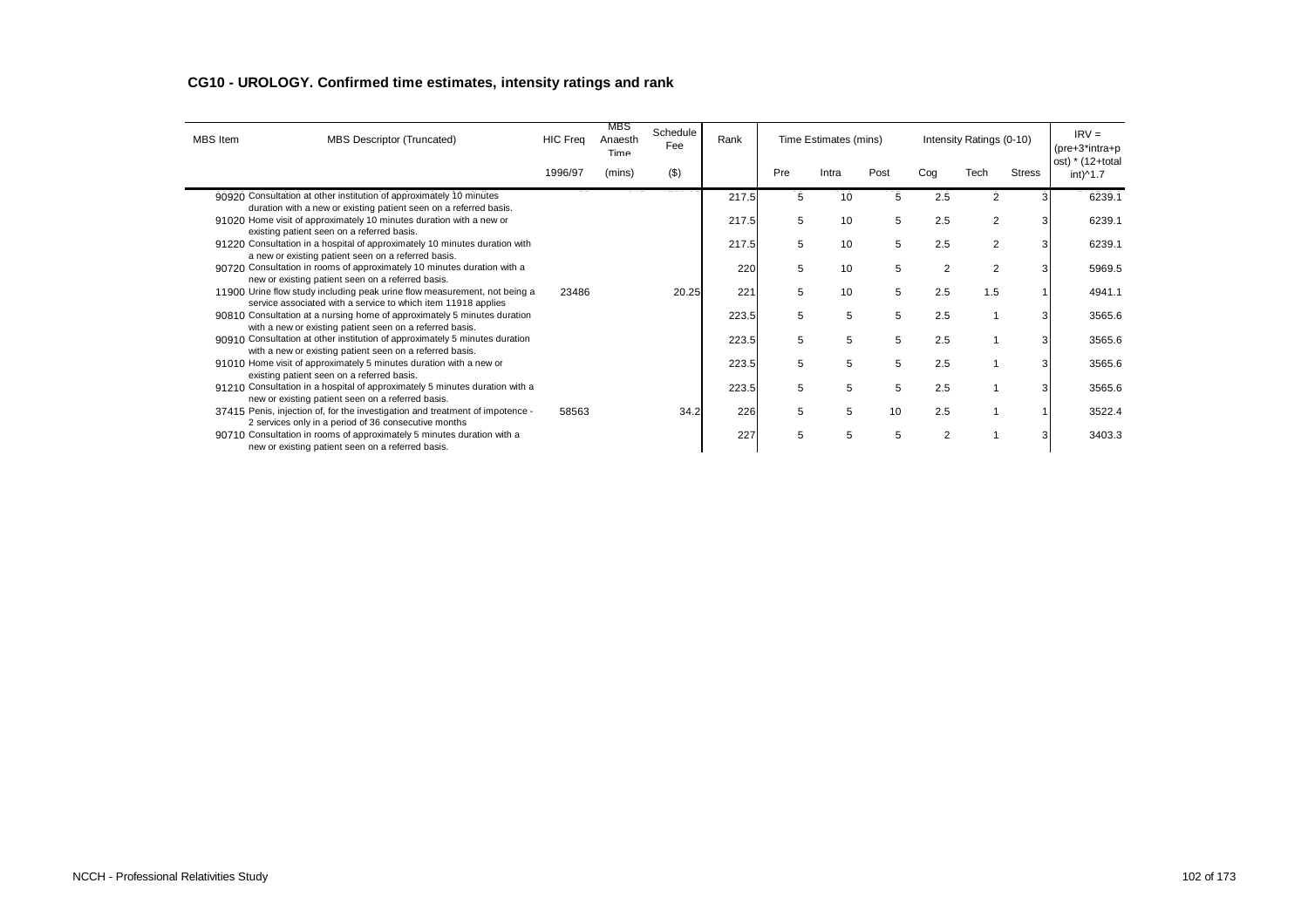## CG10 - UROLOGY. Confirmed time estimates, intensity ratings and rank

| MBS Item | MBS Descriptor (Truncated) | HIC Freq | MBS Anaesth Time | Schedule Fee | Rank | Time Estimates (mins) | | | Intensity Ratings (0-10) | | | IRV = (pre+3*intra+post) * (12+total int)^1.7 |
|---|---|---|---|---|---|---|---|---|---|---|---|---|
| | | 1996/97 | (mins) | ($) | | Pre | Intra | Post | Cog | Tech | Stress | |
| 90920 | Consultation at other institution of approximately 10 minutes duration with a new or existing patient seen on a referred basis. | | | | 217.5 | 5 | 10 | 5 | 2.5 | 2 | 3 | 6239.1 |
| 91020 | Home visit of approximately 10 minutes duration with a new or existing patient seen on a referred basis. | | | | 217.5 | 5 | 10 | 5 | 2.5 | 2 | 3 | 6239.1 |
| 91220 | Consultation in a hospital of approximately 10 minutes duration with a new or existing patient seen on a referred basis. | | | | 217.5 | 5 | 10 | 5 | 2.5 | 2 | 3 | 6239.1 |
| 90720 | Consultation in rooms of approximately 10 minutes duration with a new or existing patient seen on a referred basis. | | | | 220 | 5 | 10 | 5 | 2 | 2 | 3 | 5969.5 |
| 11900 | Urine flow study including peak urine flow measurement, not being a service associated with a service to which item 11918 applies | 23486 | | 20.25 | 221 | 5 | 10 | 5 | 2.5 | 1.5 | 1 | 4941.1 |
| 90810 | Consultation at a nursing home of approximately 5 minutes duration with a new or existing patient seen on a referred basis. | | | | 223.5 | 5 | 5 | 5 | 2.5 | 1 | 3 | 3565.6 |
| 90910 | Consultation at other institution of approximately 5 minutes duration with a new or existing patient seen on a referred basis. | | | | 223.5 | 5 | 5 | 5 | 2.5 | 1 | 3 | 3565.6 |
| 91010 | Home visit of approximately 5 minutes duration with a new or existing patient seen on a referred basis. | | | | 223.5 | 5 | 5 | 5 | 2.5 | 1 | 3 | 3565.6 |
| 91210 | Consultation in a hospital of approximately 5 minutes duration with a new or existing patient seen on a referred basis. | | | | 223.5 | 5 | 5 | 5 | 2.5 | 1 | 3 | 3565.6 |
| 37415 | Penis, injection of, for the investigation and treatment of impotence - 2 services only in a period of 36 consecutive months | 58563 | | 34.2 | 226 | 5 | 5 | 10 | 2.5 | 1 | 1 | 3522.4 |
| 90710 | Consultation in rooms of approximately 5 minutes duration with a new or existing patient seen on a referred basis. | | | | 227 | 5 | 5 | 5 | 2 | 1 | 3 | 3403.3 |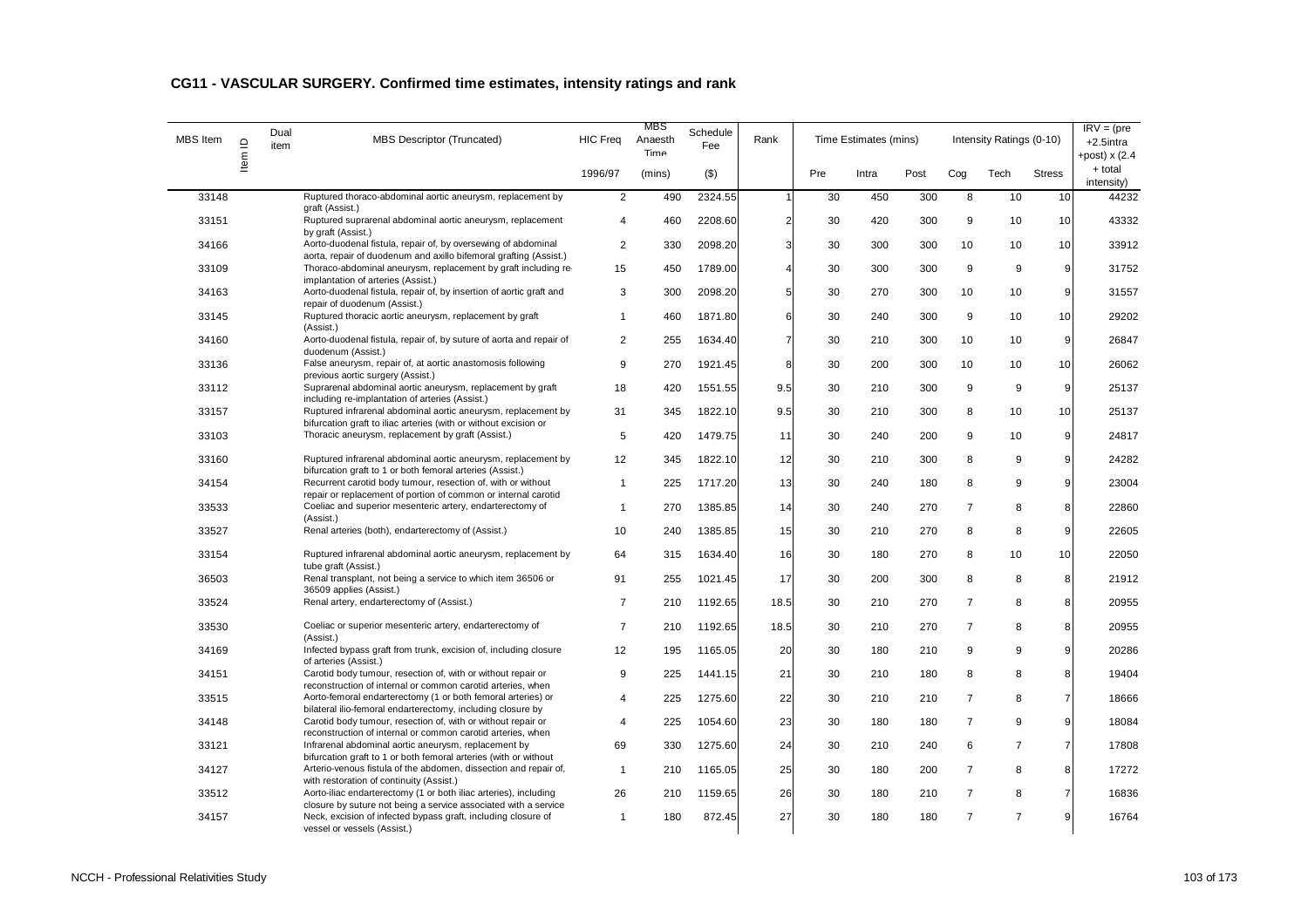## CG11 - VASCULAR SURGERY. Confirmed time estimates, intensity ratings and rank

| MBS Item | Item ID | Dual item | MBS Descriptor (Truncated) | HIC Freq | MBS Anaesth Time | Schedule Fee | Rank | Time Estimates (mins) | | | Intensity Ratings (0-10) | | | IRV = (pre +2.5intra +post) x (2.4 + total intensity) |
|---|---|---|---|---|---|---|---|---|---|---|---|---|---|---|
| | | | | 1996/97 | (mins) | ($) | | Pre | Intra | Post | Cog | Tech | Stress | |
| 33148 | | | Ruptured thoraco-abdominal aortic aneurysm, replacement by graft (Assist.) | 2 | 490 | 2324.55 | 1 | 30 | 450 | 300 | 8 | 10 | 10 | 44232 |
| 33151 | | | Ruptured suprarenal abdominal aortic aneurysm, replacement by graft (Assist.) | 4 | 460 | 2208.60 | 2 | 30 | 420 | 300 | 9 | 10 | 10 | 43332 |
| 34166 | | | Aorto-duodenal fistula, repair of, by oversewing of abdominal aorta, repair of duodenum and axillo bifemoral grafting (Assist.) | 2 | 330 | 2098.20 | 3 | 30 | 300 | 300 | 10 | 10 | 10 | 33912 |
| 33109 | | | Thoraco-abdominal aneurysm, replacement by graft including re-implantation of arteries (Assist.) | 15 | 450 | 1789.00 | 4 | 30 | 300 | 300 | 9 | 9 | 9 | 31752 |
| 34163 | | | Aorto-duodenal fistula, repair of, by insertion of aortic graft and repair of duodenum (Assist.) | 3 | 300 | 2098.20 | 5 | 30 | 270 | 300 | 10 | 10 | 9 | 31557 |
| 33145 | | | Ruptured thoracic aortic aneurysm, replacement by graft (Assist.) | 1 | 460 | 1871.80 | 6 | 30 | 240 | 300 | 9 | 10 | 10 | 29202 |
| 34160 | | | Aorto-duodenal fistula, repair of, by suture of aorta and repair of duodenum (Assist.) | 2 | 255 | 1634.40 | 7 | 30 | 210 | 300 | 10 | 10 | 9 | 26847 |
| 33136 | | | False aneurysm, repair of, at aortic anastomosis following previous aortic surgery (Assist.) | 9 | 270 | 1921.45 | 8 | 30 | 200 | 300 | 10 | 10 | 10 | 26062 |
| 33112 | | | Suprarenal abdominal aortic aneurysm, replacement by graft including re-implantation of arteries (Assist.) | 18 | 420 | 1551.55 | 9.5 | 30 | 210 | 300 | 9 | 9 | 9 | 25137 |
| 33157 | | | Ruptured infrarenal abdominal aortic aneurysm, replacement by bifurcation graft to iliac arteries (with or without excision or | 31 | 345 | 1822.10 | 9.5 | 30 | 210 | 300 | 8 | 10 | 10 | 25137 |
| 33103 | | | Thoracic aneurysm, replacement by graft (Assist.) | 5 | 420 | 1479.75 | 11 | 30 | 240 | 200 | 9 | 10 | 9 | 24817 |
| 33160 | | | Ruptured infrarenal abdominal aortic aneurysm, replacement by bifurcation graft to 1 or both femoral arteries (Assist.) | 12 | 345 | 1822.10 | 12 | 30 | 210 | 300 | 8 | 9 | 9 | 24282 |
| 34154 | | | Recurrent carotid body tumour, resection of, with or without repair or replacement of portion of common or internal carotid | 1 | 225 | 1717.20 | 13 | 30 | 240 | 180 | 8 | 9 | 9 | 23004 |
| 33533 | | | Coeliac and superior mesenteric artery, endarterectomy of (Assist.) | 1 | 270 | 1385.85 | 14 | 30 | 240 | 270 | 7 | 8 | 8 | 22860 |
| 33527 | | | Renal arteries (both), endarterectomy of (Assist.) | 10 | 240 | 1385.85 | 15 | 30 | 210 | 270 | 8 | 8 | 9 | 22605 |
| 33154 | | | Ruptured infrarenal abdominal aortic aneurysm, replacement by tube graft (Assist.) | 64 | 315 | 1634.40 | 16 | 30 | 180 | 270 | 8 | 10 | 10 | 22050 |
| 36503 | | | Renal transplant, not being a service to which item 36506 or 36509 applies (Assist.) | 91 | 255 | 1021.45 | 17 | 30 | 200 | 300 | 8 | 8 | 8 | 21912 |
| 33524 | | | Renal artery, endarterectomy of (Assist.) | 7 | 210 | 1192.65 | 18.5 | 30 | 210 | 270 | 7 | 8 | 8 | 20955 |
| 33530 | | | Coeliac or superior mesenteric artery, endarterectomy of (Assist.) | 7 | 210 | 1192.65 | 18.5 | 30 | 210 | 270 | 7 | 8 | 8 | 20955 |
| 34169 | | | Infected bypass graft from trunk, excision of, including closure of arteries (Assist.) | 12 | 195 | 1165.05 | 20 | 30 | 180 | 210 | 9 | 9 | 9 | 20286 |
| 34151 | | | Carotid body tumour, resection of, with or without repair or reconstruction of internal or common carotid arteries, when | 9 | 225 | 1441.15 | 21 | 30 | 210 | 180 | 8 | 8 | 8 | 19404 |
| 33515 | | | Aorto-femoral endarterectomy (1 or both femoral arteries) or bilateral ilio-femoral endarterectomy, including closure by | 4 | 225 | 1275.60 | 22 | 30 | 210 | 210 | 7 | 8 | 7 | 18666 |
| 34148 | | | Carotid body tumour, resection of, with or without repair or reconstruction of internal or common carotid arteries, when | 4 | 225 | 1054.60 | 23 | 30 | 180 | 180 | 7 | 9 | 9 | 18084 |
| 33121 | | | Infrarenal abdominal aortic aneurysm, replacement by bifurcation graft to 1 or both femoral arteries (with or without | 69 | 330 | 1275.60 | 24 | 30 | 210 | 240 | 6 | 7 | 7 | 17808 |
| 34127 | | | Arterio-venous fistula of the abdomen, dissection and repair of, with restoration of continuity (Assist.) | 1 | 210 | 1165.05 | 25 | 30 | 180 | 200 | 7 | 8 | 8 | 17272 |
| 33512 | | | Aorto-iliac endarterectomy (1 or both iliac arteries), including closure by suture not being a service associated with a service | 26 | 210 | 1159.65 | 26 | 30 | 180 | 210 | 7 | 8 | 7 | 16836 |
| 34157 | | | Neck, excision of infected bypass graft, including closure of vessel or vessels (Assist.) | 1 | 180 | 872.45 | 27 | 30 | 180 | 180 | 7 | 7 | 9 | 16764 |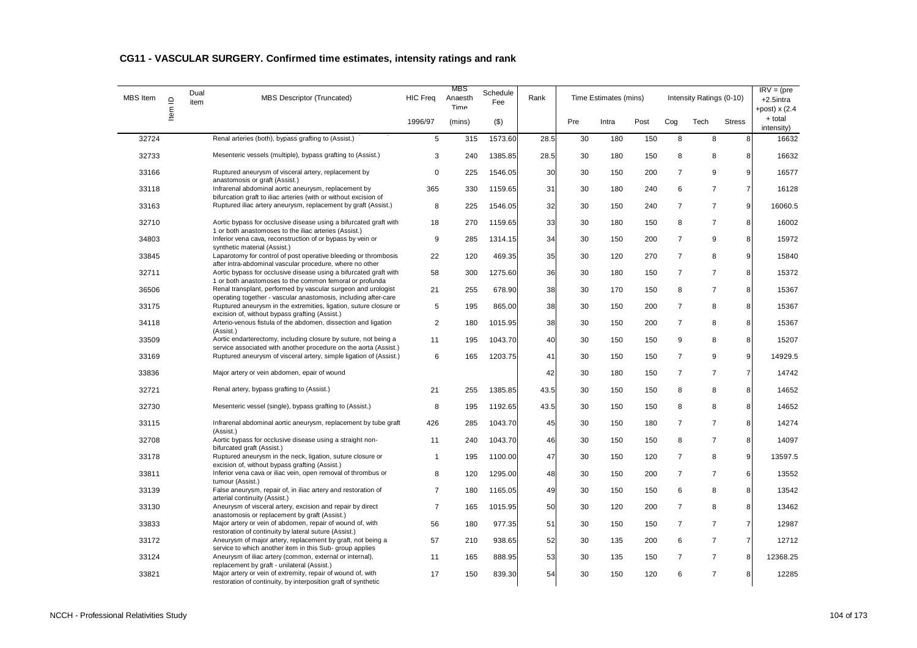## CG11 - VASCULAR SURGERY. Confirmed time estimates, intensity ratings and rank

| MBS Item | Item ID | Dual item | MBS Descriptor (Truncated) | HIC Freq | MBS Anaesth Time | Schedule Fee | Rank | Time Estimates (mins) | | | Intensity Ratings (0-10) | | | IRV = (pre +2.5intra +post) x (2.4 + total intensity) |
|---|---|---|---|---|---|---|---|---|---|---|---|---|---|---|
| | | | | 1996/97 | (mins) | ($) | | Pre | Intra | Post | Cog | Tech | Stress | |
| 32724 | | | Renal arteries (both), bypass grafting to (Assist.) | 5 | 315 | 1573.60 | 28.5 | 30 | 180 | 150 | 8 | 8 | 8 | 16632 |
| 32733 | | | Mesenteric vessels (multiple), bypass grafting to (Assist.) | 3 | 240 | 1385.85 | 28.5 | 30 | 180 | 150 | 8 | 8 | 8 | 16632 |
| 33166 | | | Ruptured aneurysm of visceral artery, replacement by anastomosis or graft (Assist.) | 0 | 225 | 1546.05 | 30 | 30 | 150 | 200 | 7 | 9 | 9 | 16577 |
| 33118 | | | Infrarenal abdominal aortic aneurysm, replacement by bifurcation graft to iliac arteries (with or without excision of | 365 | 330 | 1159.65 | 31 | 30 | 180 | 240 | 6 | 7 | 7 | 16128 |
| 33163 | | | Ruptured iliac artery aneurysm, replacement by graft (Assist.) | 8 | 225 | 1546.05 | 32 | 30 | 150 | 240 | 7 | 7 | 9 | 16060.5 |
| 32710 | | | Aortic bypass for occlusive disease using a bifurcated graft with 1 or both anastomoses to the iliac arteries (Assist.) | 18 | 270 | 1159.65 | 33 | 30 | 180 | 150 | 8 | 7 | 8 | 16002 |
| 34803 | | | Inferior vena cava, reconstruction of or bypass by vein or synthetic material (Assist.) | 9 | 285 | 1314.15 | 34 | 30 | 150 | 200 | 7 | 9 | 8 | 15972 |
| 33845 | | | Laparotomy for control of post operative bleeding or thrombosis after intra-abdominal vascular procedure, where no other | 22 | 120 | 469.35 | 35 | 30 | 120 | 270 | 7 | 8 | 9 | 15840 |
| 32711 | | | Aortic bypass for occlusive disease using a bifurcated graft with 1 or both anastomoses to the common femoral or profunda | 58 | 300 | 1275.60 | 36 | 30 | 180 | 150 | 7 | 7 | 8 | 15372 |
| 36506 | | | Renal transplant, performed by vascular surgeon and urologist operating together - vascular anastomosis, including after-care | 21 | 255 | 678.90 | 38 | 30 | 170 | 150 | 8 | 7 | 8 | 15367 |
| 33175 | | | Ruptured aneurysm in the extremities, ligation, suture closure or excision of, without bypass grafting (Assist.) | 5 | 195 | 865.00 | 38 | 30 | 150 | 200 | 7 | 8 | 8 | 15367 |
| 34118 | | | Arterio-venous fistula of the abdomen, dissection and ligation (Assist.) | 2 | 180 | 1015.95 | 38 | 30 | 150 | 200 | 7 | 8 | 8 | 15367 |
| 33509 | | | Aortic endarterectomy, including closure by suture, not being a service associated with another procedure on the aorta (Assist.) | 11 | 195 | 1043.70 | 40 | 30 | 150 | 150 | 9 | 8 | 8 | 15207 |
| 33169 | | | Ruptured aneurysm of visceral artery, simple ligation of (Assist.) | 6 | 165 | 1203.75 | 41 | 30 | 150 | 150 | 7 | 9 | 9 | 14929.5 |
| 33836 | | | Major artery or vein abdomen, epair of wound | | | | 42 | 30 | 180 | 150 | 7 | 7 | 7 | 14742 |
| 32721 | | | Renal artery, bypass grafting to (Assist.) | 21 | 255 | 1385.85 | 43.5 | 30 | 150 | 150 | 8 | 8 | 8 | 14652 |
| 32730 | | | Mesenteric vessel (single), bypass grafting to (Assist.) | 8 | 195 | 1192.65 | 43.5 | 30 | 150 | 150 | 8 | 8 | 8 | 14652 |
| 33115 | | | Infrarenal abdominal aortic aneurysm, replacement by tube graft (Assist.) | 426 | 285 | 1043.70 | 45 | 30 | 150 | 180 | 7 | 7 | 8 | 14274 |
| 32708 | | | Aortic bypass for occlusive disease using a straight non-bifurcated graft (Assist.) | 11 | 240 | 1043.70 | 46 | 30 | 150 | 150 | 8 | 7 | 8 | 14097 |
| 33178 | | | Ruptured aneurysm in the neck, ligation, suture closure or excision of, without bypass grafting (Assist.) | 1 | 195 | 1100.00 | 47 | 30 | 150 | 120 | 7 | 8 | 9 | 13597.5 |
| 33811 | | | Inferior vena cava or iliac vein, open removal of thrombus or tumour (Assist.) | 8 | 120 | 1295.00 | 48 | 30 | 150 | 200 | 7 | 7 | 6 | 13552 |
| 33139 | | | False aneurysm, repair of, in iliac artery and restoration of arterial continuity (Assist.) | 7 | 180 | 1165.05 | 49 | 30 | 150 | 150 | 6 | 8 | 8 | 13542 |
| 33130 | | | Aneurysm of visceral artery, excision and repair by direct anastomosis or replacement by graft (Assist.) | 7 | 165 | 1015.95 | 50 | 30 | 120 | 200 | 7 | 8 | 8 | 13462 |
| 33833 | | | Major artery or vein of abdomen, repair of wound of, with restoration of continuity by lateral suture (Assist.) | 56 | 180 | 977.35 | 51 | 30 | 150 | 150 | 7 | 7 | 7 | 12987 |
| 33172 | | | Aneurysm of major artery, replacement by graft, not being a service to which another item in this Sub- group applies | 57 | 210 | 938.65 | 52 | 30 | 135 | 200 | 6 | 7 | 7 | 12712 |
| 33124 | | | Aneurysm of iliac artery (common, external or internal), replacement by graft - unilateral (Assist.) | 11 | 165 | 888.95 | 53 | 30 | 135 | 150 | 7 | 7 | 8 | 12368.25 |
| 33821 | | | Major artery or vein of extremity, repair of wound of, with restoration of continuity, by interposition graft of synthetic | 17 | 150 | 839.30 | 54 | 30 | 150 | 120 | 6 | 7 | 8 | 12285 |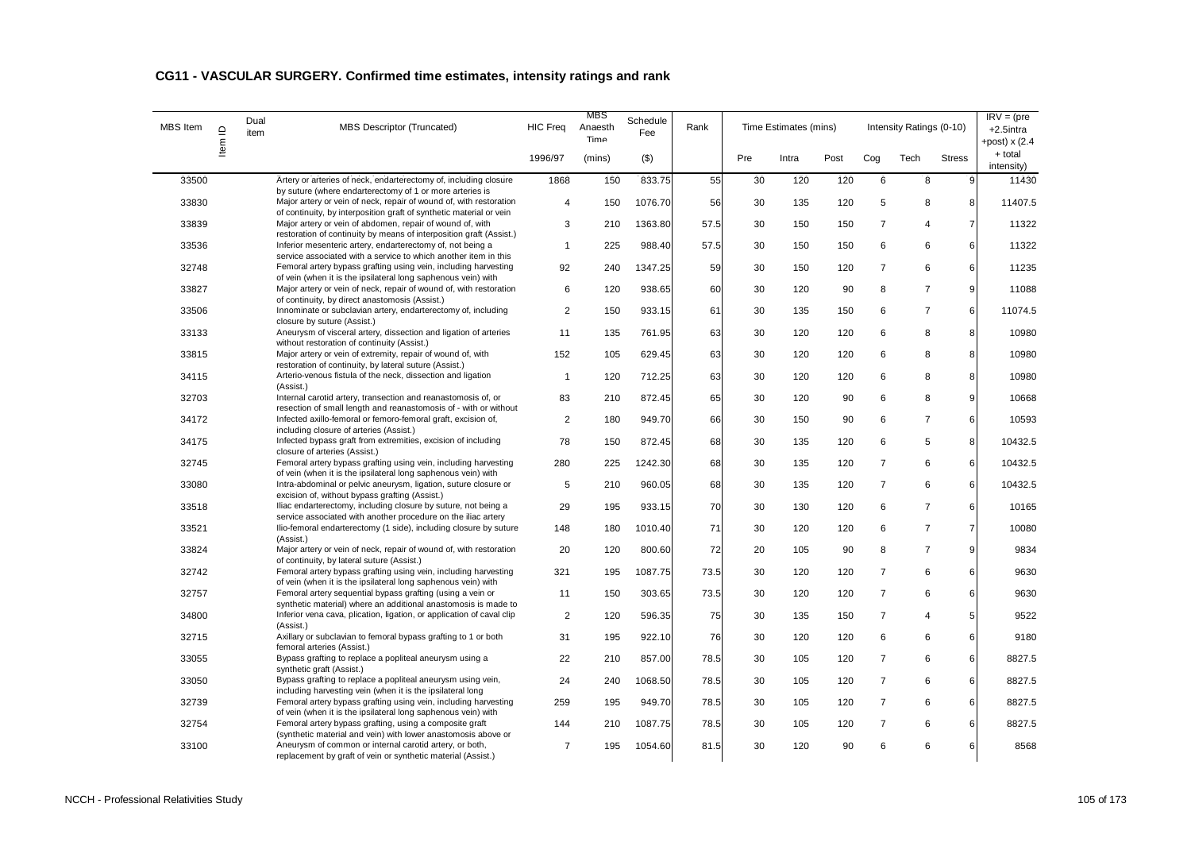## CG11 - VASCULAR SURGERY. Confirmed time estimates, intensity ratings and rank

| MBS Item | Item ID | Dual item | MBS Descriptor (Truncated) | HIC Freq | MBS Anaesth Time | Schedule Fee | Rank | Time Estimates (mins) | | | Intensity Ratings (0-10) | | | IRV = (pre +2.5intra +post) x (2.4 + total intensity) |
|---|---|---|---|---|---|---|---|---|---|---|---|---|---|---|
| | | | | 1996/97 | (mins) | ($) | | Pre | Intra | Post | Cog | Tech | Stress | |
| 33500 | | | Artery or arteries of neck, endarterectomy of, including closure by suture (where endarterectomy of 1 or more arteries is | 1868 | 150 | 833.75 | 55 | 30 | 120 | 120 | 6 | 8 | 9 | 11430 |
| 33830 | | | Major artery or vein of neck, repair of wound of, with restoration of continuity, by interposition graft of synthetic material or vein | 4 | 150 | 1076.70 | 56 | 30 | 135 | 120 | 5 | 8 | 8 | 11407.5 |
| 33839 | | | Major artery or vein of abdomen, repair of wound of, with restoration of continuity by means of interposition graft (Assist.) | 3 | 210 | 1363.80 | 57.5 | 30 | 150 | 150 | 7 | 4 | 7 | 11322 |
| 33536 | | | Inferior mesenteric artery, endarterectomy of, not being a service associated with a service to which another item in this | 1 | 225 | 988.40 | 57.5 | 30 | 150 | 150 | 6 | 6 | 6 | 11322 |
| 32748 | | | Femoral artery bypass grafting using vein, including harvesting of vein (when it is the ipsilateral long saphenous vein) with | 92 | 240 | 1347.25 | 59 | 30 | 150 | 120 | 7 | 6 | 6 | 11235 |
| 33827 | | | Major artery or vein of neck, repair of wound of, with restoration of continuity, by direct anastomosis (Assist.) | 6 | 120 | 938.65 | 60 | 30 | 120 | 90 | 8 | 7 | 9 | 11088 |
| 33506 | | | Innominate or subclavian artery, endarterectomy of, including closure by suture (Assist.) | 2 | 150 | 933.15 | 61 | 30 | 135 | 150 | 6 | 7 | 6 | 11074.5 |
| 33133 | | | Aneurysm of visceral artery, dissection and ligation of arteries without restoration of continuity (Assist.) | 11 | 135 | 761.95 | 63 | 30 | 120 | 120 | 6 | 8 | 8 | 10980 |
| 33815 | | | Major artery or vein of extremity, repair of wound of, with restoration of continuity, by lateral suture (Assist.) | 152 | 105 | 629.45 | 63 | 30 | 120 | 120 | 6 | 8 | 8 | 10980 |
| 34115 | | | Arterio-venous fistula of the neck, dissection and ligation (Assist.) | 1 | 120 | 712.25 | 63 | 30 | 120 | 120 | 6 | 8 | 8 | 10980 |
| 32703 | | | Internal carotid artery, transection and reanastomosis of, or resection of small length and reanastomosis of - with or without | 83 | 210 | 872.45 | 65 | 30 | 120 | 90 | 6 | 8 | 9 | 10668 |
| 34172 | | | Infected axillo-femoral or femoro-femoral graft, excision of, including closure of arteries (Assist.) | 2 | 180 | 949.70 | 66 | 30 | 150 | 90 | 6 | 7 | 6 | 10593 |
| 34175 | | | Infected bypass graft from extremities, excision of including closure of arteries (Assist.) | 78 | 150 | 872.45 | 68 | 30 | 135 | 120 | 6 | 5 | 8 | 10432.5 |
| 32745 | | | Femoral artery bypass grafting using vein, including harvesting of vein (when it is the ipsilateral long saphenous vein) with | 280 | 225 | 1242.30 | 68 | 30 | 135 | 120 | 7 | 6 | 6 | 10432.5 |
| 33080 | | | Intra-abdominal or pelvic aneurysm, ligation, suture closure or excision of, without bypass grafting (Assist.) | 5 | 210 | 960.05 | 68 | 30 | 135 | 120 | 7 | 6 | 6 | 10432.5 |
| 33518 | | | Iliac endarterectomy, including closure by suture, not being a service associated with another procedure on the iliac artery | 29 | 195 | 933.15 | 70 | 30 | 130 | 120 | 6 | 7 | 6 | 10165 |
| 33521 | | | Ilio-femoral endarterectomy (1 side), including closure by suture (Assist.) | 148 | 180 | 1010.40 | 71 | 30 | 120 | 120 | 6 | 7 | 7 | 10080 |
| 33824 | | | Major artery or vein of neck, repair of wound of, with restoration of continuity, by lateral suture (Assist.) | 20 | 120 | 800.60 | 72 | 20 | 105 | 90 | 8 | 7 | 9 | 9834 |
| 32742 | | | Femoral artery bypass grafting using vein, including harvesting of vein (when it is the ipsilateral long saphenous vein) with | 321 | 195 | 1087.75 | 73.5 | 30 | 120 | 120 | 7 | 6 | 6 | 9630 |
| 32757 | | | Femoral artery sequential bypass grafting (using a vein or synthetic material) where an additional anastomosis is made to | 11 | 150 | 303.65 | 73.5 | 30 | 120 | 120 | 7 | 6 | 6 | 9630 |
| 34800 | | | Inferior vena cava, plication, ligation, or application of caval clip (Assist.) | 2 | 120 | 596.35 | 75 | 30 | 135 | 150 | 7 | 4 | 5 | 9522 |
| 32715 | | | Axillary or subclavian to femoral bypass grafting to 1 or both femoral arteries (Assist.) | 31 | 195 | 922.10 | 76 | 30 | 120 | 120 | 6 | 6 | 6 | 9180 |
| 33055 | | | Bypass grafting to replace a popliteal aneurysm using a synthetic graft (Assist.) | 22 | 210 | 857.00 | 78.5 | 30 | 105 | 120 | 7 | 6 | 6 | 8827.5 |
| 33050 | | | Bypass grafting to replace a popliteal aneurysm using vein, including harvesting vein (when it is the ipsilateral long | 24 | 240 | 1068.50 | 78.5 | 30 | 105 | 120 | 7 | 6 | 6 | 8827.5 |
| 32739 | | | Femoral artery bypass grafting using vein, including harvesting of vein (when it is the ipsilateral long saphenous vein) with | 259 | 195 | 949.70 | 78.5 | 30 | 105 | 120 | 7 | 6 | 6 | 8827.5 |
| 32754 | | | Femoral artery bypass grafting, using a composite graft (synthetic material and vein) with lower anastomosis above or | 144 | 210 | 1087.75 | 78.5 | 30 | 105 | 120 | 7 | 6 | 6 | 8827.5 |
| 33100 | | | Aneurysm of common or internal carotid artery, or both, replacement by graft of vein or synthetic material (Assist.) | 7 | 195 | 1054.60 | 81.5 | 30 | 120 | 90 | 6 | 6 | 6 | 8568 |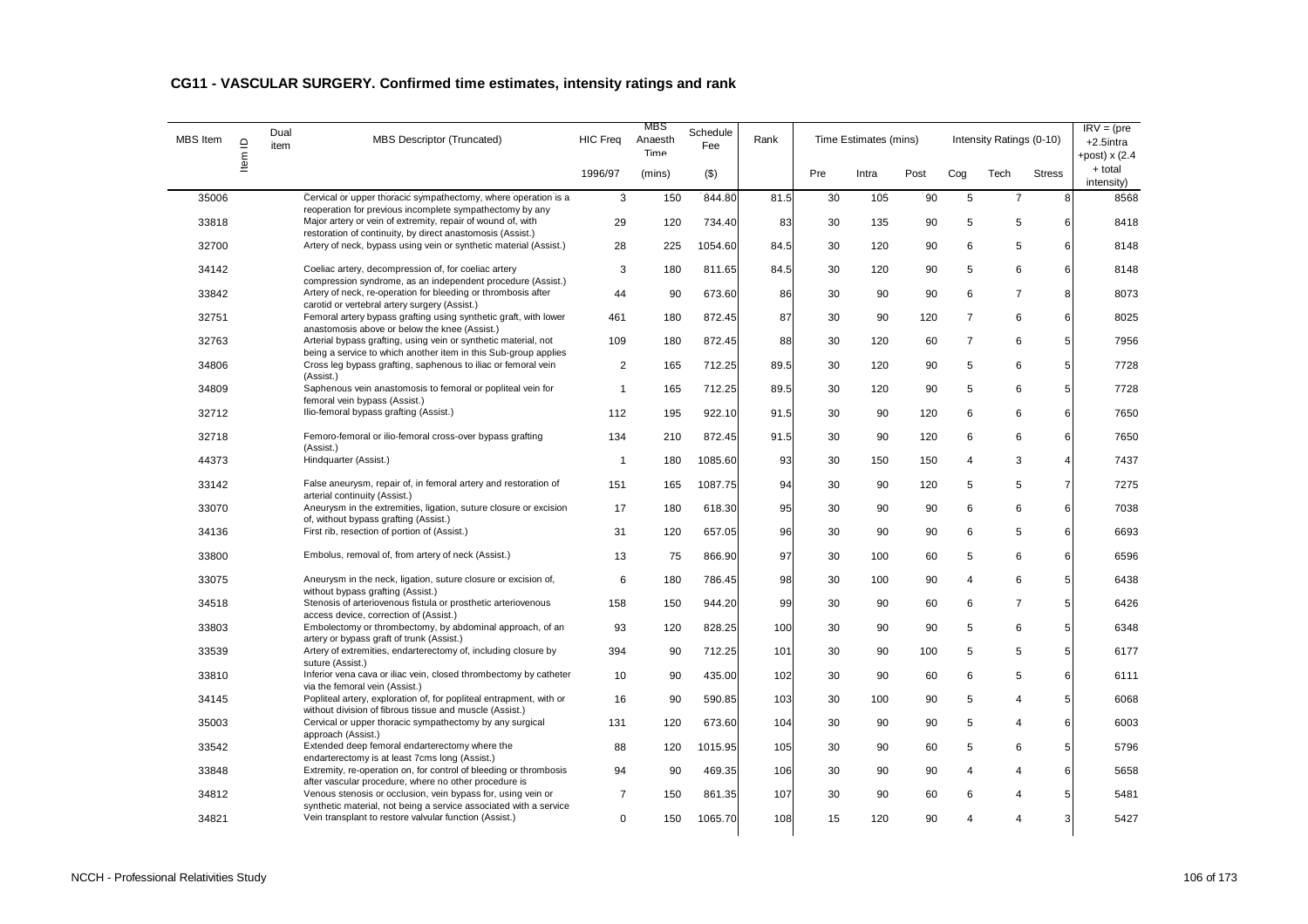## CG11 - VASCULAR SURGERY. Confirmed time estimates, intensity ratings and rank

| MBS Item | Item ID | Dual item | MBS Descriptor (Truncated) | HIC Freq | MBS Anaesth Time | Schedule Fee | Rank | Time Estimates (mins) | | | Intensity Ratings (0-10) | | | IRV = (pre +2.5intra +post) x (2.4 + total intensity) |
|---|---|---|---|---|---|---|---|---|---|---|---|---|---|---|
| | | | | 1996/97 | (mins) | ($) | | Pre | Intra | Post | Cog | Tech | Stress | |
| 35006 | | | Cervical or upper thoracic sympathectomy, where operation is a reoperation for previous incomplete sympathectomy by any | 3 | 150 | 844.80 | 81.5 | 30 | 105 | 90 | 5 | 7 | 8 | 8568 |
| 33818 | | | Major artery or vein of extremity, repair of wound of, with restoration of continuity, by direct anastomosis (Assist.) | 29 | 120 | 734.40 | 83 | 30 | 135 | 90 | 5 | 5 | 6 | 8418 |
| 32700 | | | Artery of neck, bypass using vein or synthetic material (Assist.) | 28 | 225 | 1054.60 | 84.5 | 30 | 120 | 90 | 6 | 5 | 6 | 8148 |
| 34142 | | | Coeliac artery, decompression of, for coeliac artery compression syndrome, as an independent procedure (Assist.) | 3 | 180 | 811.65 | 84.5 | 30 | 120 | 90 | 5 | 6 | 6 | 8148 |
| 33842 | | | Artery of neck, re-operation for bleeding or thrombosis after carotid or vertebral artery surgery (Assist.) | 44 | 90 | 673.60 | 86 | 30 | 90 | 90 | 6 | 7 | 8 | 8073 |
| 32751 | | | Femoral artery bypass grafting using synthetic graft, with lower anastomosis above or below the knee (Assist.) | 461 | 180 | 872.45 | 87 | 30 | 90 | 120 | 7 | 6 | 6 | 8025 |
| 32763 | | | Arterial bypass grafting, using vein or synthetic material, not being a service to which another item in this Sub-group applies | 109 | 180 | 872.45 | 88 | 30 | 120 | 60 | 7 | 6 | 5 | 7956 |
| 34806 | | | Cross leg bypass grafting, saphenous to iliac or femoral vein (Assist.) | 2 | 165 | 712.25 | 89.5 | 30 | 120 | 90 | 5 | 6 | 5 | 7728 |
| 34809 | | | Saphenous vein anastomosis to femoral or popliteal vein for femoral vein bypass (Assist.) | 1 | 165 | 712.25 | 89.5 | 30 | 120 | 90 | 5 | 6 | 5 | 7728 |
| 32712 | | | Ilio-femoral bypass grafting (Assist.) | 112 | 195 | 922.10 | 91.5 | 30 | 90 | 120 | 6 | 6 | 6 | 7650 |
| 32718 | | | Femoro-femoral or ilio-femoral cross-over bypass grafting (Assist.) | 134 | 210 | 872.45 | 91.5 | 30 | 90 | 120 | 6 | 6 | 6 | 7650 |
| 44373 | | | Hindquarter (Assist.) | 1 | 180 | 1085.60 | 93 | 30 | 150 | 150 | 4 | 3 | 4 | 7437 |
| 33142 | | | False aneurysm, repair of, in femoral artery and restoration of arterial continuity (Assist.) | 151 | 165 | 1087.75 | 94 | 30 | 90 | 120 | 5 | 5 | 7 | 7275 |
| 33070 | | | Aneurysm in the extremities, ligation, suture closure or excision of, without bypass grafting (Assist.) | 17 | 180 | 618.30 | 95 | 30 | 90 | 90 | 6 | 6 | 6 | 7038 |
| 34136 | | | First rib, resection of portion of (Assist.) | 31 | 120 | 657.05 | 96 | 30 | 90 | 90 | 6 | 5 | 6 | 6693 |
| 33800 | | | Embolus, removal of, from artery of neck (Assist.) | 13 | 75 | 866.90 | 97 | 30 | 100 | 60 | 5 | 6 | 6 | 6596 |
| 33075 | | | Aneurysm in the neck, ligation, suture closure or excision of, without bypass grafting (Assist.) | 6 | 180 | 786.45 | 98 | 30 | 100 | 90 | 4 | 6 | 5 | 6438 |
| 34518 | | | Stenosis of arteriovenous fistula or prosthetic arteriovenous access device, correction of (Assist.) | 158 | 150 | 944.20 | 99 | 30 | 90 | 60 | 6 | 7 | 5 | 6426 |
| 33803 | | | Embolectomy or thrombectomy, by abdominal approach, of an artery or bypass graft of trunk (Assist.) | 93 | 120 | 828.25 | 100 | 30 | 90 | 90 | 5 | 6 | 5 | 6348 |
| 33539 | | | Artery of extremities, endarterectomy of, including closure by suture (Assist.) | 394 | 90 | 712.25 | 101 | 30 | 90 | 100 | 5 | 5 | 5 | 6177 |
| 33810 | | | Inferior vena cava or iliac vein, closed thrombectomy by catheter via the femoral vein (Assist.) | 10 | 90 | 435.00 | 102 | 30 | 90 | 60 | 6 | 5 | 6 | 6111 |
| 34145 | | | Popliteal artery, exploration of, for popliteal entrapment, with or without division of fibrous tissue and muscle (Assist.) | 16 | 90 | 590.85 | 103 | 30 | 100 | 90 | 5 | 4 | 5 | 6068 |
| 35003 | | | Cervical or upper thoracic sympathectomy by any surgical approach (Assist.) | 131 | 120 | 673.60 | 104 | 30 | 90 | 90 | 5 | 4 | 6 | 6003 |
| 33542 | | | Extended deep femoral endarterectomy where the endarterectomy is at least 7cms long (Assist.) | 88 | 120 | 1015.95 | 105 | 30 | 90 | 60 | 5 | 6 | 5 | 5796 |
| 33848 | | | Extremity, re-operation on, for control of bleeding or thrombosis after vascular procedure, where no other procedure is | 94 | 90 | 469.35 | 106 | 30 | 90 | 90 | 4 | 4 | 6 | 5658 |
| 34812 | | | Venous stenosis or occlusion, vein bypass for, using vein or synthetic material, not being a service associated with a service | 7 | 150 | 861.35 | 107 | 30 | 90 | 60 | 6 | 4 | 5 | 5481 |
| 34821 | | | Vein transplant to restore valvular function (Assist.) | 0 | 150 | 1065.70 | 108 | 15 | 120 | 90 | 4 | 4 | 3 | 5427 |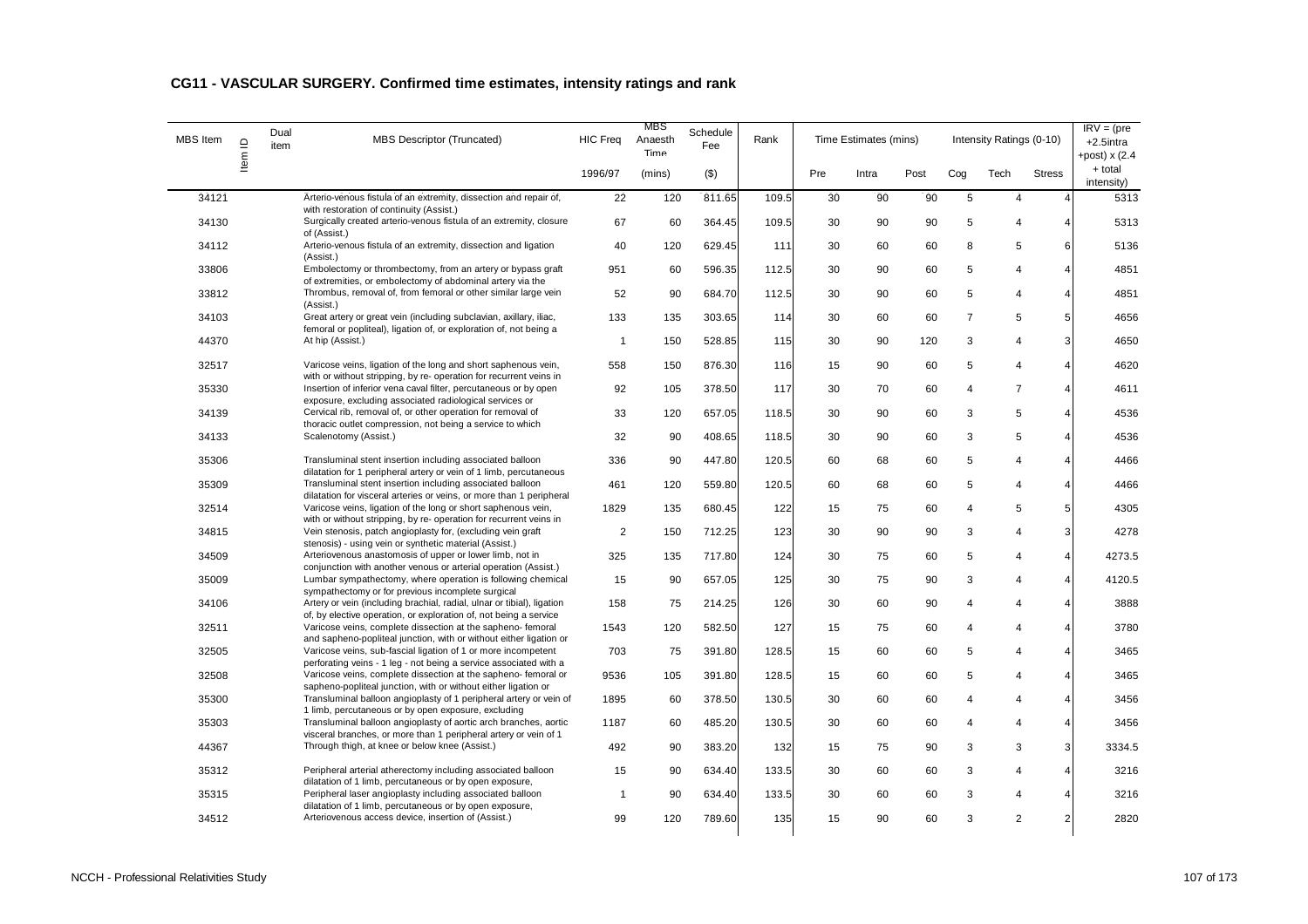## CG11 - VASCULAR SURGERY. Confirmed time estimates, intensity ratings and rank

| MBS Item | Item ID | Dual item | MBS Descriptor (Truncated) | HIC Freq | MBS Anaesth Time | Schedule Fee | Rank | Time Estimates (mins) | | | Intensity Ratings (0-10) | | | IRV = (pre +2.5intra +post) x (2.4 + total intensity) |
|---|---|---|---|---|---|---|---|---|---|---|---|---|---|---|
| | | | | 1996/97 | (mins) | ($) | | Pre | Intra | Post | Cog | Tech | Stress | |
| 34121 | | | Arterio-venous fistula of an extremity, dissection and repair of, with restoration of continuity (Assist.) | 22 | 120 | 811.65 | 109.5 | 30 | 90 | 90 | 5 | 4 | 4 | 5313 |
| 34130 | | | Surgically created arterio-venous fistula of an extremity, closure of (Assist.) | 67 | 60 | 364.45 | 109.5 | 30 | 90 | 90 | 5 | 4 | 4 | 5313 |
| 34112 | | | Arterio-venous fistula of an extremity, dissection and ligation (Assist.) | 40 | 120 | 629.45 | 111 | 30 | 60 | 60 | 8 | 5 | 6 | 5136 |
| 33806 | | | Embolectomy or thrombectomy, from an artery or bypass graft of extremities, or embolectomy of abdominal artery via the | 951 | 60 | 596.35 | 112.5 | 30 | 90 | 60 | 5 | 4 | 4 | 4851 |
| 33812 | | | Thrombus, removal of, from femoral or other similar large vein (Assist.) | 52 | 90 | 684.70 | 112.5 | 30 | 90 | 60 | 5 | 4 | 4 | 4851 |
| 34103 | | | Great artery or great vein (including subclavian, axillary, iliac, femoral or popliteal), ligation of, or exploration of, not being a | 133 | 135 | 303.65 | 114 | 30 | 60 | 60 | 7 | 5 | 5 | 4656 |
| 44370 | | | At hip (Assist.) | 1 | 150 | 528.85 | 115 | 30 | 90 | 120 | 3 | 4 | 3 | 4650 |
| 32517 | | | Varicose veins, ligation of the long and short saphenous vein, with or without stripping, by re- operation for recurrent veins in | 558 | 150 | 876.30 | 116 | 15 | 90 | 60 | 5 | 4 | 4 | 4620 |
| 35330 | | | Insertion of inferior vena caval filter, percutaneous or by open exposure, excluding associated radiological services or | 92 | 105 | 378.50 | 117 | 30 | 70 | 60 | 4 | 7 | 4 | 4611 |
| 34139 | | | Cervical rib, removal of, or other operation for removal of thoracic outlet compression, not being a service to which | 33 | 120 | 657.05 | 118.5 | 30 | 90 | 60 | 3 | 5 | 4 | 4536 |
| 34133 | | | Scalenotomy (Assist.) | 32 | 90 | 408.65 | 118.5 | 30 | 90 | 60 | 3 | 5 | 4 | 4536 |
| 35306 | | | Transluminal stent insertion including associated balloon dilatation for 1 peripheral artery or vein of 1 limb, percutaneous | 336 | 90 | 447.80 | 120.5 | 60 | 68 | 60 | 5 | 4 | 4 | 4466 |
| 35309 | | | Transluminal stent insertion including associated balloon dilatation for visceral arteries or veins, or more than 1 peripheral | 461 | 120 | 559.80 | 120.5 | 60 | 68 | 60 | 5 | 4 | 4 | 4466 |
| 32514 | | | Varicose veins, ligation of the long or short saphenous vein, with or without stripping, by re- operation for recurrent veins in | 1829 | 135 | 680.45 | 122 | 15 | 75 | 60 | 4 | 5 | 5 | 4305 |
| 34815 | | | Vein stenosis, patch angioplasty for, (excluding vein graft stenosis) - using vein or synthetic material (Assist.) | 2 | 150 | 712.25 | 123 | 30 | 90 | 90 | 3 | 4 | 3 | 4278 |
| 34509 | | | Arteriovenous anastomosis of upper or lower limb, not in conjunction with another venous or arterial operation (Assist.) | 325 | 135 | 717.80 | 124 | 30 | 75 | 60 | 5 | 4 | 4 | 4273.5 |
| 35009 | | | Lumbar sympathectomy, where operation is following chemical sympathectomy or for previous incomplete surgical | 15 | 90 | 657.05 | 125 | 30 | 75 | 90 | 3 | 4 | 4 | 4120.5 |
| 34106 | | | Artery or vein (including brachial, radial, ulnar or tibial), ligation of, by elective operation, or exploration of, not being a service | 158 | 75 | 214.25 | 126 | 30 | 60 | 90 | 4 | 4 | 4 | 3888 |
| 32511 | | | Varicose veins, complete dissection at the sapheno- femoral and sapheno-popliteal junction, with or without either ligation or | 1543 | 120 | 582.50 | 127 | 15 | 75 | 60 | 4 | 4 | 4 | 3780 |
| 32505 | | | Varicose veins, sub-fascial ligation of 1 or more incompetent perforating veins - 1 leg - not being a service associated with a | 703 | 75 | 391.80 | 128.5 | 15 | 60 | 60 | 5 | 4 | 4 | 3465 |
| 32508 | | | Varicose veins, complete dissection at the sapheno- femoral or sapheno-popliteal junction, with or without either ligation or | 9536 | 105 | 391.80 | 128.5 | 15 | 60 | 60 | 5 | 4 | 4 | 3465 |
| 35300 | | | Transluminal balloon angioplasty of 1 peripheral artery or vein of 1 limb, percutaneous or by open exposure, excluding | 1895 | 60 | 378.50 | 130.5 | 30 | 60 | 60 | 4 | 4 | 4 | 3456 |
| 35303 | | | Transluminal balloon angioplasty of aortic arch branches, aortic visceral branches, or more than 1 peripheral artery or vein of 1 | 1187 | 60 | 485.20 | 130.5 | 30 | 60 | 60 | 4 | 4 | 4 | 3456 |
| 44367 | | | Through thigh, at knee or below knee (Assist.) | 492 | 90 | 383.20 | 132 | 15 | 75 | 90 | 3 | 3 | 3 | 3334.5 |
| 35312 | | | Peripheral arterial atherectomy including associated balloon dilatation of 1 limb, percutaneous or by open exposure, | 15 | 90 | 634.40 | 133.5 | 30 | 60 | 60 | 3 | 4 | 4 | 3216 |
| 35315 | | | Peripheral laser angioplasty including associated balloon dilatation of 1 limb, percutaneous or by open exposure, | 1 | 90 | 634.40 | 133.5 | 30 | 60 | 60 | 3 | 4 | 4 | 3216 |
| 34512 | | | Arteriovenous access device, insertion of (Assist.) | 99 | 120 | 789.60 | 135 | 15 | 90 | 60 | 3 | 2 | 2 | 2820 |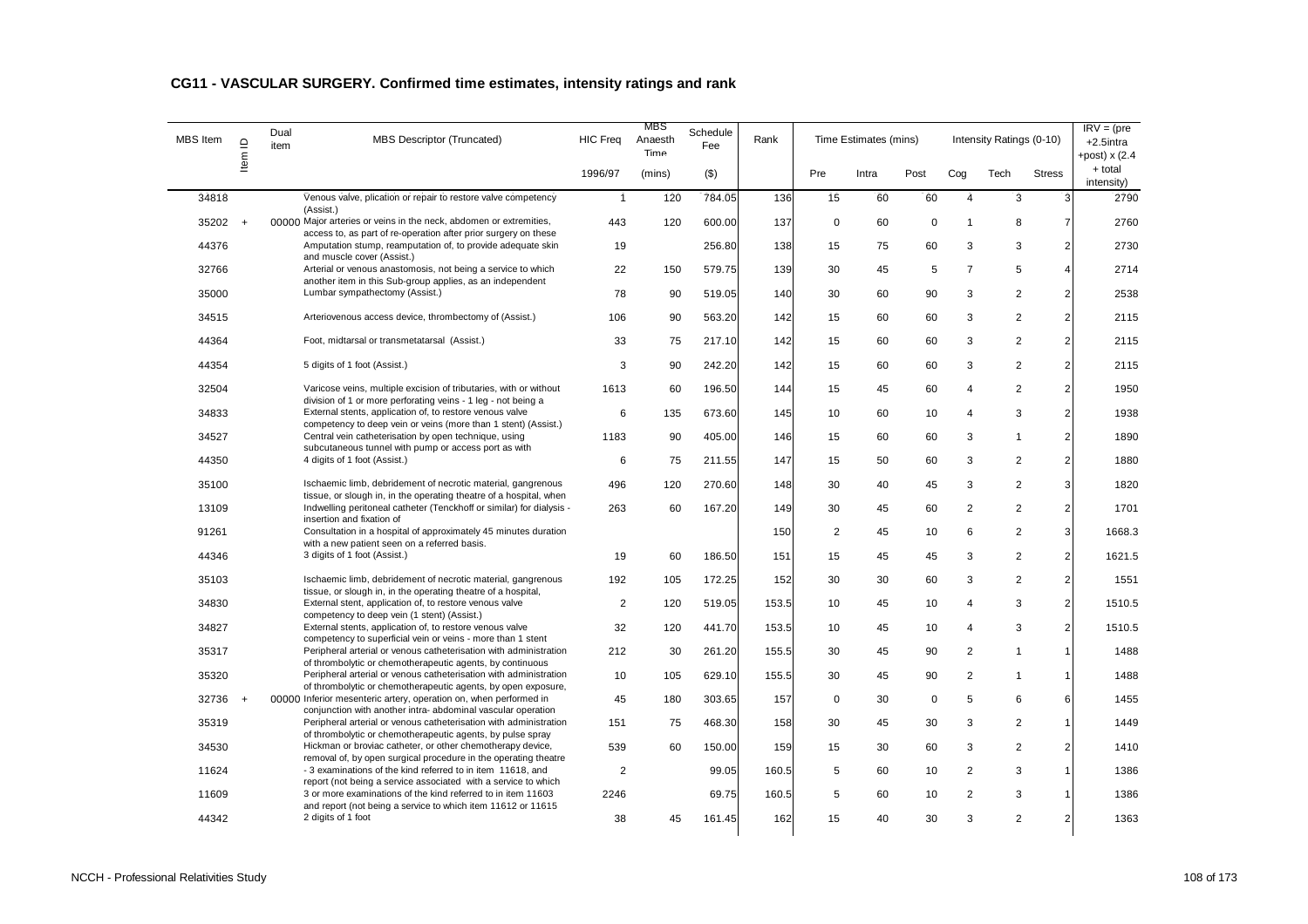## CG11 - VASCULAR SURGERY. Confirmed time estimates, intensity ratings and rank

| MBS Item | Item ID | Dual item | MBS Descriptor (Truncated) | HIC Freq | MBS Anaesth Time | Schedule Fee | Rank | Time Estimates (mins) | | | Intensity Ratings (0-10) | | | IRV = (pre +2.5intra +post) x (2.4 + total intensity) |
|---|---|---|---|---|---|---|---|---|---|---|---|---|---|---|
| | | | | 1996/97 | (mins) | ($) | | Pre | Intra | Post | Cog | Tech | Stress | |
| 34818 | | | Venous valve, plication or repair to restore valve competency (Assist.) | 1 | 120 | 784.05 | 136 | 15 | 60 | 60 | 4 | 3 | 3 | 2790 |
| 35202 | + | 00000 | Major arteries or veins in the neck, abdomen or extremities, access to, as part of re-operation after prior surgery on these | 443 | 120 | 600.00 | 137 | 0 | 60 | 0 | 1 | 8 | 7 | 2760 |
| 44376 | | | Amputation stump, reamputation of, to provide adequate skin and muscle cover (Assist.) | 19 | | 256.80 | 138 | 15 | 75 | 60 | 3 | 3 | 2 | 2730 |
| 32766 | | | Arterial or venous anastomosis, not being a service to which another item in this Sub-group applies, as an independent | 22 | 150 | 579.75 | 139 | 30 | 45 | 5 | 7 | 5 | 4 | 2714 |
| 35000 | | | Lumbar sympathectomy (Assist.) | 78 | 90 | 519.05 | 140 | 30 | 60 | 90 | 3 | 2 | 2 | 2538 |
| 34515 | | | Arteriovenous access device, thrombectomy of (Assist.) | 106 | 90 | 563.20 | 142 | 15 | 60 | 60 | 3 | 2 | 2 | 2115 |
| 44364 | | | Foot, midtarsal or transmetatarsal (Assist.) | 33 | 75 | 217.10 | 142 | 15 | 60 | 60 | 3 | 2 | 2 | 2115 |
| 44354 | | | 5 digits of 1 foot (Assist.) | 3 | 90 | 242.20 | 142 | 15 | 60 | 60 | 3 | 2 | 2 | 2115 |
| 32504 | | | Varicose veins, multiple excision of tributaries, with or without division of 1 or more perforating veins - 1 leg - not being a | 1613 | 60 | 196.50 | 144 | 15 | 45 | 60 | 4 | 2 | 2 | 1950 |
| 34833 | | | External stents, application of, to restore venous valve competency to deep vein or veins (more than 1 stent) (Assist.) | 6 | 135 | 673.60 | 145 | 10 | 60 | 10 | 4 | 3 | 2 | 1938 |
| 34527 | | | Central vein catheterisation by open technique, using subcutaneous tunnel with pump or access port as with | 1183 | 90 | 405.00 | 146 | 15 | 60 | 60 | 3 | 1 | 2 | 1890 |
| 44350 | | | 4 digits of 1 foot (Assist.) | 6 | 75 | 211.55 | 147 | 15 | 50 | 60 | 3 | 2 | 2 | 1880 |
| 35100 | | | Ischaemic limb, debridement of necrotic material, gangrenous tissue, or slough in, in the operating theatre of a hospital, when | 496 | 120 | 270.60 | 148 | 30 | 40 | 45 | 3 | 2 | 3 | 1820 |
| 13109 | | | Indwelling peritoneal catheter (Tenckhoff or similar) for dialysis - insertion and fixation of | 263 | 60 | 167.20 | 149 | 30 | 45 | 60 | 2 | 2 | 2 | 1701 |
| 91261 | | | Consultation in a hospital of approximately 45 minutes duration with a new patient seen on a referred basis. | | | | 150 | 2 | 45 | 10 | 6 | 2 | 3 | 1668.3 |
| 44346 | | | 3 digits of 1 foot (Assist.) | 19 | 60 | 186.50 | 151 | 15 | 45 | 45 | 3 | 2 | 2 | 1621.5 |
| 35103 | | | Ischaemic limb, debridement of necrotic material, gangrenous tissue, or slough in, in the operating theatre of a hospital, | 192 | 105 | 172.25 | 152 | 30 | 30 | 60 | 3 | 2 | 2 | 1551 |
| 34830 | | | External stent, application of, to restore venous valve competency to deep vein (1 stent) (Assist.) | 2 | 120 | 519.05 | 153.5 | 10 | 45 | 10 | 4 | 3 | 2 | 1510.5 |
| 34827 | | | External stents, application of, to restore venous valve competency to superficial vein or veins - more than 1 stent | 32 | 120 | 441.70 | 153.5 | 10 | 45 | 10 | 4 | 3 | 2 | 1510.5 |
| 35317 | | | Peripheral arterial or venous catheterisation with administration of thrombolytic or chemotherapeutic agents, by continuous | 212 | 30 | 261.20 | 155.5 | 30 | 45 | 90 | 2 | 1 | 1 | 1488 |
| 35320 | | | Peripheral arterial or venous catheterisation with administration of thrombolytic or chemotherapeutic agents, by open exposure, | 10 | 105 | 629.10 | 155.5 | 30 | 45 | 90 | 2 | 1 | 1 | 1488 |
| 32736 | + | 00000 | Inferior mesenteric artery, operation on, when performed in conjunction with another intra- abdominal vascular operation | 45 | 180 | 303.65 | 157 | 0 | 30 | 0 | 5 | 6 | 6 | 1455 |
| 35319 | | | Peripheral arterial or venous catheterisation with administration of thrombolytic or chemotherapeutic agents, by pulse spray | 151 | 75 | 468.30 | 158 | 30 | 45 | 30 | 3 | 2 | 1 | 1449 |
| 34530 | | | Hickman or broviac catheter, or other chemotherapy device, removal of, by open surgical procedure in the operating theatre | 539 | 60 | 150.00 | 159 | 15 | 30 | 60 | 3 | 2 | 2 | 1410 |
| 11624 | | | - 3 examinations of the kind referred to in item 11618, and report (not being a service associated with a service to which | 2 | | 99.05 | 160.5 | 5 | 60 | 10 | 2 | 3 | 1 | 1386 |
| 11609 | | | 3 or more examinations of the kind referred to in item 11603 and report (not being a service to which item 11612 or 11615 | 2246 | | 69.75 | 160.5 | 5 | 60 | 10 | 2 | 3 | 1 | 1386 |
| 44342 | | | 2 digits of 1 foot | 38 | 45 | 161.45 | 162 | 15 | 40 | 30 | 3 | 2 | 2 | 1363 |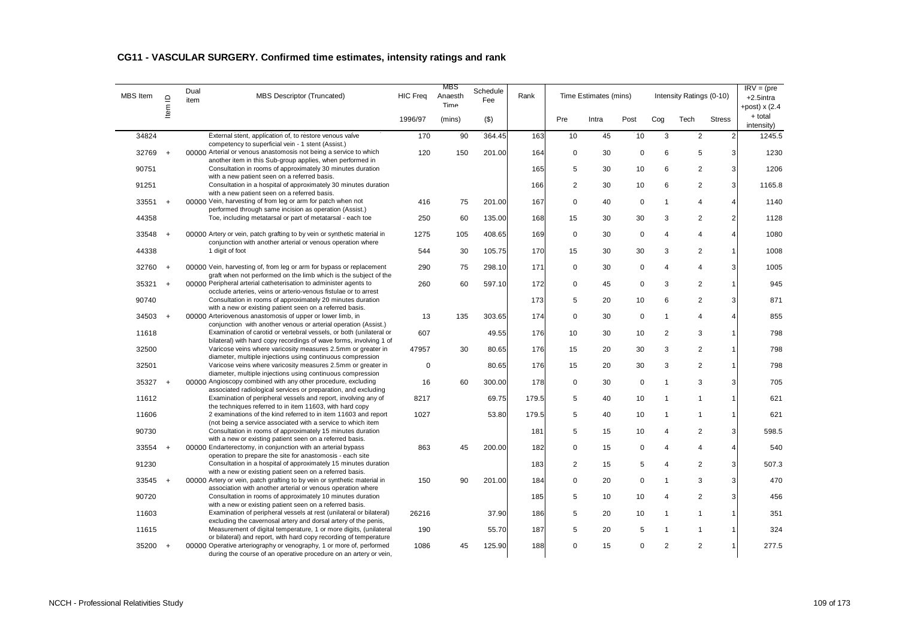## CG11 - VASCULAR SURGERY. Confirmed time estimates, intensity ratings and rank

| MBS Item | Item ID | Dual item | MBS Descriptor (Truncated) | HIC Freq | MBS Anaesth Time | Schedule Fee | Rank | Time Estimates (mins) | | | Intensity Ratings (0-10) | | | IRV = (pre +2.5intra +post) x (2.4 + total intensity) |
|---|---|---|---|---|---|---|---|---|---|---|---|---|---|---|
| | | | | 1996/97 | (mins) | ($) | | Pre | Intra | Post | Cog | Tech | Stress | |
| 34824 | | | External stent, application of, to restore venous valve competency to superficial vein - 1 stent (Assist.) | 170 | 90 | 364.45 | 163 | 10 | 45 | 10 | 3 | 2 | 2 | 1245.5 |
| 32769 | + | 00000 | Arterial or venous anastomosis not being a service to which another item in this Sub-group applies, when performed in | 120 | 150 | 201.00 | 164 | 0 | 30 | 0 | 6 | 5 | 3 | 1230 |
| 90751 | | | Consultation in rooms of approximately 30 minutes duration with a new patient seen on a referred basis. | | | | 165 | 5 | 30 | 10 | 6 | 2 | 3 | 1206 |
| 91251 | | | Consultation in a hospital of approximately 30 minutes duration with a new patient seen on a referred basis. | | | | 166 | 2 | 30 | 10 | 6 | 2 | 3 | 1165.8 |
| 33551 | + | 00000 | Vein, harvesting of from leg or arm for patch when not performed through same incision as operation (Assist.) | 416 | 75 | 201.00 | 167 | 0 | 40 | 0 | 1 | 4 | 4 | 1140 |
| 44358 | | | Toe, including metatarsal or part of metatarsal - each toe | 250 | 60 | 135.00 | 168 | 15 | 30 | 30 | 3 | 2 | 2 | 1128 |
| 33548 | + | 00000 | Artery or vein, patch grafting to by vein or synthetic material in conjunction with another arterial or venous operation where | 1275 | 105 | 408.65 | 169 | 0 | 30 | 0 | 4 | 4 | 4 | 1080 |
| 44338 | | | 1 digit of foot | 544 | 30 | 105.75 | 170 | 15 | 30 | 30 | 3 | 2 | 1 | 1008 |
| 32760 | + | 00000 | Vein, harvesting of, from leg or arm for bypass or replacement graft when not performed on the limb which is the subject of the | 290 | 75 | 298.10 | 171 | 0 | 30 | 0 | 4 | 4 | 3 | 1005 |
| 35321 | + | 00000 | Peripheral arterial catheterisation to administer agents to occlude arteries, veins or arterio-venous fistulae or to arrest | 260 | 60 | 597.10 | 172 | 0 | 45 | 0 | 3 | 2 | 1 | 945 |
| 90740 | | | Consultation in rooms of approximately 20 minutes duration with a new or existing patient seen on a referred basis. | | | | 173 | 5 | 20 | 10 | 6 | 2 | 3 | 871 |
| 34503 | + | 00000 | Arteriovenous anastomosis of upper or lower limb, in conjunction with another venous or arterial operation (Assist.) | 13 | 135 | 303.65 | 174 | 0 | 30 | 0 | 1 | 4 | 4 | 855 |
| 11618 | | | Examination of carotid or vertebral vessels, or both (unilateral or bilateral) with hard copy recordings of wave forms, involving 1 of | 607 | | 49.55 | 176 | 10 | 30 | 10 | 2 | 3 | 1 | 798 |
| 32500 | | | Varicose veins where varicosity measures 2.5mm or greater in diameter, multiple injections using continuous compression | 47957 | 30 | 80.65 | 176 | 15 | 20 | 30 | 3 | 2 | 1 | 798 |
| 32501 | | | Varicose veins where varicosity measures 2.5mm or greater in diameter, multiple injections using continuous compression | 0 | | 80.65 | 176 | 15 | 20 | 30 | 3 | 2 | 1 | 798 |
| 35327 | + | 00000 | Angioscopy combined with any other procedure, excluding associated radiological services or preparation, and excluding | 16 | 60 | 300.00 | 178 | 0 | 30 | 0 | 1 | 3 | 3 | 705 |
| 11612 | | | Examination of peripheral vessels and report, involving any of the techniques referred to in item 11603, with hard copy | 8217 | | 69.75 | 179.5 | 5 | 40 | 10 | 1 | 1 | 1 | 621 |
| 11606 | | | 2 examinations of the kind referred to in item 11603 and report (not being a service associated with a service to which item | 1027 | | 53.80 | 179.5 | 5 | 40 | 10 | 1 | 1 | 1 | 621 |
| 90730 | | | Consultation in rooms of approximately 15 minutes duration with a new or existing patient seen on a referred basis. | | | | 181 | 5 | 15 | 10 | 4 | 2 | 3 | 598.5 |
| 33554 | + | 00000 | Endarterectomy, in conjunction with an arterial bypass operation to prepare the site for anastomosis - each site | 863 | 45 | 200.00 | 182 | 0 | 15 | 0 | 4 | 4 | 4 | 540 |
| 91230 | | | Consultation in a hospital of approximately 15 minutes duration with a new or existing patient seen on a referred basis. | | | | 183 | 2 | 15 | 5 | 4 | 2 | 3 | 507.3 |
| 33545 | + | 00000 | Artery or vein, patch grafting to by vein or synthetic material in association with another arterial or venous operation where | 150 | 90 | 201.00 | 184 | 0 | 20 | 0 | 1 | 3 | 3 | 470 |
| 90720 | | | Consultation in rooms of approximately 10 minutes duration with a new or existing patient seen on a referred basis. | | | | 185 | 5 | 10 | 10 | 4 | 2 | 3 | 456 |
| 11603 | | | Examination of peripheral vessels at rest (unilateral or bilateral) excluding the cavernosal artery and dorsal artery of the penis, | 26216 | | 37.90 | 186 | 5 | 20 | 10 | 1 | 1 | 1 | 351 |
| 11615 | | | Measurement of digital temperature, 1 or more digits, (unilateral or bilateral) and report, with hard copy recording of temperature | 190 | | 55.70 | 187 | 5 | 20 | 5 | 1 | 1 | 1 | 324 |
| 35200 | + | 00000 | Operative arteriography or venography, 1 or more of, performed during the course of an operative procedure on an artery or vein, | 1086 | 45 | 125.90 | 188 | 0 | 15 | 0 | 2 | 2 | 1 | 277.5 |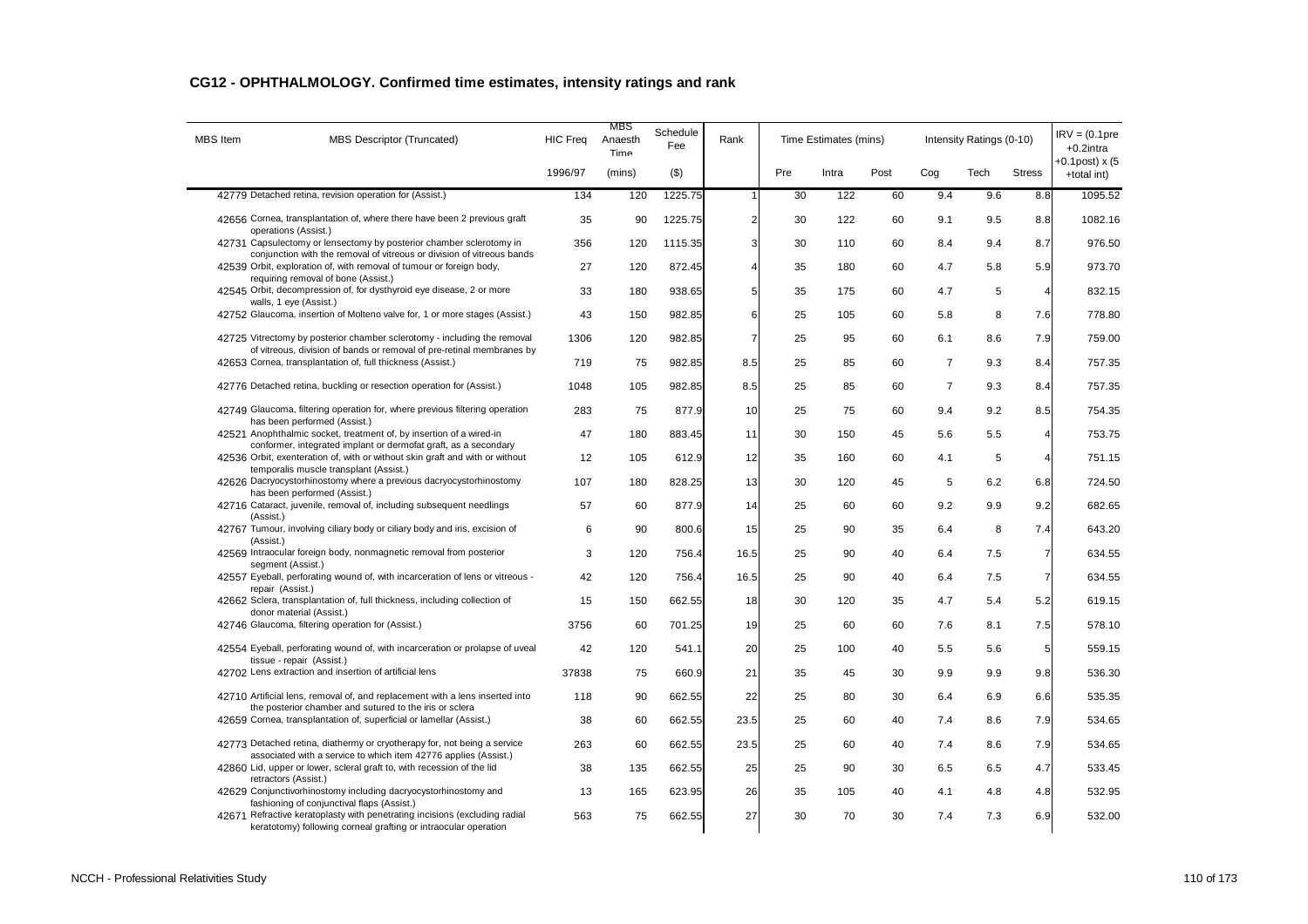## CG12 - OPHTHALMOLOGY. Confirmed time estimates, intensity ratings and rank

| MBS Item | MBS Descriptor (Truncated) | HIC Freq | MBS Anaesth Time | Schedule Fee | Rank | Time Estimates (mins) | | | Intensity Ratings (0-10) | | | IRV = (0.1pre +0.2intra +0.1post) x (5 +total int) |
|---|---|---|---|---|---|---|---|---|---|---|---|---|
| | | 1996/97 | (mins) | ($) | | Pre | Intra | Post | Cog | Tech | Stress | |
| 42779 | Detached retina, revision operation for (Assist.) | 134 | 120 | 1225.75 | 1 | 30 | 122 | 60 | 9.4 | 9.6 | 8.8 | 1095.52 |
| 42656 | Cornea, transplantation of, where there have been 2 previous graft operations (Assist.) | 35 | 90 | 1225.75 | 2 | 30 | 122 | 60 | 9.1 | 9.5 | 8.8 | 1082.16 |
| 42731 | Capsulectomy or lensectomy by posterior chamber sclerotomy in conjunction with the removal of vitreous or division of vitreous bands | 356 | 120 | 1115.35 | 3 | 30 | 110 | 60 | 8.4 | 9.4 | 8.7 | 976.50 |
| 42539 | Orbit, exploration of, with removal of tumour or foreign body, requiring removal of bone (Assist.) | 27 | 120 | 872.45 | 4 | 35 | 180 | 60 | 4.7 | 5.8 | 5.9 | 973.70 |
| 42545 | Orbit, decompression of, for dysthyroid eye disease, 2 or more walls, 1 eye (Assist.) | 33 | 180 | 938.65 | 5 | 35 | 175 | 60 | 4.7 | 5 | 4 | 832.15 |
| 42752 | Glaucoma, insertion of Molteno valve for, 1 or more stages (Assist.) | 43 | 150 | 982.85 | 6 | 25 | 105 | 60 | 5.8 | 8 | 7.6 | 778.80 |
| 42725 | Vitrectomy by posterior chamber sclerotomy - including the removal of vitreous, division of bands or removal of pre-retinal membranes by | 1306 | 120 | 982.85 | 7 | 25 | 95 | 60 | 6.1 | 8.6 | 7.9 | 759.00 |
| 42653 | Cornea, transplantation of, full thickness (Assist.) | 719 | 75 | 982.85 | 8.5 | 25 | 85 | 60 | 7 | 9.3 | 8.4 | 757.35 |
| 42776 | Detached retina, buckling or resection operation for (Assist.) | 1048 | 105 | 982.85 | 8.5 | 25 | 85 | 60 | 7 | 9.3 | 8.4 | 757.35 |
| 42749 | Glaucoma, filtering operation for, where previous filtering operation has been performed (Assist.) | 283 | 75 | 877.9 | 10 | 25 | 75 | 60 | 9.4 | 9.2 | 8.5 | 754.35 |
| 42521 | Anophthalmic socket, treatment of, by insertion of a wired-in conformer, integrated implant or dermofat graft, as a secondary | 47 | 180 | 883.45 | 11 | 30 | 150 | 45 | 5.6 | 5.5 | 4 | 753.75 |
| 42536 | Orbit, exenteration of, with or without skin graft and with or without temporalis muscle transplant (Assist.) | 12 | 105 | 612.9 | 12 | 35 | 160 | 60 | 4.1 | 5 | 4 | 751.15 |
| 42626 | Dacryocystorhinostomy where a previous dacryocystorhinostomy has been performed (Assist.) | 107 | 180 | 828.25 | 13 | 30 | 120 | 45 | 5 | 6.2 | 6.8 | 724.50 |
| 42716 | Cataract, juvenile, removal of, including subsequent needlings (Assist.) | 57 | 60 | 877.9 | 14 | 25 | 60 | 60 | 9.2 | 9.9 | 9.2 | 682.65 |
| 42767 | Tumour, involving ciliary body or ciliary body and iris, excision of (Assist.) | 6 | 90 | 800.6 | 15 | 25 | 90 | 35 | 6.4 | 8 | 7.4 | 643.20 |
| 42569 | Intraocular foreign body, nonmagnetic removal from posterior segment (Assist.) | 3 | 120 | 756.4 | 16.5 | 25 | 90 | 40 | 6.4 | 7.5 | 7 | 634.55 |
| 42557 | Eyeball, perforating wound of, with incarceration of lens or vitreous - repair (Assist.) | 42 | 120 | 756.4 | 16.5 | 25 | 90 | 40 | 6.4 | 7.5 | 7 | 634.55 |
| 42662 | Sclera, transplantation of, full thickness, including collection of donor material (Assist.) | 15 | 150 | 662.55 | 18 | 30 | 120 | 35 | 4.7 | 5.4 | 5.2 | 619.15 |
| 42746 | Glaucoma, filtering operation for (Assist.) | 3756 | 60 | 701.25 | 19 | 25 | 60 | 60 | 7.6 | 8.1 | 7.5 | 578.10 |
| 42554 | Eyeball, perforating wound of, with incarceration or prolapse of uveal tissue - repair (Assist.) | 42 | 120 | 541.1 | 20 | 25 | 100 | 40 | 5.5 | 5.6 | 5 | 559.15 |
| 42702 | Lens extraction and insertion of artificial lens | 37838 | 75 | 660.9 | 21 | 35 | 45 | 30 | 9.9 | 9.9 | 9.8 | 536.30 |
| 42710 | Artificial lens, removal of, and replacement with a lens inserted into the posterior chamber and sutured to the iris or sclera | 118 | 90 | 662.55 | 22 | 25 | 80 | 30 | 6.4 | 6.9 | 6.6 | 535.35 |
| 42659 | Cornea, transplantation of, superficial or lamellar (Assist.) | 38 | 60 | 662.55 | 23.5 | 25 | 60 | 40 | 7.4 | 8.6 | 7.9 | 534.65 |
| 42773 | Detached retina, diathermy or cryotherapy for, not being a service associated with a service to which item 42776 applies (Assist.) | 263 | 60 | 662.55 | 23.5 | 25 | 60 | 40 | 7.4 | 8.6 | 7.9 | 534.65 |
| 42860 | Lid, upper or lower, scleral graft to, with recession of the lid retractors (Assist.) | 38 | 135 | 662.55 | 25 | 25 | 90 | 30 | 6.5 | 6.5 | 4.7 | 533.45 |
| 42629 | Conjunctivorhinostomy including dacryocystorhinostomy and fashioning of conjunctival flaps (Assist.) | 13 | 165 | 623.95 | 26 | 35 | 105 | 40 | 4.1 | 4.8 | 4.8 | 532.95 |
| 42671 | Refractive keratoplasty with penetrating incisions (excluding radial keratotomy) following corneal grafting or intraocular operation | 563 | 75 | 662.55 | 27 | 30 | 70 | 30 | 7.4 | 7.3 | 6.9 | 532.00 |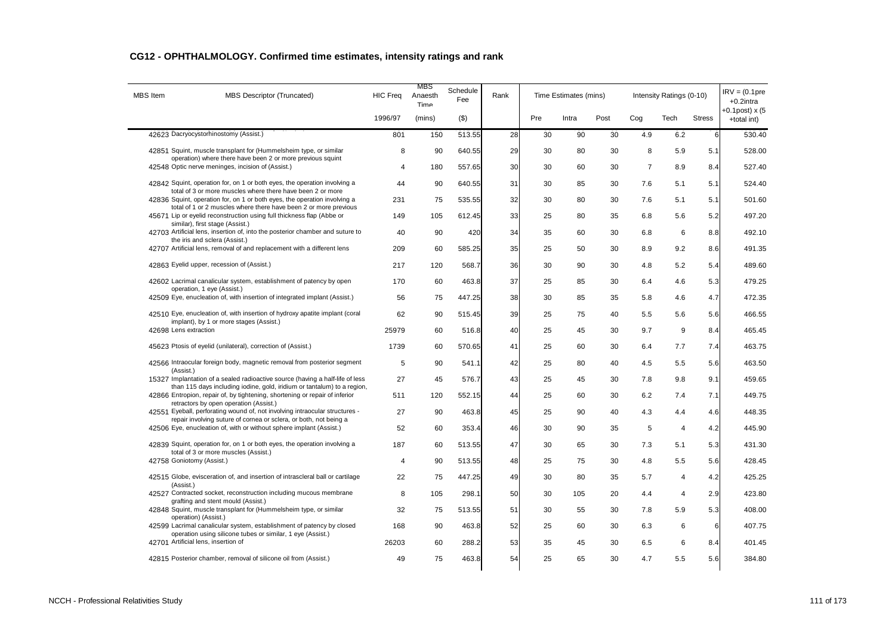## CG12 - OPHTHALMOLOGY. Confirmed time estimates, intensity ratings and rank

| MBS Item | MBS Descriptor (Truncated) | HIC Freq | MBS Anaesth Time | Schedule Fee | Rank | Time Estimates (mins) | | | Intensity Ratings (0-10) | | | IRV = (0.1pre +0.2intra +0.1post) x (5 +total int) |
|---|---|---|---|---|---|---|---|---|---|---|---|---|
| | | 1996/97 | (mins) | ($) | | Pre | Intra | Post | Cog | Tech | Stress | |
| 42623 | Dacryocystorhinostomy (Assist.) | 801 | 150 | 513.55 | 28 | 30 | 90 | 30 | 4.9 | 6.2 | 6 | 530.40 |
| 42851 | Squint, muscle transplant for (Hummelsheim type, or similar operation) where there have been 2 or more previous squint | 8 | 90 | 640.55 | 29 | 30 | 80 | 30 | 8 | 5.9 | 5.1 | 528.00 |
| 42548 | Optic nerve meninges, incision of (Assist.) | 4 | 180 | 557.65 | 30 | 30 | 60 | 30 | 7 | 8.9 | 8.4 | 527.40 |
| 42842 | Squint, operation for, on 1 or both eyes, the operation involving a total of 3 or more muscles where there have been 2 or more | 44 | 90 | 640.55 | 31 | 30 | 85 | 30 | 7.6 | 5.1 | 5.1 | 524.40 |
| 42836 | Squint, operation for, on 1 or both eyes, the operation involving a total of 1 or 2 muscles where there have been 2 or more previous | 231 | 75 | 535.55 | 32 | 30 | 80 | 30 | 7.6 | 5.1 | 5.1 | 501.60 |
| 45671 | Lip or eyelid reconstruction using full thickness flap (Abbe or similar), first stage (Assist.) | 149 | 105 | 612.45 | 33 | 25 | 80 | 35 | 6.8 | 5.6 | 5.2 | 497.20 |
| 42703 | Artificial lens, insertion of, into the posterior chamber and suture to the iris and sclera (Assist.) | 40 | 90 | 420 | 34 | 35 | 60 | 30 | 6.8 | 6 | 8.8 | 492.10 |
| 42707 | Artificial lens, removal of and replacement with a different lens | 209 | 60 | 585.25 | 35 | 25 | 50 | 30 | 8.9 | 9.2 | 8.6 | 491.35 |
| 42863 | Eyelid upper, recession of (Assist.) | 217 | 120 | 568.7 | 36 | 30 | 90 | 30 | 4.8 | 5.2 | 5.4 | 489.60 |
| 42602 | Lacrimal canalicular system, establishment of patency by open operation, 1 eye (Assist.) | 170 | 60 | 463.8 | 37 | 25 | 85 | 30 | 6.4 | 4.6 | 5.3 | 479.25 |
| 42509 | Eye, enucleation of, with insertion of integrated implant (Assist.) | 56 | 75 | 447.25 | 38 | 30 | 85 | 35 | 5.8 | 4.6 | 4.7 | 472.35 |
| 42510 | Eye, enucleation of, with insertion of hydroxy apatite implant (coral implant), by 1 or more stages (Assist.) | 62 | 90 | 515.45 | 39 | 25 | 75 | 40 | 5.5 | 5.6 | 5.6 | 466.55 |
| 42698 | Lens extraction | 25979 | 60 | 516.8 | 40 | 25 | 45 | 30 | 9.7 | 9 | 8.4 | 465.45 |
| 45623 | Ptosis of eyelid (unilateral), correction of (Assist.) | 1739 | 60 | 570.65 | 41 | 25 | 60 | 30 | 6.4 | 7.7 | 7.4 | 463.75 |
| 42566 | Intraocular foreign body, magnetic removal from posterior segment (Assist.) | 5 | 90 | 541.1 | 42 | 25 | 80 | 40 | 4.5 | 5.5 | 5.6 | 463.50 |
| 15327 | Implantation of a sealed radioactive source (having a half-life of less than 115 days including iodine, gold, iridium or tantalum) to a region, | 27 | 45 | 576.7 | 43 | 25 | 45 | 30 | 7.8 | 9.8 | 9.1 | 459.65 |
| 42866 | Entropion, repair of, by tightening, shortening or repair of inferior retractors by open operation (Assist.) | 511 | 120 | 552.15 | 44 | 25 | 60 | 30 | 6.2 | 7.4 | 7.1 | 449.75 |
| 42551 | Eyeball, perforating wound of, not involving intraocular structures - repair involving suture of cornea or sclera, or both, not being a | 27 | 90 | 463.8 | 45 | 25 | 90 | 40 | 4.3 | 4.4 | 4.6 | 448.35 |
| 42506 | Eye, enucleation of, with or without sphere implant (Assist.) | 52 | 60 | 353.4 | 46 | 30 | 90 | 35 | 5 | 4 | 4.2 | 445.90 |
| 42839 | Squint, operation for, on 1 or both eyes, the operation involving a total of 3 or more muscles (Assist.) | 187 | 60 | 513.55 | 47 | 30 | 65 | 30 | 7.3 | 5.1 | 5.3 | 431.30 |
| 42758 | Goniotomy (Assist.) | 4 | 90 | 513.55 | 48 | 25 | 75 | 30 | 4.8 | 5.5 | 5.6 | 428.45 |
| 42515 | Globe, evisceration of, and insertion of intrascleral ball or cartilage (Assist.) | 22 | 75 | 447.25 | 49 | 30 | 80 | 35 | 5.7 | 4 | 4.2 | 425.25 |
| 42527 | Contracted socket, reconstruction including mucous membrane grafting and stent mould (Assist.) | 8 | 105 | 298.1 | 50 | 30 | 105 | 20 | 4.4 | 4 | 2.9 | 423.80 |
| 42848 | Squint, muscle transplant for (Hummelsheim type, or similar operation) (Assist.) | 32 | 75 | 513.55 | 51 | 30 | 55 | 30 | 7.8 | 5.9 | 5.3 | 408.00 |
| 42599 | Lacrimal canalicular system, establishment of patency by closed operation using silicone tubes or similar, 1 eye (Assist.) | 168 | 90 | 463.8 | 52 | 25 | 60 | 30 | 6.3 | 6 | 6 | 407.75 |
| 42701 | Artificial lens, insertion of | 26203 | 60 | 288.2 | 53 | 35 | 45 | 30 | 6.5 | 6 | 8.4 | 401.45 |
| 42815 | Posterior chamber, removal of silicone oil from (Assist.) | 49 | 75 | 463.8 | 54 | 25 | 65 | 30 | 4.7 | 5.5 | 5.6 | 384.80 |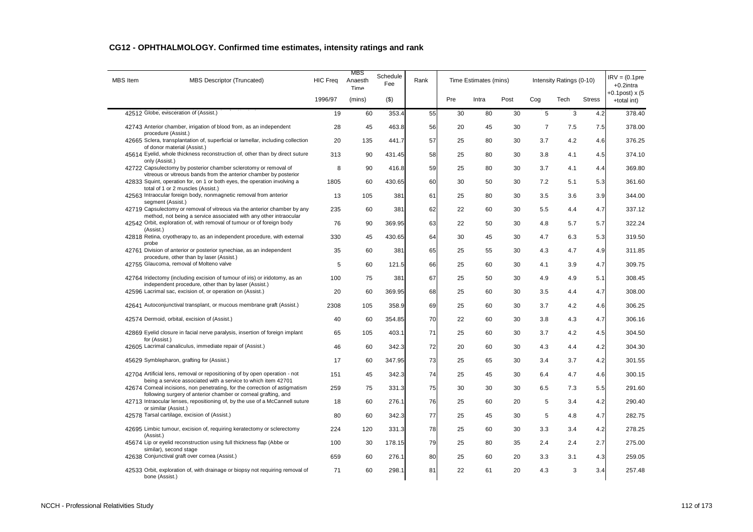## CG12 - OPHTHALMOLOGY. Confirmed time estimates, intensity ratings and rank

| MBS Item | MBS Descriptor (Truncated) | HIC Freq | MBS Anaesth Time | Schedule Fee | Rank | Time Estimates (mins) | | | Intensity Ratings (0-10) | | | IRV = (0.1pre +0.2intra +0.1post) x (5 +total int) |
|---|---|---|---|---|---|---|---|---|---|---|---|---|
| | | 1996/97 | (mins) | ($) | | Pre | Intra | Post | Cog | Tech | Stress | |
| 42512 | Globe, evisceration of (Assist.) | 19 | 60 | 353.4 | 55 | 30 | 80 | 30 | 5 | 3 | 4.2 | 378.40 |
| 42743 | Anterior chamber, irrigation of blood from, as an independent procedure (Assist.) | 28 | 45 | 463.8 | 56 | 20 | 45 | 30 | 7 | 7.5 | 7.5 | 378.00 |
| 42665 | Sclera, transplantation of, superficial or lamellar, including collection of donor material (Assist.) | 20 | 135 | 441.7 | 57 | 25 | 80 | 30 | 3.7 | 4.2 | 4.6 | 376.25 |
| 45614 | Eyelid, whole thickness reconstruction of, other than by direct suture only (Assist.) | 313 | 90 | 431.45 | 58 | 25 | 80 | 30 | 3.8 | 4.1 | 4.5 | 374.10 |
| 42722 | Capsulectomy by posterior chamber sclerotomy or removal of vitreous or vitreous bands from the anterior chamber by posterior | 8 | 90 | 416.8 | 59 | 25 | 80 | 30 | 3.7 | 4.1 | 4.4 | 369.80 |
| 42833 | Squint, operation for, on 1 or both eyes, the operation involving a total of 1 or 2 muscles (Assist.) | 1805 | 60 | 430.65 | 60 | 30 | 50 | 30 | 7.2 | 5.1 | 5.3 | 361.60 |
| 42563 | Intraocular foreign body, nonmagnetic removal from anterior segment (Assist.) | 13 | 105 | 381 | 61 | 25 | 80 | 30 | 3.5 | 3.6 | 3.9 | 344.00 |
| 42719 | Capsulectomy or removal of vitreous via the anterior chamber by any method, not being a service associated with any other intraocular | 235 | 60 | 381 | 62 | 22 | 60 | 30 | 5.5 | 4.4 | 4.7 | 337.12 |
| 42542 | Orbit, exploration of, with removal of tumour or of foreign body (Assist.) | 76 | 90 | 369.95 | 63 | 22 | 50 | 30 | 4.8 | 5.7 | 5.7 | 322.24 |
| 42818 | Retina, cryotherapy to, as an independent procedure, with external probe | 330 | 45 | 430.65 | 64 | 30 | 45 | 30 | 4.7 | 6.3 | 5.3 | 319.50 |
| 42761 | Division of anterior or posterior synechiae, as an independent procedure, other than by laser (Assist.) | 35 | 60 | 381 | 65 | 25 | 55 | 30 | 4.3 | 4.7 | 4.9 | 311.85 |
| 42755 | Glaucoma, removal of Molteno valve | 5 | 60 | 121.5 | 66 | 25 | 60 | 30 | 4.1 | 3.9 | 4.7 | 309.75 |
| 42764 | Iridectomy (including excision of tumour of iris) or iridotomy, as an independent procedure, other than by laser (Assist.) | 100 | 75 | 381 | 67 | 25 | 50 | 30 | 4.9 | 4.9 | 5.1 | 308.45 |
| 42596 | Lacrimal sac, excision of, or operation on (Assist.) | 20 | 60 | 369.95 | 68 | 25 | 60 | 30 | 3.5 | 4.4 | 4.7 | 308.00 |
| 42641 | Autoconjunctival transplant, or mucous membrane graft (Assist.) | 2308 | 105 | 358.9 | 69 | 25 | 60 | 30 | 3.7 | 4.2 | 4.6 | 306.25 |
| 42574 | Dermoid, orbital, excision of (Assist.) | 40 | 60 | 354.85 | 70 | 22 | 60 | 30 | 3.8 | 4.3 | 4.7 | 306.16 |
| 42869 | Eyelid closure in facial nerve paralysis, insertion of foreign implant for (Assist.) | 65 | 105 | 403.1 | 71 | 25 | 60 | 30 | 3.7 | 4.2 | 4.5 | 304.50 |
| 42605 | Lacrimal canaliculus, immediate repair of (Assist.) | 46 | 60 | 342.3 | 72 | 20 | 60 | 30 | 4.3 | 4.4 | 4.2 | 304.30 |
| 45629 | Symblepharon, grafting for (Assist.) | 17 | 60 | 347.95 | 73 | 25 | 65 | 30 | 3.4 | 3.7 | 4.2 | 301.55 |
| 42704 | Artificial lens, removal or repositioning of by open operation - not being a service associated with a service to which item 42701 | 151 | 45 | 342.3 | 74 | 25 | 45 | 30 | 6.4 | 4.7 | 4.6 | 300.15 |
| 42674 | Corneal incisions, non penetrating, for the correction of astigmatism following surgery of anterior chamber or corneal grafting, and | 259 | 75 | 331.3 | 75 | 30 | 30 | 30 | 6.5 | 7.3 | 5.5 | 291.60 |
| 42713 | Intraocular lenses, repositioning of, by the use of a McCannell suture or similar (Assist.) | 18 | 60 | 276.1 | 76 | 25 | 60 | 20 | 5 | 3.4 | 4.2 | 290.40 |
| 42578 | Tarsal cartilage, excision of (Assist.) | 80 | 60 | 342.3 | 77 | 25 | 45 | 30 | 5 | 4.8 | 4.7 | 282.75 |
| 42695 | Limbic tumour, excision of, requiring keratectomy or sclerectomy (Assist.) | 224 | 120 | 331.3 | 78 | 25 | 60 | 30 | 3.3 | 3.4 | 4.2 | 278.25 |
| 45674 | Lip or eyelid reconstruction using full thickness flap (Abbe or similar), second stage | 100 | 30 | 178.15 | 79 | 25 | 80 | 35 | 2.4 | 2.4 | 2.7 | 275.00 |
| 42638 | Conjunctival graft over cornea (Assist.) | 659 | 60 | 276.1 | 80 | 25 | 60 | 20 | 3.3 | 3.1 | 4.3 | 259.05 |
| 42533 | Orbit, exploration of, with drainage or biopsy not requiring removal of bone (Assist.) | 71 | 60 | 298.1 | 81 | 22 | 61 | 20 | 4.3 | 3 | 3.4 | 257.48 |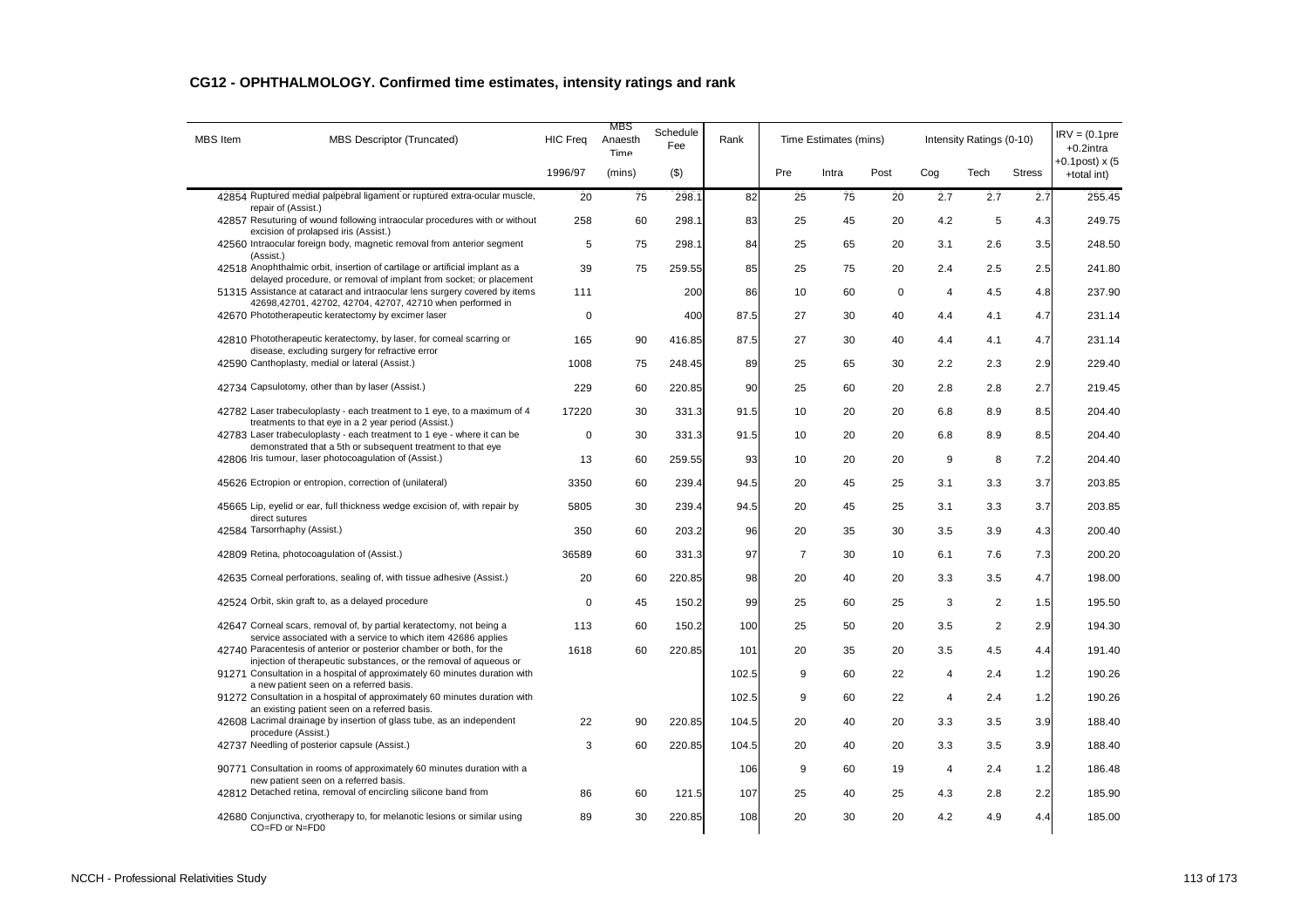## CG12 - OPHTHALMOLOGY. Confirmed time estimates, intensity ratings and rank

| MBS Item | MBS Descriptor (Truncated) | HIC Freq | MBS Anaesth Time | Schedule Fee | Rank | Time Estimates (mins) | | | Intensity Ratings (0-10) | | | IRV = (0.1pre +0.2intra +0.1post) x (5 +total int) |
|---|---|---|---|---|---|---|---|---|---|---|---|---|
| | | 1996/97 | (mins) | ($) | | Pre | Intra | Post | Cog | Tech | Stress | |
| 42854 | Ruptured medial palpebral ligament or ruptured extra-ocular muscle, repair of (Assist.) | 20 | 75 | 298.1 | 82 | 25 | 75 | 20 | 2.7 | 2.7 | 2.7 | 255.45 |
| 42857 | Resuturing of wound following intraocular procedures with or without excision of prolapsed iris (Assist.) | 258 | 60 | 298.1 | 83 | 25 | 45 | 20 | 4.2 | 5 | 4.3 | 249.75 |
| 42560 | Intraocular foreign body, magnetic removal from anterior segment (Assist.) | 5 | 75 | 298.1 | 84 | 25 | 65 | 20 | 3.1 | 2.6 | 3.5 | 248.50 |
| 42518 | Anophthalmic orbit, insertion of cartilage or artificial implant as a delayed procedure, or removal of implant from socket; or placement | 39 | 75 | 259.55 | 85 | 25 | 75 | 20 | 2.4 | 2.5 | 2.5 | 241.80 |
| 51315 | Assistance at cataract and intraocular lens surgery covered by items 42698,42701, 42702, 42704, 42707, 42710 when performed in | 111 | | 200 | 86 | 10 | 60 | 0 | 4 | 4.5 | 4.8 | 237.90 |
| 42670 | Phototherapeutic keratectomy by excimer laser | 0 | | 400 | 87.5 | 27 | 30 | 40 | 4.4 | 4.1 | 4.7 | 231.14 |
| 42810 | Phototherapeutic keratectomy, by laser, for corneal scarring or disease, excluding surgery for refractive error | 165 | 90 | 416.85 | 87.5 | 27 | 30 | 40 | 4.4 | 4.1 | 4.7 | 231.14 |
| 42590 | Canthoplasty, medial or lateral (Assist.) | 1008 | 75 | 248.45 | 89 | 25 | 65 | 30 | 2.2 | 2.3 | 2.9 | 229.40 |
| 42734 | Capsulotomy, other than by laser (Assist.) | 229 | 60 | 220.85 | 90 | 25 | 60 | 20 | 2.8 | 2.8 | 2.7 | 219.45 |
| 42782 | Laser trabeculoplasty - each treatment to 1 eye, to a maximum of 4 treatments to that eye in a 2 year period (Assist.) | 17220 | 30 | 331.3 | 91.5 | 10 | 20 | 20 | 6.8 | 8.9 | 8.5 | 204.40 |
| 42783 | Laser trabeculoplasty - each treatment to 1 eye - where it can be demonstrated that a 5th or subsequent treatment to that eye | 0 | 30 | 331.3 | 91.5 | 10 | 20 | 20 | 6.8 | 8.9 | 8.5 | 204.40 |
| 42806 | Iris tumour, laser photocoagulation of (Assist.) | 13 | 60 | 259.55 | 93 | 10 | 20 | 20 | 9 | 8 | 7.2 | 204.40 |
| 45626 | Ectropion or entropion, correction of (unilateral) | 3350 | 60 | 239.4 | 94.5 | 20 | 45 | 25 | 3.1 | 3.3 | 3.7 | 203.85 |
| 45665 | Lip, eyelid or ear, full thickness wedge excision of, with repair by direct sutures | 5805 | 30 | 239.4 | 94.5 | 20 | 45 | 25 | 3.1 | 3.3 | 3.7 | 203.85 |
| 42584 | Tarsorrhaphy (Assist.) | 350 | 60 | 203.2 | 96 | 20 | 35 | 30 | 3.5 | 3.9 | 4.3 | 200.40 |
| 42809 | Retina, photocoagulation of (Assist.) | 36589 | 60 | 331.3 | 97 | 7 | 30 | 10 | 6.1 | 7.6 | 7.3 | 200.20 |
| 42635 | Corneal perforations, sealing of, with tissue adhesive (Assist.) | 20 | 60 | 220.85 | 98 | 20 | 40 | 20 | 3.3 | 3.5 | 4.7 | 198.00 |
| 42524 | Orbit, skin graft to, as a delayed procedure | 0 | 45 | 150.2 | 99 | 25 | 60 | 25 | 3 | 2 | 1.5 | 195.50 |
| 42647 | Corneal scars, removal of, by partial keratectomy, not being a service associated with a service to which item 42686 applies | 113 | 60 | 150.2 | 100 | 25 | 50 | 20 | 3.5 | 2 | 2.9 | 194.30 |
| 42740 | Paracentesis of anterior or posterior chamber or both, for the injection of therapeutic substances, or the removal of aqueous or | 1618 | 60 | 220.85 | 101 | 20 | 35 | 20 | 3.5 | 4.5 | 4.4 | 191.40 |
| 91271 | Consultation in a hospital of approximately 60 minutes duration with a new patient seen on a referred basis. | | | | 102.5 | 9 | 60 | 22 | 4 | 2.4 | 1.2 | 190.26 |
| 91272 | Consultation in a hospital of approximately 60 minutes duration with an existing patient seen on a referred basis. | | | | 102.5 | 9 | 60 | 22 | 4 | 2.4 | 1.2 | 190.26 |
| 42608 | Lacrimal drainage by insertion of glass tube, as an independent procedure (Assist.) | 22 | 90 | 220.85 | 104.5 | 20 | 40 | 20 | 3.3 | 3.5 | 3.9 | 188.40 |
| 42737 | Needling of posterior capsule (Assist.) | 3 | 60 | 220.85 | 104.5 | 20 | 40 | 20 | 3.3 | 3.5 | 3.9 | 188.40 |
| 90771 | Consultation in rooms of approximately 60 minutes duration with a new patient seen on a referred basis. | | | | 106 | 9 | 60 | 19 | 4 | 2.4 | 1.2 | 186.48 |
| 42812 | Detached retina, removal of encircling silicone band from | 86 | 60 | 121.5 | 107 | 25 | 40 | 25 | 4.3 | 2.8 | 2.2 | 185.90 |
| 42680 | Conjunctiva, cryotherapy to, for melanotic lesions or similar using CO=FD or N=FD0 | 89 | 30 | 220.85 | 108 | 20 | 30 | 20 | 4.2 | 4.9 | 4.4 | 185.00 |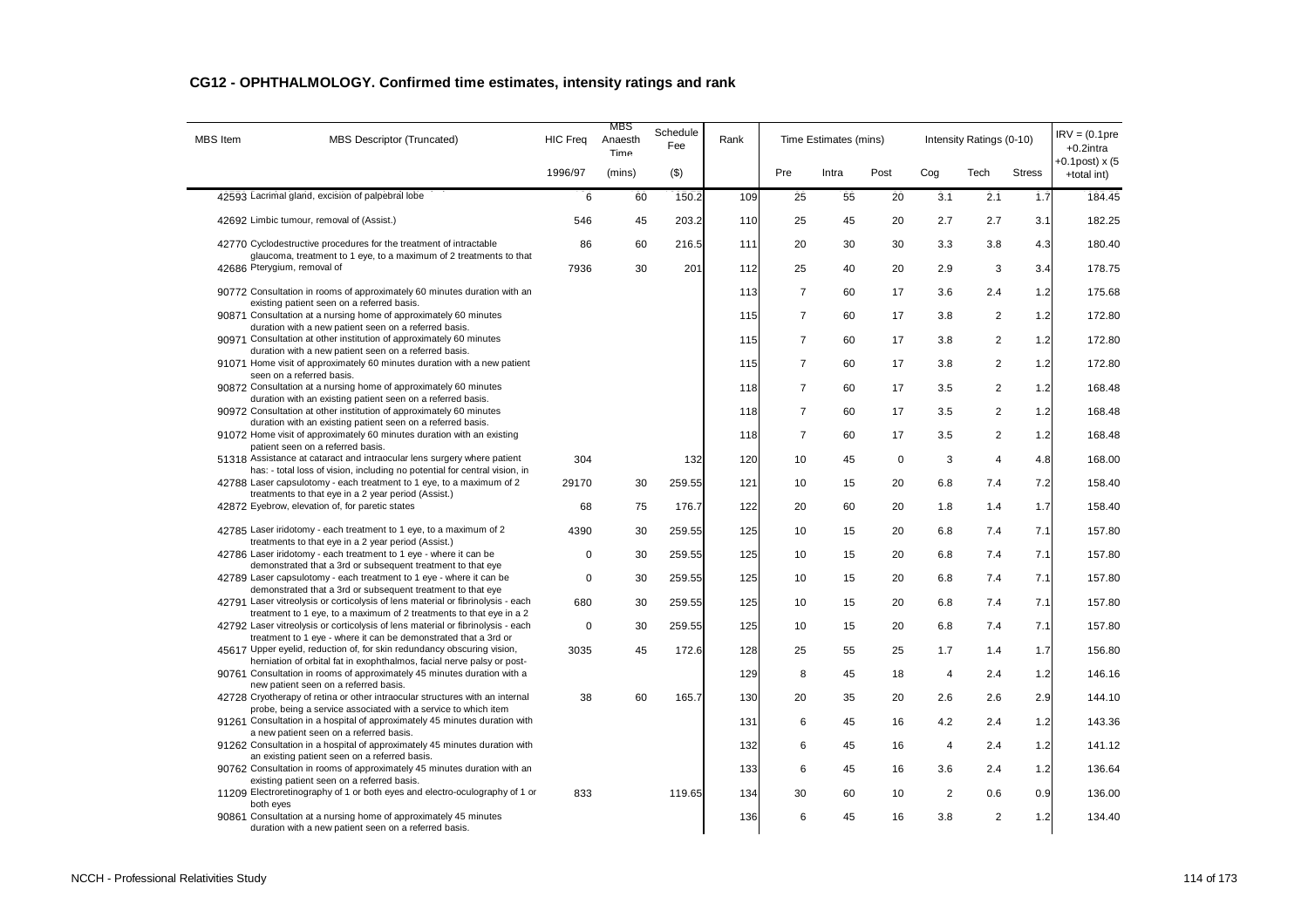# CG12 - OPHTHALMOLOGY. Confirmed time estimates, intensity ratings and rank

| MBS Item | MBS Descriptor (Truncated) | HIC Freq | MBS Anaesth Time | Schedule Fee | Rank | Time Estimates (mins) | | | Intensity Ratings (0-10) | | | IRV = (0.1pre +0.2intra +0.1post) x (5 +total int) |
|---|---|---|---|---|---|---|---|---|---|---|---|---|
| | | 1996/97 | (mins) | ($) | | Pre | Intra | Post | Cog | Tech | Stress | |
| 42593 | Lacrimal gland, excision of palpebral lobe | 6 | 60 | 150.2 | 109 | 25 | 55 | 20 | 3.1 | 2.1 | 1.7 | 184.45 |
| 42692 | Limbic tumour, removal of (Assist.) | 546 | 45 | 203.2 | 110 | 25 | 45 | 20 | 2.7 | 2.7 | 3.1 | 182.25 |
| 42770 | Cyclodestructive procedures for the treatment of intractable glaucoma, treatment to 1 eye, to a maximum of 2 treatments to that | 86 | 60 | 216.5 | 111 | 20 | 30 | 30 | 3.3 | 3.8 | 4.3 | 180.40 |
| 42686 | Pterygium, removal of | 7936 | 30 | 201 | 112 | 25 | 40 | 20 | 2.9 | 3 | 3.4 | 178.75 |
| 90772 | Consultation in rooms of approximately 60 minutes duration with an existing patient seen on a referred basis. | | | | 113 | 7 | 60 | 17 | 3.6 | 2.4 | 1.2 | 175.68 |
| 90871 | Consultation at a nursing home of approximately 60 minutes duration with a new patient seen on a referred basis. | | | | 115 | 7 | 60 | 17 | 3.8 | 2 | 1.2 | 172.80 |
| 90971 | Consultation at other institution of approximately 60 minutes duration with a new patient seen on a referred basis. | | | | 115 | 7 | 60 | 17 | 3.8 | 2 | 1.2 | 172.80 |
| 91071 | Home visit of approximately 60 minutes duration with a new patient seen on a referred basis. | | | | 115 | 7 | 60 | 17 | 3.8 | 2 | 1.2 | 172.80 |
| 90872 | Consultation at a nursing home of approximately 60 minutes duration with an existing patient seen on a referred basis. | | | | 118 | 7 | 60 | 17 | 3.5 | 2 | 1.2 | 168.48 |
| 90972 | Consultation at other institution of approximately 60 minutes duration with an existing patient seen on a referred basis. | | | | 118 | 7 | 60 | 17 | 3.5 | 2 | 1.2 | 168.48 |
| 91072 | Home visit of approximately 60 minutes duration with an existing patient seen on a referred basis. | | | | 118 | 7 | 60 | 17 | 3.5 | 2 | 1.2 | 168.48 |
| 51318 | Assistance at cataract and intraocular lens surgery where patient has: - total loss of vision, including no potential for central vision, in | 304 | | 132 | 120 | 10 | 45 | 0 | 3 | 4 | 4.8 | 168.00 |
| 42788 | Laser capsulotomy - each treatment to 1 eye, to a maximum of 2 treatments to that eye in a 2 year period (Assist.) | 29170 | 30 | 259.55 | 121 | 10 | 15 | 20 | 6.8 | 7.4 | 7.2 | 158.40 |
| 42872 | Eyebrow, elevation of, for paretic states | 68 | 75 | 176.7 | 122 | 20 | 60 | 20 | 1.8 | 1.4 | 1.7 | 158.40 |
| 42785 | Laser iridotomy - each treatment to 1 eye, to a maximum of 2 treatments to that eye in a 2 year period (Assist.) | 4390 | 30 | 259.55 | 125 | 10 | 15 | 20 | 6.8 | 7.4 | 7.1 | 157.80 |
| 42786 | Laser iridotomy - each treatment to 1 eye - where it can be demonstrated that a 3rd or subsequent treatment to that eye | 0 | 30 | 259.55 | 125 | 10 | 15 | 20 | 6.8 | 7.4 | 7.1 | 157.80 |
| 42789 | Laser capsulotomy - each treatment to 1 eye - where it can be demonstrated that a 3rd or subsequent treatment to that eye | 0 | 30 | 259.55 | 125 | 10 | 15 | 20 | 6.8 | 7.4 | 7.1 | 157.80 |
| 42791 | Laser vitreolysis or corticolysis of lens material or fibrinolysis - each treatment to 1 eye, to a maximum of 2 treatments to that eye in a 2 | 680 | 30 | 259.55 | 125 | 10 | 15 | 20 | 6.8 | 7.4 | 7.1 | 157.80 |
| 42792 | Laser vitreolysis or corticolysis of lens material or fibrinolysis - each treatment to 1 eye - where it can be demonstrated that a 3rd or | 0 | 30 | 259.55 | 125 | 10 | 15 | 20 | 6.8 | 7.4 | 7.1 | 157.80 |
| 45617 | Upper eyelid, reduction of, for skin redundancy obscuring vision, herniation of orbital fat in exophthalmos, facial nerve palsy or post- | 3035 | 45 | 172.6 | 128 | 25 | 55 | 25 | 1.7 | 1.4 | 1.7 | 156.80 |
| 90761 | Consultation in rooms of approximately 45 minutes duration with a new patient seen on a referred basis. | | | | 129 | 8 | 45 | 18 | 4 | 2.4 | 1.2 | 146.16 |
| 42728 | Cryotherapy of retina or other intraocular structures with an internal probe, being a service associated with a service to which item | 38 | 60 | 165.7 | 130 | 20 | 35 | 20 | 2.6 | 2.6 | 2.9 | 144.10 |
| 91261 | Consultation in a hospital of approximately 45 minutes duration with a new patient seen on a referred basis. | | | | 131 | 6 | 45 | 16 | 4.2 | 2.4 | 1.2 | 143.36 |
| 91262 | Consultation in a hospital of approximately 45 minutes duration with an existing patient seen on a referred basis. | | | | 132 | 6 | 45 | 16 | 4 | 2.4 | 1.2 | 141.12 |
| 90762 | Consultation in rooms of approximately 45 minutes duration with an existing patient seen on a referred basis. | | | | 133 | 6 | 45 | 16 | 3.6 | 2.4 | 1.2 | 136.64 |
| 11209 | Electroretinography of 1 or both eyes and electro-oculography of 1 or both eyes | 833 | | 119.65 | 134 | 30 | 60 | 10 | 2 | 0.6 | 0.9 | 136.00 |
| 90861 | Consultation at a nursing home of approximately 45 minutes duration with a new patient seen on a referred basis. | | | | 136 | 6 | 45 | 16 | 3.8 | 2 | 1.2 | 134.40 |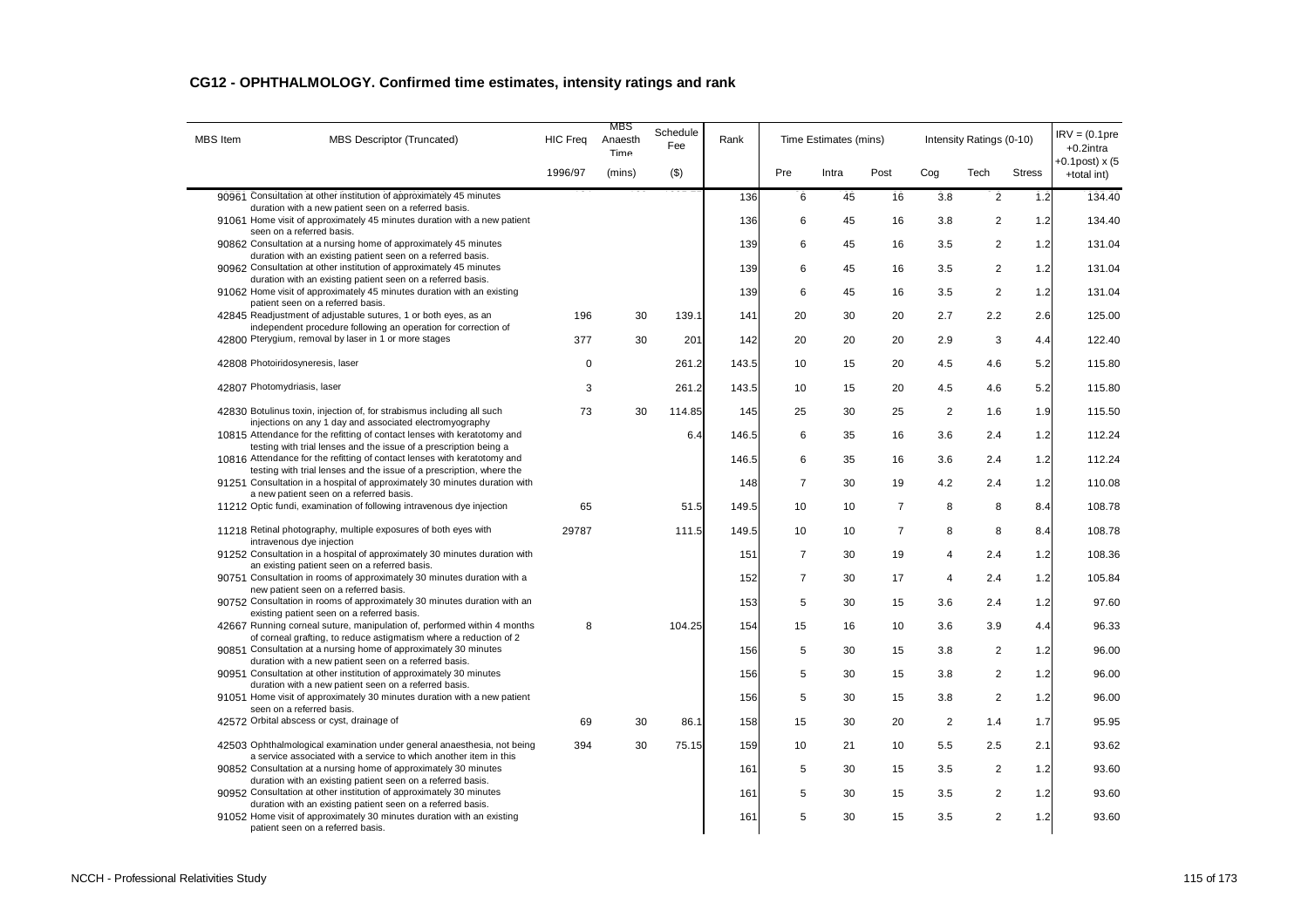## CG12 - OPHTHALMOLOGY. Confirmed time estimates, intensity ratings and rank

| MBS Item | MBS Descriptor (Truncated) | HIC Freq | MBS Anaesth Time | Schedule Fee | Rank | Time Estimates (mins) | | | Intensity Ratings (0-10) | | | IRV = (0.1pre +0.2intra +0.1post) x (5 +total int) |
|---|---|---|---|---|---|---|---|---|---|---|---|---|
| | | 1996/97 | (mins) | ($) | | Pre | Intra | Post | Cog | Tech | Stress | |
| 90961 | Consultation at other institution of approximately 45 minutes duration with a new patient seen on a referred basis. | | | | 136 | 6 | 45 | 16 | 3.8 | 2 | 1.2 | 134.40 |
| 91061 | Home visit of approximately 45 minutes duration with a new patient seen on a referred basis. | | | | 136 | 6 | 45 | 16 | 3.8 | 2 | 1.2 | 134.40 |
| 90862 | Consultation at a nursing home of approximately 45 minutes duration with an existing patient seen on a referred basis. | | | | 139 | 6 | 45 | 16 | 3.5 | 2 | 1.2 | 131.04 |
| 90962 | Consultation at other institution of approximately 45 minutes duration with an existing patient seen on a referred basis. | | | | 139 | 6 | 45 | 16 | 3.5 | 2 | 1.2 | 131.04 |
| 91062 | Home visit of approximately 45 minutes duration with an existing patient seen on a referred basis. | | | | 139 | 6 | 45 | 16 | 3.5 | 2 | 1.2 | 131.04 |
| 42845 | Readjustment of adjustable sutures, 1 or both eyes, as an independent procedure following an operation for correction of | 196 | 30 | 139.1 | 141 | 20 | 30 | 20 | 2.7 | 2.2 | 2.6 | 125.00 |
| 42800 | Pterygium, removal by laser in 1 or more stages | 377 | 30 | 201 | 142 | 20 | 20 | 20 | 2.9 | 3 | 4.4 | 122.40 |
| 42808 | Photoiridosyneresis, laser | 0 | | 261.2 | 143.5 | 10 | 15 | 20 | 4.5 | 4.6 | 5.2 | 115.80 |
| 42807 | Photomydriasis, laser | 3 | | 261.2 | 143.5 | 10 | 15 | 20 | 4.5 | 4.6 | 5.2 | 115.80 |
| 42830 | Botulinus toxin, injection of, for strabismus including all such injections on any 1 day and associated electromyography | 73 | 30 | 114.85 | 145 | 25 | 30 | 25 | 2 | 1.6 | 1.9 | 115.50 |
| 10815 | Attendance for the refitting of contact lenses with keratotomy and testing with trial lenses and the issue of a prescription being a | | | 6.4 | 146.5 | 6 | 35 | 16 | 3.6 | 2.4 | 1.2 | 112.24 |
| 10816 | Attendance for the refitting of contact lenses with keratotomy and testing with trial lenses and the issue of a prescription, where the | | | | 146.5 | 6 | 35 | 16 | 3.6 | 2.4 | 1.2 | 112.24 |
| 91251 | Consultation in a hospital of approximately 30 minutes duration with a new patient seen on a referred basis. | | | | 148 | 7 | 30 | 19 | 4.2 | 2.4 | 1.2 | 110.08 |
| 11212 | Optic fundi, examination of following intravenous dye injection | 65 | | 51.5 | 149.5 | 10 | 10 | 7 | 8 | 8 | 8.4 | 108.78 |
| 11218 | Retinal photography, multiple exposures of both eyes with intravenous dye injection | 29787 | | 111.5 | 149.5 | 10 | 10 | 7 | 8 | 8 | 8.4 | 108.78 |
| 91252 | Consultation in a hospital of approximately 30 minutes duration with an existing patient seen on a referred basis. | | | | 151 | 7 | 30 | 19 | 4 | 2.4 | 1.2 | 108.36 |
| 90751 | Consultation in rooms of approximately 30 minutes duration with a new patient seen on a referred basis. | | | | 152 | 7 | 30 | 17 | 4 | 2.4 | 1.2 | 105.84 |
| 90752 | Consultation in rooms of approximately 30 minutes duration with an existing patient seen on a referred basis. | | | | 153 | 5 | 30 | 15 | 3.6 | 2.4 | 1.2 | 97.60 |
| 42667 | Running corneal suture, manipulation of, performed within 4 months of corneal grafting, to reduce astigmatism where a reduction of 2 | 8 | | 104.25 | 154 | 15 | 16 | 10 | 3.6 | 3.9 | 4.4 | 96.33 |
| 90851 | Consultation at a nursing home of approximately 30 minutes duration with a new patient seen on a referred basis. | | | | 156 | 5 | 30 | 15 | 3.8 | 2 | 1.2 | 96.00 |
| 90951 | Consultation at other institution of approximately 30 minutes duration with a new patient seen on a referred basis. | | | | 156 | 5 | 30 | 15 | 3.8 | 2 | 1.2 | 96.00 |
| 91051 | Home visit of approximately 30 minutes duration with a new patient seen on a referred basis. | | | | 156 | 5 | 30 | 15 | 3.8 | 2 | 1.2 | 96.00 |
| 42572 | Orbital abscess or cyst, drainage of | 69 | 30 | 86.1 | 158 | 15 | 30 | 20 | 2 | 1.4 | 1.7 | 95.95 |
| 42503 | Ophthalmological examination under general anaesthesia, not being a service associated with a service to which another item in this | 394 | 30 | 75.15 | 159 | 10 | 21 | 10 | 5.5 | 2.5 | 2.1 | 93.62 |
| 90852 | Consultation at a nursing home of approximately 30 minutes duration with an existing patient seen on a referred basis. | | | | 161 | 5 | 30 | 15 | 3.5 | 2 | 1.2 | 93.60 |
| 90952 | Consultation at other institution of approximately 30 minutes duration with an existing patient seen on a referred basis. | | | | 161 | 5 | 30 | 15 | 3.5 | 2 | 1.2 | 93.60 |
| 91052 | Home visit of approximately 30 minutes duration with an existing patient seen on a referred basis. | | | | 161 | 5 | 30 | 15 | 3.5 | 2 | 1.2 | 93.60 |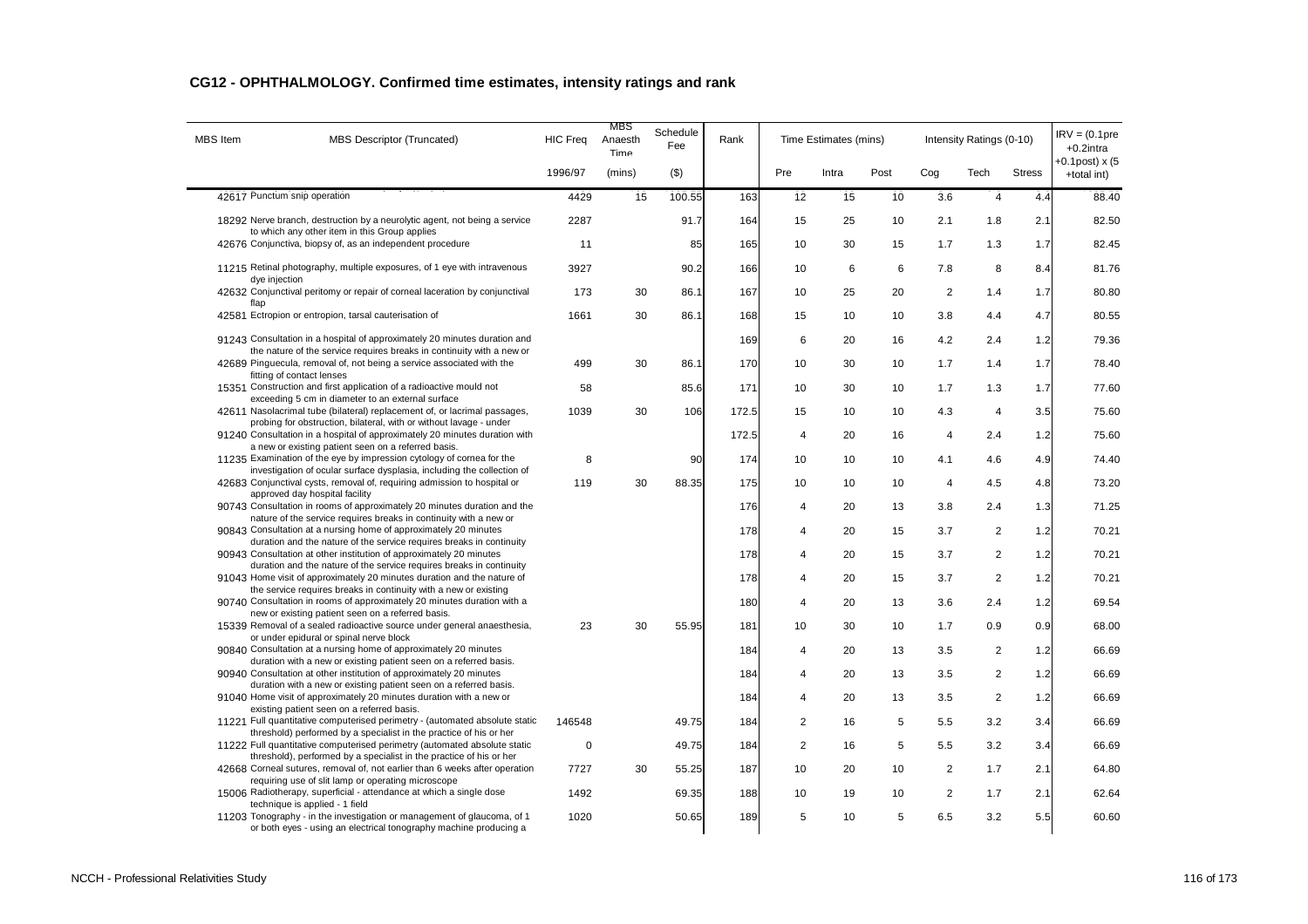## CG12 - OPHTHALMOLOGY. Confirmed time estimates, intensity ratings and rank

| MBS Item | MBS Descriptor (Truncated) | HIC Freq | MBS Anaesth Time | Schedule Fee | Rank | Time Estimates (mins) | | | Intensity Ratings (0-10) | | | IRV = (0.1pre +0.2intra +0.1post) x (5 +total int) |
|---|---|---|---|---|---|---|---|---|---|---|---|---|
| | | 1996/97 | (mins) | ($) | | Pre | Intra | Post | Cog | Tech | Stress | |
| 42617 | Punctum snip operation | 4429 | 15 | 100.55 | 163 | 12 | 15 | 10 | 3.6 | 4 | 4.4 | 88.40 |
| 18292 | Nerve branch, destruction by a neurolytic agent, not being a service to which any other item in this Group applies | 2287 | | 91.7 | 164 | 15 | 25 | 10 | 2.1 | 1.8 | 2.1 | 82.50 |
| 42676 | Conjunctiva, biopsy of, as an independent procedure | 11 | | 85 | 165 | 10 | 30 | 15 | 1.7 | 1.3 | 1.7 | 82.45 |
| 11215 | Retinal photography, multiple exposures, of 1 eye with intravenous dye injection | 3927 | | 90.2 | 166 | 10 | 6 | 6 | 7.8 | 8 | 8.4 | 81.76 |
| 42632 | Conjunctival peritomy or repair of corneal laceration by conjunctival flap | 173 | 30 | 86.1 | 167 | 10 | 25 | 20 | 2 | 1.4 | 1.7 | 80.80 |
| 42581 | Ectropion or entropion, tarsal cauterisation of | 1661 | 30 | 86.1 | 168 | 15 | 10 | 10 | 3.8 | 4.4 | 4.7 | 80.55 |
| 91243 | Consultation in a hospital of approximately 20 minutes duration and the nature of the service requires breaks in continuity with a new or | | | | 169 | 6 | 20 | 16 | 4.2 | 2.4 | 1.2 | 79.36 |
| 42689 | Pinguecula, removal of, not being a service associated with the fitting of contact lenses | 499 | 30 | 86.1 | 170 | 10 | 30 | 10 | 1.7 | 1.4 | 1.7 | 78.40 |
| 15351 | Construction and first application of a radioactive mould not exceeding 5 cm in diameter to an external surface | 58 | | 85.6 | 171 | 10 | 30 | 10 | 1.7 | 1.3 | 1.7 | 77.60 |
| 42611 | Nasolacrimal tube (bilateral) replacement of, or lacrimal passages, probing for obstruction, bilateral, with or without lavage - under | 1039 | 30 | 106 | 172.5 | 15 | 10 | 10 | 4.3 | 4 | 3.5 | 75.60 |
| 91240 | Consultation in a hospital of approximately 20 minutes duration with a new or existing patient seen on a referred basis. | | | | 172.5 | 4 | 20 | 16 | 4 | 2.4 | 1.2 | 75.60 |
| 11235 | Examination of the eye by impression cytology of cornea for the investigation of ocular surface dysplasia, including the collection of | 8 | | 90 | 174 | 10 | 10 | 10 | 4.1 | 4.6 | 4.9 | 74.40 |
| 42683 | Conjunctival cysts, removal of, requiring admission to hospital or approved day hospital facility | 119 | 30 | 88.35 | 175 | 10 | 10 | 10 | 4 | 4.5 | 4.8 | 73.20 |
| 90743 | Consultation in rooms of approximately 20 minutes duration and the nature of the service requires breaks in continuity with a new or | | | | 176 | 4 | 20 | 13 | 3.8 | 2.4 | 1.3 | 71.25 |
| 90843 | Consultation at a nursing home of approximately 20 minutes duration and the nature of the service requires breaks in continuity | | | | 178 | 4 | 20 | 15 | 3.7 | 2 | 1.2 | 70.21 |
| 90943 | Consultation at other institution of approximately 20 minutes duration and the nature of the service requires breaks in continuity | | | | 178 | 4 | 20 | 15 | 3.7 | 2 | 1.2 | 70.21 |
| 91043 | Home visit of approximately 20 minutes duration and the nature of the service requires breaks in continuity with a new or existing | | | | 178 | 4 | 20 | 15 | 3.7 | 2 | 1.2 | 70.21 |
| 90740 | Consultation in rooms of approximately 20 minutes duration with a new or existing patient seen on a referred basis. | | | | 180 | 4 | 20 | 13 | 3.6 | 2.4 | 1.2 | 69.54 |
| 15339 | Removal of a sealed radioactive source under general anaesthesia, or under epidural or spinal nerve block | 23 | 30 | 55.95 | 181 | 10 | 30 | 10 | 1.7 | 0.9 | 0.9 | 68.00 |
| 90840 | Consultation at a nursing home of approximately 20 minutes duration with a new or existing patient seen on a referred basis. | | | | 184 | 4 | 20 | 13 | 3.5 | 2 | 1.2 | 66.69 |
| 90940 | Consultation at other institution of approximately 20 minutes duration with a new or existing patient seen on a referred basis. | | | | 184 | 4 | 20 | 13 | 3.5 | 2 | 1.2 | 66.69 |
| 91040 | Home visit of approximately 20 minutes duration with a new or existing patient seen on a referred basis. | | | | 184 | 4 | 20 | 13 | 3.5 | 2 | 1.2 | 66.69 |
| 11221 | Full quantitative computerised perimetry - (automated absolute static threshold) performed by a specialist in the practice of his or her | 146548 | | 49.75 | 184 | 2 | 16 | 5 | 5.5 | 3.2 | 3.4 | 66.69 |
| 11222 | Full quantitative computerised perimetry (automated absolute static threshold), performed by a specialist in the practice of his or her | 0 | | 49.75 | 184 | 2 | 16 | 5 | 5.5 | 3.2 | 3.4 | 66.69 |
| 42668 | Corneal sutures, removal of, not earlier than 6 weeks after operation requiring use of slit lamp or operating microscope | 7727 | 30 | 55.25 | 187 | 10 | 20 | 10 | 2 | 1.7 | 2.1 | 64.80 |
| 15006 | Radiotherapy, superficial - attendance at which a single dose technique is applied - 1 field | 1492 | | 69.35 | 188 | 10 | 19 | 10 | 2 | 1.7 | 2.1 | 62.64 |
| 11203 | Tonography - in the investigation or management of glaucoma, of 1 or both eyes - using an electrical tonography machine producing a | 1020 | | 50.65 | 189 | 5 | 10 | 5 | 6.5 | 3.2 | 5.5 | 60.60 |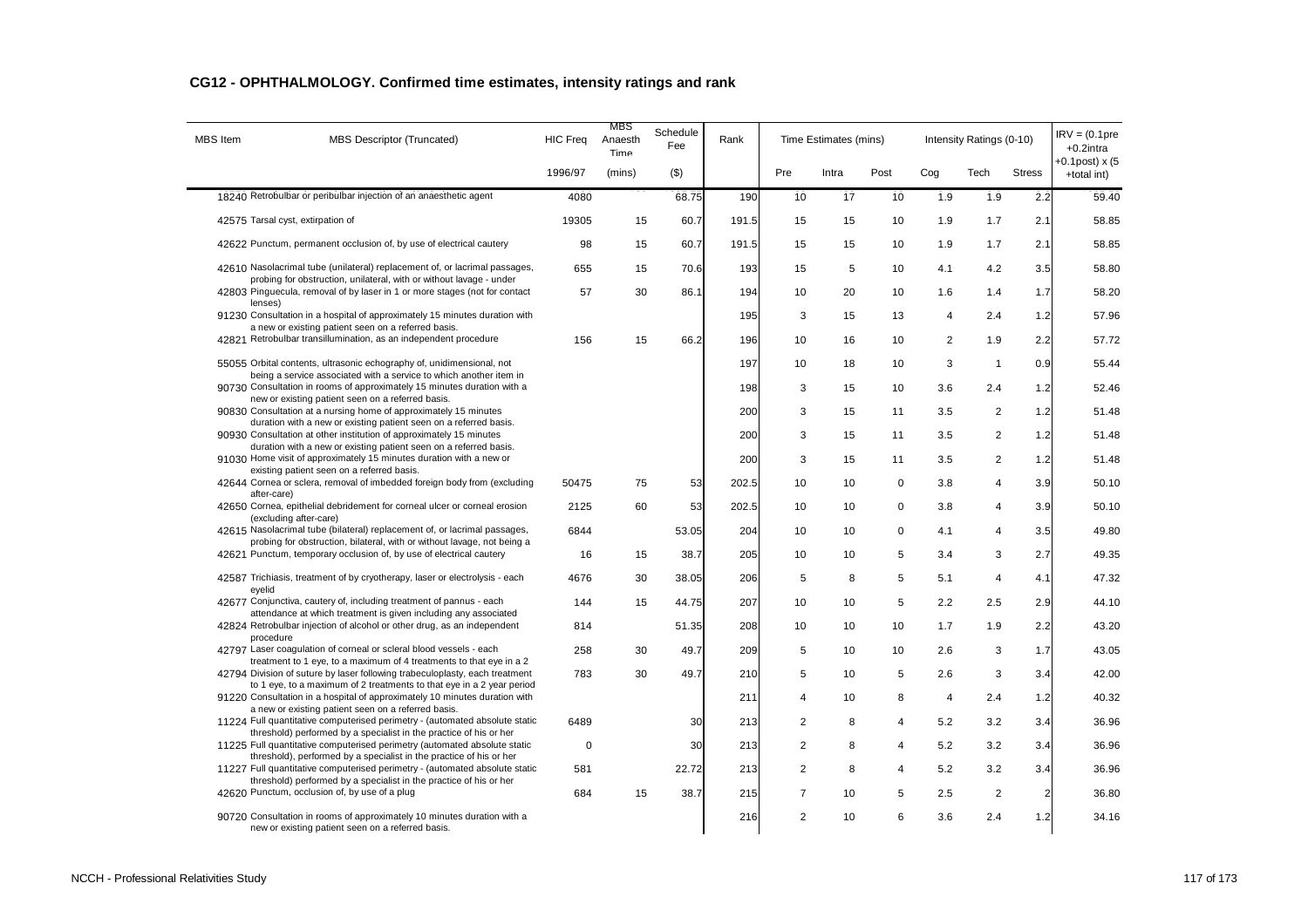## CG12 - OPHTHALMOLOGY. Confirmed time estimates, intensity ratings and rank

| MBS Item | MBS Descriptor (Truncated) | HIC Freq | MBS Anaesth Time | Schedule Fee | Rank | Time Estimates (mins) | | | Intensity Ratings (0-10) | | | IRV = (0.1pre +0.2intra +0.1post) x (5 +total int) |
|---|---|---|---|---|---|---|---|---|---|---|---|---|
| | | 1996/97 | (mins) | ($) | | Pre | Intra | Post | Cog | Tech | Stress | |
| 18240 | Retrobulbar or peribulbar injection of an anaesthetic agent | 4080 | | 68.75 | 190 | 10 | 17 | 10 | 1.9 | 1.9 | 2.2 | 59.40 |
| 42575 | Tarsal cyst, extirpation of | 19305 | 15 | 60.7 | 191.5 | 15 | 15 | 10 | 1.9 | 1.7 | 2.1 | 58.85 |
| 42622 | Punctum, permanent occlusion of, by use of electrical cautery | 98 | 15 | 60.7 | 191.5 | 15 | 15 | 10 | 1.9 | 1.7 | 2.1 | 58.85 |
| 42610 | Nasolacrimal tube (unilateral) replacement of, or lacrimal passages, probing for obstruction, unilateral, with or without lavage - under | 655 | 15 | 70.6 | 193 | 15 | 5 | 10 | 4.1 | 4.2 | 3.5 | 58.80 |
| 42803 | Pinguecula, removal of by laser in 1 or more stages (not for contact lenses) | 57 | 30 | 86.1 | 194 | 10 | 20 | 10 | 1.6 | 1.4 | 1.7 | 58.20 |
| 91230 | Consultation in a hospital of approximately 15 minutes duration with a new or existing patient seen on a referred basis. | | | | 195 | 3 | 15 | 13 | 4 | 2.4 | 1.2 | 57.96 |
| 42821 | Retrobulbar transillumination, as an independent procedure | 156 | 15 | 66.2 | 196 | 10 | 16 | 10 | 2 | 1.9 | 2.2 | 57.72 |
| 55055 | Orbital contents, ultrasonic echography of, unidimensional, not being a service associated with a service to which another item in | | | | 197 | 10 | 18 | 10 | 3 | 1 | 0.9 | 55.44 |
| 90730 | Consultation in rooms of approximately 15 minutes duration with a new or existing patient seen on a referred basis. | | | | 198 | 3 | 15 | 10 | 3.6 | 2.4 | 1.2 | 52.46 |
| 90830 | Consultation at a nursing home of approximately 15 minutes duration with a new or existing patient seen on a referred basis. | | | | 200 | 3 | 15 | 11 | 3.5 | 2 | 1.2 | 51.48 |
| 90930 | Consultation at other institution of approximately 15 minutes duration with a new or existing patient seen on a referred basis. | | | | 200 | 3 | 15 | 11 | 3.5 | 2 | 1.2 | 51.48 |
| 91030 | Home visit of approximately 15 minutes duration with a new or existing patient seen on a referred basis. | | | | 200 | 3 | 15 | 11 | 3.5 | 2 | 1.2 | 51.48 |
| 42644 | Cornea or sclera, removal of imbedded foreign body from (excluding after-care) | 50475 | 75 | 53 | 202.5 | 10 | 10 | 0 | 3.8 | 4 | 3.9 | 50.10 |
| 42650 | Cornea, epithelial debridement for corneal ulcer or corneal erosion (excluding after-care) | 2125 | 60 | 53 | 202.5 | 10 | 10 | 0 | 3.8 | 4 | 3.9 | 50.10 |
| 42615 | Nasolacrimal tube (bilateral) replacement of, or lacrimal passages, probing for obstruction, bilateral, with or without lavage, not being a | 6844 | | 53.05 | 204 | 10 | 10 | 0 | 4.1 | 4 | 3.5 | 49.80 |
| 42621 | Punctum, temporary occlusion of, by use of electrical cautery | 16 | 15 | 38.7 | 205 | 10 | 10 | 5 | 3.4 | 3 | 2.7 | 49.35 |
| 42587 | Trichiasis, treatment of by cryotherapy, laser or electrolysis - each eyelid | 4676 | 30 | 38.05 | 206 | 5 | 8 | 5 | 5.1 | 4 | 4.1 | 47.32 |
| 42677 | Conjunctiva, cautery of, including treatment of pannus - each attendance at which treatment is given including any associated | 144 | 15 | 44.75 | 207 | 10 | 10 | 5 | 2.2 | 2.5 | 2.9 | 44.10 |
| 42824 | Retrobulbar injection of alcohol or other drug, as an independent procedure | 814 | | 51.35 | 208 | 10 | 10 | 10 | 1.7 | 1.9 | 2.2 | 43.20 |
| 42797 | Laser coagulation of corneal or scleral blood vessels - each treatment to 1 eye, to a maximum of 4 treatments to that eye in a 2 | 258 | 30 | 49.7 | 209 | 5 | 10 | 10 | 2.6 | 3 | 1.7 | 43.05 |
| 42794 | Division of suture by laser following trabeculoplasty, each treatment to 1 eye, to a maximum of 2 treatments to that eye in a 2 year period | 783 | 30 | 49.7 | 210 | 5 | 10 | 5 | 2.6 | 3 | 3.4 | 42.00 |
| 91220 | Consultation in a hospital of approximately 10 minutes duration with a new or existing patient seen on a referred basis. | | | | 211 | 4 | 10 | 8 | 4 | 2.4 | 1.2 | 40.32 |
| 11224 | Full quantitative computerised perimetry - (automated absolute static threshold) performed by a specialist in the practice of his or her | 6489 | | 30 | 213 | 2 | 8 | 4 | 5.2 | 3.2 | 3.4 | 36.96 |
| 11225 | Full quantitative computerised perimetry (automated absolute static threshold), performed by a specialist in the practice of his or her | 0 | | 30 | 213 | 2 | 8 | 4 | 5.2 | 3.2 | 3.4 | 36.96 |
| 11227 | Full quantitative computerised perimetry - (automated absolute static threshold) performed by a specialist in the practice of his or her | 581 | | 22.72 | 213 | 2 | 8 | 4 | 5.2 | 3.2 | 3.4 | 36.96 |
| 42620 | Punctum, occlusion of, by use of a plug | 684 | 15 | 38.7 | 215 | 7 | 10 | 5 | 2.5 | 2 | 2 | 36.80 |
| 90720 | Consultation in rooms of approximately 10 minutes duration with a new or existing patient seen on a referred basis. | | | | 216 | 2 | 10 | 6 | 3.6 | 2.4 | 1.2 | 34.16 |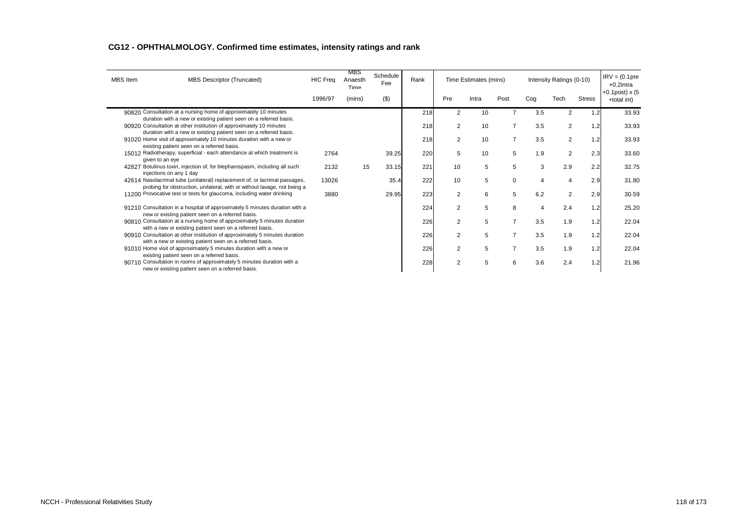## CG12 - OPHTHALMOLOGY. Confirmed time estimates, intensity ratings and rank

| MBS Item | MBS Descriptor (Truncated) | HIC Freq | MBS Anaesth Time | Schedule Fee | Rank | Time Estimates (mins) | | | Intensity Ratings (0-10) | | | IRV = (0.1pre +0.2intra +0.1post) x (5 +total int) |
|---|---|---|---|---|---|---|---|---|---|---|---|---|
| | | 1996/97 | (mins) | ($) | | Pre | Intra | Post | Cog | Tech | Stress | |
| 90820 | Consultation at a nursing home of approximately 10 minutes duration with a new or existing patient seen on a referred basis. | | | | 218 | 2 | 10 | 7 | 3.5 | 2 | 1.2 | 33.93 |
| 90920 | Consultation at other institution of approximately 10 minutes duration with a new or existing patient seen on a referred basis. | | | | 218 | 2 | 10 | 7 | 3.5 | 2 | 1.2 | 33.93 |
| 91020 | Home visit of approximately 10 minutes duration with a new or existing patient seen on a referred basis. | | | | 218 | 2 | 10 | 7 | 3.5 | 2 | 1.2 | 33.93 |
| 15012 | Radiotherapy, superficial - each attendance at which treatment is given to an eye | 2764 | | 39.25 | 220 | 5 | 10 | 5 | 1.9 | 2 | 2.3 | 33.60 |
| 42827 | Botulinus toxin, injection of, for blepharospasm, including all such injections on any 1 day | 2132 | 15 | 33.15 | 221 | 10 | 5 | 5 | 3 | 2.9 | 2.2 | 32.75 |
| 42614 | Nasolacrimal tube (unilateral) replacement of, or lacrimal passages, probing for obstruction, unilateral, with or without lavage, not being a | 13026 | | 35.4 | 222 | 10 | 5 | 0 | 4 | 4 | 2.9 | 31.80 |
| 11200 | Provocative test or tests for glaucoma, including water drinking | 3880 | | 29.95 | 223 | 2 | 6 | 5 | 6.2 | 2 | 2.9 | 30.59 |
| 91210 | Consultation in a hospital of approximately 5 minutes duration with a new or existing patient seen on a referred basis. | | | | 224 | 2 | 5 | 8 | 4 | 2.4 | 1.2 | 25.20 |
| 90810 | Consultation at a nursing home of approximately 5 minutes duration with a new or existing patient seen on a referred basis. | | | | 226 | 2 | 5 | 7 | 3.5 | 1.9 | 1.2 | 22.04 |
| 90910 | Consultation at other institution of approximately 5 minutes duration with a new or existing patient seen on a referred basis. | | | | 226 | 2 | 5 | 7 | 3.5 | 1.9 | 1.2 | 22.04 |
| 91010 | Home visit of approximately 5 minutes duration with a new or existing patient seen on a referred basis. | | | | 226 | 2 | 5 | 7 | 3.5 | 1.9 | 1.2 | 22.04 |
| 90710 | Consultation in rooms of approximately 5 minutes duration with a new or existing patient seen on a referred basis. | | | | 228 | 2 | 5 | 6 | 3.6 | 2.4 | 1.2 | 21.96 |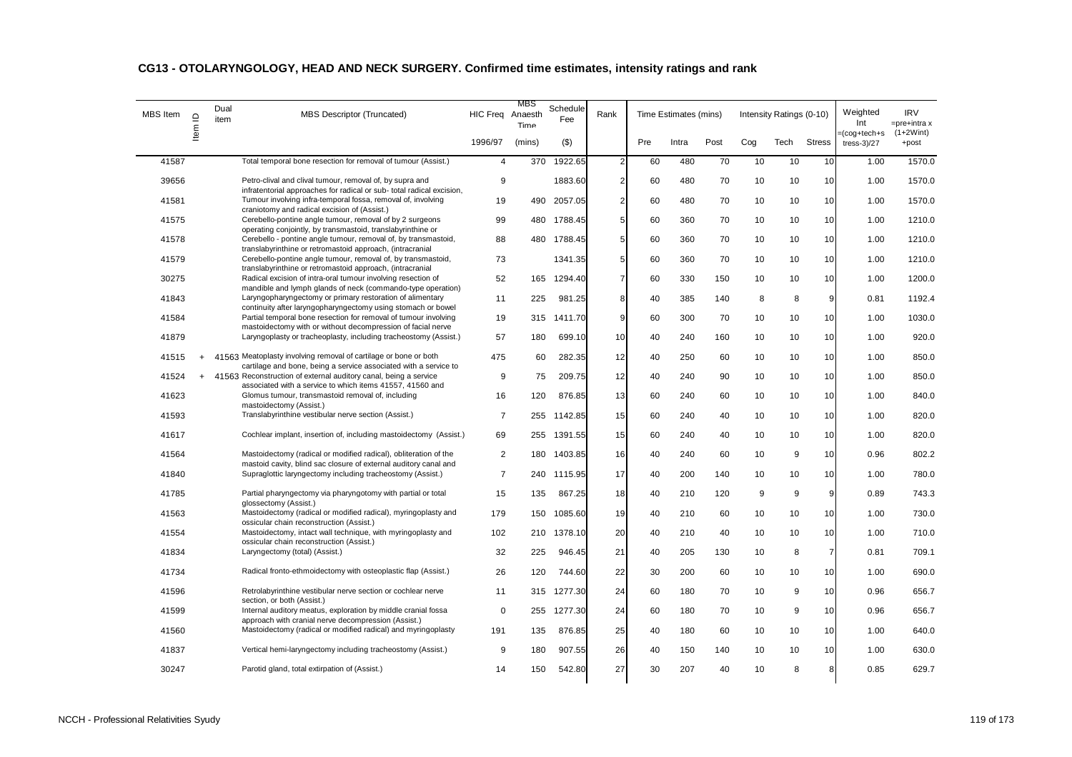## CG13 - OTOLARYNGOLOGY, HEAD AND NECK SURGERY. Confirmed time estimates, intensity ratings and rank

| MBS Item | Item ID | Dual item | MBS Descriptor (Truncated) | HIC Freq | MBS Anaesth Time | Schedule Fee | Rank | Time Estimates (mins) | | | Intensity Ratings (0-10) | | | Weighted Int =(cog+tech+stress-3)/27 | IRV =pre+intra x (1+2Wint) +post |
|---|---|---|---|---|---|---|---|---|---|---|---|---|---|---|---|
| | | | | 1996/97 | (mins) | ($) | | Pre | Intra | Post | Cog | Tech | Stress | | |
| 41587 | | | Total temporal bone resection for removal of tumour (Assist.) | 4 | 370 | 1922.65 | 2 | 60 | 480 | 70 | 10 | 10 | 10 | 1.00 | 1570.0 |
| 39656 | | | Petro-clival and clival tumour, removal of, by supra and infratentorial approaches for radical or sub- total radical excision, | 9 | | 1883.60 | 2 | 60 | 480 | 70 | 10 | 10 | 10 | 1.00 | 1570.0 |
| 41581 | | | Tumour involving infra-temporal fossa, removal of, involving craniotomy and radical excision of (Assist.) | 19 | 490 | 2057.05 | 2 | 60 | 480 | 70 | 10 | 10 | 10 | 1.00 | 1570.0 |
| 41575 | | | Cerebello-pontine angle tumour, removal of by 2 surgeons operating conjointly, by transmastoid, translabyrinthine or | 99 | 480 | 1788.45 | 5 | 60 | 360 | 70 | 10 | 10 | 10 | 1.00 | 1210.0 |
| 41578 | | | Cerebello - pontine angle tumour, removal of, by transmastoid, translabyrinthine or retromastoid approach, (intracranial | 88 | 480 | 1788.45 | 5 | 60 | 360 | 70 | 10 | 10 | 10 | 1.00 | 1210.0 |
| 41579 | | | Cerebello-pontine angle tumour, removal of, by transmastoid, translabyrinthine or retromastoid approach, (intracranial | 73 | | 1341.35 | 5 | 60 | 360 | 70 | 10 | 10 | 10 | 1.00 | 1210.0 |
| 30275 | | | Radical excision of intra-oral tumour involving resection of mandible and lymph glands of neck (commando-type operation) | 52 | 165 | 1294.40 | 7 | 60 | 330 | 150 | 10 | 10 | 10 | 1.00 | 1200.0 |
| 41843 | | | Laryngopharyngectomy or primary restoration of alimentary continuity after laryngopharyngectomy using stomach or bowel | 11 | 225 | 981.25 | 8 | 40 | 385 | 140 | 8 | 8 | 9 | 0.81 | 1192.4 |
| 41584 | | | Partial temporal bone resection for removal of tumour involving mastoidectomy with or without decompression of facial nerve | 19 | 315 | 1411.70 | 9 | 60 | 300 | 70 | 10 | 10 | 10 | 1.00 | 1030.0 |
| 41879 | | | Laryngoplasty or tracheoplasty, including tracheostomy (Assist.) | 57 | 180 | 699.10 | 10 | 40 | 240 | 160 | 10 | 10 | 10 | 1.00 | 920.0 |
| 41515 | + | 41563 | Meatoplasty involving removal of cartilage or bone or both cartilage and bone, being a service associated with a service to | 475 | 60 | 282.35 | 12 | 40 | 250 | 60 | 10 | 10 | 10 | 1.00 | 850.0 |
| 41524 | + | 41563 | Reconstruction of external auditory canal, being a service associated with a service to which items 41557, 41560 and | 9 | 75 | 209.75 | 12 | 40 | 240 | 90 | 10 | 10 | 10 | 1.00 | 850.0 |
| 41623 | | | Glomus tumour, transmastoid removal of, including mastoidectomy (Assist.) | 16 | 120 | 876.85 | 13 | 60 | 240 | 60 | 10 | 10 | 10 | 1.00 | 840.0 |
| 41593 | | | Translabyrinthine vestibular nerve section (Assist.) | 7 | 255 | 1142.85 | 15 | 60 | 240 | 40 | 10 | 10 | 10 | 1.00 | 820.0 |
| 41617 | | | Cochlear implant, insertion of, including mastoidectomy (Assist.) | 69 | 255 | 1391.55 | 15 | 60 | 240 | 40 | 10 | 10 | 10 | 1.00 | 820.0 |
| 41564 | | | Mastoidectomy (radical or modified radical), obliteration of the mastoid cavity, blind sac closure of external auditory canal and | 2 | 180 | 1403.85 | 16 | 40 | 240 | 60 | 10 | 9 | 10 | 0.96 | 802.2 |
| 41840 | | | Supraglottic laryngectomy including tracheostomy (Assist.) | 7 | 240 | 1115.95 | 17 | 40 | 200 | 140 | 10 | 10 | 10 | 1.00 | 780.0 |
| 41785 | | | Partial pharyngectomy via pharyngotomy with partial or total glossectomy (Assist.) | 15 | 135 | 867.25 | 18 | 40 | 210 | 120 | 9 | 9 | 9 | 0.89 | 743.3 |
| 41563 | | | Mastoidectomy (radical or modified radical), myringoplasty and ossicular chain reconstruction (Assist.) | 179 | 150 | 1085.60 | 19 | 40 | 210 | 60 | 10 | 10 | 10 | 1.00 | 730.0 |
| 41554 | | | Mastoidectomy, intact wall technique, with myringoplasty and ossicular chain reconstruction (Assist.) | 102 | 210 | 1378.10 | 20 | 40 | 210 | 40 | 10 | 10 | 10 | 1.00 | 710.0 |
| 41834 | | | Laryngectomy (total) (Assist.) | 32 | 225 | 946.45 | 21 | 40 | 205 | 130 | 10 | 8 | 7 | 0.81 | 709.1 |
| 41734 | | | Radical fronto-ethmoidectomy with osteoplastic flap (Assist.) | 26 | 120 | 744.60 | 22 | 30 | 200 | 60 | 10 | 10 | 10 | 1.00 | 690.0 |
| 41596 | | | Retrolabyrinthine vestibular nerve section or cochlear nerve section, or both (Assist.) | 11 | 315 | 1277.30 | 24 | 60 | 180 | 70 | 10 | 9 | 10 | 0.96 | 656.7 |
| 41599 | | | Internal auditory meatus, exploration by middle cranial fossa approach with cranial nerve decompression (Assist.) | 0 | 255 | 1277.30 | 24 | 60 | 180 | 70 | 10 | 9 | 10 | 0.96 | 656.7 |
| 41560 | | | Mastoidectomy (radical or modified radical) and myringoplasty | 191 | 135 | 876.85 | 25 | 40 | 180 | 60 | 10 | 10 | 10 | 1.00 | 640.0 |
| 41837 | | | Vertical hemi-laryngectomy including tracheostomy (Assist.) | 9 | 180 | 907.55 | 26 | 40 | 150 | 140 | 10 | 10 | 10 | 1.00 | 630.0 |
| 30247 | | | Parotid gland, total extirpation of (Assist.) | 14 | 150 | 542.80 | 27 | 30 | 207 | 40 | 10 | 8 | 8 | 0.85 | 629.7 |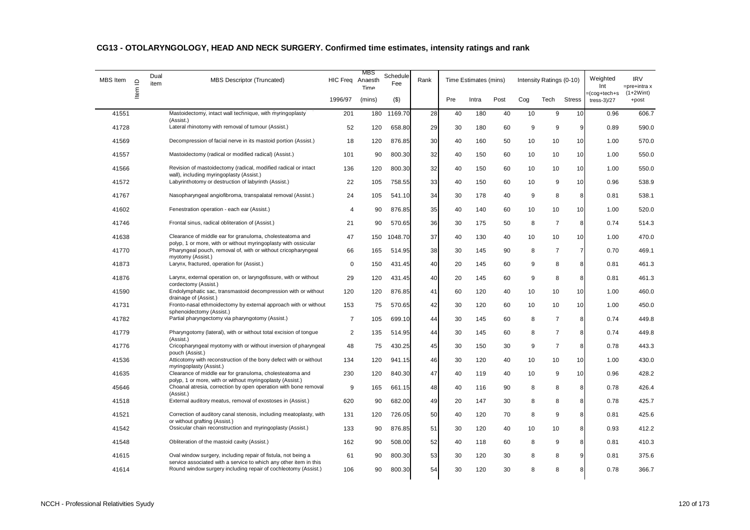## CG13 - OTOLARYNGOLOGY, HEAD AND NECK SURGERY. Confirmed time estimates, intensity ratings and rank

| MBS Item | Item ID | Dual item | MBS Descriptor (Truncated) | HIC Freq | MBS Anaesth Time | Schedule Fee | Rank | Time Estimates (mins) | | | Intensity Ratings (0-10) | | | Weighted Int =(cog+tech+s tress-3)/27 | IRV =pre+intra x (1+2Wint) +post |
|---|---|---|---|---|---|---|---|---|---|---|---|---|---|---|---|
| | | | | 1996/97 | (mins) | ($) | | Pre | Intra | Post | Cog | Tech | Stress | | |
| 41551 | | | Mastoidectomy, intact wall technique, with myringoplasty (Assist.) | 201 | 180 | 1169.70 | 28 | 40 | 180 | 40 | 10 | 9 | 10 | 0.96 | 606.7 |
| 41728 | | | Lateral rhinotomy with removal of tumour (Assist.) | 52 | 120 | 658.80 | 29 | 30 | 180 | 60 | 9 | 9 | 9 | 0.89 | 590.0 |
| 41569 | | | Decompression of facial nerve in its mastoid portion (Assist.) | 18 | 120 | 876.85 | 30 | 40 | 160 | 50 | 10 | 10 | 10 | 1.00 | 570.0 |
| 41557 | | | Mastoidectomy (radical or modified radical) (Assist.) | 101 | 90 | 800.30 | 32 | 40 | 150 | 60 | 10 | 10 | 10 | 1.00 | 550.0 |
| 41566 | | | Revision of mastoidectomy (radical, modified radical or intact wall), including myringoplasty (Assist.) | 136 | 120 | 800.30 | 32 | 40 | 150 | 60 | 10 | 10 | 10 | 1.00 | 550.0 |
| 41572 | | | Labyrinthotomy or destruction of labyrinth (Assist.) | 22 | 105 | 758.55 | 33 | 40 | 150 | 60 | 10 | 9 | 10 | 0.96 | 538.9 |
| 41767 | | | Nasopharyngeal angiofibroma, transpalatal removal (Assist.) | 24 | 105 | 541.10 | 34 | 30 | 178 | 40 | 9 | 8 | 8 | 0.81 | 538.1 |
| 41602 | | | Fenestration operation - each ear (Assist.) | 4 | 90 | 876.85 | 35 | 40 | 140 | 60 | 10 | 10 | 10 | 1.00 | 520.0 |
| 41746 | | | Frontal sinus, radical obliteration of (Assist.) | 21 | 90 | 570.65 | 36 | 30 | 175 | 50 | 8 | 7 | 8 | 0.74 | 514.3 |
| 41638 | | | Clearance of middle ear for granuloma, cholesteatoma and polyp, 1 or more, with or without myringoplasty with ossicular | 47 | 150 | 1048.70 | 37 | 40 | 130 | 40 | 10 | 10 | 10 | 1.00 | 470.0 |
| 41770 | | | Pharyngeal pouch, removal of, with or without cricopharyngeal myotomy (Assist.) | 66 | 165 | 514.95 | 38 | 30 | 145 | 90 | 8 | 7 | 7 | 0.70 | 469.1 |
| 41873 | | | Larynx, fractured, operation for (Assist.) | 0 | 150 | 431.45 | 40 | 20 | 145 | 60 | 9 | 8 | 8 | 0.81 | 461.3 |
| 41876 | | | Larynx, external operation on, or laryngofissure, with or without cordectomy (Assist.) | 29 | 120 | 431.45 | 40 | 20 | 145 | 60 | 9 | 8 | 8 | 0.81 | 461.3 |
| 41590 | | | Endolymphatic sac, transmastoid decompression with or without drainage of (Assist.) | 120 | 120 | 876.85 | 41 | 60 | 120 | 40 | 10 | 10 | 10 | 1.00 | 460.0 |
| 41731 | | | Fronto-nasal ethmoidectomy by external approach with or without sphenoidectomy (Assist.) | 153 | 75 | 570.65 | 42 | 30 | 120 | 60 | 10 | 10 | 10 | 1.00 | 450.0 |
| 41782 | | | Partial pharyngectomy via pharyngotomy (Assist.) | 7 | 105 | 699.10 | 44 | 30 | 145 | 60 | 8 | 7 | 8 | 0.74 | 449.8 |
| 41779 | | | Pharyngotomy (lateral), with or without total excision of tongue (Assist.) | 2 | 135 | 514.95 | 44 | 30 | 145 | 60 | 8 | 7 | 8 | 0.74 | 449.8 |
| 41776 | | | Cricopharyngeal myotomy with or without inversion of pharyngeal pouch (Assist.) | 48 | 75 | 430.25 | 45 | 30 | 150 | 30 | 9 | 7 | 8 | 0.78 | 443.3 |
| 41536 | | | Atticotomy with reconstruction of the bony defect with or without myringoplasty (Assist.) | 134 | 120 | 941.15 | 46 | 30 | 120 | 40 | 10 | 10 | 10 | 1.00 | 430.0 |
| 41635 | | | Clearance of middle ear for granuloma, cholesteatoma and polyp, 1 or more, with or without myringoplasty (Assist.) | 230 | 120 | 840.30 | 47 | 40 | 119 | 40 | 10 | 9 | 10 | 0.96 | 428.2 |
| 45646 | | | Choanal atresia, correction by open operation with bone removal (Assist.) | 9 | 165 | 661.15 | 48 | 40 | 116 | 90 | 8 | 8 | 8 | 0.78 | 426.4 |
| 41518 | | | External auditory meatus, removal of exostoses in (Assist.) | 620 | 90 | 682.00 | 49 | 20 | 147 | 30 | 8 | 8 | 8 | 0.78 | 425.7 |
| 41521 | | | Correction of auditory canal stenosis, including meatoplasty, with or without grafting (Assist.) | 131 | 120 | 726.05 | 50 | 40 | 120 | 70 | 8 | 9 | 8 | 0.81 | 425.6 |
| 41542 | | | Ossicular chain reconstruction and myringoplasty (Assist.) | 133 | 90 | 876.85 | 51 | 30 | 120 | 40 | 10 | 10 | 8 | 0.93 | 412.2 |
| 41548 | | | Obliteration of the mastoid cavity (Assist.) | 162 | 90 | 508.00 | 52 | 40 | 118 | 60 | 8 | 9 | 8 | 0.81 | 410.3 |
| 41615 | | | Oval window surgery, including repair of fistula, not being a service associated with a service to which any other item in this | 61 | 90 | 800.30 | 53 | 30 | 120 | 30 | 8 | 8 | 9 | 0.81 | 375.6 |
| 41614 | | | Round window surgery including repair of cochleotomy (Assist.) | 106 | 90 | 800.30 | 54 | 30 | 120 | 30 | 8 | 8 | 8 | 0.78 | 366.7 |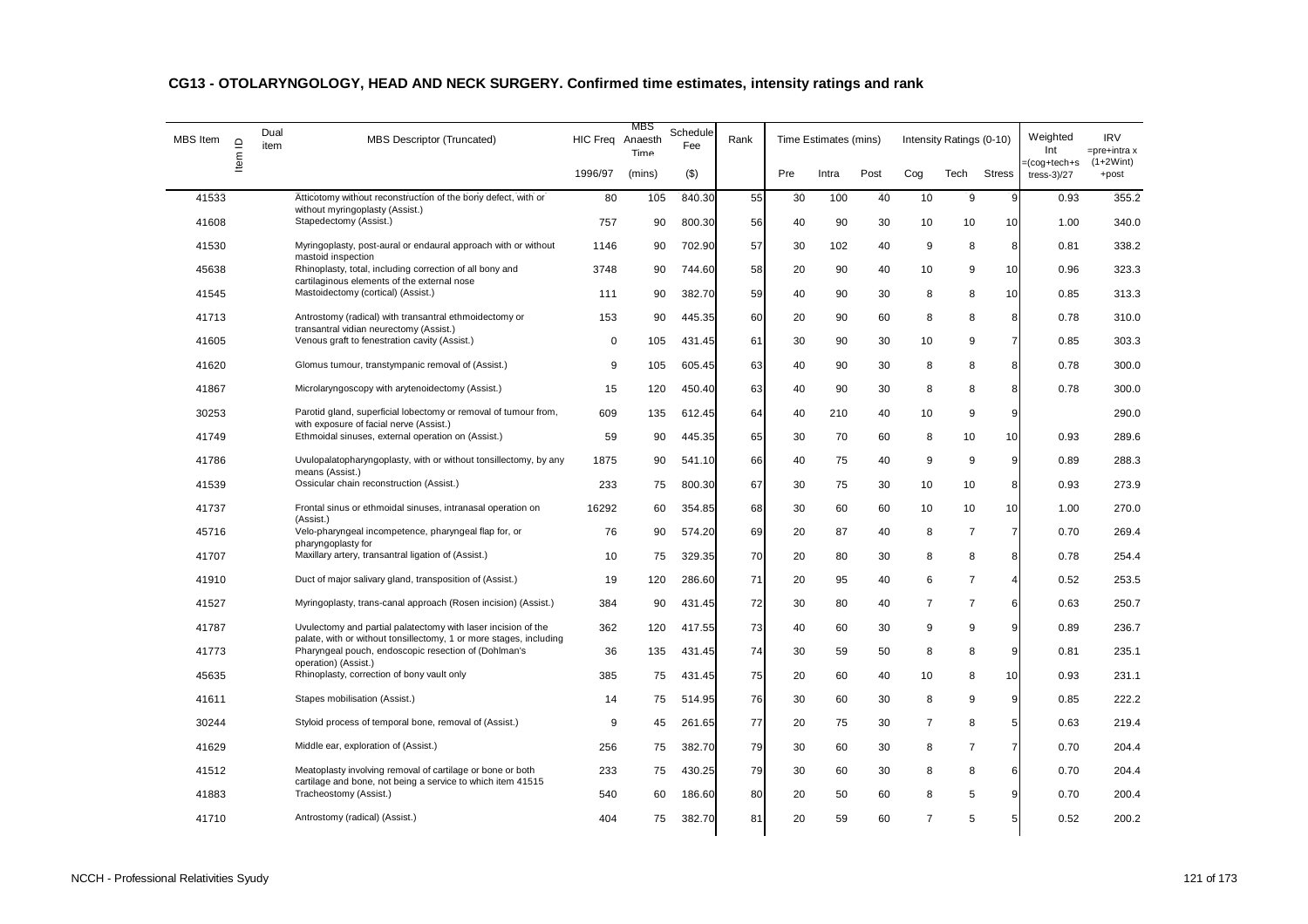## CG13 - OTOLARYNGOLOGY, HEAD AND NECK SURGERY. Confirmed time estimates, intensity ratings and rank

| MBS Item | Item ID | Dual item | MBS Descriptor (Truncated) | HIC Freq | MBS Anaesth Time | Schedule Fee | Rank | Time Estimates (mins) | | | Intensity Ratings (0-10) | | | Weighted Int =(cog+tech+stress-3)/27 | IRV =pre+intra x (1+2Wint) +post |
|---|---|---|---|---|---|---|---|---|---|---|---|---|---|---|---|
| | | | | 1996/97 | (mins) | ($) | | Pre | Intra | Post | Cog | Tech | Stress | | |
| 41533 | | | Atticotomy without reconstruction of the bony defect, with or without myringoplasty (Assist.) | 80 | 105 | 840.30 | 55 | 30 | 100 | 40 | 10 | 9 | 9 | 0.93 | 355.2 |
| 41608 | | | Stapedectomy (Assist.) | 757 | 90 | 800.30 | 56 | 40 | 90 | 30 | 10 | 10 | 10 | 1.00 | 340.0 |
| 41530 | | | Myringoplasty, post-aural or endaural approach with or without mastoid inspection | 1146 | 90 | 702.90 | 57 | 30 | 102 | 40 | 9 | 8 | 8 | 0.81 | 338.2 |
| 45638 | | | Rhinoplasty, total, including correction of all bony and cartilaginous elements of the external nose | 3748 | 90 | 744.60 | 58 | 20 | 90 | 40 | 10 | 9 | 10 | 0.96 | 323.3 |
| 41545 | | | Mastoidectomy (cortical) (Assist.) | 111 | 90 | 382.70 | 59 | 40 | 90 | 30 | 8 | 8 | 10 | 0.85 | 313.3 |
| 41713 | | | Antrostomy (radical) with transantral ethmoidectomy or transantral vidian neurectomy (Assist.) | 153 | 90 | 445.35 | 60 | 20 | 90 | 60 | 8 | 8 | 8 | 0.78 | 310.0 |
| 41605 | | | Venous graft to fenestration cavity (Assist.) | 0 | 105 | 431.45 | 61 | 30 | 90 | 30 | 10 | 9 | 7 | 0.85 | 303.3 |
| 41620 | | | Glomus tumour, transtympanic removal of (Assist.) | 9 | 105 | 605.45 | 63 | 40 | 90 | 30 | 8 | 8 | 8 | 0.78 | 300.0 |
| 41867 | | | Microlaryngoscopy with arytenoidectomy (Assist.) | 15 | 120 | 450.40 | 63 | 40 | 90 | 30 | 8 | 8 | 8 | 0.78 | 300.0 |
| 30253 | | | Parotid gland, superficial lobectomy or removal of tumour from, with exposure of facial nerve (Assist.) | 609 | 135 | 612.45 | 64 | 40 | 210 | 40 | 10 | 9 | 9 | | 290.0 |
| 41749 | | | Ethmoidal sinuses, external operation on (Assist.) | 59 | 90 | 445.35 | 65 | 30 | 70 | 60 | 8 | 10 | 10 | 0.93 | 289.6 |
| 41786 | | | Uvulopalatopharyngoplasty, with or without tonsillectomy, by any means (Assist.) | 1875 | 90 | 541.10 | 66 | 40 | 75 | 40 | 9 | 9 | 9 | 0.89 | 288.3 |
| 41539 | | | Ossicular chain reconstruction (Assist.) | 233 | 75 | 800.30 | 67 | 30 | 75 | 30 | 10 | 10 | 8 | 0.93 | 273.9 |
| 41737 | | | Frontal sinus or ethmoidal sinuses, intranasal operation on (Assist.) | 16292 | 60 | 354.85 | 68 | 30 | 60 | 60 | 10 | 10 | 10 | 1.00 | 270.0 |
| 45716 | | | Velo-pharyngeal incompetence, pharyngeal flap for, or pharyngoplasty for | 76 | 90 | 574.20 | 69 | 20 | 87 | 40 | 8 | 7 | 7 | 0.70 | 269.4 |
| 41707 | | | Maxillary artery, transantral ligation of (Assist.) | 10 | 75 | 329.35 | 70 | 20 | 80 | 30 | 8 | 8 | 8 | 0.78 | 254.4 |
| 41910 | | | Duct of major salivary gland, transposition of (Assist.) | 19 | 120 | 286.60 | 71 | 20 | 95 | 40 | 6 | 7 | 4 | 0.52 | 253.5 |
| 41527 | | | Myringoplasty, trans-canal approach (Rosen incision) (Assist.) | 384 | 90 | 431.45 | 72 | 30 | 80 | 40 | 7 | 7 | 6 | 0.63 | 250.7 |
| 41787 | | | Uvulectomy and partial palatectomy with laser incision of the palate, with or without tonsillectomy, 1 or more stages, including | 362 | 120 | 417.55 | 73 | 40 | 60 | 30 | 9 | 9 | 9 | 0.89 | 236.7 |
| 41773 | | | Pharyngeal pouch, endoscopic resection of (Dohlman's operation) (Assist.) | 36 | 135 | 431.45 | 74 | 30 | 59 | 50 | 8 | 8 | 9 | 0.81 | 235.1 |
| 45635 | | | Rhinoplasty, correction of bony vault only | 385 | 75 | 431.45 | 75 | 20 | 60 | 40 | 10 | 8 | 10 | 0.93 | 231.1 |
| 41611 | | | Stapes mobilisation (Assist.) | 14 | 75 | 514.95 | 76 | 30 | 60 | 30 | 8 | 9 | 9 | 0.85 | 222.2 |
| 30244 | | | Styloid process of temporal bone, removal of (Assist.) | 9 | 45 | 261.65 | 77 | 20 | 75 | 30 | 7 | 8 | 5 | 0.63 | 219.4 |
| 41629 | | | Middle ear, exploration of (Assist.) | 256 | 75 | 382.70 | 79 | 30 | 60 | 30 | 8 | 7 | 7 | 0.70 | 204.4 |
| 41512 | | | Meatoplasty involving removal of cartilage or bone or both cartilage and bone, not being a service to which item 41515 | 233 | 75 | 430.25 | 79 | 30 | 60 | 30 | 8 | 8 | 6 | 0.70 | 204.4 |
| 41883 | | | Tracheostomy (Assist.) | 540 | 60 | 186.60 | 80 | 20 | 50 | 60 | 8 | 5 | 9 | 0.70 | 200.4 |
| 41710 | | | Antrostomy (radical) (Assist.) | 404 | 75 | 382.70 | 81 | 20 | 59 | 60 | 7 | 5 | 5 | 0.52 | 200.2 |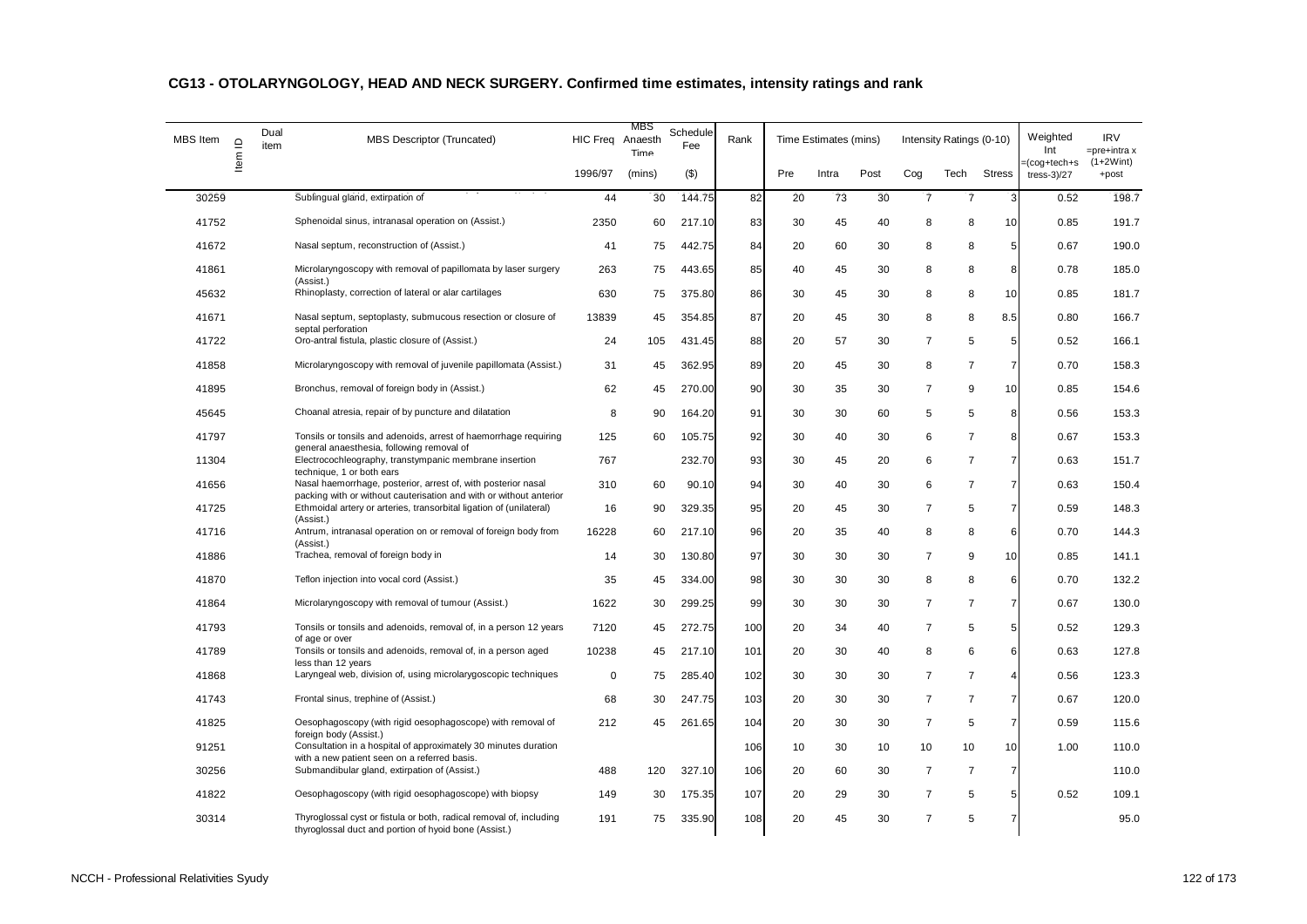## CG13 - OTOLARYNGOLOGY, HEAD AND NECK SURGERY. Confirmed time estimates, intensity ratings and rank

| MBS Item | Item ID | Dual item | MBS Descriptor (Truncated) | HIC Freq | MBS Anaesth Time | Schedule Fee | Rank | Time Estimates (mins) | | | Intensity Ratings (0-10) | | | Weighted Int | IRV |
|---|---|---|---|---|---|---|---|---|---|---|---|---|---|---|---|
| | | | | 1996/97 | (mins) | ($) | | Pre | Intra | Post | Cog | Tech | Stress | =(cog+tech+stress-3)/27 | =pre+intra x (1+2Wint) +post |
| 30259 | | | Sublingual gland, extirpation of | 44 | 30 | 144.75 | 82 | 20 | 73 | 30 | 7 | 7 | 3 | 0.52 | 198.7 |
| 41752 | | | Sphenoidal sinus, intranasal operation on (Assist.) | 2350 | 60 | 217.10 | 83 | 30 | 45 | 40 | 8 | 8 | 10 | 0.85 | 191.7 |
| 41672 | | | Nasal septum, reconstruction of (Assist.) | 41 | 75 | 442.75 | 84 | 20 | 60 | 30 | 8 | 8 | 5 | 0.67 | 190.0 |
| 41861 | | | Microlaryngoscopy with removal of papillomata by laser surgery (Assist.) | 263 | 75 | 443.65 | 85 | 40 | 45 | 30 | 8 | 8 | 8 | 0.78 | 185.0 |
| 45632 | | | Rhinoplasty, correction of lateral or alar cartilages | 630 | 75 | 375.80 | 86 | 30 | 45 | 30 | 8 | 8 | 10 | 0.85 | 181.7 |
| 41671 | | | Nasal septum, septoplasty, submucous resection or closure of septal perforation | 13839 | 45 | 354.85 | 87 | 20 | 45 | 30 | 8 | 8 | 8.5 | 0.80 | 166.7 |
| 41722 | | | Oro-antral fistula, plastic closure of (Assist.) | 24 | 105 | 431.45 | 88 | 20 | 57 | 30 | 7 | 5 | 5 | 0.52 | 166.1 |
| 41858 | | | Microlaryngoscopy with removal of juvenile papillomata (Assist.) | 31 | 45 | 362.95 | 89 | 20 | 45 | 30 | 8 | 7 | 7 | 0.70 | 158.3 |
| 41895 | | | Bronchus, removal of foreign body in (Assist.) | 62 | 45 | 270.00 | 90 | 30 | 35 | 30 | 7 | 9 | 10 | 0.85 | 154.6 |
| 45645 | | | Choanal atresia, repair of by puncture and dilatation | 8 | 90 | 164.20 | 91 | 30 | 30 | 60 | 5 | 5 | 8 | 0.56 | 153.3 |
| 41797 | | | Tonsils or tonsils and adenoids, arrest of haemorrhage requiring general anaesthesia, following removal of | 125 | 60 | 105.75 | 92 | 30 | 40 | 30 | 6 | 7 | 8 | 0.67 | 153.3 |
| 11304 | | | Electrocochleography, transtympanic membrane insertion technique, 1 or both ears | 767 | | 232.70 | 93 | 30 | 45 | 20 | 6 | 7 | 7 | 0.63 | 151.7 |
| 41656 | | | Nasal haemorrhage, posterior, arrest of, with posterior nasal packing with or without cauterisation and with or without anterior | 310 | 60 | 90.10 | 94 | 30 | 40 | 30 | 6 | 7 | 7 | 0.63 | 150.4 |
| 41725 | | | Ethmoidal artery or arteries, transorbital ligation of (unilateral) (Assist.) | 16 | 90 | 329.35 | 95 | 20 | 45 | 30 | 7 | 5 | 7 | 0.59 | 148.3 |
| 41716 | | | Antrum, intranasal operation on or removal of foreign body from (Assist.) | 16228 | 60 | 217.10 | 96 | 20 | 35 | 40 | 8 | 8 | 6 | 0.70 | 144.3 |
| 41886 | | | Trachea, removal of foreign body in | 14 | 30 | 130.80 | 97 | 30 | 30 | 30 | 7 | 9 | 10 | 0.85 | 141.1 |
| 41870 | | | Teflon injection into vocal cord (Assist.) | 35 | 45 | 334.00 | 98 | 30 | 30 | 30 | 8 | 8 | 6 | 0.70 | 132.2 |
| 41864 | | | Microlaryngoscopy with removal of tumour (Assist.) | 1622 | 30 | 299.25 | 99 | 30 | 30 | 30 | 7 | 7 | 7 | 0.67 | 130.0 |
| 41793 | | | Tonsils or tonsils and adenoids, removal of, in a person 12 years of age or over | 7120 | 45 | 272.75 | 100 | 20 | 34 | 40 | 7 | 5 | 5 | 0.52 | 129.3 |
| 41789 | | | Tonsils or tonsils and adenoids, removal of, in a person aged less than 12 years | 10238 | 45 | 217.10 | 101 | 20 | 30 | 40 | 8 | 6 | 6 | 0.63 | 127.8 |
| 41868 | | | Laryngeal web, division of, using microlarygoscopic techniques | 0 | 75 | 285.40 | 102 | 30 | 30 | 30 | 7 | 7 | 4 | 0.56 | 123.3 |
| 41743 | | | Frontal sinus, trephine of (Assist.) | 68 | 30 | 247.75 | 103 | 20 | 30 | 30 | 7 | 7 | 7 | 0.67 | 120.0 |
| 41825 | | | Oesophagoscopy (with rigid oesophagoscope) with removal of foreign body (Assist.) | 212 | 45 | 261.65 | 104 | 20 | 30 | 30 | 7 | 5 | 7 | 0.59 | 115.6 |
| 91251 | | | Consultation in a hospital of approximately 30 minutes duration with a new patient seen on a referred basis. | | | | 106 | 10 | 30 | 10 | 10 | 10 | 10 | 1.00 | 110.0 |
| 30256 | | | Submandibular gland, extirpation of (Assist.) | 488 | 120 | 327.10 | 106 | 20 | 60 | 30 | 7 | 7 | 7 | | 110.0 |
| 41822 | | | Oesophagoscopy (with rigid oesophagoscope) with biopsy | 149 | 30 | 175.35 | 107 | 20 | 29 | 30 | 7 | 5 | 5 | 0.52 | 109.1 |
| 30314 | | | Thyroglossal cyst or fistula or both, radical removal of, including thyroglossal duct and portion of hyoid bone (Assist.) | 191 | 75 | 335.90 | 108 | 20 | 45 | 30 | 7 | 5 | 7 | | 95.0 |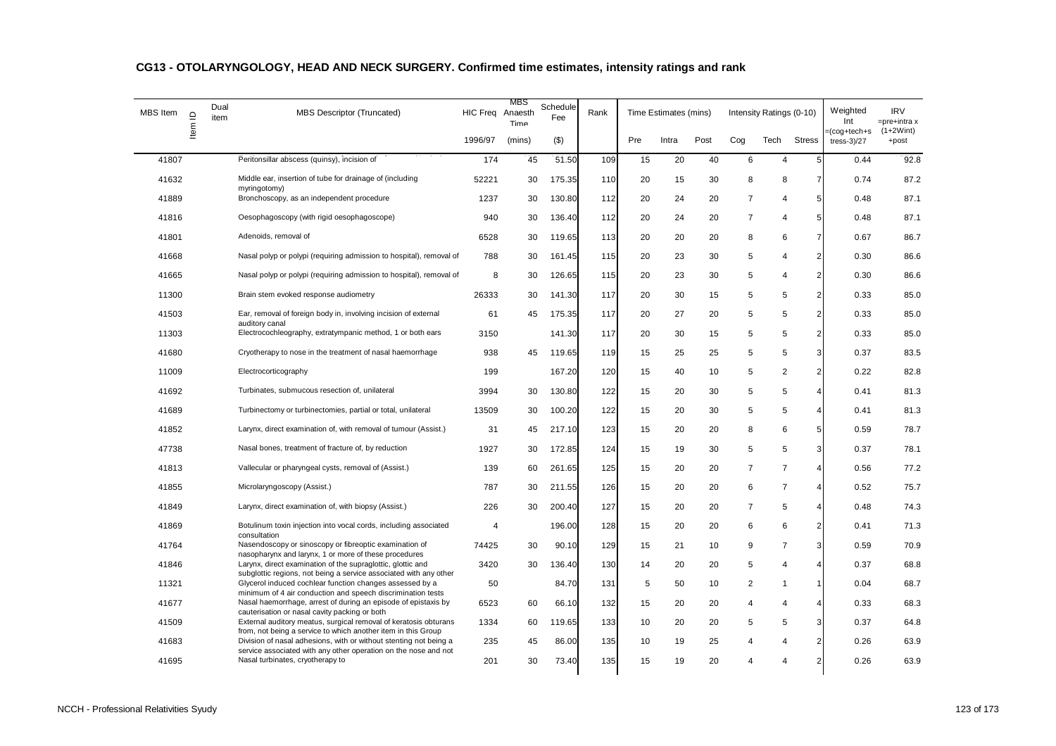## CG13 - OTOLARYNGOLOGY, HEAD AND NECK SURGERY. Confirmed time estimates, intensity ratings and rank

| MBS Item | Item ID | Dual item | MBS Descriptor (Truncated) | HIC Freq | MBS Anaesth Time | Schedule Fee | Rank | Time Estimates (mins) | | | Intensity Ratings (0-10) | | | Weighted Int =(cog+tech+stress-3)/27 | IRV =pre+intra x (1+2Wint) +post |
|---|---|---|---|---|---|---|---|---|---|---|---|---|---|---|---|
| | | | | 1996/97 | (mins) | ($) | | Pre | Intra | Post | Cog | Tech | Stress | | |
| 41807 | | | Peritonsillar abscess (quinsy), incision of | 174 | 45 | 51.50 | 109 | 15 | 20 | 40 | 6 | 4 | 5 | 0.44 | 92.8 |
| 41632 | | | Middle ear, insertion of tube for drainage of (including myringotomy) | 52221 | 30 | 175.35 | 110 | 20 | 15 | 30 | 8 | 8 | 7 | 0.74 | 87.2 |
| 41889 | | | Bronchoscopy, as an independent procedure | 1237 | 30 | 130.80 | 112 | 20 | 24 | 20 | 7 | 4 | 5 | 0.48 | 87.1 |
| 41816 | | | Oesophagoscopy (with rigid oesophagoscope) | 940 | 30 | 136.40 | 112 | 20 | 24 | 20 | 7 | 4 | 5 | 0.48 | 87.1 |
| 41801 | | | Adenoids, removal of | 6528 | 30 | 119.65 | 113 | 20 | 20 | 20 | 8 | 6 | 7 | 0.67 | 86.7 |
| 41668 | | | Nasal polyp or polypi (requiring admission to hospital), removal of | 788 | 30 | 161.45 | 115 | 20 | 23 | 30 | 5 | 4 | 2 | 0.30 | 86.6 |
| 41665 | | | Nasal polyp or polypi (requiring admission to hospital), removal of | 8 | 30 | 126.65 | 115 | 20 | 23 | 30 | 5 | 4 | 2 | 0.30 | 86.6 |
| 11300 | | | Brain stem evoked response audiometry | 26333 | 30 | 141.30 | 117 | 20 | 30 | 15 | 5 | 5 | 2 | 0.33 | 85.0 |
| 41503 | | | Ear, removal of foreign body in, involving incision of external auditory canal | 61 | 45 | 175.35 | 117 | 20 | 27 | 20 | 5 | 5 | 2 | 0.33 | 85.0 |
| 11303 | | | Electrocochleography, extratympanic method, 1 or both ears | 3150 | | 141.30 | 117 | 20 | 30 | 15 | 5 | 5 | 2 | 0.33 | 85.0 |
| 41680 | | | Cryotherapy to nose in the treatment of nasal haemorrhage | 938 | 45 | 119.65 | 119 | 15 | 25 | 25 | 5 | 5 | 3 | 0.37 | 83.5 |
| 11009 | | | Electrocorticography | 199 | | 167.20 | 120 | 15 | 40 | 10 | 5 | 2 | 2 | 0.22 | 82.8 |
| 41692 | | | Turbinates, submucous resection of, unilateral | 3994 | 30 | 130.80 | 122 | 15 | 20 | 30 | 5 | 5 | 4 | 0.41 | 81.3 |
| 41689 | | | Turbinectomy or turbinectomies, partial or total, unilateral | 13509 | 30 | 100.20 | 122 | 15 | 20 | 30 | 5 | 5 | 4 | 0.41 | 81.3 |
| 41852 | | | Larynx, direct examination of, with removal of tumour (Assist.) | 31 | 45 | 217.10 | 123 | 15 | 20 | 20 | 8 | 6 | 5 | 0.59 | 78.7 |
| 47738 | | | Nasal bones, treatment of fracture of, by reduction | 1927 | 30 | 172.85 | 124 | 15 | 19 | 30 | 5 | 5 | 3 | 0.37 | 78.1 |
| 41813 | | | Vallecular or pharyngeal cysts, removal of (Assist.) | 139 | 60 | 261.65 | 125 | 15 | 20 | 20 | 7 | 7 | 4 | 0.56 | 77.2 |
| 41855 | | | Microlaryngoscopy (Assist.) | 787 | 30 | 211.55 | 126 | 15 | 20 | 20 | 6 | 7 | 4 | 0.52 | 75.7 |
| 41849 | | | Larynx, direct examination of, with biopsy (Assist.) | 226 | 30 | 200.40 | 127 | 15 | 20 | 20 | 7 | 5 | 4 | 0.48 | 74.3 |
| 41869 | | | Botulinum toxin injection into vocal cords, including associated consultation | 4 | | 196.00 | 128 | 15 | 20 | 20 | 6 | 6 | 2 | 0.41 | 71.3 |
| 41764 | | | Nasendoscopy or sinoscopy or fibreoptic examination of nasopharynx and larynx, 1 or more of these procedures | 74425 | 30 | 90.10 | 129 | 15 | 21 | 10 | 9 | 7 | 3 | 0.59 | 70.9 |
| 41846 | | | Larynx, direct examination of the supraglottic, glottic and subglottic regions, not being a service associated with any other | 3420 | 30 | 136.40 | 130 | 14 | 20 | 20 | 5 | 4 | 4 | 0.37 | 68.8 |
| 11321 | | | Glycerol induced cochlear function changes assessed by a minimum of 4 air conduction and speech discrimination tests | 50 | | 84.70 | 131 | 5 | 50 | 10 | 2 | 1 | 1 | 0.04 | 68.7 |
| 41677 | | | Nasal haemorrhage, arrest of during an episode of epistaxis by cauterisation or nasal cavity packing or both | 6523 | 60 | 66.10 | 132 | 15 | 20 | 20 | 4 | 4 | 4 | 0.33 | 68.3 |
| 41509 | | | External auditory meatus, surgical removal of keratosis obturans from, not being a service to which another item in this Group | 1334 | 60 | 119.65 | 133 | 10 | 20 | 20 | 5 | 5 | 3 | 0.37 | 64.8 |
| 41683 | | | Division of nasal adhesions, with or without stenting not being a service associated with any other operation on the nose and not | 235 | 45 | 86.00 | 135 | 10 | 19 | 25 | 4 | 4 | 2 | 0.26 | 63.9 |
| 41695 | | | Nasal turbinates, cryotherapy to | 201 | 30 | 73.40 | 135 | 15 | 19 | 20 | 4 | 4 | 2 | 0.26 | 63.9 |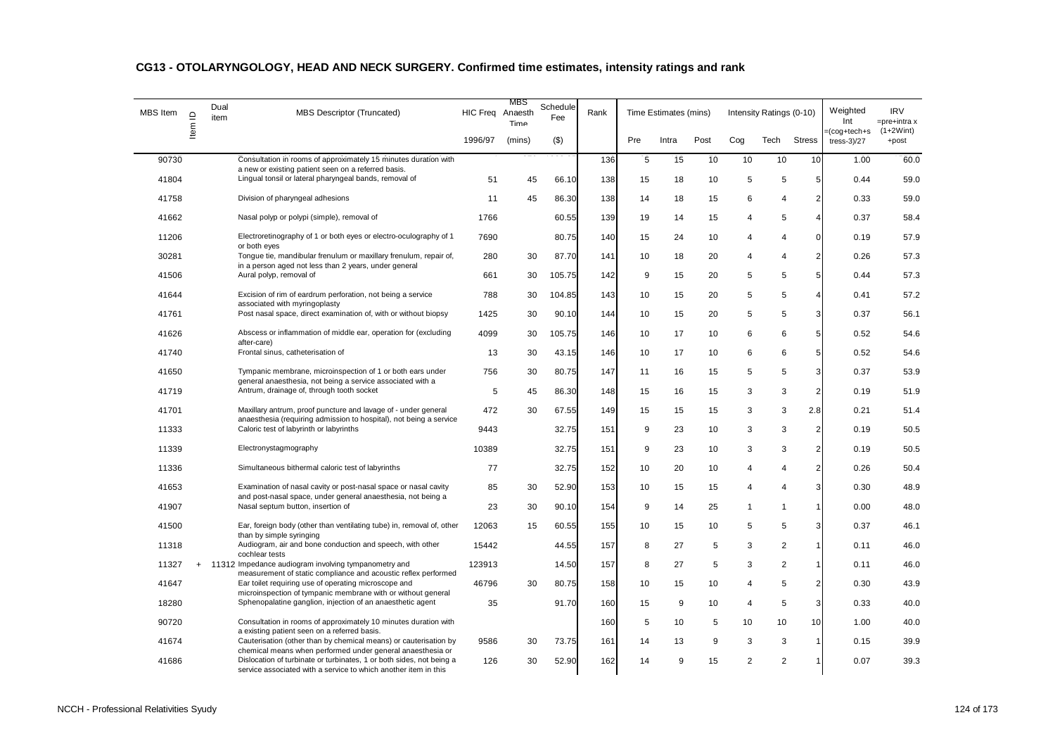## CG13 - OTOLARYNGOLOGY, HEAD AND NECK SURGERY. Confirmed time estimates, intensity ratings and rank

| MBS Item | Item ID | Dual item | MBS Descriptor (Truncated) | HIC Freq | MBS Anaesth Time | Schedule Fee | Rank | Time Estimates (mins) | | | Intensity Ratings (0-10) | | | Weighted Int | IRV |
|---|---|---|---|---|---|---|---|---|---|---|---|---|---|---|---|
| | | | | 1996/97 | (mins) | ($) | | Pre | Intra | Post | Cog | Tech | Stress | =(cog+tech+stress-3)/27 | =pre+intra x (1+2Wint) +post |
| 90730 | | | Consultation in rooms of approximately 15 minutes duration with a new or existing patient seen on a referred basis. | | | | 136 | 5 | 15 | 10 | 10 | 10 | 10 | 1.00 | 60.0 |
| 41804 | | | Lingual tonsil or lateral pharyngeal bands, removal of | 51 | 45 | 66.10 | 138 | 15 | 18 | 10 | 5 | 5 | 5 | 0.44 | 59.0 |
| 41758 | | | Division of pharyngeal adhesions | 11 | 45 | 86.30 | 138 | 14 | 18 | 15 | 6 | 4 | 2 | 0.33 | 59.0 |
| 41662 | | | Nasal polyp or polypi (simple), removal of | 1766 | | 60.55 | 139 | 19 | 14 | 15 | 4 | 5 | 4 | 0.37 | 58.4 |
| 11206 | | | Electroretinography of 1 or both eyes or electro-oculography of 1 or both eyes | 7690 | | 80.75 | 140 | 15 | 24 | 10 | 4 | 4 | 0 | 0.19 | 57.9 |
| 30281 | | | Tongue tie, mandibular frenulum or maxillary frenulum, repair of, in a person aged not less than 2 years, under general | 280 | 30 | 87.70 | 141 | 10 | 18 | 20 | 4 | 4 | 2 | 0.26 | 57.3 |
| 41506 | | | Aural polyp, removal of | 661 | 30 | 105.75 | 142 | 9 | 15 | 20 | 5 | 5 | 5 | 0.44 | 57.3 |
| 41644 | | | Excision of rim of eardrum perforation, not being a service associated with myringoplasty | 788 | 30 | 104.85 | 143 | 10 | 15 | 20 | 5 | 5 | 4 | 0.41 | 57.2 |
| 41761 | | | Post nasal space, direct examination of, with or without biopsy | 1425 | 30 | 90.10 | 144 | 10 | 15 | 20 | 5 | 5 | 3 | 0.37 | 56.1 |
| 41626 | | | Abscess or inflammation of middle ear, operation for (excluding after-care) | 4099 | 30 | 105.75 | 146 | 10 | 17 | 10 | 6 | 6 | 5 | 0.52 | 54.6 |
| 41740 | | | Frontal sinus, catheterisation of | 13 | 30 | 43.15 | 146 | 10 | 17 | 10 | 6 | 6 | 5 | 0.52 | 54.6 |
| 41650 | | | Tympanic membrane, microinspection of 1 or both ears under general anaesthesia, not being a service associated with a | 756 | 30 | 80.75 | 147 | 11 | 16 | 15 | 5 | 5 | 3 | 0.37 | 53.9 |
| 41719 | | | Antrum, drainage of, through tooth socket | 5 | 45 | 86.30 | 148 | 15 | 16 | 15 | 3 | 3 | 2 | 0.19 | 51.9 |
| 41701 | | | Maxillary antrum, proof puncture and lavage of - under general anaesthesia (requiring admission to hospital), not being a service | 472 | 30 | 67.55 | 149 | 15 | 15 | 15 | 3 | 3 | 2.8 | 0.21 | 51.4 |
| 11333 | | | Caloric test of labyrinth or labyrinths | 9443 | | 32.75 | 151 | 9 | 23 | 10 | 3 | 3 | 2 | 0.19 | 50.5 |
| 11339 | | | Electronystagmography | 10389 | | 32.75 | 151 | 9 | 23 | 10 | 3 | 3 | 2 | 0.19 | 50.5 |
| 11336 | | | Simultaneous bithermal caloric test of labyrinths | 77 | | 32.75 | 152 | 10 | 20 | 10 | 4 | 4 | 2 | 0.26 | 50.4 |
| 41653 | | | Examination of nasal cavity or post-nasal space or nasal cavity and post-nasal space, under general anaesthesia, not being a | 85 | 30 | 52.90 | 153 | 10 | 15 | 15 | 4 | 4 | 3 | 0.30 | 48.9 |
| 41907 | | | Nasal septum button, insertion of | 23 | 30 | 90.10 | 154 | 9 | 14 | 25 | 1 | 1 | 1 | 0.00 | 48.0 |
| 41500 | | | Ear, foreign body (other than ventilating tube) in, removal of, other than by simple syringing | 12063 | 15 | 60.55 | 155 | 10 | 15 | 10 | 5 | 5 | 3 | 0.37 | 46.1 |
| 11318 | | | Audiogram, air and bone conduction and speech, with other cochlear tests | 15442 | | 44.55 | 157 | 8 | 27 | 5 | 3 | 2 | 1 | 0.11 | 46.0 |
| 11327 | + | 11312 | Impedance audiogram involving tympanometry and measurement of static compliance and acoustic reflex performed | 123913 | | 14.50 | 157 | 8 | 27 | 5 | 3 | 2 | 1 | 0.11 | 46.0 |
| 41647 | | | Ear toilet requiring use of operating microscope and microinspection of tympanic membrane with or without general | 46796 | 30 | 80.75 | 158 | 10 | 15 | 10 | 4 | 5 | 2 | 0.30 | 43.9 |
| 18280 | | | Sphenopalatine ganglion, injection of an anaesthetic agent | 35 | | 91.70 | 160 | 15 | 9 | 10 | 4 | 5 | 3 | 0.33 | 40.0 |
| 90720 | | | Consultation in rooms of approximately 10 minutes duration with a existing patient seen on a referred basis. | | | | 160 | 5 | 10 | 5 | 10 | 10 | 10 | 1.00 | 40.0 |
| 41674 | | | Cauterisation (other than by chemical means) or cauterisation by chemical means when performed under general anaesthesia or | 9586 | 30 | 73.75 | 161 | 14 | 13 | 9 | 3 | 3 | 1 | 0.15 | 39.9 |
| 41686 | | | Dislocation of turbinate or turbinates, 1 or both sides, not being a service associated with a service to which another item in this | 126 | 30 | 52.90 | 162 | 14 | 9 | 15 | 2 | 2 | 1 | 0.07 | 39.3 |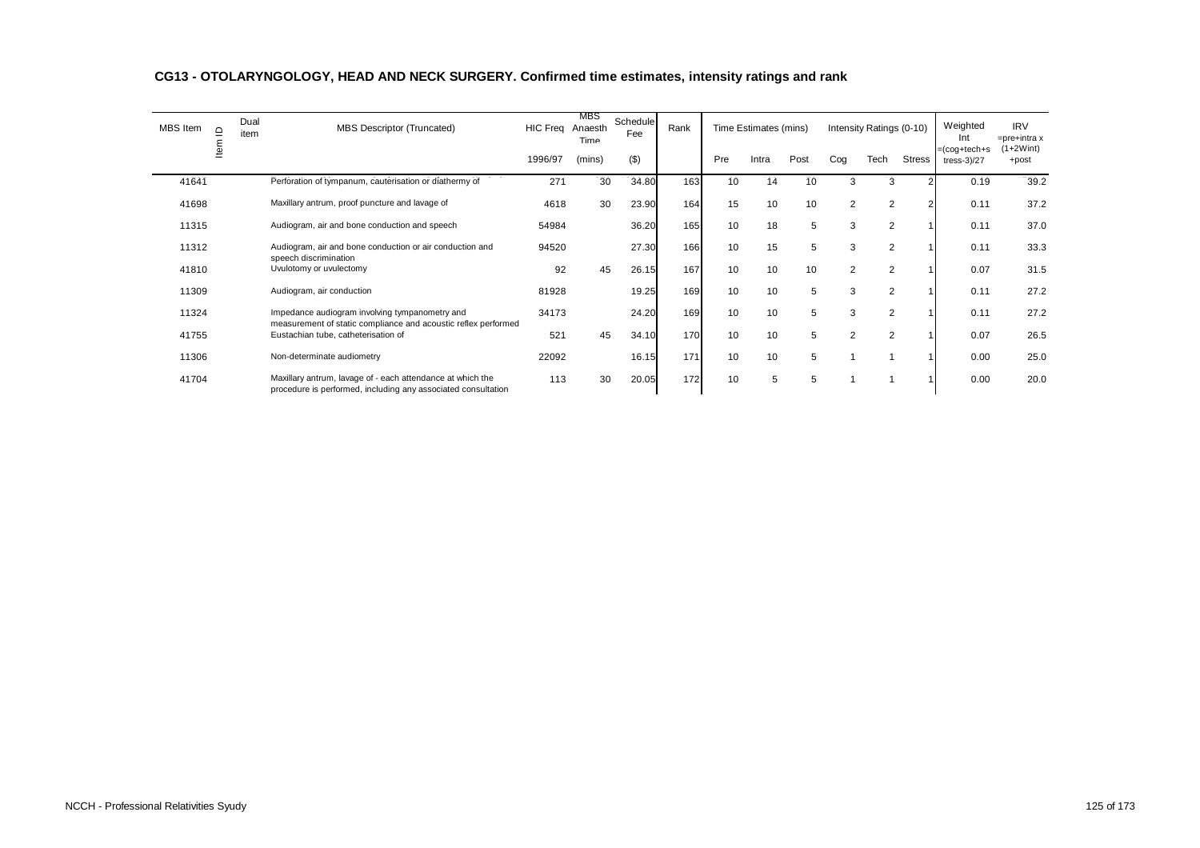## CG13 - OTOLARYNGOLOGY, HEAD AND NECK SURGERY. Confirmed time estimates, intensity ratings and rank

| MBS Item | Item ID | Dual item | MBS Descriptor (Truncated) | HIC Freq | MBS Anaesth Time | Schedule Fee | Rank | Time Estimates (mins) | | | Intensity Ratings (0-10) | | | Weighted Int | IRV |
|---|---|---|---|---|---|---|---|---|---|---|---|---|---|---|---|
| | | | | 1996/97 | (mins) | ($) | | Pre | Intra | Post | Cog | Tech | Stress | =(cog+tech+stress-3)/27 | =pre+intra x (1+2Wint) +post |
| 41641 | | | Perforation of tympanum, cauterisation or diathermy of | 271 | 30 | 34.80 | 163 | 10 | 14 | 10 | 3 | 3 | 2 | 0.19 | 39.2 |
| 41698 | | | Maxillary antrum, proof puncture and lavage of | 4618 | 30 | 23.90 | 164 | 15 | 10 | 10 | 2 | 2 | 2 | 0.11 | 37.2 |
| 11315 | | | Audiogram, air and bone conduction and speech | 54984 | | 36.20 | 165 | 10 | 18 | 5 | 3 | 2 | 1 | 0.11 | 37.0 |
| 11312 | | | Audiogram, air and bone conduction or air conduction and speech discrimination | 94520 | | 27.30 | 166 | 10 | 15 | 5 | 3 | 2 | 1 | 0.11 | 33.3 |
| 41810 | | | Uvulotomy or uvulectomy | 92 | 45 | 26.15 | 167 | 10 | 10 | 10 | 2 | 2 | 1 | 0.07 | 31.5 |
| 11309 | | | Audiogram, air conduction | 81928 | | 19.25 | 169 | 10 | 10 | 5 | 3 | 2 | 1 | 0.11 | 27.2 |
| 11324 | | | Impedance audiogram involving tympanometry and measurement of static compliance and acoustic reflex performed | 34173 | | 24.20 | 169 | 10 | 10 | 5 | 3 | 2 | 1 | 0.11 | 27.2 |
| 41755 | | | Eustachian tube, catheterisation of | 521 | 45 | 34.10 | 170 | 10 | 10 | 5 | 2 | 2 | 1 | 0.07 | 26.5 |
| 11306 | | | Non-determinate audiometry | 22092 | | 16.15 | 171 | 10 | 10 | 5 | 1 | 1 | 1 | 0.00 | 25.0 |
| 41704 | | | Maxillary antrum, lavage of - each attendance at which the procedure is performed, including any associated consultation | 113 | 30 | 20.05 | 172 | 10 | 5 | 5 | 1 | 1 | 1 | 0.00 | 20.0 |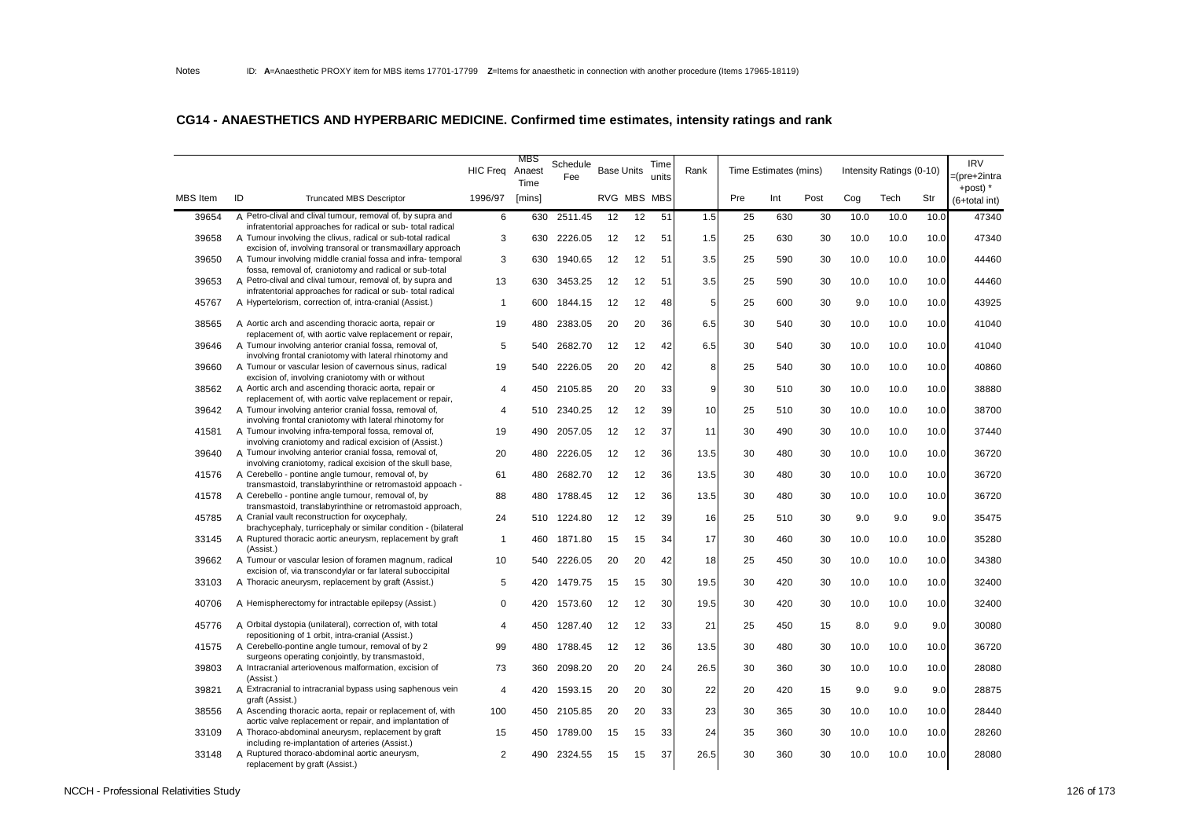Notes ID: **A**=Anaesthetic PROXY item for MBS items 17701-17799 **Z**=Items for anaesthetic in connection with another procedure (Items 17965-18119)

## CG14 - ANAESTHETICS AND HYPERBARIC MEDICINE. Confirmed time estimates, intensity ratings and rank

| MBS Item | ID | Truncated MBS Descriptor | HIC Freq 1996/97 | MBS Anaest Time [mins] | Schedule Fee | Base Units RVG | Base Units MBS | Time units MBS | Rank | Time Estimates (mins) Pre | Int | Post | Intensity Ratings (0-10) Cog | Tech | Str | IRV =(pre+2intra +post) * (6+total int) |
|---|---|---|---|---|---|---|---|---|---|---|---|---|---|---|---|---|
| 39654 | A | Petro-clival and clival tumour, removal of, by supra and infratentorial approaches for radical or sub- total radical | 6 | 630 | 2511.45 | 12 | 12 | 51 | 1.5 | 25 | 630 | 30 | 10.0 | 10.0 | 10.0 | 47340 |
| 39658 | A | Tumour involving the clivus, radical or sub-total radical excision of, involving transoral or transmaxillary approach | 3 | 630 | 2226.05 | 12 | 12 | 51 | 1.5 | 25 | 630 | 30 | 10.0 | 10.0 | 10.0 | 47340 |
| 39650 | A | Tumour involving middle cranial fossa and infra- temporal fossa, removal of, craniotomy and radical or sub-total | 3 | 630 | 1940.65 | 12 | 12 | 51 | 3.5 | 25 | 590 | 30 | 10.0 | 10.0 | 10.0 | 44460 |
| 39653 | A | Petro-clival and clival tumour, removal of, by supra and infratentorial approaches for radical or sub- total radical | 13 | 630 | 3453.25 | 12 | 12 | 51 | 3.5 | 25 | 590 | 30 | 10.0 | 10.0 | 10.0 | 44460 |
| 45767 | A | Hypertelorism, correction of, intra-cranial (Assist.) | 1 | 600 | 1844.15 | 12 | 12 | 48 | 5 | 25 | 600 | 30 | 9.0 | 10.0 | 10.0 | 43925 |
| 38565 | A | Aortic arch and ascending thoracic aorta, repair or replacement of, with aortic valve replacement or repair, | 19 | 480 | 2383.05 | 20 | 20 | 36 | 6.5 | 30 | 540 | 30 | 10.0 | 10.0 | 10.0 | 41040 |
| 39646 | A | Tumour involving anterior cranial fossa, removal of, involving frontal craniotomy with lateral rhinotomy and | 5 | 540 | 2682.70 | 12 | 12 | 42 | 6.5 | 30 | 540 | 30 | 10.0 | 10.0 | 10.0 | 41040 |
| 39660 | A | Tumour or vascular lesion of cavernous sinus, radical excision of, involving craniotomy with or without | 19 | 540 | 2226.05 | 20 | 20 | 42 | 8 | 25 | 540 | 30 | 10.0 | 10.0 | 10.0 | 40860 |
| 38562 | A | Aortic arch and ascending thoracic aorta, repair or replacement of, with aortic valve replacement or repair, | 4 | 450 | 2105.85 | 20 | 20 | 33 | 9 | 30 | 510 | 30 | 10.0 | 10.0 | 10.0 | 38880 |
| 39642 | A | Tumour involving anterior cranial fossa, removal of, involving frontal craniotomy with lateral rhinotomy for | 4 | 510 | 2340.25 | 12 | 12 | 39 | 10 | 25 | 510 | 30 | 10.0 | 10.0 | 10.0 | 38700 |
| 41581 | A | Tumour involving infra-temporal fossa, removal of, involving craniotomy and radical excision of (Assist.) | 19 | 490 | 2057.05 | 12 | 12 | 37 | 11 | 30 | 490 | 30 | 10.0 | 10.0 | 10.0 | 37440 |
| 39640 | A | Tumour involving anterior cranial fossa, removal of, involving craniotomy, radical excision of the skull base, | 20 | 480 | 2226.05 | 12 | 12 | 36 | 13.5 | 30 | 480 | 30 | 10.0 | 10.0 | 10.0 | 36720 |
| 41576 | A | Cerebello - pontine angle tumour, removal of, by transmastoid, translabyrinthine or retromastoid appoach - | 61 | 480 | 2682.70 | 12 | 12 | 36 | 13.5 | 30 | 480 | 30 | 10.0 | 10.0 | 10.0 | 36720 |
| 41578 | A | Cerebello - pontine angle tumour, removal of, by transmastoid, translabyrinthine or retromastoid approach, | 88 | 480 | 1788.45 | 12 | 12 | 36 | 13.5 | 30 | 480 | 30 | 10.0 | 10.0 | 10.0 | 36720 |
| 45785 | A | Cranial vault reconstruction for oxycephaly, brachycephaly, turricephaly or similar condition - (bilateral | 24 | 510 | 1224.80 | 12 | 12 | 39 | 16 | 25 | 510 | 30 | 9.0 | 9.0 | 9.0 | 35475 |
| 33145 | A | Ruptured thoracic aortic aneurysm, replacement by graft (Assist.) | 1 | 460 | 1871.80 | 15 | 15 | 34 | 17 | 30 | 460 | 30 | 10.0 | 10.0 | 10.0 | 35280 |
| 39662 | A | Tumour or vascular lesion of foramen magnum, radical excision of, via transcondylar or far lateral suboccipital | 10 | 540 | 2226.05 | 20 | 20 | 42 | 18 | 25 | 450 | 30 | 10.0 | 10.0 | 10.0 | 34380 |
| 33103 | A | Thoracic aneurysm, replacement by graft (Assist.) | 5 | 420 | 1479.75 | 15 | 15 | 30 | 19.5 | 30 | 420 | 30 | 10.0 | 10.0 | 10.0 | 32400 |
| 40706 | A | Hemispherectomy for intractable epilepsy (Assist.) | 0 | 420 | 1573.60 | 12 | 12 | 30 | 19.5 | 30 | 420 | 30 | 10.0 | 10.0 | 10.0 | 32400 |
| 45776 | A | Orbital dystopia (unilateral), correction of, with total repositioning of 1 orbit, intra-cranial (Assist.) | 4 | 450 | 1287.40 | 12 | 12 | 33 | 21 | 25 | 450 | 15 | 8.0 | 9.0 | 9.0 | 30080 |
| 41575 | A | Cerebello-pontine angle tumour, removal of by 2 surgeons operating conjointly, by transmastoid, | 99 | 480 | 1788.45 | 12 | 12 | 36 | 13.5 | 30 | 480 | 30 | 10.0 | 10.0 | 10.0 | 36720 |
| 39803 | A | Intracranial arteriovenous malformation, excision of (Assist.) | 73 | 360 | 2098.20 | 20 | 20 | 24 | 26.5 | 30 | 360 | 30 | 10.0 | 10.0 | 10.0 | 28080 |
| 39821 | A | Extracranial to intracranial bypass using saphenous vein graft (Assist.) | 4 | 420 | 1593.15 | 20 | 20 | 30 | 22 | 20 | 420 | 15 | 9.0 | 9.0 | 9.0 | 28875 |
| 38556 | A | Ascending thoracic aorta, repair or replacement of, with aortic valve replacement or repair, and implantation of | 100 | 450 | 2105.85 | 20 | 20 | 33 | 23 | 30 | 365 | 30 | 10.0 | 10.0 | 10.0 | 28440 |
| 33109 | A | Thoraco-abdominal aneurysm, replacement by graft including re-implantation of arteries (Assist.) | 15 | 450 | 1789.00 | 15 | 15 | 33 | 24 | 35 | 360 | 30 | 10.0 | 10.0 | 10.0 | 28260 |
| 33148 | A | Ruptured thoraco-abdominal aortic aneurysm, replacement by graft (Assist.) | 2 | 490 | 2324.55 | 15 | 15 | 37 | 26.5 | 30 | 360 | 30 | 10.0 | 10.0 | 10.0 | 28080 |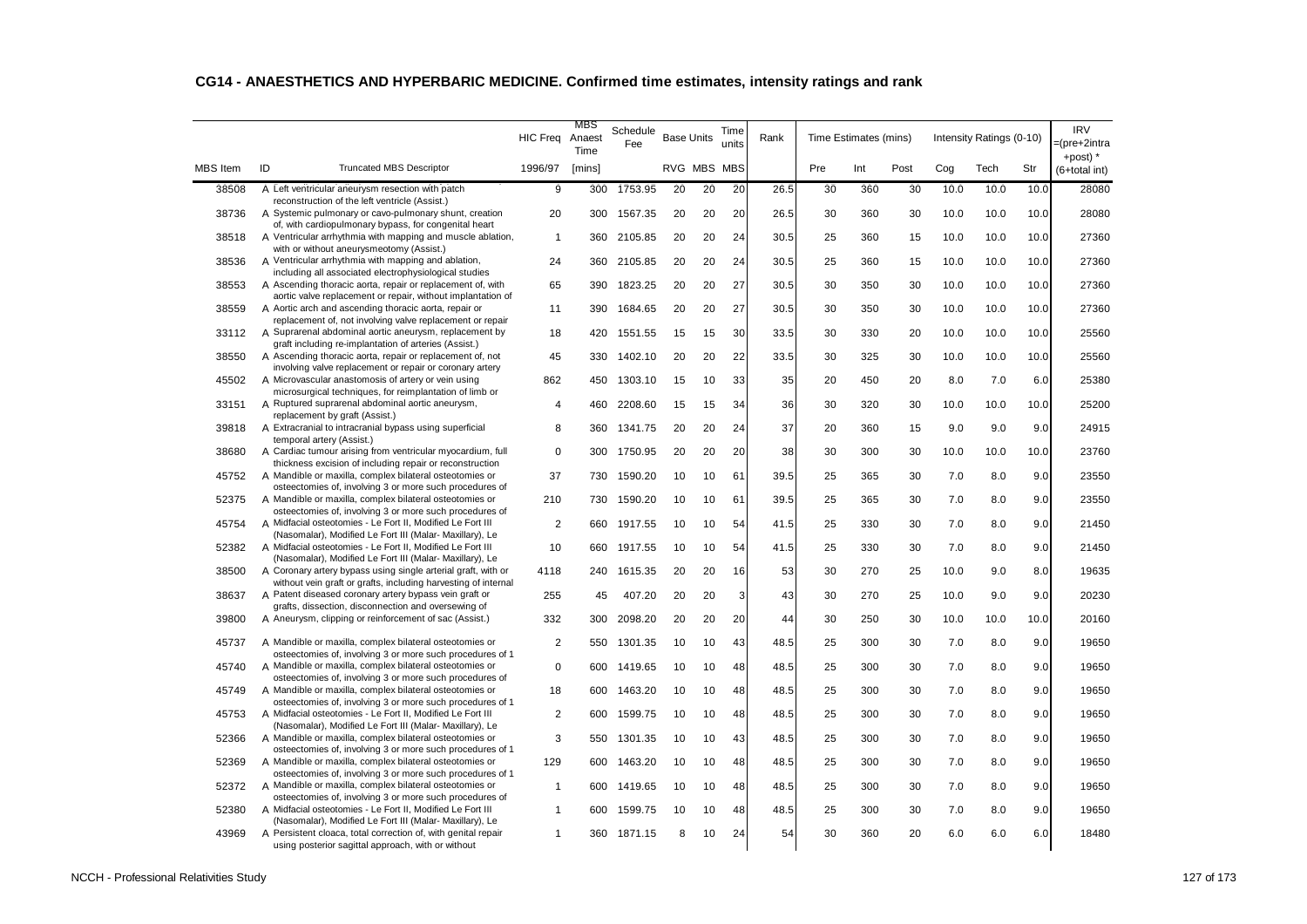## CG14 - ANAESTHETICS AND HYPERBARIC MEDICINE. Confirmed time estimates, intensity ratings and rank

| MBS Item | ID | Truncated MBS Descriptor | HIC Freq 1996/97 | MBS Anaest Time [mins] | Schedule Fee | Base Units RVG | Base Units MBS | Time units MBS | Rank | Time Estimates (mins) Pre | Int | Post | Intensity Ratings (0-10) Cog | Tech | Str | IRV =(pre+2intra +post) * (6+total int) |
|---|---|---|---|---|---|---|---|---|---|---|---|---|---|---|---|---|
| 38508 | A | Left ventricular aneurysm resection with patch reconstruction of the left ventricle (Assist.) | 9 | 300 | 1753.95 | 20 | 20 | 20 | 26.5 | 30 | 360 | 30 | 10.0 | 10.0 | 10.0 | 28080 |
| 38736 | A | Systemic pulmonary or cavo-pulmonary shunt, creation of, with cardiopulmonary bypass, for congenital heart | 20 | 300 | 1567.35 | 20 | 20 | 20 | 26.5 | 30 | 360 | 30 | 10.0 | 10.0 | 10.0 | 28080 |
| 38518 | A | Ventricular arrhythmia with mapping and muscle ablation, with or without aneurysmeotomy (Assist.) | 1 | 360 | 2105.85 | 20 | 20 | 24 | 30.5 | 25 | 360 | 15 | 10.0 | 10.0 | 10.0 | 27360 |
| 38536 | A | Ventricular arrhythmia with mapping and ablation, including all associated electrophysiological studies | 24 | 360 | 2105.85 | 20 | 20 | 24 | 30.5 | 25 | 360 | 15 | 10.0 | 10.0 | 10.0 | 27360 |
| 38553 | A | Ascending thoracic aorta, repair or replacement of, with aortic valve replacement or repair, without implantation of | 65 | 390 | 1823.25 | 20 | 20 | 27 | 30.5 | 30 | 350 | 30 | 10.0 | 10.0 | 10.0 | 27360 |
| 38559 | A | Aortic arch and ascending thoracic aorta, repair or replacement of, not involving valve replacement or repair | 11 | 390 | 1684.65 | 20 | 20 | 27 | 30.5 | 30 | 350 | 30 | 10.0 | 10.0 | 10.0 | 27360 |
| 33112 | A | Suprarenal abdominal aortic aneurysm, replacement by graft including re-implantation of arteries (Assist.) | 18 | 420 | 1551.55 | 15 | 15 | 30 | 33.5 | 30 | 330 | 20 | 10.0 | 10.0 | 10.0 | 25560 |
| 38550 | A | Ascending thoracic aorta, repair or replacement of, not involving valve replacement or repair or coronary artery | 45 | 330 | 1402.10 | 20 | 20 | 22 | 33.5 | 30 | 325 | 30 | 10.0 | 10.0 | 10.0 | 25560 |
| 45502 | A | Microvascular anastomosis of artery or vein using microsurgical techniques, for reimplantation of limb or | 862 | 450 | 1303.10 | 15 | 10 | 33 | 35 | 20 | 450 | 20 | 8.0 | 7.0 | 6.0 | 25380 |
| 33151 | A | Ruptured suprarenal abdominal aortic aneurysm, replacement by graft (Assist.) | 4 | 460 | 2208.60 | 15 | 15 | 34 | 36 | 30 | 320 | 30 | 10.0 | 10.0 | 10.0 | 25200 |
| 39818 | A | Extracranial to intracranial bypass using superficial temporal artery (Assist.) | 8 | 360 | 1341.75 | 20 | 20 | 24 | 37 | 20 | 360 | 15 | 9.0 | 9.0 | 9.0 | 24915 |
| 38680 | A | Cardiac tumour arising from ventricular myocardium, full thickness excision of including repair or reconstruction | 0 | 300 | 1750.95 | 20 | 20 | 20 | 38 | 30 | 300 | 30 | 10.0 | 10.0 | 10.0 | 23760 |
| 45752 | A | Mandible or maxilla, complex bilateral osteotomies or osteectomies of, involving 3 or more such procedures of | 37 | 730 | 1590.20 | 10 | 10 | 61 | 39.5 | 25 | 365 | 30 | 7.0 | 8.0 | 9.0 | 23550 |
| 52375 | A | Mandible or maxilla, complex bilateral osteotomies or osteectomies of, involving 3 or more such procedures of | 210 | 730 | 1590.20 | 10 | 10 | 61 | 39.5 | 25 | 365 | 30 | 7.0 | 8.0 | 9.0 | 23550 |
| 45754 | A | Midfacial osteotomies - Le Fort II, Modified Le Fort III (Nasomalar), Modified Le Fort III (Malar- Maxillary), Le | 2 | 660 | 1917.55 | 10 | 10 | 54 | 41.5 | 25 | 330 | 30 | 7.0 | 8.0 | 9.0 | 21450 |
| 52382 | A | Midfacial osteotomies - Le Fort II, Modified Le Fort III (Nasomalar), Modified Le Fort III (Malar- Maxillary), Le | 10 | 660 | 1917.55 | 10 | 10 | 54 | 41.5 | 25 | 330 | 30 | 7.0 | 8.0 | 9.0 | 21450 |
| 38500 | A | Coronary artery bypass using single arterial graft, with or without vein graft or grafts, including harvesting of internal | 4118 | 240 | 1615.35 | 20 | 20 | 16 | 53 | 30 | 270 | 25 | 10.0 | 9.0 | 8.0 | 19635 |
| 38637 | A | Patent diseased coronary artery bypass vein graft or grafts, dissection, disconnection and oversewing of | 255 | 45 | 407.20 | 20 | 20 | 3 | 43 | 30 | 270 | 25 | 10.0 | 9.0 | 9.0 | 20230 |
| 39800 | A | Aneurysm, clipping or reinforcement of sac (Assist.) | 332 | 300 | 2098.20 | 20 | 20 | 20 | 44 | 30 | 250 | 30 | 10.0 | 10.0 | 10.0 | 20160 |
| 45737 | A | Mandible or maxilla, complex bilateral osteotomies or osteectomies of, involving 3 or more such procedures of 1 | 2 | 550 | 1301.35 | 10 | 10 | 43 | 48.5 | 25 | 300 | 30 | 7.0 | 8.0 | 9.0 | 19650 |
| 45740 | A | Mandible or maxilla, complex bilateral osteotomies or osteectomies of, involving 3 or more such procedures of | 0 | 600 | 1419.65 | 10 | 10 | 48 | 48.5 | 25 | 300 | 30 | 7.0 | 8.0 | 9.0 | 19650 |
| 45749 | A | Mandible or maxilla, complex bilateral osteotomies or osteectomies of, involving 3 or more such procedures of 1 | 18 | 600 | 1463.20 | 10 | 10 | 48 | 48.5 | 25 | 300 | 30 | 7.0 | 8.0 | 9.0 | 19650 |
| 45753 | A | Midfacial osteotomies - Le Fort II, Modified Le Fort III (Nasomalar), Modified Le Fort III (Malar- Maxillary), Le | 2 | 600 | 1599.75 | 10 | 10 | 48 | 48.5 | 25 | 300 | 30 | 7.0 | 8.0 | 9.0 | 19650 |
| 52366 | A | Mandible or maxilla, complex bilateral osteotomies or osteectomies of, involving 3 or more such procedures of 1 | 3 | 550 | 1301.35 | 10 | 10 | 43 | 48.5 | 25 | 300 | 30 | 7.0 | 8.0 | 9.0 | 19650 |
| 52369 | A | Mandible or maxilla, complex bilateral osteotomies or osteectomies of, involving 3 or more such procedures of 1 | 129 | 600 | 1463.20 | 10 | 10 | 48 | 48.5 | 25 | 300 | 30 | 7.0 | 8.0 | 9.0 | 19650 |
| 52372 | A | Mandible or maxilla, complex bilateral osteotomies or osteectomies of, involving 3 or more such procedures of | 1 | 600 | 1419.65 | 10 | 10 | 48 | 48.5 | 25 | 300 | 30 | 7.0 | 8.0 | 9.0 | 19650 |
| 52380 | A | Midfacial osteotomies - Le Fort II, Modified Le Fort III (Nasomalar), Modified Le Fort III (Malar- Maxillary), Le | 1 | 600 | 1599.75 | 10 | 10 | 48 | 48.5 | 25 | 300 | 30 | 7.0 | 8.0 | 9.0 | 19650 |
| 43969 | A | Persistent cloaca, total correction of, with genital repair using posterior sagittal approach, with or without | 1 | 360 | 1871.15 | 8 | 10 | 24 | 54 | 30 | 360 | 20 | 6.0 | 6.0 | 6.0 | 18480 |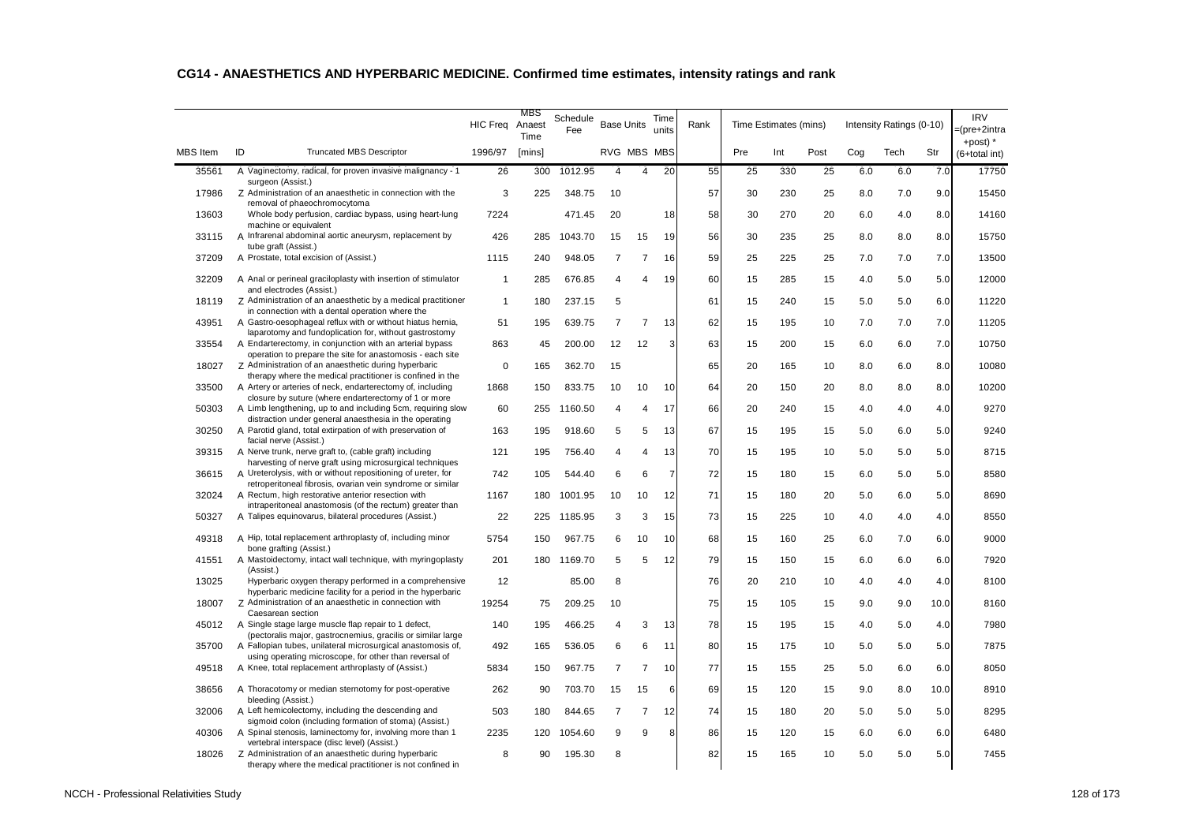## CG14 - ANAESTHETICS AND HYPERBARIC MEDICINE. Confirmed time estimates, intensity ratings and rank

| MBS Item | ID | Truncated MBS Descriptor | HIC Freq 1996/97 | MBS Anaest Time [mins] | Schedule Fee | Base Units RVG | Base Units MBS | Time units MBS | Rank | Time Estimates (mins) Pre | Int | Post | Intensity Ratings (0-10) Cog | Tech | Str | IRV =(pre+2intra +post) * (6+total int) |
|---|---|---|---|---|---|---|---|---|---|---|---|---|---|---|---|---|
| 35561 | A | Vaginectomy, radical, for proven invasive malignancy - 1 surgeon (Assist.) | 26 | 300 | 1012.95 | 4 | 4 | 20 | 55 | 25 | 330 | 25 | 6.0 | 6.0 | 7.0 | 17750 |
| 17986 | Z | Administration of an anaesthetic in connection with the removal of phaeochromocytoma | 3 | 225 | 348.75 | 10 | | | 57 | 30 | 230 | 25 | 8.0 | 7.0 | 9.0 | 15450 |
| 13603 | | Whole body perfusion, cardiac bypass, using heart-lung machine or equivalent | 7224 | | 471.45 | 20 | | 18 | 58 | 30 | 270 | 20 | 6.0 | 4.0 | 8.0 | 14160 |
| 33115 | A | Infrarenal abdominal aortic aneurysm, replacement by tube graft (Assist.) | 426 | 285 | 1043.70 | 15 | 15 | 19 | 56 | 30 | 235 | 25 | 8.0 | 8.0 | 8.0 | 15750 |
| 37209 | A | Prostate, total excision of (Assist.) | 1115 | 240 | 948.05 | 7 | 7 | 16 | 59 | 25 | 225 | 25 | 7.0 | 7.0 | 7.0 | 13500 |
| 32209 | A | Anal or perineal graciloplasty with insertion of stimulator and electrodes (Assist.) | 1 | 285 | 676.85 | 4 | 4 | 19 | 60 | 15 | 285 | 15 | 4.0 | 5.0 | 5.0 | 12000 |
| 18119 | Z | Administration of an anaesthetic by a medical practitioner in connection with a dental operation where the | 1 | 180 | 237.15 | 5 | | | 61 | 15 | 240 | 15 | 5.0 | 5.0 | 6.0 | 11220 |
| 43951 | A | Gastro-oesophageal reflux with or without hiatus hernia, laparotomy and fundoplication for, without gastrostomy | 51 | 195 | 639.75 | 7 | 7 | 13 | 62 | 15 | 195 | 10 | 7.0 | 7.0 | 7.0 | 11205 |
| 33554 | A | Endarterectomy, in conjunction with an arterial bypass operation to prepare the site for anastomosis - each site | 863 | 45 | 200.00 | 12 | 12 | 3 | 63 | 15 | 200 | 15 | 6.0 | 6.0 | 7.0 | 10750 |
| 18027 | Z | Administration of an anaesthetic during hyperbaric therapy where the medical practitioner is confined in the | 0 | 165 | 362.70 | 15 | | | 65 | 20 | 165 | 10 | 8.0 | 6.0 | 8.0 | 10080 |
| 33500 | A | Artery or arteries of neck, endarterectomy of, including closure by suture (where endarterectomy of 1 or more | 1868 | 150 | 833.75 | 10 | 10 | 10 | 64 | 20 | 150 | 20 | 8.0 | 8.0 | 8.0 | 10200 |
| 50303 | A | Limb lengthening, up to and including 5cm, requiring slow distraction under general anaesthesia in the operating | 60 | 255 | 1160.50 | 4 | 4 | 17 | 66 | 20 | 240 | 15 | 4.0 | 4.0 | 4.0 | 9270 |
| 30250 | A | Parotid gland, total extirpation of with preservation of facial nerve (Assist.) | 163 | 195 | 918.60 | 5 | 5 | 13 | 67 | 15 | 195 | 15 | 5.0 | 6.0 | 5.0 | 9240 |
| 39315 | A | Nerve trunk, nerve graft to, (cable graft) including harvesting of nerve graft using microsurgical techniques | 121 | 195 | 756.40 | 4 | 4 | 13 | 70 | 15 | 195 | 10 | 5.0 | 5.0 | 5.0 | 8715 |
| 36615 | A | Ureterolysis, with or without repositioning of ureter, for retroperitoneal fibrosis, ovarian vein syndrome or similar | 742 | 105 | 544.40 | 6 | 6 | 7 | 72 | 15 | 180 | 15 | 6.0 | 5.0 | 5.0 | 8580 |
| 32024 | A | Rectum, high restorative anterior resection with intraperitoneal anastomosis (of the rectum) greater than | 1167 | 180 | 1001.95 | 10 | 10 | 12 | 71 | 15 | 180 | 20 | 5.0 | 6.0 | 5.0 | 8690 |
| 50327 | A | Talipes equinovarus, bilateral procedures (Assist.) | 22 | 225 | 1185.95 | 3 | 3 | 15 | 73 | 15 | 225 | 10 | 4.0 | 4.0 | 4.0 | 8550 |
| 49318 | A | Hip, total replacement arthroplasty of, including minor bone grafting (Assist.) | 5754 | 150 | 967.75 | 6 | 10 | 10 | 68 | 15 | 160 | 25 | 6.0 | 7.0 | 6.0 | 9000 |
| 41551 | A | Mastoidectomy, intact wall technique, with myringoplasty (Assist.) | 201 | 180 | 1169.70 | 5 | 5 | 12 | 79 | 15 | 150 | 15 | 6.0 | 6.0 | 6.0 | 7920 |
| 13025 | | Hyperbaric oxygen therapy performed in a comprehensive hyperbaric medicine facility for a period in the hyperbaric | 12 | | 85.00 | 8 | | | 76 | 20 | 210 | 10 | 4.0 | 4.0 | 4.0 | 8100 |
| 18007 | Z | Administration of an anaesthetic in connection with Caesarean section | 19254 | 75 | 209.25 | 10 | | | 75 | 15 | 105 | 15 | 9.0 | 9.0 | 10.0 | 8160 |
| 45012 | A | Single stage large muscle flap repair to 1 defect, (pectoralis major, gastrocnemius, gracilis or similar large | 140 | 195 | 466.25 | 4 | 3 | 13 | 78 | 15 | 195 | 15 | 4.0 | 5.0 | 4.0 | 7980 |
| 35700 | A | Fallopian tubes, unilateral microsurgical anastomosis of, using operating microscope, for other than reversal of | 492 | 165 | 536.05 | 6 | 6 | 11 | 80 | 15 | 175 | 10 | 5.0 | 5.0 | 5.0 | 7875 |
| 49518 | A | Knee, total replacement arthroplasty of (Assist.) | 5834 | 150 | 967.75 | 7 | 7 | 10 | 77 | 15 | 155 | 25 | 5.0 | 6.0 | 6.0 | 8050 |
| 38656 | A | Thoracotomy or median sternotomy for post-operative bleeding (Assist.) | 262 | 90 | 703.70 | 15 | 15 | 6 | 69 | 15 | 120 | 15 | 9.0 | 8.0 | 10.0 | 8910 |
| 32006 | A | Left hemicolectomy, including the descending and sigmoid colon (including formation of stoma) (Assist.) | 503 | 180 | 844.65 | 7 | 7 | 12 | 74 | 15 | 180 | 20 | 5.0 | 5.0 | 5.0 | 8295 |
| 40306 | A | Spinal stenosis, laminectomy for, involving more than 1 vertebral interspace (disc level) (Assist.) | 2235 | 120 | 1054.60 | 9 | 9 | 8 | 86 | 15 | 120 | 15 | 6.0 | 6.0 | 6.0 | 6480 |
| 18026 | Z | Administration of an anaesthetic during hyperbaric therapy where the medical practitioner is not confined in | 8 | 90 | 195.30 | 8 | | | 82 | 15 | 165 | 10 | 5.0 | 5.0 | 5.0 | 7455 |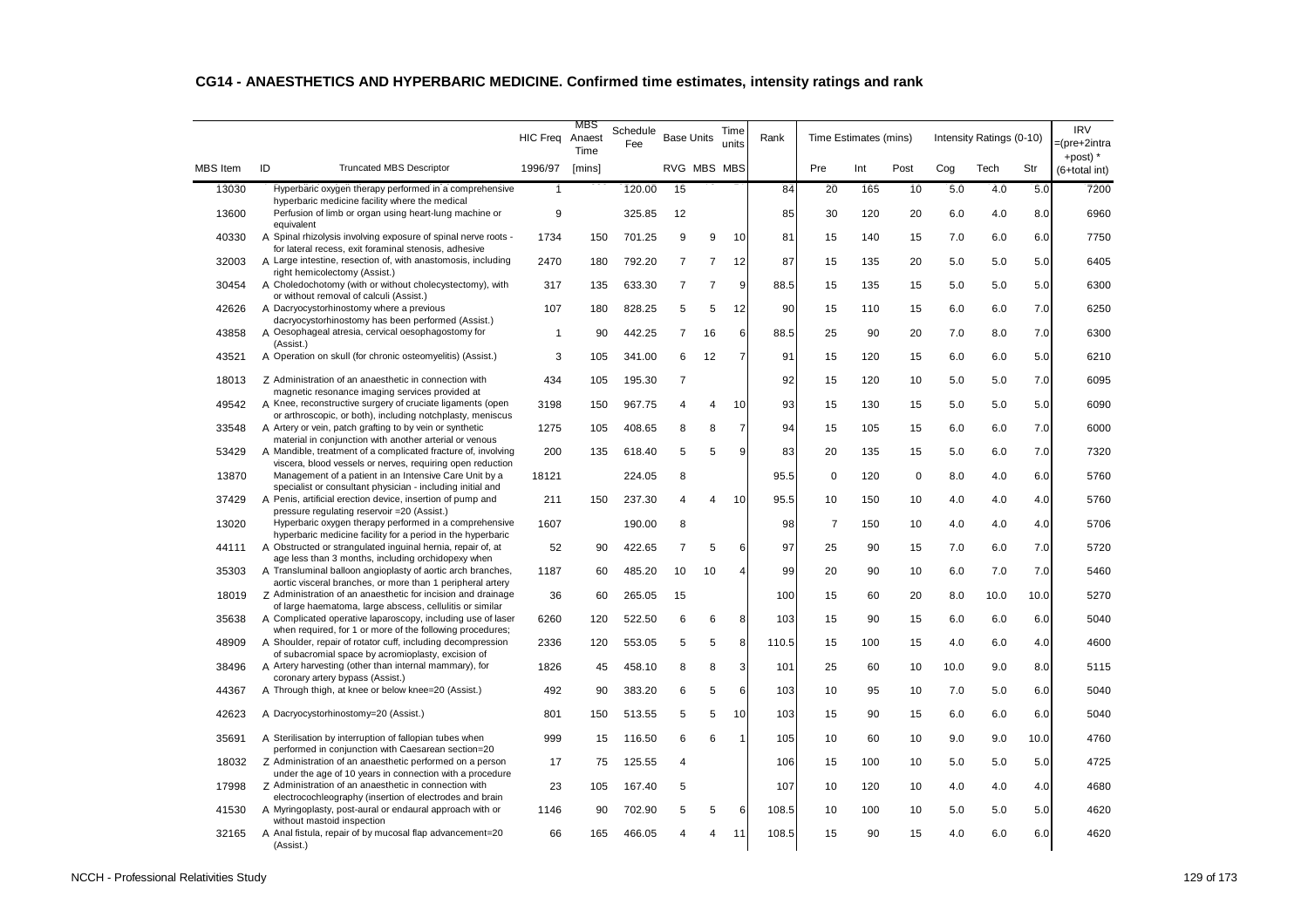## CG14 - ANAESTHETICS AND HYPERBARIC MEDICINE. Confirmed time estimates, intensity ratings and rank

| MBS Item | ID | Truncated MBS Descriptor | HIC Freq 1996/97 | MBS Anaest Time [mins] | Schedule Fee | Base Units RVG | Base Units MBS | Time units MBS | Rank | Time Estimates (mins) Pre | Int | Post | Intensity Ratings (0-10) Cog | Tech | Str | IRV =(pre+2intra +post) * (6+total int) |
|---|---|---|---|---|---|---|---|---|---|---|---|---|---|---|---|---|
| 13030 | | Hyperbaric oxygen therapy performed in a comprehensive hyperbaric medicine facility where the medical | 1 | | 120.00 | 15 | | | 84 | 20 | 165 | 10 | 5.0 | 4.0 | 5.0 | 7200 |
| 13600 | | Perfusion of limb or organ using heart-lung machine or equivalent | 9 | | 325.85 | 12 | | | 85 | 30 | 120 | 20 | 6.0 | 4.0 | 8.0 | 6960 |
| 40330 | A | Spinal rhizolysis involving exposure of spinal nerve roots - for lateral recess, exit foraminal stenosis, adhesive | 1734 | 150 | 701.25 | 9 | 9 | 10 | 81 | 15 | 140 | 15 | 7.0 | 6.0 | 6.0 | 7750 |
| 32003 | A | Large intestine, resection of, with anastomosis, including right hemicolectomy (Assist.) | 2470 | 180 | 792.20 | 7 | 7 | 12 | 87 | 15 | 135 | 20 | 5.0 | 5.0 | 5.0 | 6405 |
| 30454 | A | Choledochotomy (with or without cholecystectomy), with or without removal of calculi (Assist.) | 317 | 135 | 633.30 | 7 | 7 | 9 | 88.5 | 15 | 135 | 15 | 5.0 | 5.0 | 5.0 | 6300 |
| 42626 | A | Dacryocystorhinostomy where a previous dacryocystorhinostomy has been performed (Assist.) | 107 | 180 | 828.25 | 5 | 5 | 12 | 90 | 15 | 110 | 15 | 6.0 | 6.0 | 7.0 | 6250 |
| 43858 | A | Oesophageal atresia, cervical oesophagostomy for (Assist.) | 1 | 90 | 442.25 | 7 | 16 | 6 | 88.5 | 25 | 90 | 20 | 7.0 | 8.0 | 7.0 | 6300 |
| 43521 | A | Operation on skull (for chronic osteomyelitis) (Assist.) | 3 | 105 | 341.00 | 6 | 12 | 7 | 91 | 15 | 120 | 15 | 6.0 | 6.0 | 5.0 | 6210 |
| 18013 | Z | Administration of an anaesthetic in connection with magnetic resonance imaging services provided at | 434 | 105 | 195.30 | 7 | | | 92 | 15 | 120 | 10 | 5.0 | 5.0 | 7.0 | 6095 |
| 49542 | A | Knee, reconstructive surgery of cruciate ligaments (open or arthroscopic, or both), including notchplasty, meniscus | 3198 | 150 | 967.75 | 4 | 4 | 10 | 93 | 15 | 130 | 15 | 5.0 | 5.0 | 5.0 | 6090 |
| 33548 | A | Artery or vein, patch grafting to by vein or synthetic material in conjunction with another arterial or venous | 1275 | 105 | 408.65 | 8 | 8 | 7 | 94 | 15 | 105 | 15 | 6.0 | 6.0 | 7.0 | 6000 |
| 53429 | A | Mandible, treatment of a complicated fracture of, involving viscera, blood vessels or nerves, requiring open reduction | 200 | 135 | 618.40 | 5 | 5 | 9 | 83 | 20 | 135 | 15 | 5.0 | 6.0 | 7.0 | 7320 |
| 13870 | | Management of a patient in an Intensive Care Unit by a specialist or consultant physician - including initial and | 18121 | | 224.05 | 8 | | | 95.5 | 0 | 120 | 0 | 8.0 | 4.0 | 6.0 | 5760 |
| 37429 | A | Penis, artificial erection device, insertion of pump and pressure regulating reservoir =20 (Assist.) | 211 | 150 | 237.30 | 4 | 4 | 10 | 95.5 | 10 | 150 | 10 | 4.0 | 4.0 | 4.0 | 5760 |
| 13020 | | Hyperbaric oxygen therapy performed in a comprehensive hyperbaric medicine facility for a period in the hyperbaric | 1607 | | 190.00 | 8 | | | 98 | 7 | 150 | 10 | 4.0 | 4.0 | 4.0 | 5706 |
| 44111 | A | Obstructed or strangulated inguinal hernia, repair of, at age less than 3 months, including orchidopexy when | 52 | 90 | 422.65 | 7 | 5 | 6 | 97 | 25 | 90 | 15 | 7.0 | 6.0 | 7.0 | 5720 |
| 35303 | A | Transluminal balloon angioplasty of aortic arch branches, aortic visceral branches, or more than 1 peripheral artery | 1187 | 60 | 485.20 | 10 | 10 | 4 | 99 | 20 | 90 | 10 | 6.0 | 7.0 | 7.0 | 5460 |
| 18019 | Z | Administration of an anaesthetic for incision and drainage of large haematoma, large abscess, cellulitis or similar | 36 | 60 | 265.05 | 15 | | | 100 | 15 | 60 | 20 | 8.0 | 10.0 | 10.0 | 5270 |
| 35638 | A | Complicated operative laparoscopy, including use of laser when required, for 1 or more of the following procedures; | 6260 | 120 | 522.50 | 6 | 6 | 8 | 103 | 15 | 90 | 15 | 6.0 | 6.0 | 6.0 | 5040 |
| 48909 | A | Shoulder, repair of rotator cuff, including decompression of subacromial space by acromioplasty, excision of | 2336 | 120 | 553.05 | 5 | 5 | 8 | 110.5 | 15 | 100 | 15 | 4.0 | 6.0 | 4.0 | 4600 |
| 38496 | A | Artery harvesting (other than internal mammary), for coronary artery bypass (Assist.) | 1826 | 45 | 458.10 | 8 | 8 | 3 | 101 | 25 | 60 | 10 | 10.0 | 9.0 | 8.0 | 5115 |
| 44367 | A | Through thigh, at knee or below knee=20 (Assist.) | 492 | 90 | 383.20 | 6 | 5 | 6 | 103 | 10 | 95 | 10 | 7.0 | 5.0 | 6.0 | 5040 |
| 42623 | A | Dacryocystorhinostomy=20 (Assist.) | 801 | 150 | 513.55 | 5 | 5 | 10 | 103 | 15 | 90 | 15 | 6.0 | 6.0 | 6.0 | 5040 |
| 35691 | A | Sterilisation by interruption of fallopian tubes when performed in conjunction with Caesarean section=20 | 999 | 15 | 116.50 | 6 | 6 | 1 | 105 | 10 | 60 | 10 | 9.0 | 9.0 | 10.0 | 4760 |
| 18032 | Z | Administration of an anaesthetic performed on a person under the age of 10 years in connection with a procedure | 17 | 75 | 125.55 | 4 | | | 106 | 15 | 100 | 10 | 5.0 | 5.0 | 5.0 | 4725 |
| 17998 | Z | Administration of an anaesthetic in connection with electrocochleography (insertion of electrodes and brain | 23 | 105 | 167.40 | 5 | | | 107 | 10 | 120 | 10 | 4.0 | 4.0 | 4.0 | 4680 |
| 41530 | A | Myringoplasty, post-aural or endaural approach with or without mastoid inspection | 1146 | 90 | 702.90 | 5 | 5 | 6 | 108.5 | 10 | 100 | 10 | 5.0 | 5.0 | 5.0 | 4620 |
| 32165 | A | Anal fistula, repair of by mucosal flap advancement=20 (Assist.) | 66 | 165 | 466.05 | 4 | 4 | 11 | 108.5 | 15 | 90 | 15 | 4.0 | 6.0 | 6.0 | 4620 |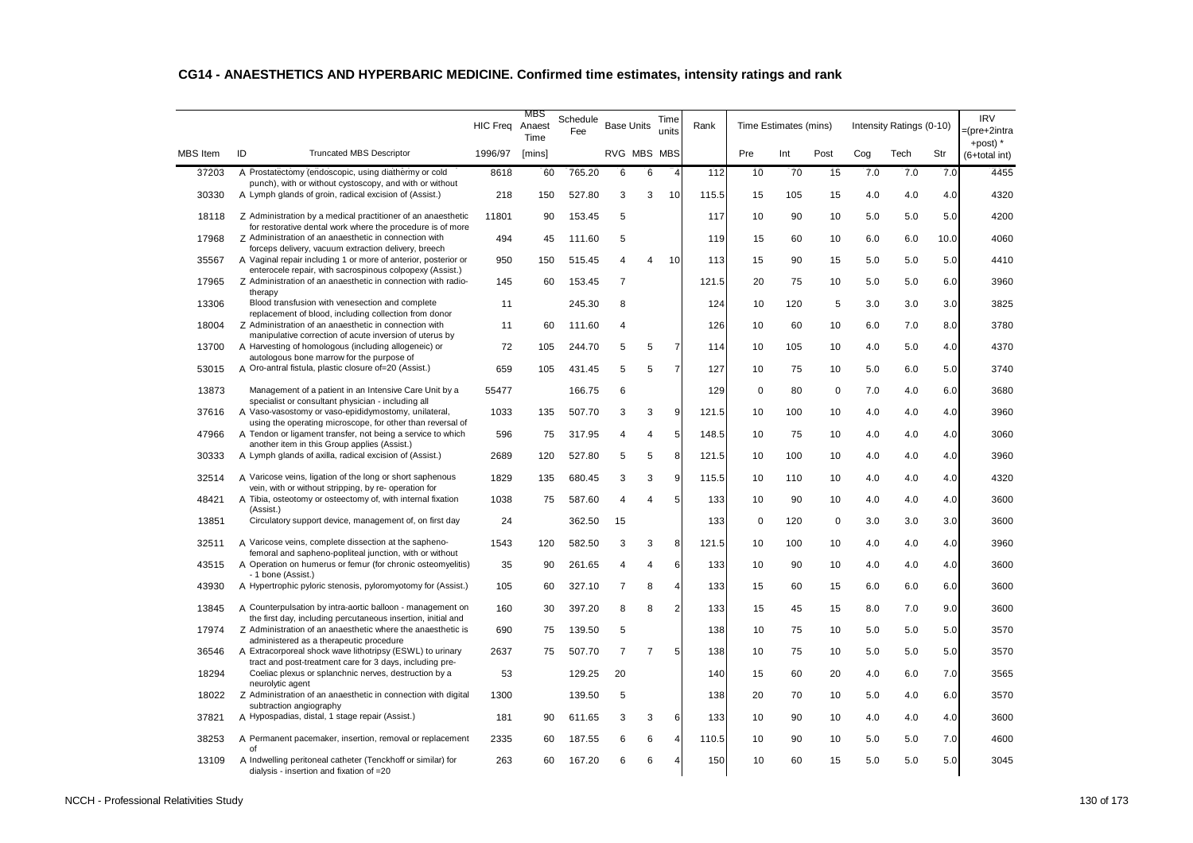## CG14 - ANAESTHETICS AND HYPERBARIC MEDICINE. Confirmed time estimates, intensity ratings and rank

| MBS Item | ID | Truncated MBS Descriptor | HIC Freq 1996/97 | MBS Anaest Time [mins] | Schedule Fee | Base Units RVG | MBS | Time units MBS | Rank | Time Estimates (mins) Pre | Int | Post | Intensity Ratings (0-10) Cog | Tech | Str | IRV =(pre+2intra +post) * (6+total int) |
|---|---|---|---|---|---|---|---|---|---|---|---|---|---|---|---|---|
| 37203 | A | Prostatectomy (endoscopic, using diathermy or cold punch), with or without cystoscopy, and with or without | 8618 | 60 | 765.20 | 6 | 6 | 4 | 112 | 10 | 70 | 15 | 7.0 | 7.0 | 7.0 | 4455 |
| 30330 | A | Lymph glands of groin, radical excision of (Assist.) | 218 | 150 | 527.80 | 3 | 3 | 10 | 115.5 | 15 | 105 | 15 | 4.0 | 4.0 | 4.0 | 4320 |
| 18118 | Z | Administration by a medical practitioner of an anaesthetic for restorative dental work where the procedure is of more | 11801 | 90 | 153.45 | 5 | | | 117 | 10 | 90 | 10 | 5.0 | 5.0 | 5.0 | 4200 |
| 17968 | Z | Administration of an anaesthetic in connection with forceps delivery, vacuum extraction delivery, breech | 494 | 45 | 111.60 | 5 | | | 119 | 15 | 60 | 10 | 6.0 | 6.0 | 10.0 | 4060 |
| 35567 | A | Vaginal repair including 1 or more of anterior, posterior or enterocele repair, with sacrospinous colpopexy (Assist.) | 950 | 150 | 515.45 | 4 | 4 | 10 | 113 | 15 | 90 | 15 | 5.0 | 5.0 | 5.0 | 4410 |
| 17965 | Z | Administration of an anaesthetic in connection with radio-therapy | 145 | 60 | 153.45 | 7 | | | 121.5 | 20 | 75 | 10 | 5.0 | 5.0 | 6.0 | 3960 |
| 13306 | | Blood transfusion with venesection and complete replacement of blood, including collection from donor | 11 | | 245.30 | 8 | | | 124 | 10 | 120 | 5 | 3.0 | 3.0 | 3.0 | 3825 |
| 18004 | Z | Administration of an anaesthetic in connection with manipulative correction of acute inversion of uterus by | 11 | 60 | 111.60 | 4 | | | 126 | 10 | 60 | 10 | 6.0 | 7.0 | 8.0 | 3780 |
| 13700 | A | Harvesting of homologous (including allogeneic) or autologous bone marrow for the purpose of | 72 | 105 | 244.70 | 5 | 5 | 7 | 114 | 10 | 105 | 10 | 4.0 | 5.0 | 4.0 | 4370 |
| 53015 | A | Oro-antral fistula, plastic closure of=20 (Assist.) | 659 | 105 | 431.45 | 5 | 5 | 7 | 127 | 10 | 75 | 10 | 5.0 | 6.0 | 5.0 | 3740 |
| 13873 | | Management of a patient in an Intensive Care Unit by a specialist or consultant physician - including all | 55477 | | 166.75 | 6 | | | 129 | 0 | 80 | 0 | 7.0 | 4.0 | 6.0 | 3680 |
| 37616 | A | Vaso-vasostomy or vaso-epididymostomy, unilateral, using the operating microscope, for other than reversal of | 1033 | 135 | 507.70 | 3 | 3 | 9 | 121.5 | 10 | 100 | 10 | 4.0 | 4.0 | 4.0 | 3960 |
| 47966 | A | Tendon or ligament transfer, not being a service to which another item in this Group applies (Assist.) | 596 | 75 | 317.95 | 4 | 4 | 5 | 148.5 | 10 | 75 | 10 | 4.0 | 4.0 | 4.0 | 3060 |
| 30333 | A | Lymph glands of axilla, radical excision of (Assist.) | 2689 | 120 | 527.80 | 5 | 5 | 8 | 121.5 | 10 | 100 | 10 | 4.0 | 4.0 | 4.0 | 3960 |
| 32514 | A | Varicose veins, ligation of the long or short saphenous vein, with or without stripping, by re- operation for | 1829 | 135 | 680.45 | 3 | 3 | 9 | 115.5 | 10 | 110 | 10 | 4.0 | 4.0 | 4.0 | 4320 |
| 48421 | A | Tibia, osteotomy or osteectomy of, with internal fixation (Assist.) | 1038 | 75 | 587.60 | 4 | 4 | 5 | 133 | 10 | 90 | 10 | 4.0 | 4.0 | 4.0 | 3600 |
| 13851 | | Circulatory support device, management of, on first day | 24 | | 362.50 | 15 | | | 133 | 0 | 120 | 0 | 3.0 | 3.0 | 3.0 | 3600 |
| 32511 | A | Varicose veins, complete dissection at the sapheno-femoral and sapheno-popliteal junction, with or without | 1543 | 120 | 582.50 | 3 | 3 | 8 | 121.5 | 10 | 100 | 10 | 4.0 | 4.0 | 4.0 | 3960 |
| 43515 | A | Operation on humerus or femur (for chronic osteomyelitis) - 1 bone (Assist.) | 35 | 90 | 261.65 | 4 | 4 | 6 | 133 | 10 | 90 | 10 | 4.0 | 4.0 | 4.0 | 3600 |
| 43930 | A | Hypertrophic pyloric stenosis, pyloromyotomy for (Assist.) | 105 | 60 | 327.10 | 7 | 8 | 4 | 133 | 15 | 60 | 15 | 6.0 | 6.0 | 6.0 | 3600 |
| 13845 | A | Counterpulsation by intra-aortic balloon - management on the first day, including percutaneous insertion, initial and | 160 | 30 | 397.20 | 8 | 8 | 2 | 133 | 15 | 45 | 15 | 8.0 | 7.0 | 9.0 | 3600 |
| 17974 | Z | Administration of an anaesthetic where the anaesthetic is administered as a therapeutic procedure | 690 | 75 | 139.50 | 5 | | | 138 | 10 | 75 | 10 | 5.0 | 5.0 | 5.0 | 3570 |
| 36546 | A | Extracorporeal shock wave lithotripsy (ESWL) to urinary tract and post-treatment care for 3 days, including pre- | 2637 | 75 | 507.70 | 7 | 7 | 5 | 138 | 10 | 75 | 10 | 5.0 | 5.0 | 5.0 | 3570 |
| 18294 | | Coeliac plexus or splanchnic nerves, destruction by a neurolytic agent | 53 | | 129.25 | 20 | | | 140 | 15 | 60 | 20 | 4.0 | 6.0 | 7.0 | 3565 |
| 18022 | Z | Administration of an anaesthetic in connection with digital subtraction angiography | 1300 | | 139.50 | 5 | | | 138 | 20 | 70 | 10 | 5.0 | 4.0 | 6.0 | 3570 |
| 37821 | A | Hypospadias, distal, 1 stage repair (Assist.) | 181 | 90 | 611.65 | 3 | 3 | 6 | 133 | 10 | 90 | 10 | 4.0 | 4.0 | 4.0 | 3600 |
| 38253 | A | Permanent pacemaker, insertion, removal or replacement of | 2335 | 60 | 187.55 | 6 | 6 | 4 | 110.5 | 10 | 90 | 10 | 5.0 | 5.0 | 7.0 | 4600 |
| 13109 | A | Indwelling peritoneal catheter (Tenckhoff or similar) for dialysis - insertion and fixation of =20 | 263 | 60 | 167.20 | 6 | 6 | 4 | 150 | 10 | 60 | 15 | 5.0 | 5.0 | 5.0 | 3045 |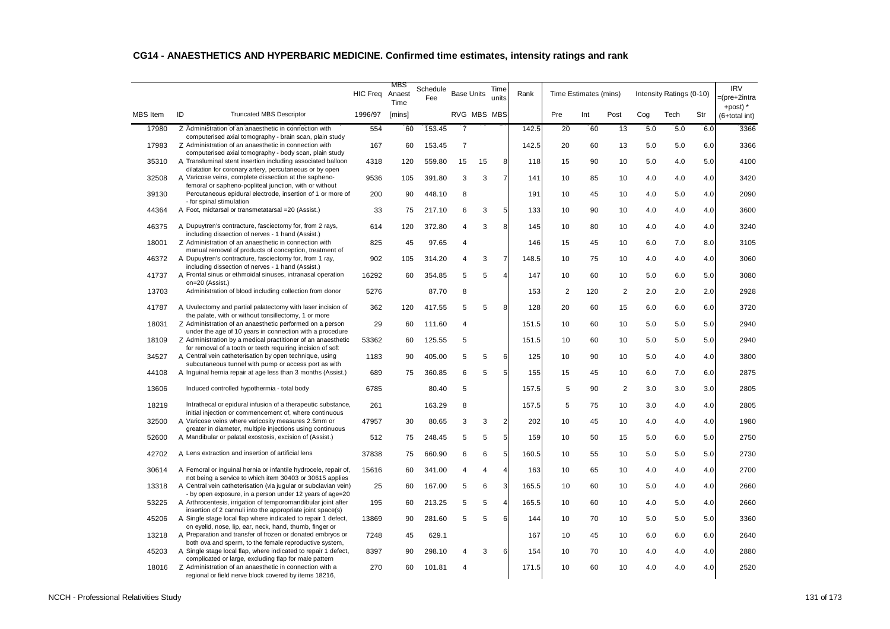## CG14 - ANAESTHETICS AND HYPERBARIC MEDICINE. Confirmed time estimates, intensity ratings and rank

| MBS Item | ID | Truncated MBS Descriptor | HIC Freq | MBS Anaest Time | Schedule Fee | Base Units | | Time units | Rank | Time Estimates (mins) | | | Intensity Ratings (0-10) | | | IRV =(pre+2intra +post) * |
|---|---|---|---|---|---|---|---|---|---|---|---|---|---|---|---|---|
| | | | 1996/97 | [mins] | | RVG | MBS | MBS | | Pre | Int | Post | Cog | Tech | Str | (6+total int) |
| 17980 | Z | Administration of an anaesthetic in connection with computerised axial tomography - brain scan, plain study | 554 | 60 | 153.45 | 7 | | | 142.5 | 20 | 60 | 13 | 5.0 | 5.0 | 6.0 | 3366 |
| 17983 | Z | Administration of an anaesthetic in connection with computerised axial tomography - body scan, plain study | 167 | 60 | 153.45 | 7 | | | 142.5 | 20 | 60 | 13 | 5.0 | 5.0 | 6.0 | 3366 |
| 35310 | A | Transluminal stent insertion including associated balloon dilatation for coronary artery, percutaneous or by open | 4318 | 120 | 559.80 | 15 | 15 | 8 | 118 | 15 | 90 | 10 | 5.0 | 4.0 | 5.0 | 4100 |
| 32508 | A | Varicose veins, complete dissection at the sapheno-femoral or sapheno-popliteal junction, with or without | 9536 | 105 | 391.80 | 3 | 3 | 7 | 141 | 10 | 85 | 10 | 4.0 | 4.0 | 4.0 | 3420 |
| 39130 | | Percutaneous epidural electrode, insertion of 1 or more of - for spinal stimulation | 200 | 90 | 448.10 | 8 | | | 191 | 10 | 45 | 10 | 4.0 | 5.0 | 4.0 | 2090 |
| 44364 | A | Foot, midtarsal or transmetatarsal =20 (Assist.) | 33 | 75 | 217.10 | 6 | 3 | 5 | 133 | 10 | 90 | 10 | 4.0 | 4.0 | 4.0 | 3600 |
| 46375 | A | Dupuytren's contracture, fasciectomy for, from 2 rays, including dissection of nerves - 1 hand (Assist.) | 614 | 120 | 372.80 | 4 | 3 | 8 | 145 | 10 | 80 | 10 | 4.0 | 4.0 | 4.0 | 3240 |
| 18001 | Z | Administration of an anaesthetic in connection with manual removal of products of conception, treatment of | 825 | 45 | 97.65 | 4 | | | 146 | 15 | 45 | 10 | 6.0 | 7.0 | 8.0 | 3105 |
| 46372 | A | Dupuytren's contracture, fasciectomy for, from 1 ray, including dissection of nerves - 1 hand (Assist.) | 902 | 105 | 314.20 | 4 | 3 | 7 | 148.5 | 10 | 75 | 10 | 4.0 | 4.0 | 4.0 | 3060 |
| 41737 | A | Frontal sinus or ethmoidal sinuses, intranasal operation on=20 (Assist.) | 16292 | 60 | 354.85 | 5 | 5 | 4 | 147 | 10 | 60 | 10 | 5.0 | 6.0 | 5.0 | 3080 |
| 13703 | | Administration of blood including collection from donor | 5276 | | 87.70 | 8 | | | 153 | 2 | 120 | 2 | 2.0 | 2.0 | 2.0 | 2928 |
| 41787 | A | Uvulectomy and partial palatectomy with laser incision of the palate, with or without tonsillectomy, 1 or more | 362 | 120 | 417.55 | 5 | 5 | 8 | 128 | 20 | 60 | 15 | 6.0 | 6.0 | 6.0 | 3720 |
| 18031 | Z | Administration of an anaesthetic performed on a person under the age of 10 years in connection with a procedure | 29 | 60 | 111.60 | 4 | | | 151.5 | 10 | 60 | 10 | 5.0 | 5.0 | 5.0 | 2940 |
| 18109 | Z | Administration by a medical practitioner of an anaesthetic for removal of a tooth or teeth requiring incision of soft | 53362 | 60 | 125.55 | 5 | | | 151.5 | 10 | 60 | 10 | 5.0 | 5.0 | 5.0 | 2940 |
| 34527 | A | Central vein catheterisation by open technique, using subcutaneous tunnel with pump or access port as with | 1183 | 90 | 405.00 | 5 | 5 | 6 | 125 | 10 | 90 | 10 | 5.0 | 4.0 | 4.0 | 3800 |
| 44108 | A | Inguinal hernia repair at age less than 3 months (Assist.) | 689 | 75 | 360.85 | 6 | 5 | 5 | 155 | 15 | 45 | 10 | 6.0 | 7.0 | 6.0 | 2875 |
| 13606 | | Induced controlled hypothermia - total body | 6785 | | 80.40 | 5 | | | 157.5 | 5 | 90 | 2 | 3.0 | 3.0 | 3.0 | 2805 |
| 18219 | | Intrathecal or epidural infusion of a therapeutic substance, initial injection or commencement of, where continuous | 261 | | 163.29 | 8 | | | 157.5 | 5 | 75 | 10 | 3.0 | 4.0 | 4.0 | 2805 |
| 32500 | A | Varicose veins where varicosity measures 2.5mm or greater in diameter, multiple injections using continuous | 47957 | 30 | 80.65 | 3 | 3 | 2 | 202 | 10 | 45 | 10 | 4.0 | 4.0 | 4.0 | 1980 |
| 52600 | A | Mandibular or palatal exostosis, excision of (Assist.) | 512 | 75 | 248.45 | 5 | 5 | 5 | 159 | 10 | 50 | 15 | 5.0 | 6.0 | 5.0 | 2750 |
| 42702 | A | Lens extraction and insertion of artificial lens | 37838 | 75 | 660.90 | 6 | 6 | 5 | 160.5 | 10 | 55 | 10 | 5.0 | 5.0 | 5.0 | 2730 |
| 30614 | A | Femoral or inguinal hernia or infantile hydrocele, repair of, not being a service to which item 30403 or 30615 applies | 15616 | 60 | 341.00 | 4 | 4 | 4 | 163 | 10 | 65 | 10 | 4.0 | 4.0 | 4.0 | 2700 |
| 13318 | A | Central vein catheterisation (via jugular or subclavian vein) - by open exposure, in a person under 12 years of age=20 | 25 | 60 | 167.00 | 5 | 6 | 3 | 165.5 | 10 | 60 | 10 | 5.0 | 4.0 | 4.0 | 2660 |
| 53225 | A | Arthrocentesis, irrigation of temporomandibular joint after insertion of 2 cannuli into the appropriate joint space(s) | 195 | 60 | 213.25 | 5 | 5 | 4 | 165.5 | 10 | 60 | 10 | 4.0 | 5.0 | 4.0 | 2660 |
| 45206 | A | Single stage local flap where indicated to repair 1 defect, on eyelid, nose, lip, ear, neck, hand, thumb, finger or | 13869 | 90 | 281.60 | 5 | 5 | 6 | 144 | 10 | 70 | 10 | 5.0 | 5.0 | 5.0 | 3360 |
| 13218 | A | Preparation and transfer of frozen or donated embryos or both ova and sperm, to the female reproductive system, | 7248 | 45 | 629.1 | | | | 167 | 10 | 45 | 10 | 6.0 | 6.0 | 6.0 | 2640 |
| 45203 | A | Single stage local flap, where indicated to repair 1 defect, complicated or large, excluding flap for male pattern | 8397 | 90 | 298.10 | 4 | 3 | 6 | 154 | 10 | 70 | 10 | 4.0 | 4.0 | 4.0 | 2880 |
| 18016 | Z | Administration of an anaesthetic in connection with a regional or field nerve block covered by items 18216, | 270 | 60 | 101.81 | 4 | | | 171.5 | 10 | 60 | 10 | 4.0 | 4.0 | 4.0 | 2520 |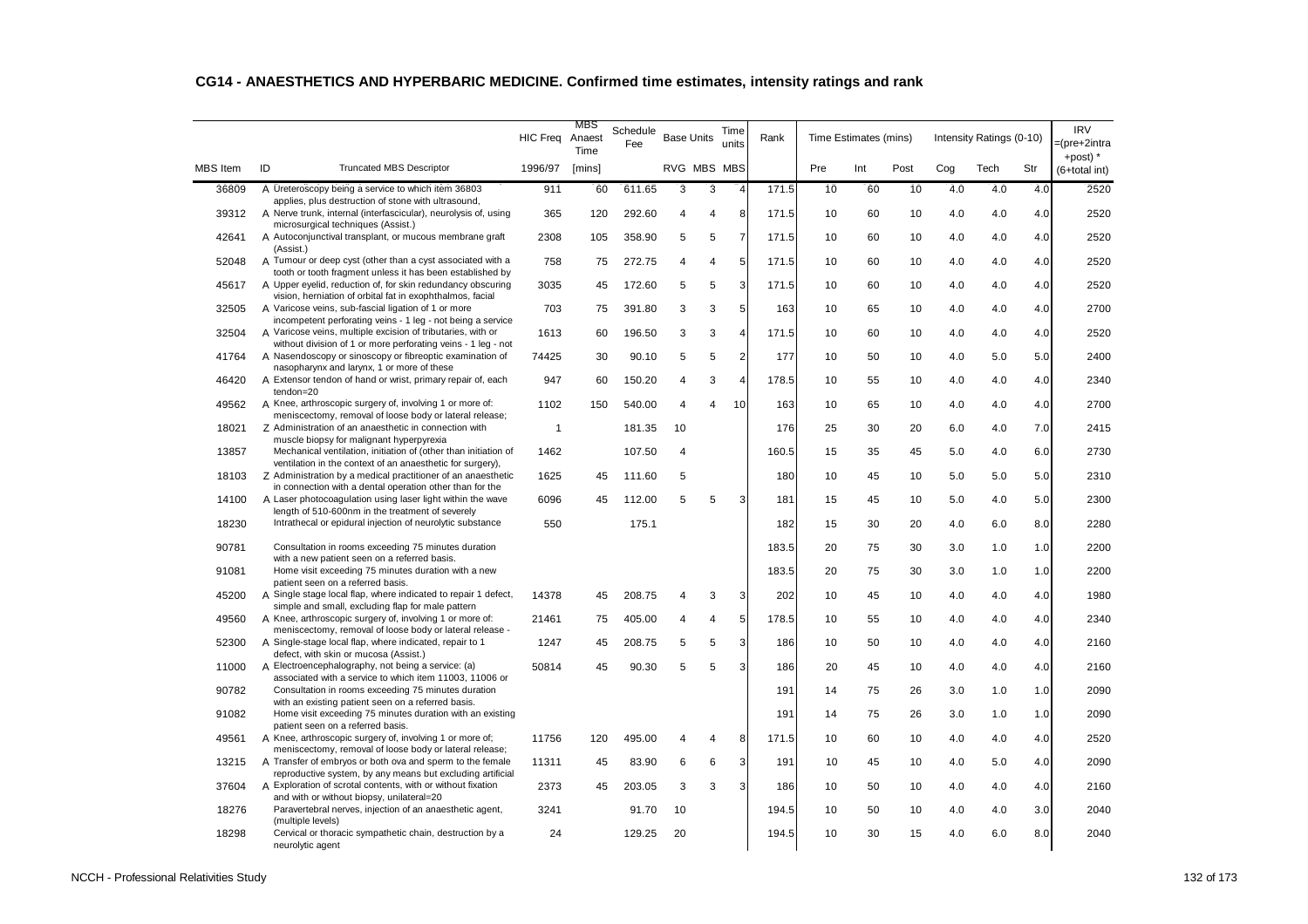## CG14 - ANAESTHETICS AND HYPERBARIC MEDICINE. Confirmed time estimates, intensity ratings and rank

| MBS Item | ID | Truncated MBS Descriptor | HIC Freq 1996/97 | MBS Anaest Time [mins] | Schedule Fee | Base Units RVG | Base Units MBS | Time units MBS | Rank | Time Estimates (mins) Pre | Int | Post | Intensity Ratings (0-10) Cog | Tech | Str | IRV =(pre+2intra +post) * (6+total int) |
|---|---|---|---|---|---|---|---|---|---|---|---|---|---|---|---|---|
| 36809 | A | Ureteroscopy being a service to which item 36803 applies, plus destruction of stone with ultrasound, | 911 | 60 | 611.65 | 3 | 3 | 4 | 171.5 | 10 | 60 | 10 | 4.0 | 4.0 | 4.0 | 2520 |
| 39312 | A | Nerve trunk, internal (interfascicular), neurolysis of, using microsurgical techniques (Assist.) | 365 | 120 | 292.60 | 4 | 4 | 8 | 171.5 | 10 | 60 | 10 | 4.0 | 4.0 | 4.0 | 2520 |
| 42641 | A | Autoconjunctival transplant, or mucous membrane graft (Assist.) | 2308 | 105 | 358.90 | 5 | 5 | 7 | 171.5 | 10 | 60 | 10 | 4.0 | 4.0 | 4.0 | 2520 |
| 52048 | A | Tumour or deep cyst (other than a cyst associated with a tooth or tooth fragment unless it has been established by | 758 | 75 | 272.75 | 4 | 4 | 5 | 171.5 | 10 | 60 | 10 | 4.0 | 4.0 | 4.0 | 2520 |
| 45617 | A | Upper eyelid, reduction of, for skin redundancy obscuring vision, herniation of orbital fat in exophthalmos, facial | 3035 | 45 | 172.60 | 5 | 5 | 3 | 171.5 | 10 | 60 | 10 | 4.0 | 4.0 | 4.0 | 2520 |
| 32505 | A | Varicose veins, sub-fascial ligation of 1 or more incompetent perforating veins - 1 leg - not being a service | 703 | 75 | 391.80 | 3 | 3 | 5 | 163 | 10 | 65 | 10 | 4.0 | 4.0 | 4.0 | 2700 |
| 32504 | A | Varicose veins, multiple excision of tributaries, with or without division of 1 or more perforating veins - 1 leg - not | 1613 | 60 | 196.50 | 3 | 3 | 4 | 171.5 | 10 | 60 | 10 | 4.0 | 4.0 | 4.0 | 2520 |
| 41764 | A | Nasendoscopy or sinoscopy or fibreoptic examination of nasopharynx and larynx, 1 or more of these | 74425 | 30 | 90.10 | 5 | 5 | 2 | 177 | 10 | 50 | 10 | 4.0 | 5.0 | 5.0 | 2400 |
| 46420 | A | Extensor tendon of hand or wrist, primary repair of, each tendon=20 | 947 | 60 | 150.20 | 4 | 3 | 4 | 178.5 | 10 | 55 | 10 | 4.0 | 4.0 | 4.0 | 2340 |
| 49562 | A | Knee, arthroscopic surgery of, involving 1 or more of: meniscectomy, removal of loose body or lateral release; | 1102 | 150 | 540.00 | 4 | 4 | 10 | 163 | 10 | 65 | 10 | 4.0 | 4.0 | 4.0 | 2700 |
| 18021 | Z | Administration of an anaesthetic in connection with muscle biopsy for malignant hyperpyrexia | 1 | | 181.35 | 10 | | | 176 | 25 | 30 | 20 | 6.0 | 4.0 | 7.0 | 2415 |
| 13857 | | Mechanical ventilation, initiation of (other than initiation of ventilation in the context of an anaesthetic for surgery), | 1462 | | 107.50 | 4 | | | 160.5 | 15 | 35 | 45 | 5.0 | 4.0 | 6.0 | 2730 |
| 18103 | Z | Administration by a medical practitioner of an anaesthetic in connection with a dental operation other than for the | 1625 | 45 | 111.60 | 5 | | | 180 | 10 | 45 | 10 | 5.0 | 5.0 | 5.0 | 2310 |
| 14100 | A | Laser photocoagulation using laser light within the wave length of 510-600nm in the treatment of severely | 6096 | 45 | 112.00 | 5 | 5 | 3 | 181 | 15 | 45 | 10 | 5.0 | 4.0 | 5.0 | 2300 |
| 18230 | | Intrathecal or epidural injection of neurolytic substance | 550 | | 175.1 | | | | 182 | 15 | 30 | 20 | 4.0 | 6.0 | 8.0 | 2280 |
| 90781 | | Consultation in rooms exceeding 75 minutes duration with a new patient seen on a referred basis. | | | | | | | 183.5 | 20 | 75 | 30 | 3.0 | 1.0 | 1.0 | 2200 |
| 91081 | | Home visit exceeding 75 minutes duration with a new patient seen on a referred basis. | | | | | | | 183.5 | 20 | 75 | 30 | 3.0 | 1.0 | 1.0 | 2200 |
| 45200 | A | Single stage local flap, where indicated to repair 1 defect, simple and small, excluding flap for male pattern | 14378 | 45 | 208.75 | 4 | 3 | 3 | 202 | 10 | 45 | 10 | 4.0 | 4.0 | 4.0 | 1980 |
| 49560 | A | Knee, arthroscopic surgery of, involving 1 or more of: meniscectomy, removal of loose body or lateral release - | 21461 | 75 | 405.00 | 4 | 4 | 5 | 178.5 | 10 | 55 | 10 | 4.0 | 4.0 | 4.0 | 2340 |
| 52300 | A | Single-stage local flap, where indicated, repair to 1 defect, with skin or mucosa (Assist.) | 1247 | 45 | 208.75 | 5 | 5 | 3 | 186 | 10 | 50 | 10 | 4.0 | 4.0 | 4.0 | 2160 |
| 11000 | A | Electroencephalography, not being a service: (a) associated with a service to which item 11003, 11006 or | 50814 | 45 | 90.30 | 5 | 5 | 3 | 186 | 20 | 45 | 10 | 4.0 | 4.0 | 4.0 | 2160 |
| 90782 | | Consultation in rooms exceeding 75 minutes duration with an existing patient seen on a referred basis. | | | | | | | 191 | 14 | 75 | 26 | 3.0 | 1.0 | 1.0 | 2090 |
| 91082 | | Home visit exceeding 75 minutes duration with an existing patient seen on a referred basis. | | | | | | | 191 | 14 | 75 | 26 | 3.0 | 1.0 | 1.0 | 2090 |
| 49561 | A | Knee, arthroscopic surgery of, involving 1 or more of; meniscectomy, removal of loose body or lateral release; | 11756 | 120 | 495.00 | 4 | 4 | 8 | 171.5 | 10 | 60 | 10 | 4.0 | 4.0 | 4.0 | 2520 |
| 13215 | A | Transfer of embryos or both ova and sperm to the female reproductive system, by any means but excluding artificial | 11311 | 45 | 83.90 | 6 | 6 | 3 | 191 | 10 | 45 | 10 | 4.0 | 5.0 | 4.0 | 2090 |
| 37604 | A | Exploration of scrotal contents, with or without fixation and with or without biopsy, unilateral=20 | 2373 | 45 | 203.05 | 3 | 3 | 3 | 186 | 10 | 50 | 10 | 4.0 | 4.0 | 4.0 | 2160 |
| 18276 | | Paravertebral nerves, injection of an anaesthetic agent, (multiple levels) | 3241 | | 91.70 | 10 | | | 194.5 | 10 | 50 | 10 | 4.0 | 4.0 | 3.0 | 2040 |
| 18298 | | Cervical or thoracic sympathetic chain, destruction by a neurolytic agent | 24 | | 129.25 | 20 | | | 194.5 | 10 | 30 | 15 | 4.0 | 6.0 | 8.0 | 2040 |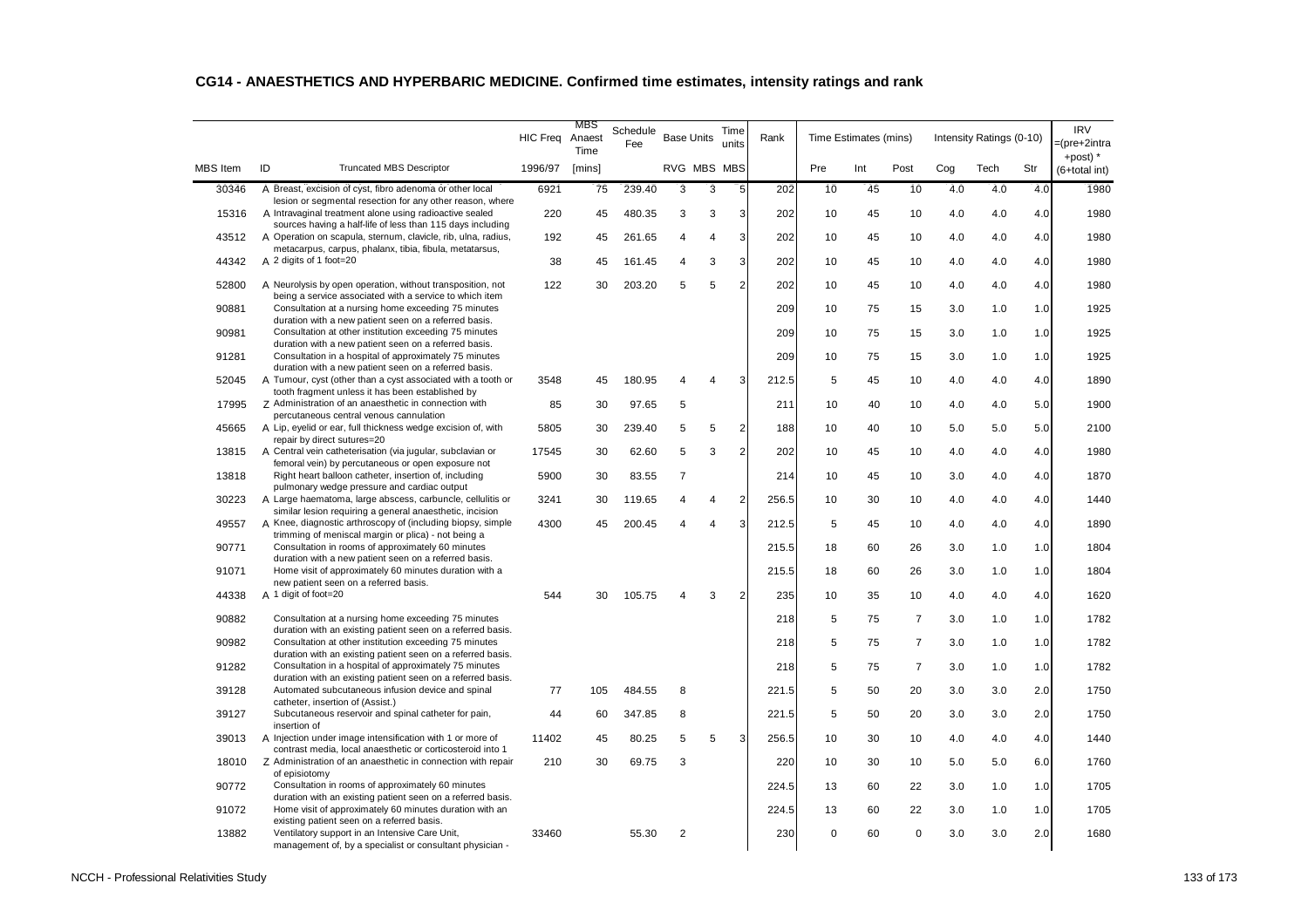## CG14 - ANAESTHETICS AND HYPERBARIC MEDICINE. Confirmed time estimates, intensity ratings and rank

| MBS Item | ID | Truncated MBS Descriptor | HIC Freq 1996/97 | MBS Anaest Time [mins] | Schedule Fee | Base Units RVG | Base Units MBS | Time units MBS | Rank | Time Estimates (mins) Pre | Int | Post | Intensity Ratings (0-10) Cog | Tech | Str | IRV =(pre+2intra +post) * (6+total int) |
|---|---|---|---|---|---|---|---|---|---|---|---|---|---|---|---|---|
| 30346 | A | Breast, excision of cyst, fibro adenoma or other local lesion or segmental resection for any other reason, where | 6921 | 75 | 239.40 | 3 | 3 | 5 | 202 | 10 | 45 | 10 | 4.0 | 4.0 | 4.0 | 1980 |
| 15316 | A | Intravaginal treatment alone using radioactive sealed sources having a half-life of less than 115 days including | 220 | 45 | 480.35 | 3 | 3 | 3 | 202 | 10 | 45 | 10 | 4.0 | 4.0 | 4.0 | 1980 |
| 43512 | A | Operation on scapula, sternum, clavicle, rib, ulna, radius, metacarpus, carpus, phalanx, tibia, fibula, metatarsus, | 192 | 45 | 261.65 | 4 | 4 | 3 | 202 | 10 | 45 | 10 | 4.0 | 4.0 | 4.0 | 1980 |
| 44342 | A | 2 digits of 1 foot=20 | 38 | 45 | 161.45 | 4 | 3 | 3 | 202 | 10 | 45 | 10 | 4.0 | 4.0 | 4.0 | 1980 |
| 52800 | A | Neurolysis by open operation, without transposition, not being a service associated with a service to which item | 122 | 30 | 203.20 | 5 | 5 | 2 | 202 | 10 | 45 | 10 | 4.0 | 4.0 | 4.0 | 1980 |
| 90881 | | Consultation at a nursing home exceeding 75 minutes duration with a new patient seen on a referred basis. | | | | | | | 209 | 10 | 75 | 15 | 3.0 | 1.0 | 1.0 | 1925 |
| 90981 | | Consultation at other institution exceeding 75 minutes duration with a new patient seen on a referred basis. | | | | | | | 209 | 10 | 75 | 15 | 3.0 | 1.0 | 1.0 | 1925 |
| 91281 | | Consultation in a hospital of approximately 75 minutes duration with a new patient seen on a referred basis. | | | | | | | 209 | 10 | 75 | 15 | 3.0 | 1.0 | 1.0 | 1925 |
| 52045 | A | Tumour, cyst (other than a cyst associated with a tooth or tooth fragment unless it has been established by | 3548 | 45 | 180.95 | 4 | 4 | 3 | 212.5 | 5 | 45 | 10 | 4.0 | 4.0 | 4.0 | 1890 |
| 17995 | Z | Administration of an anaesthetic in connection with percutaneous central venous cannulation | 85 | 30 | 97.65 | 5 | | | 211 | 10 | 40 | 10 | 4.0 | 4.0 | 5.0 | 1900 |
| 45665 | A | Lip, eyelid or ear, full thickness wedge excision of, with repair by direct sutures=20 | 5805 | 30 | 239.40 | 5 | 5 | 2 | 188 | 10 | 40 | 10 | 5.0 | 5.0 | 5.0 | 2100 |
| 13815 | A | Central vein catheterisation (via jugular, subclavian or femoral vein) by percutaneous or open exposure not | 17545 | 30 | 62.60 | 5 | 3 | 2 | 202 | 10 | 45 | 10 | 4.0 | 4.0 | 4.0 | 1980 |
| 13818 | | Right heart balloon catheter, insertion of, including pulmonary wedge pressure and cardiac output | 5900 | 30 | 83.55 | 7 | | | 214 | 10 | 45 | 10 | 3.0 | 4.0 | 4.0 | 1870 |
| 30223 | A | Large haematoma, large abscess, carbuncle, cellulitis or similar lesion requiring a general anaesthetic, incision | 3241 | 30 | 119.65 | 4 | 4 | 2 | 256.5 | 10 | 30 | 10 | 4.0 | 4.0 | 4.0 | 1440 |
| 49557 | A | Knee, diagnostic arthroscopy of (including biopsy, simple trimming of meniscal margin or plica) - not being a | 4300 | 45 | 200.45 | 4 | 4 | 3 | 212.5 | 5 | 45 | 10 | 4.0 | 4.0 | 4.0 | 1890 |
| 90771 | | Consultation in rooms of approximately 60 minutes duration with a new patient seen on a referred basis. | | | | | | | 215.5 | 18 | 60 | 26 | 3.0 | 1.0 | 1.0 | 1804 |
| 91071 | | Home visit of approximately 60 minutes duration with a new patient seen on a referred basis. | | | | | | | 215.5 | 18 | 60 | 26 | 3.0 | 1.0 | 1.0 | 1804 |
| 44338 | A | 1 digit of foot=20 | 544 | 30 | 105.75 | 4 | 3 | 2 | 235 | 10 | 35 | 10 | 4.0 | 4.0 | 4.0 | 1620 |
| 90882 | | Consultation at a nursing home exceeding 75 minutes duration with an existing patient seen on a referred basis. | | | | | | | 218 | 5 | 75 | 7 | 3.0 | 1.0 | 1.0 | 1782 |
| 90982 | | Consultation at other institution exceeding 75 minutes duration with an existing patient seen on a referred basis. | | | | | | | 218 | 5 | 75 | 7 | 3.0 | 1.0 | 1.0 | 1782 |
| 91282 | | Consultation in a hospital of approximately 75 minutes duration with an existing patient seen on a referred basis. | | | | | | | 218 | 5 | 75 | 7 | 3.0 | 1.0 | 1.0 | 1782 |
| 39128 | | Automated subcutaneous infusion device and spinal catheter, insertion of (Assist.) | 77 | 105 | 484.55 | 8 | | | 221.5 | 5 | 50 | 20 | 3.0 | 3.0 | 2.0 | 1750 |
| 39127 | | Subcutaneous reservoir and spinal catheter for pain, insertion of | 44 | 60 | 347.85 | 8 | | | 221.5 | 5 | 50 | 20 | 3.0 | 3.0 | 2.0 | 1750 |
| 39013 | A | Injection under image intensification with 1 or more of contrast media, local anaesthetic or corticosteroid into 1 | 11402 | 45 | 80.25 | 5 | 5 | 3 | 256.5 | 10 | 30 | 10 | 4.0 | 4.0 | 4.0 | 1440 |
| 18010 | Z | Administration of an anaesthetic in connection with repair of episiotomy | 210 | 30 | 69.75 | 3 | | | 220 | 10 | 30 | 10 | 5.0 | 5.0 | 6.0 | 1760 |
| 90772 | | Consultation in rooms of approximately 60 minutes duration with an existing patient seen on a referred basis. | | | | | | | 224.5 | 13 | 60 | 22 | 3.0 | 1.0 | 1.0 | 1705 |
| 91072 | | Home visit of approximately 60 minutes duration with an existing patient seen on a referred basis. | | | | | | | 224.5 | 13 | 60 | 22 | 3.0 | 1.0 | 1.0 | 1705 |
| 13882 | | Ventilatory support in an Intensive Care Unit, management of, by a specialist or consultant physician - | 33460 | | 55.30 | 2 | | | 230 | 0 | 60 | 0 | 3.0 | 3.0 | 2.0 | 1680 |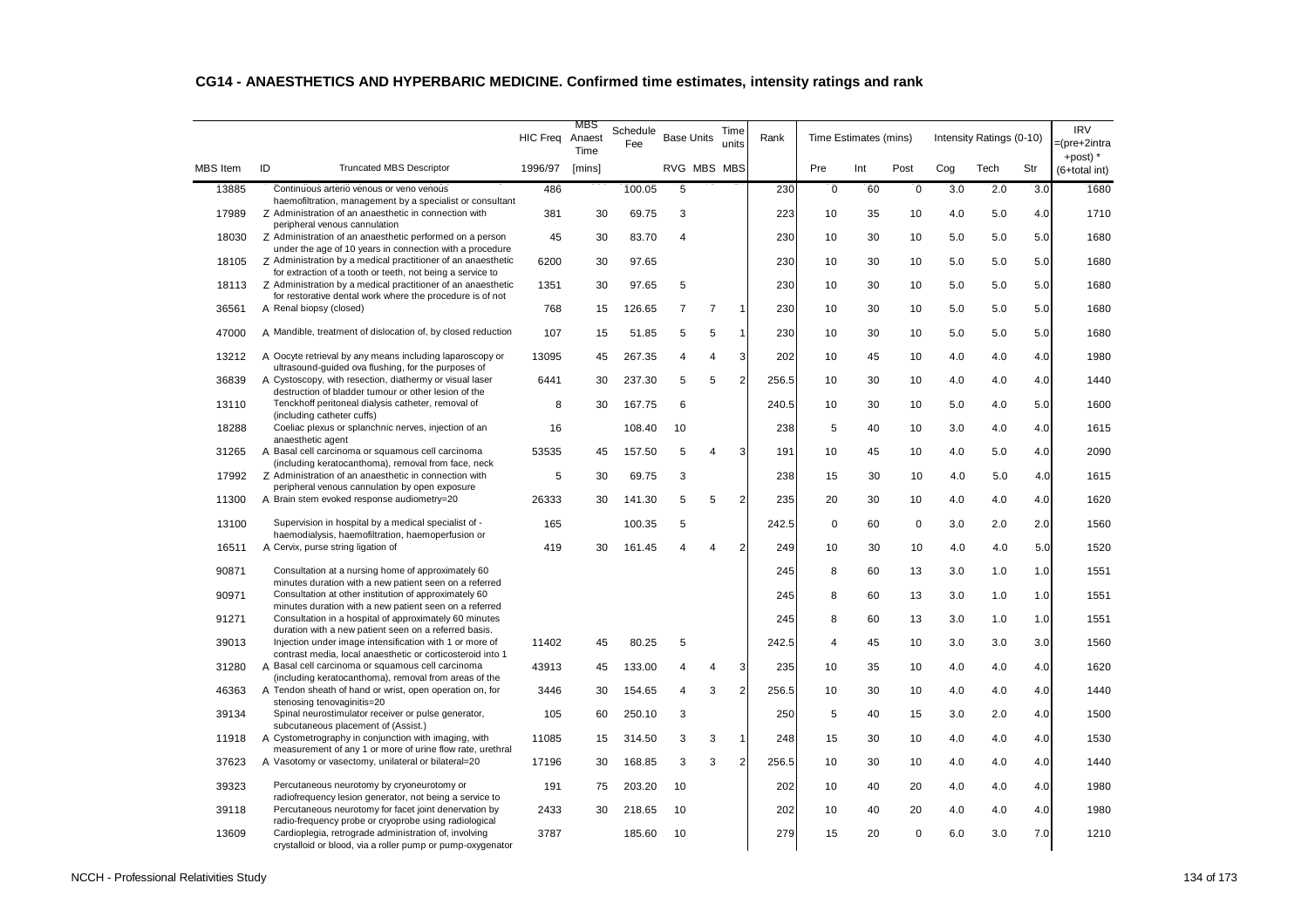## CG14 - ANAESTHETICS AND HYPERBARIC MEDICINE. Confirmed time estimates, intensity ratings and rank

| MBS Item | ID | Truncated MBS Descriptor | HIC Freq | MBS Anaest Time | Schedule Fee | Base Units | | Time units | Rank | Time Estimates (mins) | | | Intensity Ratings (0-10) | | | IRV =(pre+2intra +post) * (6+total int) |
|---|---|---|---|---|---|---|---|---|---|---|---|---|---|---|---|---|
| | | | 1996/97 | [mins] | | RVG | MBS | MBS | | Pre | Int | Post | Cog | Tech | Str | |
| 13885 | | Continuous arterio venous or veno venous haemofiltration, management by a specialist or consultant | 486 | | 100.05 | 5 | | | 230 | 0 | 60 | 0 | 3.0 | 2.0 | 3.0 | 1680 |
| 17989 | Z | Administration of an anaesthetic in connection with peripheral venous cannulation | 381 | 30 | 69.75 | 3 | | | 223 | 10 | 35 | 10 | 4.0 | 5.0 | 4.0 | 1710 |
| 18030 | Z | Administration of an anaesthetic performed on a person under the age of 10 years in connection with a procedure | 45 | 30 | 83.70 | 4 | | | 230 | 10 | 30 | 10 | 5.0 | 5.0 | 5.0 | 1680 |
| 18105 | Z | Administration by a medical practitioner of an anaesthetic for extraction of a tooth or teeth, not being a service to | 6200 | 30 | 97.65 | | | | 230 | 10 | 30 | 10 | 5.0 | 5.0 | 5.0 | 1680 |
| 18113 | Z | Administration by a medical practitioner of an anaesthetic for restorative dental work where the procedure is of not | 1351 | 30 | 97.65 | 5 | | | 230 | 10 | 30 | 10 | 5.0 | 5.0 | 5.0 | 1680 |
| 36561 | A | Renal biopsy (closed) | 768 | 15 | 126.65 | 7 | 7 | 1 | 230 | 10 | 30 | 10 | 5.0 | 5.0 | 5.0 | 1680 |
| 47000 | A | Mandible, treatment of dislocation of, by closed reduction | 107 | 15 | 51.85 | 5 | 5 | 1 | 230 | 10 | 30 | 10 | 5.0 | 5.0 | 5.0 | 1680 |
| 13212 | A | Oocyte retrieval by any means including laparoscopy or ultrasound-guided ova flushing, for the purposes of | 13095 | 45 | 267.35 | 4 | 4 | 3 | 202 | 10 | 45 | 10 | 4.0 | 4.0 | 4.0 | 1980 |
| 36839 | A | Cystoscopy, with resection, diathermy or visual laser destruction of bladder tumour or other lesion of the | 6441 | 30 | 237.30 | 5 | 5 | 2 | 256.5 | 10 | 30 | 10 | 4.0 | 4.0 | 4.0 | 1440 |
| 13110 | | Tenckhoff peritoneal dialysis catheter, removal of (including catheter cuffs) | 8 | 30 | 167.75 | 6 | | | 240.5 | 10 | 30 | 10 | 5.0 | 4.0 | 5.0 | 1600 |
| 18288 | | Coeliac plexus or splanchnic nerves, injection of an anaesthetic agent | 16 | | 108.40 | 10 | | | 238 | 5 | 40 | 10 | 3.0 | 4.0 | 4.0 | 1615 |
| 31265 | A | Basal cell carcinoma or squamous cell carcinoma (including keratocanthoma), removal from face, neck | 53535 | 45 | 157.50 | 5 | 4 | 3 | 191 | 10 | 45 | 10 | 4.0 | 5.0 | 4.0 | 2090 |
| 17992 | Z | Administration of an anaesthetic in connection with peripheral venous cannulation by open exposure | 5 | 30 | 69.75 | 3 | | | 238 | 15 | 30 | 10 | 4.0 | 5.0 | 4.0 | 1615 |
| 11300 | A | Brain stem evoked response audiometry=20 | 26333 | 30 | 141.30 | 5 | 5 | 2 | 235 | 20 | 30 | 10 | 4.0 | 4.0 | 4.0 | 1620 |
| 13100 | | Supervision in hospital by a medical specialist of - haemodialysis, haemofiltration, haemoperfusion or | 165 | | 100.35 | 5 | | | 242.5 | 0 | 60 | 0 | 3.0 | 2.0 | 2.0 | 1560 |
| 16511 | A | Cervix, purse string ligation of | 419 | 30 | 161.45 | 4 | 4 | 2 | 249 | 10 | 30 | 10 | 4.0 | 4.0 | 5.0 | 1520 |
| 90871 | | Consultation at a nursing home of approximately 60 minutes duration with a new patient seen on a referred | | | | | | | 245 | 8 | 60 | 13 | 3.0 | 1.0 | 1.0 | 1551 |
| 90971 | | Consultation at other institution of approximately 60 minutes duration with a new patient seen on a referred | | | | | | | 245 | 8 | 60 | 13 | 3.0 | 1.0 | 1.0 | 1551 |
| 91271 | | Consultation in a hospital of approximately 60 minutes duration with a new patient seen on a referred basis. | | | | | | | 245 | 8 | 60 | 13 | 3.0 | 1.0 | 1.0 | 1551 |
| 39013 | | Injection under image intensification with 1 or more of contrast media, local anaesthetic or corticosteroid into 1 | 11402 | 45 | 80.25 | 5 | | | 242.5 | 4 | 45 | 10 | 3.0 | 3.0 | 3.0 | 1560 |
| 31280 | A | Basal cell carcinoma or squamous cell carcinoma (including keratocanthoma), removal from areas of the | 43913 | 45 | 133.00 | 4 | 4 | 3 | 235 | 10 | 35 | 10 | 4.0 | 4.0 | 4.0 | 1620 |
| 46363 | A | Tendon sheath of hand or wrist, open operation on, for stenosing tenovaginitis=20 | 3446 | 30 | 154.65 | 4 | 3 | 2 | 256.5 | 10 | 30 | 10 | 4.0 | 4.0 | 4.0 | 1440 |
| 39134 | | Spinal neurostimulator receiver or pulse generator, subcutaneous placement of (Assist.) | 105 | 60 | 250.10 | 3 | | | 250 | 5 | 40 | 15 | 3.0 | 2.0 | 4.0 | 1500 |
| 11918 | A | Cystometrography in conjunction with imaging, with measurement of any 1 or more of urine flow rate, urethral | 11085 | 15 | 314.50 | 3 | 3 | 1 | 248 | 15 | 30 | 10 | 4.0 | 4.0 | 4.0 | 1530 |
| 37623 | A | Vasotomy or vasectomy, unilateral or bilateral=20 | 17196 | 30 | 168.85 | 3 | 3 | 2 | 256.5 | 10 | 30 | 10 | 4.0 | 4.0 | 4.0 | 1440 |
| 39323 | | Percutaneous neurotomy by cryoneurotomy or radiofrequency lesion generator, not being a service to | 191 | 75 | 203.20 | 10 | | | 202 | 10 | 40 | 20 | 4.0 | 4.0 | 4.0 | 1980 |
| 39118 | | Percutaneous neurotomy for facet joint denervation by radio-frequency probe or cryoprobe using radiological | 2433 | 30 | 218.65 | 10 | | | 202 | 10 | 40 | 20 | 4.0 | 4.0 | 4.0 | 1980 |
| 13609 | | Cardioplegia, retrograde administration of, involving crystalloid or blood, via a roller pump or pump-oxygenator | 3787 | | 185.60 | 10 | | | 279 | 15 | 20 | 0 | 6.0 | 3.0 | 7.0 | 1210 |

NCCH - Professional Relativities Study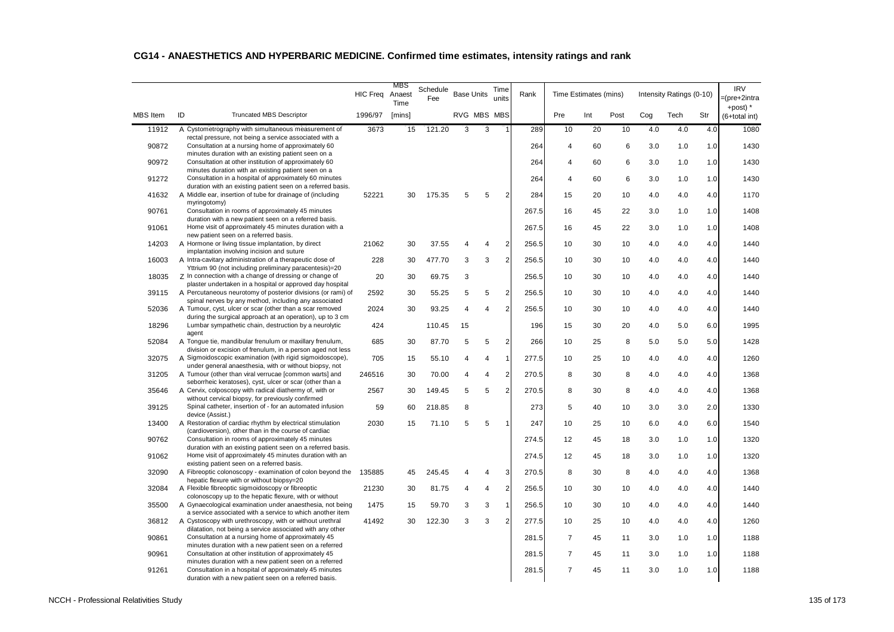## CG14 - ANAESTHETICS AND HYPERBARIC MEDICINE. Confirmed time estimates, intensity ratings and rank

| | | | HIC Freq | MBS Anaest Time | Schedule Fee | Base Units | | Time units | Rank | Time Estimates (mins) | | | Intensity Ratings (0-10) | | | IRV =(pre+2intra +post) * |
|---|---|---|---|---|---|---|---|---|---|---|---|---|---|---|---|---|
| MBS Item | ID | Truncated MBS Descriptor | 1996/97 | [mins] | | RVG | MBS | MBS | | Pre | Int | Post | Cog | Tech | Str | (6+total int) |
| 11912 | A | Cystometrography with simultaneous measurement of rectal pressure, not being a service associated with a | 3673 | 15 | 121.20 | 3 | 3 | 1 | 289 | 10 | 20 | 10 | 4.0 | 4.0 | 4.0 | 1080 |
| 90872 | | Consultation at a nursing home of approximately 60 minutes duration with an existing patient seen on a | | | | | | | 264 | 4 | 60 | 6 | 3.0 | 1.0 | 1.0 | 1430 |
| 90972 | | Consultation at other institution of approximately 60 minutes duration with an existing patient seen on a | | | | | | | 264 | 4 | 60 | 6 | 3.0 | 1.0 | 1.0 | 1430 |
| 91272 | | Consultation in a hospital of approximately 60 minutes duration with an existing patient seen on a referred basis. | | | | | | | 264 | 4 | 60 | 6 | 3.0 | 1.0 | 1.0 | 1430 |
| 41632 | A | Middle ear, insertion of tube for drainage of (including myringotomy) | 52221 | 30 | 175.35 | 5 | 5 | 2 | 284 | 15 | 20 | 10 | 4.0 | 4.0 | 4.0 | 1170 |
| 90761 | | Consultation in rooms of approximately 45 minutes duration with a new patient seen on a referred basis. | | | | | | | 267.5 | 16 | 45 | 22 | 3.0 | 1.0 | 1.0 | 1408 |
| 91061 | | Home visit of approximately 45 minutes duration with a new patient seen on a referred basis. | | | | | | | 267.5 | 16 | 45 | 22 | 3.0 | 1.0 | 1.0 | 1408 |
| 14203 | A | Hormone or living tissue implantation, by direct implantation involving incision and suture | 21062 | 30 | 37.55 | 4 | 4 | 2 | 256.5 | 10 | 30 | 10 | 4.0 | 4.0 | 4.0 | 1440 |
| 16003 | A | Intra-cavitary administration of a therapeutic dose of Yttrium 90 (not including preliminary paracentesis)=20 | 228 | 30 | 477.70 | 3 | 3 | 2 | 256.5 | 10 | 30 | 10 | 4.0 | 4.0 | 4.0 | 1440 |
| 18035 | Z | In connection with a change of dressing or change of plaster undertaken in a hospital or approved day hospital | 20 | 30 | 69.75 | 3 | | | 256.5 | 10 | 30 | 10 | 4.0 | 4.0 | 4.0 | 1440 |
| 39115 | A | Percutaneous neurotomy of posterior divisions (or rami) of spinal nerves by any method, including any associated | 2592 | 30 | 55.25 | 5 | 5 | 2 | 256.5 | 10 | 30 | 10 | 4.0 | 4.0 | 4.0 | 1440 |
| 52036 | A | Tumour, cyst, ulcer or scar (other than a scar removed during the surgical approach at an operation), up to 3 cm | 2024 | 30 | 93.25 | 4 | 4 | 2 | 256.5 | 10 | 30 | 10 | 4.0 | 4.0 | 4.0 | 1440 |
| 18296 | | Lumbar sympathetic chain, destruction by a neurolytic agent | 424 | | 110.45 | 15 | | | 196 | 15 | 30 | 20 | 4.0 | 5.0 | 6.0 | 1995 |
| 52084 | A | Tongue tie, mandibular frenulum or maxillary frenulum, division or excision of frenulum, in a person aged not less | 685 | 30 | 87.70 | 5 | 5 | 2 | 266 | 10 | 25 | 8 | 5.0 | 5.0 | 5.0 | 1428 |
| 32075 | A | Sigmoidoscopic examination (with rigid sigmoidoscope), under general anaesthesia, with or without biopsy, not | 705 | 15 | 55.10 | 4 | 4 | 1 | 277.5 | 10 | 25 | 10 | 4.0 | 4.0 | 4.0 | 1260 |
| 31205 | A | Tumour (other than viral verrucae [common warts] and seborrheic keratoses), cyst, ulcer or scar (other than a | 246516 | 30 | 70.00 | 4 | 4 | 2 | 270.5 | 8 | 30 | 8 | 4.0 | 4.0 | 4.0 | 1368 |
| 35646 | A | Cervix, colposcopy with radical diathermy of, with or without cervical biopsy, for previously confirmed | 2567 | 30 | 149.45 | 5 | 5 | 2 | 270.5 | 8 | 30 | 8 | 4.0 | 4.0 | 4.0 | 1368 |
| 39125 | | Spinal catheter, insertion of - for an automated infusion device (Assist.) | 59 | 60 | 218.85 | 8 | | | 273 | 5 | 40 | 10 | 3.0 | 3.0 | 2.0 | 1330 |
| 13400 | A | Restoration of cardiac rhythm by electrical stimulation (cardioversion), other than in the course of cardiac | 2030 | 15 | 71.10 | 5 | 5 | 1 | 247 | 10 | 25 | 10 | 6.0 | 4.0 | 6.0 | 1540 |
| 90762 | | Consultation in rooms of approximately 45 minutes duration with an existing patient seen on a referred basis. | | | | | | | 274.5 | 12 | 45 | 18 | 3.0 | 1.0 | 1.0 | 1320 |
| 91062 | | Home visit of approximately 45 minutes duration with an existing patient seen on a referred basis. | | | | | | | 274.5 | 12 | 45 | 18 | 3.0 | 1.0 | 1.0 | 1320 |
| 32090 | A | Fibreoptic colonoscopy - examination of colon beyond the hepatic flexure with or without biopsy=20 | 135885 | 45 | 245.45 | 4 | 4 | 3 | 270.5 | 8 | 30 | 8 | 4.0 | 4.0 | 4.0 | 1368 |
| 32084 | A | Flexible fibreoptic sigmoidoscopy or fibreoptic colonoscopy up to the hepatic flexure, with or without | 21230 | 30 | 81.75 | 4 | 4 | 2 | 256.5 | 10 | 30 | 10 | 4.0 | 4.0 | 4.0 | 1440 |
| 35500 | A | Gynaecological examination under anaesthesia, not being a service associated with a service to which another item | 1475 | 15 | 59.70 | 3 | 3 | 1 | 256.5 | 10 | 30 | 10 | 4.0 | 4.0 | 4.0 | 1440 |
| 36812 | A | Cystoscopy with urethroscopy, with or without urethral dilatation, not being a service associated with any other | 41492 | 30 | 122.30 | 3 | 3 | 2 | 277.5 | 10 | 25 | 10 | 4.0 | 4.0 | 4.0 | 1260 |
| 90861 | | Consultation at a nursing home of approximately 45 minutes duration with a new patient seen on a referred | | | | | | | 281.5 | 7 | 45 | 11 | 3.0 | 1.0 | 1.0 | 1188 |
| 90961 | | Consultation at other institution of approximately 45 minutes duration with a new patient seen on a referred | | | | | | | 281.5 | 7 | 45 | 11 | 3.0 | 1.0 | 1.0 | 1188 |
| 91261 | | Consultation in a hospital of approximately 45 minutes duration with a new patient seen on a referred basis. | | | | | | | 281.5 | 7 | 45 | 11 | 3.0 | 1.0 | 1.0 | 1188 |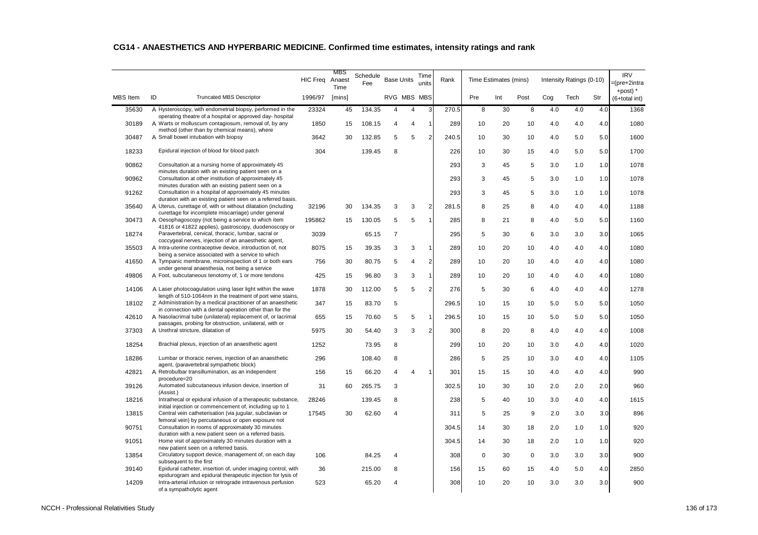## CG14 - ANAESTHETICS AND HYPERBARIC MEDICINE. Confirmed time estimates, intensity ratings and rank

| MBS Item | ID | Truncated MBS Descriptor | HIC Freq 1996/97 | MBS Anaest Time [mins] | Schedule Fee | Base Units RVG | Base Units MBS | Time units MBS | Rank | Time Estimates (mins) Pre | Int | Post | Intensity Ratings (0-10) Cog | Tech | Str | IRV =(pre+2intra +post) * (6+total int) |
|---|---|---|---|---|---|---|---|---|---|---|---|---|---|---|---|---|
| 35630 | A | Hysteroscopy, with endometrial biopsy, performed in the operating theatre of a hospital or approved day- hospital | 23324 | 45 | 134.35 | 4 | 4 | 3 | 270.5 | 8 | 30 | 8 | 4.0 | 4.0 | 4.0 | 1368 |
| 30189 | A | Warts or molluscum contagiosum, removal of, by any method (other than by chemical means), where | 1850 | 15 | 108.15 | 4 | 4 | 1 | 289 | 10 | 20 | 10 | 4.0 | 4.0 | 4.0 | 1080 |
| 30487 | A | Small bowel intubation with biopsy | 3642 | 30 | 132.85 | 5 | 5 | 2 | 240.5 | 10 | 30 | 10 | 4.0 | 5.0 | 5.0 | 1600 |
| 18233 | | Epidural injection of blood for blood patch | 304 | | 139.45 | 8 | | | 226 | 10 | 30 | 15 | 4.0 | 5.0 | 5.0 | 1700 |
| 90862 | | Consultation at a nursing home of approximately 45 minutes duration with an existing patient seen on a | | | | | | | 293 | 3 | 45 | 5 | 3.0 | 1.0 | 1.0 | 1078 |
| 90962 | | Consultation at other institution of approximately 45 minutes duration with an existing patient seen on a | | | | | | | 293 | 3 | 45 | 5 | 3.0 | 1.0 | 1.0 | 1078 |
| 91262 | | Consultation in a hospital of approximately 45 minutes duration with an existing patient seen on a referred basis. | | | | | | | 293 | 3 | 45 | 5 | 3.0 | 1.0 | 1.0 | 1078 |
| 35640 | A | Uterus, curettage of, with or without dilatation (including curettage for incomplete miscarriage) under general | 32196 | 30 | 134.35 | 3 | 3 | 2 | 281.5 | 8 | 25 | 8 | 4.0 | 4.0 | 4.0 | 1188 |
| 30473 | A | Oesophagoscopy (not being a service to which item 41816 or 41822 applies), gastroscopy, duodenoscopy or | 195862 | 15 | 130.05 | 5 | 5 | 1 | 285 | 8 | 21 | 8 | 4.0 | 5.0 | 5.0 | 1160 |
| 18274 | | Paravertebral, cervical, thoracic, lumbar, sacral or coccygeal nerves, injection of an anaesthetic agent, | 3039 | | 65.15 | 7 | | | 295 | 5 | 30 | 6 | 3.0 | 3.0 | 3.0 | 1065 |
| 35503 | A | Intra-uterine contraceptive device, introduction of, not being a service associated with a service to which | 8075 | 15 | 39.35 | 3 | 3 | 1 | 289 | 10 | 20 | 10 | 4.0 | 4.0 | 4.0 | 1080 |
| 41650 | A | Tympanic membrane, microinspection of 1 or both ears under general anaesthesia, not being a service | 756 | 30 | 80.75 | 5 | 4 | 2 | 289 | 10 | 20 | 10 | 4.0 | 4.0 | 4.0 | 1080 |
| 49806 | A | Foot, subcutaneous tenotomy of, 1 or more tendons | 425 | 15 | 96.80 | 3 | 3 | 1 | 289 | 10 | 20 | 10 | 4.0 | 4.0 | 4.0 | 1080 |
| 14106 | A | Laser photocoagulation using laser light within the wave length of 510-1064nm in the treatment of port wine stains, | 1878 | 30 | 112.00 | 5 | 5 | 2 | 276 | 5 | 30 | 6 | 4.0 | 4.0 | 4.0 | 1278 |
| 18102 | Z | Administration by a medical practitioner of an anaesthetic in connection with a dental operation other than for the | 347 | 15 | 83.70 | 5 | | | 296.5 | 10 | 15 | 10 | 5.0 | 5.0 | 5.0 | 1050 |
| 42610 | A | Nasolacrimal tube (unilateral) replacement of, or lacrimal passages, probing for obstruction, unilateral, with or | 655 | 15 | 70.60 | 5 | 5 | 1 | 296.5 | 10 | 15 | 10 | 5.0 | 5.0 | 5.0 | 1050 |
| 37303 | A | Urethral stricture, dilatation of | 5975 | 30 | 54.40 | 3 | 3 | 2 | 300 | 8 | 20 | 8 | 4.0 | 4.0 | 4.0 | 1008 |
| 18254 | | Brachial plexus, injection of an anaesthetic agent | 1252 | | 73.95 | 8 | | | 299 | 10 | 20 | 10 | 3.0 | 4.0 | 4.0 | 1020 |
| 18286 | | Lumbar or thoracic nerves, injection of an anaesthetic agent, (paravertebral sympathetic block) | 296 | | 108.40 | 8 | | | 286 | 5 | 25 | 10 | 3.0 | 4.0 | 4.0 | 1105 |
| 42821 | A | Retrobulbar transillumination, as an independent procedure=20 | 156 | 15 | 66.20 | 4 | 4 | 1 | 301 | 15 | 15 | 10 | 4.0 | 4.0 | 4.0 | 990 |
| 39126 | | Automated subcutaneous infusion device, insertion of (Assist.) | 31 | 60 | 265.75 | 3 | | | 302.5 | 10 | 30 | 10 | 2.0 | 2.0 | 2.0 | 960 |
| 18216 | | Intrathecal or epidural infusion of a therapeutic substance, initial injection or commencement of, including up to 1 | 28246 | | 139.45 | 8 | | | 238 | 5 | 40 | 10 | 3.0 | 4.0 | 4.0 | 1615 |
| 13815 | | Central vein catheterisation (via jugular, subclavian or femoral vein) by percutaneous or open exposure not | 17545 | 30 | 62.60 | 4 | | | 311 | 5 | 25 | 9 | 2.0 | 3.0 | 3.0 | 896 |
| 90751 | | Consultation in rooms of approximately 30 minutes duration with a new patient seen on a referred basis. | | | | | | | 304.5 | 14 | 30 | 18 | 2.0 | 1.0 | 1.0 | 920 |
| 91051 | | Home visit of approximately 30 minutes duration with a new patient seen on a referred basis. | | | | | | | 304.5 | 14 | 30 | 18 | 2.0 | 1.0 | 1.0 | 920 |
| 13854 | | Circulatory support device, management of, on each day subsequent to the first | 106 | | 84.25 | 4 | | | 308 | 0 | 30 | 0 | 3.0 | 3.0 | 3.0 | 900 |
| 39140 | | Epidural catheter, insertion of, under imaging control, with epidurogram and epidural therapeutic injection for lysis of | 36 | | 215.00 | 8 | | | 156 | 15 | 60 | 15 | 4.0 | 5.0 | 4.0 | 2850 |
| 14209 | | Intra-arterial infusion or retrograde intravenous perfusion of a sympatholytic agent | 523 | | 65.20 | 4 | | | 308 | 10 | 20 | 10 | 3.0 | 3.0 | 3.0 | 900 |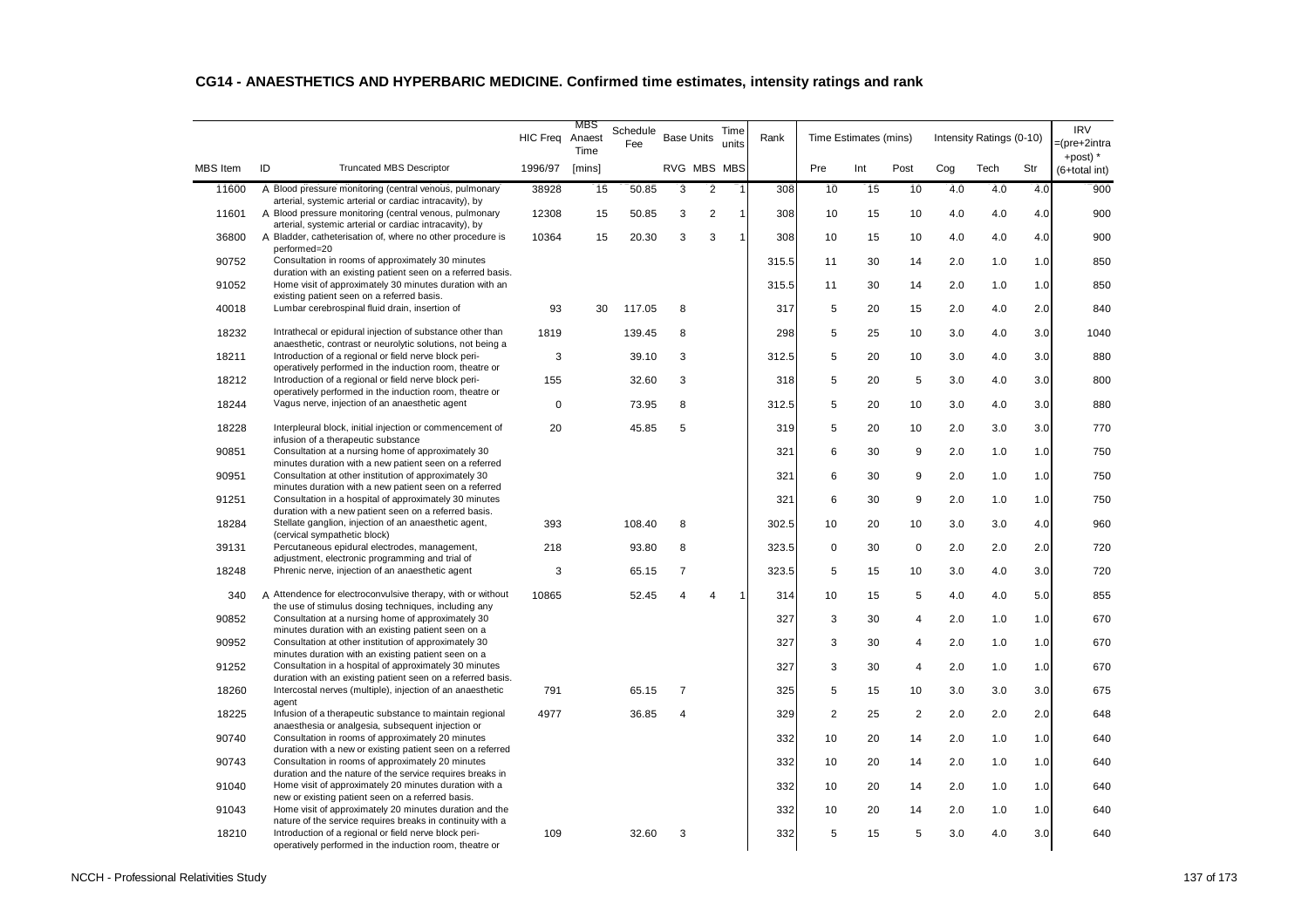## CG14 - ANAESTHETICS AND HYPERBARIC MEDICINE. Confirmed time estimates, intensity ratings and rank

| MBS Item | ID | Truncated MBS Descriptor | HIC Freq 1996/97 | MBS Anaest Time [mins] | Schedule Fee | Base Units RVG | Base Units MBS | Time units MBS | Rank | Time Estimates (mins) Pre | Int | Post | Intensity Ratings (0-10) Cog | Tech | Str | IRV =(pre+2intra +post) * (6+total int) |
|---|---|---|---|---|---|---|---|---|---|---|---|---|---|---|---|---|
| 11600 | A | Blood pressure monitoring (central venous, pulmonary arterial, systemic arterial or cardiac intracavity), by | 38928 | 15 | 50.85 | 3 | 2 | 1 | 308 | 10 | 15 | 10 | 4.0 | 4.0 | 4.0 | 900 |
| 11601 | A | Blood pressure monitoring (central venous, pulmonary arterial, systemic arterial or cardiac intracavity), by | 12308 | 15 | 50.85 | 3 | 2 | 1 | 308 | 10 | 15 | 10 | 4.0 | 4.0 | 4.0 | 900 |
| 36800 | A | Bladder, catheterisation of, where no other procedure is performed=20 | 10364 | 15 | 20.30 | 3 | 3 | 1 | 308 | 10 | 15 | 10 | 4.0 | 4.0 | 4.0 | 900 |
| 90752 | | Consultation in rooms of approximately 30 minutes duration with an existing patient seen on a referred basis. | | | | | | | 315.5 | 11 | 30 | 14 | 2.0 | 1.0 | 1.0 | 850 |
| 91052 | | Home visit of approximately 30 minutes duration with an existing patient seen on a referred basis. | | | | | | | 315.5 | 11 | 30 | 14 | 2.0 | 1.0 | 1.0 | 850 |
| 40018 | | Lumbar cerebrospinal fluid drain, insertion of | 93 | 30 | 117.05 | 8 | | | 317 | 5 | 20 | 15 | 2.0 | 4.0 | 2.0 | 840 |
| 18232 | | Intrathecal or epidural injection of substance other than anaesthetic, contrast or neurolytic solutions, not being a | 1819 | | 139.45 | 8 | | | 298 | 5 | 25 | 10 | 3.0 | 4.0 | 3.0 | 1040 |
| 18211 | | Introduction of a regional or field nerve block peri-operatively performed in the induction room, theatre or | 3 | | 39.10 | 3 | | | 312.5 | 5 | 20 | 10 | 3.0 | 4.0 | 3.0 | 880 |
| 18212 | | Introduction of a regional or field nerve block peri-operatively performed in the induction room, theatre or | 155 | | 32.60 | 3 | | | 318 | 5 | 20 | 5 | 3.0 | 4.0 | 3.0 | 800 |
| 18244 | | Vagus nerve, injection of an anaesthetic agent | 0 | | 73.95 | 8 | | | 312.5 | 5 | 20 | 10 | 3.0 | 4.0 | 3.0 | 880 |
| 18228 | | Interpleural block, initial injection or commencement of infusion of a therapeutic substance | 20 | | 45.85 | 5 | | | 319 | 5 | 20 | 10 | 2.0 | 3.0 | 3.0 | 770 |
| 90851 | | Consultation at a nursing home of approximately 30 minutes duration with a new patient seen on a referred | | | | | | | 321 | 6 | 30 | 9 | 2.0 | 1.0 | 1.0 | 750 |
| 90951 | | Consultation at other institution of approximately 30 minutes duration with a new patient seen on a referred | | | | | | | 321 | 6 | 30 | 9 | 2.0 | 1.0 | 1.0 | 750 |
| 91251 | | Consultation in a hospital of approximately 30 minutes duration with a new patient seen on a referred basis. | | | | | | | 321 | 6 | 30 | 9 | 2.0 | 1.0 | 1.0 | 750 |
| 18284 | | Stellate ganglion, injection of an anaesthetic agent, (cervical sympathetic block) | 393 | | 108.40 | 8 | | | 302.5 | 10 | 20 | 10 | 3.0 | 3.0 | 4.0 | 960 |
| 39131 | | Percutaneous epidural electrodes, management, adjustment, electronic programming and trial of | 218 | | 93.80 | 8 | | | 323.5 | 0 | 30 | 0 | 2.0 | 2.0 | 2.0 | 720 |
| 18248 | | Phrenic nerve, injection of an anaesthetic agent | 3 | | 65.15 | 7 | | | 323.5 | 5 | 15 | 10 | 3.0 | 4.0 | 3.0 | 720 |
| 340 | A | Attendence for electroconvulsive therapy, with or without the use of stimulus dosing techniques, including any | 10865 | | 52.45 | 4 | 4 | 1 | 314 | 10 | 15 | 5 | 4.0 | 4.0 | 5.0 | 855 |
| 90852 | | Consultation at a nursing home of approximately 30 minutes duration with an existing patient seen on a | | | | | | | 327 | 3 | 30 | 4 | 2.0 | 1.0 | 1.0 | 670 |
| 90952 | | Consultation at other institution of approximately 30 minutes duration with an existing patient seen on a | | | | | | | 327 | 3 | 30 | 4 | 2.0 | 1.0 | 1.0 | 670 |
| 91252 | | Consultation in a hospital of approximately 30 minutes duration with an existing patient seen on a referred basis. | | | | | | | 327 | 3 | 30 | 4 | 2.0 | 1.0 | 1.0 | 670 |
| 18260 | | Intercostal nerves (multiple), injection of an anaesthetic agent | 791 | | 65.15 | 7 | | | 325 | 5 | 15 | 10 | 3.0 | 3.0 | 3.0 | 675 |
| 18225 | | Infusion of a therapeutic substance to maintain regional anaesthesia or analgesia, subsequent injection or | 4977 | | 36.85 | 4 | | | 329 | 2 | 25 | 2 | 2.0 | 2.0 | 2.0 | 648 |
| 90740 | | Consultation in rooms of approximately 20 minutes duration with a new or existing patient seen on a referred | | | | | | | 332 | 10 | 20 | 14 | 2.0 | 1.0 | 1.0 | 640 |
| 90743 | | Consultation in rooms of approximately 20 minutes duration and the nature of the service requires breaks in | | | | | | | 332 | 10 | 20 | 14 | 2.0 | 1.0 | 1.0 | 640 |
| 91040 | | Home visit of approximately 20 minutes duration with a new or existing patient seen on a referred basis. | | | | | | | 332 | 10 | 20 | 14 | 2.0 | 1.0 | 1.0 | 640 |
| 91043 | | Home visit of approximately 20 minutes duration and the nature of the service requires breaks in continuity with a | | | | | | | 332 | 10 | 20 | 14 | 2.0 | 1.0 | 1.0 | 640 |
| 18210 | | Introduction of a regional or field nerve block peri-operatively performed in the induction room, theatre or | 109 | | 32.60 | 3 | | | 332 | 5 | 15 | 5 | 3.0 | 4.0 | 3.0 | 640 |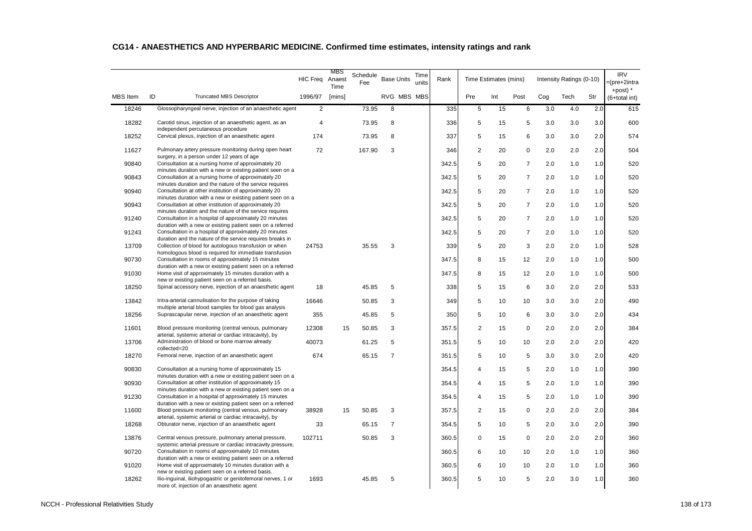## CG14 - ANAESTHETICS AND HYPERBARIC MEDICINE. Confirmed time estimates, intensity ratings and rank

| | | HIC Freq | MBS Anaest Time | Schedule Fee | Base Units | | Time units | Rank | Time Estimates (mins) | | | Intensity Ratings (0-10) | | | IRV =(pre+2intra +post) * |
|---|---|---|---|---|---|---|---|---|---|---|---|---|---|---|---|
| MBS Item | ID Truncated MBS Descriptor | 1996/97 | [mins] | | RVG | MBS | MBS | | Pre | Int | Post | Cog | Tech | Str | (6+total int) |
| 18246 | Glossopharyngeal nerve, injection of an anaesthetic agent | 2 | | 73.95 | 8 | | | 335 | 5 | 15 | 6 | 3.0 | 4.0 | 2.0 | 615 |
| 18282 | Carotid sinus, injection of an anaesthetic agent, as an independent percutaneous procedure | 4 | | 73.95 | 8 | | | 336 | 5 | 15 | 5 | 3.0 | 3.0 | 3.0 | 600 |
| 18252 | Cervical plexus, injection of an anaesthetic agent | 174 | | 73.95 | 8 | | | 337 | 5 | 15 | 6 | 3.0 | 3.0 | 2.0 | 574 |
| 11627 | Pulmonary artery pressure monitoring during open heart surgery, in a person under 12 years of age | 72 | | 167.90 | 3 | | | 346 | 2 | 20 | 0 | 2.0 | 2.0 | 2.0 | 504 |
| 90840 | Consultation at a nursing home of approximately 20 minutes duration with a new or existing patient seen on a | | | | | | | 342.5 | 5 | 20 | 7 | 2.0 | 1.0 | 1.0 | 520 |
| 90843 | Consultation at a nursing home of approximately 20 minutes duration and the nature of the service requires | | | | | | | 342.5 | 5 | 20 | 7 | 2.0 | 1.0 | 1.0 | 520 |
| 90940 | Consultation at other institution of approximately 20 minutes duration with a new or existing patient seen on a | | | | | | | 342.5 | 5 | 20 | 7 | 2.0 | 1.0 | 1.0 | 520 |
| 90943 | Consultation at other institution of approximately 20 minutes duration and the nature of the service requires | | | | | | | 342.5 | 5 | 20 | 7 | 2.0 | 1.0 | 1.0 | 520 |
| 91240 | Consultation in a hospital of approximately 20 minutes duration with a new or existing patient seen on a referred | | | | | | | 342.5 | 5 | 20 | 7 | 2.0 | 1.0 | 1.0 | 520 |
| 91243 | Consultation in a hospital of approximately 20 minutes duration and the nature of the service requires breaks in | | | | | | | 342.5 | 5 | 20 | 7 | 2.0 | 1.0 | 1.0 | 520 |
| 13709 | Collection of blood for autologous transfusion or when homologous blood is required for immediate transfusion | 24753 | | 35.55 | 3 | | | 339 | 5 | 20 | 3 | 2.0 | 2.0 | 1.0 | 528 |
| 90730 | Consultation in rooms of approximately 15 minutes duration with a new or existing patient seen on a referred | | | | | | | 347.5 | 8 | 15 | 12 | 2.0 | 1.0 | 1.0 | 500 |
| 91030 | Home visit of approximately 15 minutes duration with a new or existing patient seen on a referred basis. | | | | | | | 347.5 | 8 | 15 | 12 | 2.0 | 1.0 | 1.0 | 500 |
| 18250 | Spinal accessory nerve, injection of an anaesthetic agent | 18 | | 45.85 | 5 | | | 338 | 5 | 15 | 6 | 3.0 | 2.0 | 2.0 | 533 |
| 13842 | Intra-arterial cannulisation for the purpose of taking multiple arterial blood samples for blood gas analysis | 16646 | | 50.85 | 3 | | | 349 | 5 | 10 | 10 | 3.0 | 3.0 | 2.0 | 490 |
| 18256 | Suprascapular nerve, injection of an anaesthetic agent | 355 | | 45.85 | 5 | | | 350 | 5 | 10 | 6 | 3.0 | 3.0 | 2.0 | 434 |
| 11601 | Blood pressure monitoring (central venous, pulmonary arterial, systemic arterial or cardiac intracavity), by | 12308 | 15 | 50.85 | 3 | | | 357.5 | 2 | 15 | 0 | 2.0 | 2.0 | 2.0 | 384 |
| 13706 | Administration of blood or bone marrow already collected=20 | 40073 | | 61.25 | 5 | | | 351.5 | 5 | 10 | 10 | 2.0 | 2.0 | 2.0 | 420 |
| 18270 | Femoral nerve, injection of an anaesthetic agent | 674 | | 65.15 | 7 | | | 351.5 | 5 | 10 | 5 | 3.0 | 3.0 | 2.0 | 420 |
| 90830 | Consultation at a nursing home of approximately 15 minutes duration with a new or existing patient seen on a | | | | | | | 354.5 | 4 | 15 | 5 | 2.0 | 1.0 | 1.0 | 390 |
| 90930 | Consultation at other institution of approximately 15 minutes duration with a new or existing patient seen on a | | | | | | | 354.5 | 4 | 15 | 5 | 2.0 | 1.0 | 1.0 | 390 |
| 91230 | Consultation in a hospital of approximately 15 minutes duration with a new or existing patient seen on a referred | | | | | | | 354.5 | 4 | 15 | 5 | 2.0 | 1.0 | 1.0 | 390 |
| 11600 | Blood pressure monitoring (central venous, pulmonary arterial, systemic arterial or cardiac intracavity), by | 38928 | 15 | 50.85 | 3 | | | 357.5 | 2 | 15 | 0 | 2.0 | 2.0 | 2.0 | 384 |
| 18268 | Obturator nerve, injection of an anaesthetic agent | 33 | | 65.15 | 7 | | | 354.5 | 5 | 10 | 5 | 2.0 | 3.0 | 2.0 | 390 |
| 13876 | Central venous pressure, pulmonary arterial pressure, systemic arterial pressure or cardiac intracavity pressure, | 102711 | | 50.85 | 3 | | | 360.5 | 0 | 15 | 0 | 2.0 | 2.0 | 2.0 | 360 |
| 90720 | Consultation in rooms of approximately 10 minutes duration with a new or existing patient seen on a referred | | | | | | | 360.5 | 6 | 10 | 10 | 2.0 | 1.0 | 1.0 | 360 |
| 91020 | Home visit of approximately 10 minutes duration with a new or existing patient seen on a referred basis. | | | | | | | 360.5 | 6 | 10 | 10 | 2.0 | 1.0 | 1.0 | 360 |
| 18262 | Ilio-inguinal, iliohypogastric or genitofemoral nerves, 1 or more of, injection of an anaesthetic agent | 1693 | | 45.85 | 5 | | | 360.5 | 5 | 10 | 5 | 2.0 | 3.0 | 1.0 | 360 |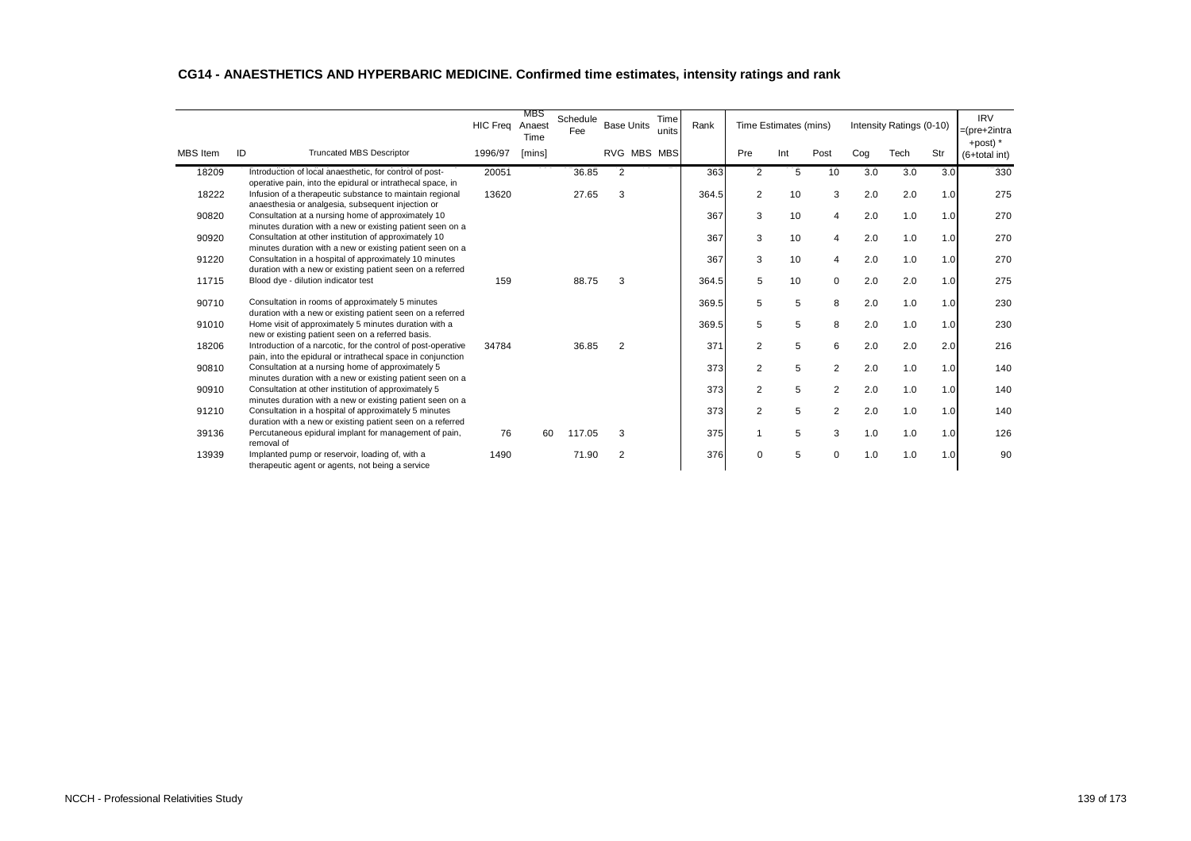## CG14 - ANAESTHETICS AND HYPERBARIC MEDICINE. Confirmed time estimates, intensity ratings and rank

| MBS Item | ID | Truncated MBS Descriptor | HIC Freq 1996/97 | MBS Anaest Time [mins] | Schedule Fee | Base Units RVG | Base Units MBS | Time units MBS | Rank | Time Estimates (mins) Pre | Int | Post | Intensity Ratings (0-10) Cog | Tech | Str | IRV =(pre+2intra +post) * (6+total int) |
|---|---|---|---|---|---|---|---|---|---|---|---|---|---|---|---|---|
| 18209 | | Introduction of local anaesthetic, for control of post-operative pain, into the epidural or intrathecal space, in | 20051 | | 36.85 | 2 | | | 363 | 2 | 5 | 10 | 3.0 | 3.0 | 3.0 | 330 |
| 18222 | | Infusion of a therapeutic substance to maintain regional anaesthesia or analgesia, subsequent injection or | 13620 | | 27.65 | 3 | | | 364.5 | 2 | 10 | 3 | 2.0 | 2.0 | 1.0 | 275 |
| 90820 | | Consultation at a nursing home of approximately 10 minutes duration with a new or existing patient seen on a | | | | | | | 367 | 3 | 10 | 4 | 2.0 | 1.0 | 1.0 | 270 |
| 90920 | | Consultation at other institution of approximately 10 minutes duration with a new or existing patient seen on a | | | | | | | 367 | 3 | 10 | 4 | 2.0 | 1.0 | 1.0 | 270 |
| 91220 | | Consultation in a hospital of approximately 10 minutes duration with a new or existing patient seen on a referred | | | | | | | 367 | 3 | 10 | 4 | 2.0 | 1.0 | 1.0 | 270 |
| 11715 | | Blood dye - dilution indicator test | 159 | | 88.75 | 3 | | | 364.5 | 5 | 10 | 0 | 2.0 | 2.0 | 1.0 | 275 |
| 90710 | | Consultation in rooms of approximately 5 minutes duration with a new or existing patient seen on a referred | | | | | | | 369.5 | 5 | 5 | 8 | 2.0 | 1.0 | 1.0 | 230 |
| 91010 | | Home visit of approximately 5 minutes duration with a new or existing patient seen on a referred basis. | | | | | | | 369.5 | 5 | 5 | 8 | 2.0 | 1.0 | 1.0 | 230 |
| 18206 | | Introduction of a narcotic, for the control of post-operative pain, into the epidural or intrathecal space in conjunction | 34784 | | 36.85 | 2 | | | 371 | 2 | 5 | 6 | 2.0 | 2.0 | 2.0 | 216 |
| 90810 | | Consultation at a nursing home of approximately 5 minutes duration with a new or existing patient seen on a | | | | | | | 373 | 2 | 5 | 2 | 2.0 | 1.0 | 1.0 | 140 |
| 90910 | | Consultation at other institution of approximately 5 minutes duration with a new or existing patient seen on a | | | | | | | 373 | 2 | 5 | 2 | 2.0 | 1.0 | 1.0 | 140 |
| 91210 | | Consultation in a hospital of approximately 5 minutes duration with a new or existing patient seen on a referred | | | | | | | 373 | 2 | 5 | 2 | 2.0 | 1.0 | 1.0 | 140 |
| 39136 | | Percutaneous epidural implant for management of pain, removal of | 76 | 60 | 117.05 | 3 | | | 375 | 1 | 5 | 3 | 1.0 | 1.0 | 1.0 | 126 |
| 13939 | | Implanted pump or reservoir, loading of, with a therapeutic agent or agents, not being a service | 1490 | | 71.90 | 2 | | | 376 | 0 | 5 | 0 | 1.0 | 1.0 | 1.0 | 90 |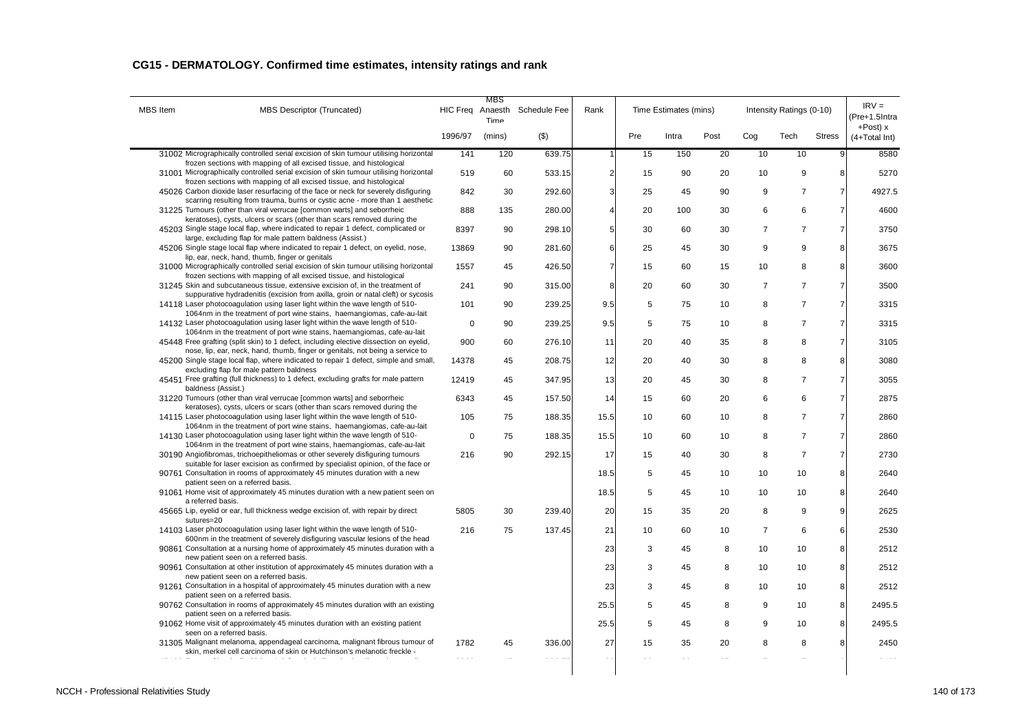# CG15 - DERMATOLOGY. Confirmed time estimates, intensity ratings and rank

| MBS Item | MBS Descriptor (Truncated) | HIC Freq | MBS Anaesth Time | Schedule Fee | Rank | Time Estimates (mins) | | | Intensity Ratings (0-10) | | | IRV = (Pre+1.5Intra +Post) x (4+Total Int) |
|---|---|---|---|---|---|---|---|---|---|---|---|---|
| | | 1996/97 | (mins) | ($) | | Pre | Intra | Post | Cog | Tech | Stress | |
| 31002 | Micrographically controlled serial excision of skin tumour utilising horizontal frozen sections with mapping of all excised tissue, and histological | 141 | 120 | 639.75 | 1 | 15 | 150 | 20 | 10 | 10 | 9 | 8580 |
| 31001 | Micrographically controlled serial excision of skin tumour utilising horizontal frozen sections with mapping of all excised tissue, and histological | 519 | 60 | 533.15 | 2 | 15 | 90 | 20 | 10 | 9 | 8 | 5270 |
| 45026 | Carbon dioxide laser resurfacing of the face or neck for severely disfiguring scarring resulting from trauma, burns or cystic acne - more than 1 aesthetic | 842 | 30 | 292.60 | 3 | 25 | 45 | 90 | 9 | 7 | 7 | 4927.5 |
| 31225 | Tumours (other than viral verrucae [common warts] and seborrheic keratoses), cysts, ulcers or scars (other than scars removed during the | 888 | 135 | 280.00 | 4 | 20 | 100 | 30 | 6 | 6 | 7 | 4600 |
| 45203 | Single stage local flap, where indicated to repair 1 defect, complicated or large, excluding flap for male pattern baldness (Assist.) | 8397 | 90 | 298.10 | 5 | 30 | 60 | 30 | 7 | 7 | 7 | 3750 |
| 45206 | Single stage local flap where indicated to repair 1 defect, on eyelid, nose, lip, ear, neck, hand, thumb, finger or genitals | 13869 | 90 | 281.60 | 6 | 25 | 45 | 30 | 9 | 9 | 8 | 3675 |
| 31000 | Micrographically controlled serial excision of skin tumour utilising horizontal frozen sections with mapping of all excised tissue, and histological | 1557 | 45 | 426.50 | 7 | 15 | 60 | 15 | 10 | 8 | 8 | 3600 |
| 31245 | Skin and subcutaneous tissue, extensive excision of, in the treatment of suppurative hydradenitis (excision from axilla, groin or natal cleft) or sycosis | 241 | 90 | 315.00 | 8 | 20 | 60 | 30 | 7 | 7 | 7 | 3500 |
| 14118 | Laser photocoagulation using laser light within the wave length of 510-1064nm in the treatment of port wine stains, haemangiomas, cafe-au-lait | 101 | 90 | 239.25 | 9.5 | 5 | 75 | 10 | 8 | 7 | 7 | 3315 |
| 14132 | Laser photocoagulation using laser light within the wave length of 510-1064nm in the treatment of port wine stains, haemangiomas, cafe-au-lait | 0 | 90 | 239.25 | 9.5 | 5 | 75 | 10 | 8 | 7 | 7 | 3315 |
| 45448 | Free grafting (split skin) to 1 defect, including elective dissection on eyelid, nose, lip, ear, neck, hand, thumb, finger or genitals, not being a service to | 900 | 60 | 276.10 | 11 | 20 | 40 | 35 | 8 | 8 | 7 | 3105 |
| 45200 | Single stage local flap, where indicated to repair 1 defect, simple and small, excluding flap for male pattern baldness | 14378 | 45 | 208.75 | 12 | 20 | 40 | 30 | 8 | 8 | 8 | 3080 |
| 45451 | Free grafting (full thickness) to 1 defect, excluding grafts for male pattern baldness (Assist.) | 12419 | 45 | 347.95 | 13 | 20 | 45 | 30 | 8 | 7 | 7 | 3055 |
| 31220 | Tumours (other than viral verrucae [common warts] and seborrheic keratoses), cysts, ulcers or scars (other than scars removed during the | 6343 | 45 | 157.50 | 14 | 15 | 60 | 20 | 6 | 6 | 7 | 2875 |
| 14115 | Laser photocoagulation using laser light within the wave length of 510-1064nm in the treatment of port wine stains, haemangiomas, cafe-au-lait | 105 | 75 | 188.35 | 15.5 | 10 | 60 | 10 | 8 | 7 | 7 | 2860 |
| 14130 | Laser photocoagulation using laser light within the wave length of 510-1064nm in the treatment of port wine stains, haemangiomas, cafe-au-lait | 0 | 75 | 188.35 | 15.5 | 10 | 60 | 10 | 8 | 7 | 7 | 2860 |
| 30190 | Angiofibromas, trichoepitheliomas or other severely disfiguring tumours suitable for laser excision as confirmed by specialist opinion, of the face or | 216 | 90 | 292.15 | 17 | 15 | 40 | 30 | 8 | 7 | 7 | 2730 |
| 90761 | Consultation in rooms of approximately 45 minutes duration with a new patient seen on a referred basis. | | | | 18.5 | 5 | 45 | 10 | 10 | 10 | 8 | 2640 |
| 91061 | Home visit of approximately 45 minutes duration with a new patient seen on a referred basis. | | | | 18.5 | 5 | 45 | 10 | 10 | 10 | 8 | 2640 |
| 45665 | Lip, eyelid or ear, full thickness wedge excision of, with repair by direct sutures=20 | 5805 | 30 | 239.40 | 20 | 15 | 35 | 20 | 8 | 9 | 9 | 2625 |
| 14103 | Laser photocoagulation using laser light within the wave length of 510-600nm in the treatment of severely disfiguring vascular lesions of the head | 216 | 75 | 137.45 | 21 | 10 | 60 | 10 | 7 | 6 | 6 | 2530 |
| 90861 | Consultation at a nursing home of approximately 45 minutes duration with a new patient seen on a referred basis. | | | | 23 | 3 | 45 | 8 | 10 | 10 | 8 | 2512 |
| 90961 | Consultation at other institution of approximately 45 minutes duration with a new patient seen on a referred basis. | | | | 23 | 3 | 45 | 8 | 10 | 10 | 8 | 2512 |
| 91261 | Consultation in a hospital of approximately 45 minutes duration with a new patient seen on a referred basis. | | | | 23 | 3 | 45 | 8 | 10 | 10 | 8 | 2512 |
| 90762 | Consultation in rooms of approximately 45 minutes duration with an existing patient seen on a referred basis. | | | | 25.5 | 5 | 45 | 8 | 9 | 10 | 8 | 2495.5 |
| 91062 | Home visit of approximately 45 minutes duration with an existing patient seen on a referred basis. | | | | 25.5 | 5 | 45 | 8 | 9 | 10 | 8 | 2495.5 |
| 31305 | Malignant melanoma, appendageal carcinoma, malignant fibrous tumour of skin, merkel cell carcinoma of skin or Hutchinson's melanotic freckle - | 1782 | 45 | 336.00 | 27 | 15 | 35 | 20 | 8 | 8 | 8 | 2450 |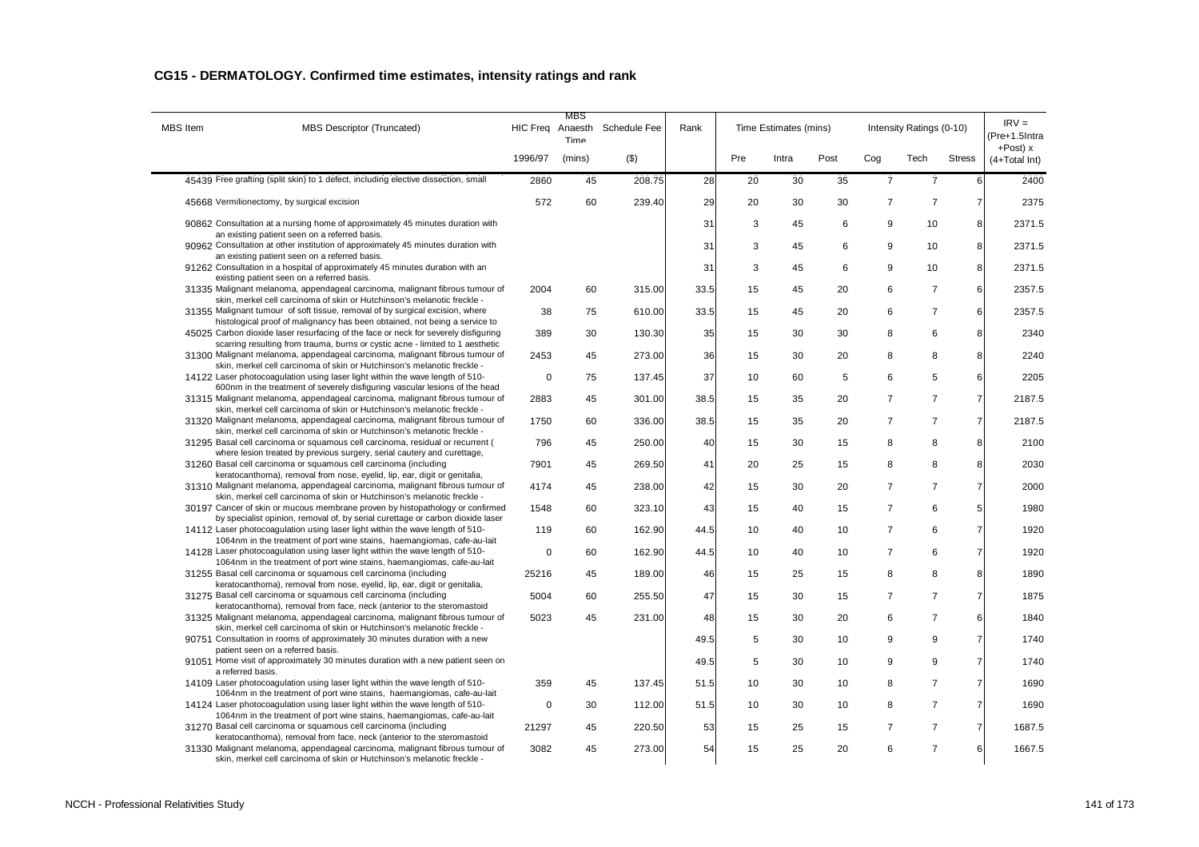## CG15 - DERMATOLOGY. Confirmed time estimates, intensity ratings and rank

| MBS Item | MBS Descriptor (Truncated) | HIC Freq | MBS Anaesth Time | Schedule Fee | Rank | Time Estimates (mins) | | | Intensity Ratings (0-10) | | | IRV = (Pre+1.5Intra +Post) x (4+Total Int) |
|---|---|---|---|---|---|---|---|---|---|---|---|---|
| | | 1996/97 | (mins) | ($) | | Pre | Intra | Post | Cog | Tech | Stress | |
| 45439 | Free grafting (split skin) to 1 defect, including elective dissection, small | 2860 | 45 | 208.75 | 28 | 20 | 30 | 35 | 7 | 7 | 6 | 2400 |
| 45668 | Vermilionectomy, by surgical excision | 572 | 60 | 239.40 | 29 | 20 | 30 | 30 | 7 | 7 | 7 | 2375 |
| 90862 | Consultation at a nursing home of approximately 45 minutes duration with an existing patient seen on a referred basis. | | | | 31 | 3 | 45 | 6 | 9 | 10 | 8 | 2371.5 |
| 90962 | Consultation at other institution of approximately 45 minutes duration with an existing patient seen on a referred basis. | | | | 31 | 3 | 45 | 6 | 9 | 10 | 8 | 2371.5 |
| 91262 | Consultation in a hospital of approximately 45 minutes duration with an existing patient seen on a referred basis. | | | | 31 | 3 | 45 | 6 | 9 | 10 | 8 | 2371.5 |
| 31335 | Malignant melanoma, appendageal carcinoma, malignant fibrous tumour of skin, merkel cell carcinoma of skin or Hutchinson's melanotic freckle - | 2004 | 60 | 315.00 | 33.5 | 15 | 45 | 20 | 6 | 7 | 6 | 2357.5 |
| 31355 | Malignant tumour of soft tissue, removal of by surgical excision, where histological proof of malignancy has been obtained, not being a service to | 38 | 75 | 610.00 | 33.5 | 15 | 45 | 20 | 6 | 7 | 6 | 2357.5 |
| 45025 | Carbon dioxide laser resurfacing of the face or neck for severely disfiguring scarring resulting from trauma, burns or cystic acne - limited to 1 aesthetic | 389 | 30 | 130.30 | 35 | 15 | 30 | 30 | 8 | 6 | 8 | 2340 |
| 31300 | Malignant melanoma, appendageal carcinoma, malignant fibrous tumour of skin, merkel cell carcinoma of skin or Hutchinson's melanotic freckle - | 2453 | 45 | 273.00 | 36 | 15 | 30 | 20 | 8 | 8 | 8 | 2240 |
| 14122 | Laser photocoagulation using laser light within the wave length of 510-600nm in the treatment of severely disfiguring vascular lesions of the head | 0 | 75 | 137.45 | 37 | 10 | 60 | 5 | 6 | 5 | 6 | 2205 |
| 31315 | Malignant melanoma, appendageal carcinoma, malignant fibrous tumour of skin, merkel cell carcinoma of skin or Hutchinson's melanotic freckle - | 2883 | 45 | 301.00 | 38.5 | 15 | 35 | 20 | 7 | 7 | 7 | 2187.5 |
| 31320 | Malignant melanoma, appendageal carcinoma, malignant fibrous tumour of skin, merkel cell carcinoma of skin or Hutchinson's melanotic freckle - | 1750 | 60 | 336.00 | 38.5 | 15 | 35 | 20 | 7 | 7 | 7 | 2187.5 |
| 31295 | Basal cell carcinoma or squamous cell carcinoma, residual or recurrent ( where lesion treated by previous surgery, serial cautery and curettage, | 796 | 45 | 250.00 | 40 | 15 | 30 | 15 | 8 | 8 | 8 | 2100 |
| 31260 | Basal cell carcinoma or squamous cell carcinoma (including keratocanthoma), removal from nose, eyelid, lip, ear, digit or genitalia, | 7901 | 45 | 269.50 | 41 | 20 | 25 | 15 | 8 | 8 | 8 | 2030 |
| 31310 | Malignant melanoma, appendageal carcinoma, malignant fibrous tumour of skin, merkel cell carcinoma of skin or Hutchinson's melanotic freckle - | 4174 | 45 | 238.00 | 42 | 15 | 30 | 20 | 7 | 7 | 7 | 2000 |
| 30197 | Cancer of skin or mucous membrane proven by histopathology or confirmed by specialist opinion, removal of, by serial curettage or carbon dioxide laser | 1548 | 60 | 323.10 | 43 | 15 | 40 | 15 | 7 | 6 | 5 | 1980 |
| 14112 | Laser photocoagulation using laser light within the wave length of 510-1064nm in the treatment of port wine stains, haemangiomas, cafe-au-lait | 119 | 60 | 162.90 | 44.5 | 10 | 40 | 10 | 7 | 6 | 7 | 1920 |
| 14128 | Laser photocoagulation using laser light within the wave length of 510-1064nm in the treatment of port wine stains, haemangiomas, cafe-au-lait | 0 | 60 | 162.90 | 44.5 | 10 | 40 | 10 | 7 | 6 | 7 | 1920 |
| 31255 | Basal cell carcinoma or squamous cell carcinoma (including keratocanthoma), removal from nose, eyelid, lip, ear, digit or genitalia, | 25216 | 45 | 189.00 | 46 | 15 | 25 | 15 | 8 | 8 | 8 | 1890 |
| 31275 | Basal cell carcinoma or squamous cell carcinoma (including keratocanthoma), removal from face, neck (anterior to the steromastoid | 5004 | 60 | 255.50 | 47 | 15 | 30 | 15 | 7 | 7 | 7 | 1875 |
| 31325 | Malignant melanoma, appendageal carcinoma, malignant fibrous tumour of skin, merkel cell carcinoma of skin or Hutchinson's melanotic freckle - | 5023 | 45 | 231.00 | 48 | 15 | 30 | 20 | 6 | 7 | 6 | 1840 |
| 90751 | Consultation in rooms of approximately 30 minutes duration with a new patient seen on a referred basis. | | | | 49.5 | 5 | 30 | 10 | 9 | 9 | 7 | 1740 |
| 91051 | Home visit of approximately 30 minutes duration with a new patient seen on a referred basis. | | | | 49.5 | 5 | 30 | 10 | 9 | 9 | 7 | 1740 |
| 14109 | Laser photocoagulation using laser light within the wave length of 510-1064nm in the treatment of port wine stains, haemangiomas, cafe-au-lait | 359 | 45 | 137.45 | 51.5 | 10 | 30 | 10 | 8 | 7 | 7 | 1690 |
| 14124 | Laser photocoagulation using laser light within the wave length of 510-1064nm in the treatment of port wine stains, haemangiomas, cafe-au-lait | 0 | 30 | 112.00 | 51.5 | 10 | 30 | 10 | 8 | 7 | 7 | 1690 |
| 31270 | Basal cell carcinoma or squamous cell carcinoma (including keratocanthoma), removal from face, neck (anterior to the steromastoid | 21297 | 45 | 220.50 | 53 | 15 | 25 | 15 | 7 | 7 | 7 | 1687.5 |
| 31330 | Malignant melanoma, appendageal carcinoma, malignant fibrous tumour of skin, merkel cell carcinoma of skin or Hutchinson's melanotic freckle - | 3082 | 45 | 273.00 | 54 | 15 | 25 | 20 | 6 | 7 | 6 | 1667.5 |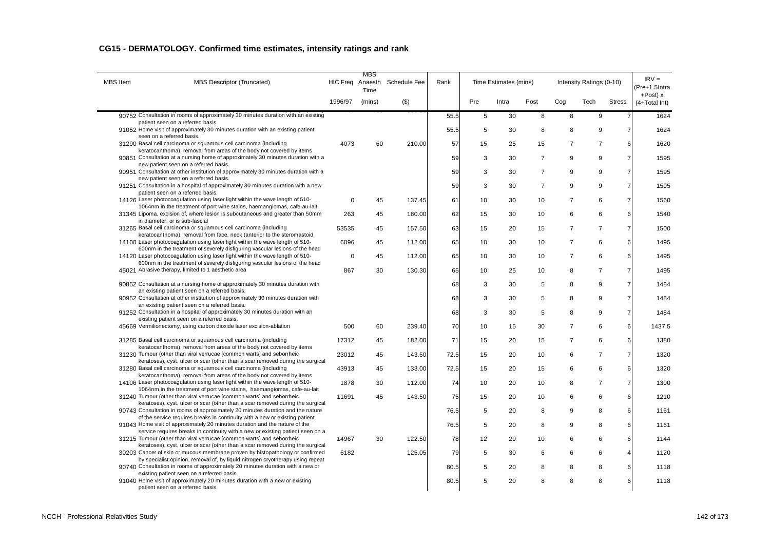## CG15 - DERMATOLOGY. Confirmed time estimates, intensity ratings and rank

| MBS Item | MBS Descriptor (Truncated) | HIC Freq | MBS Anaesth Time | Schedule Fee | Rank | Time Estimates (mins) | | | Intensity Ratings (0-10) | | | IRV = (Pre+1.5Intra +Post) x (4+Total Int) |
|---|---|---|---|---|---|---|---|---|---|---|---|---|
| | | 1996/97 | (mins) | ($) | | Pre | Intra | Post | Cog | Tech | Stress | |
| 90752 | Consultation in rooms of approximately 30 minutes duration with an existing patient seen on a referred basis. | | | | 55.5 | 5 | 30 | 8 | 8 | 9 | 7 | 1624 |
| 91052 | Home visit of approximately 30 minutes duration with an existing patient seen on a referred basis. | | | | 55.5 | 5 | 30 | 8 | 8 | 9 | 7 | 1624 |
| 31290 | Basal cell carcinoma or squamous cell carcinoma (including keratocanthoma), removal from areas of the body not covered by items | 4073 | 60 | 210.00 | 57 | 15 | 25 | 15 | 7 | 7 | 6 | 1620 |
| 90851 | Consultation at a nursing home of approximately 30 minutes duration with a new patient seen on a referred basis. | | | | 59 | 3 | 30 | 7 | 9 | 9 | 7 | 1595 |
| 90951 | Consultation at other institution of approximately 30 minutes duration with a new patient seen on a referred basis. | | | | 59 | 3 | 30 | 7 | 9 | 9 | 7 | 1595 |
| 91251 | Consultation in a hospital of approximately 30 minutes duration with a new patient seen on a referred basis. | | | | 59 | 3 | 30 | 7 | 9 | 9 | 7 | 1595 |
| 14126 | Laser photocoagulation using laser light within the wave length of 510-1064nm in the treatment of port wine stains, haemangiomas, cafe-au-lait | 0 | 45 | 137.45 | 61 | 10 | 30 | 10 | 7 | 6 | 7 | 1560 |
| 31345 | Lipoma, excision of, where lesion is subcutaneous and greater than 50mm in diameter, or is sub-fascial | 263 | 45 | 180.00 | 62 | 15 | 30 | 10 | 6 | 6 | 6 | 1540 |
| 31265 | Basal cell carcinoma or squamous cell carcinoma (including keratocanthoma), removal from face, neck (anterior to the steromastoid | 53535 | 45 | 157.50 | 63 | 15 | 20 | 15 | 7 | 7 | 7 | 1500 |
| 14100 | Laser photocoagulation using laser light within the wave length of 510-600nm in the treatment of severely disfiguring vascular lesions of the head | 6096 | 45 | 112.00 | 65 | 10 | 30 | 10 | 7 | 6 | 6 | 1495 |
| 14120 | Laser photocoagulation using laser light within the wave length of 510-600nm in the treatment of severely disfiguring vascular lesions of the head | 0 | 45 | 112.00 | 65 | 10 | 30 | 10 | 7 | 6 | 6 | 1495 |
| 45021 | Abrasive therapy, limited to 1 aesthetic area | 867 | 30 | 130.30 | 65 | 10 | 25 | 10 | 8 | 7 | 7 | 1495 |
| 90852 | Consultation at a nursing home of approximately 30 minutes duration with an existing patient seen on a referred basis. | | | | 68 | 3 | 30 | 5 | 8 | 9 | 7 | 1484 |
| 90952 | Consultation at other institution of approximately 30 minutes duration with an existing patient seen on a referred basis. | | | | 68 | 3 | 30 | 5 | 8 | 9 | 7 | 1484 |
| 91252 | Consultation in a hospital of approximately 30 minutes duration with an existing patient seen on a referred basis. | | | | 68 | 3 | 30 | 5 | 8 | 9 | 7 | 1484 |
| 45669 | Vermilionectomy, using carbon dioxide laser excision-ablation | 500 | 60 | 239.40 | 70 | 10 | 15 | 30 | 7 | 6 | 6 | 1437.5 |
| 31285 | Basal cell carcinoma or squamous cell carcinoma (including keratocanthoma), removal from areas of the body not covered by items | 17312 | 45 | 182.00 | 71 | 15 | 20 | 15 | 7 | 6 | 6 | 1380 |
| 31230 | Tumour (other than viral verrucae [common warts] and seborrheic keratoses), cyst, ulcer or scar (other than a scar removed during the surgical | 23012 | 45 | 143.50 | 72.5 | 15 | 20 | 10 | 6 | 7 | 7 | 1320 |
| 31280 | Basal cell carcinoma or squamous cell carcinoma (including keratocanthoma), removal from areas of the body not covered by items | 43913 | 45 | 133.00 | 72.5 | 15 | 20 | 15 | 6 | 6 | 6 | 1320 |
| 14106 | Laser photocoagulation using laser light within the wave length of 510-1064nm in the treatment of port wine stains, haemangiomas, cafe-au-lait | 1878 | 30 | 112.00 | 74 | 10 | 20 | 10 | 8 | 7 | 7 | 1300 |
| 31240 | Tumour (other than viral verrucae [common warts] and seborrheic keratoses), cyst, ulcer or scar (other than a scar removed during the surgical | 11691 | 45 | 143.50 | 75 | 15 | 20 | 10 | 6 | 6 | 6 | 1210 |
| 90743 | Consultation in rooms of approximately 20 minutes duration and the nature of the service requires breaks in continuity with a new or existing patient | | | | 76.5 | 5 | 20 | 8 | 9 | 8 | 6 | 1161 |
| 91043 | Home visit of approximately 20 minutes duration and the nature of the service requires breaks in continuity with a new or existing patient seen on a | | | | 76.5 | 5 | 20 | 8 | 9 | 8 | 6 | 1161 |
| 31215 | Tumour (other than viral verrucae [common warts] and seborrheic keratoses), cyst, ulcer or scar (other than a scar removed during the surgical | 14967 | 30 | 122.50 | 78 | 12 | 20 | 10 | 6 | 6 | 6 | 1144 |
| 30203 | Cancer of skin or mucous membrane proven by histopathology or confirmed by specialist opinion, removal of, by liquid nitrogen cryotherapy using repeat | 6182 | | 125.05 | 79 | 5 | 30 | 6 | 6 | 6 | 4 | 1120 |
| 90740 | Consultation in rooms of approximately 20 minutes duration with a new or existing patient seen on a referred basis. | | | | 80.5 | 5 | 20 | 8 | 8 | 8 | 6 | 1118 |
| 91040 | Home visit of approximately 20 minutes duration with a new or existing patient seen on a referred basis. | | | | 80.5 | 5 | 20 | 8 | 8 | 8 | 6 | 1118 |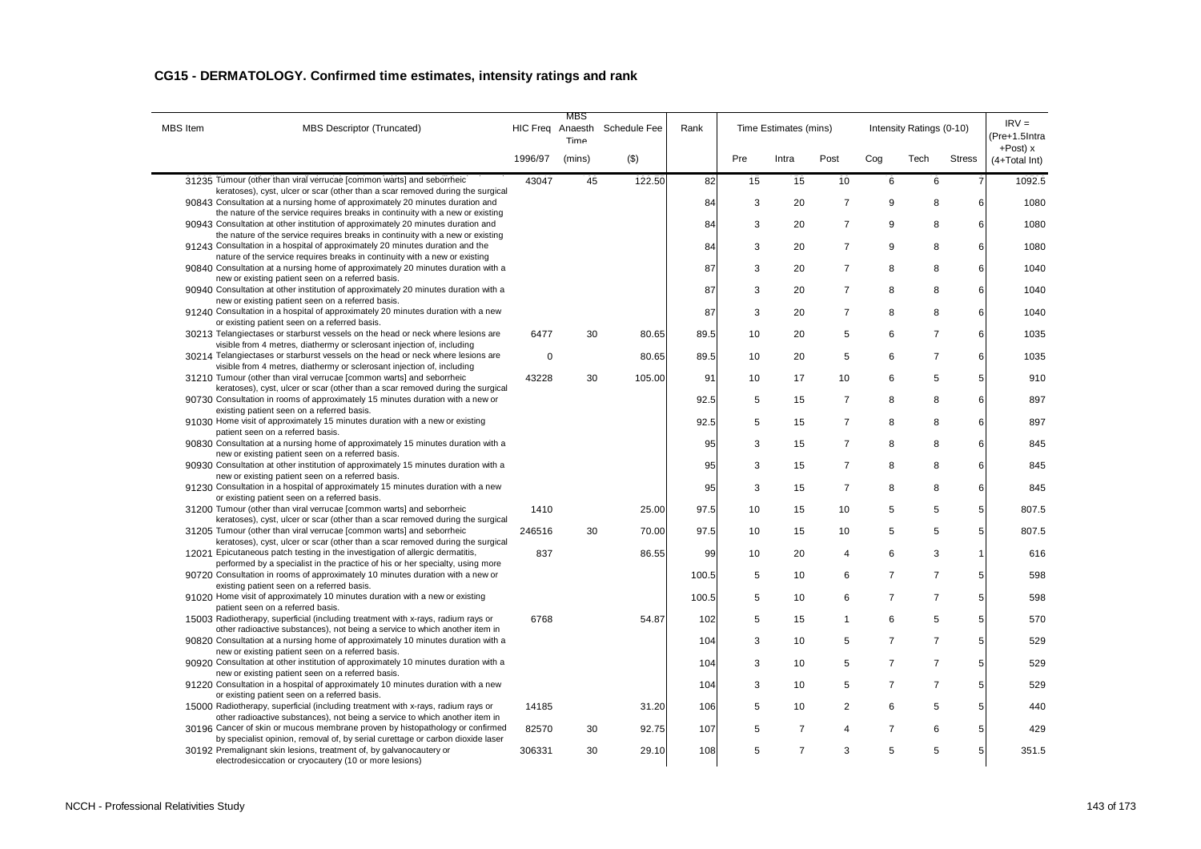## CG15 - DERMATOLOGY. Confirmed time estimates, intensity ratings and rank

| MBS Item | MBS Descriptor (Truncated) | HIC Freq | MBS Anaesth Time | Schedule Fee | Rank | Time Estimates (mins) | | | Intensity Ratings (0-10) | | | IRV = (Pre+1.5Intra +Post) x (4+Total Int) |
|---|---|---|---|---|---|---|---|---|---|---|---|---|
| | | 1996/97 | (mins) | ($) | | Pre | Intra | Post | Cog | Tech | Stress | |
| 31235 | Tumour (other than viral verrucae [common warts] and seborrheic keratoses), cyst, ulcer or scar (other than a scar removed during the surgical | 43047 | 45 | 122.50 | 82 | 15 | 15 | 10 | 6 | 6 | 7 | 1092.5 |
| 90843 | Consultation at a nursing home of approximately 20 minutes duration and the nature of the service requires breaks in continuity with a new or existing | | | | 84 | 3 | 20 | 7 | 9 | 8 | 6 | 1080 |
| 90943 | Consultation at other institution of approximately 20 minutes duration and the nature of the service requires breaks in continuity with a new or existing | | | | 84 | 3 | 20 | 7 | 9 | 8 | 6 | 1080 |
| 91243 | Consultation in a hospital of approximately 20 minutes duration and the nature of the service requires breaks in continuity with a new or existing | | | | 84 | 3 | 20 | 7 | 9 | 8 | 6 | 1080 |
| 90840 | Consultation at a nursing home of approximately 20 minutes duration with a new or existing patient seen on a referred basis. | | | | 87 | 3 | 20 | 7 | 8 | 8 | 6 | 1040 |
| 90940 | Consultation at other institution of approximately 20 minutes duration with a new or existing patient seen on a referred basis. | | | | 87 | 3 | 20 | 7 | 8 | 8 | 6 | 1040 |
| 91240 | Consultation in a hospital of approximately 20 minutes duration with a new or existing patient seen on a referred basis. | | | | 87 | 3 | 20 | 7 | 8 | 8 | 6 | 1040 |
| 30213 | Telangiectases or starburst vessels on the head or neck where lesions are visible from 4 metres, diathermy or sclerosant injection of, including | 6477 | 30 | 80.65 | 89.5 | 10 | 20 | 5 | 6 | 7 | 6 | 1035 |
| 30214 | Telangiectases or starburst vessels on the head or neck where lesions are visible from 4 metres, diathermy or sclerosant injection of, including | 0 | | 80.65 | 89.5 | 10 | 20 | 5 | 6 | 7 | 6 | 1035 |
| 31210 | Tumour (other than viral verrucae [common warts] and seborrheic keratoses), cyst, ulcer or scar (other than a scar removed during the surgical | 43228 | 30 | 105.00 | 91 | 10 | 17 | 10 | 6 | 5 | 5 | 910 |
| 90730 | Consultation in rooms of approximately 15 minutes duration with a new or existing patient seen on a referred basis. | | | | 92.5 | 5 | 15 | 7 | 8 | 8 | 6 | 897 |
| 91030 | Home visit of approximately 15 minutes duration with a new or existing patient seen on a referred basis. | | | | 92.5 | 5 | 15 | 7 | 8 | 8 | 6 | 897 |
| 90830 | Consultation at a nursing home of approximately 15 minutes duration with a new or existing patient seen on a referred basis. | | | | 95 | 3 | 15 | 7 | 8 | 8 | 6 | 845 |
| 90930 | Consultation at other institution of approximately 15 minutes duration with a new or existing patient seen on a referred basis. | | | | 95 | 3 | 15 | 7 | 8 | 8 | 6 | 845 |
| 91230 | Consultation in a hospital of approximately 15 minutes duration with a new or existing patient seen on a referred basis. | | | | 95 | 3 | 15 | 7 | 8 | 8 | 6 | 845 |
| 31200 | Tumour (other than viral verrucae [common warts] and seborrheic keratoses), cyst, ulcer or scar (other than a scar removed during the surgical | 1410 | | 25.00 | 97.5 | 10 | 15 | 10 | 5 | 5 | 5 | 807.5 |
| 31205 | Tumour (other than viral verrucae [common warts] and seborrheic keratoses), cyst, ulcer or scar (other than a scar removed during the surgical | 246516 | 30 | 70.00 | 97.5 | 10 | 15 | 10 | 5 | 5 | 5 | 807.5 |
| 12021 | Epicutaneous patch testing in the investigation of allergic dermatitis, performed by a specialist in the practice of his or her specialty, using more | 837 | | 86.55 | 99 | 10 | 20 | 4 | 6 | 3 | 1 | 616 |
| 90720 | Consultation in rooms of approximately 10 minutes duration with a new or existing patient seen on a referred basis. | | | | 100.5 | 5 | 10 | 6 | 7 | 7 | 5 | 598 |
| 91020 | Home visit of approximately 10 minutes duration with a new or existing patient seen on a referred basis. | | | | 100.5 | 5 | 10 | 6 | 7 | 7 | 5 | 598 |
| 15003 | Radiotherapy, superficial (including treatment with x-rays, radium rays or other radioactive substances), not being a service to which another item in | 6768 | | 54.87 | 102 | 5 | 15 | 1 | 6 | 5 | 5 | 570 |
| 90820 | Consultation at a nursing home of approximately 10 minutes duration with a new or existing patient seen on a referred basis. | | | | 104 | 3 | 10 | 5 | 7 | 7 | 5 | 529 |
| 90920 | Consultation at other institution of approximately 10 minutes duration with a new or existing patient seen on a referred basis. | | | | 104 | 3 | 10 | 5 | 7 | 7 | 5 | 529 |
| 91220 | Consultation in a hospital of approximately 10 minutes duration with a new or existing patient seen on a referred basis. | | | | 104 | 3 | 10 | 5 | 7 | 7 | 5 | 529 |
| 15000 | Radiotherapy, superficial (including treatment with x-rays, radium rays or other radioactive substances), not being a service to which another item in | 14185 | | 31.20 | 106 | 5 | 10 | 2 | 6 | 5 | 5 | 440 |
| 30196 | Cancer of skin or mucous membrane proven by histopathology or confirmed by specialist opinion, removal of, by serial curettage or carbon dioxide laser | 82570 | 30 | 92.75 | 107 | 5 | 7 | 4 | 7 | 6 | 5 | 429 |
| 30192 | Premalignant skin lesions, treatment of, by galvanocautery or electrodesiccation or cryocautery (10 or more lesions) | 306331 | 30 | 29.10 | 108 | 5 | 7 | 3 | 5 | 5 | 5 | 351.5 |

NCCH - Professional Relativities Study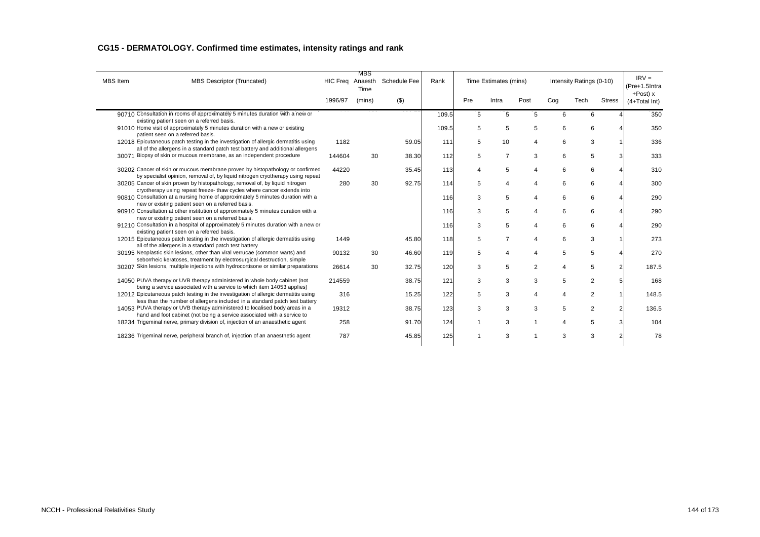## CG15 - DERMATOLOGY. Confirmed time estimates, intensity ratings and rank

| MBS Item | MBS Descriptor (Truncated) | HIC Freq | MBS Anaesth Time | Schedule Fee | Rank | Time Estimates (mins) | | | Intensity Ratings (0-10) | | | IRV = (Pre+1.5Intra +Post) x (4+Total Int) |
|---|---|---|---|---|---|---|---|---|---|---|---|---|
| | | 1996/97 | (mins) | ($) | | Pre | Intra | Post | Cog | Tech | Stress | |
| 90710 | Consultation in rooms of approximately 5 minutes duration with a new or existing patient seen on a referred basis. | | | | 109.5 | 5 | 5 | 5 | 6 | 6 | 4 | 350 |
| 91010 | Home visit of approximately 5 minutes duration with a new or existing patient seen on a referred basis. | | | | 109.5 | 5 | 5 | 5 | 6 | 6 | 4 | 350 |
| 12018 | Epicutaneous patch testing in the investigation of allergic dermatitis using all of the allergens in a standard patch test battery and additional allergens | 1182 | | 59.05 | 111 | 5 | 10 | 4 | 6 | 3 | 1 | 336 |
| 30071 | Biopsy of skin or mucous membrane, as an independent procedure | 144604 | 30 | 38.30 | 112 | 5 | 7 | 3 | 6 | 5 | 3 | 333 |
| 30202 | Cancer of skin or mucous membrane proven by histopathology or confirmed by specialist opinion, removal of, by liquid nitrogen cryotherapy using repeat | 44220 | | 35.45 | 113 | 4 | 5 | 4 | 6 | 6 | 4 | 310 |
| 30205 | Cancer of skin proven by histopathology, removal of, by liquid nitrogen cryotherapy using repeat freeze- thaw cycles where cancer extends into | 280 | 30 | 92.75 | 114 | 5 | 4 | 4 | 6 | 6 | 4 | 300 |
| 90810 | Consultation at a nursing home of approximately 5 minutes duration with a new or existing patient seen on a referred basis. | | | | 116 | 3 | 5 | 4 | 6 | 6 | 4 | 290 |
| 90910 | Consultation at other institution of approximately 5 minutes duration with a new or existing patient seen on a referred basis. | | | | 116 | 3 | 5 | 4 | 6 | 6 | 4 | 290 |
| 91210 | Consultation in a hospital of approximately 5 minutes duration with a new or existing patient seen on a referred basis. | | | | 116 | 3 | 5 | 4 | 6 | 6 | 4 | 290 |
| 12015 | Epicutaneous patch testing in the investigation of allergic dermatitis using all of the allergens in a standard patch test battery | 1449 | | 45.80 | 118 | 5 | 7 | 4 | 6 | 3 | 1 | 273 |
| 30195 | Neoplastic skin lesions, other than viral verrucae (common warts) and seborrheic keratoses, treatment by electrosurgical destruction, simple | 90132 | 30 | 46.60 | 119 | 5 | 4 | 4 | 5 | 5 | 4 | 270 |
| 30207 | Skin lesions, multiple injections with hydrocortisone or similar preparations | 26614 | 30 | 32.75 | 120 | 3 | 5 | 2 | 4 | 5 | 2 | 187.5 |
| 14050 | PUVA therapy or UVB therapy administered in whole body cabinet (not being a service associated with a service to which item 14053 applies) | 214559 | | 38.75 | 121 | 3 | 3 | 3 | 5 | 2 | 5 | 168 |
| 12012 | Epicutaneous patch testing in the investigation of allergic dermatitis using less than the number of allergens included in a standard patch test battery | 316 | | 15.25 | 122 | 5 | 3 | 4 | 4 | 2 | 1 | 148.5 |
| 14053 | PUVA therapy or UVB therapy administered to localised body areas in a hand and foot cabinet (not being a service associated with a service to | 19312 | | 38.75 | 123 | 3 | 3 | 3 | 5 | 2 | 2 | 136.5 |
| 18234 | Trigeminal nerve, primary division of, injection of an anaesthetic agent | 258 | | 91.70 | 124 | 1 | 3 | 1 | 4 | 5 | 3 | 104 |
| 18236 | Trigeminal nerve, peripheral branch of, injection of an anaesthetic agent | 787 | | 45.85 | 125 | 1 | 3 | 1 | 3 | 3 | 2 | 78 |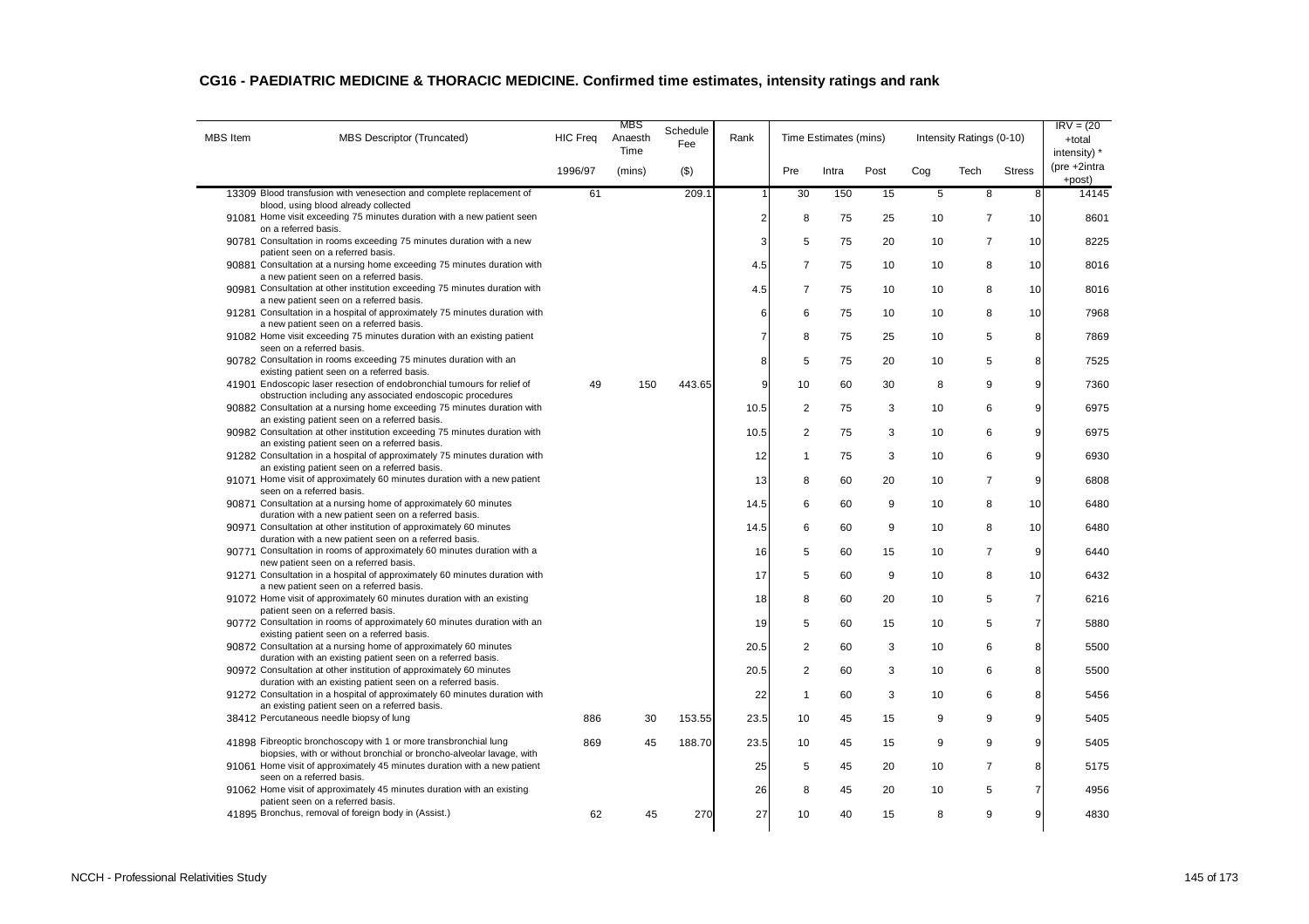## CG16 - PAEDIATRIC MEDICINE & THORACIC MEDICINE. Confirmed time estimates, intensity ratings and rank

| MBS Item | MBS Descriptor (Truncated) | HIC Freq | MBS Anaesth Time | Schedule Fee | Rank | Time Estimates (mins) | | | Intensity Ratings (0-10) | | | IRV = (20 +total intensity) * |
|---|---|---|---|---|---|---|---|---|---|---|---|---|
| | | 1996/97 | (mins) | ($) | | Pre | Intra | Post | Cog | Tech | Stress | (pre +2intra +post) |
| 13309 | Blood transfusion with venesection and complete replacement of blood, using blood already collected | 61 | | 209.1 | 1 | 30 | 150 | 15 | 5 | 8 | 8 | 14145 |
| 91081 | Home visit exceeding 75 minutes duration with a new patient seen on a referred basis. | | | | 2 | 8 | 75 | 25 | 10 | 7 | 10 | 8601 |
| 90781 | Consultation in rooms exceeding 75 minutes duration with a new patient seen on a referred basis. | | | | 3 | 5 | 75 | 20 | 10 | 7 | 10 | 8225 |
| 90881 | Consultation at a nursing home exceeding 75 minutes duration with a new patient seen on a referred basis. | | | | 4.5 | 7 | 75 | 10 | 10 | 8 | 10 | 8016 |
| 90981 | Consultation at other institution exceeding 75 minutes duration with a new patient seen on a referred basis. | | | | 4.5 | 7 | 75 | 10 | 10 | 8 | 10 | 8016 |
| 91281 | Consultation in a hospital of approximately 75 minutes duration with a new patient seen on a referred basis. | | | | 6 | 6 | 75 | 10 | 10 | 8 | 10 | 7968 |
| 91082 | Home visit exceeding 75 minutes duration with an existing patient seen on a referred basis. | | | | 7 | 8 | 75 | 25 | 10 | 5 | 8 | 7869 |
| 90782 | Consultation in rooms exceeding 75 minutes duration with an existing patient seen on a referred basis. | | | | 8 | 5 | 75 | 20 | 10 | 5 | 8 | 7525 |
| 41901 | Endoscopic laser resection of endobronchial tumours for relief of obstruction including any associated endoscopic procedures | 49 | 150 | 443.65 | 9 | 10 | 60 | 30 | 8 | 9 | 9 | 7360 |
| 90882 | Consultation at a nursing home exceeding 75 minutes duration with an existing patient seen on a referred basis. | | | | 10.5 | 2 | 75 | 3 | 10 | 6 | 9 | 6975 |
| 90982 | Consultation at other institution exceeding 75 minutes duration with an existing patient seen on a referred basis. | | | | 10.5 | 2 | 75 | 3 | 10 | 6 | 9 | 6975 |
| 91282 | Consultation in a hospital of approximately 75 minutes duration with an existing patient seen on a referred basis. | | | | 12 | 1 | 75 | 3 | 10 | 6 | 9 | 6930 |
| 91071 | Home visit of approximately 60 minutes duration with a new patient seen on a referred basis. | | | | 13 | 8 | 60 | 20 | 10 | 7 | 9 | 6808 |
| 90871 | Consultation at a nursing home of approximately 60 minutes duration with a new patient seen on a referred basis. | | | | 14.5 | 6 | 60 | 9 | 10 | 8 | 10 | 6480 |
| 90971 | Consultation at other institution of approximately 60 minutes duration with a new patient seen on a referred basis. | | | | 14.5 | 6 | 60 | 9 | 10 | 8 | 10 | 6480 |
| 90771 | Consultation in rooms of approximately 60 minutes duration with a new patient seen on a referred basis. | | | | 16 | 5 | 60 | 15 | 10 | 7 | 9 | 6440 |
| 91271 | Consultation in a hospital of approximately 60 minutes duration with a new patient seen on a referred basis. | | | | 17 | 5 | 60 | 9 | 10 | 8 | 10 | 6432 |
| 91072 | Home visit of approximately 60 minutes duration with an existing patient seen on a referred basis. | | | | 18 | 8 | 60 | 20 | 10 | 5 | 7 | 6216 |
| 90772 | Consultation in rooms of approximately 60 minutes duration with an existing patient seen on a referred basis. | | | | 19 | 5 | 60 | 15 | 10 | 5 | 7 | 5880 |
| 90872 | Consultation at a nursing home of approximately 60 minutes duration with an existing patient seen on a referred basis. | | | | 20.5 | 2 | 60 | 3 | 10 | 6 | 8 | 5500 |
| 90972 | Consultation at other institution of approximately 60 minutes duration with an existing patient seen on a referred basis. | | | | 20.5 | 2 | 60 | 3 | 10 | 6 | 8 | 5500 |
| 91272 | Consultation in a hospital of approximately 60 minutes duration with an existing patient seen on a referred basis. | | | | 22 | 1 | 60 | 3 | 10 | 6 | 8 | 5456 |
| 38412 | Percutaneous needle biopsy of lung | 886 | 30 | 153.55 | 23.5 | 10 | 45 | 15 | 9 | 9 | 9 | 5405 |
| 41898 | Fibreoptic bronchoscopy with 1 or more transbronchial lung biopsies, with or without bronchial or broncho-alveolar lavage, with | 869 | 45 | 188.70 | 23.5 | 10 | 45 | 15 | 9 | 9 | 9 | 5405 |
| 91061 | Home visit of approximately 45 minutes duration with a new patient seen on a referred basis. | | | | 25 | 5 | 45 | 20 | 10 | 7 | 8 | 5175 |
| 91062 | Home visit of approximately 45 minutes duration with an existing patient seen on a referred basis. | | | | 26 | 8 | 45 | 20 | 10 | 5 | 7 | 4956 |
| 41895 | Bronchus, removal of foreign body in (Assist.) | 62 | 45 | 270 | 27 | 10 | 40 | 15 | 8 | 9 | 9 | 4830 |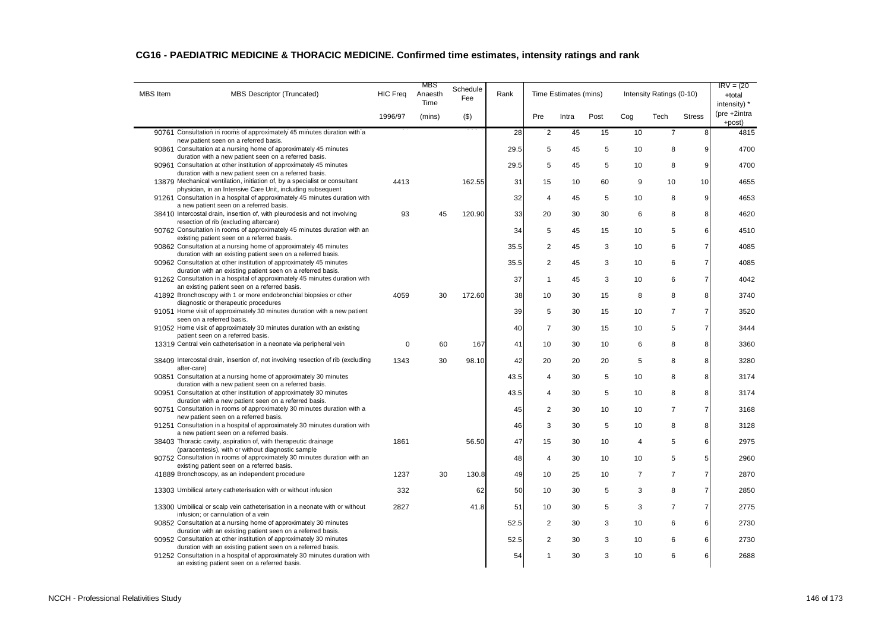## CG16 - PAEDIATRIC MEDICINE & THORACIC MEDICINE. Confirmed time estimates, intensity ratings and rank

| MBS Item | MBS Descriptor (Truncated) | HIC Freq | MBS Anaesth Time | Schedule Fee | Rank | Time Estimates (mins) | | | Intensity Ratings (0-10) | | | IRV = (20 +total intensity) * |
|---|---|---|---|---|---|---|---|---|---|---|---|---|
| | | 1996/97 | (mins) | ($) | | Pre | Intra | Post | Cog | Tech | Stress | (pre +2intra +post) |
| 90761 | Consultation in rooms of approximately 45 minutes duration with a new patient seen on a referred basis. | | | | 28 | 2 | 45 | 15 | 10 | 7 | 8 | 4815 |
| 90861 | Consultation at a nursing home of approximately 45 minutes duration with a new patient seen on a referred basis. | | | | 29.5 | 5 | 45 | 5 | 10 | 8 | 9 | 4700 |
| 90961 | Consultation at other institution of approximately 45 minutes duration with a new patient seen on a referred basis. | | | | 29.5 | 5 | 45 | 5 | 10 | 8 | 9 | 4700 |
| 13879 | Mechanical ventilation, initiation of, by a specialist or consultant physician, in an Intensive Care Unit, including subsequent | 4413 | | 162.55 | 31 | 15 | 10 | 60 | 9 | 10 | 10 | 4655 |
| 91261 | Consultation in a hospital of approximately 45 minutes duration with a new patient seen on a referred basis. | | | | 32 | 4 | 45 | 5 | 10 | 8 | 9 | 4653 |
| 38410 | Intercostal drain, insertion of, with pleurodesis and not involving resection of rib (excluding aftercare) | 93 | 45 | 120.90 | 33 | 20 | 30 | 30 | 6 | 8 | 8 | 4620 |
| 90762 | Consultation in rooms of approximately 45 minutes duration with an existing patient seen on a referred basis. | | | | 34 | 5 | 45 | 15 | 10 | 5 | 6 | 4510 |
| 90862 | Consultation at a nursing home of approximately 45 minutes duration with an existing patient seen on a referred basis. | | | | 35.5 | 2 | 45 | 3 | 10 | 6 | 7 | 4085 |
| 90962 | Consultation at other institution of approximately 45 minutes duration with an existing patient seen on a referred basis. | | | | 35.5 | 2 | 45 | 3 | 10 | 6 | 7 | 4085 |
| 91262 | Consultation in a hospital of approximately 45 minutes duration with an existing patient seen on a referred basis. | | | | 37 | 1 | 45 | 3 | 10 | 6 | 7 | 4042 |
| 41892 | Bronchoscopy with 1 or more endobronchial biopsies or other diagnostic or therapeutic procedures | 4059 | 30 | 172.60 | 38 | 10 | 30 | 15 | 8 | 8 | 8 | 3740 |
| 91051 | Home visit of approximately 30 minutes duration with a new patient seen on a referred basis. | | | | 39 | 5 | 30 | 15 | 10 | 7 | 7 | 3520 |
| 91052 | Home visit of approximately 30 minutes duration with an existing patient seen on a referred basis. | | | | 40 | 7 | 30 | 15 | 10 | 5 | 7 | 3444 |
| 13319 | Central vein catheterisation in a neonate via peripheral vein | 0 | 60 | 167 | 41 | 10 | 30 | 10 | 6 | 8 | 8 | 3360 |
| 38409 | Intercostal drain, insertion of, not involving resection of rib (excluding after-care) | 1343 | 30 | 98.10 | 42 | 20 | 20 | 20 | 5 | 8 | 8 | 3280 |
| 90851 | Consultation at a nursing home of approximately 30 minutes duration with a new patient seen on a referred basis. | | | | 43.5 | 4 | 30 | 5 | 10 | 8 | 8 | 3174 |
| 90951 | Consultation at other institution of approximately 30 minutes duration with a new patient seen on a referred basis. | | | | 43.5 | 4 | 30 | 5 | 10 | 8 | 8 | 3174 |
| 90751 | Consultation in rooms of approximately 30 minutes duration with a new patient seen on a referred basis. | | | | 45 | 2 | 30 | 10 | 10 | 7 | 7 | 3168 |
| 91251 | Consultation in a hospital of approximately 30 minutes duration with a new patient seen on a referred basis. | | | | 46 | 3 | 30 | 5 | 10 | 8 | 8 | 3128 |
| 38403 | Thoracic cavity, aspiration of, with therapeutic drainage (paracentesis), with or without diagnostic sample | 1861 | | 56.50 | 47 | 15 | 30 | 10 | 4 | 5 | 6 | 2975 |
| 90752 | Consultation in rooms of approximately 30 minutes duration with an existing patient seen on a referred basis. | | | | 48 | 4 | 30 | 10 | 10 | 5 | 5 | 2960 |
| 41889 | Bronchoscopy, as an independent procedure | 1237 | 30 | 130.8 | 49 | 10 | 25 | 10 | 7 | 7 | 7 | 2870 |
| 13303 | Umbilical artery catheterisation with or without infusion | 332 | | 62 | 50 | 10 | 30 | 5 | 3 | 8 | 7 | 2850 |
| 13300 | Umbilical or scalp vein catheterisation in a neonate with or without infusion; or cannulation of a vein | 2827 | | 41.8 | 51 | 10 | 30 | 5 | 3 | 7 | 7 | 2775 |
| 90852 | Consultation at a nursing home of approximately 30 minutes duration with an existing patient seen on a referred basis. | | | | 52.5 | 2 | 30 | 3 | 10 | 6 | 6 | 2730 |
| 90952 | Consultation at other institution of approximately 30 minutes duration with an existing patient seen on a referred basis. | | | | 52.5 | 2 | 30 | 3 | 10 | 6 | 6 | 2730 |
| 91252 | Consultation in a hospital of approximately 30 minutes duration with an existing patient seen on a referred basis. | | | | 54 | 1 | 30 | 3 | 10 | 6 | 6 | 2688 |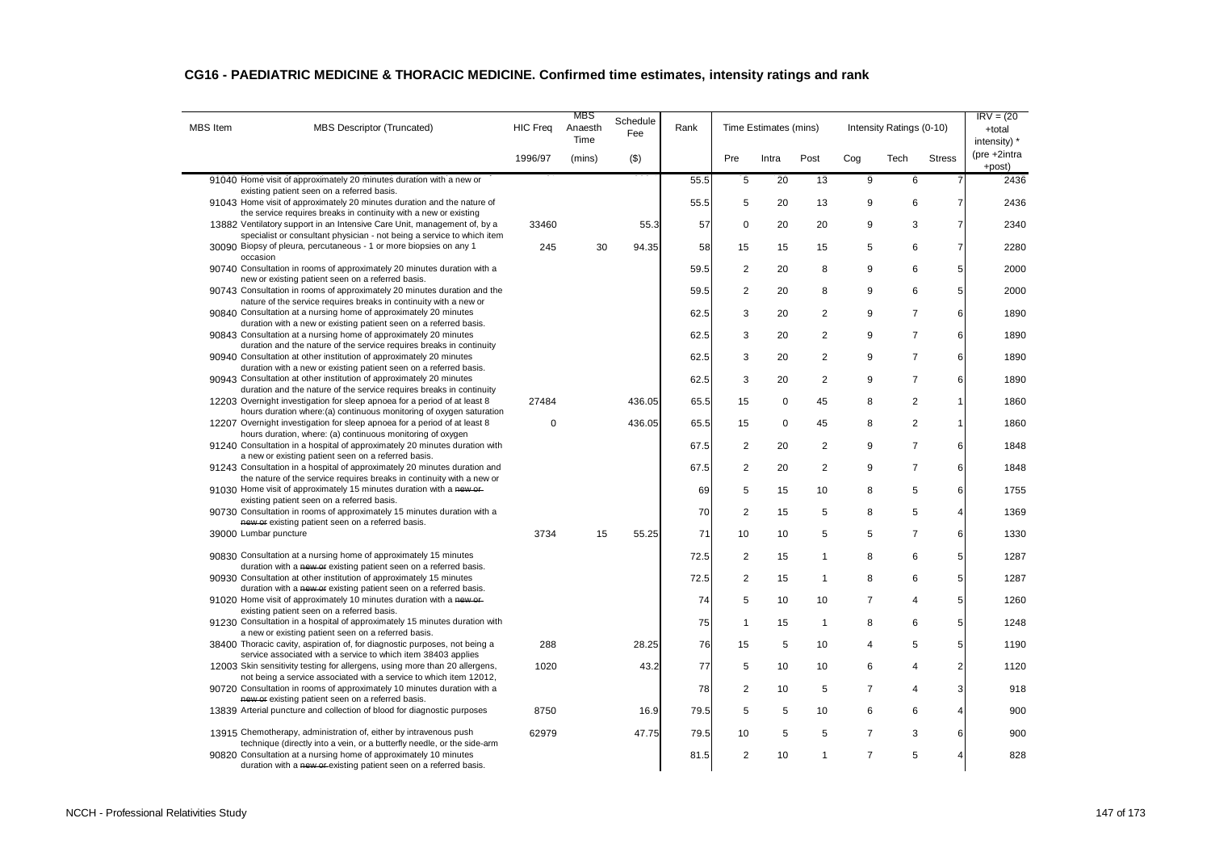## CG16 - PAEDIATRIC MEDICINE & THORACIC MEDICINE. Confirmed time estimates, intensity ratings and rank

| MBS Item | MBS Descriptor (Truncated) | HIC Freq | MBS Anaesth Time | Schedule Fee | Rank | Time Estimates (mins) | | | Intensity Ratings (0-10) | | | IRV = (20 +total intensity) * |
|---|---|---|---|---|---|---|---|---|---|---|---|---|
| | | 1996/97 | (mins) | ($) | | Pre | Intra | Post | Cog | Tech | Stress | (pre +2intra +post) |
| 91040 | Home visit of approximately 20 minutes duration with a new or existing patient seen on a referred basis. | | | | 55.5 | 5 | 20 | 13 | 9 | 6 | 7 | 2436 |
| 91043 | Home visit of approximately 20 minutes duration and the nature of the service requires breaks in continuity with a new or existing | | | | 55.5 | 5 | 20 | 13 | 9 | 6 | 7 | 2436 |
| 13882 | Ventilatory support in an Intensive Care Unit, management of, by a specialist or consultant physician - not being a service to which item | 33460 | | 55.3 | 57 | 0 | 20 | 20 | 9 | 3 | 7 | 2340 |
| 30090 | Biopsy of pleura, percutaneous - 1 or more biopsies on any 1 occasion | 245 | 30 | 94.35 | 58 | 15 | 15 | 15 | 5 | 6 | 7 | 2280 |
| 90740 | Consultation in rooms of approximately 20 minutes duration with a new or existing patient seen on a referred basis. | | | | 59.5 | 2 | 20 | 8 | 9 | 6 | 5 | 2000 |
| 90743 | Consultation in rooms of approximately 20 minutes duration and the nature of the service requires breaks in continuity with a new or | | | | 59.5 | 2 | 20 | 8 | 9 | 6 | 5 | 2000 |
| 90840 | Consultation at a nursing home of approximately 20 minutes duration with a new or existing patient seen on a referred basis. | | | | 62.5 | 3 | 20 | 2 | 9 | 7 | 6 | 1890 |
| 90843 | Consultation at a nursing home of approximately 20 minutes duration and the nature of the service requires breaks in continuity | | | | 62.5 | 3 | 20 | 2 | 9 | 7 | 6 | 1890 |
| 90940 | Consultation at other institution of approximately 20 minutes duration with a new or existing patient seen on a referred basis. | | | | 62.5 | 3 | 20 | 2 | 9 | 7 | 6 | 1890 |
| 90943 | Consultation at other institution of approximately 20 minutes duration and the nature of the service requires breaks in continuity | | | | 62.5 | 3 | 20 | 2 | 9 | 7 | 6 | 1890 |
| 12203 | Overnight investigation for sleep apnoea for a period of at least 8 hours duration where:(a) continuous monitoring of oxygen saturation | 27484 | | 436.05 | 65.5 | 15 | 0 | 45 | 8 | 2 | 1 | 1860 |
| 12207 | Overnight investigation for sleep apnoea for a period of at least 8 hours duration, where: (a) continuous monitoring of oxygen | 0 | | 436.05 | 65.5 | 15 | 0 | 45 | 8 | 2 | 1 | 1860 |
| 91240 | Consultation in a hospital of approximately 20 minutes duration with a new or existing patient seen on a referred basis. | | | | 67.5 | 2 | 20 | 2 | 9 | 7 | 6 | 1848 |
| 91243 | Consultation in a hospital of approximately 20 minutes duration and the nature of the service requires breaks in continuity with a new or | | | | 67.5 | 2 | 20 | 2 | 9 | 7 | 6 | 1848 |
| 91030 | Home visit of approximately 15 minutes duration with a ~~new or~~ existing patient seen on a referred basis. | | | | 69 | 5 | 15 | 10 | 8 | 5 | 6 | 1755 |
| 90730 | Consultation in rooms of approximately 15 minutes duration with a ~~new or~~ existing patient seen on a referred basis. | | | | 70 | 2 | 15 | 5 | 8 | 5 | 4 | 1369 |
| 39000 | Lumbar puncture | 3734 | 15 | 55.25 | 71 | 10 | 10 | 5 | 5 | 7 | 6 | 1330 |
| 90830 | Consultation at a nursing home of approximately 15 minutes duration with a ~~new or~~ existing patient seen on a referred basis. | | | | 72.5 | 2 | 15 | 1 | 8 | 6 | 5 | 1287 |
| 90930 | Consultation at other institution of approximately 15 minutes duration with a ~~new or~~ existing patient seen on a referred basis. | | | | 72.5 | 2 | 15 | 1 | 8 | 6 | 5 | 1287 |
| 91020 | Home visit of approximately 10 minutes duration with a ~~new or~~ existing patient seen on a referred basis. | | | | 74 | 5 | 10 | 10 | 7 | 4 | 5 | 1260 |
| 91230 | Consultation in a hospital of approximately 15 minutes duration with a new or existing patient seen on a referred basis. | | | | 75 | 1 | 15 | 1 | 8 | 6 | 5 | 1248 |
| 38400 | Thoracic cavity, aspiration of, for diagnostic purposes, not being a service associated with a service to which item 38403 applies | 288 | | 28.25 | 76 | 15 | 5 | 10 | 4 | 5 | 5 | 1190 |
| 12003 | Skin sensitivity testing for allergens, using more than 20 allergens, not being a service associated with a service to which item 12012, | 1020 | | 43.2 | 77 | 5 | 10 | 10 | 6 | 4 | 2 | 1120 |
| 90720 | Consultation in rooms of approximately 10 minutes duration with a ~~new or~~ existing patient seen on a referred basis. | | | | 78 | 2 | 10 | 5 | 7 | 4 | 3 | 918 |
| 13839 | Arterial puncture and collection of blood for diagnostic purposes | 8750 | | 16.9 | 79.5 | 5 | 5 | 10 | 6 | 6 | 4 | 900 |
| 13915 | Chemotherapy, administration of, either by intravenous push technique (directly into a vein, or a butterfly needle, or the side-arm | 62979 | | 47.75 | 79.5 | 10 | 5 | 5 | 7 | 3 | 6 | 900 |
| 90820 | Consultation at a nursing home of approximately 10 minutes duration with a ~~new or~~ existing patient seen on a referred basis. | | | | 81.5 | 2 | 10 | 1 | 7 | 5 | 4 | 828 |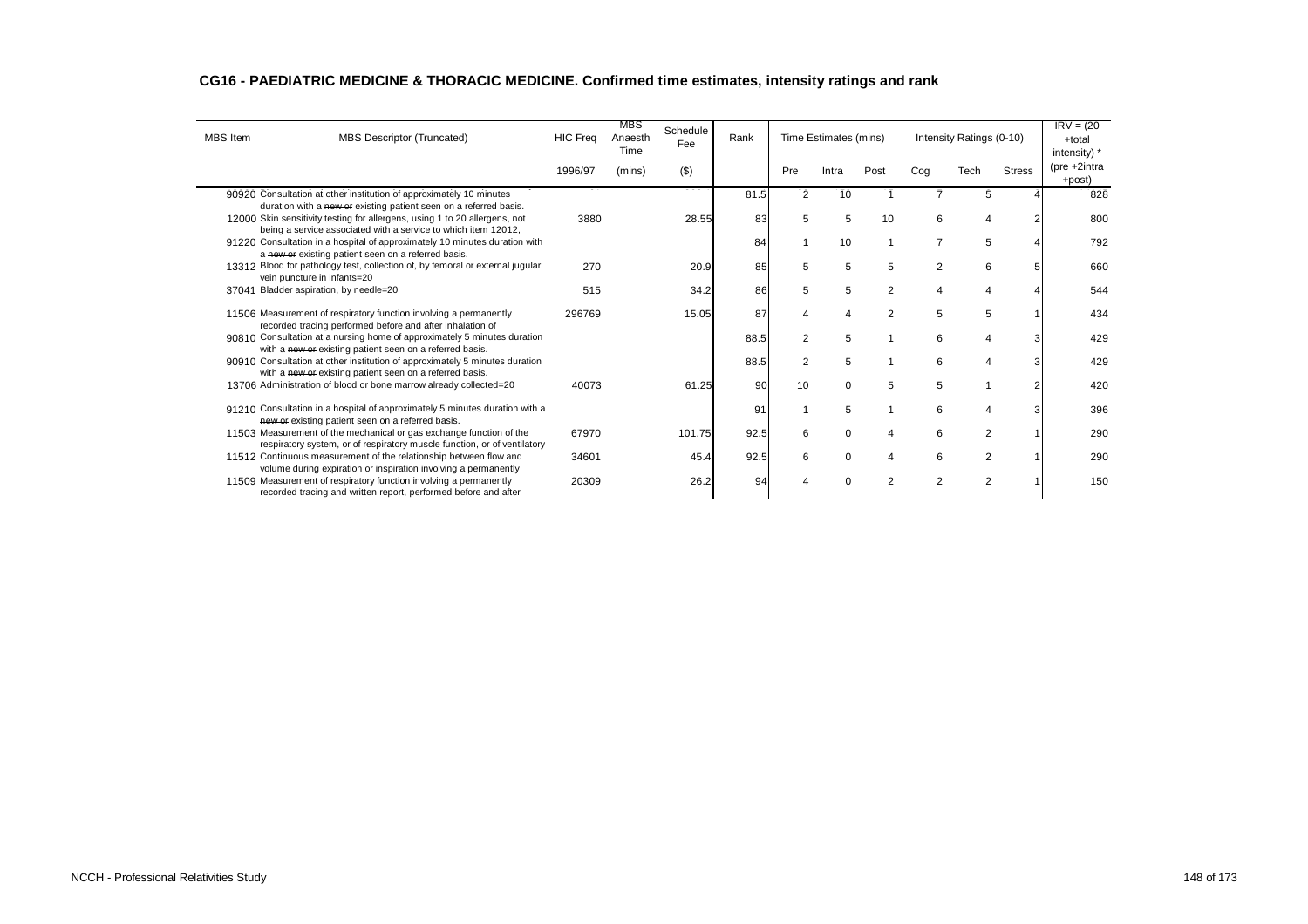## CG16 - PAEDIATRIC MEDICINE & THORACIC MEDICINE. Confirmed time estimates, intensity ratings and rank

| MBS Item | MBS Descriptor (Truncated) | HIC Freq | MBS Anaesth Time | Schedule Fee | Rank | Time Estimates (mins) | | | Intensity Ratings (0-10) | | | IRV = (20 +total intensity) * |
|---|---|---|---|---|---|---|---|---|---|---|---|---|
| | | 1996/97 | (mins) | ($) | | Pre | Intra | Post | Cog | Tech | Stress | (pre +2intra +post) |
| 90920 | Consultation at other institution of approximately 10 minutes duration with a ~~new or~~ existing patient seen on a referred basis. | | | | 81.5 | 2 | 10 | 1 | 7 | 5 | 4 | 828 |
| 12000 | Skin sensitivity testing for allergens, using 1 to 20 allergens, not being a service associated with a service to which item 12012, | 3880 | | 28.55 | 83 | 5 | 5 | 10 | 6 | 4 | 2 | 800 |
| 91220 | Consultation in a hospital of approximately 10 minutes duration with a ~~new or~~ existing patient seen on a referred basis. | | | | 84 | 1 | 10 | 1 | 7 | 5 | 4 | 792 |
| 13312 | Blood for pathology test, collection of, by femoral or external jugular vein puncture in infants=20 | 270 | | 20.9 | 85 | 5 | 5 | 5 | 2 | 6 | 5 | 660 |
| 37041 | Bladder aspiration, by needle=20 | 515 | | 34.2 | 86 | 5 | 5 | 2 | 4 | 4 | 4 | 544 |
| 11506 | Measurement of respiratory function involving a permanently recorded tracing performed before and after inhalation of | 296769 | | 15.05 | 87 | 4 | 4 | 2 | 5 | 5 | 1 | 434 |
| 90810 | Consultation at a nursing home of approximately 5 minutes duration with a ~~new or~~ existing patient seen on a referred basis. | | | | 88.5 | 2 | 5 | 1 | 6 | 4 | 3 | 429 |
| 90910 | Consultation at other institution of approximately 5 minutes duration with a ~~new or~~ existing patient seen on a referred basis. | | | | 88.5 | 2 | 5 | 1 | 6 | 4 | 3 | 429 |
| 13706 | Administration of blood or bone marrow already collected=20 | 40073 | | 61.25 | 90 | 10 | 0 | 5 | 5 | 1 | 2 | 420 |
| 91210 | Consultation in a hospital of approximately 5 minutes duration with a ~~new or~~ existing patient seen on a referred basis. | | | | 91 | 1 | 5 | 1 | 6 | 4 | 3 | 396 |
| 11503 | Measurement of the mechanical or gas exchange function of the respiratory system, or of respiratory muscle function, or of ventilatory | 67970 | | 101.75 | 92.5 | 6 | 0 | 4 | 6 | 2 | 1 | 290 |
| 11512 | Continuous measurement of the relationship between flow and volume during expiration or inspiration involving a permanently | 34601 | | 45.4 | 92.5 | 6 | 0 | 4 | 6 | 2 | 1 | 290 |
| 11509 | Measurement of respiratory function involving a permanently recorded tracing and written report, performed before and after | 20309 | | 26.2 | 94 | 4 | 0 | 2 | 2 | 2 | 1 | 150 |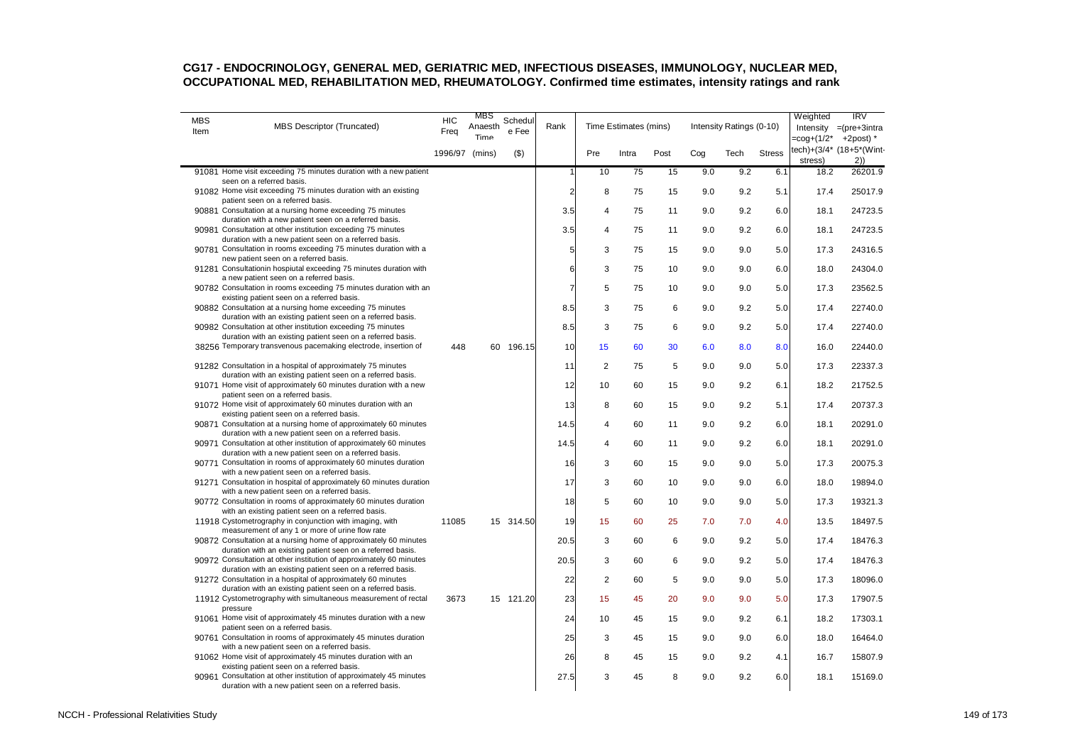## CG17 - ENDOCRINOLOGY, GENERAL MED, GERIATRIC MED, INFECTIOUS DISEASES, IMMUNOLOGY, NUCLEAR MED, OCCUPATIONAL MED, REHABILITATION MED, RHEUMATOLOGY. Confirmed time estimates, intensity ratings and rank

| MBS Item | MBS Descriptor (Truncated) | HIC Freq | MBS Anaesth Time | Schedule Fee | Rank | Time Estimates (mins) | | | Intensity Ratings (0-10) | | | Weighted Intensity =cog+(1/2*tech)+(3/4*stress) | IRV =(pre+3intra +2post) * (18+5*(Wint-2)) |
|---|---|---|---|---|---|---|---|---|---|---|---|---|---|
| | | 1996/97 | (mins) | ($) | | Pre | Intra | Post | Cog | Tech | Stress | | |
| 91081 | Home visit exceeding 75 minutes duration with a new patient seen on a referred basis. | | | | 1 | 10 | 75 | 15 | 9.0 | 9.2 | 6.1 | 18.2 | 26201.9 |
| 91082 | Home visit exceeding 75 minutes duration with an existing patient seen on a referred basis. | | | | 2 | 8 | 75 | 15 | 9.0 | 9.2 | 5.1 | 17.4 | 25017.9 |
| 90881 | Consultation at a nursing home exceeding 75 minutes duration with a new patient seen on a referred basis. | | | | 3.5 | 4 | 75 | 11 | 9.0 | 9.2 | 6.0 | 18.1 | 24723.5 |
| 90981 | Consultation at other institution exceeding 75 minutes duration with a new patient seen on a referred basis. | | | | 3.5 | 4 | 75 | 11 | 9.0 | 9.2 | 6.0 | 18.1 | 24723.5 |
| 90781 | Consultation in rooms exceeding 75 minutes duration with a new patient seen on a referred basis. | | | | 5 | 3 | 75 | 15 | 9.0 | 9.0 | 5.0 | 17.3 | 24316.5 |
| 91281 | Consultationin hospiutal exceeding 75 minutes duration with a new patient seen on a referred basis. | | | | 6 | 3 | 75 | 10 | 9.0 | 9.0 | 6.0 | 18.0 | 24304.0 |
| 90782 | Consultation in rooms exceeding 75 minutes duration with an existing patient seen on a referred basis. | | | | 7 | 5 | 75 | 10 | 9.0 | 9.0 | 5.0 | 17.3 | 23562.5 |
| 90882 | Consultation at a nursing home exceeding 75 minutes duration with an existing patient seen on a referred basis. | | | | 8.5 | 3 | 75 | 6 | 9.0 | 9.2 | 5.0 | 17.4 | 22740.0 |
| 90982 | Consultation at other institution exceeding 75 minutes duration with an existing patient seen on a referred basis. | | | | 8.5 | 3 | 75 | 6 | 9.0 | 9.2 | 5.0 | 17.4 | 22740.0 |
| 38256 | Temporary transvenous pacemaking electrode, insertion of | 448 | 60 | 196.15 | 10 | 15 | 60 | 30 | 6.0 | 8.0 | 8.0 | 16.0 | 22440.0 |
| 91282 | Consultation in a hospital of approximately 75 minutes duration with an existing patient seen on a referred basis. | | | | 11 | 2 | 75 | 5 | 9.0 | 9.0 | 5.0 | 17.3 | 22337.3 |
| 91071 | Home visit of approximately 60 minutes duration with a new patient seen on a referred basis. | | | | 12 | 10 | 60 | 15 | 9.0 | 9.2 | 6.1 | 18.2 | 21752.5 |
| 91072 | Home visit of approximately 60 minutes duration with an existing patient seen on a referred basis. | | | | 13 | 8 | 60 | 15 | 9.0 | 9.2 | 5.1 | 17.4 | 20737.3 |
| 90871 | Consultation at a nursing home of approximately 60 minutes duration with a new patient seen on a referred basis. | | | | 14.5 | 4 | 60 | 11 | 9.0 | 9.2 | 6.0 | 18.1 | 20291.0 |
| 90971 | Consultation at other institution of approximately 60 minutes duration with a new patient seen on a referred basis. | | | | 14.5 | 4 | 60 | 11 | 9.0 | 9.2 | 6.0 | 18.1 | 20291.0 |
| 90771 | Consultation in rooms of approximately 60 minutes duration with a new patient seen on a referred basis. | | | | 16 | 3 | 60 | 15 | 9.0 | 9.0 | 5.0 | 17.3 | 20075.3 |
| 91271 | Consultation in hospital of approximately 60 minutes duration with a new patient seen on a referred basis. | | | | 17 | 3 | 60 | 10 | 9.0 | 9.0 | 6.0 | 18.0 | 19894.0 |
| 90772 | Consultation in rooms of approximately 60 minutes duration with an existing patient seen on a referred basis. | | | | 18 | 5 | 60 | 10 | 9.0 | 9.0 | 5.0 | 17.3 | 19321.3 |
| 11918 | Cystometrography in conjunction with imaging, with measurement of any 1 or more of urine flow rate | 11085 | 15 | 314.50 | 19 | 15 | 60 | 25 | 7.0 | 7.0 | 4.0 | 13.5 | 18497.5 |
| 90872 | Consultation at a nursing home of approximately 60 minutes duration with an existing patient seen on a referred basis. | | | | 20.5 | 3 | 60 | 6 | 9.0 | 9.2 | 5.0 | 17.4 | 18476.3 |
| 90972 | Consultation at other institution of approximately 60 minutes duration with an existing patient seen on a referred basis. | | | | 20.5 | 3 | 60 | 6 | 9.0 | 9.2 | 5.0 | 17.4 | 18476.3 |
| 91272 | Consultation in a hospital of approximately 60 minutes duration with an existing patient seen on a referred basis. | | | | 22 | 2 | 60 | 5 | 9.0 | 9.0 | 5.0 | 17.3 | 18096.0 |
| 11912 | Cystometrography with simultaneous measurement of rectal pressure | 3673 | 15 | 121.20 | 23 | 15 | 45 | 20 | 9.0 | 9.0 | 5.0 | 17.3 | 17907.5 |
| 91061 | Home visit of approximately 45 minutes duration with a new patient seen on a referred basis. | | | | 24 | 10 | 45 | 15 | 9.0 | 9.2 | 6.1 | 18.2 | 17303.1 |
| 90761 | Consultation in rooms of approximately 45 minutes duration with a new patient seen on a referred basis. | | | | 25 | 3 | 45 | 15 | 9.0 | 9.0 | 6.0 | 18.0 | 16464.0 |
| 91062 | Home visit of approximately 45 minutes duration with an existing patient seen on a referred basis. | | | | 26 | 8 | 45 | 15 | 9.0 | 9.2 | 4.1 | 16.7 | 15807.9 |
| 90961 | Consultation at other institution of approximately 45 minutes duration with a new patient seen on a referred basis. | | | | 27.5 | 3 | 45 | 8 | 9.0 | 9.2 | 6.0 | 18.1 | 15169.0 |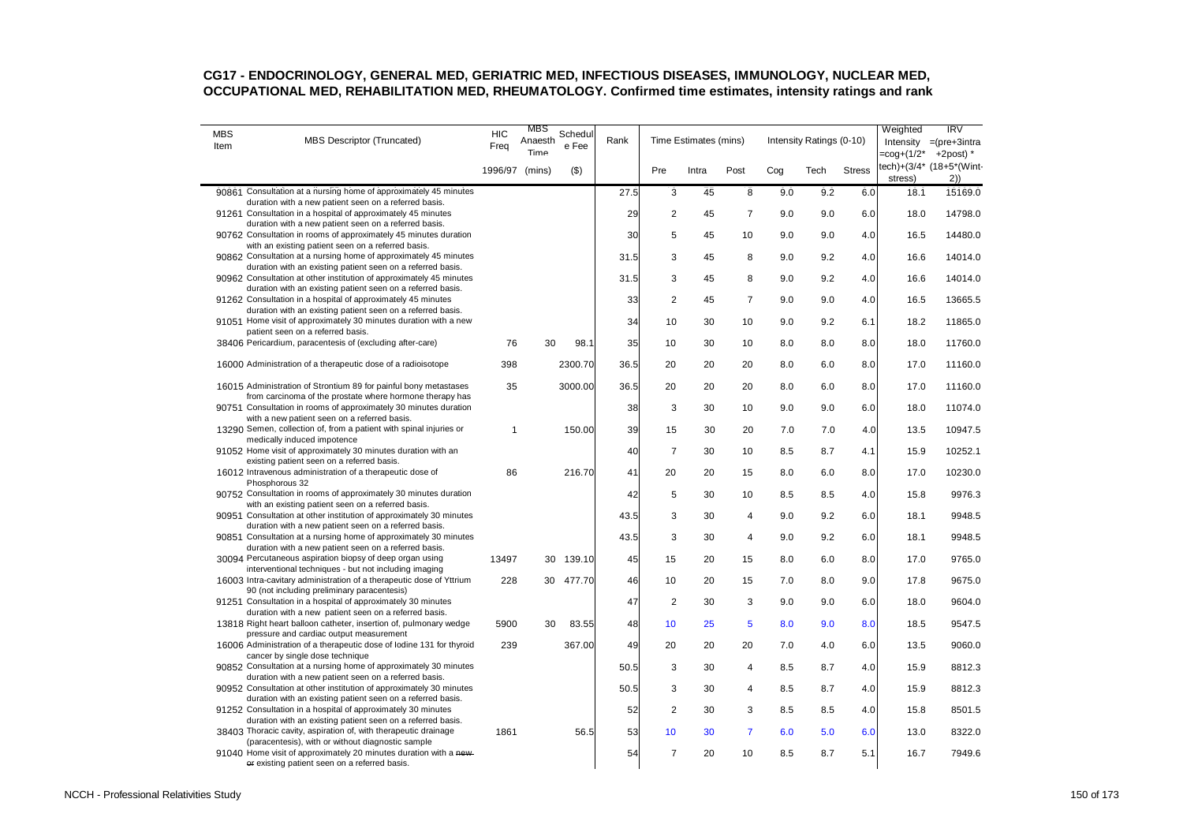## CG17 - ENDOCRINOLOGY, GENERAL MED, GERIATRIC MED, INFECTIOUS DISEASES, IMMUNOLOGY, NUCLEAR MED, OCCUPATIONAL MED, REHABILITATION MED, RHEUMATOLOGY. Confirmed time estimates, intensity ratings and rank

| MBS Item | MBS Descriptor (Truncated) | HIC Freq | MBS Anaesth Time | Schedule Fee | Rank | Time Estimates (mins) | | | Intensity Ratings (0-10) | | | Weighted Intensity =cog+(1/2*tech)+(3/4*stress) | IRV =(pre+3intra+2post) * (18+5*(Wint-2)) |
|---|---|---|---|---|---|---|---|---|---|---|---|---|---|
| | | 1996/97 | (mins) | ($) | | Pre | Intra | Post | Cog | Tech | Stress | | |
| 90861 | Consultation at a nursing home of approximately 45 minutes duration with a new patient seen on a referred basis. | | | | 27.5 | 3 | 45 | 8 | 9.0 | 9.2 | 6.0 | 18.1 | 15169.0 |
| 91261 | Consultation in a hospital of approximately 45 minutes duration with a new patient seen on a referred basis. | | | | 29 | 2 | 45 | 7 | 9.0 | 9.0 | 6.0 | 18.0 | 14798.0 |
| 90762 | Consultation in rooms of approximately 45 minutes duration with an existing patient seen on a referred basis. | | | | 30 | 5 | 45 | 10 | 9.0 | 9.0 | 4.0 | 16.5 | 14480.0 |
| 90862 | Consultation at a nursing home of approximately 45 minutes duration with an existing patient seen on a referred basis. | | | | 31.5 | 3 | 45 | 8 | 9.0 | 9.2 | 4.0 | 16.6 | 14014.0 |
| 90962 | Consultation at other institution of approximately 45 minutes duration with an existing patient seen on a referred basis. | | | | 31.5 | 3 | 45 | 8 | 9.0 | 9.2 | 4.0 | 16.6 | 14014.0 |
| 91262 | Consultation in a hospital of approximately 45 minutes duration with an existing patient seen on a referred basis. | | | | 33 | 2 | 45 | 7 | 9.0 | 9.0 | 4.0 | 16.5 | 13665.5 |
| 91051 | Home visit of approximately 30 minutes duration with a new patient seen on a referred basis. | | | | 34 | 10 | 30 | 10 | 9.0 | 9.2 | 6.1 | 18.2 | 11865.0 |
| 38406 | Pericardium, paracentesis of (excluding after-care) | 76 | 30 | 98.1 | 35 | 10 | 30 | 10 | 8.0 | 8.0 | 8.0 | 18.0 | 11760.0 |
| 16000 | Administration of a therapeutic dose of a radioisotope | 398 | | 2300.70 | 36.5 | 20 | 20 | 20 | 8.0 | 6.0 | 8.0 | 17.0 | 11160.0 |
| 16015 | Administration of Strontium 89 for painful bony metastases from carcinoma of the prostate where hormone therapy has | 35 | | 3000.00 | 36.5 | 20 | 20 | 20 | 8.0 | 6.0 | 8.0 | 17.0 | 11160.0 |
| 90751 | Consultation in rooms of approximately 30 minutes duration with a new patient seen on a referred basis. | | | | 38 | 3 | 30 | 10 | 9.0 | 9.0 | 6.0 | 18.0 | 11074.0 |
| 13290 | Semen, collection of, from a patient with spinal injuries or medically induced impotence | 1 | | 150.00 | 39 | 15 | 30 | 20 | 7.0 | 7.0 | 4.0 | 13.5 | 10947.5 |
| 91052 | Home visit of approximately 30 minutes duration with an existing patient seen on a referred basis. | | | | 40 | 7 | 30 | 10 | 8.5 | 8.7 | 4.1 | 15.9 | 10252.1 |
| 16012 | Intravenous administration of a therapeutic dose of Phosphorous 32 | 86 | | 216.70 | 41 | 20 | 20 | 15 | 8.0 | 6.0 | 8.0 | 17.0 | 10230.0 |
| 90752 | Consultation in rooms of approximately 30 minutes duration with an existing patient seen on a referred basis. | | | | 42 | 5 | 30 | 10 | 8.5 | 8.5 | 4.0 | 15.8 | 9976.3 |
| 90951 | Consultation at other institution of approximately 30 minutes duration with a new patient seen on a referred basis. | | | | 43.5 | 3 | 30 | 4 | 9.0 | 9.2 | 6.0 | 18.1 | 9948.5 |
| 90851 | Consultation at a nursing home of approximately 30 minutes duration with a new patient seen on a referred basis. | | | | 43.5 | 3 | 30 | 4 | 9.0 | 9.2 | 6.0 | 18.1 | 9948.5 |
| 30094 | Percutaneous aspiration biopsy of deep organ using interventional techniques - but not including imaging | 13497 | 30 | 139.10 | 45 | 15 | 20 | 15 | 8.0 | 6.0 | 8.0 | 17.0 | 9765.0 |
| 16003 | Intra-cavitary administration of a therapeutic dose of Yttrium 90 (not including preliminary paracentesis) | 228 | 30 | 477.70 | 46 | 10 | 20 | 15 | 7.0 | 8.0 | 9.0 | 17.8 | 9675.0 |
| 91251 | Consultation in a hospital of approximately 30 minutes duration with a new patient seen on a referred basis. | | | | 47 | 2 | 30 | 3 | 9.0 | 9.0 | 6.0 | 18.0 | 9604.0 |
| 13818 | Right heart balloon catheter, insertion of, pulmonary wedge pressure and cardiac output measurement | 5900 | 30 | 83.55 | 48 | 10 | 25 | 5 | 8.0 | 9.0 | 8.0 | 18.5 | 9547.5 |
| 16006 | Administration of a therapeutic dose of Iodine 131 for thyroid cancer by single dose technique | 239 | | 367.00 | 49 | 20 | 20 | 20 | 7.0 | 4.0 | 6.0 | 13.5 | 9060.0 |
| 90852 | Consultation at a nursing home of approximately 30 minutes duration with a new patient seen on a referred basis. | | | | 50.5 | 3 | 30 | 4 | 8.5 | 8.7 | 4.0 | 15.9 | 8812.3 |
| 90952 | Consultation at other institution of approximately 30 minutes duration with an existing patient seen on a referred basis. | | | | 50.5 | 3 | 30 | 4 | 8.5 | 8.7 | 4.0 | 15.9 | 8812.3 |
| 91252 | Consultation in a hospital of approximately 30 minutes duration with an existing patient seen on a referred basis. | | | | 52 | 2 | 30 | 3 | 8.5 | 8.5 | 4.0 | 15.8 | 8501.5 |
| 38403 | Thoracic cavity, aspiration of, with therapeutic drainage (paracentesis), with or without diagnostic sample | 1861 | | 56.5 | 53 | 10 | 30 | 7 | 6.0 | 5.0 | 6.0 | 13.0 | 8322.0 |
| 91040 | Home visit of approximately 20 minutes duration with a ~~new or~~ existing patient seen on a referred basis. | | | | 54 | 7 | 20 | 10 | 8.5 | 8.7 | 5.1 | 16.7 | 7949.6 |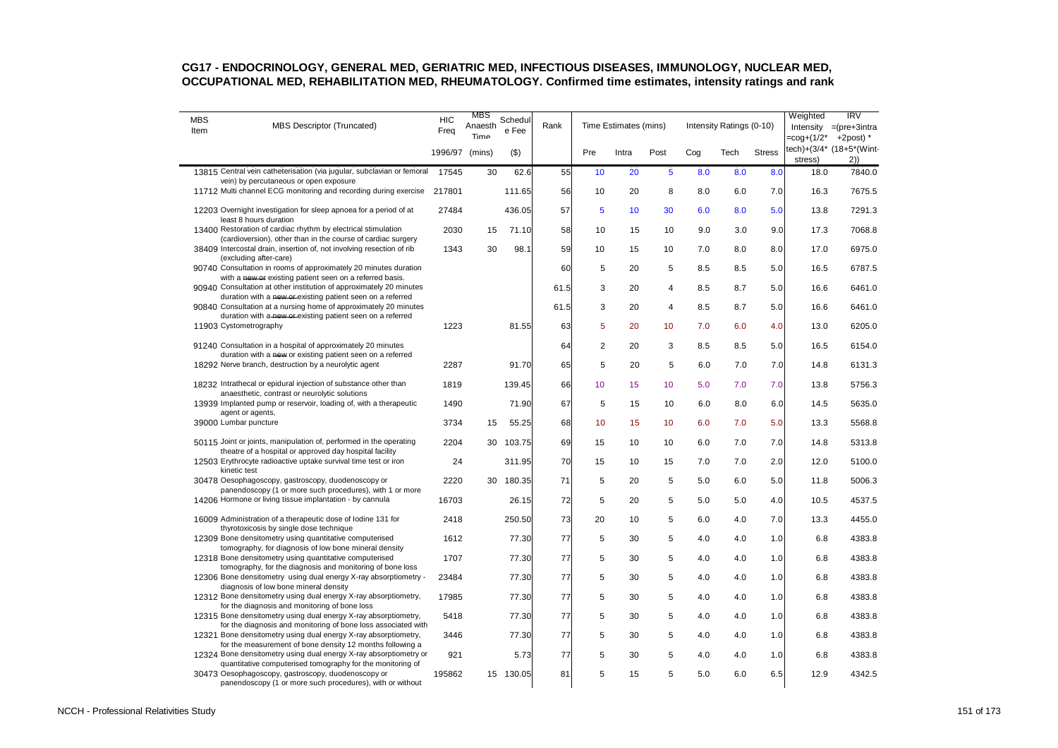## CG17 - ENDOCRINOLOGY, GENERAL MED, GERIATRIC MED, INFECTIOUS DISEASES, IMMUNOLOGY, NUCLEAR MED, OCCUPATIONAL MED, REHABILITATION MED, RHEUMATOLOGY. Confirmed time estimates, intensity ratings and rank

| MBS Item | MBS Descriptor (Truncated) | HIC Freq | MBS Anaesth Time | Schedule Fee | Rank | Time Estimates (mins) | | | Intensity Ratings (0-10) | | | Weighted Intensity =cog+(1/2*tech)+(3/4*stress) | IRV =(pre+3intra+2post) * (18+5*(Wint-2)) |
|---|---|---|---|---|---|---|---|---|---|---|---|---|---|
| | | 1996/97 | (mins) | ($) | | Pre | Intra | Post | Cog | Tech | Stress | | |
| 13815 | Central vein catheterisation (via jugular, subclavian or femoral vein) by percutaneous or open exposure | 17545 | 30 | 62.6 | 55 | 10 | 20 | 5 | 8.0 | 8.0 | 8.0 | 18.0 | 7840.0 |
| 11712 | Multi channel ECG monitoring and recording during exercise | 217801 | | 111.65 | 56 | 10 | 20 | 8 | 8.0 | 6.0 | 7.0 | 16.3 | 7675.5 |
| 12203 | Overnight investigation for sleep apnoea for a period of at least 8 hours duration | 27484 | | 436.05 | 57 | 5 | 10 | 30 | 6.0 | 8.0 | 5.0 | 13.8 | 7291.3 |
| 13400 | Restoration of cardiac rhythm by electrical stimulation (cardioversion), other than in the course of cardiac surgery | 2030 | 15 | 71.10 | 58 | 10 | 15 | 10 | 9.0 | 3.0 | 9.0 | 17.3 | 7068.8 |
| 38409 | Intercostal drain, insertion of, not involving resection of rib (excluding after-care) | 1343 | 30 | 98.1 | 59 | 10 | 15 | 10 | 7.0 | 8.0 | 8.0 | 17.0 | 6975.0 |
| 90740 | Consultation in rooms of approximately 20 minutes duration with a ~~new or~~ existing patient seen on a referred basis. | | | | 60 | 5 | 20 | 5 | 8.5 | 8.5 | 5.0 | 16.5 | 6787.5 |
| 90940 | Consultation at other institution of approximately 20 minutes duration with a ~~new or~~ existing patient seen on a referred | | | | 61.5 | 3 | 20 | 4 | 8.5 | 8.7 | 5.0 | 16.6 | 6461.0 |
| 90840 | Consultation at a nursing home of approximately 20 minutes duration with a ~~new or~~ existing patient seen on a referred | | | | 61.5 | 3 | 20 | 4 | 8.5 | 8.7 | 5.0 | 16.6 | 6461.0 |
| 11903 | Cystometrography | 1223 | | 81.55 | 63 | 5 | 20 | 10 | 7.0 | 6.0 | 4.0 | 13.0 | 6205.0 |
| 91240 | Consultation in a hospital of approximately 20 minutes duration with a ~~new~~ or existing patient seen on a referred | | | | 64 | 2 | 20 | 3 | 8.5 | 8.5 | 5.0 | 16.5 | 6154.0 |
| 18292 | Nerve branch, destruction by a neurolytic agent | 2287 | | 91.70 | 65 | 5 | 20 | 5 | 6.0 | 7.0 | 7.0 | 14.8 | 6131.3 |
| 18232 | Intrathecal or epidural injection of substance other than anaesthetic, contrast or neurolytic solutions | 1819 | | 139.45 | 66 | 10 | 15 | 10 | 5.0 | 7.0 | 7.0 | 13.8 | 5756.3 |
| 13939 | Implanted pump or reservoir, loading of, with a therapeutic agent or agents, | 1490 | | 71.90 | 67 | 5 | 15 | 10 | 6.0 | 8.0 | 6.0 | 14.5 | 5635.0 |
| 39000 | Lumbar puncture | 3734 | 15 | 55.25 | 68 | 10 | 15 | 10 | 6.0 | 7.0 | 5.0 | 13.3 | 5568.8 |
| 50115 | Joint or joints, manipulation of, performed in the operating theatre of a hospital or approved day hospital facility | 2204 | 30 | 103.75 | 69 | 15 | 10 | 10 | 6.0 | 7.0 | 7.0 | 14.8 | 5313.8 |
| 12503 | Erythrocyte radioactive uptake survival time test or iron kinetic test | 24 | | 311.95 | 70 | 15 | 10 | 15 | 7.0 | 7.0 | 2.0 | 12.0 | 5100.0 |
| 30478 | Oesophagoscopy, gastroscopy, duodenoscopy or panendoscopy (1 or more such procedures), with 1 or more | 2220 | 30 | 180.35 | 71 | 5 | 20 | 5 | 5.0 | 6.0 | 5.0 | 11.8 | 5006.3 |
| 14206 | Hormone or living tissue implantation - by cannula | 16703 | | 26.15 | 72 | 5 | 20 | 5 | 5.0 | 5.0 | 4.0 | 10.5 | 4537.5 |
| 16009 | Administration of a therapeutic dose of Iodine 131 for thyrotoxicosis by single dose technique | 2418 | | 250.50 | 73 | 20 | 10 | 5 | 6.0 | 4.0 | 7.0 | 13.3 | 4455.0 |
| 12309 | Bone densitometry using quantitative computerised tomography, for diagnosis of low bone mineral density | 1612 | | 77.30 | 77 | 5 | 30 | 5 | 4.0 | 4.0 | 1.0 | 6.8 | 4383.8 |
| 12318 | Bone densitometry using quantitative computerised tomography, for the diagnosis and monitoring of bone loss | 1707 | | 77.30 | 77 | 5 | 30 | 5 | 4.0 | 4.0 | 1.0 | 6.8 | 4383.8 |
| 12306 | Bone densitometry using dual energy X-ray absorptiometry - diagnosis of low bone mineral density | 23484 | | 77.30 | 77 | 5 | 30 | 5 | 4.0 | 4.0 | 1.0 | 6.8 | 4383.8 |
| 12312 | Bone densitometry using dual energy X-ray absorptiometry, for the diagnosis and monitoring of bone loss | 17985 | | 77.30 | 77 | 5 | 30 | 5 | 4.0 | 4.0 | 1.0 | 6.8 | 4383.8 |
| 12315 | Bone densitometry using dual energy X-ray absorptiometry, for the diagnosis and monitoring of bone loss associated with | 5418 | | 77.30 | 77 | 5 | 30 | 5 | 4.0 | 4.0 | 1.0 | 6.8 | 4383.8 |
| 12321 | Bone densitometry using dual energy X-ray absorptiometry, for the measurement of bone density 12 months following a | 3446 | | 77.30 | 77 | 5 | 30 | 5 | 4.0 | 4.0 | 1.0 | 6.8 | 4383.8 |
| 12324 | Bone densitometry using dual energy X-ray absorptiometry or quantitative computerised tomography for the monitoring of | 921 | | 5.73 | 77 | 5 | 30 | 5 | 4.0 | 4.0 | 1.0 | 6.8 | 4383.8 |
| 30473 | Oesophagoscopy, gastroscopy, duodenoscopy or panendoscopy (1 or more such procedures), with or without | 195862 | 15 | 130.05 | 81 | 5 | 15 | 5 | 5.0 | 6.0 | 6.5 | 12.9 | 4342.5 |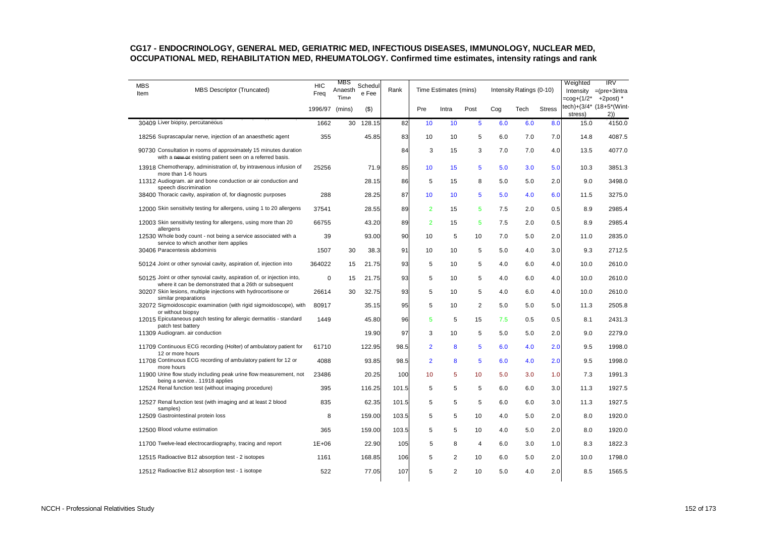## CG17 - ENDOCRINOLOGY, GENERAL MED, GERIATRIC MED, INFECTIOUS DISEASES, IMMUNOLOGY, NUCLEAR MED, OCCUPATIONAL MED, REHABILITATION MED, RHEUMATOLOGY. Confirmed time estimates, intensity ratings and rank

| MBS Item | MBS Descriptor (Truncated) | HIC Freq 1996/97 | MBS Anaesthe Time (mins) | Schedule Fee ($) | Rank | Time Estimates (mins) | | | Intensity Ratings (0-10) | | | Weighted Intensity =cog+(1/2*tech)+(3/4*stress) | IRV =(pre+3intra+2post) * (18+5*(Wint-2)) |
|---|---|---|---|---|---|---|---|---|---|---|---|---|---|
| | | | | | | Pre | Intra | Post | Cog | Tech | Stress | | |
| 30409 | Liver biopsy, percutaneous | 1662 | 30 | 128.15 | 82 | 10 | 10 | 5 | 6.0 | 6.0 | 8.0 | 15.0 | 4150.0 |
| 18256 | Suprascapular nerve, injection of an anaesthetic agent | 355 | | 45.85 | 83 | 10 | 10 | 5 | 6.0 | 7.0 | 7.0 | 14.8 | 4087.5 |
| 90730 | Consultation in rooms of approximately 15 minutes duration with a ~~new or~~ existing patient seen on a referred basis. | | | | 84 | 3 | 15 | 3 | 7.0 | 7.0 | 4.0 | 13.5 | 4077.0 |
| 13918 | Chemotherapy, administration of, by intravenous infusion of more than 1-6 hours | 25256 | | 71.9 | 85 | 10 | 15 | 5 | 5.0 | 3.0 | 5.0 | 10.3 | 3851.3 |
| 11312 | Audiogram. air and bone conduction or air conduction and speech discrimination | | | 28.15 | 86 | 5 | 15 | 8 | 5.0 | 5.0 | 2.0 | 9.0 | 3498.0 |
| 38400 | Thoracic cavity, aspiration of, for diagnostic purposes | 288 | | 28.25 | 87 | 10 | 10 | 5 | 5.0 | 4.0 | 6.0 | 11.5 | 3275.0 |
| 12000 | Skin sensitivity testing for allergens, using 1 to 20 allergens | 37541 | | 28.55 | 89 | 2 | 15 | 5 | 7.5 | 2.0 | 0.5 | 8.9 | 2985.4 |
| 12003 | Skin sensitivity testing for allergens, using more than 20 allergens | 66755 | | 43.20 | 89 | 2 | 15 | 5 | 7.5 | 2.0 | 0.5 | 8.9 | 2985.4 |
| 12530 | Whole body count - not being a service associated with a service to which another item applies | 39 | | 93.00 | 90 | 10 | 5 | 10 | 7.0 | 5.0 | 2.0 | 11.0 | 2835.0 |
| 30406 | Paracentesis abdominis | 1507 | 30 | 38.3 | 91 | 10 | 10 | 5 | 5.0 | 4.0 | 3.0 | 9.3 | 2712.5 |
| 50124 | Joint or other synovial cavity, aspiration of, injection into | 364022 | 15 | 21.75 | 93 | 5 | 10 | 5 | 4.0 | 6.0 | 4.0 | 10.0 | 2610.0 |
| 50125 | Joint or other synovial cavity, aspiration of, or injection into, where it can be demonstrated that a 26th or subsequent | 0 | 15 | 21.75 | 93 | 5 | 10 | 5 | 4.0 | 6.0 | 4.0 | 10.0 | 2610.0 |
| 30207 | Skin lesions, multiple injections with hydrocortisone or similar preparations | 26614 | 30 | 32.75 | 93 | 5 | 10 | 5 | 4.0 | 6.0 | 4.0 | 10.0 | 2610.0 |
| 32072 | Sigmoidoscopic examination (with rigid sigmoidoscope), with or without biopsy | 80917 | | 35.15 | 95 | 5 | 10 | 2 | 5.0 | 5.0 | 5.0 | 11.3 | 2505.8 |
| 12015 | Epicutaneous patch testing for allergic dermatitis - standard patch test battery | 1449 | | 45.80 | 96 | 5 | 5 | 15 | 7.5 | 0.5 | 0.5 | 8.1 | 2431.3 |
| 11309 | Audiogram. air conduction | | | 19.90 | 97 | 3 | 10 | 5 | 5.0 | 5.0 | 2.0 | 9.0 | 2279.0 |
| 11709 | Continuous ECG recording (Holter) of ambulatory patient for 12 or more hours | 61710 | | 122.95 | 98.5 | 2 | 8 | 5 | 6.0 | 4.0 | 2.0 | 9.5 | 1998.0 |
| 11708 | Continuous ECG recording of ambulatory patient for 12 or more hours | 4088 | | 93.85 | 98.5 | 2 | 8 | 5 | 6.0 | 4.0 | 2.0 | 9.5 | 1998.0 |
| 11900 | Urine flow study including peak urine flow measurement, not being a service.. 11918 applies | 23486 | | 20.25 | 100 | 10 | 5 | 10 | 5.0 | 3.0 | 1.0 | 7.3 | 1991.3 |
| 12524 | Renal function test (without imaging procedure) | 395 | | 116.25 | 101.5 | 5 | 5 | 5 | 6.0 | 6.0 | 3.0 | 11.3 | 1927.5 |
| 12527 | Renal function test (with imaging and at least 2 blood samples) | 835 | | 62.35 | 101.5 | 5 | 5 | 5 | 6.0 | 6.0 | 3.0 | 11.3 | 1927.5 |
| 12509 | Gastrointestinal protein loss | 8 | | 159.00 | 103.5 | 5 | 5 | 10 | 4.0 | 5.0 | 2.0 | 8.0 | 1920.0 |
| 12500 | Blood volume estimation | 365 | | 159.00 | 103.5 | 5 | 5 | 10 | 4.0 | 5.0 | 2.0 | 8.0 | 1920.0 |
| 11700 | Twelve-lead electrocardiography, tracing and report | 1E+06 | | 22.90 | 105 | 5 | 8 | 4 | 6.0 | 3.0 | 1.0 | 8.3 | 1822.3 |
| 12515 | Radioactive B12 absorption test - 2 isotopes | 1161 | | 168.85 | 106 | 5 | 2 | 10 | 6.0 | 5.0 | 2.0 | 10.0 | 1798.0 |
| 12512 | Radioactive B12 absorption test - 1 isotope | 522 | | 77.05 | 107 | 5 | 2 | 10 | 5.0 | 4.0 | 2.0 | 8.5 | 1565.5 |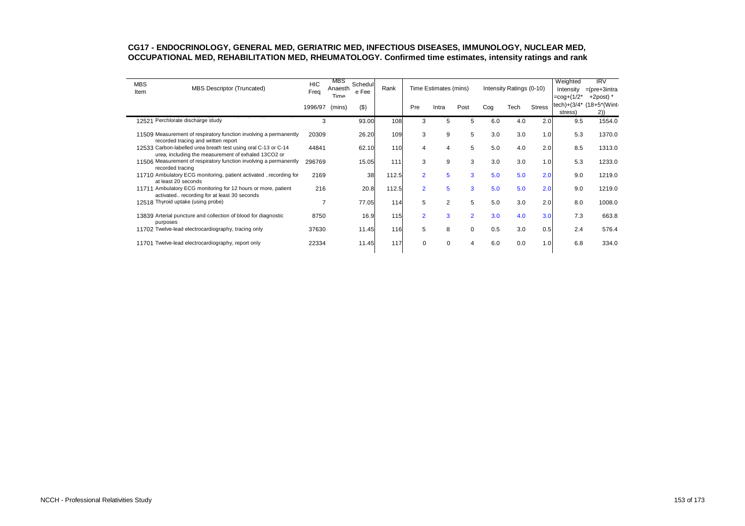## CG17 - ENDOCRINOLOGY, GENERAL MED, GERIATRIC MED, INFECTIOUS DISEASES, IMMUNOLOGY, NUCLEAR MED, OCCUPATIONAL MED, REHABILITATION MED, RHEUMATOLOGY. Confirmed time estimates, intensity ratings and rank

| MBS Item | MBS Descriptor (Truncated) | HIC Freq | MBS Anaesth Time | Schedule Fee | Rank | Time Estimates (mins) | | | Intensity Ratings (0-10) | | | Weighted Intensity =cog+(1/2*tech)+(3/4*stress) | IRV =(pre+3intra+2post) * (18+5*(Wint-2)) |
|---|---|---|---|---|---|---|---|---|---|---|---|---|---|
| | | 1996/97 | (mins) | ($) | | Pre | Intra | Post | Cog | Tech | Stress | | |
| 12521 | Perchlorate discharge study | 3 | | 93.00 | 108 | 3 | 5 | 5 | 6.0 | 4.0 | 2.0 | 9.5 | 1554.0 |
| 11509 | Measurement of respiratory function involving a permanently recorded tracing and written report | 20309 | | 26.20 | 109 | 3 | 9 | 5 | 3.0 | 3.0 | 1.0 | 5.3 | 1370.0 |
| 12533 | Carbon-labelled urea breath test using oral C-13 or C-14 urea, including the measurement of exhaled 13CO2 or | 44841 | | 62.10 | 110 | 4 | 4 | 5 | 5.0 | 4.0 | 2.0 | 8.5 | 1313.0 |
| 11506 | Measurement of respiratory function involving a permanently recorded tracing | 296769 | | 15.05 | 111 | 3 | 9 | 3 | 3.0 | 3.0 | 1.0 | 5.3 | 1233.0 |
| 11710 | Ambulatory ECG monitoring, patient activated ..recording for at least 20 seconds | 2169 | | 38 | 112.5 | 2 | 5 | 3 | 5.0 | 5.0 | 2.0 | 9.0 | 1219.0 |
| 11711 | Ambulatory ECG monitoring for 12 hours or more, patient activated.. recording for at least 30 seconds | 216 | | 20.8 | 112.5 | 2 | 5 | 3 | 5.0 | 5.0 | 2.0 | 9.0 | 1219.0 |
| 12518 | Thyroid uptake (using probe) | 7 | | 77.05 | 114 | 5 | 2 | 5 | 5.0 | 3.0 | 2.0 | 8.0 | 1008.0 |
| 13839 | Arterial puncture and collection of blood for diagnostic purposes | 8750 | | 16.9 | 115 | 2 | 3 | 2 | 3.0 | 4.0 | 3.0 | 7.3 | 663.8 |
| 11702 | Twelve-lead electrocardiography, tracing only | 37630 | | 11.45 | 116 | 5 | 8 | 0 | 0.5 | 3.0 | 0.5 | 2.4 | 576.4 |
| 11701 | Twelve-lead electrocardiography, report only | 22334 | | 11.45 | 117 | 0 | 0 | 4 | 6.0 | 0.0 | 1.0 | 6.8 | 334.0 |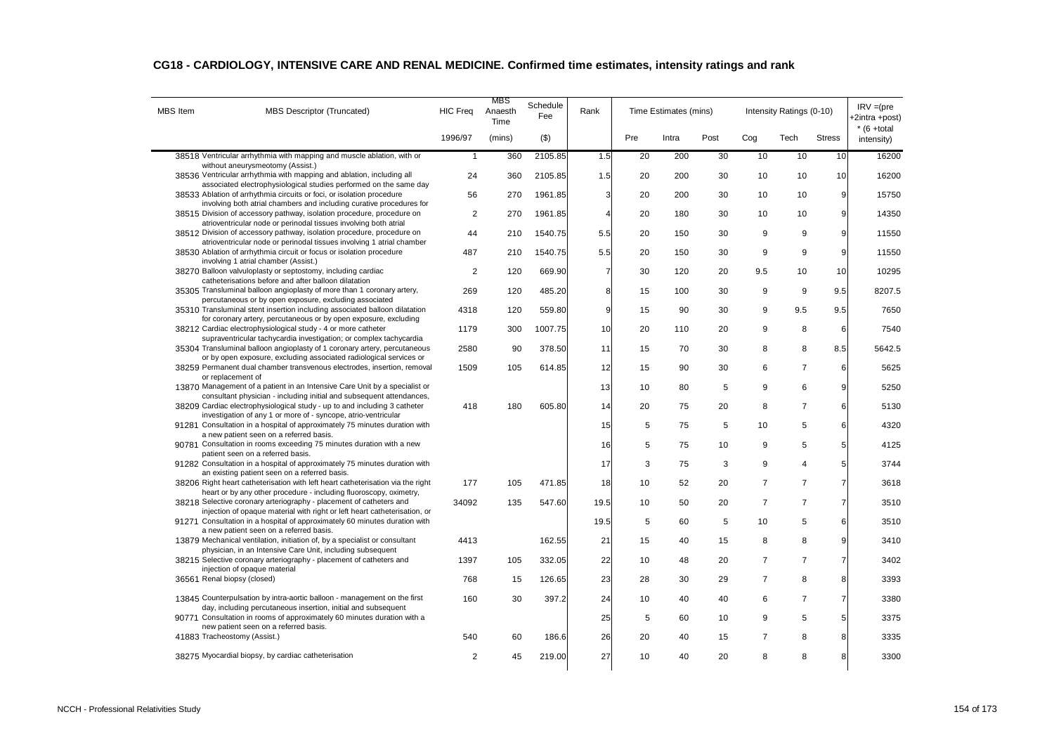## CG18 - CARDIOLOGY, INTENSIVE CARE AND RENAL MEDICINE. Confirmed time estimates, intensity ratings and rank

| MBS Item | MBS Descriptor (Truncated) | HIC Freq | MBS Anaesth Time | Schedule Fee | Rank | Time Estimates (mins) | | | Intensity Ratings (0-10) | | | IRV =(pre +2intra +post) * (6 +total intensity) |
|---|---|---|---|---|---|---|---|---|---|---|---|---|
| | | 1996/97 | (mins) | ($) | | Pre | Intra | Post | Cog | Tech | Stress | |
| 38518 | Ventricular arrhythmia with mapping and muscle ablation, with or without aneurysmeotomy (Assist.) | 1 | 360 | 2105.85 | 1.5 | 20 | 200 | 30 | 10 | 10 | 10 | 16200 |
| 38536 | Ventricular arrhythmia with mapping and ablation, including all associated electrophysiological studies performed on the same day | 24 | 360 | 2105.85 | 1.5 | 20 | 200 | 30 | 10 | 10 | 10 | 16200 |
| 38533 | Ablation of arrhythmia circuits or foci, or isolation procedure involving both atrial chambers and including curative procedures for | 56 | 270 | 1961.85 | 3 | 20 | 200 | 30 | 10 | 10 | 9 | 15750 |
| 38515 | Division of accessory pathway, isolation procedure, procedure on atrioventricular node or perinodal tissues involving both atrial | 2 | 270 | 1961.85 | 4 | 20 | 180 | 30 | 10 | 10 | 9 | 14350 |
| 38512 | Division of accessory pathway, isolation procedure, procedure on atrioventricular node or perinodal tissues involving 1 atrial chamber | 44 | 210 | 1540.75 | 5.5 | 20 | 150 | 30 | 9 | 9 | 9 | 11550 |
| 38530 | Ablation of arrhythmia circuit or focus or isolation procedure involving 1 atrial chamber (Assist.) | 487 | 210 | 1540.75 | 5.5 | 20 | 150 | 30 | 9 | 9 | 9 | 11550 |
| 38270 | Balloon valvuloplasty or septostomy, including cardiac catheterisations before and after balloon dilatation | 2 | 120 | 669.90 | 7 | 30 | 120 | 20 | 9.5 | 10 | 10 | 10295 |
| 35305 | Transluminal balloon angioplasty of more than 1 coronary artery, percutaneous or by open exposure, excluding associated | 269 | 120 | 485.20 | 8 | 15 | 100 | 30 | 9 | 9 | 9.5 | 8207.5 |
| 35310 | Transluminal stent insertion including associated balloon dilatation for coronary artery, percutaneous or by open exposure, excluding | 4318 | 120 | 559.80 | 9 | 15 | 90 | 30 | 9 | 9.5 | 9.5 | 7650 |
| 38212 | Cardiac electrophysiological study - 4 or more catheter supraventricular tachycardia investigation; or complex tachycardia | 1179 | 300 | 1007.75 | 10 | 20 | 110 | 20 | 9 | 8 | 6 | 7540 |
| 35304 | Transluminal balloon angioplasty of 1 coronary artery, percutaneous or by open exposure, excluding associated radiological services or | 2580 | 90 | 378.50 | 11 | 15 | 70 | 30 | 8 | 8 | 8.5 | 5642.5 |
| 38259 | Permanent dual chamber transvenous electrodes, insertion, removal or replacement of | 1509 | 105 | 614.85 | 12 | 15 | 90 | 30 | 6 | 7 | 6 | 5625 |
| 13870 | Management of a patient in an Intensive Care Unit by a specialist or consultant physician - including initial and subsequent attendances, | | | | 13 | 10 | 80 | 5 | 9 | 6 | 9 | 5250 |
| 38209 | Cardiac electrophysiological study - up to and including 3 catheter investigation of any 1 or more of - syncope, atrio-ventricular | 418 | 180 | 605.80 | 14 | 20 | 75 | 20 | 8 | 7 | 6 | 5130 |
| 91281 | Consultation in a hospital of approximately 75 minutes duration with a new patient seen on a referred basis. | | | | 15 | 5 | 75 | 5 | 10 | 5 | 6 | 4320 |
| 90781 | Consultation in rooms exceeding 75 minutes duration with a new patient seen on a referred basis. | | | | 16 | 5 | 75 | 10 | 9 | 5 | 5 | 4125 |
| 91282 | Consultation in a hospital of approximately 75 minutes duration with an existing patient seen on a referred basis. | | | | 17 | 3 | 75 | 3 | 9 | 4 | 5 | 3744 |
| 38206 | Right heart catheterisation with left heart catheterisation via the right heart or by any other procedure - including fluoroscopy, oximetry, | 177 | 105 | 471.85 | 18 | 10 | 52 | 20 | 7 | 7 | 7 | 3618 |
| 38218 | Selective coronary arteriography - placement of catheters and injection of opaque material with right or left heart catheterisation, or | 34092 | 135 | 547.60 | 19.5 | 10 | 50 | 20 | 7 | 7 | 7 | 3510 |
| 91271 | Consultation in a hospital of approximately 60 minutes duration with a new patient seen on a referred basis. | | | | 19.5 | 5 | 60 | 5 | 10 | 5 | 6 | 3510 |
| 13879 | Mechanical ventilation, initiation of, by a specialist or consultant physician, in an Intensive Care Unit, including subsequent | 4413 | | 162.55 | 21 | 15 | 40 | 15 | 8 | 8 | 9 | 3410 |
| 38215 | Selective coronary arteriography - placement of catheters and injection of opaque material | 1397 | 105 | 332.05 | 22 | 10 | 48 | 20 | 7 | 7 | 7 | 3402 |
| 36561 | Renal biopsy (closed) | 768 | 15 | 126.65 | 23 | 28 | 30 | 29 | 7 | 8 | 8 | 3393 |
| 13845 | Counterpulsation by intra-aortic balloon - management on the first day, including percutaneous insertion, initial and subsequent | 160 | 30 | 397.2 | 24 | 10 | 40 | 40 | 6 | 7 | 7 | 3380 |
| 90771 | Consultation in rooms of approximately 60 minutes duration with a new patient seen on a referred basis. | | | | 25 | 5 | 60 | 10 | 9 | 5 | 5 | 3375 |
| 41883 | Tracheostomy (Assist.) | 540 | 60 | 186.6 | 26 | 20 | 40 | 15 | 7 | 8 | 8 | 3335 |
| 38275 | Myocardial biopsy, by cardiac catheterisation | 2 | 45 | 219.00 | 27 | 10 | 40 | 20 | 8 | 8 | 8 | 3300 |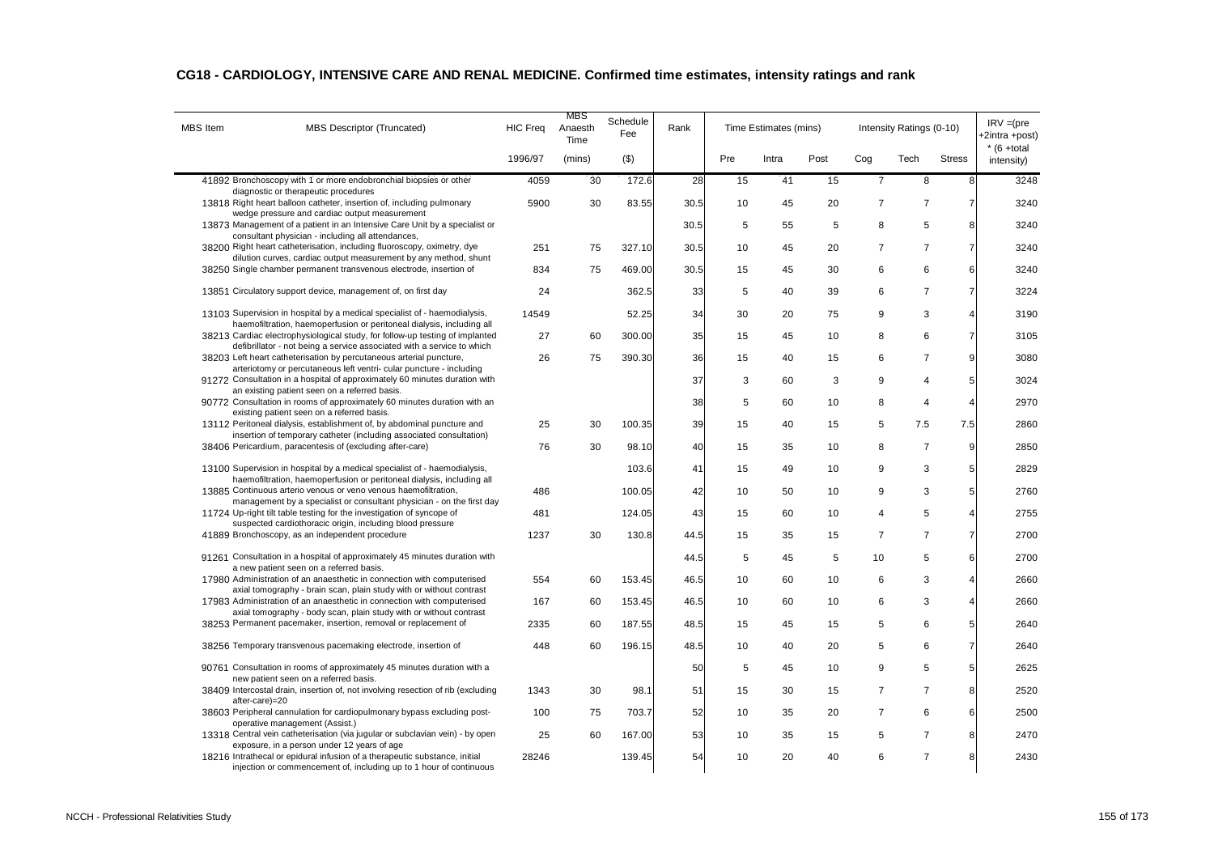## CG18 - CARDIOLOGY, INTENSIVE CARE AND RENAL MEDICINE. Confirmed time estimates, intensity ratings and rank

| MBS Item | MBS Descriptor (Truncated) | HIC Freq | MBS Anaesth Time | Schedule Fee | Rank | Time Estimates (mins) | | | Intensity Ratings (0-10) | | | IRV =(pre +2intra +post) * (6 +total intensity) |
|---|---|---|---|---|---|---|---|---|---|---|---|---|
| | | 1996/97 | (mins) | ($) | | Pre | Intra | Post | Cog | Tech | Stress | |
| 41892 | Bronchoscopy with 1 or more endobronchial biopsies or other diagnostic or therapeutic procedures | 4059 | 30 | 172.6 | 28 | 15 | 41 | 15 | 7 | 8 | 8 | 3248 |
| 13818 | Right heart balloon catheter, insertion of, including pulmonary wedge pressure and cardiac output measurement | 5900 | 30 | 83.55 | 30.5 | 10 | 45 | 20 | 7 | 7 | 7 | 3240 |
| 13873 | Management of a patient in an Intensive Care Unit by a specialist or consultant physician - including all attendances, | | | | 30.5 | 5 | 55 | 5 | 8 | 5 | 8 | 3240 |
| 38200 | Right heart catheterisation, including fluoroscopy, oximetry, dye dilution curves, cardiac output measurement by any method, shunt | 251 | 75 | 327.10 | 30.5 | 10 | 45 | 20 | 7 | 7 | 7 | 3240 |
| 38250 | Single chamber permanent transvenous electrode, insertion of | 834 | 75 | 469.00 | 30.5 | 15 | 45 | 30 | 6 | 6 | 6 | 3240 |
| 13851 | Circulatory support device, management of, on first day | 24 | | 362.5 | 33 | 5 | 40 | 39 | 6 | 7 | 7 | 3224 |
| 13103 | Supervision in hospital by a medical specialist of - haemodialysis, haemofiltration, haemoperfusion or peritoneal dialysis, including all | 14549 | | 52.25 | 34 | 30 | 20 | 75 | 9 | 3 | 4 | 3190 |
| 38213 | Cardiac electrophysiological study, for follow-up testing of implanted defibrillator - not being a service associated with a service to which | 27 | 60 | 300.00 | 35 | 15 | 45 | 10 | 8 | 6 | 7 | 3105 |
| 38203 | Left heart catheterisation by percutaneous arterial puncture, arteriotomy or percutaneous left ventri- cular puncture - including | 26 | 75 | 390.30 | 36 | 15 | 40 | 15 | 6 | 7 | 9 | 3080 |
| 91272 | Consultation in a hospital of approximately 60 minutes duration with an existing patient seen on a referred basis. | | | | 37 | 3 | 60 | 3 | 9 | 4 | 5 | 3024 |
| 90772 | Consultation in rooms of approximately 60 minutes duration with an existing patient seen on a referred basis. | | | | 38 | 5 | 60 | 10 | 8 | 4 | 4 | 2970 |
| 13112 | Peritoneal dialysis, establishment of, by abdominal puncture and insertion of temporary catheter (including associated consultation) | 25 | 30 | 100.35 | 39 | 15 | 40 | 15 | 5 | 7.5 | 7.5 | 2860 |
| 38406 | Pericardium, paracentesis of (excluding after-care) | 76 | 30 | 98.10 | 40 | 15 | 35 | 10 | 8 | 7 | 9 | 2850 |
| 13100 | Supervision in hospital by a medical specialist of - haemodialysis, haemofiltration, haemoperfusion or peritoneal dialysis, including all | | | 103.6 | 41 | 15 | 49 | 10 | 9 | 3 | 5 | 2829 |
| 13885 | Continuous arterio venous or veno venous haemofiltration, management by a specialist or consultant physician - on the first day | 486 | | 100.05 | 42 | 10 | 50 | 10 | 9 | 3 | 5 | 2760 |
| 11724 | Up-right tilt table testing for the investigation of syncope of suspected cardiothoracic origin, including blood pressure | 481 | | 124.05 | 43 | 15 | 60 | 10 | 4 | 5 | 4 | 2755 |
| 41889 | Bronchoscopy, as an independent procedure | 1237 | 30 | 130.8 | 44.5 | 15 | 35 | 15 | 7 | 7 | 7 | 2700 |
| 91261 | Consultation in a hospital of approximately 45 minutes duration with a new patient seen on a referred basis. | | | | 44.5 | 5 | 45 | 5 | 10 | 5 | 6 | 2700 |
| 17980 | Administration of an anaesthetic in connection with computerised axial tomography - brain scan, plain study with or without contrast | 554 | 60 | 153.45 | 46.5 | 10 | 60 | 10 | 6 | 3 | 4 | 2660 |
| 17983 | Administration of an anaesthetic in connection with computerised axial tomography - body scan, plain study with or without contrast | 167 | 60 | 153.45 | 46.5 | 10 | 60 | 10 | 6 | 3 | 4 | 2660 |
| 38253 | Permanent pacemaker, insertion, removal or replacement of | 2335 | 60 | 187.55 | 48.5 | 15 | 45 | 15 | 5 | 6 | 5 | 2640 |
| 38256 | Temporary transvenous pacemaking electrode, insertion of | 448 | 60 | 196.15 | 48.5 | 10 | 40 | 20 | 5 | 6 | 7 | 2640 |
| 90761 | Consultation in rooms of approximately 45 minutes duration with a new patient seen on a referred basis. | | | | 50 | 5 | 45 | 10 | 9 | 5 | 5 | 2625 |
| 38409 | Intercostal drain, insertion of, not involving resection of rib (excluding after-care)=20 | 1343 | 30 | 98.1 | 51 | 15 | 30 | 15 | 7 | 7 | 8 | 2520 |
| 38603 | Peripheral cannulation for cardiopulmonary bypass excluding post-operative management (Assist.) | 100 | 75 | 703.7 | 52 | 10 | 35 | 20 | 7 | 6 | 6 | 2500 |
| 13318 | Central vein catheterisation (via jugular or subclavian vein) - by open exposure, in a person under 12 years of age | 25 | 60 | 167.00 | 53 | 10 | 35 | 15 | 5 | 7 | 8 | 2470 |
| 18216 | Intrathecal or epidural infusion of a therapeutic substance, initial injection or commencement of, including up to 1 hour of continuous | 28246 | | 139.45 | 54 | 10 | 20 | 40 | 6 | 7 | 8 | 2430 |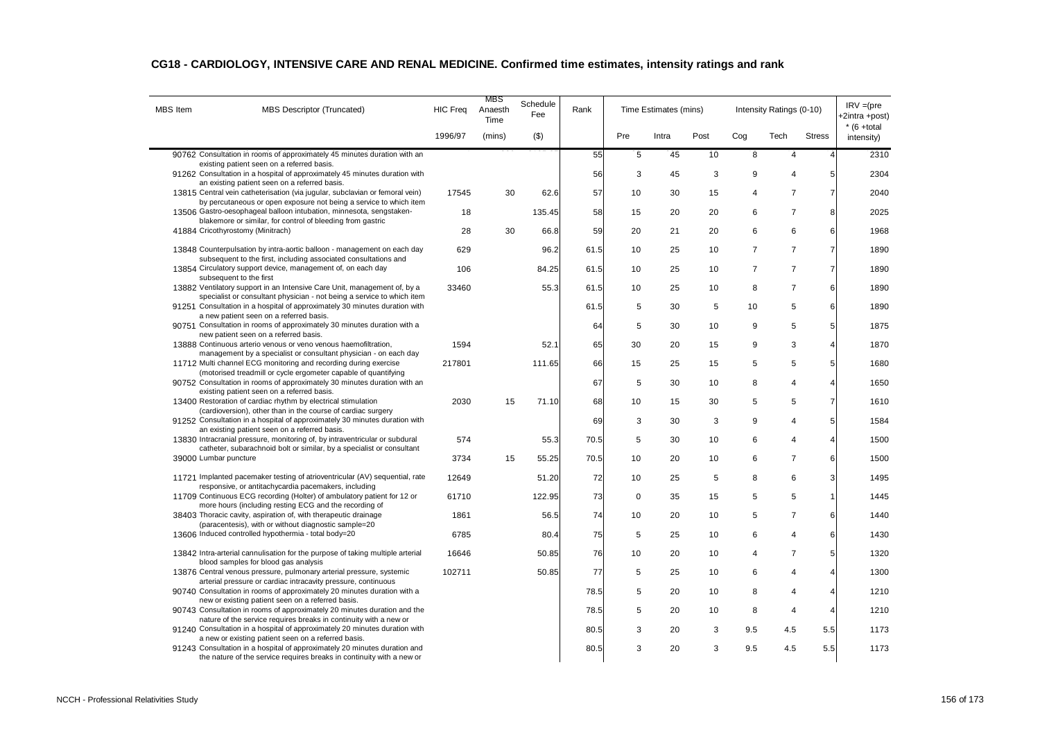## CG18 - CARDIOLOGY, INTENSIVE CARE AND RENAL MEDICINE. Confirmed time estimates, intensity ratings and rank

| MBS Item | MBS Descriptor (Truncated) | HIC Freq | MBS Anaesth Time | Schedule Fee | Rank | Time Estimates (mins) | | | Intensity Ratings (0-10) | | | IRV =(pre +2intra +post) * (6 +total intensity) |
|---|---|---|---|---|---|---|---|---|---|---|---|---|
| | | 1996/97 | (mins) | ($) | | Pre | Intra | Post | Cog | Tech | Stress | |
| 90762 | Consultation in rooms of approximately 45 minutes duration with an existing patient seen on a referred basis. | | | | 55 | 5 | 45 | 10 | 8 | 4 | 4 | 2310 |
| 91262 | Consultation in a hospital of approximately 45 minutes duration with an existing patient seen on a referred basis. | | | | 56 | 3 | 45 | 3 | 9 | 4 | 5 | 2304 |
| 13815 | Central vein catheterisation (via jugular, subclavian or femoral vein) by percutaneous or open exposure not being a service to which item | 17545 | 30 | 62.6 | 57 | 10 | 30 | 15 | 4 | 7 | 7 | 2040 |
| 13506 | Gastro-oesophageal balloon intubation, minnesota, sengstaken-blakemore or similar, for control of bleeding from gastric | 18 | | 135.45 | 58 | 15 | 20 | 20 | 6 | 7 | 8 | 2025 |
| 41884 | Cricothyrostomy (Minitrach) | 28 | 30 | 66.8 | 59 | 20 | 21 | 20 | 6 | 6 | 6 | 1968 |
| 13848 | Counterpulsation by intra-aortic balloon - management on each day subsequent to the first, including associated consultations and | 629 | | 96.2 | 61.5 | 10 | 25 | 10 | 7 | 7 | 7 | 1890 |
| 13854 | Circulatory support device, management of, on each day subsequent to the first | 106 | | 84.25 | 61.5 | 10 | 25 | 10 | 7 | 7 | 7 | 1890 |
| 13882 | Ventilatory support in an Intensive Care Unit, management of, by a specialist or consultant physician - not being a service to which item | 33460 | | 55.3 | 61.5 | 10 | 25 | 10 | 8 | 7 | 6 | 1890 |
| 91251 | Consultation in a hospital of approximately 30 minutes duration with a new patient seen on a referred basis. | | | | 61.5 | 5 | 30 | 5 | 10 | 5 | 6 | 1890 |
| 90751 | Consultation in rooms of approximately 30 minutes duration with a new patient seen on a referred basis. | | | | 64 | 5 | 30 | 10 | 9 | 5 | 5 | 1875 |
| 13888 | Continuous arterio venous or veno venous haemofiltration, management by a specialist or consultant physician - on each day | 1594 | | 52.1 | 65 | 30 | 20 | 15 | 9 | 3 | 4 | 1870 |
| 11712 | Multi channel ECG monitoring and recording during exercise (motorised treadmill or cycle ergometer capable of quantifying | 217801 | | 111.65 | 66 | 15 | 25 | 15 | 5 | 5 | 5 | 1680 |
| 90752 | Consultation in rooms of approximately 30 minutes duration with an existing patient seen on a referred basis. | | | | 67 | 5 | 30 | 10 | 8 | 4 | 4 | 1650 |
| 13400 | Restoration of cardiac rhythm by electrical stimulation (cardioversion), other than in the course of cardiac surgery | 2030 | 15 | 71.10 | 68 | 10 | 15 | 30 | 5 | 5 | 7 | 1610 |
| 91252 | Consultation in a hospital of approximately 30 minutes duration with an existing patient seen on a referred basis. | | | | 69 | 3 | 30 | 3 | 9 | 4 | 5 | 1584 |
| 13830 | Intracranial pressure, monitoring of, by intraventricular or subdural catheter, subarachnoid bolt or similar, by a specialist or consultant | 574 | | 55.3 | 70.5 | 5 | 30 | 10 | 6 | 4 | 4 | 1500 |
| 39000 | Lumbar puncture | 3734 | 15 | 55.25 | 70.5 | 10 | 20 | 10 | 6 | 7 | 6 | 1500 |
| 11721 | Implanted pacemaker testing of atrioventricular (AV) sequential, rate responsive, or antitachycardia pacemakers, including | 12649 | | 51.20 | 72 | 10 | 25 | 5 | 8 | 6 | 3 | 1495 |
| 11709 | Continuous ECG recording (Holter) of ambulatory patient for 12 or more hours (including resting ECG and the recording of | 61710 | | 122.95 | 73 | 0 | 35 | 15 | 5 | 5 | 1 | 1445 |
| 38403 | Thoracic cavity, aspiration of, with therapeutic drainage (paracentesis), with or without diagnostic sample=20 | 1861 | | 56.5 | 74 | 10 | 20 | 10 | 5 | 7 | 6 | 1440 |
| 13606 | Induced controlled hypothermia - total body=20 | 6785 | | 80.4 | 75 | 5 | 25 | 10 | 6 | 4 | 6 | 1430 |
| 13842 | Intra-arterial cannulisation for the purpose of taking multiple arterial blood samples for blood gas analysis | 16646 | | 50.85 | 76 | 10 | 20 | 10 | 4 | 7 | 5 | 1320 |
| 13876 | Central venous pressure, pulmonary arterial pressure, systemic arterial pressure or cardiac intracavity pressure, continuous | 102711 | | 50.85 | 77 | 5 | 25 | 10 | 6 | 4 | 4 | 1300 |
| 90740 | Consultation in rooms of approximately 20 minutes duration with a new or existing patient seen on a referred basis. | | | | 78.5 | 5 | 20 | 10 | 8 | 4 | 4 | 1210 |
| 90743 | Consultation in rooms of approximately 20 minutes duration and the nature of the service requires breaks in continuity with a new or | | | | 78.5 | 5 | 20 | 10 | 8 | 4 | 4 | 1210 |
| 91240 | Consultation in a hospital of approximately 20 minutes duration with a new or existing patient seen on a referred basis. | | | | 80.5 | 3 | 20 | 3 | 9.5 | 4.5 | 5.5 | 1173 |
| 91243 | Consultation in a hospital of approximately 20 minutes duration and the nature of the service requires breaks in continuity with a new or | | | | 80.5 | 3 | 20 | 3 | 9.5 | 4.5 | 5.5 | 1173 |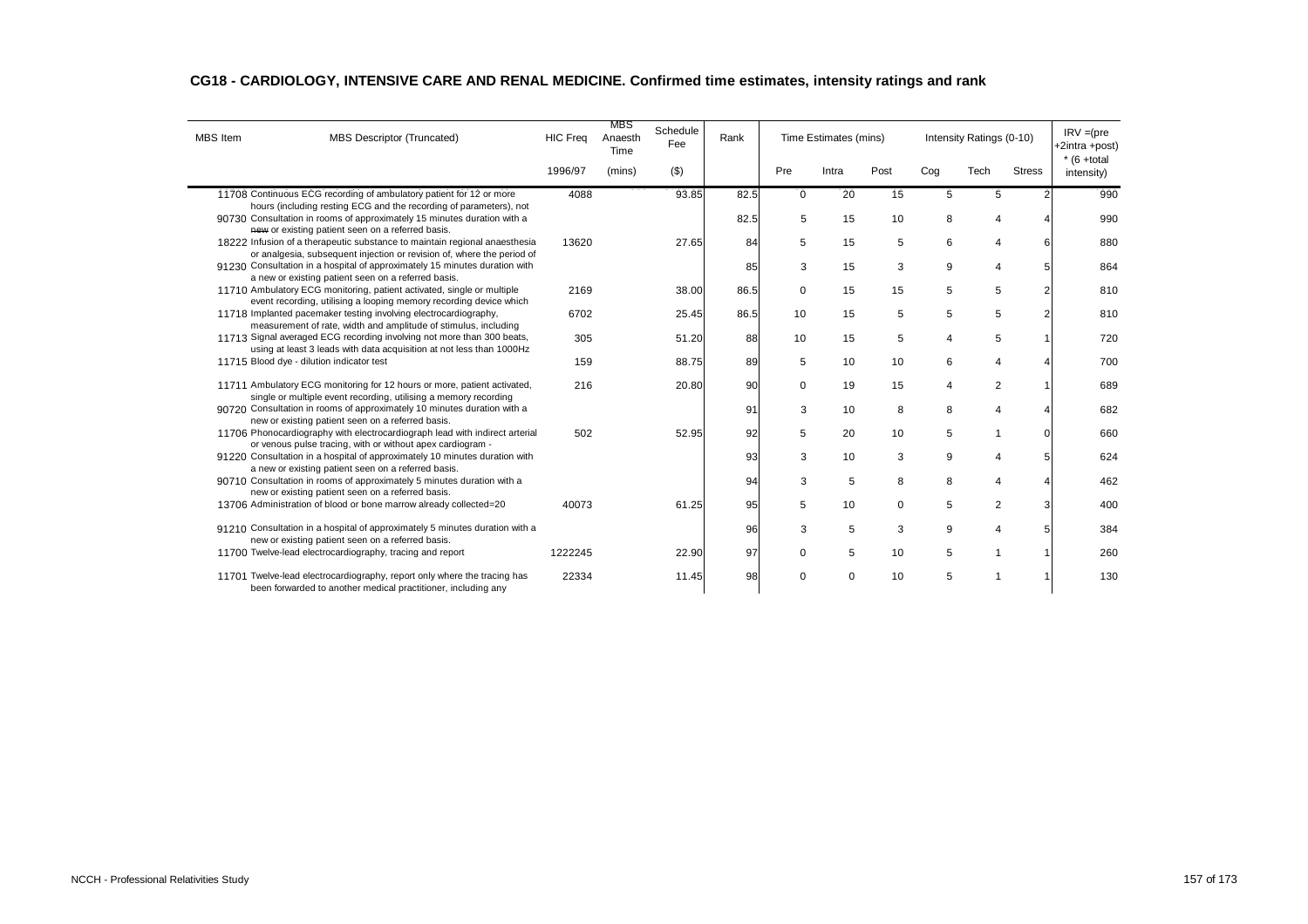## CG18 - CARDIOLOGY, INTENSIVE CARE AND RENAL MEDICINE. Confirmed time estimates, intensity ratings and rank

| MBS Item | MBS Descriptor (Truncated) | HIC Freq | MBS Anaesth Time | Schedule Fee | Rank | Time Estimates (mins) | | | Intensity Ratings (0-10) | | | IRV =(pre +2intra +post) * (6 +total intensity) |
|---|---|---|---|---|---|---|---|---|---|---|---|---|
| | | 1996/97 | (mins) | ($) | | Pre | Intra | Post | Cog | Tech | Stress | |
| 11708 | Continuous ECG recording of ambulatory patient for 12 or more hours (including resting ECG and the recording of parameters), not | 4088 | | 93.85 | 82.5 | 0 | 20 | 15 | 5 | 5 | 2 | 990 |
| 90730 | Consultation in rooms of approximately 15 minutes duration with a new or existing patient seen on a referred basis. | | | | 82.5 | 5 | 15 | 10 | 8 | 4 | 4 | 990 |
| 18222 | Infusion of a therapeutic substance to maintain regional anaesthesia or analgesia, subsequent injection or revision of, where the period of | 13620 | | 27.65 | 84 | 5 | 15 | 5 | 6 | 4 | 6 | 880 |
| 91230 | Consultation in a hospital of approximately 15 minutes duration with a new or existing patient seen on a referred basis. | | | | 85 | 3 | 15 | 3 | 9 | 4 | 5 | 864 |
| 11710 | Ambulatory ECG monitoring, patient activated, single or multiple event recording, utilising a looping memory recording device which | 2169 | | 38.00 | 86.5 | 0 | 15 | 15 | 5 | 5 | 2 | 810 |
| 11718 | Implanted pacemaker testing involving electrocardiography, measurement of rate, width and amplitude of stimulus, including | 6702 | | 25.45 | 86.5 | 10 | 15 | 5 | 5 | 5 | 2 | 810 |
| 11713 | Signal averaged ECG recording involving not more than 300 beats, using at least 3 leads with data acquisition at not less than 1000Hz | 305 | | 51.20 | 88 | 10 | 15 | 5 | 4 | 5 | 1 | 720 |
| 11715 | Blood dye - dilution indicator test | 159 | | 88.75 | 89 | 5 | 10 | 10 | 6 | 4 | 4 | 700 |
| 11711 | Ambulatory ECG monitoring for 12 hours or more, patient activated, single or multiple event recording, utilising a memory recording | 216 | | 20.80 | 90 | 0 | 19 | 15 | 4 | 2 | 1 | 689 |
| 90720 | Consultation in rooms of approximately 10 minutes duration with a new or existing patient seen on a referred basis. | | | | 91 | 3 | 10 | 8 | 8 | 4 | 4 | 682 |
| 11706 | Phonocardiography with electrocardiograph lead with indirect arterial or venous pulse tracing, with or without apex cardiogram - | 502 | | 52.95 | 92 | 5 | 20 | 10 | 5 | 1 | 0 | 660 |
| 91220 | Consultation in a hospital of approximately 10 minutes duration with a new or existing patient seen on a referred basis. | | | | 93 | 3 | 10 | 3 | 9 | 4 | 5 | 624 |
| 90710 | Consultation in rooms of approximately 5 minutes duration with a new or existing patient seen on a referred basis. | | | | 94 | 3 | 5 | 8 | 8 | 4 | 4 | 462 |
| 13706 | Administration of blood or bone marrow already collected=20 | 40073 | | 61.25 | 95 | 5 | 10 | 0 | 5 | 2 | 3 | 400 |
| 91210 | Consultation in a hospital of approximately 5 minutes duration with a new or existing patient seen on a referred basis. | | | | 96 | 3 | 5 | 3 | 9 | 4 | 5 | 384 |
| 11700 | Twelve-lead electrocardiography, tracing and report | 1222245 | | 22.90 | 97 | 0 | 5 | 10 | 5 | 1 | 1 | 260 |
| 11701 | Twelve-lead electrocardiography, report only where the tracing has been forwarded to another medical practitioner, including any | 22334 | | 11.45 | 98 | 0 | 0 | 10 | 5 | 1 | 1 | 130 |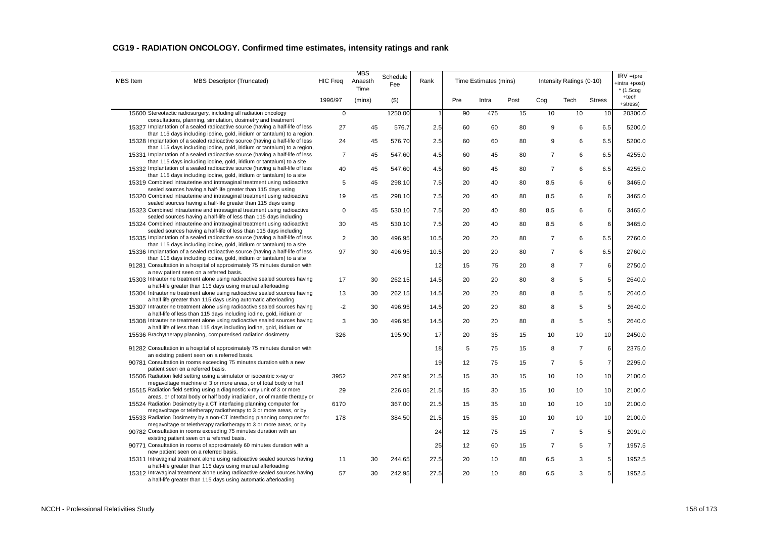## CG19 - RADIATION ONCOLOGY. Confirmed time estimates, intensity ratings and rank

| MBS Item | MBS Descriptor (Truncated) | HIC Freq | MBS Anaesth Time | Schedule Fee | Rank | Time Estimates (mins) | | | Intensity Ratings (0-10) | | | IRV =(pre +intra +post) * (1.5cog +tech +stress) |
|---|---|---|---|---|---|---|---|---|---|---|---|---|
| | | 1996/97 | (mins) | ($) | | Pre | Intra | Post | Cog | Tech | Stress | |
| 15600 | Stereotactic radiosurgery, including all radiation oncology consultations, planning, simulation, dosimetry and treatment | 0 | | 1250.00 | 1 | 90 | 475 | 15 | 10 | 10 | 10 | 20300.0 |
| 15327 | Implantation of a sealed radioactive source (having a half-life of less than 115 days including iodine, gold, iridium or tantalum) to a region, | 27 | 45 | 576.7 | 2.5 | 60 | 60 | 80 | 9 | 6 | 6.5 | 5200.0 |
| 15328 | Implantation of a sealed radioactive source (having a half-life of less than 115 days including iodine, gold, iridium or tantalum) to a region, | 24 | 45 | 576.70 | 2.5 | 60 | 60 | 80 | 9 | 6 | 6.5 | 5200.0 |
| 15331 | Implantation of a sealed radioactive source (having a half-life of less than 115 days including iodine, gold, iridium or tantalum) to a site | 7 | 45 | 547.60 | 4.5 | 60 | 45 | 80 | 7 | 6 | 6.5 | 4255.0 |
| 15332 | Implantation of a sealed radioactive source (having a half-life of less than 115 days including iodine, gold, iridium or tantalum) to a site | 40 | 45 | 547.60 | 4.5 | 60 | 45 | 80 | 7 | 6 | 6.5 | 4255.0 |
| 15319 | Combined intrauterine and intravaginal treatment using radioactive sealed sources having a half-life greater than 115 days using | 5 | 45 | 298.10 | 7.5 | 20 | 40 | 80 | 8.5 | 6 | 6 | 3465.0 |
| 15320 | Combined intrauterine and intravaginal treatment using radioactive sealed sources having a half-life greater than 115 days using | 19 | 45 | 298.10 | 7.5 | 20 | 40 | 80 | 8.5 | 6 | 6 | 3465.0 |
| 15323 | Combined intrauterine and intravaginal treatment using radioactive sealed sources having a half-life of less than 115 days including | 0 | 45 | 530.10 | 7.5 | 20 | 40 | 80 | 8.5 | 6 | 6 | 3465.0 |
| 15324 | Combined intrauterine and intravaginal treatment using radioactive sealed sources having a half-life of less than 115 days including | 30 | 45 | 530.10 | 7.5 | 20 | 40 | 80 | 8.5 | 6 | 6 | 3465.0 |
| 15335 | Implantation of a sealed radioactive source (having a half-life of less than 115 days including iodine, gold, iridium or tantalum) to a site | 2 | 30 | 496.95 | 10.5 | 20 | 20 | 80 | 7 | 6 | 6.5 | 2760.0 |
| 15336 | Implantation of a sealed radioactive source (having a half-life of less than 115 days including iodine, gold, iridium or tantalum) to a site | 97 | 30 | 496.95 | 10.5 | 20 | 20 | 80 | 7 | 6 | 6.5 | 2760.0 |
| 91281 | Consultation in a hospital of approximately 75 minutes duration with a new patient seen on a referred basis. | | | | 12 | 15 | 75 | 20 | 8 | 7 | 6 | 2750.0 |
| 15303 | Intrauterine treatment alone using radioactive sealed sources having a half-life greater than 115 days using manual afterloading | 17 | 30 | 262.15 | 14.5 | 20 | 20 | 80 | 8 | 5 | 5 | 2640.0 |
| 15304 | Intrauterine treatment alone using radioactive sealed sources having a half life greater than 115 days using automatic afterloading | 13 | 30 | 262.15 | 14.5 | 20 | 20 | 80 | 8 | 5 | 5 | 2640.0 |
| 15307 | Intrauterine treatment alone using radioactive sealed sources having a half-life of less than 115 days including iodine, gold, iridium or | -2 | 30 | 496.95 | 14.5 | 20 | 20 | 80 | 8 | 5 | 5 | 2640.0 |
| 15308 | Intrauterine treatment alone using radioactive sealed sources having a half life of less than 115 days including iodine, gold, iridium or | 3 | 30 | 496.95 | 14.5 | 20 | 20 | 80 | 8 | 5 | 5 | 2640.0 |
| 15536 | Brachytherapy planning, computerised radiation dosimetry | 326 | | 195.90 | 17 | 20 | 35 | 15 | 10 | 10 | 10 | 2450.0 |
| 91282 | Consultation in a hospital of approximately 75 minutes duration with an existing patient seen on a referred basis. | | | | 18 | 5 | 75 | 15 | 8 | 7 | 6 | 2375.0 |
| 90781 | Consultation in rooms exceeding 75 minutes duration with a new patient seen on a referred basis. | | | | 19 | 12 | 75 | 15 | 7 | 5 | 7 | 2295.0 |
| 15506 | Radiation field setting using a simulator or isocentric x-ray or megavoltage machine of 3 or more areas, or of total body or half | 3952 | | 267.95 | 21.5 | 15 | 30 | 15 | 10 | 10 | 10 | 2100.0 |
| 15515 | Radiation field setting using a diagnostic x-ray unit of 3 or more areas, or of total body or half body irradiation, or of mantle therapy or | 29 | | 226.05 | 21.5 | 15 | 30 | 15 | 10 | 10 | 10 | 2100.0 |
| 15524 | Radiation Dosimetry by a CT interfacing planning computer for megavoltage or teletherapy radiotherapy to 3 or more areas, or by | 6170 | | 367.00 | 21.5 | 15 | 35 | 10 | 10 | 10 | 10 | 2100.0 |
| 15533 | Radiation Dosimetry by a non-CT interfacing planning computer for megavoltage or teletherapy radiotherapy to 3 or more areas, or by | 178 | | 384.50 | 21.5 | 15 | 35 | 10 | 10 | 10 | 10 | 2100.0 |
| 90782 | Consultation in rooms exceeding 75 minutes duration with an existing patient seen on a referred basis. | | | | 24 | 12 | 75 | 15 | 7 | 5 | 5 | 2091.0 |
| 90771 | Consultation in rooms of approximately 60 minutes duration with a new patient seen on a referred basis. | | | | 25 | 12 | 60 | 15 | 7 | 5 | 7 | 1957.5 |
| 15311 | Intravaginal treatment alone using radioactive sealed sources having a half-life greater than 115 days using manual afterloading | 11 | 30 | 244.65 | 27.5 | 20 | 10 | 80 | 6.5 | 3 | 5 | 1952.5 |
| 15312 | Intravaginal treatment alone using radioactive sealed sources having a half-life greater than 115 days using automatic afterloading | 57 | 30 | 242.95 | 27.5 | 20 | 10 | 80 | 6.5 | 3 | 5 | 1952.5 |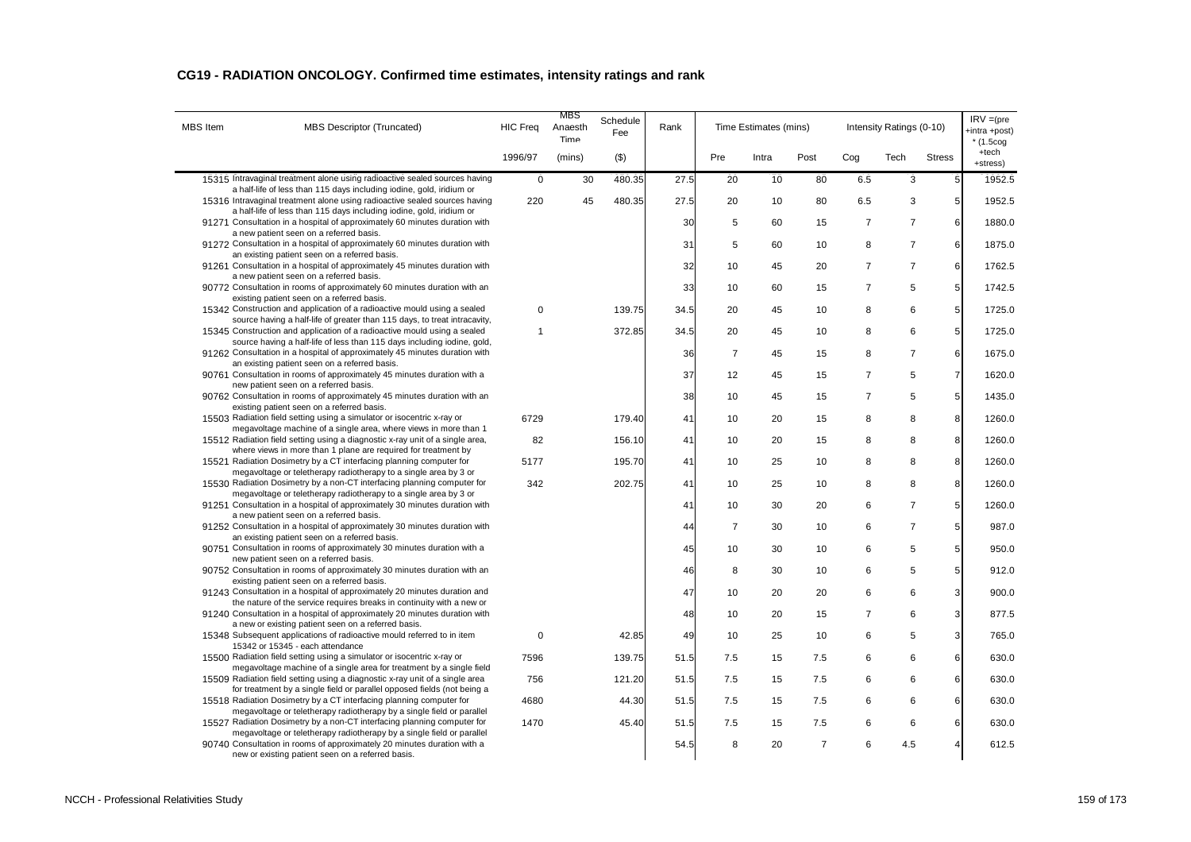## CG19 - RADIATION ONCOLOGY. Confirmed time estimates, intensity ratings and rank

| MBS Item | MBS Descriptor (Truncated) | HIC Freq | MBS Anaesth Time | Schedule Fee | Rank | Time Estimates (mins) | | | Intensity Ratings (0-10) | | | IRV =(pre +intra +post) * (1.5cog +tech +stress) |
|---|---|---|---|---|---|---|---|---|---|---|---|---|
| | | 1996/97 | (mins) | ($) | | Pre | Intra | Post | Cog | Tech | Stress | |
| 15315 | Intravaginal treatment alone using radioactive sealed sources having a half-life of less than 115 days including iodine, gold, iridium or | 0 | 30 | 480.35 | 27.5 | 20 | 10 | 80 | 6.5 | 3 | 5 | 1952.5 |
| 15316 | Intravaginal treatment alone using radioactive sealed sources having a half-life of less than 115 days including iodine, gold, iridium or | 220 | 45 | 480.35 | 27.5 | 20 | 10 | 80 | 6.5 | 3 | 5 | 1952.5 |
| 91271 | Consultation in a hospital of approximately 60 minutes duration with a new patient seen on a referred basis. | | | | 30 | 5 | 60 | 15 | 7 | 7 | 6 | 1880.0 |
| 91272 | Consultation in a hospital of approximately 60 minutes duration with an existing patient seen on a referred basis. | | | | 31 | 5 | 60 | 10 | 8 | 7 | 6 | 1875.0 |
| 91261 | Consultation in a hospital of approximately 45 minutes duration with a new patient seen on a referred basis. | | | | 32 | 10 | 45 | 20 | 7 | 7 | 6 | 1762.5 |
| 90772 | Consultation in rooms of approximately 60 minutes duration with an existing patient seen on a referred basis. | | | | 33 | 10 | 60 | 15 | 7 | 5 | 5 | 1742.5 |
| 15342 | Construction and application of a radioactive mould using a sealed source having a half-life of greater than 115 days, to treat intracavity, | 0 | | 139.75 | 34.5 | 20 | 45 | 10 | 8 | 6 | 5 | 1725.0 |
| 15345 | Construction and application of a radioactive mould using a sealed source having a half-life of less than 115 days including iodine, gold, | 1 | | 372.85 | 34.5 | 20 | 45 | 10 | 8 | 6 | 5 | 1725.0 |
| 91262 | Consultation in a hospital of approximately 45 minutes duration with an existing patient seen on a referred basis. | | | | 36 | 7 | 45 | 15 | 8 | 7 | 6 | 1675.0 |
| 90761 | Consultation in rooms of approximately 45 minutes duration with a new patient seen on a referred basis. | | | | 37 | 12 | 45 | 15 | 7 | 5 | 7 | 1620.0 |
| 90762 | Consultation in rooms of approximately 45 minutes duration with an existing patient seen on a referred basis. | | | | 38 | 10 | 45 | 15 | 7 | 5 | 5 | 1435.0 |
| 15503 | Radiation field setting using a simulator or isocentric x-ray or megavoltage machine of a single area, where views in more than 1 | 6729 | | 179.40 | 41 | 10 | 20 | 15 | 8 | 8 | 8 | 1260.0 |
| 15512 | Radiation field setting using a diagnostic x-ray unit of a single area, where views in more than 1 plane are required for treatment by | 82 | | 156.10 | 41 | 10 | 20 | 15 | 8 | 8 | 8 | 1260.0 |
| 15521 | Radiation Dosimetry by a CT interfacing planning computer for megavoltage or teletherapy radiotherapy to a single area by 3 or | 5177 | | 195.70 | 41 | 10 | 25 | 10 | 8 | 8 | 8 | 1260.0 |
| 15530 | Radiation Dosimetry by a non-CT interfacing planning computer for megavoltage or teletherapy radiotherapy to a single area by 3 or | 342 | | 202.75 | 41 | 10 | 25 | 10 | 8 | 8 | 8 | 1260.0 |
| 91251 | Consultation in a hospital of approximately 30 minutes duration with a new patient seen on a referred basis. | | | | 41 | 10 | 30 | 20 | 6 | 7 | 5 | 1260.0 |
| 91252 | Consultation in a hospital of approximately 30 minutes duration with an existing patient seen on a referred basis. | | | | 44 | 7 | 30 | 10 | 6 | 7 | 5 | 987.0 |
| 90751 | Consultation in rooms of approximately 30 minutes duration with a new patient seen on a referred basis. | | | | 45 | 10 | 30 | 10 | 6 | 5 | 5 | 950.0 |
| 90752 | Consultation in rooms of approximately 30 minutes duration with an existing patient seen on a referred basis. | | | | 46 | 8 | 30 | 10 | 6 | 5 | 5 | 912.0 |
| 91243 | Consultation in a hospital of approximately 20 minutes duration and the nature of the service requires breaks in continuity with a new or | | | | 47 | 10 | 20 | 20 | 6 | 6 | 3 | 900.0 |
| 91240 | Consultation in a hospital of approximately 20 minutes duration with a new or existing patient seen on a referred basis. | | | | 48 | 10 | 20 | 15 | 7 | 6 | 3 | 877.5 |
| 15348 | Subsequent applications of radioactive mould referred to in item 15342 or 15345 - each attendance | 0 | | 42.85 | 49 | 10 | 25 | 10 | 6 | 5 | 3 | 765.0 |
| 15500 | Radiation field setting using a simulator or isocentric x-ray or megavoltage machine of a single area for treatment by a single field | 7596 | | 139.75 | 51.5 | 7.5 | 15 | 7.5 | 6 | 6 | 6 | 630.0 |
| 15509 | Radiation field setting using a diagnostic x-ray unit of a single area for treatment by a single field or parallel opposed fields (not being a | 756 | | 121.20 | 51.5 | 7.5 | 15 | 7.5 | 6 | 6 | 6 | 630.0 |
| 15518 | Radiation Dosimetry by a CT interfacing planning computer for megavoltage or teletherapy radiotherapy by a single field or parallel | 4680 | | 44.30 | 51.5 | 7.5 | 15 | 7.5 | 6 | 6 | 6 | 630.0 |
| 15527 | Radiation Dosimetry by a non-CT interfacing planning computer for megavoltage or teletherapy radiotherapy by a single field or parallel | 1470 | | 45.40 | 51.5 | 7.5 | 15 | 7.5 | 6 | 6 | 6 | 630.0 |
| 90740 | Consultation in rooms of approximately 20 minutes duration with a new or existing patient seen on a referred basis. | | | | 54.5 | 8 | 20 | 7 | 6 | 4.5 | 4 | 612.5 |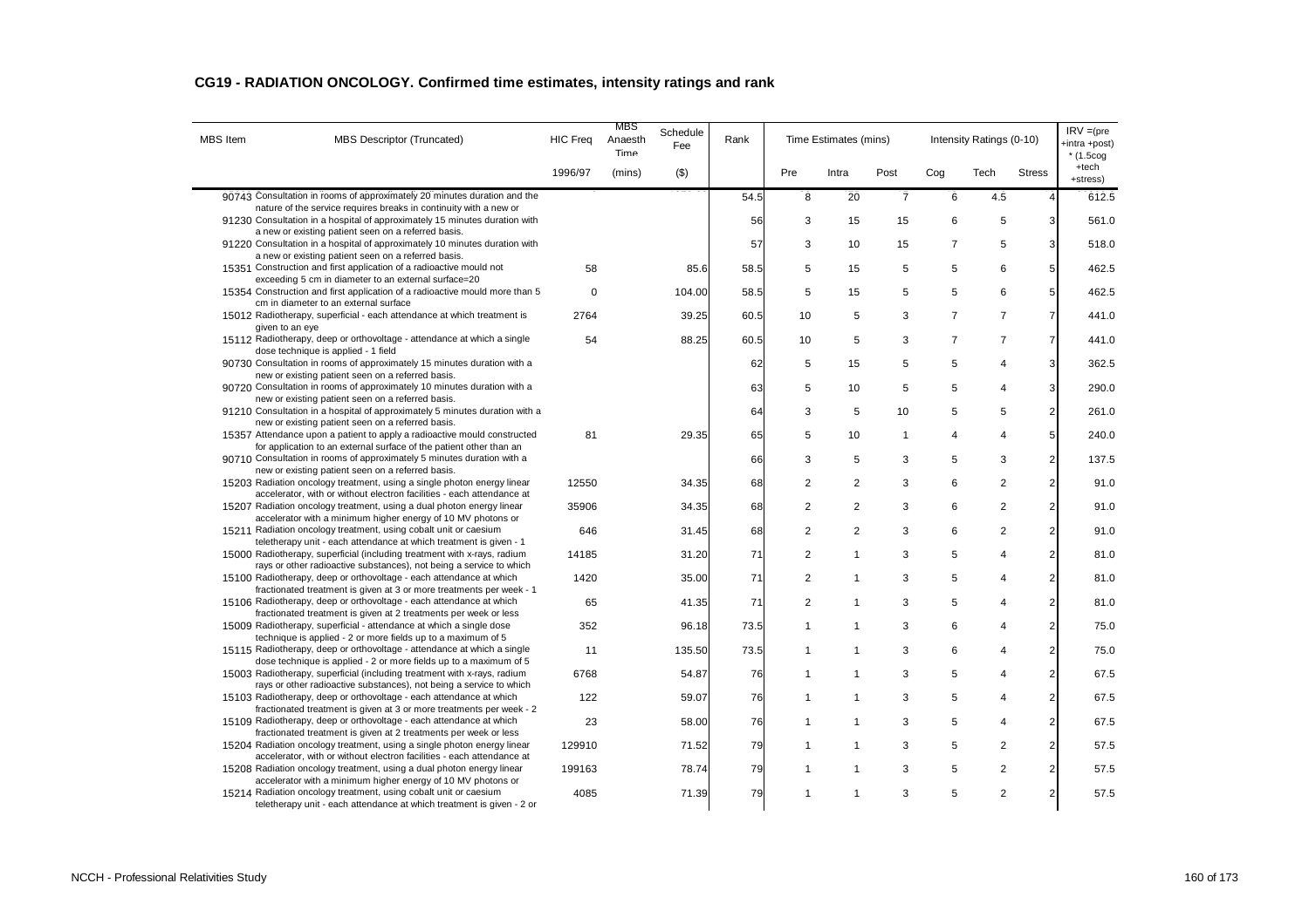## CG19 - RADIATION ONCOLOGY. Confirmed time estimates, intensity ratings and rank

| MBS Item | MBS Descriptor (Truncated) | HIC Freq | MBS Anaesth Time | Schedule Fee | Rank | Time Estimates (mins) | | | Intensity Ratings (0-10) | | | IRV =(pre +intra +post) * (1.5cog +tech +stress) |
|---|---|---|---|---|---|---|---|---|---|---|---|---|
| | | 1996/97 | (mins) | ($) | | Pre | Intra | Post | Cog | Tech | Stress | |
| 90743 | Consultation in rooms of approximately 20 minutes duration and the nature of the service requires breaks in continuity with a new or | | | | 54.5 | 8 | 20 | 7 | 6 | 4.5 | 4 | 612.5 |
| 91230 | Consultation in a hospital of approximately 15 minutes duration with a new or existing patient seen on a referred basis. | | | | 56 | 3 | 15 | 15 | 6 | 5 | 3 | 561.0 |
| 91220 | Consultation in a hospital of approximately 10 minutes duration with a new or existing patient seen on a referred basis. | | | | 57 | 3 | 10 | 15 | 7 | 5 | 3 | 518.0 |
| 15351 | Construction and first application of a radioactive mould not exceeding 5 cm in diameter to an external surface=20 | 58 | | 85.6 | 58.5 | 5 | 15 | 5 | 5 | 6 | 5 | 462.5 |
| 15354 | Construction and first application of a radioactive mould more than 5 cm in diameter to an external surface | 0 | | 104.00 | 58.5 | 5 | 15 | 5 | 5 | 6 | 5 | 462.5 |
| 15012 | Radiotherapy, superficial - each attendance at which treatment is given to an eye | 2764 | | 39.25 | 60.5 | 10 | 5 | 3 | 7 | 7 | 7 | 441.0 |
| 15112 | Radiotherapy, deep or orthovoltage - attendance at which a single dose technique is applied - 1 field | 54 | | 88.25 | 60.5 | 10 | 5 | 3 | 7 | 7 | 7 | 441.0 |
| 90730 | Consultation in rooms of approximately 15 minutes duration with a new or existing patient seen on a referred basis. | | | | 62 | 5 | 15 | 5 | 5 | 4 | 3 | 362.5 |
| 90720 | Consultation in rooms of approximately 10 minutes duration with a new or existing patient seen on a referred basis. | | | | 63 | 5 | 10 | 5 | 5 | 4 | 3 | 290.0 |
| 91210 | Consultation in a hospital of approximately 5 minutes duration with a new or existing patient seen on a referred basis. | | | | 64 | 3 | 5 | 10 | 5 | 5 | 2 | 261.0 |
| 15357 | Attendance upon a patient to apply a radioactive mould constructed for application to an external surface of the patient other than an | 81 | | 29.35 | 65 | 5 | 10 | 1 | 4 | 4 | 5 | 240.0 |
| 90710 | Consultation in rooms of approximately 5 minutes duration with a new or existing patient seen on a referred basis. | | | | 66 | 3 | 5 | 3 | 5 | 3 | 2 | 137.5 |
| 15203 | Radiation oncology treatment, using a single photon energy linear accelerator, with or without electron facilities - each attendance at | 12550 | | 34.35 | 68 | 2 | 2 | 3 | 6 | 2 | 2 | 91.0 |
| 15207 | Radiation oncology treatment, using a dual photon energy linear accelerator with a minimum higher energy of 10 MV photons or | 35906 | | 34.35 | 68 | 2 | 2 | 3 | 6 | 2 | 2 | 91.0 |
| 15211 | Radiation oncology treatment, using cobalt unit or caesium teletherapy unit - each attendance at which treatment is given - 1 | 646 | | 31.45 | 68 | 2 | 2 | 3 | 6 | 2 | 2 | 91.0 |
| 15000 | Radiotherapy, superficial (including treatment with x-rays, radium rays or other radioactive substances), not being a service to which | 14185 | | 31.20 | 71 | 2 | 1 | 3 | 5 | 4 | 2 | 81.0 |
| 15100 | Radiotherapy, deep or orthovoltage - each attendance at which fractionated treatment is given at 3 or more treatments per week - 1 | 1420 | | 35.00 | 71 | 2 | 1 | 3 | 5 | 4 | 2 | 81.0 |
| 15106 | Radiotherapy, deep or orthovoltage - each attendance at which fractionated treatment is given at 2 treatments per week or less | 65 | | 41.35 | 71 | 2 | 1 | 3 | 5 | 4 | 2 | 81.0 |
| 15009 | Radiotherapy, superficial - attendance at which a single dose technique is applied - 2 or more fields up to a maximum of 5 | 352 | | 96.18 | 73.5 | 1 | 1 | 3 | 6 | 4 | 2 | 75.0 |
| 15115 | Radiotherapy, deep or orthovoltage - attendance at which a single dose technique is applied - 2 or more fields up to a maximum of 5 | 11 | | 135.50 | 73.5 | 1 | 1 | 3 | 6 | 4 | 2 | 75.0 |
| 15003 | Radiotherapy, superficial (including treatment with x-rays, radium rays or other radioactive substances), not being a service to which | 6768 | | 54.87 | 76 | 1 | 1 | 3 | 5 | 4 | 2 | 67.5 |
| 15103 | Radiotherapy, deep or orthovoltage - each attendance at which fractionated treatment is given at 3 or more treatments per week - 2 | 122 | | 59.07 | 76 | 1 | 1 | 3 | 5 | 4 | 2 | 67.5 |
| 15109 | Radiotherapy, deep or orthovoltage - each attendance at which fractionated treatment is given at 2 treatments per week or less | 23 | | 58.00 | 76 | 1 | 1 | 3 | 5 | 4 | 2 | 67.5 |
| 15204 | Radiation oncology treatment, using a single photon energy linear accelerator, with or without electron facilities - each attendance at | 129910 | | 71.52 | 79 | 1 | 1 | 3 | 5 | 2 | 2 | 57.5 |
| 15208 | Radiation oncology treatment, using a dual photon energy linear accelerator with a minimum higher energy of 10 MV photons or | 199163 | | 78.74 | 79 | 1 | 1 | 3 | 5 | 2 | 2 | 57.5 |
| 15214 | Radiation oncology treatment, using cobalt unit or caesium teletherapy unit - each attendance at which treatment is given - 2 or | 4085 | | 71.39 | 79 | 1 | 1 | 3 | 5 | 2 | 2 | 57.5 |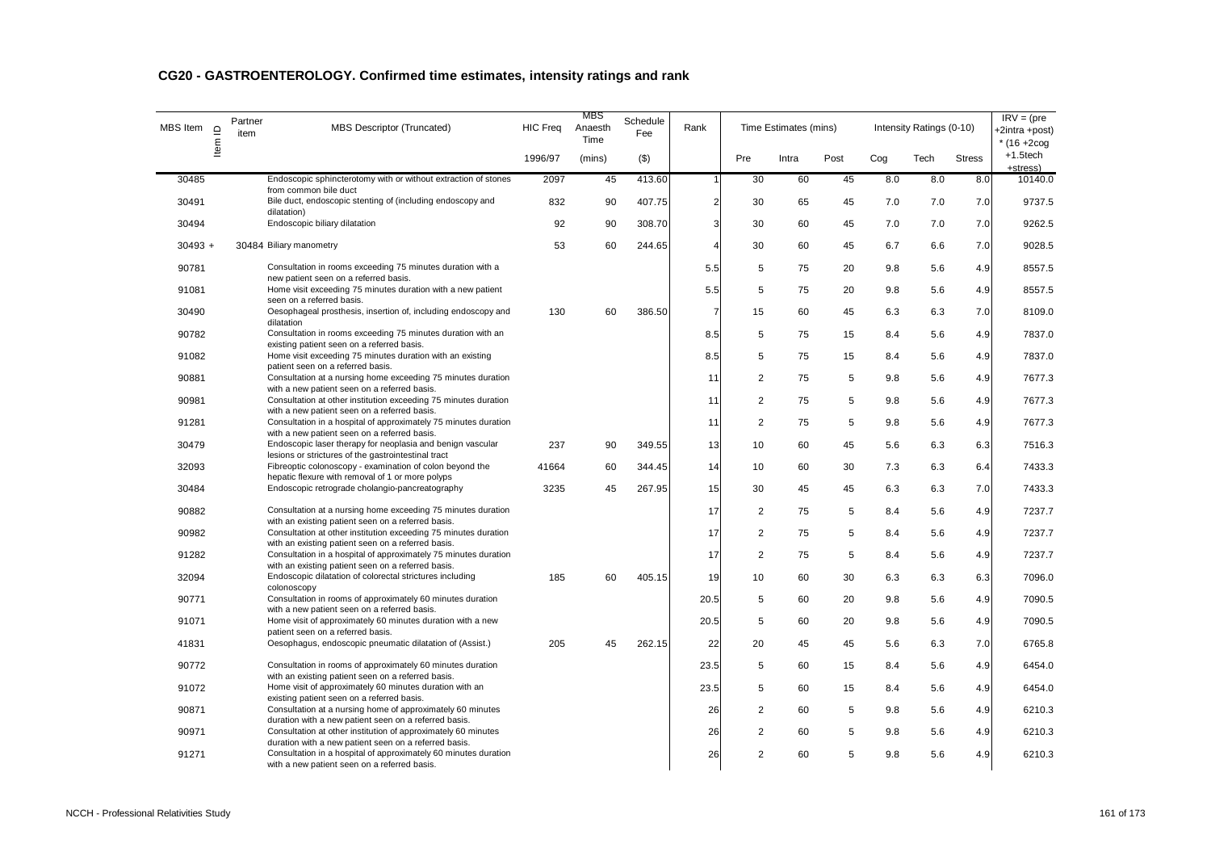## CG20 - GASTROENTEROLOGY. Confirmed time estimates, intensity ratings and rank

| MBS Item | Item ID | Partner item | MBS Descriptor (Truncated) | HIC Freq | MBS Anaesth Time | Schedule Fee | Rank | Time Estimates (mins) | | | Intensity Ratings (0-10) | | | IRV = (pre +2intra +post) * (16 +2cog +1.5tech +stress) |
|---|---|---|---|---|---|---|---|---|---|---|---|---|---|---|
| | | | | 1996/97 | (mins) | ($) | | Pre | Intra | Post | Cog | Tech | Stress | |
| 30485 | | | Endoscopic sphincterotomy with or without extraction of stones from common bile duct | 2097 | 45 | 413.60 | 1 | 30 | 60 | 45 | 8.0 | 8.0 | 8.0 | 10140.0 |
| 30491 | | | Bile duct, endoscopic stenting of (including endoscopy and dilatation) | 832 | 90 | 407.75 | 2 | 30 | 65 | 45 | 7.0 | 7.0 | 7.0 | 9737.5 |
| 30494 | | | Endoscopic biliary dilatation | 92 | 90 | 308.70 | 3 | 30 | 60 | 45 | 7.0 | 7.0 | 7.0 | 9262.5 |
| 30493 | + | 30484 | Biliary manometry | 53 | 60 | 244.65 | 4 | 30 | 60 | 45 | 6.7 | 6.6 | 7.0 | 9028.5 |
| 90781 | | | Consultation in rooms exceeding 75 minutes duration with a new patient seen on a referred basis. | | | | 5.5 | 5 | 75 | 20 | 9.8 | 5.6 | 4.9 | 8557.5 |
| 91081 | | | Home visit exceeding 75 minutes duration with a new patient seen on a referred basis. | | | | 5.5 | 5 | 75 | 20 | 9.8 | 5.6 | 4.9 | 8557.5 |
| 30490 | | | Oesophageal prosthesis, insertion of, including endoscopy and dilatation | 130 | 60 | 386.50 | 7 | 15 | 60 | 45 | 6.3 | 6.3 | 7.0 | 8109.0 |
| 90782 | | | Consultation in rooms exceeding 75 minutes duration with an existing patient seen on a referred basis. | | | | 8.5 | 5 | 75 | 15 | 8.4 | 5.6 | 4.9 | 7837.0 |
| 91082 | | | Home visit exceeding 75 minutes duration with an existing patient seen on a referred basis. | | | | 8.5 | 5 | 75 | 15 | 8.4 | 5.6 | 4.9 | 7837.0 |
| 90881 | | | Consultation at a nursing home exceeding 75 minutes duration with a new patient seen on a referred basis. | | | | 11 | 2 | 75 | 5 | 9.8 | 5.6 | 4.9 | 7677.3 |
| 90981 | | | Consultation at other institution exceeding 75 minutes duration with a new patient seen on a referred basis. | | | | 11 | 2 | 75 | 5 | 9.8 | 5.6 | 4.9 | 7677.3 |
| 91281 | | | Consultation in a hospital of approximately 75 minutes duration with a new patient seen on a referred basis. | | | | 11 | 2 | 75 | 5 | 9.8 | 5.6 | 4.9 | 7677.3 |
| 30479 | | | Endoscopic laser therapy for neoplasia and benign vascular lesions or strictures of the gastrointestinal tract | 237 | 90 | 349.55 | 13 | 10 | 60 | 45 | 5.6 | 6.3 | 6.3 | 7516.3 |
| 32093 | | | Fibreoptic colonoscopy - examination of colon beyond the hepatic flexure with removal of 1 or more polyps | 41664 | 60 | 344.45 | 14 | 10 | 60 | 30 | 7.3 | 6.3 | 6.4 | 7433.3 |
| 30484 | | | Endoscopic retrograde cholangio-pancreatography | 3235 | 45 | 267.95 | 15 | 30 | 45 | 45 | 6.3 | 6.3 | 7.0 | 7433.3 |
| 90882 | | | Consultation at a nursing home exceeding 75 minutes duration with an existing patient seen on a referred basis. | | | | 17 | 2 | 75 | 5 | 8.4 | 5.6 | 4.9 | 7237.7 |
| 90982 | | | Consultation at other institution exceeding 75 minutes duration with an existing patient seen on a referred basis. | | | | 17 | 2 | 75 | 5 | 8.4 | 5.6 | 4.9 | 7237.7 |
| 91282 | | | Consultation in a hospital of approximately 75 minutes duration with an existing patient seen on a referred basis. | | | | 17 | 2 | 75 | 5 | 8.4 | 5.6 | 4.9 | 7237.7 |
| 32094 | | | Endoscopic dilatation of colorectal strictures including colonoscopy | 185 | 60 | 405.15 | 19 | 10 | 60 | 30 | 6.3 | 6.3 | 6.3 | 7096.0 |
| 90771 | | | Consultation in rooms of approximately 60 minutes duration with a new patient seen on a referred basis. | | | | 20.5 | 5 | 60 | 20 | 9.8 | 5.6 | 4.9 | 7090.5 |
| 91071 | | | Home visit of approximately 60 minutes duration with a new patient seen on a referred basis. | | | | 20.5 | 5 | 60 | 20 | 9.8 | 5.6 | 4.9 | 7090.5 |
| 41831 | | | Oesophagus, endoscopic pneumatic dilatation of (Assist.) | 205 | 45 | 262.15 | 22 | 20 | 45 | 45 | 5.6 | 6.3 | 7.0 | 6765.8 |
| 90772 | | | Consultation in rooms of approximately 60 minutes duration with an existing patient seen on a referred basis. | | | | 23.5 | 5 | 60 | 15 | 8.4 | 5.6 | 4.9 | 6454.0 |
| 91072 | | | Home visit of approximately 60 minutes duration with an existing patient seen on a referred basis. | | | | 23.5 | 5 | 60 | 15 | 8.4 | 5.6 | 4.9 | 6454.0 |
| 90871 | | | Consultation at a nursing home of approximately 60 minutes duration with a new patient seen on a referred basis. | | | | 26 | 2 | 60 | 5 | 9.8 | 5.6 | 4.9 | 6210.3 |
| 90971 | | | Consultation at other institution of approximately 60 minutes duration with a new patient seen on a referred basis. | | | | 26 | 2 | 60 | 5 | 9.8 | 5.6 | 4.9 | 6210.3 |
| 91271 | | | Consultation in a hospital of approximately 60 minutes duration with a new patient seen on a referred basis. | | | | 26 | 2 | 60 | 5 | 9.8 | 5.6 | 4.9 | 6210.3 |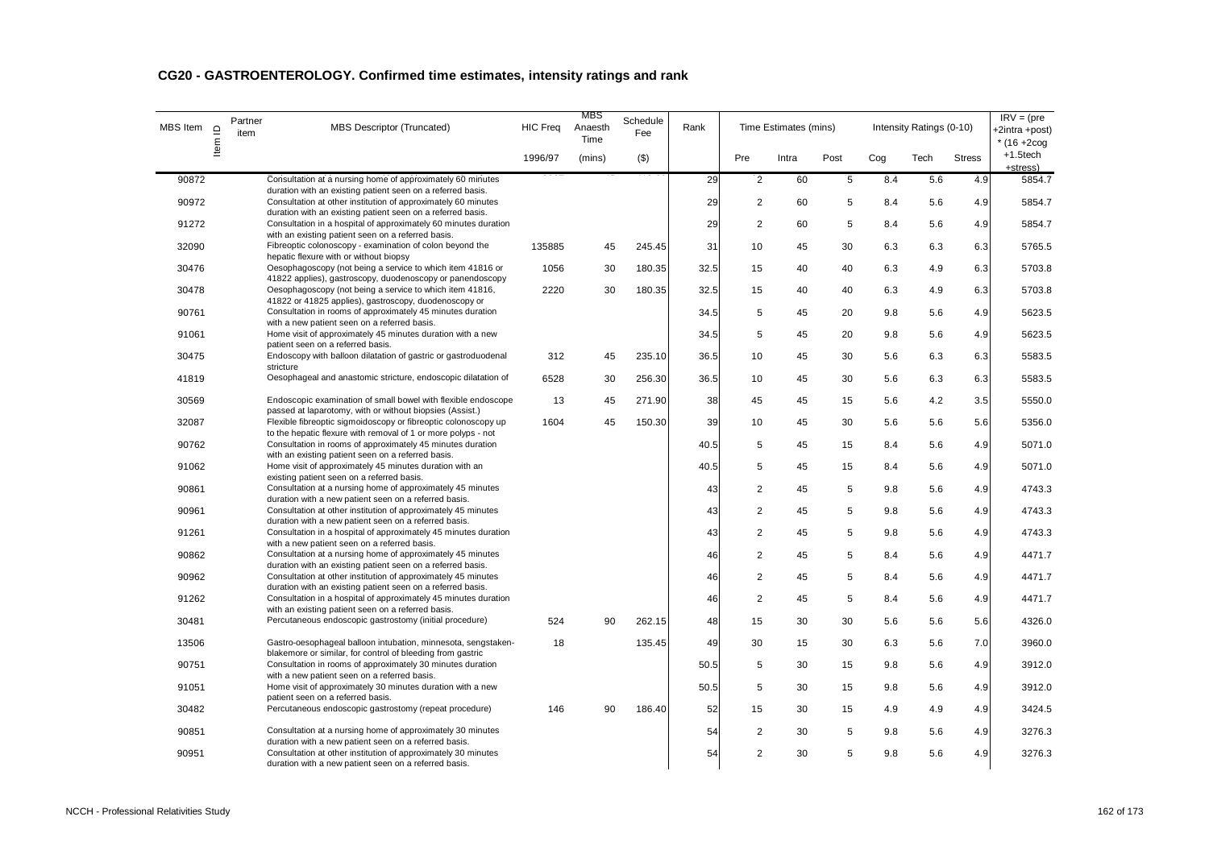## CG20 - GASTROENTEROLOGY. Confirmed time estimates, intensity ratings and rank

| MBS Item | Item ID | Partner item | MBS Descriptor (Truncated) | HIC Freq | MBS Anaesth Time | Schedule Fee | Rank | Time Estimates (mins) | | | Intensity Ratings (0-10) | | | IRV = (pre +2intra +post) * (16 +2cog +1.5tech +stress) |
|---|---|---|---|---|---|---|---|---|---|---|---|---|---|---|
| | | | | 1996/97 | (mins) | ($) | | Pre | Intra | Post | Cog | Tech | Stress | |
| 90872 | | | Consultation at a nursing home of approximately 60 minutes duration with an existing patient seen on a referred basis. | | | | 29 | 2 | 60 | 5 | 8.4 | 5.6 | 4.9 | 5854.7 |
| 90972 | | | Consultation at other institution of approximately 60 minutes duration with an existing patient seen on a referred basis. | | | | 29 | 2 | 60 | 5 | 8.4 | 5.6 | 4.9 | 5854.7 |
| 91272 | | | Consultation in a hospital of approximately 60 minutes duration with an existing patient seen on a referred basis. | | | | 29 | 2 | 60 | 5 | 8.4 | 5.6 | 4.9 | 5854.7 |
| 32090 | | | Fibreoptic colonoscopy - examination of colon beyond the hepatic flexure with or without biopsy | 135885 | 45 | 245.45 | 31 | 10 | 45 | 30 | 6.3 | 6.3 | 6.3 | 5765.5 |
| 30476 | | | Oesophagoscopy (not being a service to which item 41816 or 41822 applies), gastroscopy, duodenoscopy or panendoscopy | 1056 | 30 | 180.35 | 32.5 | 15 | 40 | 40 | 6.3 | 4.9 | 6.3 | 5703.8 |
| 30478 | | | Oesophagoscopy (not being a service to which item 41816, 41822 or 41825 applies), gastroscopy, duodenoscopy or | 2220 | 30 | 180.35 | 32.5 | 15 | 40 | 40 | 6.3 | 4.9 | 6.3 | 5703.8 |
| 90761 | | | Consultation in rooms of approximately 45 minutes duration with a new patient seen on a referred basis. | | | | 34.5 | 5 | 45 | 20 | 9.8 | 5.6 | 4.9 | 5623.5 |
| 91061 | | | Home visit of approximately 45 minutes duration with a new patient seen on a referred basis. | | | | 34.5 | 5 | 45 | 20 | 9.8 | 5.6 | 4.9 | 5623.5 |
| 30475 | | | Endoscopy with balloon dilatation of gastric or gastroduodenal stricture | 312 | 45 | 235.10 | 36.5 | 10 | 45 | 30 | 5.6 | 6.3 | 6.3 | 5583.5 |
| 41819 | | | Oesophageal and anastomic stricture, endoscopic dilatation of | 6528 | 30 | 256.30 | 36.5 | 10 | 45 | 30 | 5.6 | 6.3 | 6.3 | 5583.5 |
| 30569 | | | Endoscopic examination of small bowel with flexible endoscope passed at laparotomy, with or without biopsies (Assist.) | 13 | 45 | 271.90 | 38 | 45 | 45 | 15 | 5.6 | 4.2 | 3.5 | 5550.0 |
| 32087 | | | Flexible fibreoptic sigmoidoscopy or fibreoptic colonoscopy up to the hepatic flexure with removal of 1 or more polyps - not | 1604 | 45 | 150.30 | 39 | 10 | 45 | 30 | 5.6 | 5.6 | 5.6 | 5356.0 |
| 90762 | | | Consultation in rooms of approximately 45 minutes duration with an existing patient seen on a referred basis. | | | | 40.5 | 5 | 45 | 15 | 8.4 | 5.6 | 4.9 | 5071.0 |
| 91062 | | | Home visit of approximately 45 minutes duration with an existing patient seen on a referred basis. | | | | 40.5 | 5 | 45 | 15 | 8.4 | 5.6 | 4.9 | 5071.0 |
| 90861 | | | Consultation at a nursing home of approximately 45 minutes duration with a new patient seen on a referred basis. | | | | 43 | 2 | 45 | 5 | 9.8 | 5.6 | 4.9 | 4743.3 |
| 90961 | | | Consultation at other institution of approximately 45 minutes duration with a new patient seen on a referred basis. | | | | 43 | 2 | 45 | 5 | 9.8 | 5.6 | 4.9 | 4743.3 |
| 91261 | | | Consultation in a hospital of approximately 45 minutes duration with a new patient seen on a referred basis. | | | | 43 | 2 | 45 | 5 | 9.8 | 5.6 | 4.9 | 4743.3 |
| 90862 | | | Consultation at a nursing home of approximately 45 minutes duration with an existing patient seen on a referred basis. | | | | 46 | 2 | 45 | 5 | 8.4 | 5.6 | 4.9 | 4471.7 |
| 90962 | | | Consultation at other institution of approximately 45 minutes duration with an existing patient seen on a referred basis. | | | | 46 | 2 | 45 | 5 | 8.4 | 5.6 | 4.9 | 4471.7 |
| 91262 | | | Consultation in a hospital of approximately 45 minutes duration with an existing patient seen on a referred basis. | | | | 46 | 2 | 45 | 5 | 8.4 | 5.6 | 4.9 | 4471.7 |
| 30481 | | | Percutaneous endoscopic gastrostomy (initial procedure) | 524 | 90 | 262.15 | 48 | 15 | 30 | 30 | 5.6 | 5.6 | 5.6 | 4326.0 |
| 13506 | | | Gastro-oesophageal balloon intubation, minnesota, sengstaken-blakemore or similar, for control of bleeding from gastric | 18 | | 135.45 | 49 | 30 | 15 | 30 | 6.3 | 5.6 | 7.0 | 3960.0 |
| 90751 | | | Consultation in rooms of approximately 30 minutes duration with a new patient seen on a referred basis. | | | | 50.5 | 5 | 30 | 15 | 9.8 | 5.6 | 4.9 | 3912.0 |
| 91051 | | | Home visit of approximately 30 minutes duration with a new patient seen on a referred basis. | | | | 50.5 | 5 | 30 | 15 | 9.8 | 5.6 | 4.9 | 3912.0 |
| 30482 | | | Percutaneous endoscopic gastrostomy (repeat procedure) | 146 | 90 | 186.40 | 52 | 15 | 30 | 15 | 4.9 | 4.9 | 4.9 | 3424.5 |
| 90851 | | | Consultation at a nursing home of approximately 30 minutes duration with a new patient seen on a referred basis. | | | | 54 | 2 | 30 | 5 | 9.8 | 5.6 | 4.9 | 3276.3 |
| 90951 | | | Consultation at other institution of approximately 30 minutes duration with a new patient seen on a referred basis. | | | | 54 | 2 | 30 | 5 | 9.8 | 5.6 | 4.9 | 3276.3 |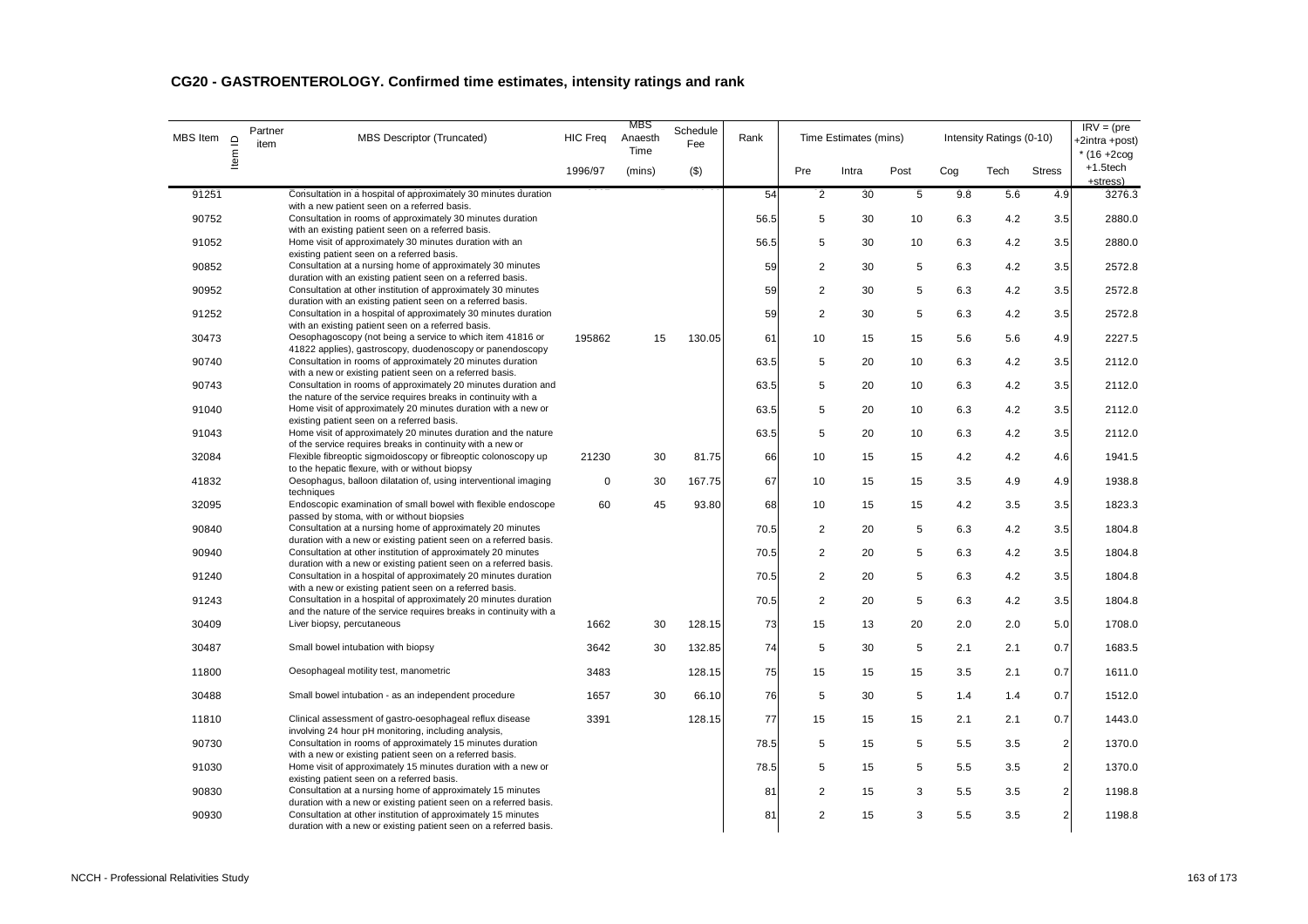## CG20 - GASTROENTEROLOGY. Confirmed time estimates, intensity ratings and rank

| MBS Item | Item ID | Partner item | MBS Descriptor (Truncated) | HIC Freq | MBS Anaesth Time | Schedule Fee | Rank | Time Estimates (mins) | | | Intensity Ratings (0-10) | | | IRV = (pre +2intra +post) * (16 +2cog +1.5tech +stress) |
|---|---|---|---|---|---|---|---|---|---|---|---|---|---|---|
| | | | | 1996/97 | (mins) | ($) | | Pre | Intra | Post | Cog | Tech | Stress | |
| 91251 | | | Consultation in a hospital of approximately 30 minutes duration with a new patient seen on a referred basis. | | | | 54 | 2 | 30 | 5 | 9.8 | 5.6 | 4.9 | 3276.3 |
| 90752 | | | Consultation in rooms of approximately 30 minutes duration with an existing patient seen on a referred basis. | | | | 56.5 | 5 | 30 | 10 | 6.3 | 4.2 | 3.5 | 2880.0 |
| 91052 | | | Home visit of approximately 30 minutes duration with an existing patient seen on a referred basis. | | | | 56.5 | 5 | 30 | 10 | 6.3 | 4.2 | 3.5 | 2880.0 |
| 90852 | | | Consultation at a nursing home of approximately 30 minutes duration with an existing patient seen on a referred basis. | | | | 59 | 2 | 30 | 5 | 6.3 | 4.2 | 3.5 | 2572.8 |
| 90952 | | | Consultation at other institution of approximately 30 minutes duration with an existing patient seen on a referred basis. | | | | 59 | 2 | 30 | 5 | 6.3 | 4.2 | 3.5 | 2572.8 |
| 91252 | | | Consultation in a hospital of approximately 30 minutes duration with an existing patient seen on a referred basis. | | | | 59 | 2 | 30 | 5 | 6.3 | 4.2 | 3.5 | 2572.8 |
| 30473 | | | Oesophagoscopy (not being a service to which item 41816 or 41822 applies), gastroscopy, duodenoscopy or panendoscopy | 195862 | 15 | 130.05 | 61 | 10 | 15 | 15 | 5.6 | 5.6 | 4.9 | 2227.5 |
| 90740 | | | Consultation in rooms of approximately 20 minutes duration with a new or existing patient seen on a referred basis. | | | | 63.5 | 5 | 20 | 10 | 6.3 | 4.2 | 3.5 | 2112.0 |
| 90743 | | | Consultation in rooms of approximately 20 minutes duration and the nature of the service requires breaks in continuity with a | | | | 63.5 | 5 | 20 | 10 | 6.3 | 4.2 | 3.5 | 2112.0 |
| 91040 | | | Home visit of approximately 20 minutes duration with a new or existing patient seen on a referred basis. | | | | 63.5 | 5 | 20 | 10 | 6.3 | 4.2 | 3.5 | 2112.0 |
| 91043 | | | Home visit of approximately 20 minutes duration and the nature of the service requires breaks in continuity with a new or | | | | 63.5 | 5 | 20 | 10 | 6.3 | 4.2 | 3.5 | 2112.0 |
| 32084 | | | Flexible fibreoptic sigmoidoscopy or fibreoptic colonoscopy up to the hepatic flexure, with or without biopsy | 21230 | 30 | 81.75 | 66 | 10 | 15 | 15 | 4.2 | 4.2 | 4.6 | 1941.5 |
| 41832 | | | Oesophagus, balloon dilatation of, using interventional imaging techniques | 0 | 30 | 167.75 | 67 | 10 | 15 | 15 | 3.5 | 4.9 | 4.9 | 1938.8 |
| 32095 | | | Endoscopic examination of small bowel with flexible endoscope passed by stoma, with or without biopsies | 60 | 45 | 93.80 | 68 | 10 | 15 | 15 | 4.2 | 3.5 | 3.5 | 1823.3 |
| 90840 | | | Consultation at a nursing home of approximately 20 minutes duration with a new or existing patient seen on a referred basis. | | | | 70.5 | 2 | 20 | 5 | 6.3 | 4.2 | 3.5 | 1804.8 |
| 90940 | | | Consultation at other institution of approximately 20 minutes duration with a new or existing patient seen on a referred basis. | | | | 70.5 | 2 | 20 | 5 | 6.3 | 4.2 | 3.5 | 1804.8 |
| 91240 | | | Consultation in a hospital of approximately 20 minutes duration with a new or existing patient seen on a referred basis. | | | | 70.5 | 2 | 20 | 5 | 6.3 | 4.2 | 3.5 | 1804.8 |
| 91243 | | | Consultation in a hospital of approximately 20 minutes duration and the nature of the service requires breaks in continuity with a | | | | 70.5 | 2 | 20 | 5 | 6.3 | 4.2 | 3.5 | 1804.8 |
| 30409 | | | Liver biopsy, percutaneous | 1662 | 30 | 128.15 | 73 | 15 | 13 | 20 | 2.0 | 2.0 | 5.0 | 1708.0 |
| 30487 | | | Small bowel intubation with biopsy | 3642 | 30 | 132.85 | 74 | 5 | 30 | 5 | 2.1 | 2.1 | 0.7 | 1683.5 |
| 11800 | | | Oesophageal motility test, manometric | 3483 | | 128.15 | 75 | 15 | 15 | 15 | 3.5 | 2.1 | 0.7 | 1611.0 |
| 30488 | | | Small bowel intubation - as an independent procedure | 1657 | 30 | 66.10 | 76 | 5 | 30 | 5 | 1.4 | 1.4 | 0.7 | 1512.0 |
| 11810 | | | Clinical assessment of gastro-oesophageal reflux disease involving 24 hour pH monitoring, including analysis, | 3391 | | 128.15 | 77 | 15 | 15 | 15 | 2.1 | 2.1 | 0.7 | 1443.0 |
| 90730 | | | Consultation in rooms of approximately 15 minutes duration with a new or existing patient seen on a referred basis. | | | | 78.5 | 5 | 15 | 5 | 5.5 | 3.5 | 2 | 1370.0 |
| 91030 | | | Home visit of approximately 15 minutes duration with a new or existing patient seen on a referred basis. | | | | 78.5 | 5 | 15 | 5 | 5.5 | 3.5 | 2 | 1370.0 |
| 90830 | | | Consultation at a nursing home of approximately 15 minutes duration with a new or existing patient seen on a referred basis. | | | | 81 | 2 | 15 | 3 | 5.5 | 3.5 | 2 | 1198.8 |
| 90930 | | | Consultation at other institution of approximately 15 minutes duration with a new or existing patient seen on a referred basis. | | | | 81 | 2 | 15 | 3 | 5.5 | 3.5 | 2 | 1198.8 |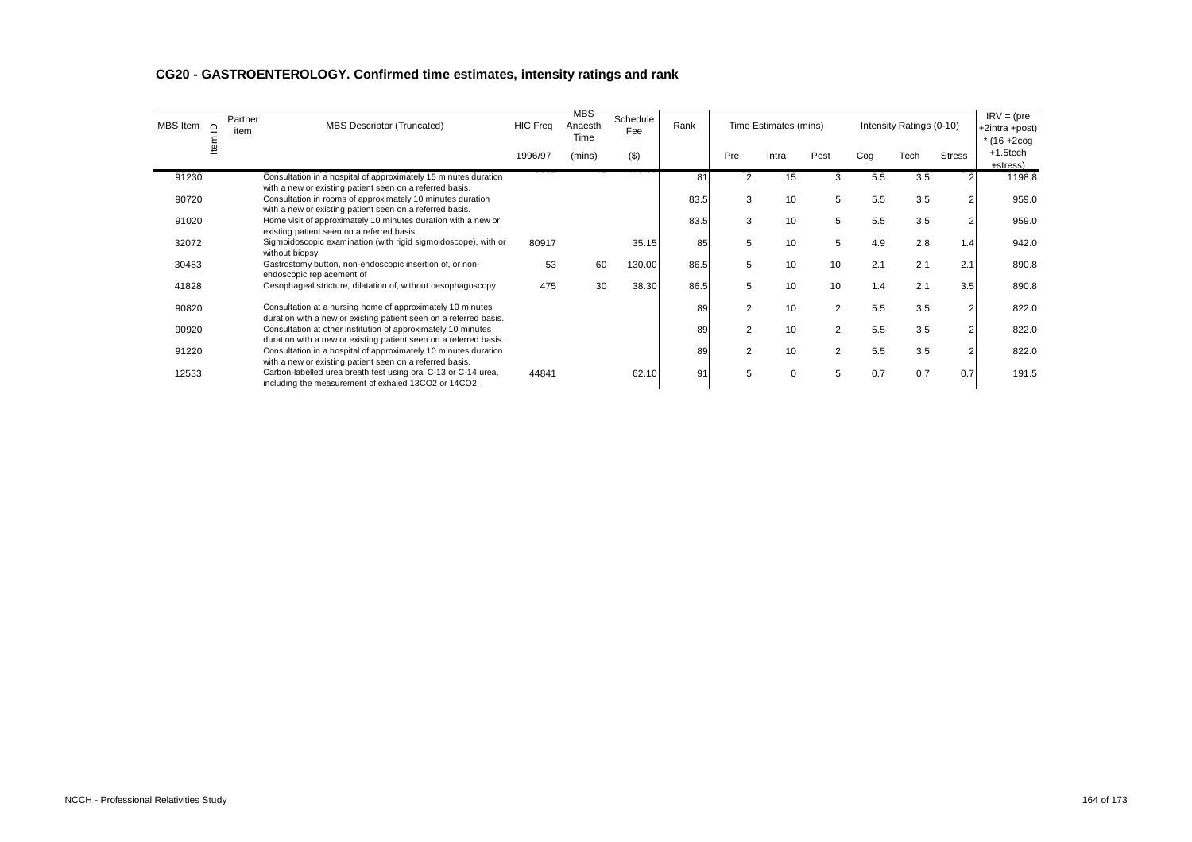## CG20 - GASTROENTEROLOGY. Confirmed time estimates, intensity ratings and rank

| MBS Item | Item ID | Partner item | MBS Descriptor (Truncated) | HIC Freq | MBS Anaesth Time | Schedule Fee | Rank | Time Estimates (mins) | | | Intensity Ratings (0-10) | | | IRV = (pre +2intra +post) * (16 +2cog +1.5tech +stress) |
|---|---|---|---|---|---|---|---|---|---|---|---|---|---|---|
| | | | | 1996/97 | (mins) | ($) | | Pre | Intra | Post | Cog | Tech | Stress | |
| 91230 | | | Consultation in a hospital of approximately 15 minutes duration with a new or existing patient seen on a referred basis. | | | | 81 | 2 | 15 | 3 | 5.5 | 3.5 | 2 | 1198.8 |
| 90720 | | | Consultation in rooms of approximately 10 minutes duration with a new or existing patient seen on a referred basis. | | | | 83.5 | 3 | 10 | 5 | 5.5 | 3.5 | 2 | 959.0 |
| 91020 | | | Home visit of approximately 10 minutes duration with a new or existing patient seen on a referred basis. | | | | 83.5 | 3 | 10 | 5 | 5.5 | 3.5 | 2 | 959.0 |
| 32072 | | | Sigmoidoscopic examination (with rigid sigmoidoscope), with or without biopsy | 80917 | | 35.15 | 85 | 5 | 10 | 5 | 4.9 | 2.8 | 1.4 | 942.0 |
| 30483 | | | Gastrostomy button, non-endoscopic insertion of, or non-endoscopic replacement of | 53 | 60 | 130.00 | 86.5 | 5 | 10 | 10 | 2.1 | 2.1 | 2.1 | 890.8 |
| 41828 | | | Oesophageal stricture, dilatation of, without oesophagoscopy | 475 | 30 | 38.30 | 86.5 | 5 | 10 | 10 | 1.4 | 2.1 | 3.5 | 890.8 |
| 90820 | | | Consultation at a nursing home of approximately 10 minutes duration with a new or existing patient seen on a referred basis. | | | | 89 | 2 | 10 | 2 | 5.5 | 3.5 | 2 | 822.0 |
| 90920 | | | Consultation at other institution of approximately 10 minutes duration with a new or existing patient seen on a referred basis. | | | | 89 | 2 | 10 | 2 | 5.5 | 3.5 | 2 | 822.0 |
| 91220 | | | Consultation in a hospital of approximately 10 minutes duration with a new or existing patient seen on a referred basis. | | | | 89 | 2 | 10 | 2 | 5.5 | 3.5 | 2 | 822.0 |
| 12533 | | | Carbon-labelled urea breath test using oral C-13 or C-14 urea, including the measurement of exhaled 13CO2 or 14CO2, | 44841 | | 62.10 | 91 | 5 | 0 | 5 | 0.7 | 0.7 | 0.7 | 191.5 |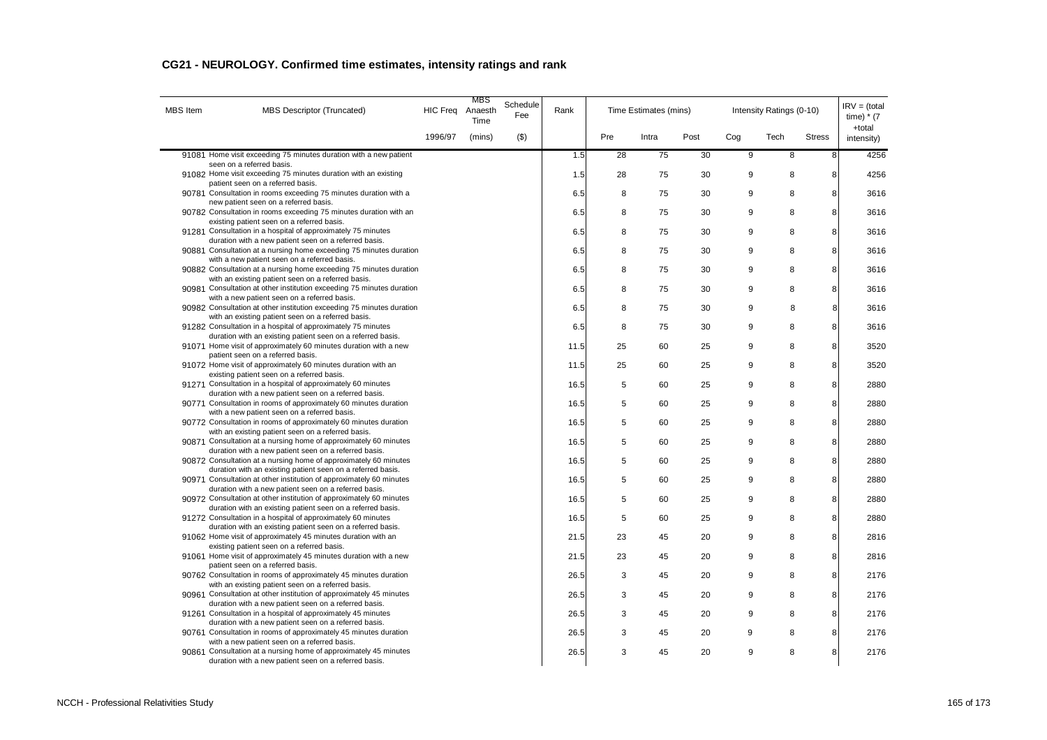## CG21 - NEUROLOGY. Confirmed time estimates, intensity ratings and rank

| MBS Item | MBS Descriptor (Truncated) | HIC Freq | MBS Anaesth Time | Schedule Fee | Rank | Time Estimates (mins) | | | Intensity Ratings (0-10) | | | IRV = (total time) * (7 +total intensity) |
|---|---|---|---|---|---|---|---|---|---|---|---|---|
| | | 1996/97 | (mins) | ($) | | Pre | Intra | Post | Cog | Tech | Stress | |
| 91081 | Home visit exceeding 75 minutes duration with a new patient seen on a referred basis. | | | | 1.5 | 28 | 75 | 30 | 9 | 8 | 8 | 4256 |
| 91082 | Home visit exceeding 75 minutes duration with an existing patient seen on a referred basis. | | | | 1.5 | 28 | 75 | 30 | 9 | 8 | 8 | 4256 |
| 90781 | Consultation in rooms exceeding 75 minutes duration with a new patient seen on a referred basis. | | | | 6.5 | 8 | 75 | 30 | 9 | 8 | 8 | 3616 |
| 90782 | Consultation in rooms exceeding 75 minutes duration with an existing patient seen on a referred basis. | | | | 6.5 | 8 | 75 | 30 | 9 | 8 | 8 | 3616 |
| 91281 | Consultation in a hospital of approximately 75 minutes duration with a new patient seen on a referred basis. | | | | 6.5 | 8 | 75 | 30 | 9 | 8 | 8 | 3616 |
| 90881 | Consultation at a nursing home exceeding 75 minutes duration with a new patient seen on a referred basis. | | | | 6.5 | 8 | 75 | 30 | 9 | 8 | 8 | 3616 |
| 90882 | Consultation at a nursing home exceeding 75 minutes duration with an existing patient seen on a referred basis. | | | | 6.5 | 8 | 75 | 30 | 9 | 8 | 8 | 3616 |
| 90981 | Consultation at other institution exceeding 75 minutes duration with a new patient seen on a referred basis. | | | | 6.5 | 8 | 75 | 30 | 9 | 8 | 8 | 3616 |
| 90982 | Consultation at other institution exceeding 75 minutes duration with an existing patient seen on a referred basis. | | | | 6.5 | 8 | 75 | 30 | 9 | 8 | 8 | 3616 |
| 91282 | Consultation in a hospital of approximately 75 minutes duration with an existing patient seen on a referred basis. | | | | 6.5 | 8 | 75 | 30 | 9 | 8 | 8 | 3616 |
| 91071 | Home visit of approximately 60 minutes duration with a new patient seen on a referred basis. | | | | 11.5 | 25 | 60 | 25 | 9 | 8 | 8 | 3520 |
| 91072 | Home visit of approximately 60 minutes duration with an existing patient seen on a referred basis. | | | | 11.5 | 25 | 60 | 25 | 9 | 8 | 8 | 3520 |
| 91271 | Consultation in a hospital of approximately 60 minutes duration with a new patient seen on a referred basis. | | | | 16.5 | 5 | 60 | 25 | 9 | 8 | 8 | 2880 |
| 90771 | Consultation in rooms of approximately 60 minutes duration with a new patient seen on a referred basis. | | | | 16.5 | 5 | 60 | 25 | 9 | 8 | 8 | 2880 |
| 90772 | Consultation in rooms of approximately 60 minutes duration with an existing patient seen on a referred basis. | | | | 16.5 | 5 | 60 | 25 | 9 | 8 | 8 | 2880 |
| 90871 | Consultation at a nursing home of approximately 60 minutes duration with a new patient seen on a referred basis. | | | | 16.5 | 5 | 60 | 25 | 9 | 8 | 8 | 2880 |
| 90872 | Consultation at a nursing home of approximately 60 minutes duration with an existing patient seen on a referred basis. | | | | 16.5 | 5 | 60 | 25 | 9 | 8 | 8 | 2880 |
| 90971 | Consultation at other institution of approximately 60 minutes duration with a new patient seen on a referred basis. | | | | 16.5 | 5 | 60 | 25 | 9 | 8 | 8 | 2880 |
| 90972 | Consultation at other institution of approximately 60 minutes duration with an existing patient seen on a referred basis. | | | | 16.5 | 5 | 60 | 25 | 9 | 8 | 8 | 2880 |
| 91272 | Consultation in a hospital of approximately 60 minutes duration with an existing patient seen on a referred basis. | | | | 16.5 | 5 | 60 | 25 | 9 | 8 | 8 | 2880 |
| 91062 | Home visit of approximately 45 minutes duration with an existing patient seen on a referred basis. | | | | 21.5 | 23 | 45 | 20 | 9 | 8 | 8 | 2816 |
| 91061 | Home visit of approximately 45 minutes duration with a new patient seen on a referred basis. | | | | 21.5 | 23 | 45 | 20 | 9 | 8 | 8 | 2816 |
| 90762 | Consultation in rooms of approximately 45 minutes duration with an existing patient seen on a referred basis. | | | | 26.5 | 3 | 45 | 20 | 9 | 8 | 8 | 2176 |
| 90961 | Consultation at other institution of approximately 45 minutes duration with a new patient seen on a referred basis. | | | | 26.5 | 3 | 45 | 20 | 9 | 8 | 8 | 2176 |
| 91261 | Consultation in a hospital of approximately 45 minutes duration with a new patient seen on a referred basis. | | | | 26.5 | 3 | 45 | 20 | 9 | 8 | 8 | 2176 |
| 90761 | Consultation in rooms of approximately 45 minutes duration with a new patient seen on a referred basis. | | | | 26.5 | 3 | 45 | 20 | 9 | 8 | 8 | 2176 |
| 90861 | Consultation at a nursing home of approximately 45 minutes duration with a new patient seen on a referred basis. | | | | 26.5 | 3 | 45 | 20 | 9 | 8 | 8 | 2176 |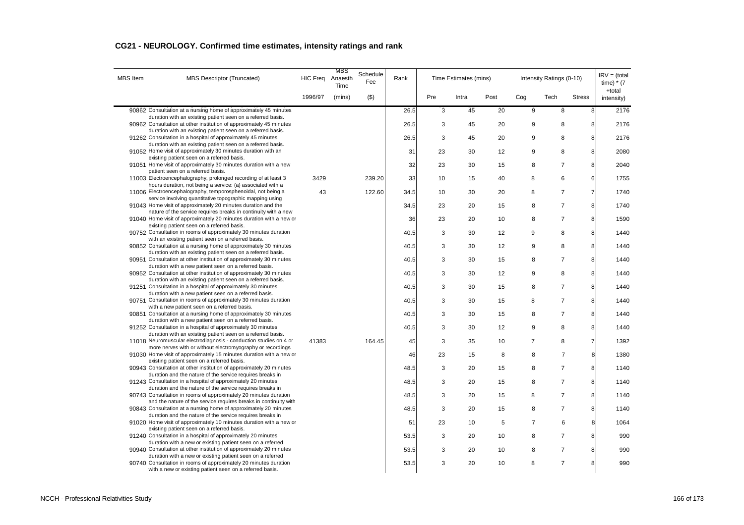## CG21 - NEUROLOGY. Confirmed time estimates, intensity ratings and rank

| MBS Item | MBS Descriptor (Truncated) | HIC Freq | MBS Anaesth Time | Schedule Fee | Rank | Time Estimates (mins) | | | Intensity Ratings (0-10) | | | IRV = (total time) * (7 +total intensity) |
|---|---|---|---|---|---|---|---|---|---|---|---|---|
| | | 1996/97 | (mins) | ($) | | Pre | Intra | Post | Cog | Tech | Stress | |
| 90862 | Consultation at a nursing home of approximately 45 minutes duration with an existing patient seen on a referred basis. | | | | 26.5 | 3 | 45 | 20 | 9 | 8 | 8 | 2176 |
| 90962 | Consultation at other institution of approximately 45 minutes duration with an existing patient seen on a referred basis. | | | | 26.5 | 3 | 45 | 20 | 9 | 8 | 8 | 2176 |
| 91262 | Consultation in a hospital of approximately 45 minutes duration with an existing patient seen on a referred basis. | | | | 26.5 | 3 | 45 | 20 | 9 | 8 | 8 | 2176 |
| 91052 | Home visit of approximately 30 minutes duration with an existing patient seen on a referred basis. | | | | 31 | 23 | 30 | 12 | 9 | 8 | 8 | 2080 |
| 91051 | Home visit of approximately 30 minutes duration with a new patient seen on a referred basis. | | | | 32 | 23 | 30 | 15 | 8 | 7 | 8 | 2040 |
| 11003 | Electroencephalography, prolonged recording of at least 3 hours duration, not being a service: (a) associated with a | 3429 | | 239.20 | 33 | 10 | 15 | 40 | 8 | 6 | 6 | 1755 |
| 11006 | Electroencephalography, temporosphenoidal, not being a service involving quantitative topographic mapping using | 43 | | 122.60 | 34.5 | 10 | 30 | 20 | 8 | 7 | 7 | 1740 |
| 91043 | Home visit of approximately 20 minutes duration and the nature of the service requires breaks in continuity with a new | | | | 34.5 | 23 | 20 | 15 | 8 | 7 | 8 | 1740 |
| 91040 | Home visit of approximately 20 minutes duration with a new or existing patient seen on a referred basis. | | | | 36 | 23 | 20 | 10 | 8 | 7 | 8 | 1590 |
| 90752 | Consultation in rooms of approximately 30 minutes duration with an existing patient seen on a referred basis. | | | | 40.5 | 3 | 30 | 12 | 9 | 8 | 8 | 1440 |
| 90852 | Consultation at a nursing home of approximately 30 minutes duration with an existing patient seen on a referred basis. | | | | 40.5 | 3 | 30 | 12 | 9 | 8 | 8 | 1440 |
| 90951 | Consultation at other institution of approximately 30 minutes duration with a new patient seen on a referred basis. | | | | 40.5 | 3 | 30 | 15 | 8 | 7 | 8 | 1440 |
| 90952 | Consultation at other institution of approximately 30 minutes duration with an existing patient seen on a referred basis. | | | | 40.5 | 3 | 30 | 12 | 9 | 8 | 8 | 1440 |
| 91251 | Consultation in a hospital of approximately 30 minutes duration with a new patient seen on a referred basis. | | | | 40.5 | 3 | 30 | 15 | 8 | 7 | 8 | 1440 |
| 90751 | Consultation in rooms of approximately 30 minutes duration with a new patient seen on a referred basis. | | | | 40.5 | 3 | 30 | 15 | 8 | 7 | 8 | 1440 |
| 90851 | Consultation at a nursing home of approximately 30 minutes duration with a new patient seen on a referred basis. | | | | 40.5 | 3 | 30 | 15 | 8 | 7 | 8 | 1440 |
| 91252 | Consultation in a hospital of approximately 30 minutes duration with an existing patient seen on a referred basis. | | | | 40.5 | 3 | 30 | 12 | 9 | 8 | 8 | 1440 |
| 11018 | Neuromuscular electrodiagnosis - conduction studies on 4 or more nerves with or without electromyography or recordings | 41383 | | 164.45 | 45 | 3 | 35 | 10 | 7 | 8 | 7 | 1392 |
| 91030 | Home visit of approximately 15 minutes duration with a new or existing patient seen on a referred basis. | | | | 46 | 23 | 15 | 8 | 8 | 7 | 8 | 1380 |
| 90943 | Consultation at other institution of approximately 20 minutes duration and the nature of the service requires breaks in | | | | 48.5 | 3 | 20 | 15 | 8 | 7 | 8 | 1140 |
| 91243 | Consultation in a hospital of approximately 20 minutes duration and the nature of the service requires breaks in | | | | 48.5 | 3 | 20 | 15 | 8 | 7 | 8 | 1140 |
| 90743 | Consultation in rooms of approximately 20 minutes duration and the nature of the service requires breaks in continuity with | | | | 48.5 | 3 | 20 | 15 | 8 | 7 | 8 | 1140 |
| 90843 | Consultation at a nursing home of approximately 20 minutes duration and the nature of the service requires breaks in | | | | 48.5 | 3 | 20 | 15 | 8 | 7 | 8 | 1140 |
| 91020 | Home visit of approximately 10 minutes duration with a new or existing patient seen on a referred basis. | | | | 51 | 23 | 10 | 5 | 7 | 6 | 8 | 1064 |
| 91240 | Consultation in a hospital of approximately 20 minutes duration with a new or existing patient seen on a referred | | | | 53.5 | 3 | 20 | 10 | 8 | 7 | 8 | 990 |
| 90940 | Consultation at other institution of approximately 20 minutes duration with a new or existing patient seen on a referred | | | | 53.5 | 3 | 20 | 10 | 8 | 7 | 8 | 990 |
| 90740 | Consultation in rooms of approximately 20 minutes duration with a new or existing patient seen on a referred basis. | | | | 53.5 | 3 | 20 | 10 | 8 | 7 | 8 | 990 |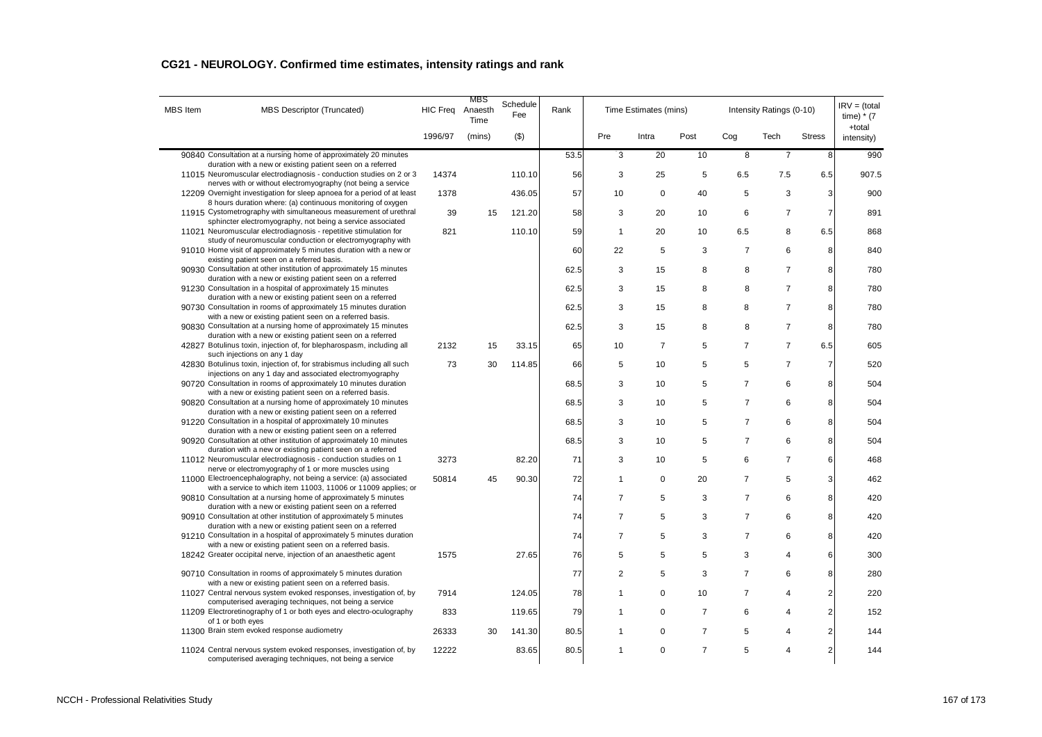## CG21 - NEUROLOGY. Confirmed time estimates, intensity ratings and rank

| MBS Item | MBS Descriptor (Truncated) | HIC Freq | MBS Anaesth Time | Schedule Fee | Rank | Time Estimates (mins) | | | Intensity Ratings (0-10) | | | IRV = (total time) * (7 +total intensity) |
|---|---|---|---|---|---|---|---|---|---|---|---|---|
| | | 1996/97 | (mins) | ($) | | Pre | Intra | Post | Cog | Tech | Stress | |
| 90840 | Consultation at a nursing home of approximately 20 minutes duration with a new or existing patient seen on a referred | | | | 53.5 | 3 | 20 | 10 | 8 | 7 | 8 | 990 |
| 11015 | Neuromuscular electrodiagnosis - conduction studies on 2 or 3 nerves with or without electromyography (not being a service | 14374 | | 110.10 | 56 | 3 | 25 | 5 | 6.5 | 7.5 | 6.5 | 907.5 |
| 12209 | Overnight investigation for sleep apnoea for a period of at least 8 hours duration where: (a) continuous monitoring of oxygen | 1378 | | 436.05 | 57 | 10 | 0 | 40 | 5 | 3 | 3 | 900 |
| 11915 | Cystometrography with simultaneous measurement of urethral sphincter electromyography, not being a service associated | 39 | 15 | 121.20 | 58 | 3 | 20 | 10 | 6 | 7 | 7 | 891 |
| 11021 | Neuromuscular electrodiagnosis - repetitive stimulation for study of neuromuscular conduction or electromyography with | 821 | | 110.10 | 59 | 1 | 20 | 10 | 6.5 | 8 | 6.5 | 868 |
| 91010 | Home visit of approximately 5 minutes duration with a new or existing patient seen on a referred basis. | | | | 60 | 22 | 5 | 3 | 7 | 6 | 8 | 840 |
| 90930 | Consultation at other institution of approximately 15 minutes duration with a new or existing patient seen on a referred | | | | 62.5 | 3 | 15 | 8 | 8 | 7 | 8 | 780 |
| 91230 | Consultation in a hospital of approximately 15 minutes duration with a new or existing patient seen on a referred | | | | 62.5 | 3 | 15 | 8 | 8 | 7 | 8 | 780 |
| 90730 | Consultation in rooms of approximately 15 minutes duration with a new or existing patient seen on a referred basis. | | | | 62.5 | 3 | 15 | 8 | 8 | 7 | 8 | 780 |
| 90830 | Consultation at a nursing home of approximately 15 minutes duration with a new or existing patient seen on a referred | | | | 62.5 | 3 | 15 | 8 | 8 | 7 | 8 | 780 |
| 42827 | Botulinus toxin, injection of, for blepharospasm, including all such injections on any 1 day | 2132 | 15 | 33.15 | 65 | 10 | 7 | 5 | 7 | 7 | 6.5 | 605 |
| 42830 | Botulinus toxin, injection of, for strabismus including all such injections on any 1 day and associated electromyography | 73 | 30 | 114.85 | 66 | 5 | 10 | 5 | 5 | 7 | 7 | 520 |
| 90720 | Consultation in rooms of approximately 10 minutes duration with a new or existing patient seen on a referred basis. | | | | 68.5 | 3 | 10 | 5 | 7 | 6 | 8 | 504 |
| 90820 | Consultation at a nursing home of approximately 10 minutes duration with a new or existing patient seen on a referred | | | | 68.5 | 3 | 10 | 5 | 7 | 6 | 8 | 504 |
| 91220 | Consultation in a hospital of approximately 10 minutes duration with a new or existing patient seen on a referred | | | | 68.5 | 3 | 10 | 5 | 7 | 6 | 8 | 504 |
| 90920 | Consultation at other institution of approximately 10 minutes duration with a new or existing patient seen on a referred | | | | 68.5 | 3 | 10 | 5 | 7 | 6 | 8 | 504 |
| 11012 | Neuromuscular electrodiagnosis - conduction studies on 1 nerve or electromyography of 1 or more muscles using | 3273 | | 82.20 | 71 | 3 | 10 | 5 | 6 | 7 | 6 | 468 |
| 11000 | Electroencephalography, not being a service: (a) associated with a service to which item 11003, 11006 or 11009 applies; or | 50814 | 45 | 90.30 | 72 | 1 | 0 | 20 | 7 | 5 | 3 | 462 |
| 90810 | Consultation at a nursing home of approximately 5 minutes duration with a new or existing patient seen on a referred | | | | 74 | 7 | 5 | 3 | 7 | 6 | 8 | 420 |
| 90910 | Consultation at other institution of approximately 5 minutes duration with a new or existing patient seen on a referred | | | | 74 | 7 | 5 | 3 | 7 | 6 | 8 | 420 |
| 91210 | Consultation in a hospital of approximately 5 minutes duration with a new or existing patient seen on a referred basis. | | | | 74 | 7 | 5 | 3 | 7 | 6 | 8 | 420 |
| 18242 | Greater occipital nerve, injection of an anaesthetic agent | 1575 | | 27.65 | 76 | 5 | 5 | 5 | 3 | 4 | 6 | 300 |
| 90710 | Consultation in rooms of approximately 5 minutes duration with a new or existing patient seen on a referred basis. | | | | 77 | 2 | 5 | 3 | 7 | 6 | 8 | 280 |
| 11027 | Central nervous system evoked responses, investigation of, by computerised averaging techniques, not being a service | 7914 | | 124.05 | 78 | 1 | 0 | 10 | 7 | 4 | 2 | 220 |
| 11209 | Electroretinography of 1 or both eyes and electro-oculography of 1 or both eyes | 833 | | 119.65 | 79 | 1 | 0 | 7 | 6 | 4 | 2 | 152 |
| 11300 | Brain stem evoked response audiometry | 26333 | 30 | 141.30 | 80.5 | 1 | 0 | 7 | 5 | 4 | 2 | 144 |
| 11024 | Central nervous system evoked responses, investigation of, by computerised averaging techniques, not being a service | 12222 | | 83.65 | 80.5 | 1 | 0 | 7 | 5 | 4 | 2 | 144 |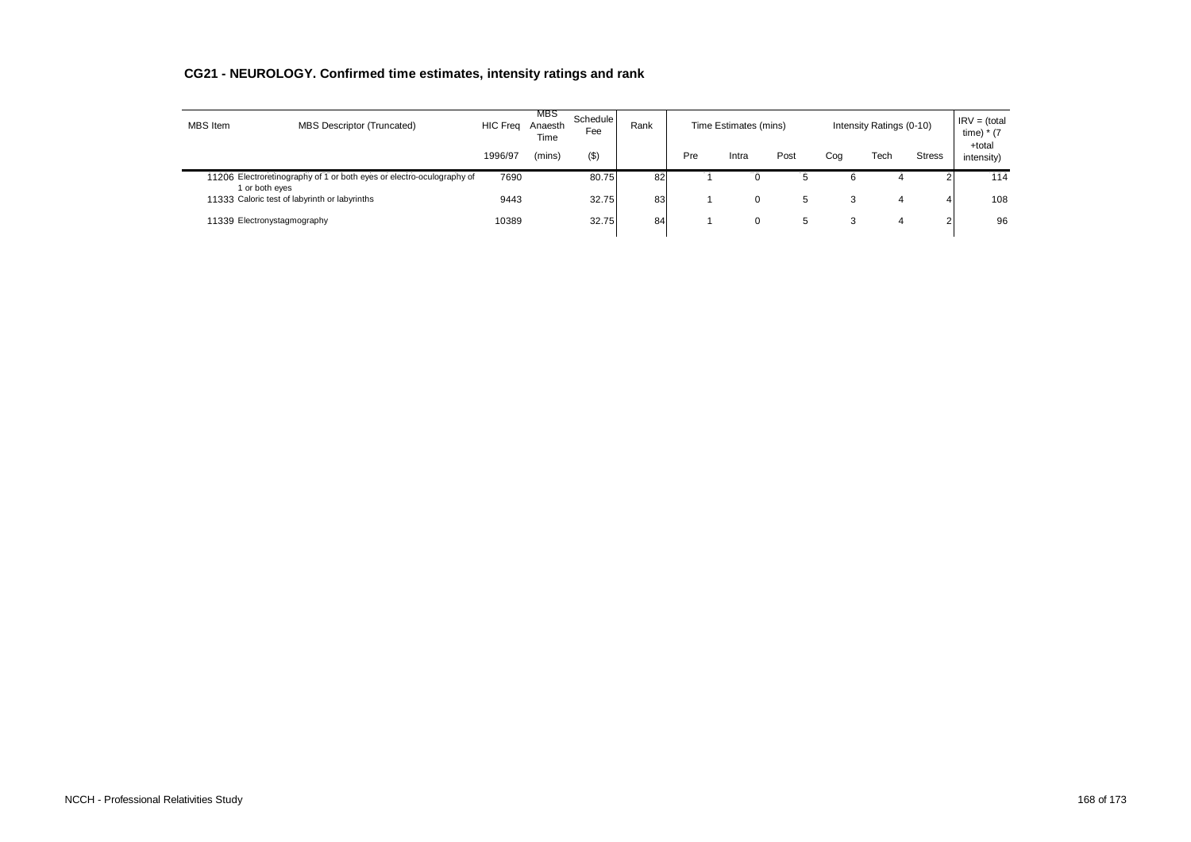## CG21 - NEUROLOGY. Confirmed time estimates, intensity ratings and rank

| MBS Item | MBS Descriptor (Truncated) | HIC Freq | MBS Anaesth Time | Schedule Fee | Rank | Time Estimates (mins) | | | Intensity Ratings (0-10) | | | IRV = (total time) * (7 +total intensity) |
|---|---|---|---|---|---|---|---|---|---|---|---|---|
| | | 1996/97 | (mins) | ($) | | Pre | Intra | Post | Cog | Tech | Stress | |
| 11206 | Electroretinography of 1 or both eyes or electro-oculography of 1 or both eyes | 7690 | | 80.75 | 82 | 1 | 0 | 5 | 6 | 4 | 2 | 114 |
| 11333 | Caloric test of labyrinth or labyrinths | 9443 | | 32.75 | 83 | 1 | 0 | 5 | 3 | 4 | 4 | 108 |
| 11339 | Electronystagmography | 10389 | | 32.75 | 84 | 1 | 0 | 5 | 3 | 4 | 2 | 96 |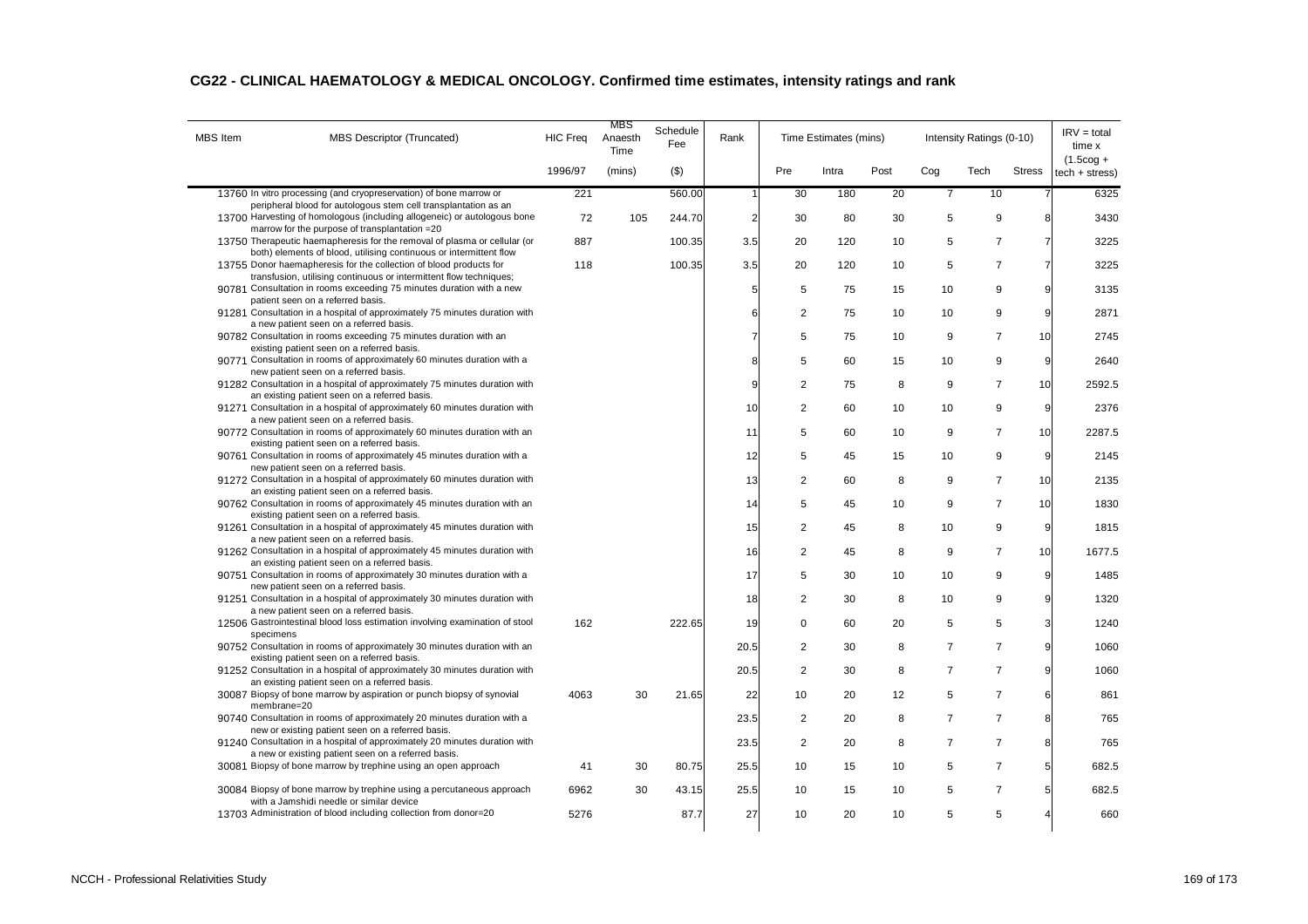# CG22 - CLINICAL HAEMATOLOGY & MEDICAL ONCOLOGY. Confirmed time estimates, intensity ratings and rank

| MBS Item | MBS Descriptor (Truncated) | HIC Freq | MBS Anaesth Time | Schedule Fee | Rank | Time Estimates (mins) | | | Intensity Ratings (0-10) | | | IRV = total time x (1.5cog + tech + stress) |
|---|---|---|---|---|---|---|---|---|---|---|---|---|
| | | 1996/97 | (mins) | ($) | | Pre | Intra | Post | Cog | Tech | Stress | |
| 13760 | In vitro processing (and cryopreservation) of bone marrow or peripheral blood for autologous stem cell transplantation as an | 221 | | 560.00 | 1 | 30 | 180 | 20 | 7 | 10 | 7 | 6325 |
| 13700 | Harvesting of homologous (including allogeneic) or autologous bone marrow for the purpose of transplantation =20 | 72 | 105 | 244.70 | 2 | 30 | 80 | 30 | 5 | 9 | 8 | 3430 |
| 13750 | Therapeutic haemapheresis for the removal of plasma or cellular (or both) elements of blood, utilising continuous or intermittent flow | 887 | | 100.35 | 3.5 | 20 | 120 | 10 | 5 | 7 | 7 | 3225 |
| 13755 | Donor haemapheresis for the collection of blood products for transfusion, utilising continuous or intermittent flow techniques; | 118 | | 100.35 | 3.5 | 20 | 120 | 10 | 5 | 7 | 7 | 3225 |
| 90781 | Consultation in rooms exceeding 75 minutes duration with a new patient seen on a referred basis. | | | | 5 | 5 | 75 | 15 | 10 | 9 | 9 | 3135 |
| 91281 | Consultation in a hospital of approximately 75 minutes duration with a new patient seen on a referred basis. | | | | 6 | 2 | 75 | 10 | 10 | 9 | 9 | 2871 |
| 90782 | Consultation in rooms exceeding 75 minutes duration with an existing patient seen on a referred basis. | | | | 7 | 5 | 75 | 10 | 9 | 7 | 10 | 2745 |
| 90771 | Consultation in rooms of approximately 60 minutes duration with a new patient seen on a referred basis. | | | | 8 | 5 | 60 | 15 | 10 | 9 | 9 | 2640 |
| 91282 | Consultation in a hospital of approximately 75 minutes duration with an existing patient seen on a referred basis. | | | | 9 | 2 | 75 | 8 | 9 | 7 | 10 | 2592.5 |
| 91271 | Consultation in a hospital of approximately 60 minutes duration with a new patient seen on a referred basis. | | | | 10 | 2 | 60 | 10 | 10 | 9 | 9 | 2376 |
| 90772 | Consultation in rooms of approximately 60 minutes duration with an existing patient seen on a referred basis. | | | | 11 | 5 | 60 | 10 | 9 | 7 | 10 | 2287.5 |
| 90761 | Consultation in rooms of approximately 45 minutes duration with a new patient seen on a referred basis. | | | | 12 | 5 | 45 | 15 | 10 | 9 | 9 | 2145 |
| 91272 | Consultation in a hospital of approximately 60 minutes duration with an existing patient seen on a referred basis. | | | | 13 | 2 | 60 | 8 | 9 | 7 | 10 | 2135 |
| 90762 | Consultation in rooms of approximately 45 minutes duration with an existing patient seen on a referred basis. | | | | 14 | 5 | 45 | 10 | 9 | 7 | 10 | 1830 |
| 91261 | Consultation in a hospital of approximately 45 minutes duration with a new patient seen on a referred basis. | | | | 15 | 2 | 45 | 8 | 10 | 9 | 9 | 1815 |
| 91262 | Consultation in a hospital of approximately 45 minutes duration with an existing patient seen on a referred basis. | | | | 16 | 2 | 45 | 8 | 9 | 7 | 10 | 1677.5 |
| 90751 | Consultation in rooms of approximately 30 minutes duration with a new patient seen on a referred basis. | | | | 17 | 5 | 30 | 10 | 10 | 9 | 9 | 1485 |
| 91251 | Consultation in a hospital of approximately 30 minutes duration with a new patient seen on a referred basis. | | | | 18 | 2 | 30 | 8 | 10 | 9 | 9 | 1320 |
| 12506 | Gastrointestinal blood loss estimation involving examination of stool specimens | 162 | | 222.65 | 19 | 0 | 60 | 20 | 5 | 5 | 3 | 1240 |
| 90752 | Consultation in rooms of approximately 30 minutes duration with an existing patient seen on a referred basis. | | | | 20.5 | 2 | 30 | 8 | 7 | 7 | 9 | 1060 |
| 91252 | Consultation in a hospital of approximately 30 minutes duration with an existing patient seen on a referred basis. | | | | 20.5 | 2 | 30 | 8 | 7 | 7 | 9 | 1060 |
| 30087 | Biopsy of bone marrow by aspiration or punch biopsy of synovial membrane=20 | 4063 | 30 | 21.65 | 22 | 10 | 20 | 12 | 5 | 7 | 6 | 861 |
| 90740 | Consultation in rooms of approximately 20 minutes duration with a new or existing patient seen on a referred basis. | | | | 23.5 | 2 | 20 | 8 | 7 | 7 | 8 | 765 |
| 91240 | Consultation in a hospital of approximately 20 minutes duration with a new or existing patient seen on a referred basis. | | | | 23.5 | 2 | 20 | 8 | 7 | 7 | 8 | 765 |
| 30081 | Biopsy of bone marrow by trephine using an open approach | 41 | 30 | 80.75 | 25.5 | 10 | 15 | 10 | 5 | 7 | 5 | 682.5 |
| 30084 | Biopsy of bone marrow by trephine using a percutaneous approach with a Jamshidi needle or similar device | 6962 | 30 | 43.15 | 25.5 | 10 | 15 | 10 | 5 | 7 | 5 | 682.5 |
| 13703 | Administration of blood including collection from donor=20 | 5276 | | 87.7 | 27 | 10 | 20 | 10 | 5 | 5 | 4 | 660 |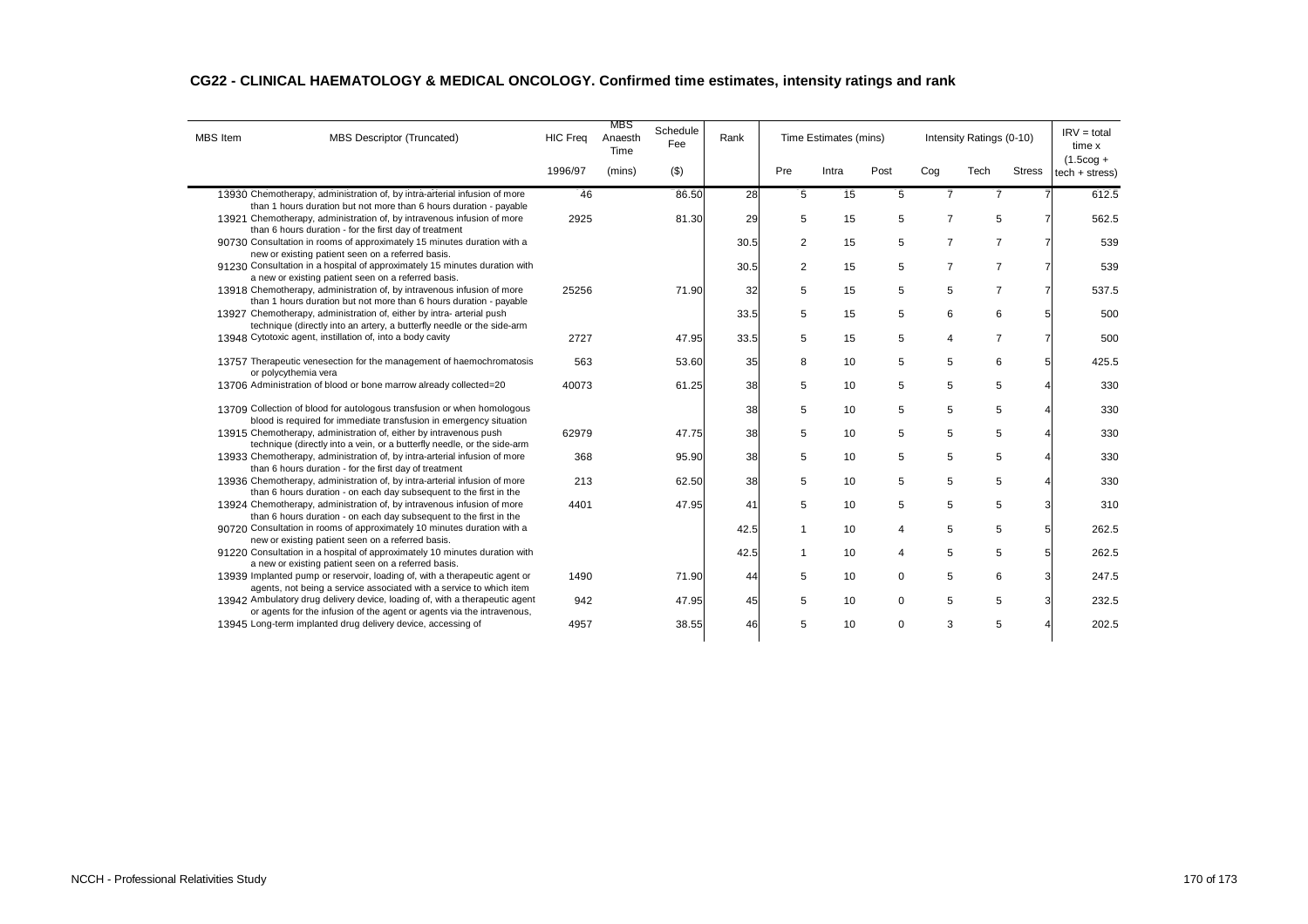## CG22 - CLINICAL HAEMATOLOGY & MEDICAL ONCOLOGY. Confirmed time estimates, intensity ratings and rank

| MBS Item | MBS Descriptor (Truncated) | HIC Freq | MBS Anaesth Time | Schedule Fee | Rank | Time Estimates (mins) | | | Intensity Ratings (0-10) | | | IRV = total time x (1.5cog + tech + stress) |
|---|---|---|---|---|---|---|---|---|---|---|---|---|
| | | 1996/97 | (mins) | ($) | | Pre | Intra | Post | Cog | Tech | Stress | |
| 13930 | Chemotherapy, administration of, by intra-arterial infusion of more than 1 hours duration but not more than 6 hours duration - payable | 46 | | 86.50 | 28 | 5 | 15 | 5 | 7 | 7 | 7 | 612.5 |
| 13921 | Chemotherapy, administration of, by intravenous infusion of more than 6 hours duration - for the first day of treatment | 2925 | | 81.30 | 29 | 5 | 15 | 5 | 7 | 5 | 7 | 562.5 |
| 90730 | Consultation in rooms of approximately 15 minutes duration with a new or existing patient seen on a referred basis. | | | | 30.5 | 2 | 15 | 5 | 7 | 7 | 7 | 539 |
| 91230 | Consultation in a hospital of approximately 15 minutes duration with a new or existing patient seen on a referred basis. | | | | 30.5 | 2 | 15 | 5 | 7 | 7 | 7 | 539 |
| 13918 | Chemotherapy, administration of, by intravenous infusion of more than 1 hours duration but not more than 6 hours duration - payable | 25256 | | 71.90 | 32 | 5 | 15 | 5 | 5 | 7 | 7 | 537.5 |
| 13927 | Chemotherapy, administration of, either by intra- arterial push technique (directly into an artery, a butterfly needle or the side-arm | | | | 33.5 | 5 | 15 | 5 | 6 | 6 | 5 | 500 |
| 13948 | Cytotoxic agent, instillation of, into a body cavity | 2727 | | 47.95 | 33.5 | 5 | 15 | 5 | 4 | 7 | 7 | 500 |
| 13757 | Therapeutic venesection for the management of haemochromatosis or polycythemia vera | 563 | | 53.60 | 35 | 8 | 10 | 5 | 5 | 6 | 5 | 425.5 |
| 13706 | Administration of blood or bone marrow already collected=20 | 40073 | | 61.25 | 38 | 5 | 10 | 5 | 5 | 5 | 4 | 330 |
| 13709 | Collection of blood for autologous transfusion or when homologous blood is required for immediate transfusion in emergency situation | | | | 38 | 5 | 10 | 5 | 5 | 5 | 4 | 330 |
| 13915 | Chemotherapy, administration of, either by intravenous push technique (directly into a vein, or a butterfly needle, or the side-arm | 62979 | | 47.75 | 38 | 5 | 10 | 5 | 5 | 5 | 4 | 330 |
| 13933 | Chemotherapy, administration of, by intra-arterial infusion of more than 6 hours duration - for the first day of treatment | 368 | | 95.90 | 38 | 5 | 10 | 5 | 5 | 5 | 4 | 330 |
| 13936 | Chemotherapy, administration of, by intra-arterial infusion of more than 6 hours duration - on each day subsequent to the first in the | 213 | | 62.50 | 38 | 5 | 10 | 5 | 5 | 5 | 4 | 330 |
| 13924 | Chemotherapy, administration of, by intravenous infusion of more than 6 hours duration - on each day subsequent to the first in the | 4401 | | 47.95 | 41 | 5 | 10 | 5 | 5 | 5 | 3 | 310 |
| 90720 | Consultation in rooms of approximately 10 minutes duration with a new or existing patient seen on a referred basis. | | | | 42.5 | 1 | 10 | 4 | 5 | 5 | 5 | 262.5 |
| 91220 | Consultation in a hospital of approximately 10 minutes duration with a new or existing patient seen on a referred basis. | | | | 42.5 | 1 | 10 | 4 | 5 | 5 | 5 | 262.5 |
| 13939 | Implanted pump or reservoir, loading of, with a therapeutic agent or agents, not being a service associated with a service to which item | 1490 | | 71.90 | 44 | 5 | 10 | 0 | 5 | 6 | 3 | 247.5 |
| 13942 | Ambulatory drug delivery device, loading of, with a therapeutic agent or agents for the infusion of the agent or agents via the intravenous, | 942 | | 47.95 | 45 | 5 | 10 | 0 | 5 | 5 | 3 | 232.5 |
| 13945 | Long-term implanted drug delivery device, accessing of | 4957 | | 38.55 | 46 | 5 | 10 | 0 | 3 | 5 | 4 | 202.5 |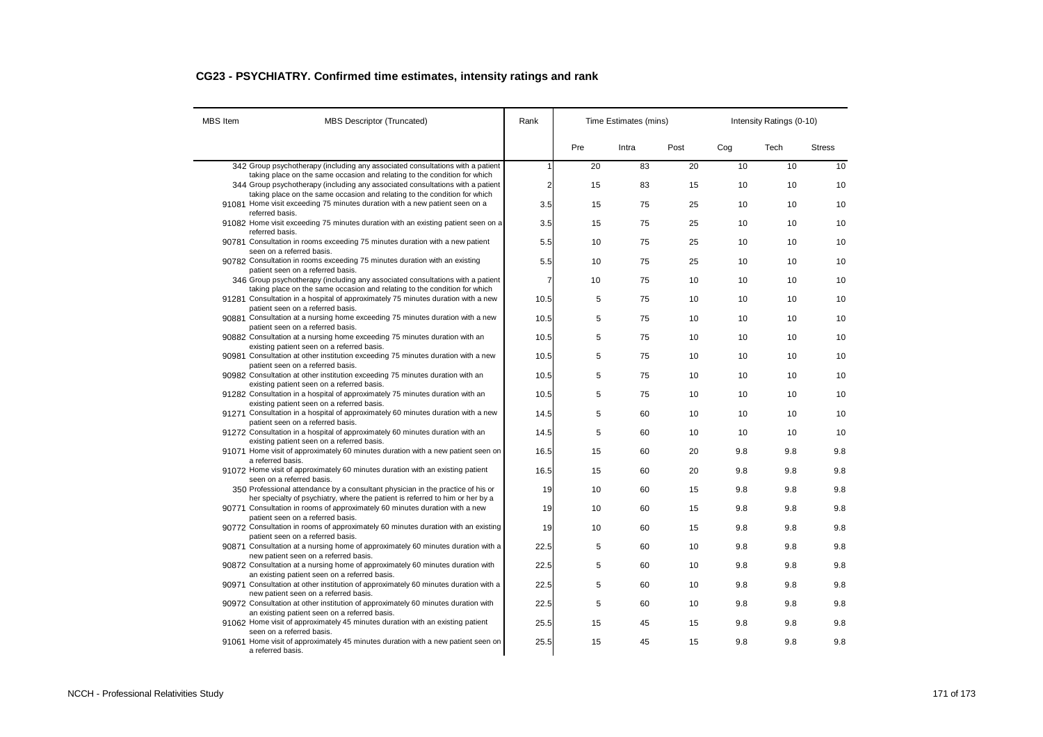## CG23 - PSYCHIATRY. Confirmed time estimates, intensity ratings and rank

| MBS Item | MBS Descriptor (Truncated) | Rank | Time Estimates (mins) | | | Intensity Ratings (0-10) | | |
|---|---|---|---|---|---|---|---|---|
| | | | Pre | Intra | Post | Cog | Tech | Stress |
| 342 | Group psychotherapy (including any associated consultations with a patient taking place on the same occasion and relating to the condition for which | 1 | 20 | 83 | 20 | 10 | 10 | 10 |
| 344 | Group psychotherapy (including any associated consultations with a patient taking place on the same occasion and relating to the condition for which | 2 | 15 | 83 | 15 | 10 | 10 | 10 |
| 91081 | Home visit exceeding 75 minutes duration with a new patient seen on a referred basis. | 3.5 | 15 | 75 | 25 | 10 | 10 | 10 |
| 91082 | Home visit exceeding 75 minutes duration with an existing patient seen on a referred basis. | 3.5 | 15 | 75 | 25 | 10 | 10 | 10 |
| 90781 | Consultation in rooms exceeding 75 minutes duration with a new patient seen on a referred basis. | 5.5 | 10 | 75 | 25 | 10 | 10 | 10 |
| 90782 | Consultation in rooms exceeding 75 minutes duration with an existing patient seen on a referred basis. | 5.5 | 10 | 75 | 25 | 10 | 10 | 10 |
| 346 | Group psychotherapy (including any associated consultations with a patient taking place on the same occasion and relating to the condition for which | 7 | 10 | 75 | 10 | 10 | 10 | 10 |
| 91281 | Consultation in a hospital of approximately 75 minutes duration with a new patient seen on a referred basis. | 10.5 | 5 | 75 | 10 | 10 | 10 | 10 |
| 90881 | Consultation at a nursing home exceeding 75 minutes duration with a new patient seen on a referred basis. | 10.5 | 5 | 75 | 10 | 10 | 10 | 10 |
| 90882 | Consultation at a nursing home exceeding 75 minutes duration with an existing patient seen on a referred basis. | 10.5 | 5 | 75 | 10 | 10 | 10 | 10 |
| 90981 | Consultation at other institution exceeding 75 minutes duration with a new patient seen on a referred basis. | 10.5 | 5 | 75 | 10 | 10 | 10 | 10 |
| 90982 | Consultation at other institution exceeding 75 minutes duration with an existing patient seen on a referred basis. | 10.5 | 5 | 75 | 10 | 10 | 10 | 10 |
| 91282 | Consultation in a hospital of approximately 75 minutes duration with an existing patient seen on a referred basis. | 10.5 | 5 | 75 | 10 | 10 | 10 | 10 |
| 91271 | Consultation in a hospital of approximately 60 minutes duration with a new patient seen on a referred basis. | 14.5 | 5 | 60 | 10 | 10 | 10 | 10 |
| 91272 | Consultation in a hospital of approximately 60 minutes duration with an existing patient seen on a referred basis. | 14.5 | 5 | 60 | 10 | 10 | 10 | 10 |
| 91071 | Home visit of approximately 60 minutes duration with a new patient seen on a referred basis. | 16.5 | 15 | 60 | 20 | 9.8 | 9.8 | 9.8 |
| 91072 | Home visit of approximately 60 minutes duration with an existing patient seen on a referred basis. | 16.5 | 15 | 60 | 20 | 9.8 | 9.8 | 9.8 |
| 350 | Professional attendance by a consultant physician in the practice of his or her specialty of psychiatry, where the patient is referred to him or her by a | 19 | 10 | 60 | 15 | 9.8 | 9.8 | 9.8 |
| 90771 | Consultation in rooms of approximately 60 minutes duration with a new patient seen on a referred basis. | 19 | 10 | 60 | 15 | 9.8 | 9.8 | 9.8 |
| 90772 | Consultation in rooms of approximately 60 minutes duration with an existing patient seen on a referred basis. | 19 | 10 | 60 | 15 | 9.8 | 9.8 | 9.8 |
| 90871 | Consultation at a nursing home of approximately 60 minutes duration with a new patient seen on a referred basis. | 22.5 | 5 | 60 | 10 | 9.8 | 9.8 | 9.8 |
| 90872 | Consultation at a nursing home of approximately 60 minutes duration with an existing patient seen on a referred basis. | 22.5 | 5 | 60 | 10 | 9.8 | 9.8 | 9.8 |
| 90971 | Consultation at other institution of approximately 60 minutes duration with a new patient seen on a referred basis. | 22.5 | 5 | 60 | 10 | 9.8 | 9.8 | 9.8 |
| 90972 | Consultation at other institution of approximately 60 minutes duration with an existing patient seen on a referred basis. | 22.5 | 5 | 60 | 10 | 9.8 | 9.8 | 9.8 |
| 91062 | Home visit of approximately 45 minutes duration with an existing patient seen on a referred basis. | 25.5 | 15 | 45 | 15 | 9.8 | 9.8 | 9.8 |
| 91061 | Home visit of approximately 45 minutes duration with a new patient seen on a referred basis. | 25.5 | 15 | 45 | 15 | 9.8 | 9.8 | 9.8 |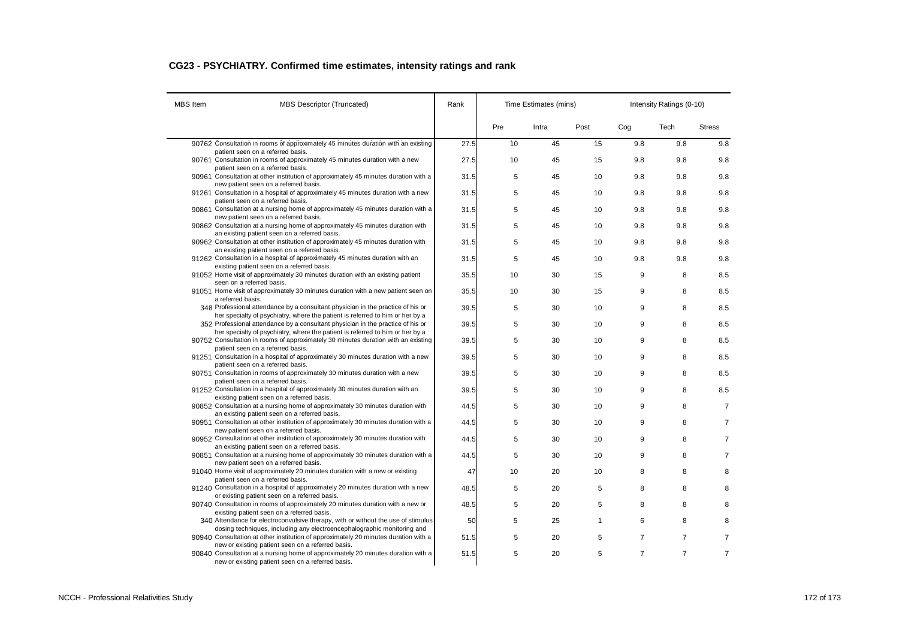## CG23 - PSYCHIATRY. Confirmed time estimates, intensity ratings and rank

| MBS Item | MBS Descriptor (Truncated) | Rank | Time Estimates (mins) | | | Intensity Ratings (0-10) | | |
|---|---|---|---|---|---|---|---|---|
| | | | Pre | Intra | Post | Cog | Tech | Stress |
| 90762 | Consultation in rooms of approximately 45 minutes duration with an existing patient seen on a referred basis. | 27.5 | 10 | 45 | 15 | 9.8 | 9.8 | 9.8 |
| 90761 | Consultation in rooms of approximately 45 minutes duration with a new patient seen on a referred basis. | 27.5 | 10 | 45 | 15 | 9.8 | 9.8 | 9.8 |
| 90961 | Consultation at other institution of approximately 45 minutes duration with a new patient seen on a referred basis. | 31.5 | 5 | 45 | 10 | 9.8 | 9.8 | 9.8 |
| 91261 | Consultation in a hospital of approximately 45 minutes duration with a new patient seen on a referred basis. | 31.5 | 5 | 45 | 10 | 9.8 | 9.8 | 9.8 |
| 90861 | Consultation at a nursing home of approximately 45 minutes duration with a new patient seen on a referred basis. | 31.5 | 5 | 45 | 10 | 9.8 | 9.8 | 9.8 |
| 90862 | Consultation at a nursing home of approximately 45 minutes duration with an existing patient seen on a referred basis. | 31.5 | 5 | 45 | 10 | 9.8 | 9.8 | 9.8 |
| 90962 | Consultation at other institution of approximately 45 minutes duration with an existing patient seen on a referred basis. | 31.5 | 5 | 45 | 10 | 9.8 | 9.8 | 9.8 |
| 91262 | Consultation in a hospital of approximately 45 minutes duration with an existing patient seen on a referred basis. | 31.5 | 5 | 45 | 10 | 9.8 | 9.8 | 9.8 |
| 91052 | Home visit of approximately 30 minutes duration with an existing patient seen on a referred basis. | 35.5 | 10 | 30 | 15 | 9 | 8 | 8.5 |
| 91051 | Home visit of approximately 30 minutes duration with a new patient seen on a referred basis. | 35.5 | 10 | 30 | 15 | 9 | 8 | 8.5 |
| 348 | Professional attendance by a consultant physician in the practice of his or her specialty of psychiatry, where the patient is referred to him or her by a | 39.5 | 5 | 30 | 10 | 9 | 8 | 8.5 |
| 352 | Professional attendance by a consultant physician in the practice of his or her specialty of psychiatry, where the patient is referred to him or her by a | 39.5 | 5 | 30 | 10 | 9 | 8 | 8.5 |
| 90752 | Consultation in rooms of approximately 30 minutes duration with an existing patient seen on a referred basis. | 39.5 | 5 | 30 | 10 | 9 | 8 | 8.5 |
| 91251 | Consultation in a hospital of approximately 30 minutes duration with a new patient seen on a referred basis. | 39.5 | 5 | 30 | 10 | 9 | 8 | 8.5 |
| 90751 | Consultation in rooms of approximately 30 minutes duration with a new patient seen on a referred basis. | 39.5 | 5 | 30 | 10 | 9 | 8 | 8.5 |
| 91252 | Consultation in a hospital of approximately 30 minutes duration with an existing patient seen on a referred basis. | 39.5 | 5 | 30 | 10 | 9 | 8 | 8.5 |
| 90852 | Consultation at a nursing home of approximately 30 minutes duration with an existing patient seen on a referred basis. | 44.5 | 5 | 30 | 10 | 9 | 8 | 7 |
| 90951 | Consultation at other institution of approximately 30 minutes duration with a new patient seen on a referred basis. | 44.5 | 5 | 30 | 10 | 9 | 8 | 7 |
| 90952 | Consultation at other institution of approximately 30 minutes duration with an existing patient seen on a referred basis. | 44.5 | 5 | 30 | 10 | 9 | 8 | 7 |
| 90851 | Consultation at a nursing home of approximately 30 minutes duration with a new patient seen on a referred basis. | 44.5 | 5 | 30 | 10 | 9 | 8 | 7 |
| 91040 | Home visit of approximately 20 minutes duration with a new or existing patient seen on a referred basis. | 47 | 10 | 20 | 10 | 8 | 8 | 8 |
| 91240 | Consultation in a hospital of approximately 20 minutes duration with a new or existing patient seen on a referred basis. | 48.5 | 5 | 20 | 5 | 8 | 8 | 8 |
| 90740 | Consultation in rooms of approximately 20 minutes duration with a new or existing patient seen on a referred basis. | 48.5 | 5 | 20 | 5 | 8 | 8 | 8 |
| 340 | Attendance for electroconvulsive therapy, with or without the use of stimulus dosing techniques, including any electroencephalographic monitoring and | 50 | 5 | 25 | 1 | 6 | 8 | 8 |
| 90940 | Consultation at other institution of approximately 20 minutes duration with a new or existing patient seen on a referred basis. | 51.5 | 5 | 20 | 5 | 7 | 7 | 7 |
| 90840 | Consultation at a nursing home of approximately 20 minutes duration with a new or existing patient seen on a referred basis. | 51.5 | 5 | 20 | 5 | 7 | 7 | 7 |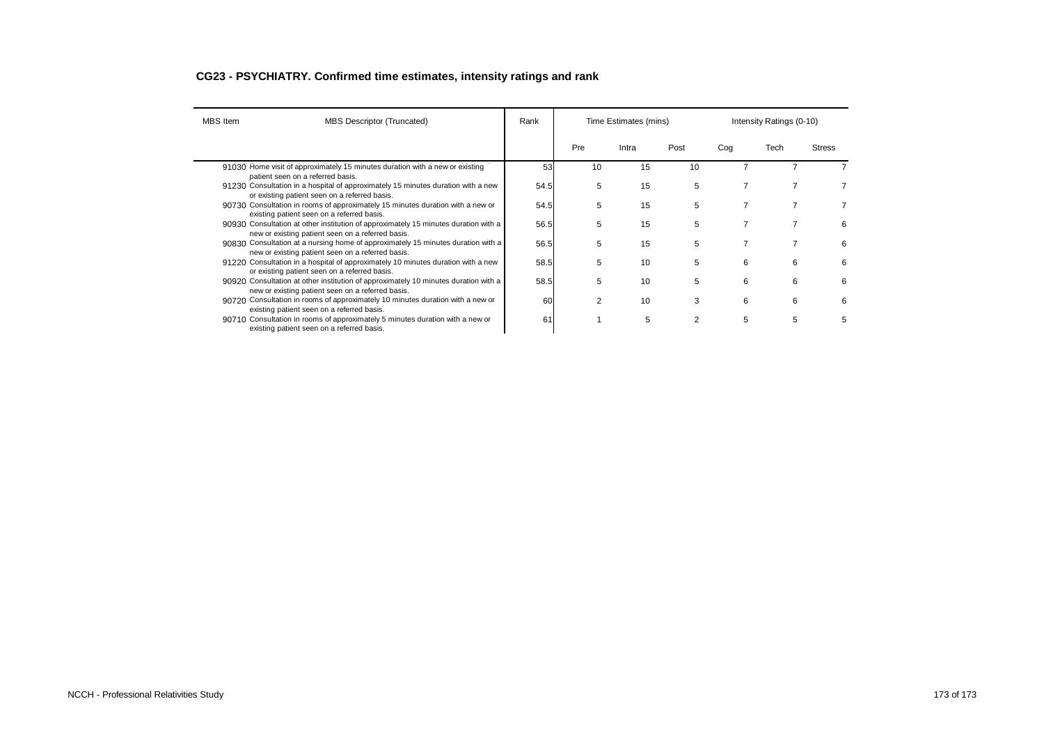## CG23 - PSYCHIATRY. Confirmed time estimates, intensity ratings and rank

| MBS Item | MBS Descriptor (Truncated) | Rank | Time Estimates (mins) | | | Intensity Ratings (0-10) | | |
|---|---|---|---|---|---|---|---|---|
| | | | Pre | Intra | Post | Cog | Tech | Stress |
| 91030 | Home visit of approximately 15 minutes duration with a new or existing patient seen on a referred basis. | 53 | 10 | 15 | 10 | 7 | 7 | 7 |
| 91230 | Consultation in a hospital of approximately 15 minutes duration with a new or existing patient seen on a referred basis. | 54.5 | 5 | 15 | 5 | 7 | 7 | 7 |
| 90730 | Consultation in rooms of approximately 15 minutes duration with a new or existing patient seen on a referred basis. | 54.5 | 5 | 15 | 5 | 7 | 7 | 7 |
| 90930 | Consultation at other institution of approximately 15 minutes duration with a new or existing patient seen on a referred basis. | 56.5 | 5 | 15 | 5 | 7 | 7 | 6 |
| 90830 | Consultation at a nursing home of approximately 15 minutes duration with a new or existing patient seen on a referred basis. | 56.5 | 5 | 15 | 5 | 7 | 7 | 6 |
| 91220 | Consultation in a hospital of approximately 10 minutes duration with a new or existing patient seen on a referred basis. | 58.5 | 5 | 10 | 5 | 6 | 6 | 6 |
| 90920 | Consultation at other institution of approximately 10 minutes duration with a new or existing patient seen on a referred basis. | 58.5 | 5 | 10 | 5 | 6 | 6 | 6 |
| 90720 | Consultation in rooms of approximately 10 minutes duration with a new or existing patient seen on a referred basis. | 60 | 2 | 10 | 3 | 6 | 6 | 6 |
| 90710 | Consultation in rooms of approximately 5 minutes duration with a new or existing patient seen on a referred basis. | 61 | 1 | 5 | 2 | 5 | 5 | 5 |